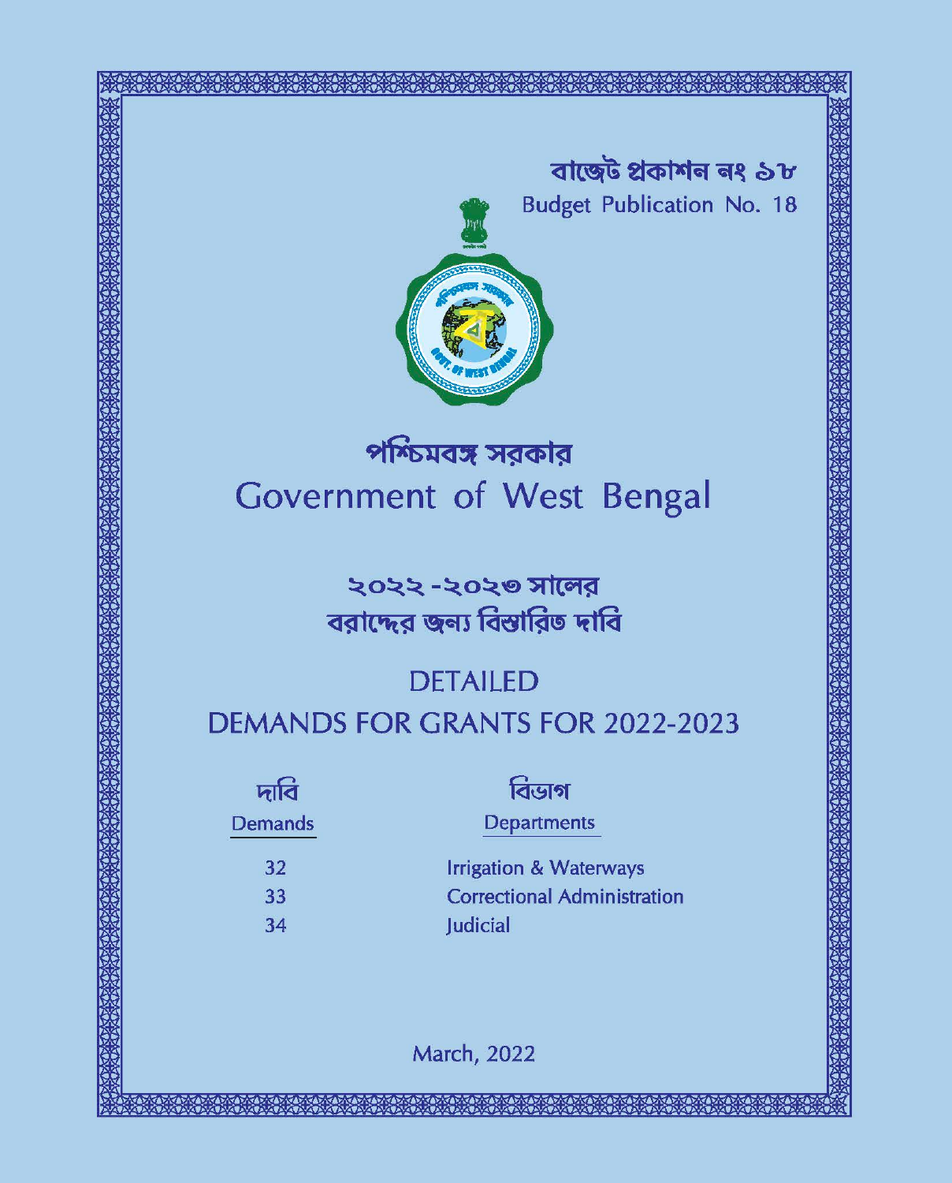বাজেট প্রকাশন নং ১৮

Budget Publication No. 18

# পশ্চিমবঙ্গ সরকার
# Government of West Bengal

## ২০২২-২০২৩ সালের বরাদ্দের জন্য বিস্তারিত দাবি

## DETAILED DEMANDS FOR GRANTS FOR 2022-2023

| দাবি Demands | বিভাগ Departments |
|---|---|
| 32 | Irrigation & Waterways |
| 33 | Correctional Administration |
| 34 | Judicial |

March, 2022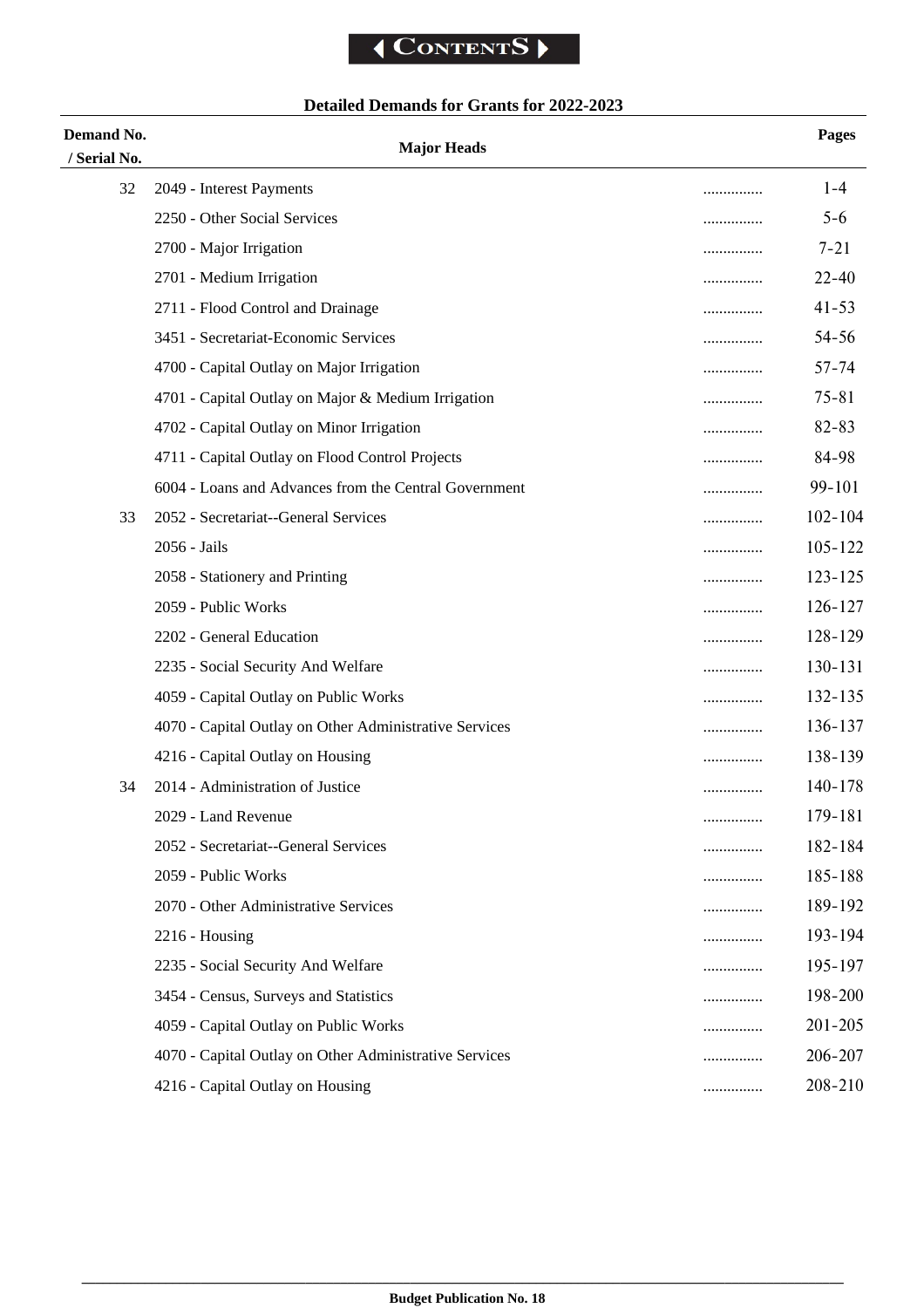**Contents**

### Detailed Demands for Grants for 2022-2023

| Demand No. / Serial No. | Major Heads | | Pages |
|---|---|---|---|
| 32 | 2049 - Interest Payments | ............... | 1-4 |
| | 2250 - Other Social Services | ............... | 5-6 |
| | 2700 - Major Irrigation | ............... | 7-21 |
| | 2701 - Medium Irrigation | ............... | 22-40 |
| | 2711 - Flood Control and Drainage | ............... | 41-53 |
| | 3451 - Secretariat-Economic Services | ............... | 54-56 |
| | 4700 - Capital Outlay on Major Irrigation | ............... | 57-74 |
| | 4701 - Capital Outlay on Major & Medium Irrigation | ............... | 75-81 |
| | 4702 - Capital Outlay on Minor Irrigation | ............... | 82-83 |
| | 4711 - Capital Outlay on Flood Control Projects | ............... | 84-98 |
| | 6004 - Loans and Advances from the Central Government | ............... | 99-101 |
| 33 | 2052 - Secretariat--General Services | ............... | 102-104 |
| | 2056 - Jails | ............... | 105-122 |
| | 2058 - Stationery and Printing | ............... | 123-125 |
| | 2059 - Public Works | ............... | 126-127 |
| | 2202 - General Education | ............... | 128-129 |
| | 2235 - Social Security And Welfare | ............... | 130-131 |
| | 4059 - Capital Outlay on Public Works | ............... | 132-135 |
| | 4070 - Capital Outlay on Other Administrative Services | ............... | 136-137 |
| | 4216 - Capital Outlay on Housing | ............... | 138-139 |
| 34 | 2014 - Administration of Justice | ............... | 140-178 |
| | 2029 - Land Revenue | ............... | 179-181 |
| | 2052 - Secretariat--General Services | ............... | 182-184 |
| | 2059 - Public Works | ............... | 185-188 |
| | 2070 - Other Administrative Services | ............... | 189-192 |
| | 2216 - Housing | ............... | 193-194 |
| | 2235 - Social Security And Welfare | ............... | 195-197 |
| | 3454 - Census, Surveys and Statistics | ............... | 198-200 |
| | 4059 - Capital Outlay on Public Works | ............... | 201-205 |
| | 4070 - Capital Outlay on Other Administrative Services | ............... | 206-207 |
| | 4216 - Capital Outlay on Housing | ............... | 208-210 |

Budget Publication No. 18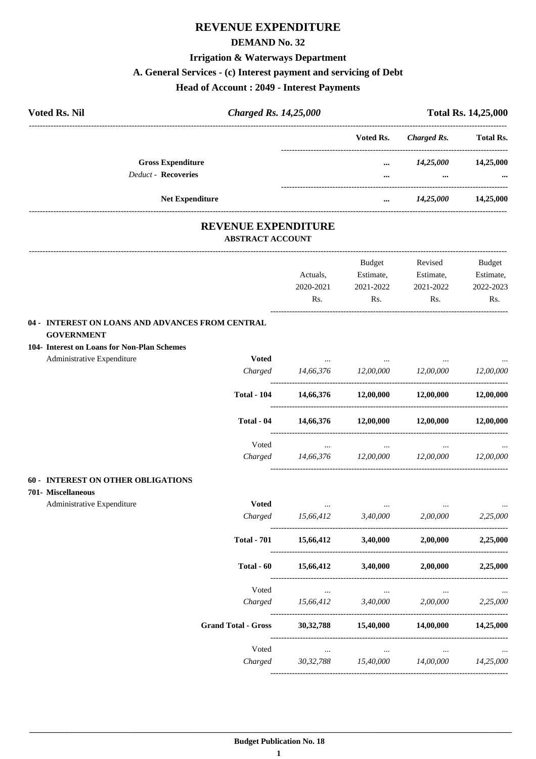# REVENUE EXPENDITURE

## DEMAND No. 32

### Irrigation & Waterways Department

### A. General Services - (c) Interest payment and servicing of Debt

### Head of Account : 2049 - Interest Payments

| Voted Rs. Nil | *Charged Rs. 14,25,000* | Total Rs. 14,25,000 |
|---|---|---|

| | Voted Rs. | *Charged Rs.* | Total Rs. |
|---|---|---|---|
| **Gross Expenditure** | ... | *14,25,000* | 14,25,000 |
| *Deduct -* **Recoveries** | ... | ... | ... |
| **Net Expenditure** | ... | *14,25,000* | 14,25,000 |

## REVENUE EXPENDITURE

### ABSTRACT ACCOUNT

| | | Actuals, 2020-2021 Rs. | Budget Estimate, 2021-2022 Rs. | Revised Estimate, 2021-2022 Rs. | Budget Estimate, 2022-2023 Rs. |
|---|---|---|---|---|---|
| **04 - INTEREST ON LOANS AND ADVANCES FROM CENTRAL GOVERNMENT** | | | | | |
| **104- Interest on Loans for Non-Plan Schemes** | | | | | |
| Administrative Expenditure | **Voted** | ... | ... | ... | ... |
| | *Charged* | *14,66,376* | *12,00,000* | *12,00,000* | *12,00,000* |
| | **Total - 104** | **14,66,376** | **12,00,000** | **12,00,000** | **12,00,000** |
| | **Total - 04** | **14,66,376** | **12,00,000** | **12,00,000** | **12,00,000** |
| | Voted | ... | ... | ... | ... |
| | *Charged* | *14,66,376* | *12,00,000* | *12,00,000* | *12,00,000* |
| **60 - INTEREST ON OTHER OBLIGATIONS** | | | | | |
| **701- Miscellaneous** | | | | | |
| Administrative Expenditure | **Voted** | ... | ... | ... | ... |
| | *Charged* | *15,66,412* | *3,40,000* | *2,00,000* | *2,25,000* |
| | **Total - 701** | **15,66,412** | **3,40,000** | **2,00,000** | **2,25,000** |
| | **Total - 60** | **15,66,412** | **3,40,000** | **2,00,000** | **2,25,000** |
| | Voted | ... | ... | ... | ... |
| | *Charged* | *15,66,412* | *3,40,000* | *2,00,000* | *2,25,000* |
| | **Grand Total - Gross** | **30,32,788** | **15,40,000** | **14,00,000** | **14,25,000** |
| | Voted | ... | ... | ... | ... |
| | *Charged* | *30,32,788* | *15,40,000* | *14,00,000* | *14,25,000* |

**Budget Publication No. 18**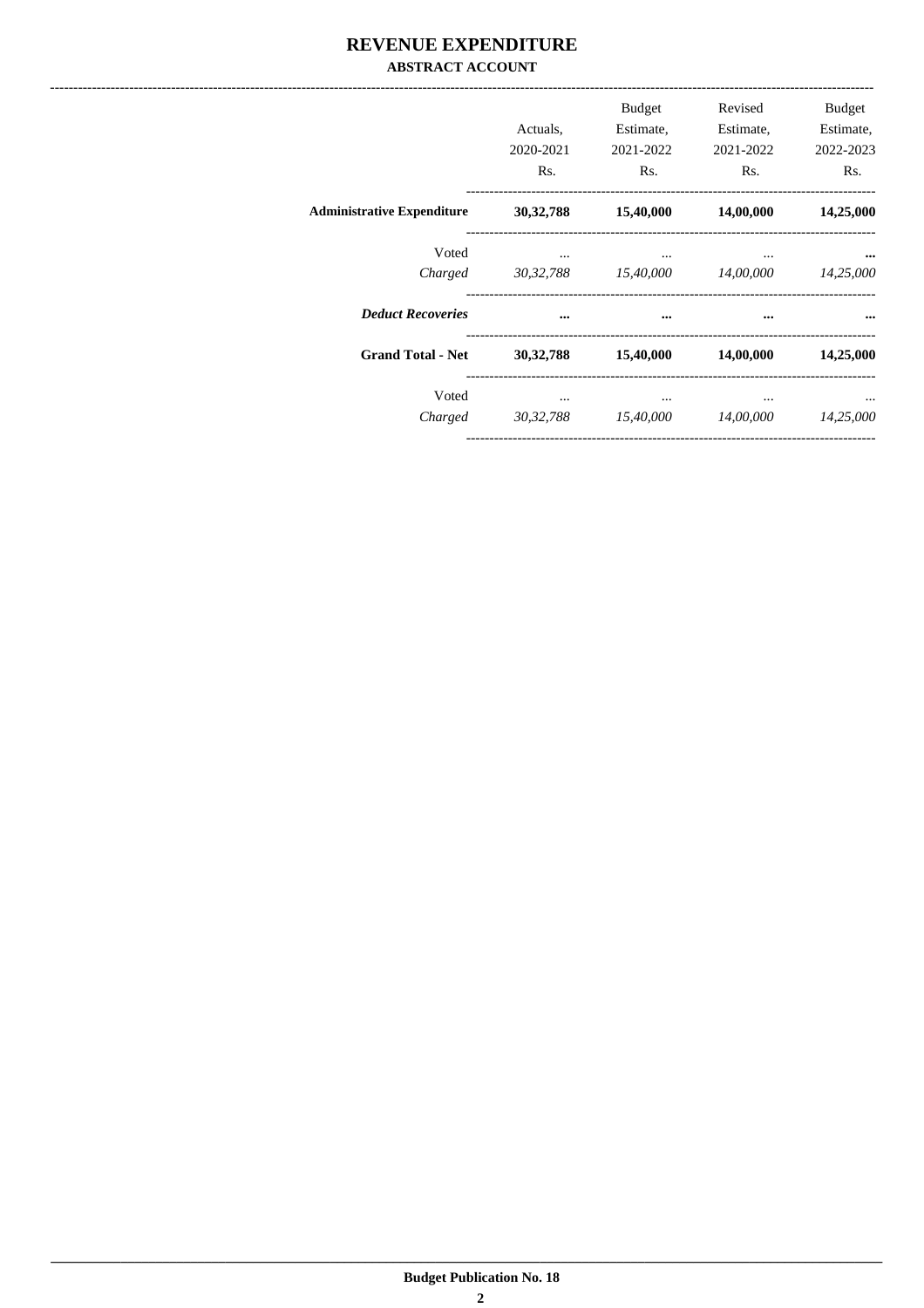# REVENUE EXPENDITURE

## ABSTRACT ACCOUNT

| | Actuals, 2020-2021 Rs. | Budget Estimate, 2021-2022 Rs. | Revised Estimate, 2021-2022 Rs. | Budget Estimate, 2022-2023 Rs. |
|---|---|---|---|---|
| **Administrative Expenditure** | **30,32,788** | **15,40,000** | **14,00,000** | **14,25,000** |
| Voted | ... | ... | ... | **...** |
| *Charged* | *30,32,788* | *15,40,000* | *14,00,000* | *14,25,000* |
| ***Deduct Recoveries*** | **...** | **...** | **...** | **...** |
| **Grand Total - Net** | **30,32,788** | **15,40,000** | **14,00,000** | **14,25,000** |
| Voted | ... | ... | ... | ... |
| *Charged* | *30,32,788* | *15,40,000* | *14,00,000* | *14,25,000* |

**Budget Publication No. 18**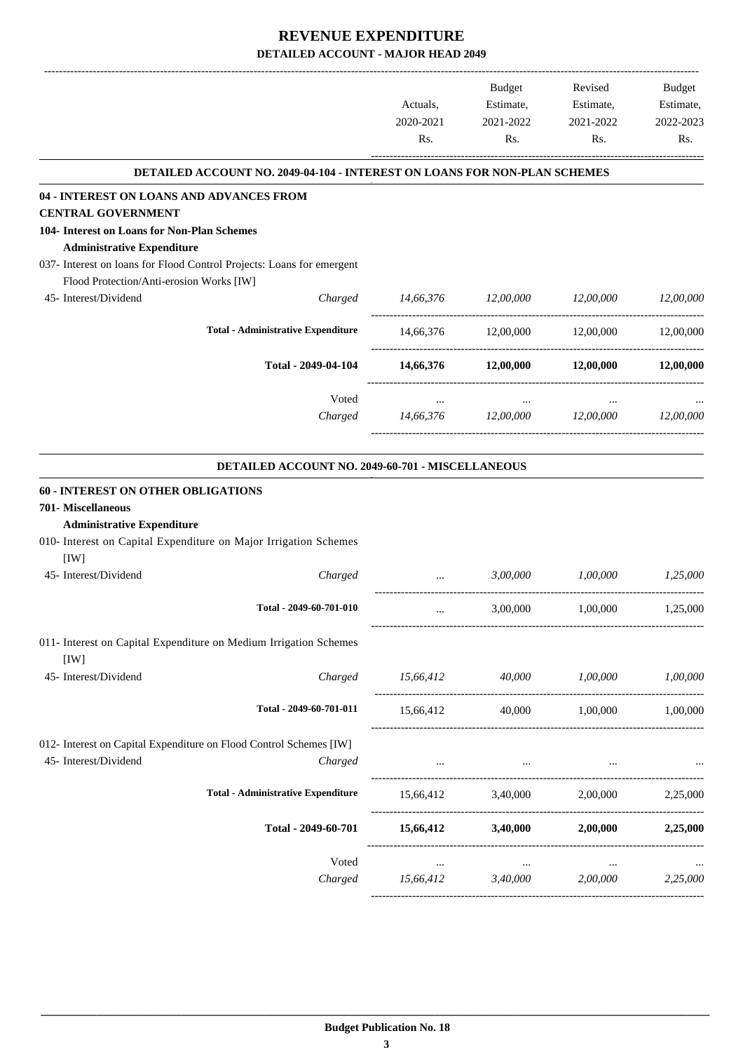# REVENUE EXPENDITURE

## DETAILED ACCOUNT - MAJOR HEAD 2049

| | | Actuals, 2020-2021 Rs. | Budget Estimate, 2021-2022 Rs. | Revised Estimate, 2021-2022 Rs. | Budget Estimate, 2022-2023 Rs. |
|---|---|---|---|---|---|
| **DETAILED ACCOUNT NO. 2049-04-104 - INTEREST ON LOANS FOR NON-PLAN SCHEMES** | | | | | |
| **04 - INTEREST ON LOANS AND ADVANCES FROM CENTRAL GOVERNMENT** | | | | | |
| **104- Interest on Loans for Non-Plan Schemes** | | | | | |
| **Administrative Expenditure** | | | | | |
| 037- Interest on loans for Flood Control Projects: Loans for emergent Flood Protection/Anti-erosion Works [IW] | | | | | |
| 45- Interest/Dividend | *Charged* | *14,66,376* | *12,00,000* | *12,00,000* | *12,00,000* |
| **Total - Administrative Expenditure** | | 14,66,376 | 12,00,000 | 12,00,000 | 12,00,000 |
| **Total - 2049-04-104** | | **14,66,376** | **12,00,000** | **12,00,000** | **12,00,000** |
| | Voted | ... | ... | ... | ... |
| | *Charged* | *14,66,376* | *12,00,000* | *12,00,000* | *12,00,000* |
| **DETAILED ACCOUNT NO. 2049-60-701 - MISCELLANEOUS** | | | | | |
| **60 - INTEREST ON OTHER OBLIGATIONS** | | | | | |
| **701- Miscellaneous** | | | | | |
| **Administrative Expenditure** | | | | | |
| 010- Interest on Capital Expenditure on Major Irrigation Schemes [IW] | | | | | |
| 45- Interest/Dividend | *Charged* | ... | *3,00,000* | *1,00,000* | *1,25,000* |
| **Total - 2049-60-701-010** | | ... | 3,00,000 | 1,00,000 | 1,25,000 |
| 011- Interest on Capital Expenditure on Medium Irrigation Schemes [IW] | | | | | |
| 45- Interest/Dividend | *Charged* | *15,66,412* | *40,000* | *1,00,000* | *1,00,000* |
| **Total - 2049-60-701-011** | | 15,66,412 | 40,000 | 1,00,000 | 1,00,000 |
| 012- Interest on Capital Expenditure on Flood Control Schemes [IW] | | | | | |
| 45- Interest/Dividend | *Charged* | ... | ... | ... | ... |
| **Total - Administrative Expenditure** | | 15,66,412 | 3,40,000 | 2,00,000 | 2,25,000 |
| **Total - 2049-60-701** | | **15,66,412** | **3,40,000** | **2,00,000** | **2,25,000** |
| | Voted | ... | ... | ... | ... |
| | *Charged* | *15,66,412* | *3,40,000* | *2,00,000* | *2,25,000* |

**Budget Publication No. 18**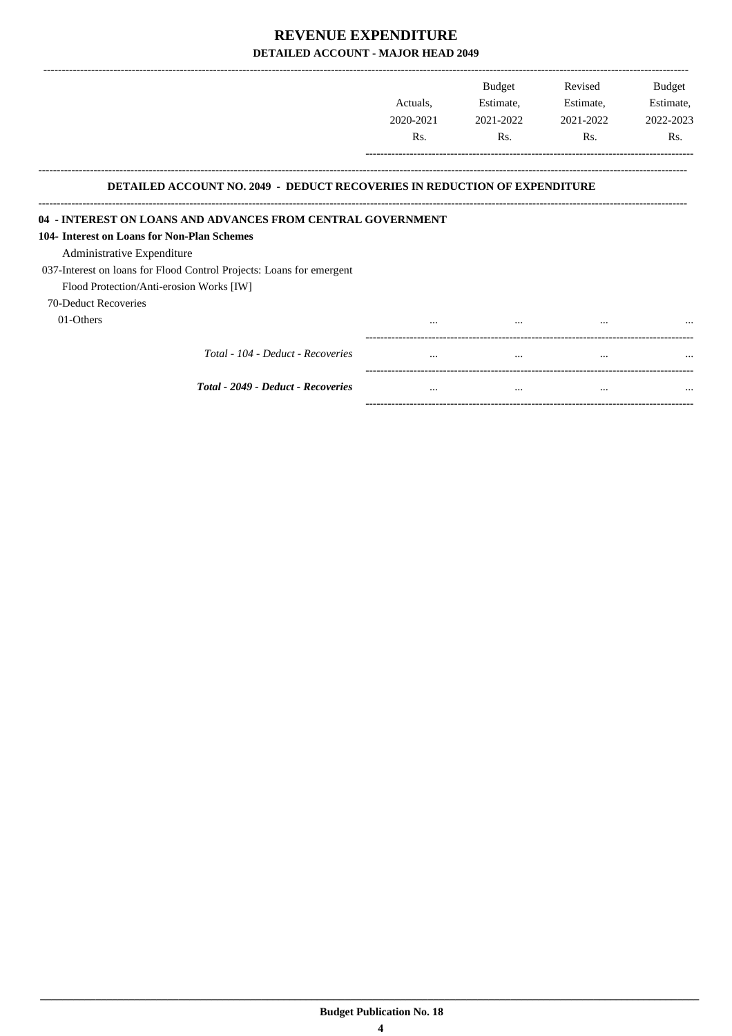# REVENUE EXPENDITURE

## DETAILED ACCOUNT - MAJOR HEAD 2049

| | Actuals, 2020-2021 Rs. | Budget Estimate, 2021-2022 Rs. | Revised Estimate, 2021-2022 Rs. | Budget Estimate, 2022-2023 Rs. |
|---|---|---|---|---|
| **DETAILED ACCOUNT NO. 2049 - DEDUCT RECOVERIES IN REDUCTION OF EXPENDITURE** | | | | |
| **04 - INTEREST ON LOANS AND ADVANCES FROM CENTRAL GOVERNMENT** | | | | |
| **104- Interest on Loans for Non-Plan Schemes** | | | | |
| Administrative Expenditure | | | | |
| 037-Interest on loans for Flood Control Projects: Loans for emergent Flood Protection/Anti-erosion Works [IW] | | | | |
| 70-Deduct Recoveries | | | | |
| 01-Others | ... | ... | ... | ... |
| *Total - 104 - Deduct - Recoveries* | ... | ... | ... | ... |
| ***Total - 2049 - Deduct - Recoveries*** | ... | ... | ... | ... |

**Budget Publication No. 18**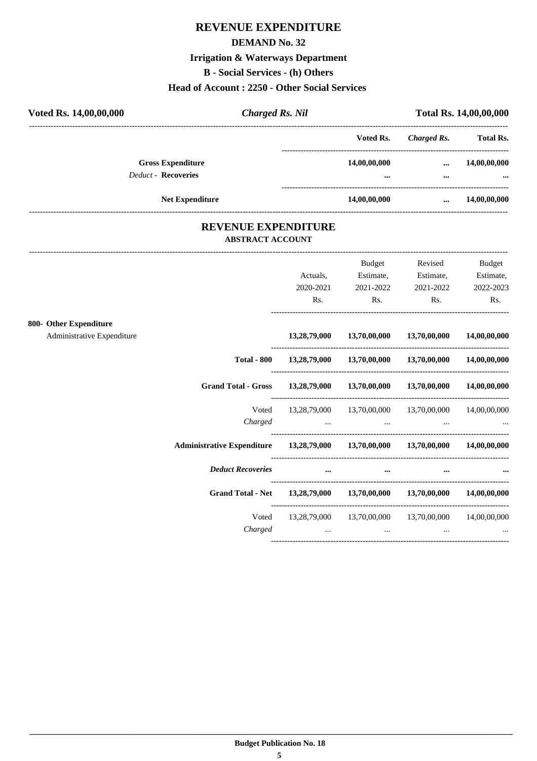# REVENUE EXPENDITURE

## DEMAND No. 32

### Irrigation & Waterways Department

### B - Social Services - (h) Others

### Head of Account : 2250 - Other Social Services

**Voted Rs. 14,00,00,000** | ***Charged Rs. Nil*** | **Total Rs. 14,00,00,000**

| | Voted Rs. | *Charged Rs.* | Total Rs. |
|---|---|---|---|
| **Gross Expenditure** | **14,00,00,000** | **...** | **14,00,00,000** |
| *Deduct* - **Recoveries** | **...** | **...** | **...** |
| **Net Expenditure** | **14,00,00,000** | **...** | **14,00,00,000** |

## REVENUE EXPENDITURE

### ABSTRACT ACCOUNT

| | Actuals, 2020-2021 Rs. | Budget Estimate, 2021-2022 Rs. | Revised Estimate, 2021-2022 Rs. | Budget Estimate, 2022-2023 Rs. |
|---|---|---|---|---|
| **800- Other Expenditure** | | | | |
| Administrative Expenditure | **13,28,79,000** | **13,70,00,000** | **13,70,00,000** | **14,00,00,000** |
| **Total - 800** | **13,28,79,000** | **13,70,00,000** | **13,70,00,000** | **14,00,00,000** |
| **Grand Total - Gross** | **13,28,79,000** | **13,70,00,000** | **13,70,00,000** | **14,00,00,000** |
| Voted | 13,28,79,000 | 13,70,00,000 | 13,70,00,000 | 14,00,00,000 |
| *Charged* | ... | ... | ... | ... |
| **Administrative Expenditure** | **13,28,79,000** | **13,70,00,000** | **13,70,00,000** | **14,00,00,000** |
| ***Deduct Recoveries*** | **...** | **...** | **...** | **...** |
| **Grand Total - Net** | **13,28,79,000** | **13,70,00,000** | **13,70,00,000** | **14,00,00,000** |
| Voted | 13,28,79,000 | 13,70,00,000 | 13,70,00,000 | 14,00,00,000 |
| *Charged* | ... | ... | ... | ... |

**Budget Publication No. 18**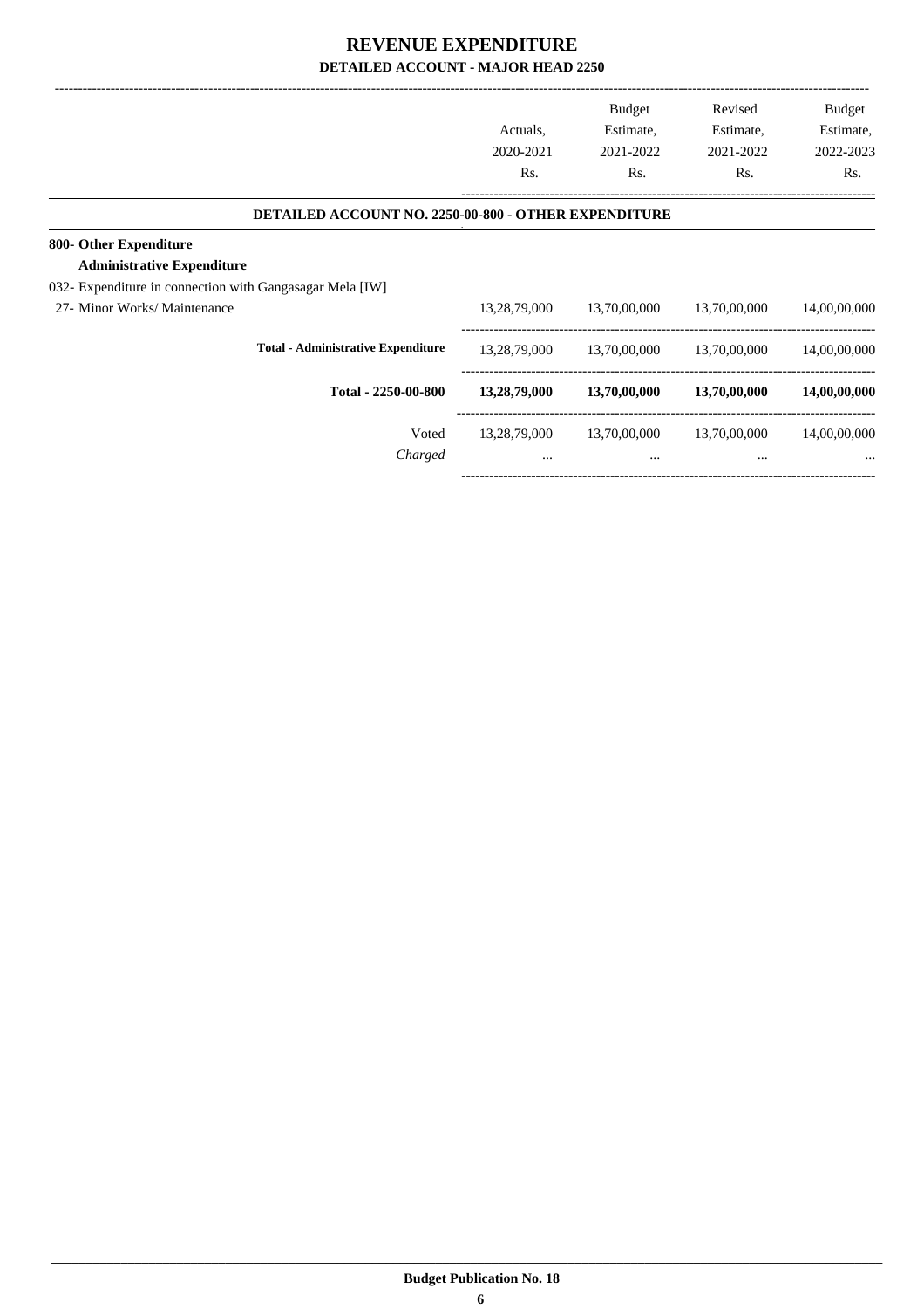# REVENUE EXPENDITURE

## DETAILED ACCOUNT - MAJOR HEAD 2250

| | Actuals, 2020-2021 Rs. | Budget Estimate, 2021-2022 Rs. | Revised Estimate, 2021-2022 Rs. | Budget Estimate, 2022-2023 Rs. |
|---|---|---|---|---|
| **DETAILED ACCOUNT NO. 2250-00-800 - OTHER EXPENDITURE** | | | | |
| **800- Other Expenditure** | | | | |
| **Administrative Expenditure** | | | | |
| 032- Expenditure in connection with Gangasagar Mela [IW] | | | | |
| 27- Minor Works/ Maintenance | 13,28,79,000 | 13,70,00,000 | 13,70,00,000 | 14,00,00,000 |
| **Total - Administrative Expenditure** | 13,28,79,000 | 13,70,00,000 | 13,70,00,000 | 14,00,00,000 |
| **Total - 2250-00-800** | **13,28,79,000** | **13,70,00,000** | **13,70,00,000** | **14,00,00,000** |
| Voted | 13,28,79,000 | 13,70,00,000 | 13,70,00,000 | 14,00,00,000 |
| *Charged* | ... | ... | ... | ... |

**Budget Publication No. 18**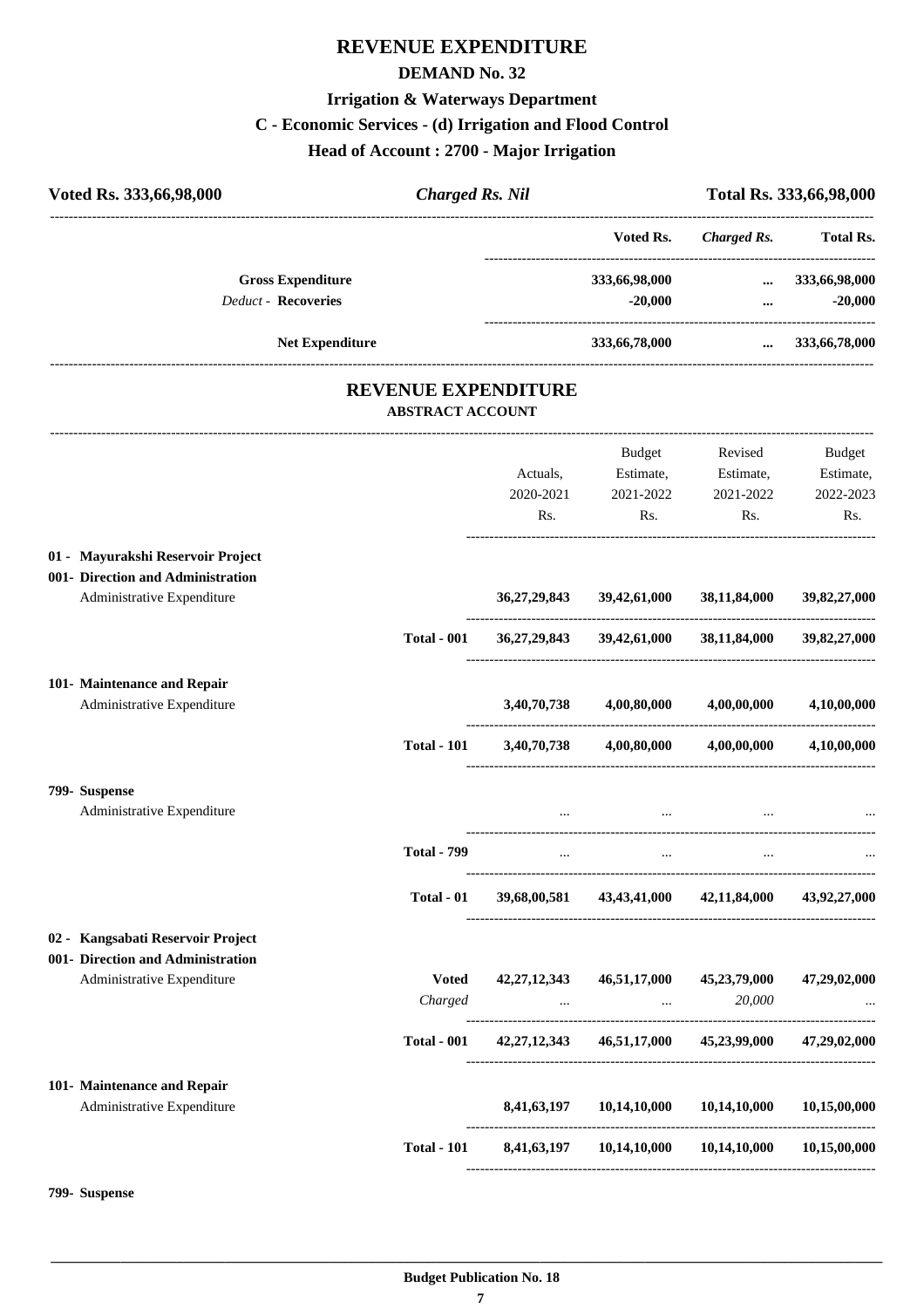# REVENUE EXPENDITURE

## DEMAND No. 32

### Irrigation & Waterways Department

### C - Economic Services - (d) Irrigation and Flood Control

### Head of Account : 2700 - Major Irrigation

| Voted Rs. 333,66,98,000 | *Charged Rs. Nil* | Total Rs. 333,66,98,000 |
|---|---|---|

| | Voted Rs. | *Charged Rs.* | Total Rs. |
|---|---|---|---|
| **Gross Expenditure** | 333,66,98,000 | ... | 333,66,98,000 |
| *Deduct* - **Recoveries** | -20,000 | ... | -20,000 |
| **Net Expenditure** | 333,66,78,000 | ... | 333,66,78,000 |

## REVENUE EXPENDITURE

### ABSTRACT ACCOUNT

| | | Actuals, 2020-2021 Rs. | Budget Estimate, 2021-2022 Rs. | Revised Estimate, 2021-2022 Rs. | Budget Estimate, 2022-2023 Rs. |
|---|---|---|---|---|---|
| **01 - Mayurakshi Reservoir Project** | | | | | |
| **001- Direction and Administration** | | | | | |
| Administrative Expenditure | | 36,27,29,843 | 39,42,61,000 | 38,11,84,000 | 39,82,27,000 |
| | **Total - 001** | 36,27,29,843 | 39,42,61,000 | 38,11,84,000 | 39,82,27,000 |
| **101- Maintenance and Repair** | | | | | |
| Administrative Expenditure | | 3,40,70,738 | 4,00,80,000 | 4,00,00,000 | 4,10,00,000 |
| | **Total - 101** | 3,40,70,738 | 4,00,80,000 | 4,00,00,000 | 4,10,00,000 |
| **799- Suspense** | | | | | |
| Administrative Expenditure | | ... | ... | ... | ... |
| | **Total - 799** | ... | ... | ... | ... |
| | **Total - 01** | 39,68,00,581 | 43,43,41,000 | 42,11,84,000 | 43,92,27,000 |
| **02 - Kangsabati Reservoir Project** | | | | | |
| **001- Direction and Administration** | | | | | |
| Administrative Expenditure | **Voted** | 42,27,12,343 | 46,51,17,000 | 45,23,79,000 | 47,29,02,000 |
| | *Charged* | ... | ... | 20,000 | ... |
| | **Total - 001** | 42,27,12,343 | 46,51,17,000 | 45,23,99,000 | 47,29,02,000 |
| **101- Maintenance and Repair** | | | | | |
| Administrative Expenditure | | 8,41,63,197 | 10,14,10,000 | 10,14,10,000 | 10,15,00,000 |
| | **Total - 101** | 8,41,63,197 | 10,14,10,000 | 10,14,10,000 | 10,15,00,000 |
| **799- Suspense** | | | | | |

Budget Publication No. 18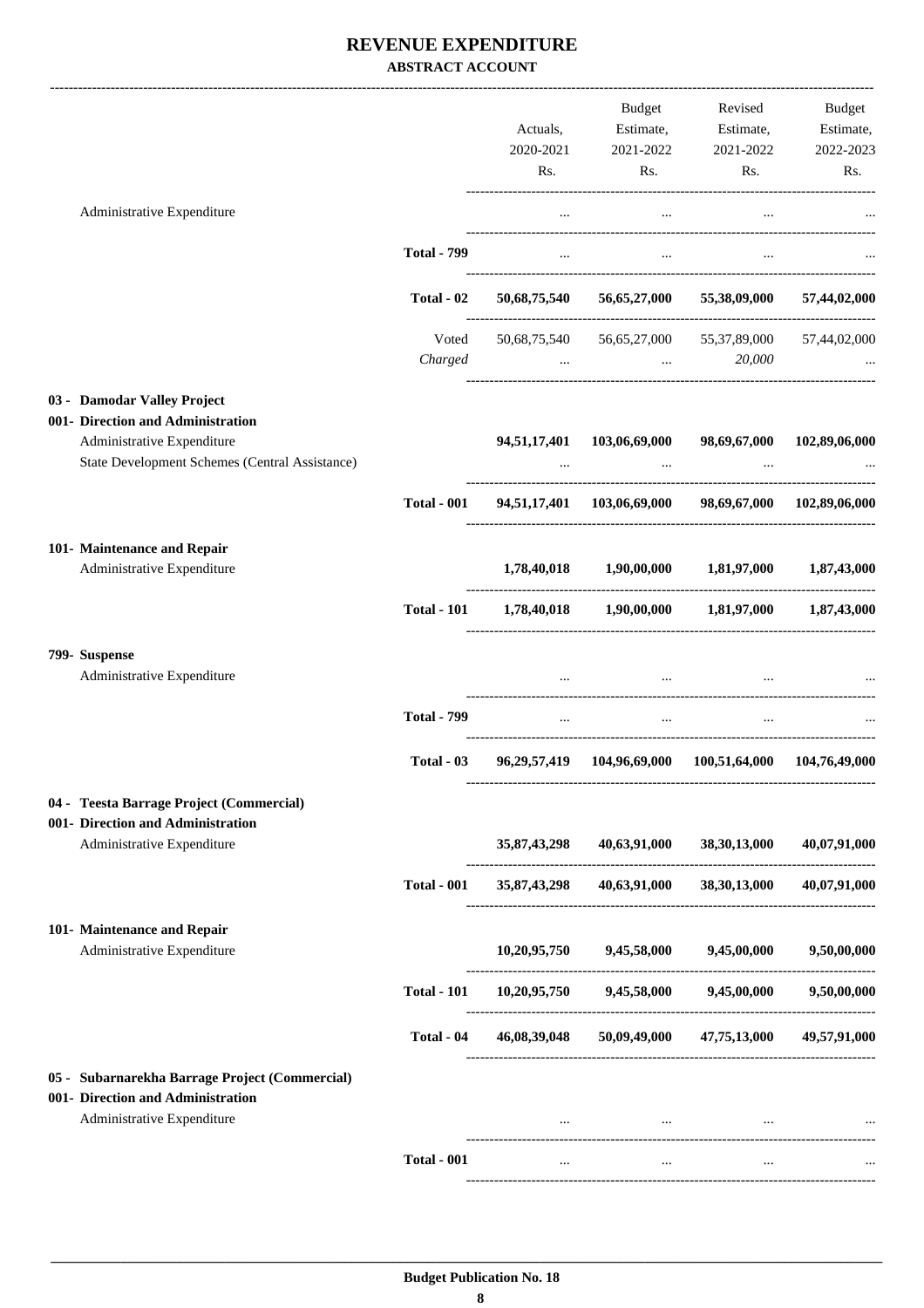# REVENUE EXPENDITURE

**ABSTRACT ACCOUNT**

| | | Actuals, 2020-2021 Rs. | Budget Estimate, 2021-2022 Rs. | Revised Estimate, 2021-2022 Rs. | Budget Estimate, 2022-2023 Rs. |
|---|---|---|---|---|---|
| Administrative Expenditure | | ... | ... | ... | ... |
| | **Total - 799** | ... | ... | ... | ... |
| | **Total - 02** | **50,68,75,540** | **56,65,27,000** | **55,38,09,000** | **57,44,02,000** |
| | Voted | 50,68,75,540 | 56,65,27,000 | 55,37,89,000 | 57,44,02,000 |
| | *Charged* | ... | ... | *20,000* | ... |
| **03 - Damodar Valley Project** | | | | | |
| **001- Direction and Administration** | | | | | |
| Administrative Expenditure | | **94,51,17,401** | **103,06,69,000** | **98,69,67,000** | **102,89,06,000** |
| State Development Schemes (Central Assistance) | | ... | ... | ... | ... |
| | **Total - 001** | **94,51,17,401** | **103,06,69,000** | **98,69,67,000** | **102,89,06,000** |
| **101- Maintenance and Repair** | | | | | |
| Administrative Expenditure | | **1,78,40,018** | **1,90,00,000** | **1,81,97,000** | **1,87,43,000** |
| | **Total - 101** | **1,78,40,018** | **1,90,00,000** | **1,81,97,000** | **1,87,43,000** |
| **799- Suspense** | | | | | |
| Administrative Expenditure | | ... | ... | ... | ... |
| | **Total - 799** | ... | ... | ... | ... |
| | **Total - 03** | **96,29,57,419** | **104,96,69,000** | **100,51,64,000** | **104,76,49,000** |
| **04 - Teesta Barrage Project (Commercial)** | | | | | |
| **001- Direction and Administration** | | | | | |
| Administrative Expenditure | | **35,87,43,298** | **40,63,91,000** | **38,30,13,000** | **40,07,91,000** |
| | **Total - 001** | **35,87,43,298** | **40,63,91,000** | **38,30,13,000** | **40,07,91,000** |
| **101- Maintenance and Repair** | | | | | |
| Administrative Expenditure | | **10,20,95,750** | **9,45,58,000** | **9,45,00,000** | **9,50,00,000** |
| | **Total - 101** | **10,20,95,750** | **9,45,58,000** | **9,45,00,000** | **9,50,00,000** |
| | **Total - 04** | **46,08,39,048** | **50,09,49,000** | **47,75,13,000** | **49,57,91,000** |
| **05 - Subarnarekha Barrage Project (Commercial)** | | | | | |
| **001- Direction and Administration** | | | | | |
| Administrative Expenditure | | ... | ... | ... | ... |
| | **Total - 001** | ... | ... | ... | ... |

**Budget Publication No. 18**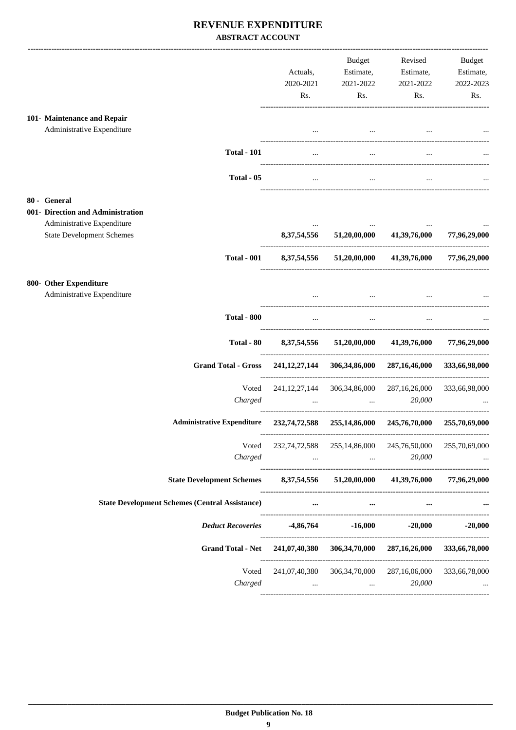# REVENUE EXPENDITURE

## ABSTRACT ACCOUNT

| | Actuals, 2020-2021 Rs. | Budget Estimate, 2021-2022 Rs. | Revised Estimate, 2021-2022 Rs. | Budget Estimate, 2022-2023 Rs. |
|---|---|---|---|---|
| **101- Maintenance and Repair** | | | | |
| Administrative Expenditure | ... | ... | ... | ... |
| **Total - 101** | ... | ... | ... | ... |
| **Total - 05** | ... | ... | ... | ... |
| **80 - General** | | | | |
| **001- Direction and Administration** | | | | |
| Administrative Expenditure | ... | ... | ... | ... |
| State Development Schemes | **8,37,54,556** | **51,20,00,000** | **41,39,76,000** | **77,96,29,000** |
| **Total - 001** | **8,37,54,556** | **51,20,00,000** | **41,39,76,000** | **77,96,29,000** |
| **800- Other Expenditure** | | | | |
| Administrative Expenditure | ... | ... | ... | ... |
| **Total - 800** | ... | ... | ... | ... |
| **Total - 80** | **8,37,54,556** | **51,20,00,000** | **41,39,76,000** | **77,96,29,000** |
| **Grand Total - Gross** | **241,12,27,144** | **306,34,86,000** | **287,16,46,000** | **333,66,98,000** |
| Voted | 241,12,27,144 | 306,34,86,000 | 287,16,26,000 | 333,66,98,000 |
| *Charged* | ... | ... | *20,000* | ... |
| **Administrative Expenditure** | **232,74,72,588** | **255,14,86,000** | **245,76,70,000** | **255,70,69,000** |
| Voted | 232,74,72,588 | 255,14,86,000 | 245,76,50,000 | 255,70,69,000 |
| *Charged* | ... | ... | *20,000* | ... |
| **State Development Schemes** | **8,37,54,556** | **51,20,00,000** | **41,39,76,000** | **77,96,29,000** |
| **State Development Schemes (Central Assistance)** | **...** | **...** | **...** | **...** |
| ***Deduct Recoveries*** | **-4,86,764** | **-16,000** | **-20,000** | **-20,000** |
| **Grand Total - Net** | **241,07,40,380** | **306,34,70,000** | **287,16,26,000** | **333,66,78,000** |
| Voted | 241,07,40,380 | 306,34,70,000 | 287,16,06,000 | 333,66,78,000 |
| *Charged* | ... | ... | *20,000* | ... |

**Budget Publication No. 18**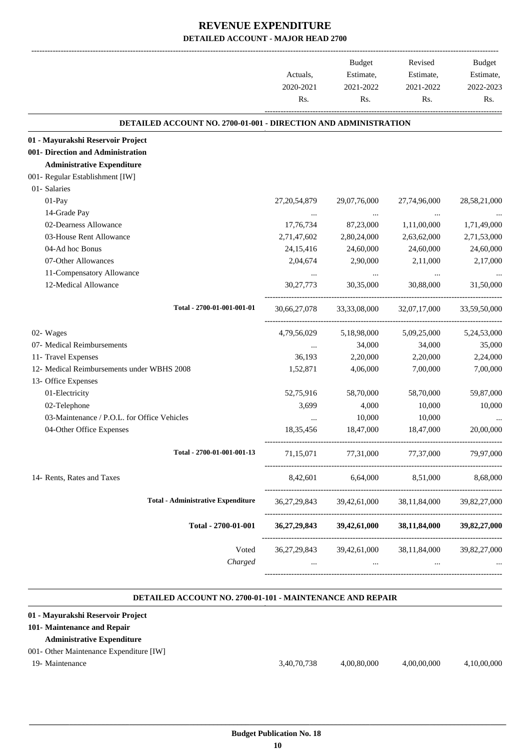# REVENUE EXPENDITURE

## DETAILED ACCOUNT - MAJOR HEAD 2700

| | Actuals, 2020-2021 Rs. | Budget Estimate, 2021-2022 Rs. | Revised Estimate, 2021-2022 Rs. | Budget Estimate, 2022-2023 Rs. |
|---|---|---|---|---|
| **DETAILED ACCOUNT NO. 2700-01-001 - DIRECTION AND ADMINISTRATION** | | | | |
| **01 - Mayurakshi Reservoir Project** | | | | |
| **001- Direction and Administration** | | | | |
| **Administrative Expenditure** | | | | |
| 001- Regular Establishment [IW] | | | | |
| 01- Salaries | | | | |
| 01-Pay | 27,20,54,879 | 29,07,76,000 | 27,74,96,000 | 28,58,21,000 |
| 14-Grade Pay | ... | ... | ... | ... |
| 02-Dearness Allowance | 17,76,734 | 87,23,000 | 1,11,00,000 | 1,71,49,000 |
| 03-House Rent Allowance | 2,71,47,602 | 2,80,24,000 | 2,63,62,000 | 2,71,53,000 |
| 04-Ad hoc Bonus | 24,15,416 | 24,60,000 | 24,60,000 | 24,60,000 |
| 07-Other Allowances | 2,04,674 | 2,90,000 | 2,11,000 | 2,17,000 |
| 11-Compensatory Allowance | ... | ... | ... | ... |
| 12-Medical Allowance | 30,27,773 | 30,35,000 | 30,88,000 | 31,50,000 |
| **Total - 2700-01-001-001-01** | 30,66,27,078 | 33,33,08,000 | 32,07,17,000 | 33,59,50,000 |
| 02- Wages | 4,79,56,029 | 5,18,98,000 | 5,09,25,000 | 5,24,53,000 |
| 07- Medical Reimbursements | ... | 34,000 | 34,000 | 35,000 |
| 11- Travel Expenses | 36,193 | 2,20,000 | 2,20,000 | 2,24,000 |
| 12- Medical Reimbursements under WBHS 2008 | 1,52,871 | 4,06,000 | 7,00,000 | 7,00,000 |
| 13- Office Expenses | | | | |
| 01-Electricity | 52,75,916 | 58,70,000 | 58,70,000 | 59,87,000 |
| 02-Telephone | 3,699 | 4,000 | 10,000 | 10,000 |
| 03-Maintenance / P.O.L. for Office Vehicles | ... | 10,000 | 10,000 | ... |
| 04-Other Office Expenses | 18,35,456 | 18,47,000 | 18,47,000 | 20,00,000 |
| **Total - 2700-01-001-001-13** | 71,15,071 | 77,31,000 | 77,37,000 | 79,97,000 |
| 14- Rents, Rates and Taxes | 8,42,601 | 6,64,000 | 8,51,000 | 8,68,000 |
| **Total - Administrative Expenditure** | 36,27,29,843 | 39,42,61,000 | 38,11,84,000 | 39,82,27,000 |
| **Total - 2700-01-001** | **36,27,29,843** | **39,42,61,000** | **38,11,84,000** | **39,82,27,000** |
| Voted | 36,27,29,843 | 39,42,61,000 | 38,11,84,000 | 39,82,27,000 |
| *Charged* | ... | ... | ... | ... |

| | Actuals, 2020-2021 Rs. | Budget Estimate, 2021-2022 Rs. | Revised Estimate, 2021-2022 Rs. | Budget Estimate, 2022-2023 Rs. |
|---|---|---|---|---|
| **DETAILED ACCOUNT NO. 2700-01-101 - MAINTENANCE AND REPAIR** | | | | |
| **01 - Mayurakshi Reservoir Project** | | | | |
| **101- Maintenance and Repair** | | | | |
| **Administrative Expenditure** | | | | |
| 001- Other Maintenance Expenditure [IW] | | | | |
| 19- Maintenance | 3,40,70,738 | 4,00,80,000 | 4,00,00,000 | 4,10,00,000 |

**Budget Publication No. 18**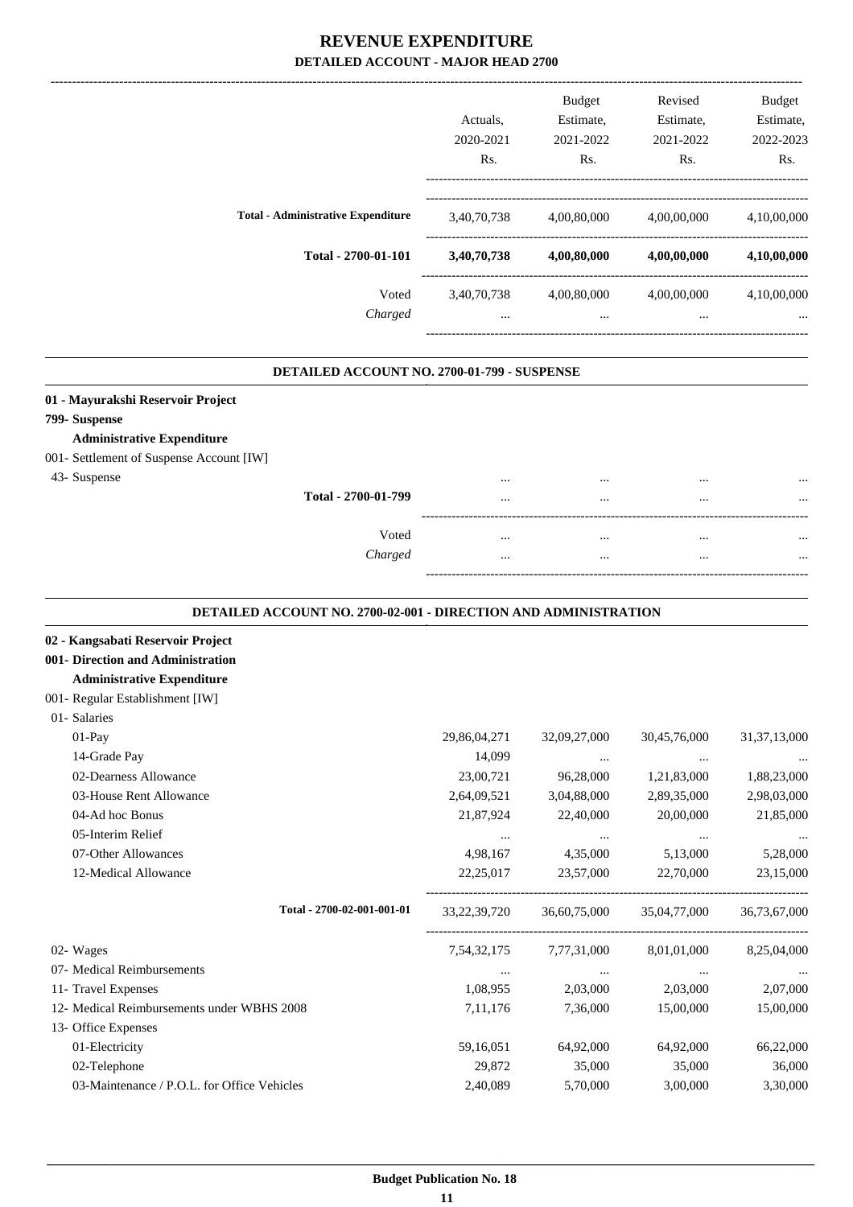# REVENUE EXPENDITURE

## DETAILED ACCOUNT - MAJOR HEAD 2700

| | Actuals, 2020-2021 Rs. | Budget Estimate, 2021-2022 Rs. | Revised Estimate, 2021-2022 Rs. | Budget Estimate, 2022-2023 Rs. |
|---|---|---|---|---|
| **Total - Administrative Expenditure** | 3,40,70,738 | 4,00,80,000 | 4,00,00,000 | 4,10,00,000 |
| **Total - 2700-01-101** | **3,40,70,738** | **4,00,80,000** | **4,00,00,000** | **4,10,00,000** |
| Voted | 3,40,70,738 | 4,00,80,000 | 4,00,00,000 | 4,10,00,000 |
| *Charged* | ... | ... | ... | ... |

### DETAILED ACCOUNT NO. 2700-01-799 - SUSPENSE

| | Actuals, 2020-2021 Rs. | Budget Estimate, 2021-2022 Rs. | Revised Estimate, 2021-2022 Rs. | Budget Estimate, 2022-2023 Rs. |
|---|---|---|---|---|
| **01 - Mayurakshi Reservoir Project** | | | | |
| **799- Suspense** | | | | |
| **Administrative Expenditure** | | | | |
| 001- Settlement of Suspense Account [IW] | | | | |
| 43- Suspense | ... | ... | ... | ... |
| **Total - 2700-01-799** | ... | ... | ... | ... |
| Voted | ... | ... | ... | ... |
| *Charged* | ... | ... | ... | ... |

### DETAILED ACCOUNT NO. 2700-02-001 - DIRECTION AND ADMINISTRATION

| | Actuals, 2020-2021 Rs. | Budget Estimate, 2021-2022 Rs. | Revised Estimate, 2021-2022 Rs. | Budget Estimate, 2022-2023 Rs. |
|---|---|---|---|---|
| **02 - Kangsabati Reservoir Project** | | | | |
| **001- Direction and Administration** | | | | |
| **Administrative Expenditure** | | | | |
| 001- Regular Establishment [IW] | | | | |
| 01- Salaries | | | | |
| 01-Pay | 29,86,04,271 | 32,09,27,000 | 30,45,76,000 | 31,37,13,000 |
| 14-Grade Pay | 14,099 | ... | ... | ... |
| 02-Dearness Allowance | 23,00,721 | 96,28,000 | 1,21,83,000 | 1,88,23,000 |
| 03-House Rent Allowance | 2,64,09,521 | 3,04,88,000 | 2,89,35,000 | 2,98,03,000 |
| 04-Ad hoc Bonus | 21,87,924 | 22,40,000 | 20,00,000 | 21,85,000 |
| 05-Interim Relief | ... | ... | ... | ... |
| 07-Other Allowances | 4,98,167 | 4,35,000 | 5,13,000 | 5,28,000 |
| 12-Medical Allowance | 22,25,017 | 23,57,000 | 22,70,000 | 23,15,000 |
| **Total - 2700-02-001-001-01** | 33,22,39,720 | 36,60,75,000 | 35,04,77,000 | 36,73,67,000 |
| 02- Wages | 7,54,32,175 | 7,77,31,000 | 8,01,01,000 | 8,25,04,000 |
| 07- Medical Reimbursements | ... | ... | ... | ... |
| 11- Travel Expenses | 1,08,955 | 2,03,000 | 2,03,000 | 2,07,000 |
| 12- Medical Reimbursements under WBHS 2008 | 7,11,176 | 7,36,000 | 15,00,000 | 15,00,000 |
| 13- Office Expenses | | | | |
| 01-Electricity | 59,16,051 | 64,92,000 | 64,92,000 | 66,22,000 |
| 02-Telephone | 29,872 | 35,000 | 35,000 | 36,000 |
| 03-Maintenance / P.O.L. for Office Vehicles | 2,40,089 | 5,70,000 | 3,00,000 | 3,30,000 |

Budget Publication No. 18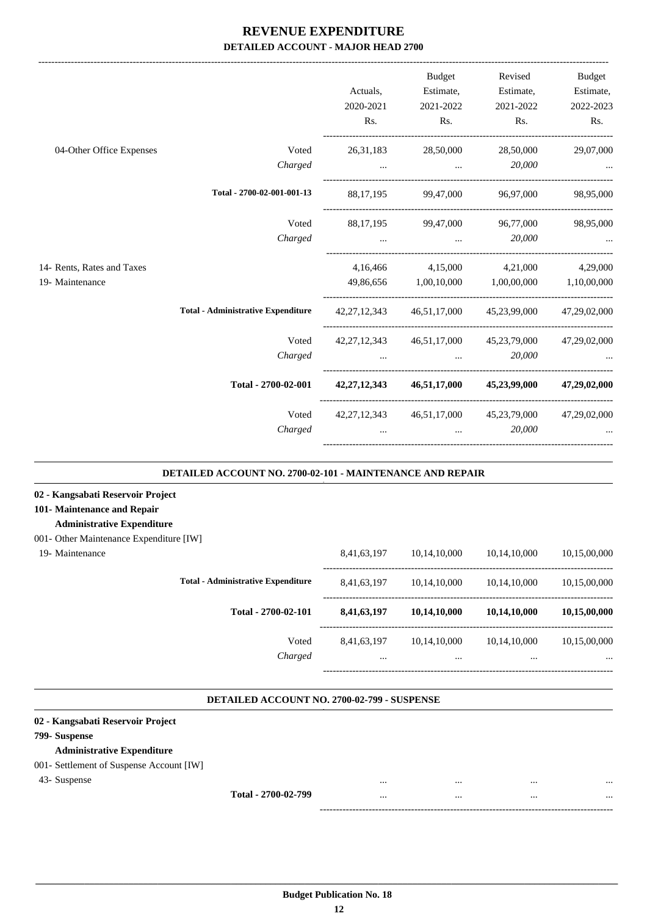# REVENUE EXPENDITURE

## DETAILED ACCOUNT - MAJOR HEAD 2700

| | | Actuals, 2020-2021 Rs. | Budget Estimate, 2021-2022 Rs. | Revised Estimate, 2021-2022 Rs. | Budget Estimate, 2022-2023 Rs. |
|---|---|---|---|---|---|
| 04-Other Office Expenses | Voted | 26,31,183 | 28,50,000 | 28,50,000 | 29,07,000 |
| | *Charged* | ... | ... | *20,000* | ... |
| | **Total - 2700-02-001-001-13** | 88,17,195 | 99,47,000 | 96,97,000 | 98,95,000 |
| | Voted | 88,17,195 | 99,47,000 | 96,77,000 | 98,95,000 |
| | *Charged* | ... | ... | *20,000* | ... |
| 14- Rents, Rates and Taxes | | 4,16,466 | 4,15,000 | 4,21,000 | 4,29,000 |
| 19- Maintenance | | 49,86,656 | 1,00,10,000 | 1,00,00,000 | 1,10,00,000 |
| | **Total - Administrative Expenditure** | 42,27,12,343 | 46,51,17,000 | 45,23,99,000 | 47,29,02,000 |
| | Voted | 42,27,12,343 | 46,51,17,000 | 45,23,79,000 | 47,29,02,000 |
| | *Charged* | ... | ... | *20,000* | ... |
| | **Total - 2700-02-001** | **42,27,12,343** | **46,51,17,000** | **45,23,99,000** | **47,29,02,000** |
| | Voted | 42,27,12,343 | 46,51,17,000 | 45,23,79,000 | 47,29,02,000 |
| | *Charged* | ... | ... | *20,000* | ... |

### DETAILED ACCOUNT NO. 2700-02-101 - MAINTENANCE AND REPAIR

**02 - Kangsabati Reservoir Project**

**101- Maintenance and Repair**

**Administrative Expenditure**

001- Other Maintenance Expenditure [IW]

| | | Actuals, 2020-2021 Rs. | Budget Estimate, 2021-2022 Rs. | Revised Estimate, 2021-2022 Rs. | Budget Estimate, 2022-2023 Rs. |
|---|---|---|---|---|---|
| 19- Maintenance | | 8,41,63,197 | 10,14,10,000 | 10,14,10,000 | 10,15,00,000 |
| | **Total - Administrative Expenditure** | 8,41,63,197 | 10,14,10,000 | 10,14,10,000 | 10,15,00,000 |
| | **Total - 2700-02-101** | **8,41,63,197** | **10,14,10,000** | **10,14,10,000** | **10,15,00,000** |
| | Voted | 8,41,63,197 | 10,14,10,000 | 10,14,10,000 | 10,15,00,000 |
| | *Charged* | ... | ... | ... | ... |

### DETAILED ACCOUNT NO. 2700-02-799 - SUSPENSE

**02 - Kangsabati Reservoir Project**

**799- Suspense**

**Administrative Expenditure**

001- Settlement of Suspense Account [IW]

| | | Actuals, 2020-2021 Rs. | Budget Estimate, 2021-2022 Rs. | Revised Estimate, 2021-2022 Rs. | Budget Estimate, 2022-2023 Rs. |
|---|---|---|---|---|---|
| 43- Suspense | | ... | ... | ... | ... |
| | **Total - 2700-02-799** | ... | ... | ... | ... |

**Budget Publication No. 18**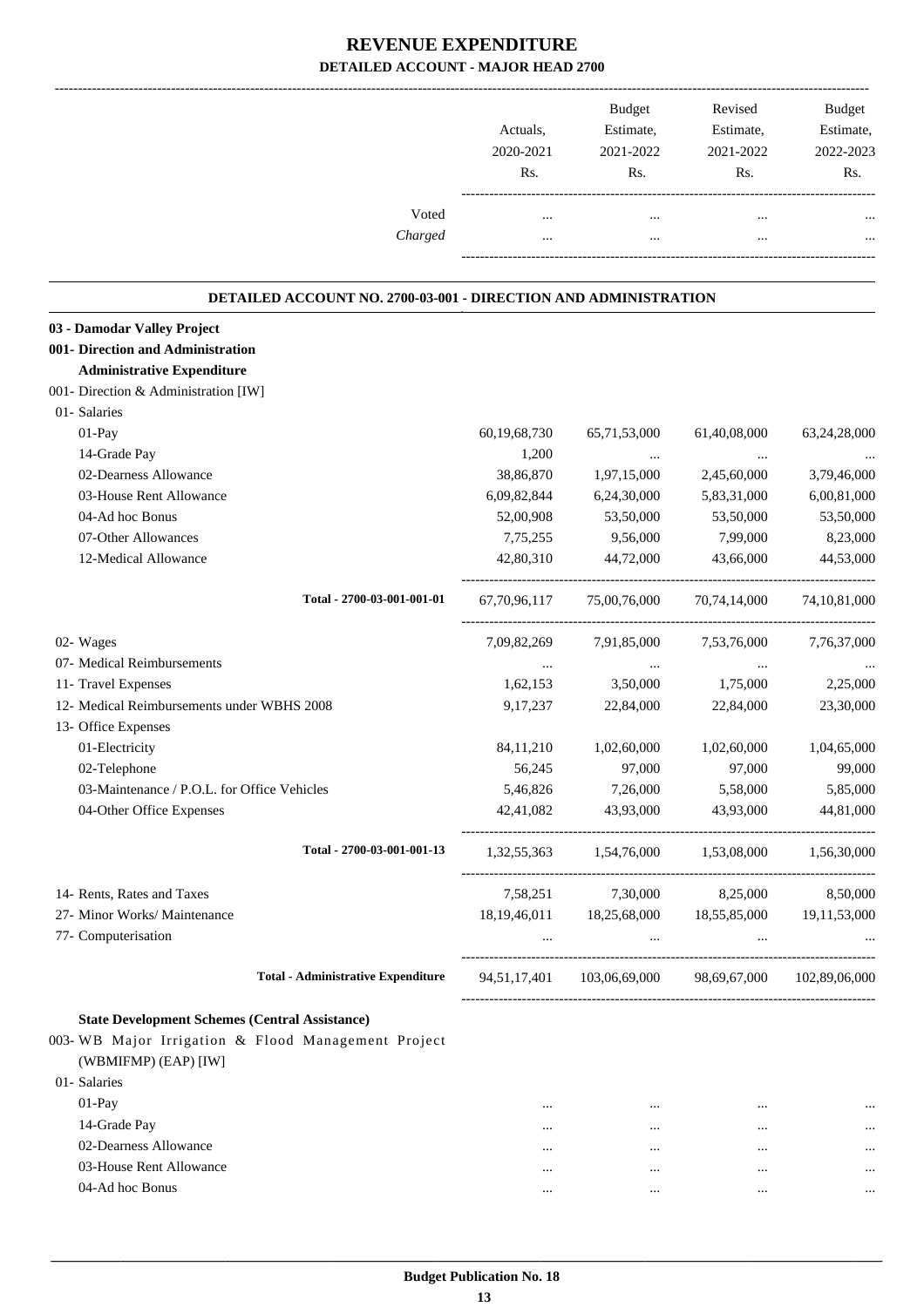# REVENUE EXPENDITURE

## DETAILED ACCOUNT - MAJOR HEAD 2700

| | Actuals, 2020-2021 Rs. | Budget Estimate, 2021-2022 Rs. | Revised Estimate, 2021-2022 Rs. | Budget Estimate, 2022-2023 Rs. |
|---|---|---|---|---|
| Voted | ... | ... | ... | ... |
| *Charged* | ... | ... | ... | ... |

### DETAILED ACCOUNT NO. 2700-03-001 - DIRECTION AND ADMINISTRATION

| | Actuals, 2020-2021 Rs. | Budget Estimate, 2021-2022 Rs. | Revised Estimate, 2021-2022 Rs. | Budget Estimate, 2022-2023 Rs. |
|---|---|---|---|---|
| **03 - Damodar Valley Project** | | | | |
| **001- Direction and Administration** | | | | |
| **Administrative Expenditure** | | | | |
| 001- Direction & Administration [IW] | | | | |
| 01- Salaries | | | | |
| 01-Pay | 60,19,68,730 | 65,71,53,000 | 61,40,08,000 | 63,24,28,000 |
| 14-Grade Pay | 1,200 | ... | ... | ... |
| 02-Dearness Allowance | 38,86,870 | 1,97,15,000 | 2,45,60,000 | 3,79,46,000 |
| 03-House Rent Allowance | 6,09,82,844 | 6,24,30,000 | 5,83,31,000 | 6,00,81,000 |
| 04-Ad hoc Bonus | 52,00,908 | 53,50,000 | 53,50,000 | 53,50,000 |
| 07-Other Allowances | 7,75,255 | 9,56,000 | 7,99,000 | 8,23,000 |
| 12-Medical Allowance | 42,80,310 | 44,72,000 | 43,66,000 | 44,53,000 |
| **Total - 2700-03-001-001-01** | 67,70,96,117 | 75,00,76,000 | 70,74,14,000 | 74,10,81,000 |
| 02- Wages | 7,09,82,269 | 7,91,85,000 | 7,53,76,000 | 7,76,37,000 |
| 07- Medical Reimbursements | ... | ... | ... | ... |
| 11- Travel Expenses | 1,62,153 | 3,50,000 | 1,75,000 | 2,25,000 |
| 12- Medical Reimbursements under WBHS 2008 | 9,17,237 | 22,84,000 | 22,84,000 | 23,30,000 |
| 13- Office Expenses | | | | |
| 01-Electricity | 84,11,210 | 1,02,60,000 | 1,02,60,000 | 1,04,65,000 |
| 02-Telephone | 56,245 | 97,000 | 97,000 | 99,000 |
| 03-Maintenance / P.O.L. for Office Vehicles | 5,46,826 | 7,26,000 | 5,58,000 | 5,85,000 |
| 04-Other Office Expenses | 42,41,082 | 43,93,000 | 43,93,000 | 44,81,000 |
| **Total - 2700-03-001-001-13** | 1,32,55,363 | 1,54,76,000 | 1,53,08,000 | 1,56,30,000 |
| 14- Rents, Rates and Taxes | 7,58,251 | 7,30,000 | 8,25,000 | 8,50,000 |
| 27- Minor Works/ Maintenance | 18,19,46,011 | 18,25,68,000 | 18,55,85,000 | 19,11,53,000 |
| 77- Computerisation | ... | ... | ... | ... |
| **Total - Administrative Expenditure** | 94,51,17,401 | 103,06,69,000 | 98,69,67,000 | 102,89,06,000 |
| **State Development Schemes (Central Assistance)** | | | | |
| 003- WB Major Irrigation & Flood Management Project (WBMIFMP) (EAP) [IW] | | | | |
| 01- Salaries | | | | |
| 01-Pay | ... | ... | ... | ... |
| 14-Grade Pay | ... | ... | ... | ... |
| 02-Dearness Allowance | ... | ... | ... | ... |
| 03-House Rent Allowance | ... | ... | ... | ... |
| 04-Ad hoc Bonus | ... | ... | ... | ... |

Budget Publication No. 18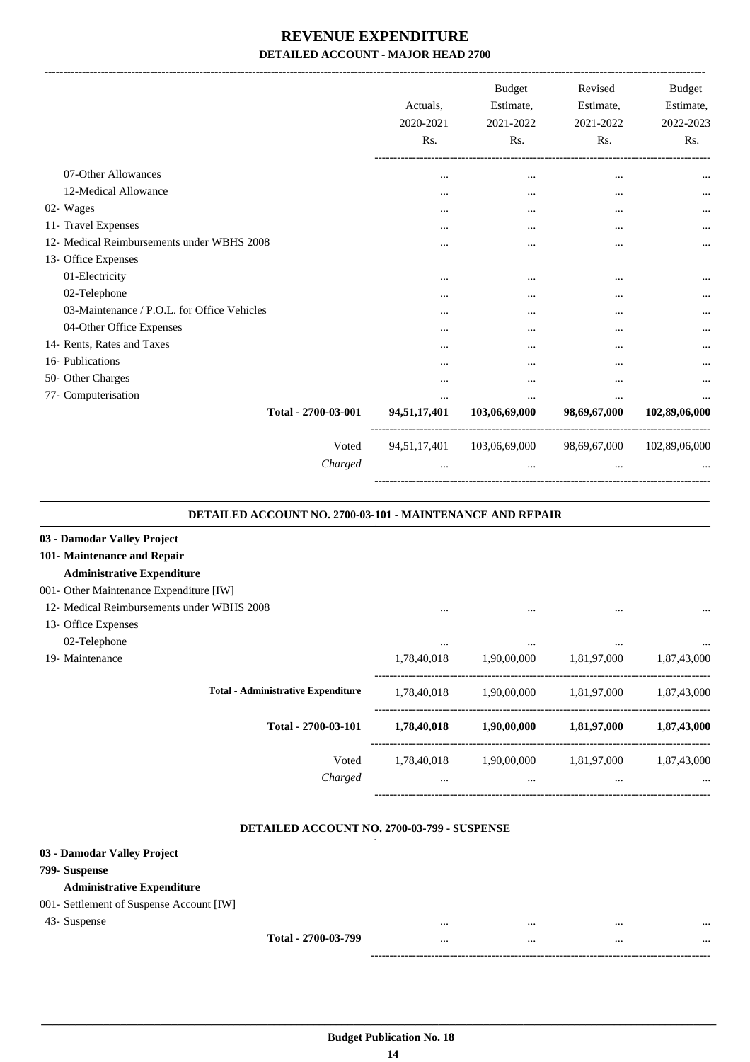# REVENUE EXPENDITURE

## DETAILED ACCOUNT - MAJOR HEAD 2700

| | Actuals, 2020-2021 Rs. | Budget Estimate, 2021-2022 Rs. | Revised Estimate, 2021-2022 Rs. | Budget Estimate, 2022-2023 Rs. |
|---|---|---|---|---|
| 07-Other Allowances | ... | ... | ... | ... |
| 12-Medical Allowance | ... | ... | ... | ... |
| 02- Wages | ... | ... | ... | ... |
| 11- Travel Expenses | ... | ... | ... | ... |
| 12- Medical Reimbursements under WBHS 2008 | ... | ... | ... | ... |
| 13- Office Expenses | | | | |
| 01-Electricity | ... | ... | ... | ... |
| 02-Telephone | ... | ... | ... | ... |
| 03-Maintenance / P.O.L. for Office Vehicles | ... | ... | ... | ... |
| 04-Other Office Expenses | ... | ... | ... | ... |
| 14- Rents, Rates and Taxes | ... | ... | ... | ... |
| 16- Publications | ... | ... | ... | ... |
| 50- Other Charges | ... | ... | ... | ... |
| 77- Computerisation | ... | ... | ... | ... |
| **Total - 2700-03-001** | **94,51,17,401** | **103,06,69,000** | **98,69,67,000** | **102,89,06,000** |
| Voted | 94,51,17,401 | 103,06,69,000 | 98,69,67,000 | 102,89,06,000 |
| *Charged* | ... | ... | ... | ... |

### DETAILED ACCOUNT NO. 2700-03-101 - MAINTENANCE AND REPAIR

| | Actuals, 2020-2021 Rs. | Budget Estimate, 2021-2022 Rs. | Revised Estimate, 2021-2022 Rs. | Budget Estimate, 2022-2023 Rs. |
|---|---|---|---|---|
| **03 - Damodar Valley Project** | | | | |
| **101- Maintenance and Repair** | | | | |
| **Administrative Expenditure** | | | | |
| 001- Other Maintenance Expenditure [IW] | | | | |
| 12- Medical Reimbursements under WBHS 2008 | ... | ... | ... | ... |
| 13- Office Expenses | | | | |
| 02-Telephone | ... | ... | ... | ... |
| 19- Maintenance | 1,78,40,018 | 1,90,00,000 | 1,81,97,000 | 1,87,43,000 |
| **Total - Administrative Expenditure** | 1,78,40,018 | 1,90,00,000 | 1,81,97,000 | 1,87,43,000 |
| **Total - 2700-03-101** | **1,78,40,018** | **1,90,00,000** | **1,81,97,000** | **1,87,43,000** |
| Voted | 1,78,40,018 | 1,90,00,000 | 1,81,97,000 | 1,87,43,000 |
| *Charged* | ... | ... | ... | ... |

### DETAILED ACCOUNT NO. 2700-03-799 - SUSPENSE

| | Actuals, 2020-2021 Rs. | Budget Estimate, 2021-2022 Rs. | Revised Estimate, 2021-2022 Rs. | Budget Estimate, 2022-2023 Rs. |
|---|---|---|---|---|
| **03 - Damodar Valley Project** | | | | |
| **799- Suspense** | | | | |
| **Administrative Expenditure** | | | | |
| 001- Settlement of Suspense Account [IW] | | | | |
| 43- Suspense | ... | ... | ... | ... |
| **Total - 2700-03-799** | ... | ... | ... | ... |

**Budget Publication No. 18**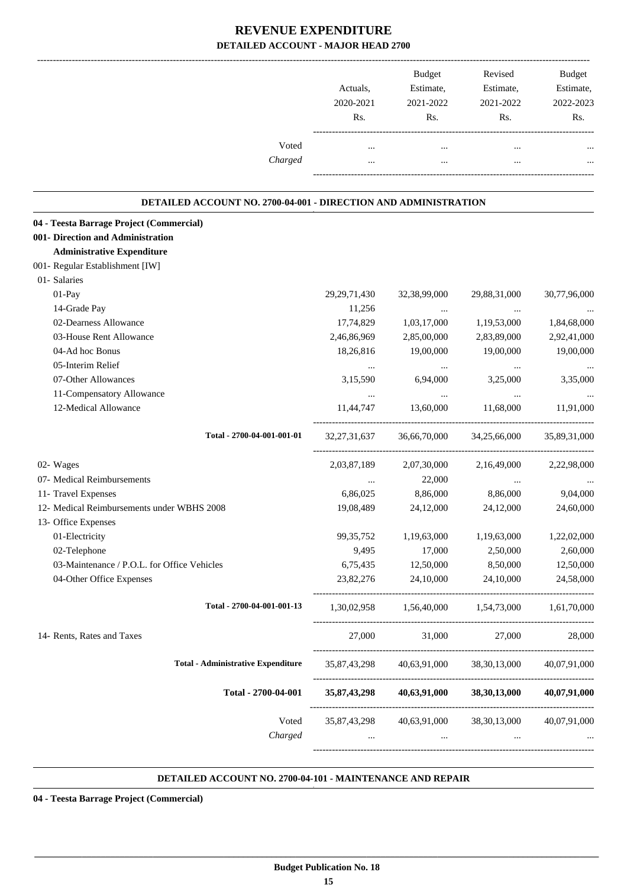# REVENUE EXPENDITURE

## DETAILED ACCOUNT - MAJOR HEAD 2700

| | Actuals, 2020-2021 Rs. | Budget Estimate, 2021-2022 Rs. | Revised Estimate, 2021-2022 Rs. | Budget Estimate, 2022-2023 Rs. |
|---|---|---|---|---|
| Voted | ... | ... | ... | ... |
| *Charged* | ... | ... | ... | ... |

### DETAILED ACCOUNT NO. 2700-04-001 - DIRECTION AND ADMINISTRATION

| | Actuals, 2020-2021 Rs. | Budget Estimate, 2021-2022 Rs. | Revised Estimate, 2021-2022 Rs. | Budget Estimate, 2022-2023 Rs. |
|---|---|---|---|---|
| **04 - Teesta Barrage Project (Commercial)** | | | | |
| **001- Direction and Administration** | | | | |
| **Administrative Expenditure** | | | | |
| 001- Regular Establishment [IW] | | | | |
| 01- Salaries | | | | |
| 01-Pay | 29,29,71,430 | 32,38,99,000 | 29,88,31,000 | 30,77,96,000 |
| 14-Grade Pay | 11,256 | ... | ... | ... |
| 02-Dearness Allowance | 17,74,829 | 1,03,17,000 | 1,19,53,000 | 1,84,68,000 |
| 03-House Rent Allowance | 2,46,86,969 | 2,85,00,000 | 2,83,89,000 | 2,92,41,000 |
| 04-Ad hoc Bonus | 18,26,816 | 19,00,000 | 19,00,000 | 19,00,000 |
| 05-Interim Relief | ... | ... | ... | ... |
| 07-Other Allowances | 3,15,590 | 6,94,000 | 3,25,000 | 3,35,000 |
| 11-Compensatory Allowance | ... | ... | ... | ... |
| 12-Medical Allowance | 11,44,747 | 13,60,000 | 11,68,000 | 11,91,000 |
| **Total - 2700-04-001-001-01** | 32,27,31,637 | 36,66,70,000 | 34,25,66,000 | 35,89,31,000 |
| 02- Wages | 2,03,87,189 | 2,07,30,000 | 2,16,49,000 | 2,22,98,000 |
| 07- Medical Reimbursements | ... | 22,000 | ... | ... |
| 11- Travel Expenses | 6,86,025 | 8,86,000 | 8,86,000 | 9,04,000 |
| 12- Medical Reimbursements under WBHS 2008 | 19,08,489 | 24,12,000 | 24,12,000 | 24,60,000 |
| 13- Office Expenses | | | | |
| 01-Electricity | 99,35,752 | 1,19,63,000 | 1,19,63,000 | 1,22,02,000 |
| 02-Telephone | 9,495 | 17,000 | 2,50,000 | 2,60,000 |
| 03-Maintenance / P.O.L. for Office Vehicles | 6,75,435 | 12,50,000 | 8,50,000 | 12,50,000 |
| 04-Other Office Expenses | 23,82,276 | 24,10,000 | 24,10,000 | 24,58,000 |
| **Total - 2700-04-001-001-13** | 1,30,02,958 | 1,56,40,000 | 1,54,73,000 | 1,61,70,000 |
| 14- Rents, Rates and Taxes | 27,000 | 31,000 | 27,000 | 28,000 |
| **Total - Administrative Expenditure** | 35,87,43,298 | 40,63,91,000 | 38,30,13,000 | 40,07,91,000 |
| **Total - 2700-04-001** | **35,87,43,298** | **40,63,91,000** | **38,30,13,000** | **40,07,91,000** |
| Voted | 35,87,43,298 | 40,63,91,000 | 38,30,13,000 | 40,07,91,000 |
| *Charged* | ... | ... | ... | ... |

### DETAILED ACCOUNT NO. 2700-04-101 - MAINTENANCE AND REPAIR

**04 - Teesta Barrage Project (Commercial)**

**Budget Publication No. 18**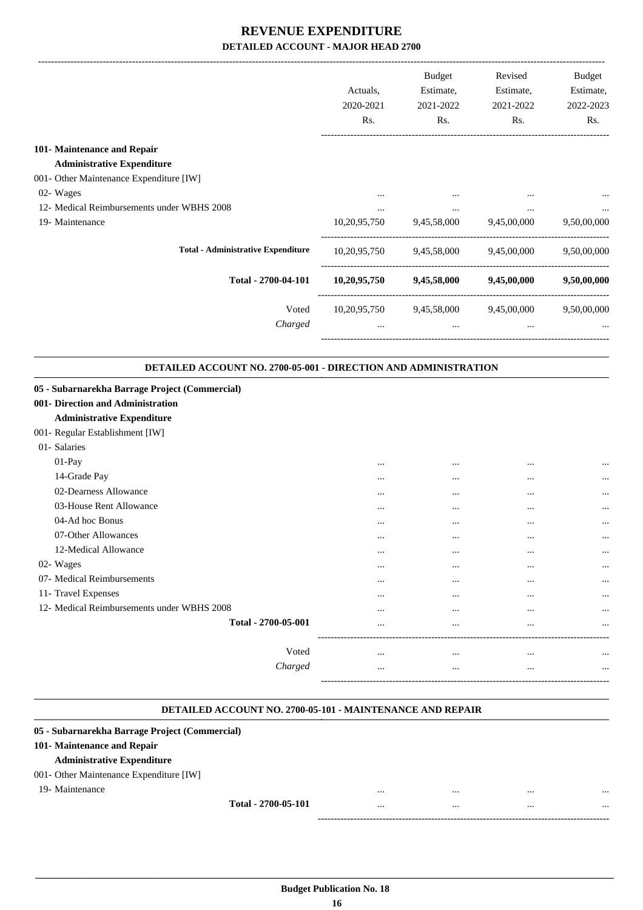# REVENUE EXPENDITURE

## DETAILED ACCOUNT - MAJOR HEAD 2700

| | Actuals, 2020-2021 Rs. | Budget Estimate, 2021-2022 Rs. | Revised Estimate, 2021-2022 Rs. | Budget Estimate, 2022-2023 Rs. |
|---|---|---|---|---|
| **101- Maintenance and Repair** | | | | |
| **Administrative Expenditure** | | | | |
| 001- Other Maintenance Expenditure [IW] | | | | |
| 02- Wages | ... | ... | ... | ... |
| 12- Medical Reimbursements under WBHS 2008 | ... | ... | ... | ... |
| 19- Maintenance | 10,20,95,750 | 9,45,58,000 | 9,45,00,000 | 9,50,00,000 |
| **Total - Administrative Expenditure** | 10,20,95,750 | 9,45,58,000 | 9,45,00,000 | 9,50,00,000 |
| **Total - 2700-04-101** | **10,20,95,750** | **9,45,58,000** | **9,45,00,000** | **9,50,00,000** |
| Voted | 10,20,95,750 | 9,45,58,000 | 9,45,00,000 | 9,50,00,000 |
| *Charged* | ... | ... | ... | ... |

### DETAILED ACCOUNT NO. 2700-05-001 - DIRECTION AND ADMINISTRATION

| | Actuals, 2020-2021 Rs. | Budget Estimate, 2021-2022 Rs. | Revised Estimate, 2021-2022 Rs. | Budget Estimate, 2022-2023 Rs. |
|---|---|---|---|---|
| **05 - Subarnarekha Barrage Project (Commercial)** | | | | |
| **001- Direction and Administration** | | | | |
| **Administrative Expenditure** | | | | |
| 001- Regular Establishment [IW] | | | | |
| 01- Salaries | | | | |
| 01-Pay | ... | ... | ... | ... |
| 14-Grade Pay | ... | ... | ... | ... |
| 02-Dearness Allowance | ... | ... | ... | ... |
| 03-House Rent Allowance | ... | ... | ... | ... |
| 04-Ad hoc Bonus | ... | ... | ... | ... |
| 07-Other Allowances | ... | ... | ... | ... |
| 12-Medical Allowance | ... | ... | ... | ... |
| 02- Wages | ... | ... | ... | ... |
| 07- Medical Reimbursements | ... | ... | ... | ... |
| 11- Travel Expenses | ... | ... | ... | ... |
| 12- Medical Reimbursements under WBHS 2008 | ... | ... | ... | ... |
| **Total - 2700-05-001** | ... | ... | ... | ... |
| Voted | ... | ... | ... | ... |
| *Charged* | ... | ... | ... | ... |

### DETAILED ACCOUNT NO. 2700-05-101 - MAINTENANCE AND REPAIR

| | Actuals, 2020-2021 Rs. | Budget Estimate, 2021-2022 Rs. | Revised Estimate, 2021-2022 Rs. | Budget Estimate, 2022-2023 Rs. |
|---|---|---|---|---|
| **05 - Subarnarekha Barrage Project (Commercial)** | | | | |
| **101- Maintenance and Repair** | | | | |
| **Administrative Expenditure** | | | | |
| 001- Other Maintenance Expenditure [IW] | | | | |
| 19- Maintenance | ... | ... | ... | ... |
| **Total - 2700-05-101** | ... | ... | ... | ... |

**Budget Publication No. 18**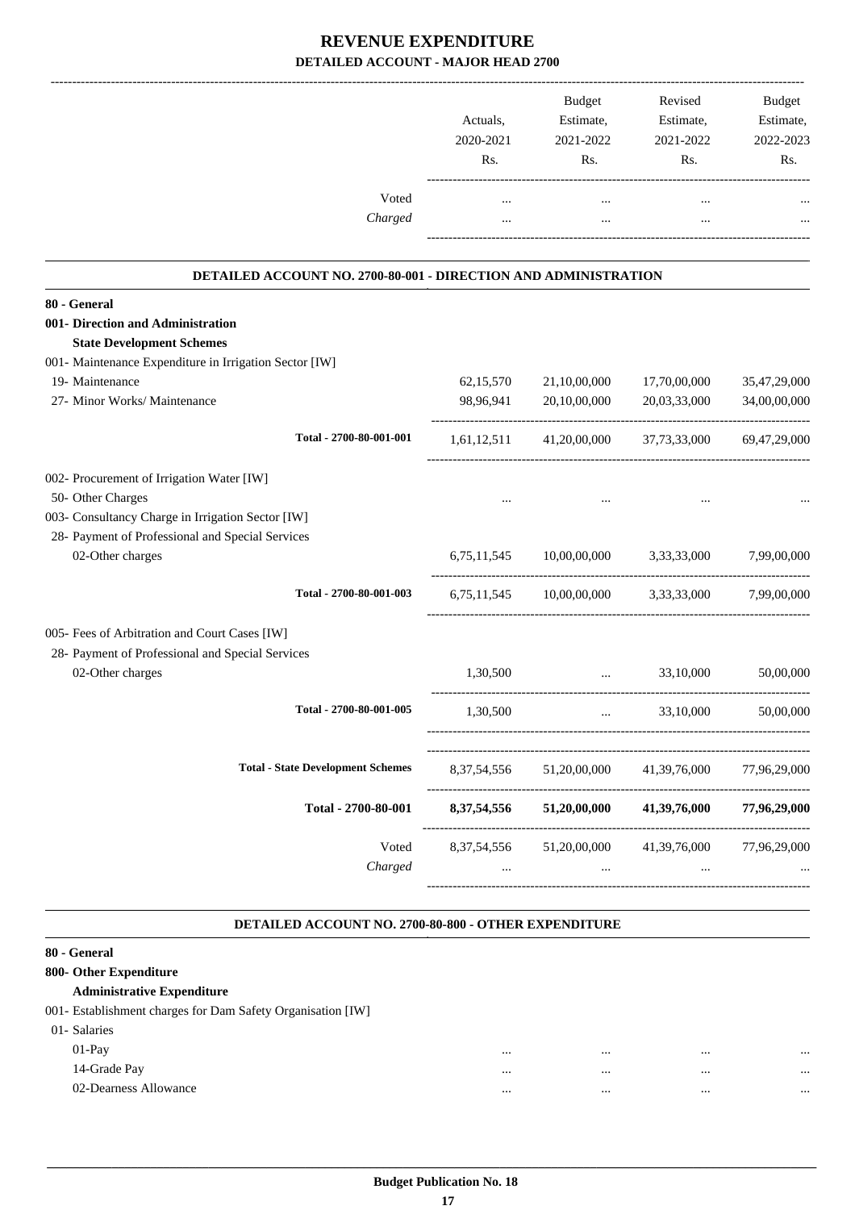# REVENUE EXPENDITURE

## DETAILED ACCOUNT - MAJOR HEAD 2700

| | Actuals, 2020-2021 Rs. | Budget Estimate, 2021-2022 Rs. | Revised Estimate, 2021-2022 Rs. | Budget Estimate, 2022-2023 Rs. |
|---|---|---|---|---|
| Voted | ... | ... | ... | ... |
| *Charged* | ... | ... | ... | ... |

### DETAILED ACCOUNT NO. 2700-80-001 - DIRECTION AND ADMINISTRATION

| | Actuals, 2020-2021 Rs. | Budget Estimate, 2021-2022 Rs. | Revised Estimate, 2021-2022 Rs. | Budget Estimate, 2022-2023 Rs. |
|---|---|---|---|---|
| **80 - General** | | | | |
| **001- Direction and Administration** | | | | |
| **State Development Schemes** | | | | |
| 001- Maintenance Expenditure in Irrigation Sector [IW] | | | | |
| 19- Maintenance | 62,15,570 | 21,10,00,000 | 17,70,00,000 | 35,47,29,000 |
| 27- Minor Works/ Maintenance | 98,96,941 | 20,10,00,000 | 20,03,33,000 | 34,00,00,000 |
| **Total - 2700-80-001-001** | 1,61,12,511 | 41,20,00,000 | 37,73,33,000 | 69,47,29,000 |
| 002- Procurement of Irrigation Water [IW] | | | | |
| 50- Other Charges | ... | ... | ... | ... |
| 003- Consultancy Charge in Irrigation Sector [IW] | | | | |
| 28- Payment of Professional and Special Services | | | | |
| 02-Other charges | 6,75,11,545 | 10,00,00,000 | 3,33,33,000 | 7,99,00,000 |
| **Total - 2700-80-001-003** | 6,75,11,545 | 10,00,00,000 | 3,33,33,000 | 7,99,00,000 |
| 005- Fees of Arbitration and Court Cases [IW] | | | | |
| 28- Payment of Professional and Special Services | | | | |
| 02-Other charges | 1,30,500 | ... | 33,10,000 | 50,00,000 |
| **Total - 2700-80-001-005** | 1,30,500 | ... | 33,10,000 | 50,00,000 |
| **Total - State Development Schemes** | 8,37,54,556 | 51,20,00,000 | 41,39,76,000 | 77,96,29,000 |
| **Total - 2700-80-001** | **8,37,54,556** | **51,20,00,000** | **41,39,76,000** | **77,96,29,000** |
| Voted | 8,37,54,556 | 51,20,00,000 | 41,39,76,000 | 77,96,29,000 |
| *Charged* | ... | ... | ... | ... |

### DETAILED ACCOUNT NO. 2700-80-800 - OTHER EXPENDITURE

| | Actuals, 2020-2021 Rs. | Budget Estimate, 2021-2022 Rs. | Revised Estimate, 2021-2022 Rs. | Budget Estimate, 2022-2023 Rs. |
|---|---|---|---|---|
| **80 - General** | | | | |
| **800- Other Expenditure** | | | | |
| **Administrative Expenditure** | | | | |
| 001- Establishment charges for Dam Safety Organisation [IW] | | | | |
| 01- Salaries | | | | |
| 01-Pay | ... | ... | ... | ... |
| 14-Grade Pay | ... | ... | ... | ... |
| 02-Dearness Allowance | ... | ... | ... | ... |

**Budget Publication No. 18**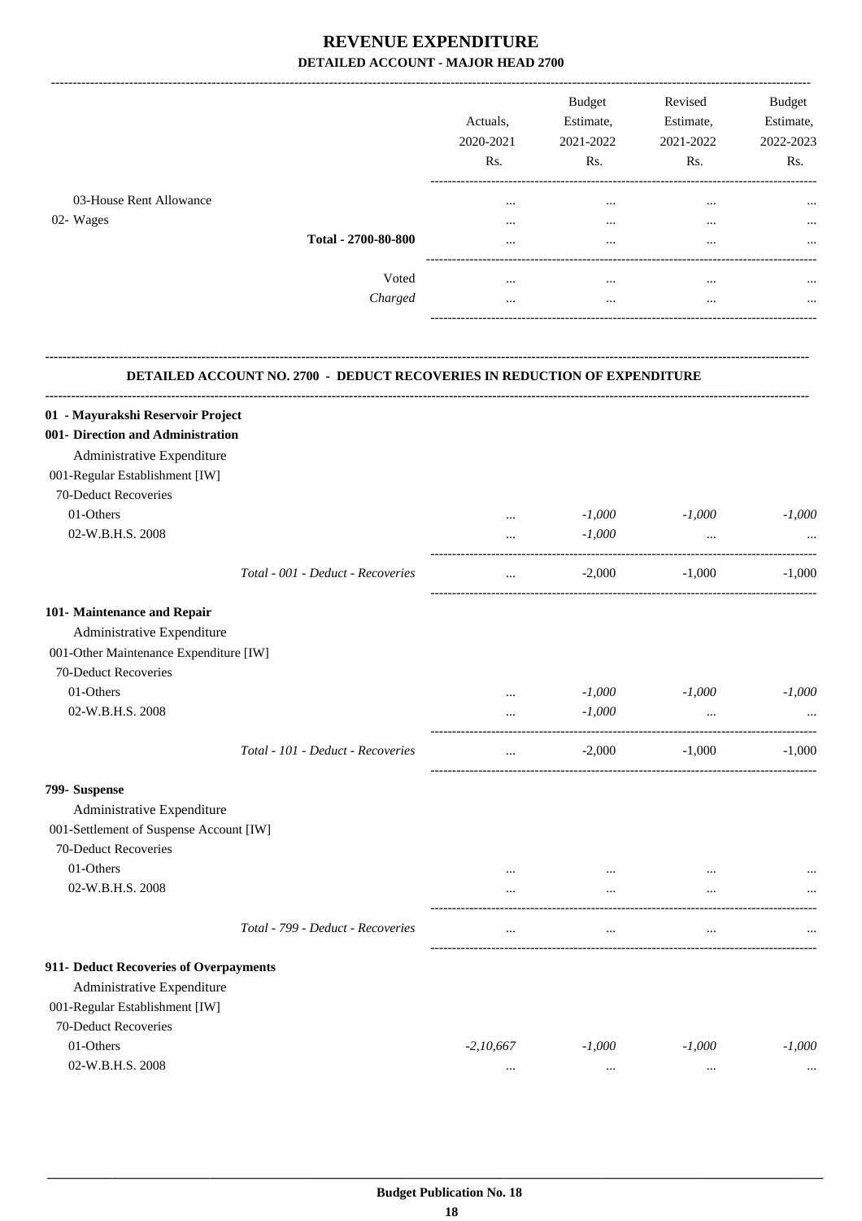# REVENUE EXPENDITURE

## DETAILED ACCOUNT - MAJOR HEAD 2700

| | Actuals, 2020-2021 Rs. | Budget Estimate, 2021-2022 Rs. | Revised Estimate, 2021-2022 Rs. | Budget Estimate, 2022-2023 Rs. |
|---|---|---|---|---|
| 03-House Rent Allowance | ... | ... | ... | ... |
| 02- Wages | ... | ... | ... | ... |
| **Total - 2700-80-800** | ... | ... | ... | ... |
| Voted | ... | ... | ... | ... |
| *Charged* | ... | ... | ... | ... |

**DETAILED ACCOUNT NO. 2700 - DEDUCT RECOVERIES IN REDUCTION OF EXPENDITURE**

| | Actuals, 2020-2021 Rs. | Budget Estimate, 2021-2022 Rs. | Revised Estimate, 2021-2022 Rs. | Budget Estimate, 2022-2023 Rs. |
|---|---|---|---|---|
| **01 - Mayurakshi Reservoir Project** | | | | |
| **001- Direction and Administration** | | | | |
| Administrative Expenditure | | | | |
| 001-Regular Establishment [IW] | | | | |
| 70-Deduct Recoveries | | | | |
| 01-Others | ... | *-1,000* | *-1,000* | *-1,000* |
| 02-W.B.H.S. 2008 | ... | *-1,000* | ... | ... |
| *Total - 001 - Deduct - Recoveries* | ... | -2,000 | -1,000 | -1,000 |
| **101- Maintenance and Repair** | | | | |
| Administrative Expenditure | | | | |
| 001-Other Maintenance Expenditure [IW] | | | | |
| 70-Deduct Recoveries | | | | |
| 01-Others | ... | *-1,000* | *-1,000* | *-1,000* |
| 02-W.B.H.S. 2008 | ... | *-1,000* | ... | ... |
| *Total - 101 - Deduct - Recoveries* | ... | -2,000 | -1,000 | -1,000 |
| **799- Suspense** | | | | |
| Administrative Expenditure | | | | |
| 001-Settlement of Suspense Account [IW] | | | | |
| 70-Deduct Recoveries | | | | |
| 01-Others | ... | ... | ... | ... |
| 02-W.B.H.S. 2008 | ... | ... | ... | ... |
| *Total - 799 - Deduct - Recoveries* | ... | ... | ... | ... |
| **911- Deduct Recoveries of Overpayments** | | | | |
| Administrative Expenditure | | | | |
| 001-Regular Establishment [IW] | | | | |
| 70-Deduct Recoveries | | | | |
| 01-Others | *-2,10,667* | *-1,000* | *-1,000* | *-1,000* |
| 02-W.B.H.S. 2008 | ... | ... | ... | ... |

**Budget Publication No. 18**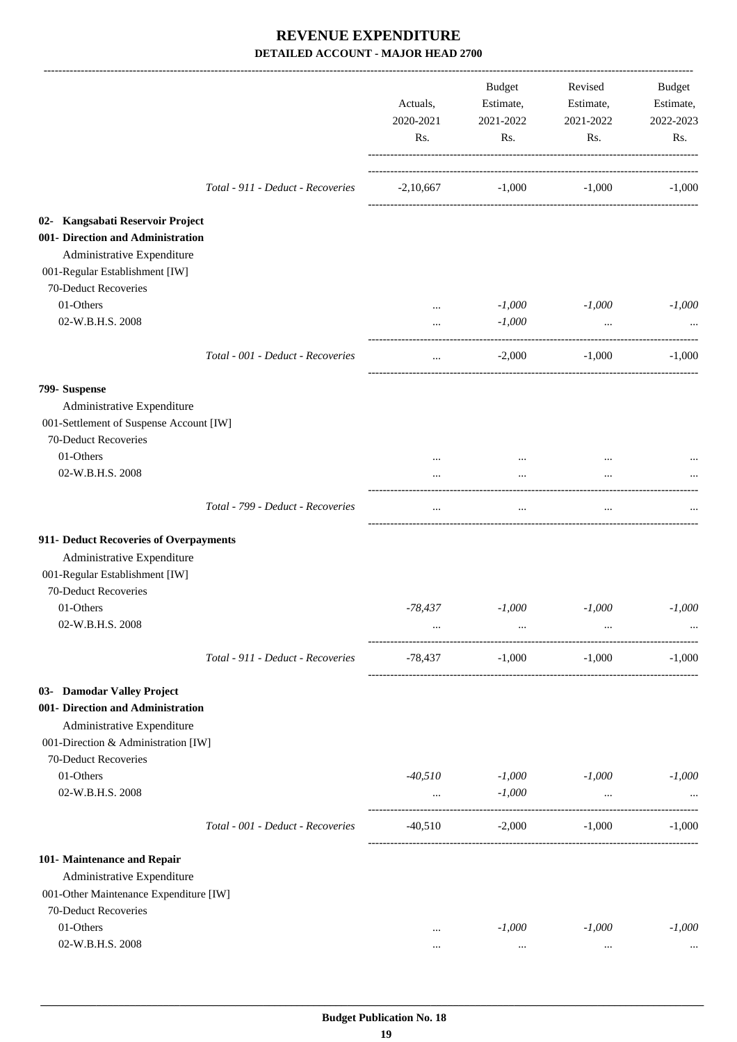# REVENUE EXPENDITURE

## DETAILED ACCOUNT - MAJOR HEAD 2700

| | Actuals, 2020-2021 Rs. | Budget Estimate, 2021-2022 Rs. | Revised Estimate, 2021-2022 Rs. | Budget Estimate, 2022-2023 Rs. |
|---|---|---|---|---|
| Total - 911 - Deduct - Recoveries | -2,10,667 | -1,000 | -1,000 | -1,000 |
| **02- Kangsabati Reservoir Project** | | | | |
| **001- Direction and Administration** | | | | |
| Administrative Expenditure | | | | |
| 001-Regular Establishment [IW] | | | | |
| 70-Deduct Recoveries | | | | |
| 01-Others | ... | *-1,000* | *-1,000* | *-1,000* |
| 02-W.B.H.S. 2008 | ... | *-1,000* | ... | ... |
| Total - 001 - Deduct - Recoveries | ... | -2,000 | -1,000 | -1,000 |
| **799- Suspense** | | | | |
| Administrative Expenditure | | | | |
| 001-Settlement of Suspense Account [IW] | | | | |
| 70-Deduct Recoveries | | | | |
| 01-Others | ... | ... | ... | ... |
| 02-W.B.H.S. 2008 | ... | ... | ... | ... |
| Total - 799 - Deduct - Recoveries | ... | ... | ... | ... |
| **911- Deduct Recoveries of Overpayments** | | | | |
| Administrative Expenditure | | | | |
| 001-Regular Establishment [IW] | | | | |
| 70-Deduct Recoveries | | | | |
| 01-Others | *-78,437* | *-1,000* | *-1,000* | *-1,000* |
| 02-W.B.H.S. 2008 | ... | ... | ... | ... |
| Total - 911 - Deduct - Recoveries | -78,437 | -1,000 | -1,000 | -1,000 |
| **03- Damodar Valley Project** | | | | |
| **001- Direction and Administration** | | | | |
| Administrative Expenditure | | | | |
| 001-Direction & Administration [IW] | | | | |
| 70-Deduct Recoveries | | | | |
| 01-Others | *-40,510* | *-1,000* | *-1,000* | *-1,000* |
| 02-W.B.H.S. 2008 | ... | *-1,000* | ... | ... |
| Total - 001 - Deduct - Recoveries | -40,510 | -2,000 | -1,000 | -1,000 |
| **101- Maintenance and Repair** | | | | |
| Administrative Expenditure | | | | |
| 001-Other Maintenance Expenditure [IW] | | | | |
| 70-Deduct Recoveries | | | | |
| 01-Others | ... | *-1,000* | *-1,000* | *-1,000* |
| 02-W.B.H.S. 2008 | ... | ... | ... | ... |

**Budget Publication No. 18**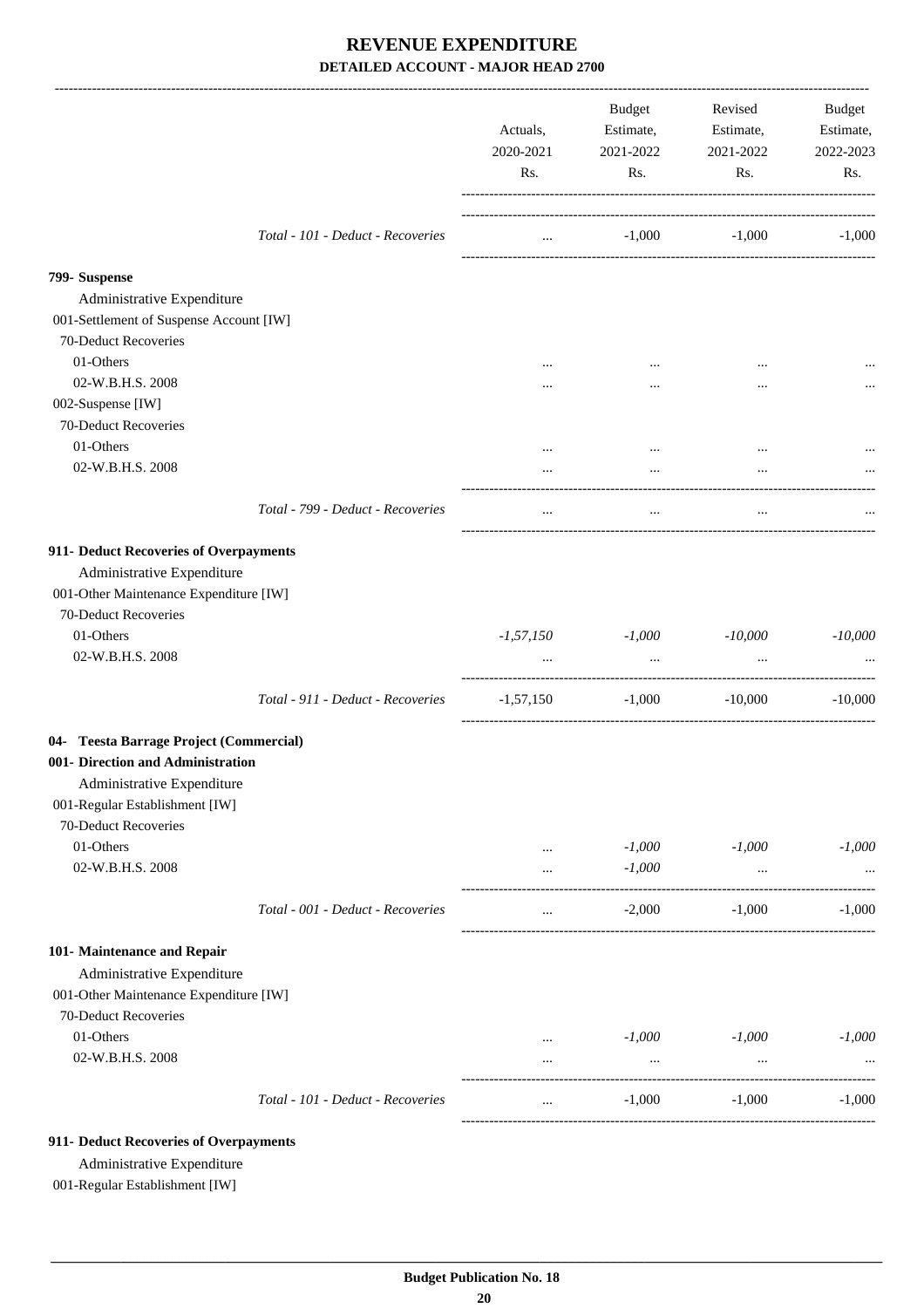# REVENUE EXPENDITURE

## DETAILED ACCOUNT - MAJOR HEAD 2700

| | Actuals, 2020-2021 Rs. | Budget Estimate, 2021-2022 Rs. | Revised Estimate, 2021-2022 Rs. | Budget Estimate, 2022-2023 Rs. |
|---|---|---|---|---|
| *Total - 101 - Deduct - Recoveries* | ... | -1,000 | -1,000 | -1,000 |
| **799- Suspense** | | | | |
| Administrative Expenditure | | | | |
| 001-Settlement of Suspense Account [IW] | | | | |
| 70-Deduct Recoveries | | | | |
| 01-Others | ... | ... | ... | ... |
| 02-W.B.H.S. 2008 | ... | ... | ... | ... |
| 002-Suspense [IW] | | | | |
| 70-Deduct Recoveries | | | | |
| 01-Others | ... | ... | ... | ... |
| 02-W.B.H.S. 2008 | ... | ... | ... | ... |
| *Total - 799 - Deduct - Recoveries* | ... | ... | ... | ... |
| **911- Deduct Recoveries of Overpayments** | | | | |
| Administrative Expenditure | | | | |
| 001-Other Maintenance Expenditure [IW] | | | | |
| 70-Deduct Recoveries | | | | |
| 01-Others | *-1,57,150* | *-1,000* | *-10,000* | *-10,000* |
| 02-W.B.H.S. 2008 | ... | ... | ... | ... |
| *Total - 911 - Deduct - Recoveries* | -1,57,150 | -1,000 | -10,000 | -10,000 |
| **04- Teesta Barrage Project (Commercial)** | | | | |
| **001- Direction and Administration** | | | | |
| Administrative Expenditure | | | | |
| 001-Regular Establishment [IW] | | | | |
| 70-Deduct Recoveries | | | | |
| 01-Others | ... | *-1,000* | *-1,000* | *-1,000* |
| 02-W.B.H.S. 2008 | ... | *-1,000* | ... | ... |
| *Total - 001 - Deduct - Recoveries* | ... | -2,000 | -1,000 | -1,000 |
| **101- Maintenance and Repair** | | | | |
| Administrative Expenditure | | | | |
| 001-Other Maintenance Expenditure [IW] | | | | |
| 70-Deduct Recoveries | | | | |
| 01-Others | ... | *-1,000* | *-1,000* | *-1,000* |
| 02-W.B.H.S. 2008 | ... | ... | ... | ... |
| *Total - 101 - Deduct - Recoveries* | ... | -1,000 | -1,000 | -1,000 |
| **911- Deduct Recoveries of Overpayments** | | | | |
| Administrative Expenditure | | | | |
| 001-Regular Establishment [IW] | | | | |

**Budget Publication No. 18**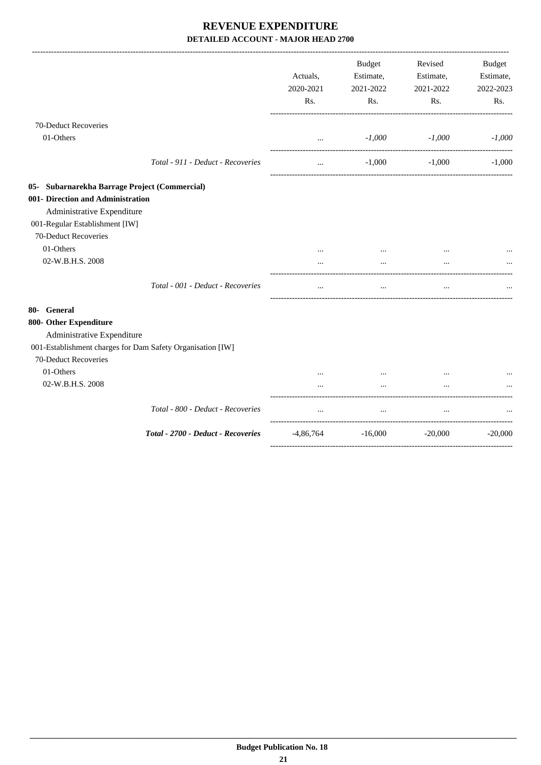# REVENUE EXPENDITURE

## DETAILED ACCOUNT - MAJOR HEAD 2700

| | Actuals, 2020-2021 Rs. | Budget Estimate, 2021-2022 Rs. | Revised Estimate, 2021-2022 Rs. | Budget Estimate, 2022-2023 Rs. |
|---|---|---|---|---|
| 70-Deduct Recoveries | | | | |
| 01-Others | ... | *-1,000* | *-1,000* | *-1,000* |
| *Total - 911 - Deduct - Recoveries* | ... | -1,000 | -1,000 | -1,000 |
| **05- Subarnarekha Barrage Project (Commercial)** | | | | |
| **001- Direction and Administration** | | | | |
| Administrative Expenditure | | | | |
| 001-Regular Establishment [IW] | | | | |
| 70-Deduct Recoveries | | | | |
| 01-Others | ... | ... | ... | ... |
| 02-W.B.H.S. 2008 | ... | ... | ... | ... |
| *Total - 001 - Deduct - Recoveries* | ... | ... | ... | ... |
| **80- General** | | | | |
| **800- Other Expenditure** | | | | |
| Administrative Expenditure | | | | |
| 001-Establishment charges for Dam Safety Organisation [IW] | | | | |
| 70-Deduct Recoveries | | | | |
| 01-Others | ... | ... | ... | ... |
| 02-W.B.H.S. 2008 | ... | ... | ... | ... |
| *Total - 800 - Deduct - Recoveries* | ... | ... | ... | ... |
| ***Total - 2700 - Deduct - Recoveries*** | -4,86,764 | -16,000 | -20,000 | -20,000 |

**Budget Publication No. 18**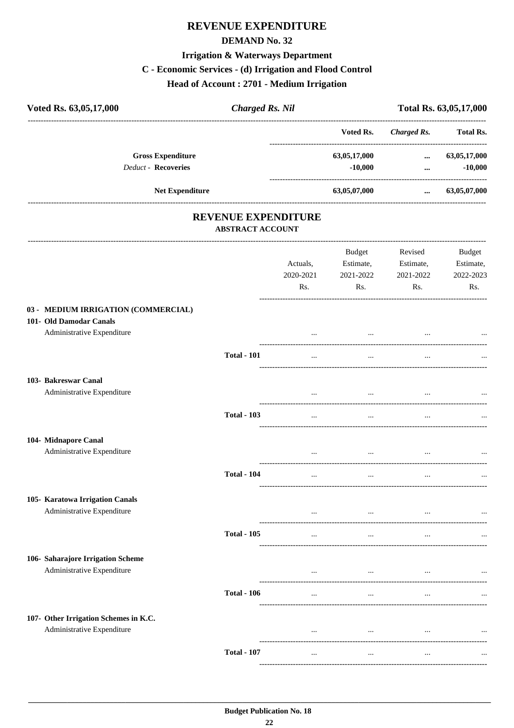# REVENUE EXPENDITURE

## DEMAND No. 32

### Irrigation & Waterways Department

### C - Economic Services - (d) Irrigation and Flood Control

### Head of Account : 2701 - Medium Irrigation

| Voted Rs. 63,05,17,000 | *Charged Rs. Nil* | Total Rs. 63,05,17,000 |
|---|---|---|

| | Voted Rs. | *Charged Rs.* | Total Rs. |
|---|---|---|---|
| **Gross Expenditure** | 63,05,17,000 | ... | 63,05,17,000 |
| *Deduct -* **Recoveries** | -10,000 | ... | -10,000 |
| **Net Expenditure** | 63,05,07,000 | ... | 63,05,07,000 |

## REVENUE EXPENDITURE

### ABSTRACT ACCOUNT

| | | Actuals, 2020-2021 Rs. | Budget Estimate, 2021-2022 Rs. | Revised Estimate, 2021-2022 Rs. | Budget Estimate, 2022-2023 Rs. |
|---|---|---|---|---|---|
| **03 - MEDIUM IRRIGATION (COMMERCIAL)** | | | | | |
| **101- Old Damodar Canals** | | | | | |
| Administrative Expenditure | | ... | ... | ... | ... |
| | **Total - 101** | ... | ... | ... | ... |
| **103- Bakreswar Canal** | | | | | |
| Administrative Expenditure | | ... | ... | ... | ... |
| | **Total - 103** | ... | ... | ... | ... |
| **104- Midnapore Canal** | | | | | |
| Administrative Expenditure | | ... | ... | ... | ... |
| | **Total - 104** | ... | ... | ... | ... |
| **105- Karatowa Irrigation Canals** | | | | | |
| Administrative Expenditure | | ... | ... | ... | ... |
| | **Total - 105** | ... | ... | ... | ... |
| **106- Saharajore Irrigation Scheme** | | | | | |
| Administrative Expenditure | | ... | ... | ... | ... |
| | **Total - 106** | ... | ... | ... | ... |
| **107- Other Irrigation Schemes in K.C.** | | | | | |
| Administrative Expenditure | | ... | ... | ... | ... |
| | **Total - 107** | ... | ... | ... | ... |

**Budget Publication No. 18**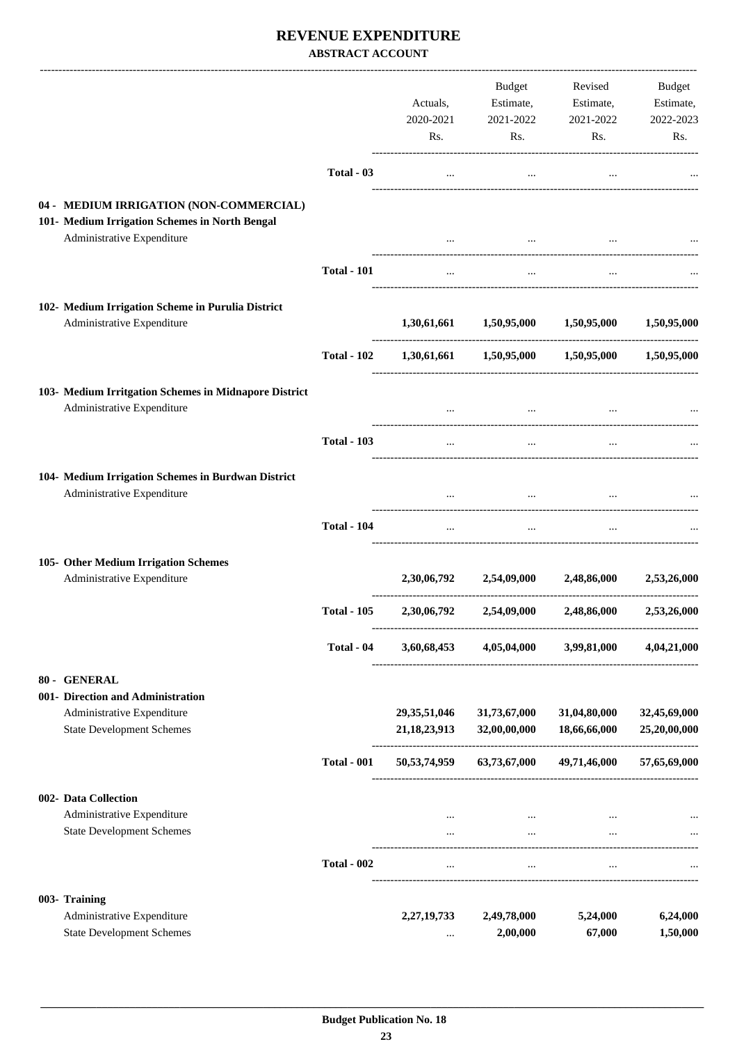# REVENUE EXPENDITURE

**ABSTRACT ACCOUNT**

| | | Actuals, 2020-2021 Rs. | Budget Estimate, 2021-2022 Rs. | Revised Estimate, 2021-2022 Rs. | Budget Estimate, 2022-2023 Rs. |
|---|---|---|---|---|---|
| | **Total - 03** | ... | ... | ... | ... |
| **04 - MEDIUM IRRIGATION (NON-COMMERCIAL)** | | | | | |
| **101- Medium Irrigation Schemes in North Bengal** | | | | | |
| Administrative Expenditure | | ... | ... | ... | ... |
| | **Total - 101** | ... | ... | ... | ... |
| **102- Medium Irrigation Scheme in Purulia District** | | | | | |
| Administrative Expenditure | | **1,30,61,661** | **1,50,95,000** | **1,50,95,000** | **1,50,95,000** |
| | **Total - 102** | **1,30,61,661** | **1,50,95,000** | **1,50,95,000** | **1,50,95,000** |
| **103- Medium Irritgation Schemes in Midnapore District** | | | | | |
| Administrative Expenditure | | ... | ... | ... | ... |
| | **Total - 103** | ... | ... | ... | ... |
| **104- Medium Irrigation Schemes in Burdwan District** | | | | | |
| Administrative Expenditure | | ... | ... | ... | ... |
| | **Total - 104** | ... | ... | ... | ... |
| **105- Other Medium Irrigation Schemes** | | | | | |
| Administrative Expenditure | | **2,30,06,792** | **2,54,09,000** | **2,48,86,000** | **2,53,26,000** |
| | **Total - 105** | **2,30,06,792** | **2,54,09,000** | **2,48,86,000** | **2,53,26,000** |
| | **Total - 04** | **3,60,68,453** | **4,05,04,000** | **3,99,81,000** | **4,04,21,000** |
| **80 - GENERAL** | | | | | |
| **001- Direction and Administration** | | | | | |
| Administrative Expenditure | | **29,35,51,046** | **31,73,67,000** | **31,04,80,000** | **32,45,69,000** |
| State Development Schemes | | **21,18,23,913** | **32,00,00,000** | **18,66,66,000** | **25,20,00,000** |
| | **Total - 001** | **50,53,74,959** | **63,73,67,000** | **49,71,46,000** | **57,65,69,000** |
| **002- Data Collection** | | | | | |
| Administrative Expenditure | | ... | ... | ... | ... |
| State Development Schemes | | ... | ... | ... | ... |
| | **Total - 002** | ... | ... | ... | ... |
| **003- Training** | | | | | |
| Administrative Expenditure | | **2,27,19,733** | **2,49,78,000** | **5,24,000** | **6,24,000** |
| State Development Schemes | | ... | **2,00,000** | **67,000** | **1,50,000** |

**Budget Publication No. 18**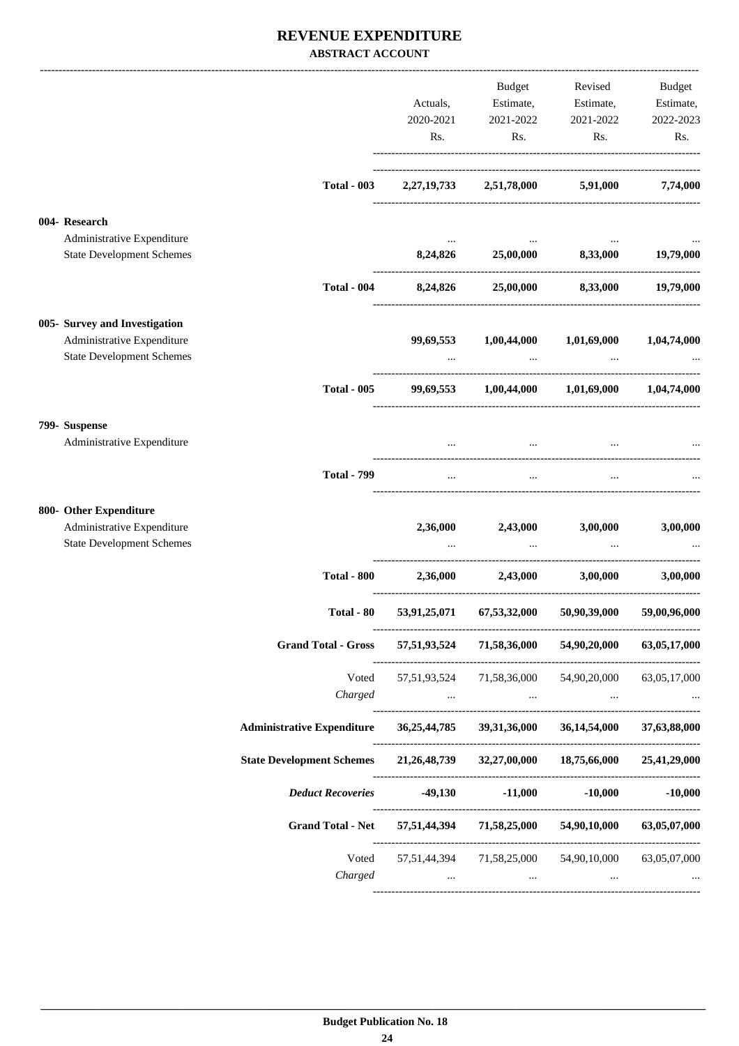# REVENUE EXPENDITURE

### ABSTRACT ACCOUNT

| | Actuals, 2020-2021 Rs. | Budget Estimate, 2021-2022 Rs. | Revised Estimate, 2021-2022 Rs. | Budget Estimate, 2022-2023 Rs. |
|---|---|---|---|---|
| **Total - 003** | **2,27,19,733** | **2,51,78,000** | **5,91,000** | **7,74,000** |
| **004- Research** | | | | |
| Administrative Expenditure | ... | ... | ... | ... |
| State Development Schemes | **8,24,826** | **25,00,000** | **8,33,000** | **19,79,000** |
| **Total - 004** | **8,24,826** | **25,00,000** | **8,33,000** | **19,79,000** |
| **005- Survey and Investigation** | | | | |
| Administrative Expenditure | **99,69,553** | **1,00,44,000** | **1,01,69,000** | **1,04,74,000** |
| State Development Schemes | ... | ... | ... | ... |
| **Total - 005** | **99,69,553** | **1,00,44,000** | **1,01,69,000** | **1,04,74,000** |
| **799- Suspense** | | | | |
| Administrative Expenditure | ... | ... | ... | ... |
| **Total - 799** | ... | ... | ... | ... |
| **800- Other Expenditure** | | | | |
| Administrative Expenditure | **2,36,000** | **2,43,000** | **3,00,000** | **3,00,000** |
| State Development Schemes | ... | ... | ... | ... |
| **Total - 800** | **2,36,000** | **2,43,000** | **3,00,000** | **3,00,000** |
| **Total - 80** | **53,91,25,071** | **67,53,32,000** | **50,90,39,000** | **59,00,96,000** |
| **Grand Total - Gross** | **57,51,93,524** | **71,58,36,000** | **54,90,20,000** | **63,05,17,000** |
| Voted | 57,51,93,524 | 71,58,36,000 | 54,90,20,000 | 63,05,17,000 |
| *Charged* | ... | ... | ... | ... |
| **Administrative Expenditure** | **36,25,44,785** | **39,31,36,000** | **36,14,54,000** | **37,63,88,000** |
| **State Development Schemes** | **21,26,48,739** | **32,27,00,000** | **18,75,66,000** | **25,41,29,000** |
| ***Deduct Recoveries*** | **-49,130** | **-11,000** | **-10,000** | **-10,000** |
| **Grand Total - Net** | **57,51,44,394** | **71,58,25,000** | **54,90,10,000** | **63,05,07,000** |
| Voted | 57,51,44,394 | 71,58,25,000 | 54,90,10,000 | 63,05,07,000 |
| *Charged* | ... | ... | ... | ... |

**Budget Publication No. 18**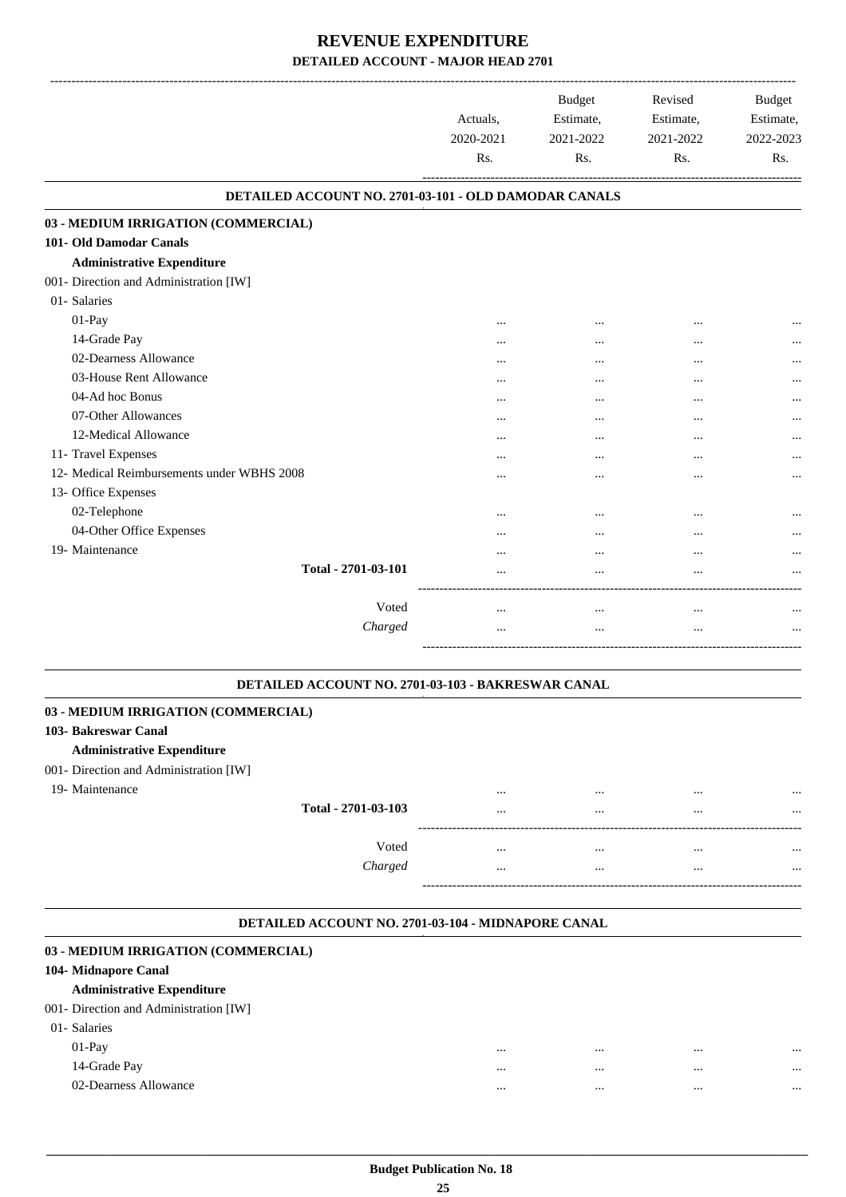# REVENUE EXPENDITURE

## DETAILED ACCOUNT - MAJOR HEAD 2701

| | Actuals, 2020-2021 Rs. | Budget Estimate, 2021-2022 Rs. | Revised Estimate, 2021-2022 Rs. | Budget Estimate, 2022-2023 Rs. |
|---|---|---|---|---|

### DETAILED ACCOUNT NO. 2701-03-101 - OLD DAMODAR CANALS

| | Actuals, 2020-2021 Rs. | Budget Estimate, 2021-2022 Rs. | Revised Estimate, 2021-2022 Rs. | Budget Estimate, 2022-2023 Rs. |
|---|---|---|---|---|
| **03 - MEDIUM IRRIGATION (COMMERCIAL)** | | | | |
| **101- Old Damodar Canals** | | | | |
| **Administrative Expenditure** | | | | |
| 001- Direction and Administration [IW] | | | | |
| 01- Salaries | | | | |
| 01-Pay | ... | ... | ... | ... |
| 14-Grade Pay | ... | ... | ... | ... |
| 02-Dearness Allowance | ... | ... | ... | ... |
| 03-House Rent Allowance | ... | ... | ... | ... |
| 04-Ad hoc Bonus | ... | ... | ... | ... |
| 07-Other Allowances | ... | ... | ... | ... |
| 12-Medical Allowance | ... | ... | ... | ... |
| 11- Travel Expenses | ... | ... | ... | ... |
| 12- Medical Reimbursements under WBHS 2008 | ... | ... | ... | ... |
| 13- Office Expenses | | | | |
| 02-Telephone | ... | ... | ... | ... |
| 04-Other Office Expenses | ... | ... | ... | ... |
| 19- Maintenance | ... | ... | ... | ... |
| **Total - 2701-03-101** | ... | ... | ... | ... |
| Voted | ... | ... | ... | ... |
| *Charged* | ... | ... | ... | ... |

### DETAILED ACCOUNT NO. 2701-03-103 - BAKRESWAR CANAL

| | Actuals, 2020-2021 Rs. | Budget Estimate, 2021-2022 Rs. | Revised Estimate, 2021-2022 Rs. | Budget Estimate, 2022-2023 Rs. |
|---|---|---|---|---|
| **03 - MEDIUM IRRIGATION (COMMERCIAL)** | | | | |
| **103- Bakreswar Canal** | | | | |
| **Administrative Expenditure** | | | | |
| 001- Direction and Administration [IW] | | | | |
| 19- Maintenance | ... | ... | ... | ... |
| **Total - 2701-03-103** | ... | ... | ... | ... |
| Voted | ... | ... | ... | ... |
| *Charged* | ... | ... | ... | ... |

### DETAILED ACCOUNT NO. 2701-03-104 - MIDNAPORE CANAL

| | Actuals, 2020-2021 Rs. | Budget Estimate, 2021-2022 Rs. | Revised Estimate, 2021-2022 Rs. | Budget Estimate, 2022-2023 Rs. |
|---|---|---|---|---|
| **03 - MEDIUM IRRIGATION (COMMERCIAL)** | | | | |
| **104- Midnapore Canal** | | | | |
| **Administrative Expenditure** | | | | |
| 001- Direction and Administration [IW] | | | | |
| 01- Salaries | | | | |
| 01-Pay | ... | ... | ... | ... |
| 14-Grade Pay | ... | ... | ... | ... |
| 02-Dearness Allowance | ... | ... | ... | ... |

**Budget Publication No. 18**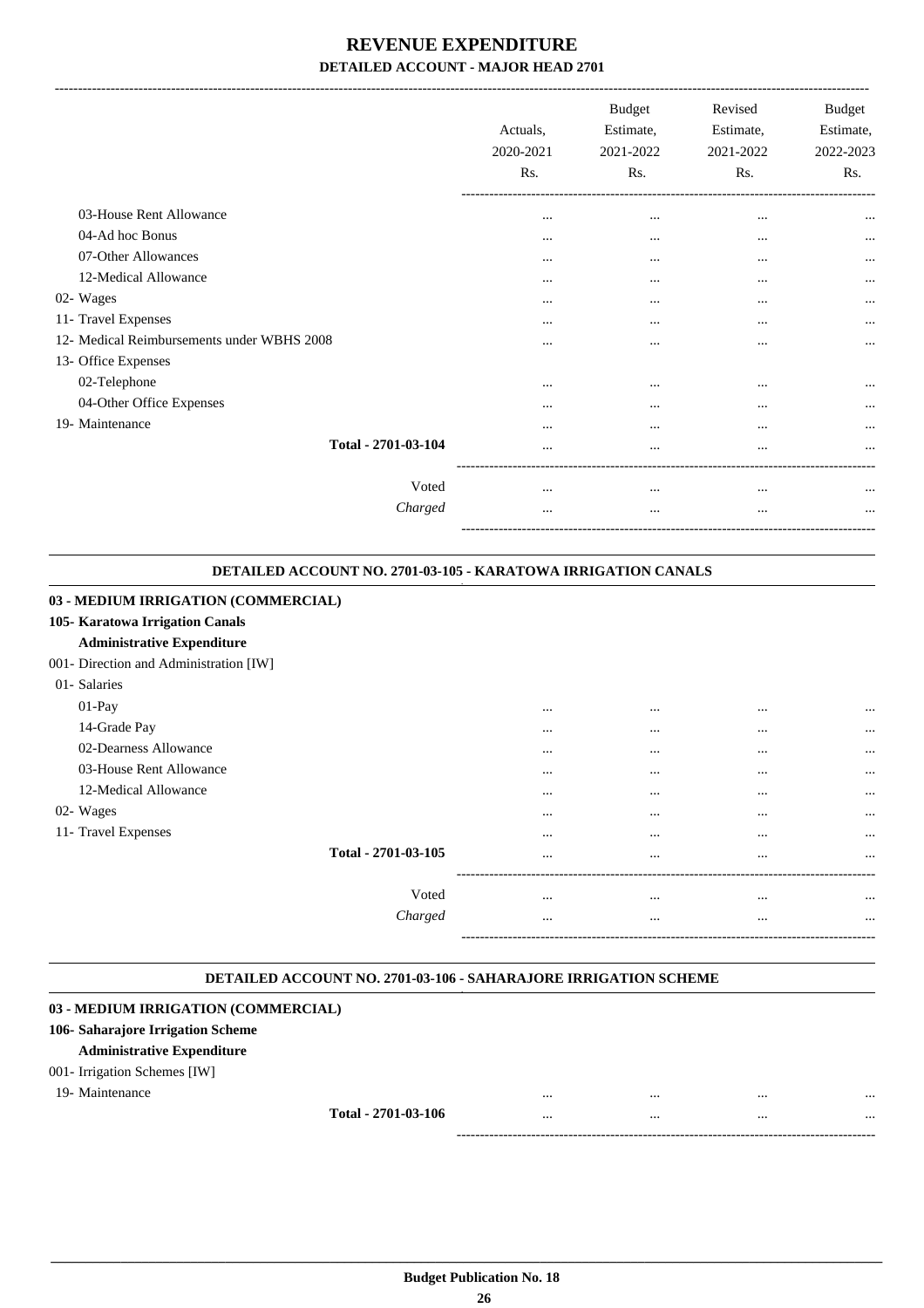# REVENUE EXPENDITURE

## DETAILED ACCOUNT - MAJOR HEAD 2701

| | Actuals, 2020-2021 Rs. | Budget Estimate, 2021-2022 Rs. | Revised Estimate, 2021-2022 Rs. | Budget Estimate, 2022-2023 Rs. |
|---|---|---|---|---|
| 03-House Rent Allowance | ... | ... | ... | ... |
| 04-Ad hoc Bonus | ... | ... | ... | ... |
| 07-Other Allowances | ... | ... | ... | ... |
| 12-Medical Allowance | ... | ... | ... | ... |
| 02- Wages | ... | ... | ... | ... |
| 11- Travel Expenses | ... | ... | ... | ... |
| 12- Medical Reimbursements under WBHS 2008 | ... | ... | ... | ... |
| 13- Office Expenses | | | | |
| 02-Telephone | ... | ... | ... | ... |
| 04-Other Office Expenses | ... | ... | ... | ... |
| 19- Maintenance | ... | ... | ... | ... |
| Total - 2701-03-104 | ... | ... | ... | ... |
| Voted | ... | ... | ... | ... |
| *Charged* | ... | ... | ... | ... |

### DETAILED ACCOUNT NO. 2701-03-105 - KARATOWA IRRIGATION CANALS

**03 - MEDIUM IRRIGATION (COMMERCIAL)**

**105- Karatowa Irrigation Canals**

**Administrative Expenditure**

| | Actuals, 2020-2021 Rs. | Budget Estimate, 2021-2022 Rs. | Revised Estimate, 2021-2022 Rs. | Budget Estimate, 2022-2023 Rs. |
|---|---|---|---|---|
| 001- Direction and Administration [IW] | | | | |
| 01- Salaries | | | | |
| 01-Pay | ... | ... | ... | ... |
| 14-Grade Pay | ... | ... | ... | ... |
| 02-Dearness Allowance | ... | ... | ... | ... |
| 03-House Rent Allowance | ... | ... | ... | ... |
| 12-Medical Allowance | ... | ... | ... | ... |
| 02- Wages | ... | ... | ... | ... |
| 11- Travel Expenses | ... | ... | ... | ... |
| Total - 2701-03-105 | ... | ... | ... | ... |
| Voted | ... | ... | ... | ... |
| *Charged* | ... | ... | ... | ... |

### DETAILED ACCOUNT NO. 2701-03-106 - SAHARAJORE IRRIGATION SCHEME

**03 - MEDIUM IRRIGATION (COMMERCIAL)**

**106- Saharajore Irrigation Scheme**

**Administrative Expenditure**

| | Actuals, 2020-2021 Rs. | Budget Estimate, 2021-2022 Rs. | Revised Estimate, 2021-2022 Rs. | Budget Estimate, 2022-2023 Rs. |
|---|---|---|---|---|
| 001- Irrigation Schemes [IW] | | | | |
| 19- Maintenance | ... | ... | ... | ... |
| Total - 2701-03-106 | ... | ... | ... | ... |

**Budget Publication No. 18**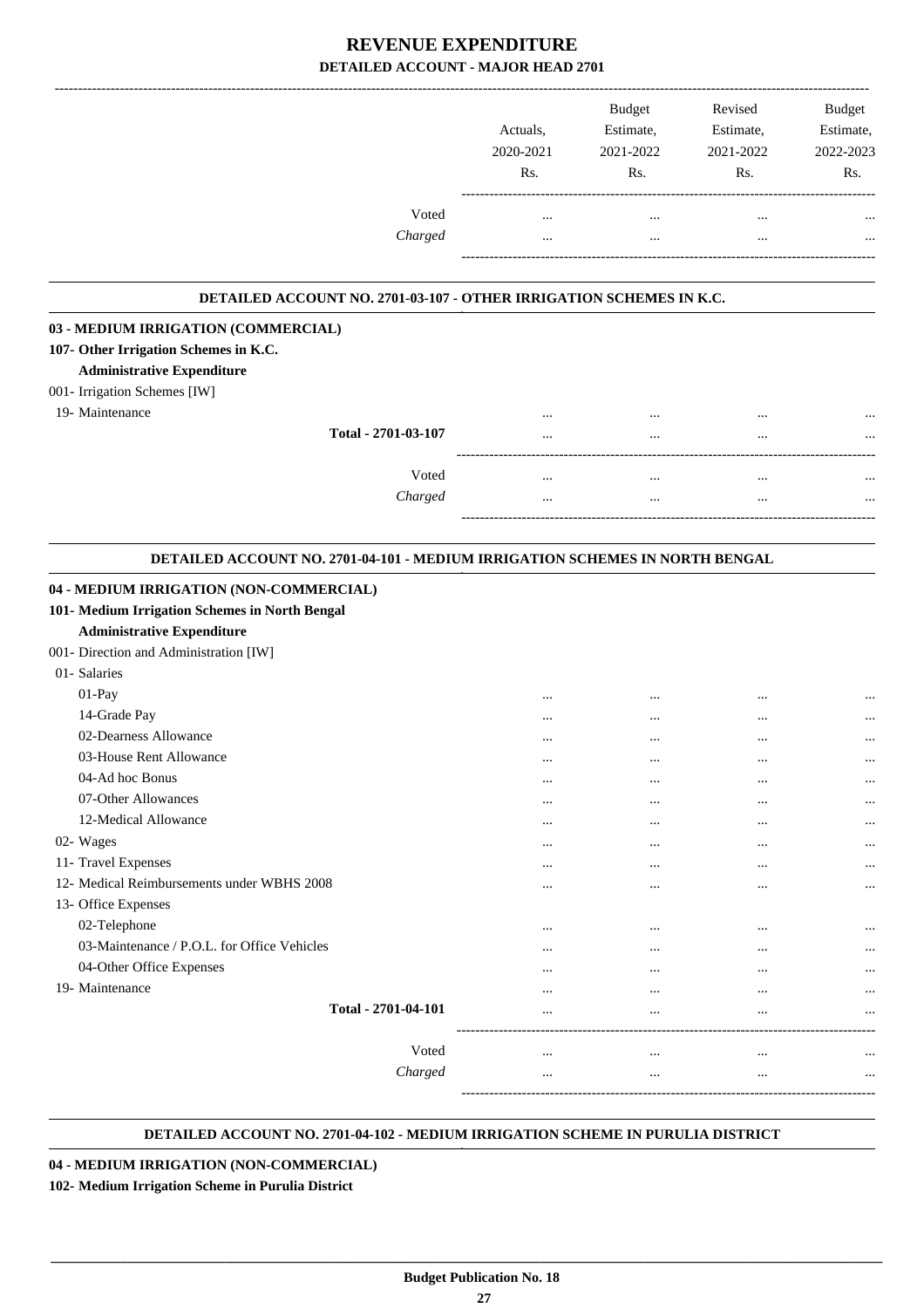# REVENUE EXPENDITURE

## DETAILED ACCOUNT - MAJOR HEAD 2701

| | Actuals, 2020-2021 Rs. | Budget Estimate, 2021-2022 Rs. | Revised Estimate, 2021-2022 Rs. | Budget Estimate, 2022-2023 Rs. |
|---|---|---|---|---|
| Voted | ... | ... | ... | ... |
| *Charged* | ... | ... | ... | ... |

### DETAILED ACCOUNT NO. 2701-03-107 - OTHER IRRIGATION SCHEMES IN K.C.

| | Actuals, 2020-2021 Rs. | Budget Estimate, 2021-2022 Rs. | Revised Estimate, 2021-2022 Rs. | Budget Estimate, 2022-2023 Rs. |
|---|---|---|---|---|
| **03 - MEDIUM IRRIGATION (COMMERCIAL)** | | | | |
| **107- Other Irrigation Schemes in K.C.** | | | | |
| **Administrative Expenditure** | | | | |
| 001- Irrigation Schemes [IW] | | | | |
| 19- Maintenance | ... | ... | ... | ... |
| **Total - 2701-03-107** | ... | ... | ... | ... |
| Voted | ... | ... | ... | ... |
| *Charged* | ... | ... | ... | ... |

### DETAILED ACCOUNT NO. 2701-04-101 - MEDIUM IRRIGATION SCHEMES IN NORTH BENGAL

| | Actuals, 2020-2021 Rs. | Budget Estimate, 2021-2022 Rs. | Revised Estimate, 2021-2022 Rs. | Budget Estimate, 2022-2023 Rs. |
|---|---|---|---|---|
| **04 - MEDIUM IRRIGATION (NON-COMMERCIAL)** | | | | |
| **101- Medium Irrigation Schemes in North Bengal** | | | | |
| **Administrative Expenditure** | | | | |
| 001- Direction and Administration [IW] | | | | |
| 01- Salaries | | | | |
| 01-Pay | ... | ... | ... | ... |
| 14-Grade Pay | ... | ... | ... | ... |
| 02-Dearness Allowance | ... | ... | ... | ... |
| 03-House Rent Allowance | ... | ... | ... | ... |
| 04-Ad hoc Bonus | ... | ... | ... | ... |
| 07-Other Allowances | ... | ... | ... | ... |
| 12-Medical Allowance | ... | ... | ... | ... |
| 02- Wages | ... | ... | ... | ... |
| 11- Travel Expenses | ... | ... | ... | ... |
| 12- Medical Reimbursements under WBHS 2008 | ... | ... | ... | ... |
| 13- Office Expenses | | | | |
| 02-Telephone | ... | ... | ... | ... |
| 03-Maintenance / P.O.L. for Office Vehicles | ... | ... | ... | ... |
| 04-Other Office Expenses | ... | ... | ... | ... |
| 19- Maintenance | ... | ... | ... | ... |
| **Total - 2701-04-101** | ... | ... | ... | ... |
| Voted | ... | ... | ... | ... |
| *Charged* | ... | ... | ... | ... |

### DETAILED ACCOUNT NO. 2701-04-102 - MEDIUM IRRIGATION SCHEME IN PURULIA DISTRICT

**04 - MEDIUM IRRIGATION (NON-COMMERCIAL)**

**102- Medium Irrigation Scheme in Purulia District**

**Budget Publication No. 18**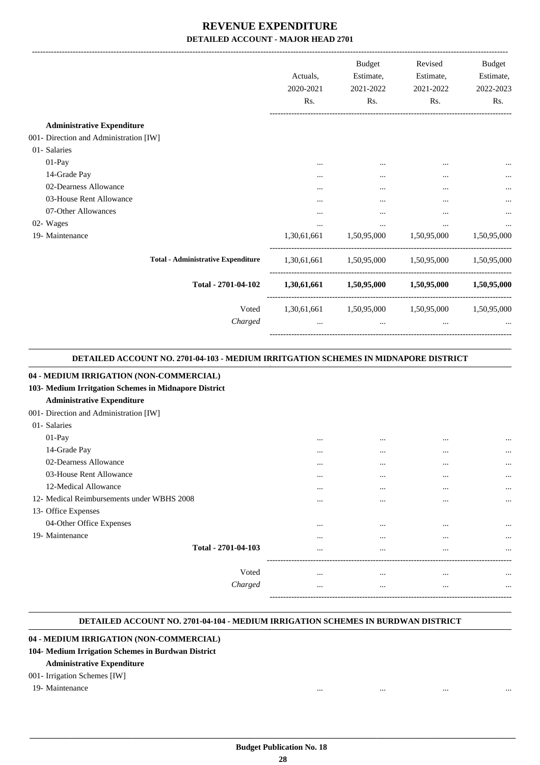# REVENUE EXPENDITURE
## DETAILED ACCOUNT - MAJOR HEAD 2701

| | Actuals, 2020-2021 Rs. | Budget Estimate, 2021-2022 Rs. | Revised Estimate, 2021-2022 Rs. | Budget Estimate, 2022-2023 Rs. |
|---|---|---|---|---|
| **Administrative Expenditure** | | | | |
| 001- Direction and Administration [IW] | | | | |
| 01- Salaries | | | | |
| 01-Pay | ... | ... | ... | ... |
| 14-Grade Pay | ... | ... | ... | ... |
| 02-Dearness Allowance | ... | ... | ... | ... |
| 03-House Rent Allowance | ... | ... | ... | ... |
| 07-Other Allowances | ... | ... | ... | ... |
| 02- Wages | ... | ... | ... | ... |
| 19- Maintenance | 1,30,61,661 | 1,50,95,000 | 1,50,95,000 | 1,50,95,000 |
| **Total - Administrative Expenditure** | 1,30,61,661 | 1,50,95,000 | 1,50,95,000 | 1,50,95,000 |
| **Total - 2701-04-102** | **1,30,61,661** | **1,50,95,000** | **1,50,95,000** | **1,50,95,000** |
| Voted | 1,30,61,661 | 1,50,95,000 | 1,50,95,000 | 1,50,95,000 |
| *Charged* | ... | ... | ... | ... |

### DETAILED ACCOUNT NO. 2701-04-103 - MEDIUM IRRITGATION SCHEMES IN MIDNAPORE DISTRICT

**04 - MEDIUM IRRIGATION (NON-COMMERCIAL)**

**103- Medium Irritgation Schemes in Midnapore District**

| | Actuals, 2020-2021 Rs. | Budget Estimate, 2021-2022 Rs. | Revised Estimate, 2021-2022 Rs. | Budget Estimate, 2022-2023 Rs. |
|---|---|---|---|---|
| **Administrative Expenditure** | | | | |
| 001- Direction and Administration [IW] | | | | |
| 01- Salaries | | | | |
| 01-Pay | ... | ... | ... | ... |
| 14-Grade Pay | ... | ... | ... | ... |
| 02-Dearness Allowance | ... | ... | ... | ... |
| 03-House Rent Allowance | ... | ... | ... | ... |
| 12-Medical Allowance | ... | ... | ... | ... |
| 12- Medical Reimbursements under WBHS 2008 | ... | ... | ... | ... |
| 13- Office Expenses | | | | |
| 04-Other Office Expenses | ... | ... | ... | ... |
| 19- Maintenance | ... | ... | ... | ... |
| **Total - 2701-04-103** | ... | ... | ... | ... |
| Voted | ... | ... | ... | ... |
| *Charged* | ... | ... | ... | ... |

### DETAILED ACCOUNT NO. 2701-04-104 - MEDIUM IRRIGATION SCHEMES IN BURDWAN DISTRICT

**04 - MEDIUM IRRIGATION (NON-COMMERCIAL)**

**104- Medium Irrigation Schemes in Burdwan District**

| | Actuals, 2020-2021 Rs. | Budget Estimate, 2021-2022 Rs. | Revised Estimate, 2021-2022 Rs. | Budget Estimate, 2022-2023 Rs. |
|---|---|---|---|---|
| **Administrative Expenditure** | | | | |
| 001- Irrigation Schemes [IW] | | | | |
| 19- Maintenance | ... | ... | ... | ... |

**Budget Publication No. 18**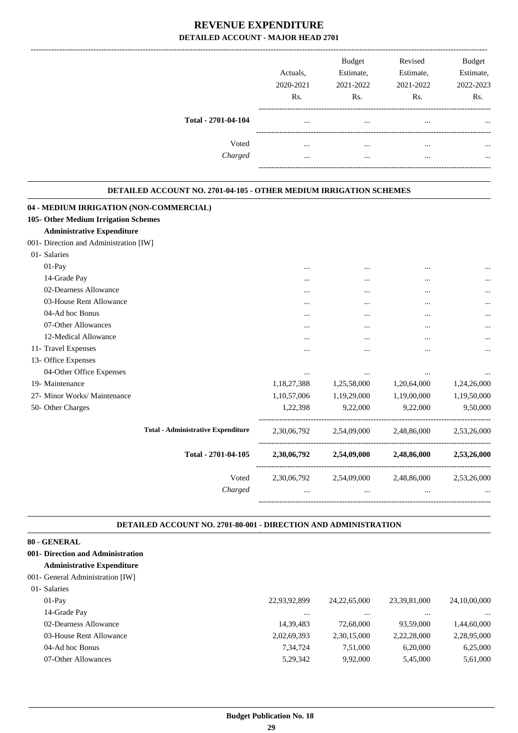# REVENUE EXPENDITURE

## DETAILED ACCOUNT - MAJOR HEAD 2701

| | Actuals, 2020-2021 Rs. | Budget Estimate, 2021-2022 Rs. | Revised Estimate, 2021-2022 Rs. | Budget Estimate, 2022-2023 Rs. |
|---|---|---|---|---|
| **Total - 2701-04-104** | ... | ... | ... | ... |
| Voted | ... | ... | ... | ... |
| *Charged* | ... | ... | ... | ... |

### DETAILED ACCOUNT NO. 2701-04-105 - OTHER MEDIUM IRRIGATION SCHEMES

| | Actuals, 2020-2021 Rs. | Budget Estimate, 2021-2022 Rs. | Revised Estimate, 2021-2022 Rs. | Budget Estimate, 2022-2023 Rs. |
|---|---|---|---|---|
| **04 - MEDIUM IRRIGATION (NON-COMMERCIAL)** | | | | |
| **105- Other Medium Irrigation Schemes** | | | | |
| **Administrative Expenditure** | | | | |
| 001- Direction and Administration [IW] | | | | |
| 01- Salaries | | | | |
| 01-Pay | ... | ... | ... | ... |
| 14-Grade Pay | ... | ... | ... | ... |
| 02-Dearness Allowance | ... | ... | ... | ... |
| 03-House Rent Allowance | ... | ... | ... | ... |
| 04-Ad hoc Bonus | ... | ... | ... | ... |
| 07-Other Allowances | ... | ... | ... | ... |
| 12-Medical Allowance | ... | ... | ... | ... |
| 11- Travel Expenses | ... | ... | ... | ... |
| 13- Office Expenses | | | | |
| 04-Other Office Expenses | ... | ... | ... | ... |
| 19- Maintenance | 1,18,27,388 | 1,25,58,000 | 1,20,64,000 | 1,24,26,000 |
| 27- Minor Works/ Maintenance | 1,10,57,006 | 1,19,29,000 | 1,19,00,000 | 1,19,50,000 |
| 50- Other Charges | 1,22,398 | 9,22,000 | 9,22,000 | 9,50,000 |
| **Total - Administrative Expenditure** | 2,30,06,792 | 2,54,09,000 | 2,48,86,000 | 2,53,26,000 |
| **Total - 2701-04-105** | **2,30,06,792** | **2,54,09,000** | **2,48,86,000** | **2,53,26,000** |
| Voted | 2,30,06,792 | 2,54,09,000 | 2,48,86,000 | 2,53,26,000 |
| *Charged* | ... | ... | ... | ... |

### DETAILED ACCOUNT NO. 2701-80-001 - DIRECTION AND ADMINISTRATION

| | Actuals, 2020-2021 Rs. | Budget Estimate, 2021-2022 Rs. | Revised Estimate, 2021-2022 Rs. | Budget Estimate, 2022-2023 Rs. |
|---|---|---|---|---|
| **80 - GENERAL** | | | | |
| **001- Direction and Administration** | | | | |
| **Administrative Expenditure** | | | | |
| 001- General Administration [IW] | | | | |
| 01- Salaries | | | | |
| 01-Pay | 22,93,92,899 | 24,22,65,000 | 23,39,81,000 | 24,10,00,000 |
| 14-Grade Pay | ... | ... | ... | ... |
| 02-Dearness Allowance | 14,39,483 | 72,68,000 | 93,59,000 | 1,44,60,000 |
| 03-House Rent Allowance | 2,02,69,393 | 2,30,15,000 | 2,22,28,000 | 2,28,95,000 |
| 04-Ad hoc Bonus | 7,34,724 | 7,51,000 | 6,20,000 | 6,25,000 |
| 07-Other Allowances | 5,29,342 | 9,92,000 | 5,45,000 | 5,61,000 |

**Budget Publication No. 18**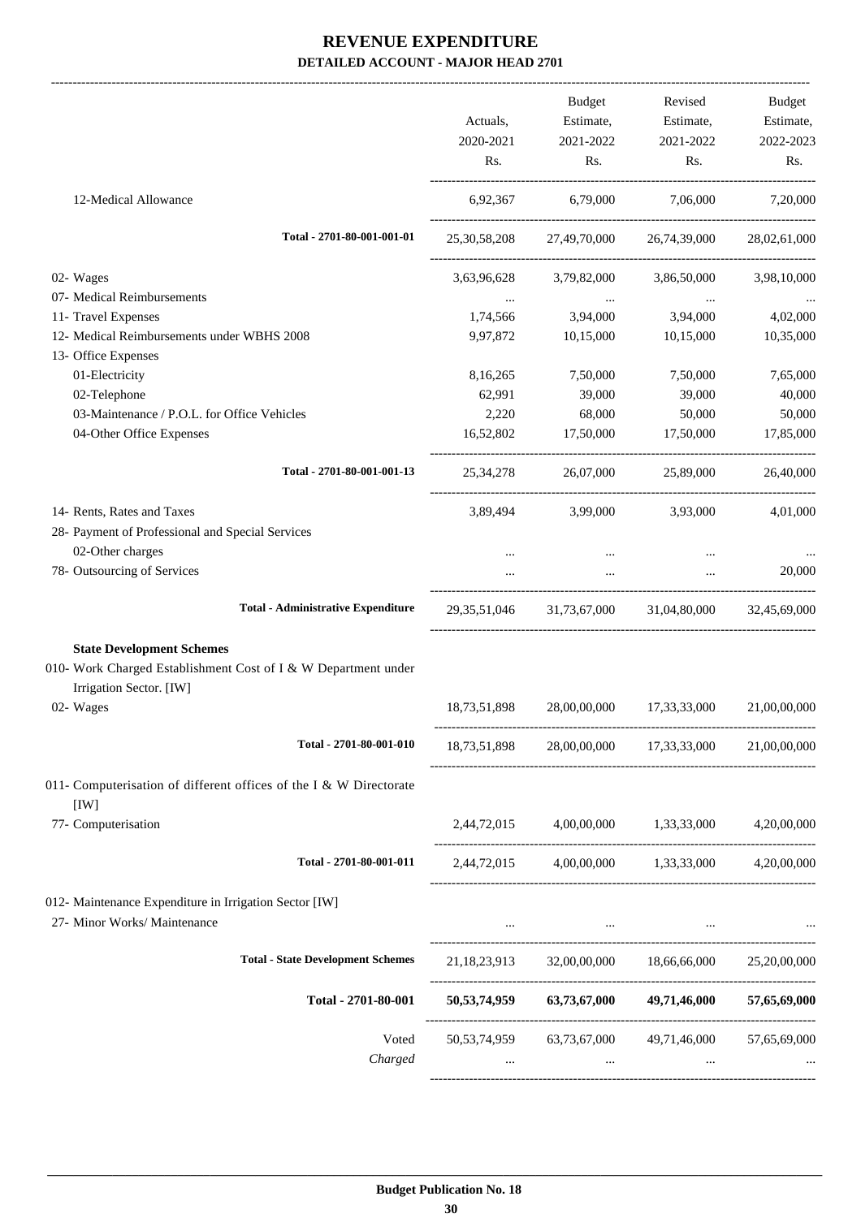# REVENUE EXPENDITURE

## DETAILED ACCOUNT - MAJOR HEAD 2701

| | Actuals, 2020-2021 Rs. | Budget Estimate, 2021-2022 Rs. | Revised Estimate, 2021-2022 Rs. | Budget Estimate, 2022-2023 Rs. |
|---|---|---|---|---|
| 12-Medical Allowance | 6,92,367 | 6,79,000 | 7,06,000 | 7,20,000 |
| **Total - 2701-80-001-001-01** | 25,30,58,208 | 27,49,70,000 | 26,74,39,000 | 28,02,61,000 |
| 02- Wages | 3,63,96,628 | 3,79,82,000 | 3,86,50,000 | 3,98,10,000 |
| 07- Medical Reimbursements | ... | ... | ... | ... |
| 11- Travel Expenses | 1,74,566 | 3,94,000 | 3,94,000 | 4,02,000 |
| 12- Medical Reimbursements under WBHS 2008 | 9,97,872 | 10,15,000 | 10,15,000 | 10,35,000 |
| 13- Office Expenses | | | | |
| 01-Electricity | 8,16,265 | 7,50,000 | 7,50,000 | 7,65,000 |
| 02-Telephone | 62,991 | 39,000 | 39,000 | 40,000 |
| 03-Maintenance / P.O.L. for Office Vehicles | 2,220 | 68,000 | 50,000 | 50,000 |
| 04-Other Office Expenses | 16,52,802 | 17,50,000 | 17,50,000 | 17,85,000 |
| **Total - 2701-80-001-001-13** | 25,34,278 | 26,07,000 | 25,89,000 | 26,40,000 |
| 14- Rents, Rates and Taxes | 3,89,494 | 3,99,000 | 3,93,000 | 4,01,000 |
| 28- Payment of Professional and Special Services | | | | |
| 02-Other charges | ... | ... | ... | ... |
| 78- Outsourcing of Services | ... | ... | ... | 20,000 |
| **Total - Administrative Expenditure** | 29,35,51,046 | 31,73,67,000 | 31,04,80,000 | 32,45,69,000 |
| **State Development Schemes** | | | | |
| 010- Work Charged Establishment Cost of I & W Department under Irrigation Sector. [IW] | | | | |
| 02- Wages | 18,73,51,898 | 28,00,00,000 | 17,33,33,000 | 21,00,00,000 |
| **Total - 2701-80-001-010** | 18,73,51,898 | 28,00,00,000 | 17,33,33,000 | 21,00,00,000 |
| 011- Computerisation of different offices of the I & W Directorate [IW] | | | | |
| 77- Computerisation | 2,44,72,015 | 4,00,00,000 | 1,33,33,000 | 4,20,00,000 |
| **Total - 2701-80-001-011** | 2,44,72,015 | 4,00,00,000 | 1,33,33,000 | 4,20,00,000 |
| 012- Maintenance Expenditure in Irrigation Sector [IW] | | | | |
| 27- Minor Works/ Maintenance | ... | ... | ... | ... |
| **Total - State Development Schemes** | 21,18,23,913 | 32,00,00,000 | 18,66,66,000 | 25,20,00,000 |
| **Total - 2701-80-001** | **50,53,74,959** | **63,73,67,000** | **49,71,46,000** | **57,65,69,000** |
| Voted | 50,53,74,959 | 63,73,67,000 | 49,71,46,000 | 57,65,69,000 |
| *Charged* | ... | ... | ... | ... |

**Budget Publication No. 18**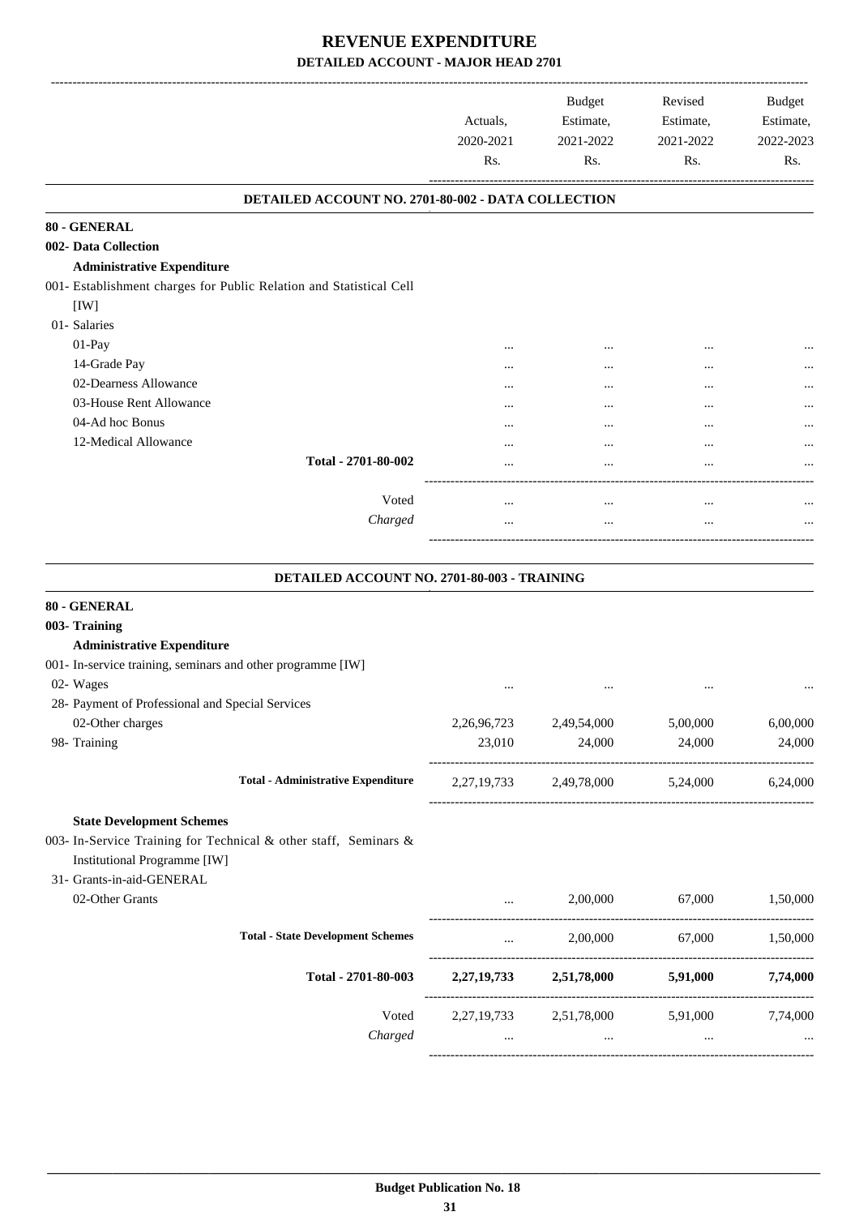# REVENUE EXPENDITURE

## DETAILED ACCOUNT - MAJOR HEAD 2701

| | Actuals, 2020-2021 Rs. | Budget Estimate, 2021-2022 Rs. | Revised Estimate, 2021-2022 Rs. | Budget Estimate, 2022-2023 Rs. |
|---|---|---|---|---|
| **DETAILED ACCOUNT NO. 2701-80-002 - DATA COLLECTION** | | | | |
| **80 - GENERAL** | | | | |
| **002- Data Collection** | | | | |
| **Administrative Expenditure** | | | | |
| 001- Establishment charges for Public Relation and Statistical Cell [IW] | | | | |
| 01- Salaries | | | | |
| 01-Pay | ... | ... | ... | ... |
| 14-Grade Pay | ... | ... | ... | ... |
| 02-Dearness Allowance | ... | ... | ... | ... |
| 03-House Rent Allowance | ... | ... | ... | ... |
| 04-Ad hoc Bonus | ... | ... | ... | ... |
| 12-Medical Allowance | ... | ... | ... | ... |
| Total - 2701-80-002 | ... | ... | ... | ... |
| Voted | ... | ... | ... | ... |
| *Charged* | ... | ... | ... | ... |

| | Actuals, 2020-2021 Rs. | Budget Estimate, 2021-2022 Rs. | Revised Estimate, 2021-2022 Rs. | Budget Estimate, 2022-2023 Rs. |
|---|---|---|---|---|
| **DETAILED ACCOUNT NO. 2701-80-003 - TRAINING** | | | | |
| **80 - GENERAL** | | | | |
| **003- Training** | | | | |
| **Administrative Expenditure** | | | | |
| 001- In-service training, seminars and other programme [IW] | | | | |
| 02- Wages | ... | ... | ... | ... |
| 28- Payment of Professional and Special Services | | | | |
| 02-Other charges | 2,26,96,723 | 2,49,54,000 | 5,00,000 | 6,00,000 |
| 98- Training | 23,010 | 24,000 | 24,000 | 24,000 |
| **Total - Administrative Expenditure** | 2,27,19,733 | 2,49,78,000 | 5,24,000 | 6,24,000 |
| **State Development Schemes** | | | | |
| 003- In-Service Training for Technical & other staff, Seminars & Institutional Programme [IW] | | | | |
| 31- Grants-in-aid-GENERAL | | | | |
| 02-Other Grants | ... | 2,00,000 | 67,000 | 1,50,000 |
| **Total - State Development Schemes** | ... | 2,00,000 | 67,000 | 1,50,000 |
| **Total - 2701-80-003** | **2,27,19,733** | **2,51,78,000** | **5,91,000** | **7,74,000** |
| Voted | 2,27,19,733 | 2,51,78,000 | 5,91,000 | 7,74,000 |
| *Charged* | ... | ... | ... | ... |

**Budget Publication No. 18**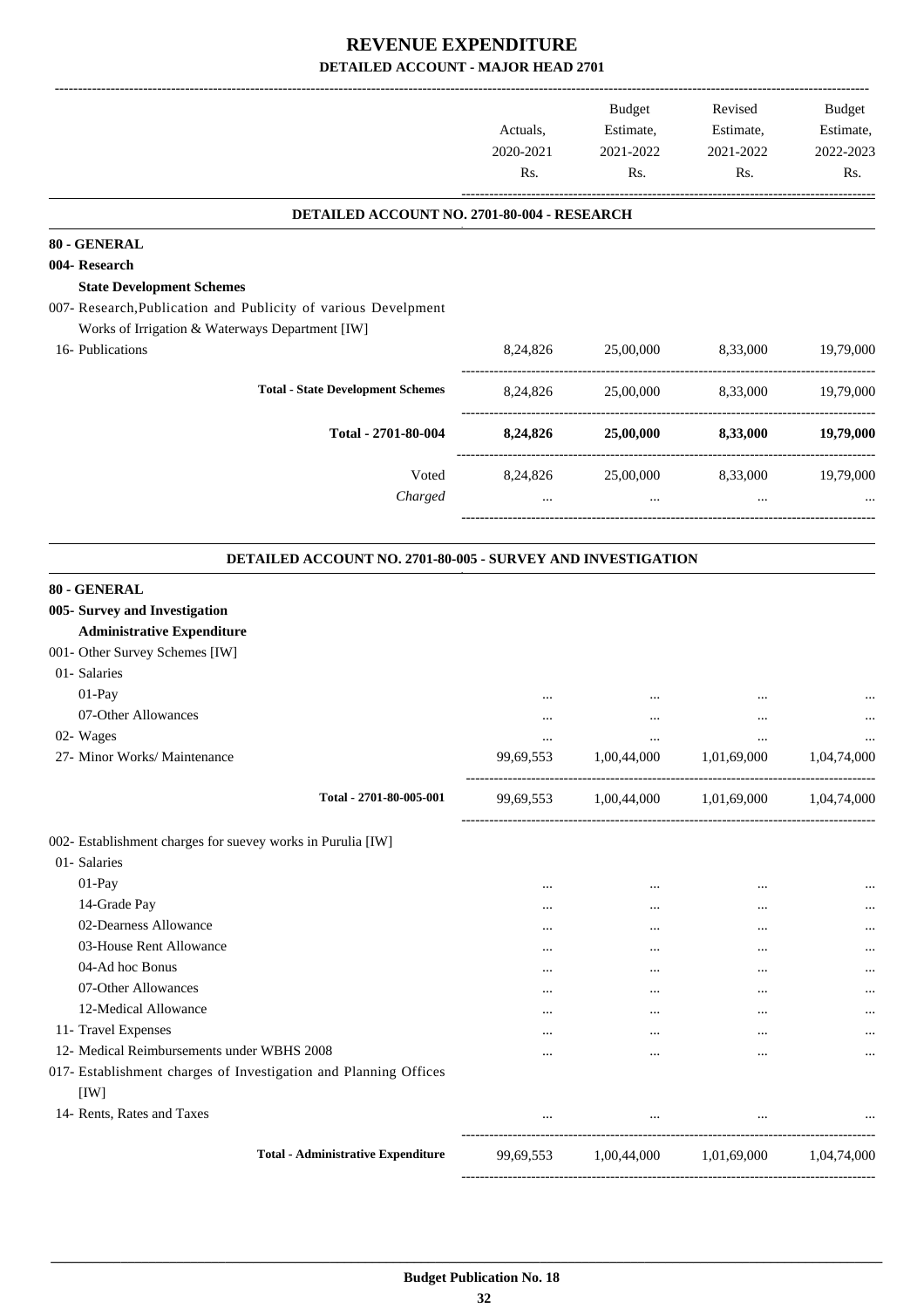# REVENUE EXPENDITURE

## DETAILED ACCOUNT - MAJOR HEAD 2701

| | Actuals, 2020-2021 Rs. | Budget Estimate, 2021-2022 Rs. | Revised Estimate, 2021-2022 Rs. | Budget Estimate, 2022-2023 Rs. |
|---|---|---|---|---|
| **DETAILED ACCOUNT NO. 2701-80-004 - RESEARCH** | | | | |
| **80 - GENERAL** | | | | |
| **004- Research** | | | | |
| **State Development Schemes** | | | | |
| 007- Research,Publication and Publicity of various Develpment Works of Irrigation & Waterways Department [IW] | | | | |
| 16- Publications | 8,24,826 | 25,00,000 | 8,33,000 | 19,79,000 |
| **Total - State Development Schemes** | 8,24,826 | 25,00,000 | 8,33,000 | 19,79,000 |
| **Total - 2701-80-004** | **8,24,826** | **25,00,000** | **8,33,000** | **19,79,000** |
| Voted | 8,24,826 | 25,00,000 | 8,33,000 | 19,79,000 |
| *Charged* | ... | ... | ... | ... |

| | Actuals, 2020-2021 Rs. | Budget Estimate, 2021-2022 Rs. | Revised Estimate, 2021-2022 Rs. | Budget Estimate, 2022-2023 Rs. |
|---|---|---|---|---|
| **DETAILED ACCOUNT NO. 2701-80-005 - SURVEY AND INVESTIGATION** | | | | |
| **80 - GENERAL** | | | | |
| **005- Survey and Investigation** | | | | |
| **Administrative Expenditure** | | | | |
| 001- Other Survey Schemes [IW] | | | | |
| 01- Salaries | | | | |
| 01-Pay | ... | ... | ... | ... |
| 07-Other Allowances | ... | ... | ... | ... |
| 02- Wages | ... | ... | ... | ... |
| 27- Minor Works/ Maintenance | 99,69,553 | 1,00,44,000 | 1,01,69,000 | 1,04,74,000 |
| **Total - 2701-80-005-001** | 99,69,553 | 1,00,44,000 | 1,01,69,000 | 1,04,74,000 |
| 002- Establishment charges for suevey works in Purulia [IW] | | | | |
| 01- Salaries | | | | |
| 01-Pay | ... | ... | ... | ... |
| 14-Grade Pay | ... | ... | ... | ... |
| 02-Dearness Allowance | ... | ... | ... | ... |
| 03-House Rent Allowance | ... | ... | ... | ... |
| 04-Ad hoc Bonus | ... | ... | ... | ... |
| 07-Other Allowances | ... | ... | ... | ... |
| 12-Medical Allowance | ... | ... | ... | ... |
| 11- Travel Expenses | ... | ... | ... | ... |
| 12- Medical Reimbursements under WBHS 2008 | ... | ... | ... | ... |
| 017- Establishment charges of Investigation and Planning Offices [IW] | | | | |
| 14- Rents, Rates and Taxes | ... | ... | ... | ... |
| **Total - Administrative Expenditure** | 99,69,553 | 1,00,44,000 | 1,01,69,000 | 1,04,74,000 |

Budget Publication No. 18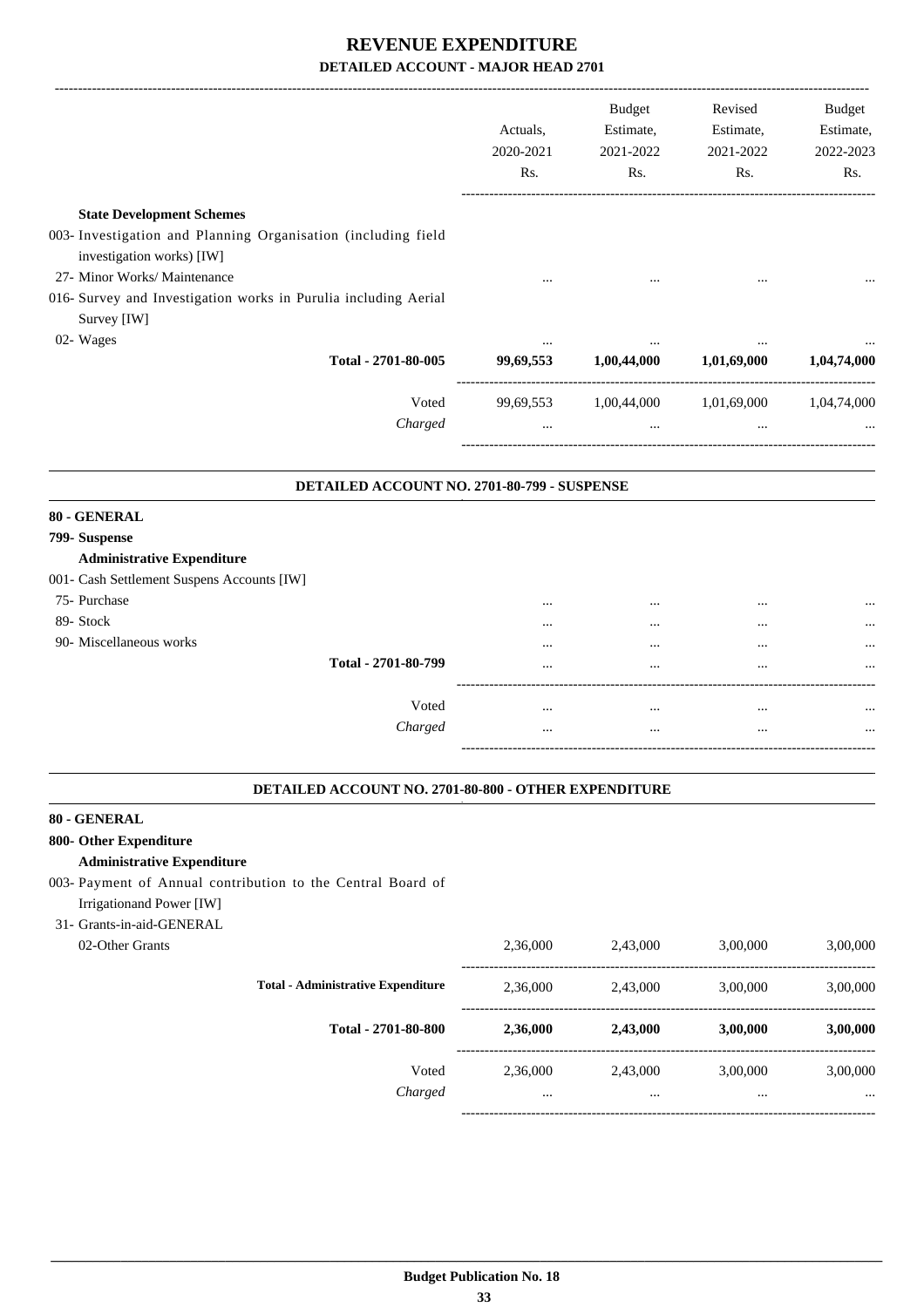# REVENUE EXPENDITURE

## DETAILED ACCOUNT - MAJOR HEAD 2701

| | Actuals, 2020-2021 Rs. | Budget Estimate, 2021-2022 Rs. | Revised Estimate, 2021-2022 Rs. | Budget Estimate, 2022-2023 Rs. |
|---|---|---|---|---|
| **State Development Schemes** | | | | |
| 003- Investigation and Planning Organisation (including field investigation works) [IW] | | | | |
| 27- Minor Works/ Maintenance | ... | ... | ... | ... |
| 016- Survey and Investigation works in Purulia including Aerial Survey [IW] | | | | |
| 02- Wages | ... | ... | ... | ... |
| **Total - 2701-80-005** | **99,69,553** | **1,00,44,000** | **1,01,69,000** | **1,04,74,000** |
| Voted | 99,69,553 | 1,00,44,000 | 1,01,69,000 | 1,04,74,000 |
| *Charged* | ... | ... | ... | ... |

### DETAILED ACCOUNT NO. 2701-80-799 - SUSPENSE

| | | | | |
|---|---|---|---|---|
| **80 - GENERAL** | | | | |
| **799- Suspense** | | | | |
| **Administrative Expenditure** | | | | |
| 001- Cash Settlement Suspens Accounts [IW] | | | | |
| 75- Purchase | ... | ... | ... | ... |
| 89- Stock | ... | ... | ... | ... |
| 90- Miscellaneous works | ... | ... | ... | ... |
| **Total - 2701-80-799** | ... | ... | ... | ... |
| Voted | ... | ... | ... | ... |
| *Charged* | ... | ... | ... | ... |

### DETAILED ACCOUNT NO. 2701-80-800 - OTHER EXPENDITURE

| | | | | |
|---|---|---|---|---|
| **80 - GENERAL** | | | | |
| **800- Other Expenditure** | | | | |
| **Administrative Expenditure** | | | | |
| 003- Payment of Annual contribution to the Central Board of Irrigationand Power [IW] | | | | |
| 31- Grants-in-aid-GENERAL | | | | |
| 02-Other Grants | 2,36,000 | 2,43,000 | 3,00,000 | 3,00,000 |
| **Total - Administrative Expenditure** | 2,36,000 | 2,43,000 | 3,00,000 | 3,00,000 |
| **Total - 2701-80-800** | **2,36,000** | **2,43,000** | **3,00,000** | **3,00,000** |
| Voted | 2,36,000 | 2,43,000 | 3,00,000 | 3,00,000 |
| *Charged* | ... | ... | ... | ... |

**Budget Publication No. 18**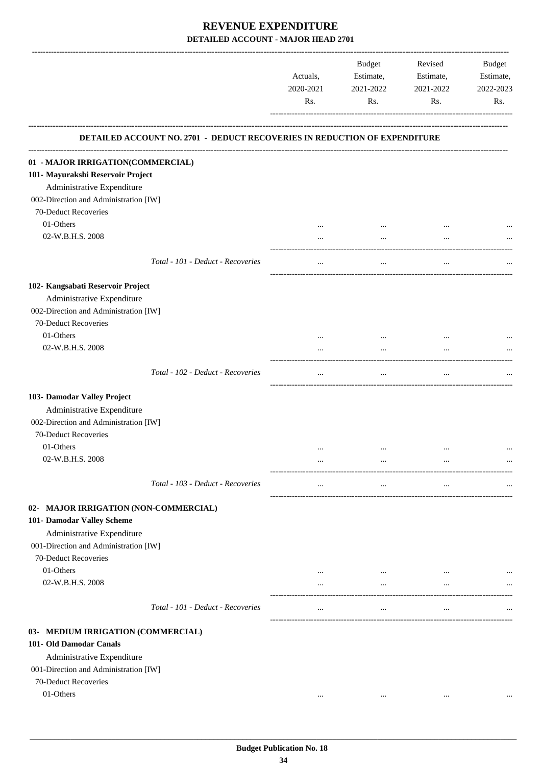# REVENUE EXPENDITURE

## DETAILED ACCOUNT - MAJOR HEAD 2701

| | Actuals, 2020-2021 Rs. | Budget Estimate, 2021-2022 Rs. | Revised Estimate, 2021-2022 Rs. | Budget Estimate, 2022-2023 Rs. |
|---|---|---|---|---|
| **DETAILED ACCOUNT NO. 2701 - DEDUCT RECOVERIES IN REDUCTION OF EXPENDITURE** | | | | |
| **01 - MAJOR IRRIGATION(COMMERCIAL)** | | | | |
| **101- Mayurakshi Reservoir Project** | | | | |
| Administrative Expenditure | | | | |
| 002-Direction and Administration [IW] | | | | |
| 70-Deduct Recoveries | | | | |
| 01-Others | ... | ... | ... | ... |
| 02-W.B.H.S. 2008 | ... | ... | ... | ... |
| *Total - 101 - Deduct - Recoveries* | ... | ... | ... | ... |
| **102- Kangsabati Reservoir Project** | | | | |
| Administrative Expenditure | | | | |
| 002-Direction and Administration [IW] | | | | |
| 70-Deduct Recoveries | | | | |
| 01-Others | ... | ... | ... | ... |
| 02-W.B.H.S. 2008 | ... | ... | ... | ... |
| *Total - 102 - Deduct - Recoveries* | ... | ... | ... | ... |
| **103- Damodar Valley Project** | | | | |
| Administrative Expenditure | | | | |
| 002-Direction and Administration [IW] | | | | |
| 70-Deduct Recoveries | | | | |
| 01-Others | ... | ... | ... | ... |
| 02-W.B.H.S. 2008 | ... | ... | ... | ... |
| *Total - 103 - Deduct - Recoveries* | ... | ... | ... | ... |
| **02- MAJOR IRRIGATION (NON-COMMERCIAL)** | | | | |
| **101- Damodar Valley Scheme** | | | | |
| Administrative Expenditure | | | | |
| 001-Direction and Administration [IW] | | | | |
| 70-Deduct Recoveries | | | | |
| 01-Others | ... | ... | ... | ... |
| 02-W.B.H.S. 2008 | ... | ... | ... | ... |
| *Total - 101 - Deduct - Recoveries* | ... | ... | ... | ... |
| **03- MEDIUM IRRIGATION (COMMERCIAL)** | | | | |
| **101- Old Damodar Canals** | | | | |
| Administrative Expenditure | | | | |
| 001-Direction and Administration [IW] | | | | |
| 70-Deduct Recoveries | | | | |
| 01-Others | ... | ... | ... | ... |

**Budget Publication No. 18**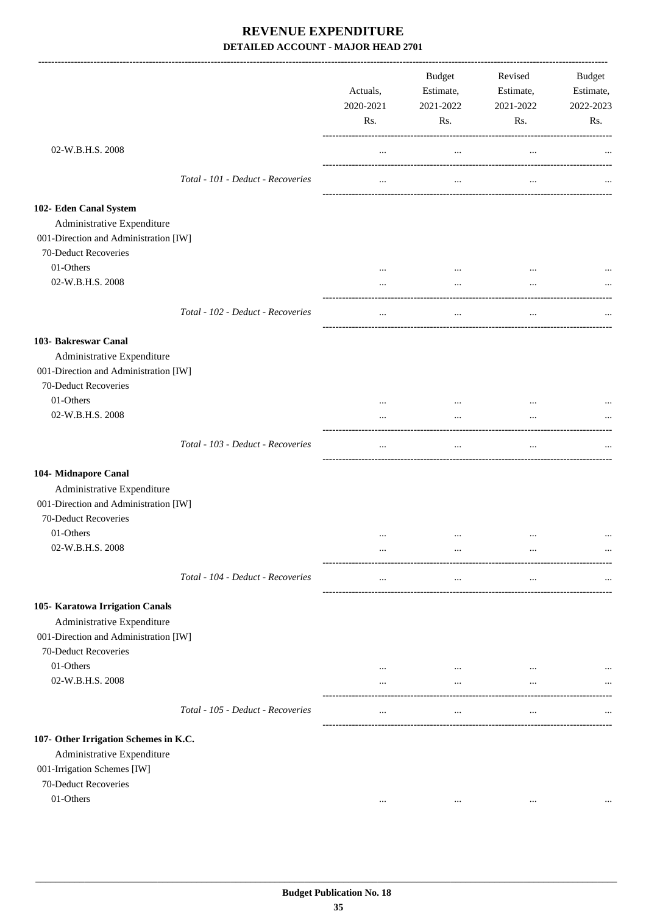# REVENUE EXPENDITURE
## DETAILED ACCOUNT - MAJOR HEAD 2701

| | Actuals, 2020-2021 Rs. | Budget Estimate, 2021-2022 Rs. | Revised Estimate, 2021-2022 Rs. | Budget Estimate, 2022-2023 Rs. |
|---|---|---|---|---|
| 02-W.B.H.S. 2008 | ... | ... | ... | ... |
| *Total - 101 - Deduct - Recoveries* | ... | ... | ... | ... |
| **102- Eden Canal System** | | | | |
| Administrative Expenditure | | | | |
| 001-Direction and Administration [IW] | | | | |
| 70-Deduct Recoveries | | | | |
| 01-Others | ... | ... | ... | ... |
| 02-W.B.H.S. 2008 | ... | ... | ... | ... |
| *Total - 102 - Deduct - Recoveries* | ... | ... | ... | ... |
| **103- Bakreswar Canal** | | | | |
| Administrative Expenditure | | | | |
| 001-Direction and Administration [IW] | | | | |
| 70-Deduct Recoveries | | | | |
| 01-Others | ... | ... | ... | ... |
| 02-W.B.H.S. 2008 | ... | ... | ... | ... |
| *Total - 103 - Deduct - Recoveries* | ... | ... | ... | ... |
| **104- Midnapore Canal** | | | | |
| Administrative Expenditure | | | | |
| 001-Direction and Administration [IW] | | | | |
| 70-Deduct Recoveries | | | | |
| 01-Others | ... | ... | ... | ... |
| 02-W.B.H.S. 2008 | ... | ... | ... | ... |
| *Total - 104 - Deduct - Recoveries* | ... | ... | ... | ... |
| **105- Karatowa Irrigation Canals** | | | | |
| Administrative Expenditure | | | | |
| 001-Direction and Administration [IW] | | | | |
| 70-Deduct Recoveries | | | | |
| 01-Others | ... | ... | ... | ... |
| 02-W.B.H.S. 2008 | ... | ... | ... | ... |
| *Total - 105 - Deduct - Recoveries* | ... | ... | ... | ... |
| **107- Other Irrigation Schemes in K.C.** | | | | |
| Administrative Expenditure | | | | |
| 001-Irrigation Schemes [IW] | | | | |
| 70-Deduct Recoveries | | | | |
| 01-Others | ... | ... | ... | ... |

Budget Publication No. 18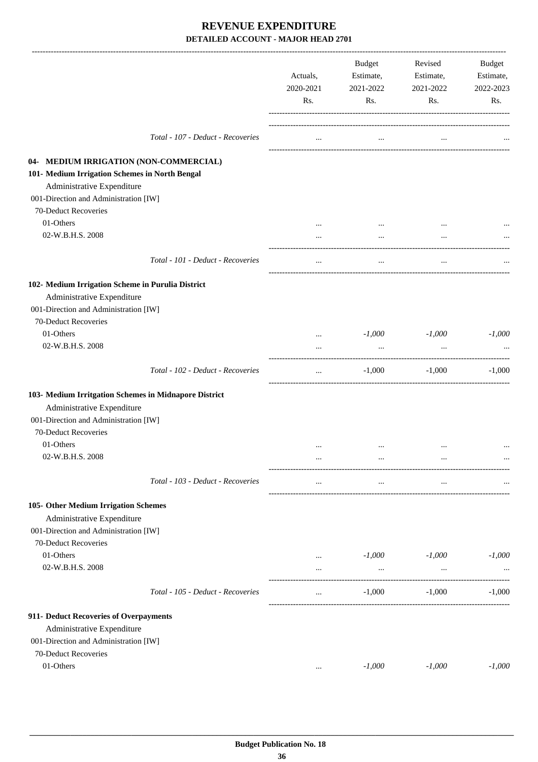# REVENUE EXPENDITURE

## DETAILED ACCOUNT - MAJOR HEAD 2701

| | Actuals, 2020-2021 Rs. | Budget Estimate, 2021-2022 Rs. | Revised Estimate, 2021-2022 Rs. | Budget Estimate, 2022-2023 Rs. |
|---|---|---|---|---|
| *Total - 107 - Deduct - Recoveries* | ... | ... | ... | ... |
| **04- MEDIUM IRRIGATION (NON-COMMERCIAL)** | | | | |
| **101- Medium Irrigation Schemes in North Bengal** | | | | |
| Administrative Expenditure | | | | |
| 001-Direction and Administration [IW] | | | | |
| 70-Deduct Recoveries | | | | |
| 01-Others | ... | ... | ... | ... |
| 02-W.B.H.S. 2008 | ... | ... | ... | ... |
| *Total - 101 - Deduct - Recoveries* | ... | ... | ... | ... |
| **102- Medium Irrigation Scheme in Purulia District** | | | | |
| Administrative Expenditure | | | | |
| 001-Direction and Administration [IW] | | | | |
| 70-Deduct Recoveries | | | | |
| 01-Others | ... | *-1,000* | *-1,000* | *-1,000* |
| 02-W.B.H.S. 2008 | ... | ... | ... | ... |
| *Total - 102 - Deduct - Recoveries* | ... | -1,000 | -1,000 | -1,000 |
| **103- Medium Irritgation Schemes in Midnapore District** | | | | |
| Administrative Expenditure | | | | |
| 001-Direction and Administration [IW] | | | | |
| 70-Deduct Recoveries | | | | |
| 01-Others | ... | ... | ... | ... |
| 02-W.B.H.S. 2008 | ... | ... | ... | ... |
| *Total - 103 - Deduct - Recoveries* | ... | ... | ... | ... |
| **105- Other Medium Irrigation Schemes** | | | | |
| Administrative Expenditure | | | | |
| 001-Direction and Administration [IW] | | | | |
| 70-Deduct Recoveries | | | | |
| 01-Others | ... | *-1,000* | *-1,000* | *-1,000* |
| 02-W.B.H.S. 2008 | ... | ... | ... | ... |
| *Total - 105 - Deduct - Recoveries* | ... | -1,000 | -1,000 | -1,000 |
| **911- Deduct Recoveries of Overpayments** | | | | |
| Administrative Expenditure | | | | |
| 001-Direction and Administration [IW] | | | | |
| 70-Deduct Recoveries | | | | |
| 01-Others | ... | *-1,000* | *-1,000* | *-1,000* |

**Budget Publication No. 18**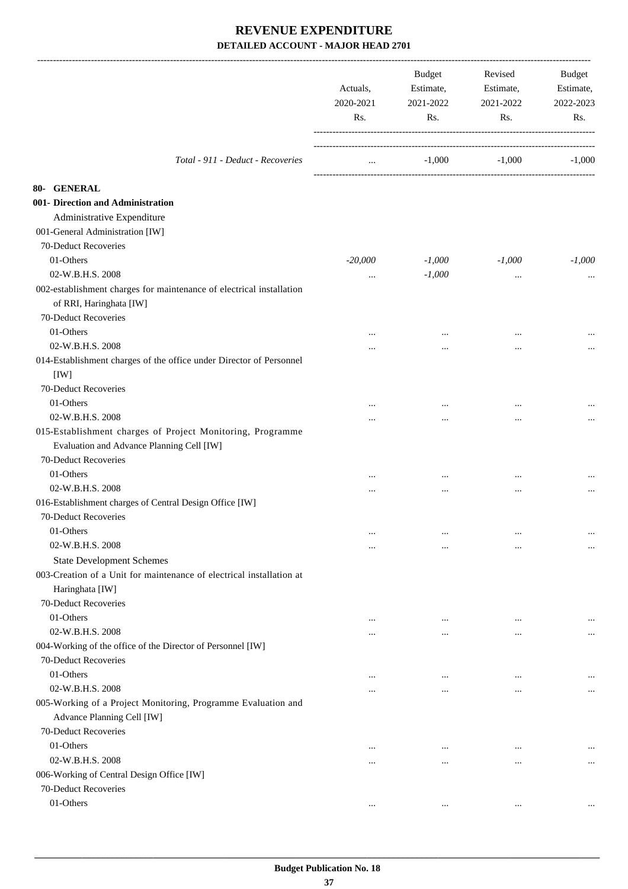# REVENUE EXPENDITURE

## DETAILED ACCOUNT - MAJOR HEAD 2701

| | Actuals, 2020-2021 Rs. | Budget Estimate, 2021-2022 Rs. | Revised Estimate, 2021-2022 Rs. | Budget Estimate, 2022-2023 Rs. |
|---|---|---|---|---|
| *Total - 911 - Deduct - Recoveries* | ... | -1,000 | -1,000 | -1,000 |
| **80- GENERAL** | | | | |
| **001- Direction and Administration** | | | | |
| Administrative Expenditure | | | | |
| 001-General Administration [IW] | | | | |
| 70-Deduct Recoveries | | | | |
| 01-Others | *-20,000* | *-1,000* | *-1,000* | *-1,000* |
| 02-W.B.H.S. 2008 | ... | *-1,000* | ... | ... |
| 002-establishment charges for maintenance of electrical installation of RRI, Haringhata [IW] | | | | |
| 70-Deduct Recoveries | | | | |
| 01-Others | ... | ... | ... | ... |
| 02-W.B.H.S. 2008 | ... | ... | ... | ... |
| 014-Establishment charges of the office under Director of Personnel [IW] | | | | |
| 70-Deduct Recoveries | | | | |
| 01-Others | ... | ... | ... | ... |
| 02-W.B.H.S. 2008 | ... | ... | ... | ... |
| 015-Establishment charges of Project Monitoring, Programme Evaluation and Advance Planning Cell [IW] | | | | |
| 70-Deduct Recoveries | | | | |
| 01-Others | ... | ... | ... | ... |
| 02-W.B.H.S. 2008 | ... | ... | ... | ... |
| 016-Establishment charges of Central Design Office [IW] | | | | |
| 70-Deduct Recoveries | | | | |
| 01-Others | ... | ... | ... | ... |
| 02-W.B.H.S. 2008 | ... | ... | ... | ... |
| State Development Schemes | | | | |
| 003-Creation of a Unit for maintenance of electrical installation at Haringhata [IW] | | | | |
| 70-Deduct Recoveries | | | | |
| 01-Others | ... | ... | ... | ... |
| 02-W.B.H.S. 2008 | ... | ... | ... | ... |
| 004-Working of the office of the Director of Personnel [IW] | | | | |
| 70-Deduct Recoveries | | | | |
| 01-Others | ... | ... | ... | ... |
| 02-W.B.H.S. 2008 | ... | ... | ... | ... |
| 005-Working of a Project Monitoring, Programme Evaluation and Advance Planning Cell [IW] | | | | |
| 70-Deduct Recoveries | | | | |
| 01-Others | ... | ... | ... | ... |
| 02-W.B.H.S. 2008 | ... | ... | ... | ... |
| 006-Working of Central Design Office [IW] | | | | |
| 70-Deduct Recoveries | | | | |
| 01-Others | ... | ... | ... | ... |

**Budget Publication No. 18**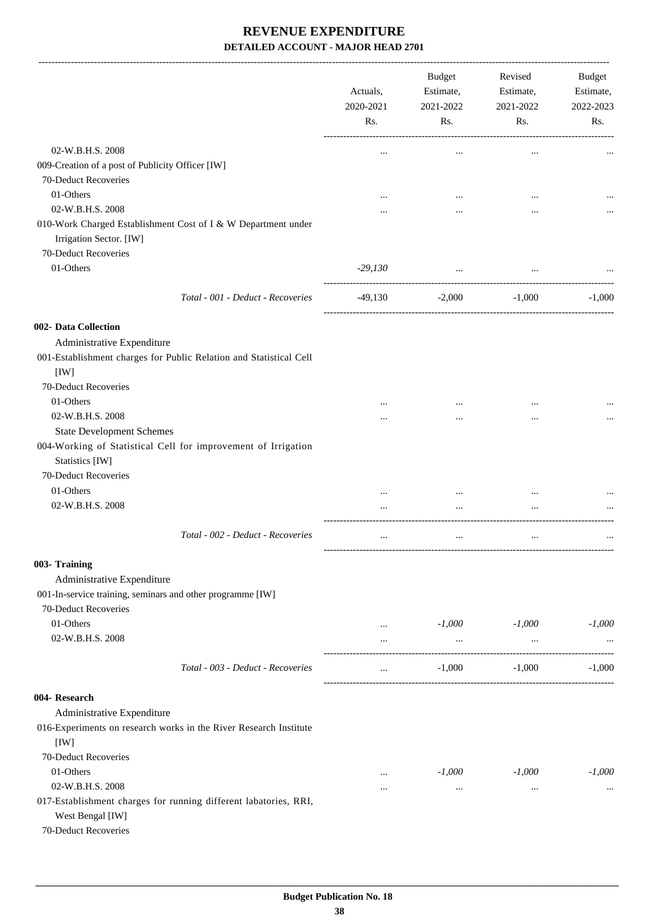# REVENUE EXPENDITURE

## DETAILED ACCOUNT - MAJOR HEAD 2701

| | Actuals, 2020-2021 Rs. | Budget Estimate, 2021-2022 Rs. | Revised Estimate, 2021-2022 Rs. | Budget Estimate, 2022-2023 Rs. |
|---|---|---|---|---|
| 02-W.B.H.S. 2008 | ... | ... | ... | ... |
| 009-Creation of a post of Publicity Officer [IW] | | | | |
| 70-Deduct Recoveries | | | | |
| 01-Others | ... | ... | ... | ... |
| 02-W.B.H.S. 2008 | ... | ... | ... | ... |
| 010-Work Charged Establishment Cost of I & W Department under Irrigation Sector. [IW] | | | | |
| 70-Deduct Recoveries | | | | |
| 01-Others | *-29,130* | ... | ... | ... |
| *Total - 001 - Deduct - Recoveries* | -49,130 | -2,000 | -1,000 | -1,000 |
| **002- Data Collection** | | | | |
| Administrative Expenditure | | | | |
| 001-Establishment charges for Public Relation and Statistical Cell [IW] | | | | |
| 70-Deduct Recoveries | | | | |
| 01-Others | ... | ... | ... | ... |
| 02-W.B.H.S. 2008 | ... | ... | ... | ... |
| State Development Schemes | | | | |
| 004-Working of Statistical Cell for improvement of Irrigation Statistics [IW] | | | | |
| 70-Deduct Recoveries | | | | |
| 01-Others | ... | ... | ... | ... |
| 02-W.B.H.S. 2008 | ... | ... | ... | ... |
| *Total - 002 - Deduct - Recoveries* | ... | ... | ... | ... |
| **003- Training** | | | | |
| Administrative Expenditure | | | | |
| 001-In-service training, seminars and other programme [IW] | | | | |
| 70-Deduct Recoveries | | | | |
| 01-Others | ... | *-1,000* | *-1,000* | *-1,000* |
| 02-W.B.H.S. 2008 | ... | ... | ... | ... |
| *Total - 003 - Deduct - Recoveries* | ... | -1,000 | -1,000 | -1,000 |
| **004- Research** | | | | |
| Administrative Expenditure | | | | |
| 016-Experiments on research works in the River Research Institute [IW] | | | | |
| 70-Deduct Recoveries | | | | |
| 01-Others | ... | *-1,000* | *-1,000* | *-1,000* |
| 02-W.B.H.S. 2008 | ... | ... | ... | ... |
| 017-Establishment charges for running different labatories, RRI, West Bengal [IW] | | | | |
| 70-Deduct Recoveries | | | | |

Budget Publication No. 18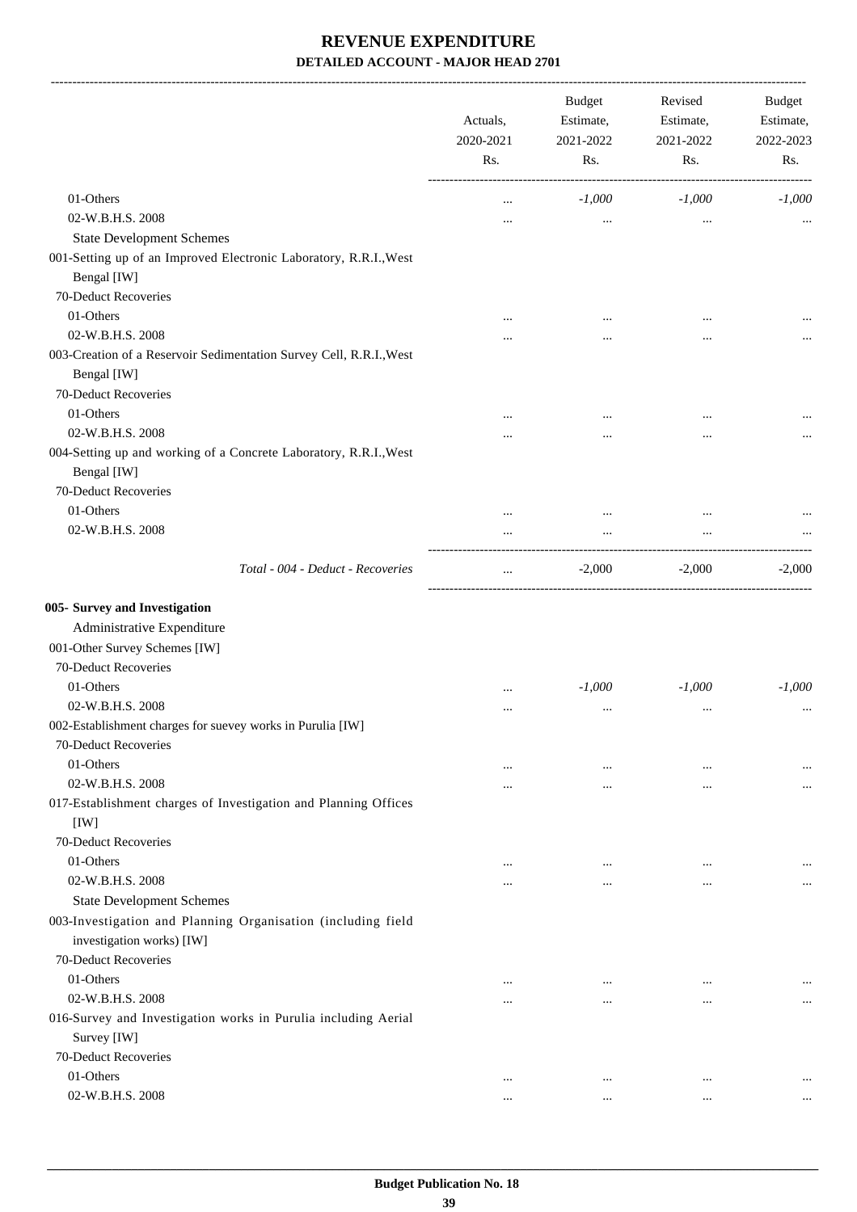# REVENUE EXPENDITURE

## DETAILED ACCOUNT - MAJOR HEAD 2701

| | Actuals, 2020-2021 Rs. | Budget Estimate, 2021-2022 Rs. | Revised Estimate, 2021-2022 Rs. | Budget Estimate, 2022-2023 Rs. |
|---|---|---|---|---|
| 01-Others | ... | *-1,000* | *-1,000* | *-1,000* |
| 02-W.B.H.S. 2008 | ... | ... | ... | ... |
| State Development Schemes | | | | |
| 001-Setting up of an Improved Electronic Laboratory, R.R.I.,West Bengal [IW] | | | | |
| 70-Deduct Recoveries | | | | |
| 01-Others | ... | ... | ... | ... |
| 02-W.B.H.S. 2008 | ... | ... | ... | ... |
| 003-Creation of a Reservoir Sedimentation Survey Cell, R.R.I.,West Bengal [IW] | | | | |
| 70-Deduct Recoveries | | | | |
| 01-Others | ... | ... | ... | ... |
| 02-W.B.H.S. 2008 | ... | ... | ... | ... |
| 004-Setting up and working of a Concrete Laboratory, R.R.I.,West Bengal [IW] | | | | |
| 70-Deduct Recoveries | | | | |
| 01-Others | ... | ... | ... | ... |
| 02-W.B.H.S. 2008 | ... | ... | ... | ... |
| *Total - 004 - Deduct - Recoveries* | ... | -2,000 | -2,000 | -2,000 |
| **005- Survey and Investigation** | | | | |
| Administrative Expenditure | | | | |
| 001-Other Survey Schemes [IW] | | | | |
| 70-Deduct Recoveries | | | | |
| 01-Others | ... | *-1,000* | *-1,000* | *-1,000* |
| 02-W.B.H.S. 2008 | ... | ... | ... | ... |
| 002-Establishment charges for suevey works in Purulia [IW] | | | | |
| 70-Deduct Recoveries | | | | |
| 01-Others | ... | ... | ... | ... |
| 02-W.B.H.S. 2008 | ... | ... | ... | ... |
| 017-Establishment charges of Investigation and Planning Offices [IW] | | | | |
| 70-Deduct Recoveries | | | | |
| 01-Others | ... | ... | ... | ... |
| 02-W.B.H.S. 2008 | ... | ... | ... | ... |
| State Development Schemes | | | | |
| 003-Investigation and Planning Organisation (including field investigation works) [IW] | | | | |
| 70-Deduct Recoveries | | | | |
| 01-Others | ... | ... | ... | ... |
| 02-W.B.H.S. 2008 | ... | ... | ... | ... |
| 016-Survey and Investigation works in Purulia including Aerial Survey [IW] | | | | |
| 70-Deduct Recoveries | | | | |
| 01-Others | ... | ... | ... | ... |
| 02-W.B.H.S. 2008 | ... | ... | ... | ... |

Budget Publication No. 18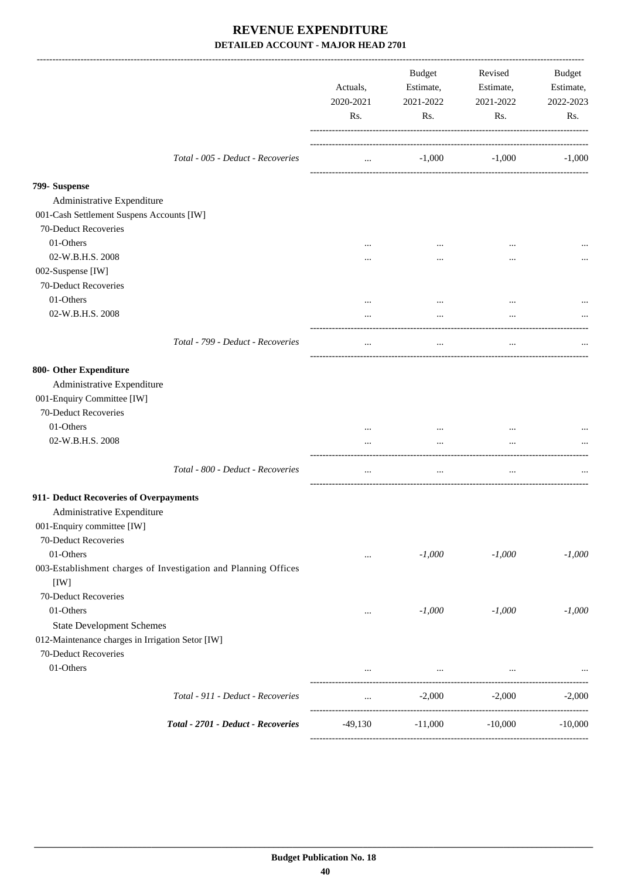# REVENUE EXPENDITURE

## DETAILED ACCOUNT - MAJOR HEAD 2701

| | Actuals, 2020-2021 Rs. | Budget Estimate, 2021-2022 Rs. | Revised Estimate, 2021-2022 Rs. | Budget Estimate, 2022-2023 Rs. |
|---|---|---|---|---|
| *Total - 005 - Deduct - Recoveries* | ... | -1,000 | -1,000 | -1,000 |
| **799- Suspense** | | | | |
| Administrative Expenditure | | | | |
| 001-Cash Settlement Suspens Accounts [IW] | | | | |
| 70-Deduct Recoveries | | | | |
| 01-Others | ... | ... | ... | ... |
| 02-W.B.H.S. 2008 | ... | ... | ... | ... |
| 002-Suspense [IW] | | | | |
| 70-Deduct Recoveries | | | | |
| 01-Others | ... | ... | ... | ... |
| 02-W.B.H.S. 2008 | ... | ... | ... | ... |
| *Total - 799 - Deduct - Recoveries* | ... | ... | ... | ... |
| **800- Other Expenditure** | | | | |
| Administrative Expenditure | | | | |
| 001-Enquiry Committee [IW] | | | | |
| 70-Deduct Recoveries | | | | |
| 01-Others | ... | ... | ... | ... |
| 02-W.B.H.S. 2008 | ... | ... | ... | ... |
| *Total - 800 - Deduct - Recoveries* | ... | ... | ... | ... |
| **911- Deduct Recoveries of Overpayments** | | | | |
| Administrative Expenditure | | | | |
| 001-Enquiry committee [IW] | | | | |
| 70-Deduct Recoveries | | | | |
| 01-Others | ... | *-1,000* | *-1,000* | *-1,000* |
| 003-Establishment charges of Investigation and Planning Offices [IW] | | | | |
| 70-Deduct Recoveries | | | | |
| 01-Others | ... | *-1,000* | *-1,000* | *-1,000* |
| State Development Schemes | | | | |
| 012-Maintenance charges in Irrigation Setor [IW] | | | | |
| 70-Deduct Recoveries | | | | |
| 01-Others | ... | ... | ... | ... |
| *Total - 911 - Deduct - Recoveries* | ... | -2,000 | -2,000 | -2,000 |
| ***Total - 2701 - Deduct - Recoveries*** | -49,130 | -11,000 | -10,000 | -10,000 |

**Budget Publication No. 18**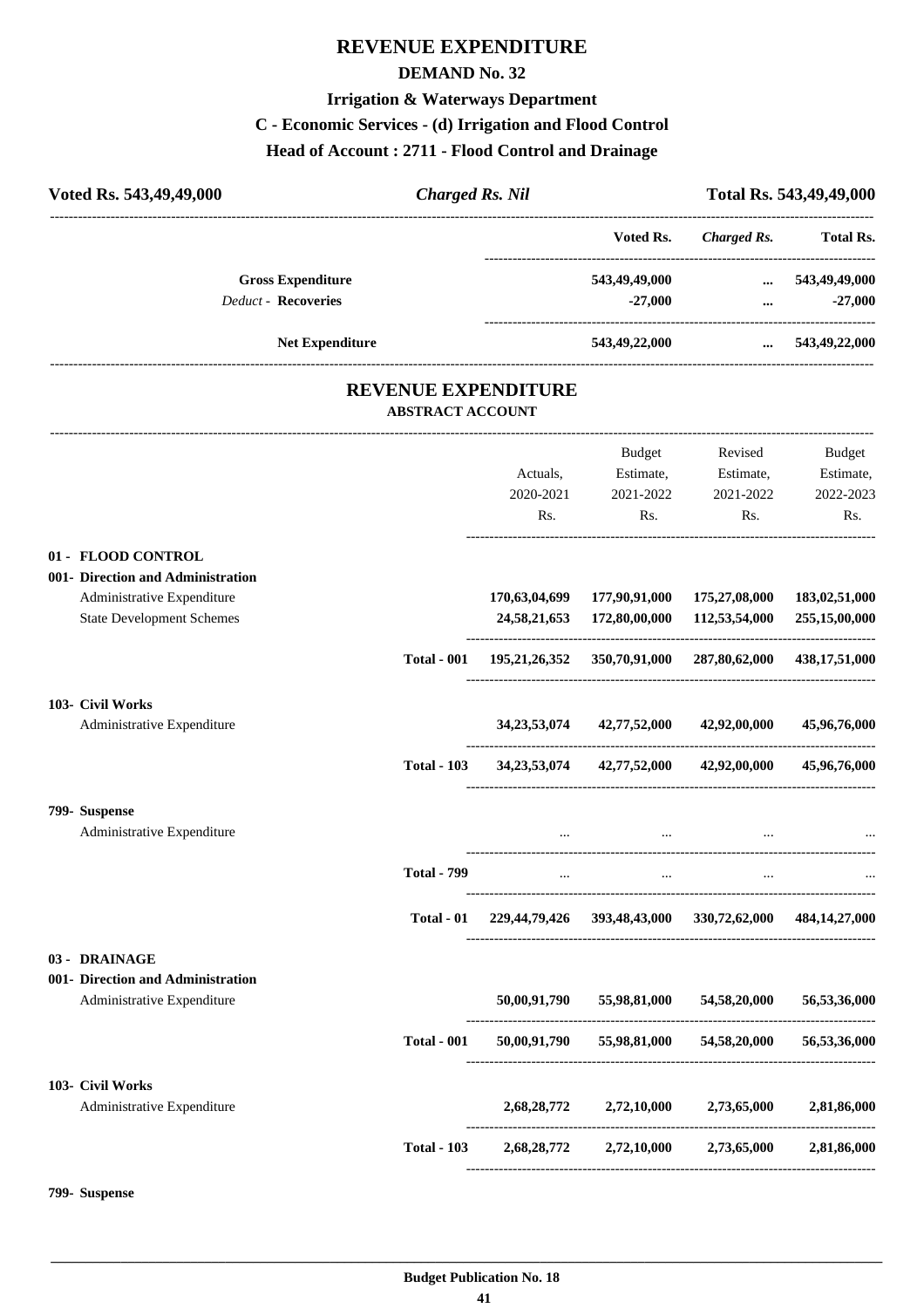# REVENUE EXPENDITURE

## DEMAND No. 32

### Irrigation & Waterways Department

### C - Economic Services - (d) Irrigation and Flood Control

### Head of Account : 2711 - Flood Control and Drainage

| Voted Rs. 543,49,49,000 | *Charged Rs. Nil* | Total Rs. 543,49,49,000 |
|---|---|---|

| | Voted Rs. | *Charged Rs.* | Total Rs. |
|---|---|---|---|
| **Gross Expenditure** | 543,49,49,000 | ... | 543,49,49,000 |
| *Deduct* - **Recoveries** | -27,000 | ... | -27,000 |
| **Net Expenditure** | 543,49,22,000 | ... | 543,49,22,000 |

## REVENUE EXPENDITURE

### ABSTRACT ACCOUNT

| | | Actuals, 2020-2021 Rs. | Budget Estimate, 2021-2022 Rs. | Revised Estimate, 2021-2022 Rs. | Budget Estimate, 2022-2023 Rs. |
|---|---|---|---|---|---|
| **01 - FLOOD CONTROL** | | | | | |
| **001- Direction and Administration** | | | | | |
| Administrative Expenditure | | 170,63,04,699 | 177,90,91,000 | 175,27,08,000 | 183,02,51,000 |
| State Development Schemes | | 24,58,21,653 | 172,80,00,000 | 112,53,54,000 | 255,15,00,000 |
| | **Total - 001** | 195,21,26,352 | 350,70,91,000 | 287,80,62,000 | 438,17,51,000 |
| **103- Civil Works** | | | | | |
| Administrative Expenditure | | 34,23,53,074 | 42,77,52,000 | 42,92,00,000 | 45,96,76,000 |
| | **Total - 103** | 34,23,53,074 | 42,77,52,000 | 42,92,00,000 | 45,96,76,000 |
| **799- Suspense** | | | | | |
| Administrative Expenditure | | ... | ... | ... | ... |
| | **Total - 799** | ... | ... | ... | ... |
| | **Total - 01** | 229,44,79,426 | 393,48,43,000 | 330,72,62,000 | 484,14,27,000 |
| **03 - DRAINAGE** | | | | | |
| **001- Direction and Administration** | | | | | |
| Administrative Expenditure | | 50,00,91,790 | 55,98,81,000 | 54,58,20,000 | 56,53,36,000 |
| | **Total - 001** | 50,00,91,790 | 55,98,81,000 | 54,58,20,000 | 56,53,36,000 |
| **103- Civil Works** | | | | | |
| Administrative Expenditure | | 2,68,28,772 | 2,72,10,000 | 2,73,65,000 | 2,81,86,000 |
| | **Total - 103** | 2,68,28,772 | 2,72,10,000 | 2,73,65,000 | 2,81,86,000 |
| **799- Suspense** | | | | | |

**Budget Publication No. 18**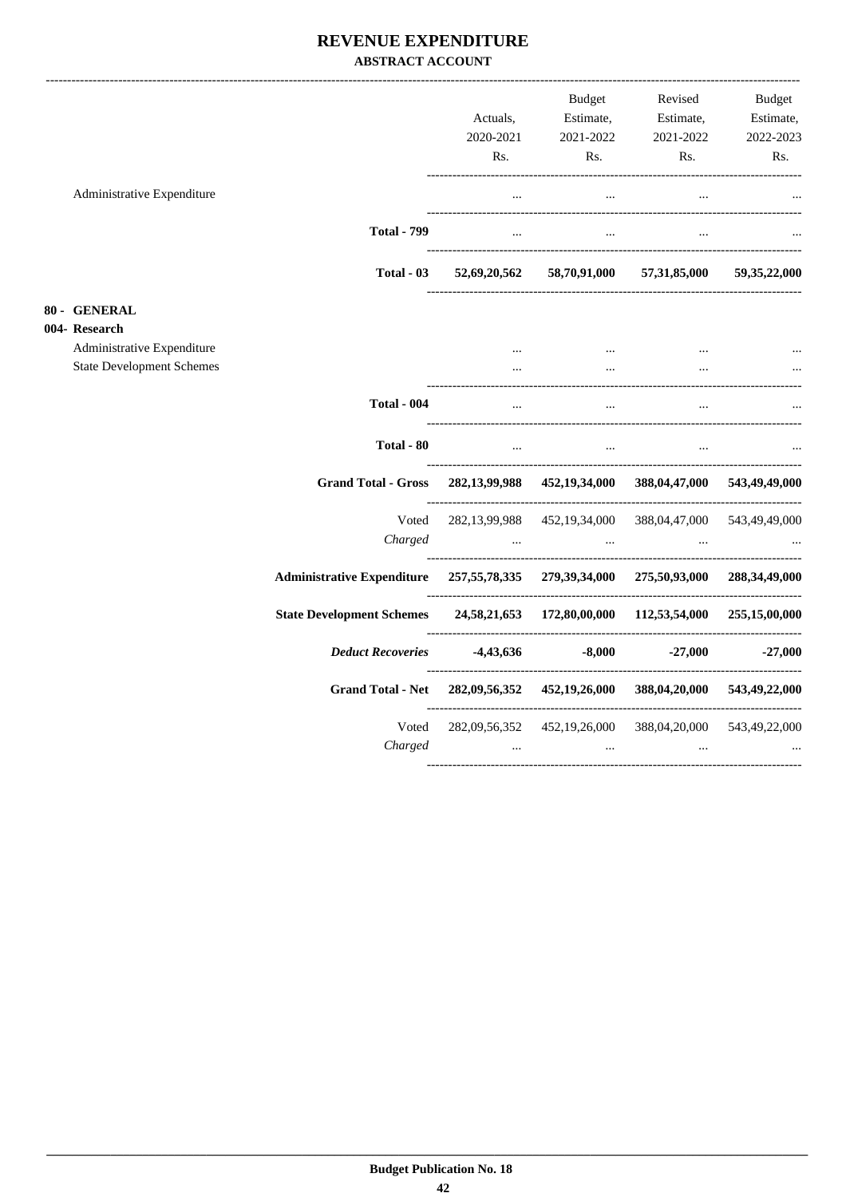# REVENUE EXPENDITURE

## ABSTRACT ACCOUNT

| | Actuals, 2020-2021 Rs. | Budget Estimate, 2021-2022 Rs. | Revised Estimate, 2021-2022 Rs. | Budget Estimate, 2022-2023 Rs. |
|---|---|---|---|---|
| Administrative Expenditure | ... | ... | ... | ... |
| **Total - 799** | ... | ... | ... | ... |
| **Total - 03** | **52,69,20,562** | **58,70,91,000** | **57,31,85,000** | **59,35,22,000** |
| **80 - GENERAL** | | | | |
| **004- Research** | | | | |
| Administrative Expenditure | ... | ... | ... | ... |
| State Development Schemes | ... | ... | ... | ... |
| **Total - 004** | ... | ... | ... | ... |
| **Total - 80** | ... | ... | ... | ... |
| **Grand Total - Gross** | **282,13,99,988** | **452,19,34,000** | **388,04,47,000** | **543,49,49,000** |
| Voted | 282,13,99,988 | 452,19,34,000 | 388,04,47,000 | 543,49,49,000 |
| *Charged* | ... | ... | ... | ... |
| **Administrative Expenditure** | **257,55,78,335** | **279,39,34,000** | **275,50,93,000** | **288,34,49,000** |
| **State Development Schemes** | **24,58,21,653** | **172,80,00,000** | **112,53,54,000** | **255,15,00,000** |
| ***Deduct Recoveries*** | **-4,43,636** | **-8,000** | **-27,000** | **-27,000** |
| **Grand Total - Net** | **282,09,56,352** | **452,19,26,000** | **388,04,20,000** | **543,49,22,000** |
| Voted | 282,09,56,352 | 452,19,26,000 | 388,04,20,000 | 543,49,22,000 |
| *Charged* | ... | ... | ... | ... |

**Budget Publication No. 18**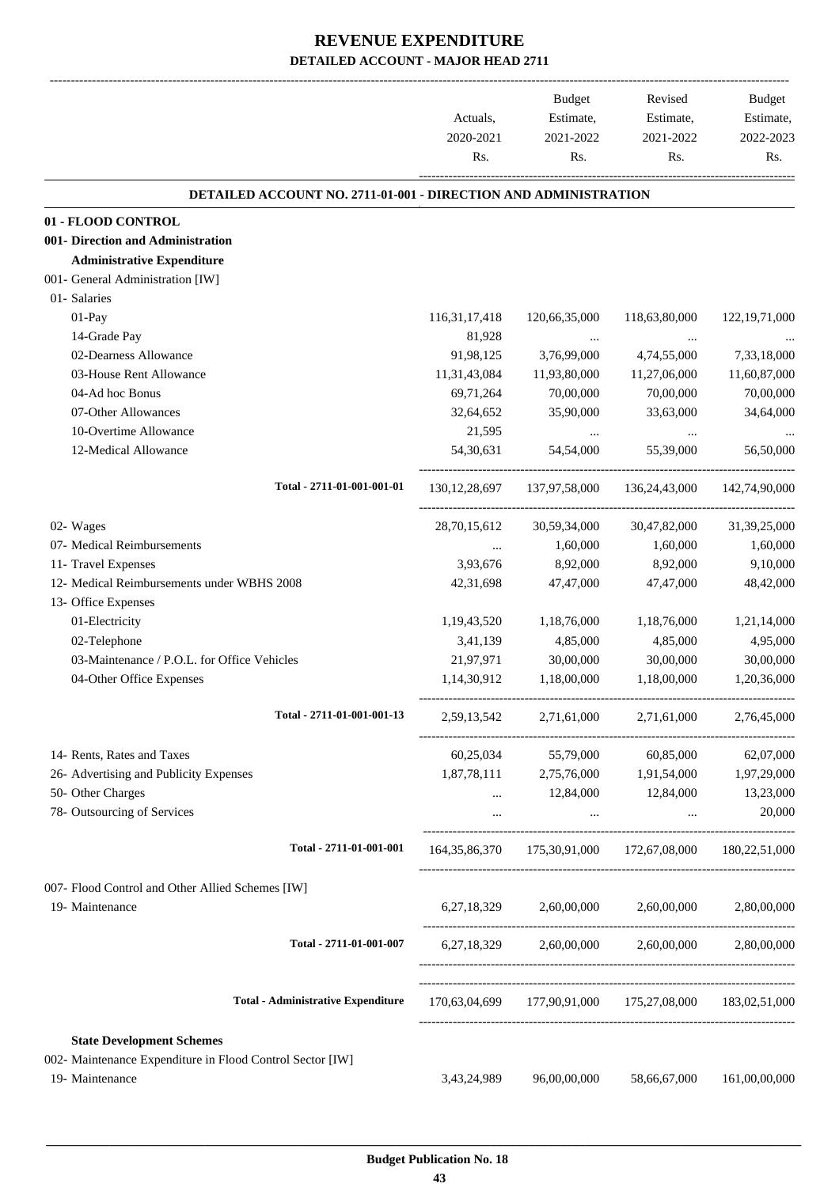# REVENUE EXPENDITURE

## DETAILED ACCOUNT - MAJOR HEAD 2711

| | Actuals, 2020-2021 Rs. | Budget Estimate, 2021-2022 Rs. | Revised Estimate, 2021-2022 Rs. | Budget Estimate, 2022-2023 Rs. |
|---|---|---|---|---|
| **DETAILED ACCOUNT NO. 2711-01-001 - DIRECTION AND ADMINISTRATION** | | | | |
| **01 - FLOOD CONTROL** | | | | |
| **001- Direction and Administration** | | | | |
| **Administrative Expenditure** | | | | |
| 001- General Administration [IW] | | | | |
| 01- Salaries | | | | |
| 01-Pay | 116,31,17,418 | 120,66,35,000 | 118,63,80,000 | 122,19,71,000 |
| 14-Grade Pay | 81,928 | ... | ... | ... |
| 02-Dearness Allowance | 91,98,125 | 3,76,99,000 | 4,74,55,000 | 7,33,18,000 |
| 03-House Rent Allowance | 11,31,43,084 | 11,93,80,000 | 11,27,06,000 | 11,60,87,000 |
| 04-Ad hoc Bonus | 69,71,264 | 70,00,000 | 70,00,000 | 70,00,000 |
| 07-Other Allowances | 32,64,652 | 35,90,000 | 33,63,000 | 34,64,000 |
| 10-Overtime Allowance | 21,595 | ... | ... | ... |
| 12-Medical Allowance | 54,30,631 | 54,54,000 | 55,39,000 | 56,50,000 |
| Total - 2711-01-001-001-01 | 130,12,28,697 | 137,97,58,000 | 136,24,43,000 | 142,74,90,000 |
| 02- Wages | 28,70,15,612 | 30,59,34,000 | 30,47,82,000 | 31,39,25,000 |
| 07- Medical Reimbursements | ... | 1,60,000 | 1,60,000 | 1,60,000 |
| 11- Travel Expenses | 3,93,676 | 8,92,000 | 8,92,000 | 9,10,000 |
| 12- Medical Reimbursements under WBHS 2008 | 42,31,698 | 47,47,000 | 47,47,000 | 48,42,000 |
| 13- Office Expenses | | | | |
| 01-Electricity | 1,19,43,520 | 1,18,76,000 | 1,18,76,000 | 1,21,14,000 |
| 02-Telephone | 3,41,139 | 4,85,000 | 4,85,000 | 4,95,000 |
| 03-Maintenance / P.O.L. for Office Vehicles | 21,97,971 | 30,00,000 | 30,00,000 | 30,00,000 |
| 04-Other Office Expenses | 1,14,30,912 | 1,18,00,000 | 1,18,00,000 | 1,20,36,000 |
| Total - 2711-01-001-001-13 | 2,59,13,542 | 2,71,61,000 | 2,71,61,000 | 2,76,45,000 |
| 14- Rents, Rates and Taxes | 60,25,034 | 55,79,000 | 60,85,000 | 62,07,000 |
| 26- Advertising and Publicity Expenses | 1,87,78,111 | 2,75,76,000 | 1,91,54,000 | 1,97,29,000 |
| 50- Other Charges | ... | 12,84,000 | 12,84,000 | 13,23,000 |
| 78- Outsourcing of Services | ... | ... | ... | 20,000 |
| Total - 2711-01-001-001 | 164,35,86,370 | 175,30,91,000 | 172,67,08,000 | 180,22,51,000 |
| 007- Flood Control and Other Allied Schemes [IW] | | | | |
| 19- Maintenance | 6,27,18,329 | 2,60,00,000 | 2,60,00,000 | 2,80,00,000 |
| Total - 2711-01-001-007 | 6,27,18,329 | 2,60,00,000 | 2,60,00,000 | 2,80,00,000 |
| **Total - Administrative Expenditure** | 170,63,04,699 | 177,90,91,000 | 175,27,08,000 | 183,02,51,000 |
| **State Development Schemes** | | | | |
| 002- Maintenance Expenditure in Flood Control Sector [IW] | | | | |
| 19- Maintenance | 3,43,24,989 | 96,00,00,000 | 58,66,67,000 | 161,00,00,000 |

Budget Publication No. 18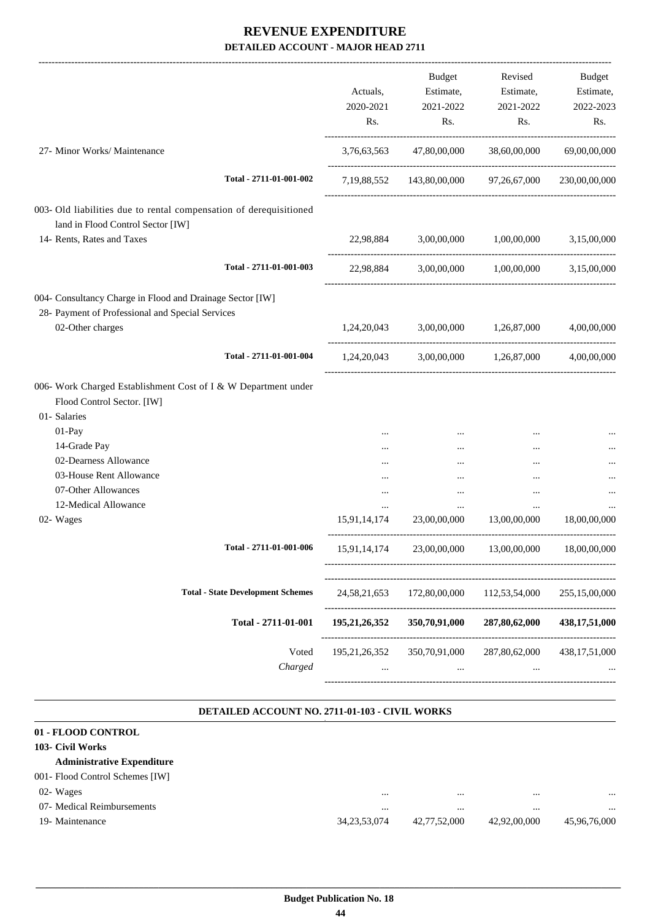# REVENUE EXPENDITURE

**DETAILED ACCOUNT - MAJOR HEAD 2711**

| | Actuals, 2020-2021 Rs. | Budget Estimate, 2021-2022 Rs. | Revised Estimate, 2021-2022 Rs. | Budget Estimate, 2022-2023 Rs. |
|---|---|---|---|---|
| 27- Minor Works/ Maintenance | 3,76,63,563 | 47,80,00,000 | 38,60,00,000 | 69,00,00,000 |
| Total - 2711-01-001-002 | 7,19,88,552 | 143,80,00,000 | 97,26,67,000 | 230,00,00,000 |
| 003- Old liabilities due to rental compensation of derequisitioned land in Flood Control Sector [IW] | | | | |
| 14- Rents, Rates and Taxes | 22,98,884 | 3,00,00,000 | 1,00,00,000 | 3,15,00,000 |
| Total - 2711-01-001-003 | 22,98,884 | 3,00,00,000 | 1,00,00,000 | 3,15,00,000 |
| 004- Consultancy Charge in Flood and Drainage Sector [IW] | | | | |
| 28- Payment of Professional and Special Services | | | | |
| 02-Other charges | 1,24,20,043 | 3,00,00,000 | 1,26,87,000 | 4,00,00,000 |
| Total - 2711-01-001-004 | 1,24,20,043 | 3,00,00,000 | 1,26,87,000 | 4,00,00,000 |
| 006- Work Charged Establishment Cost of I & W Department under Flood Control Sector. [IW] | | | | |
| 01- Salaries | | | | |
| 01-Pay | ... | ... | ... | ... |
| 14-Grade Pay | ... | ... | ... | ... |
| 02-Dearness Allowance | ... | ... | ... | ... |
| 03-House Rent Allowance | ... | ... | ... | ... |
| 07-Other Allowances | ... | ... | ... | ... |
| 12-Medical Allowance | ... | ... | ... | ... |
| 02- Wages | 15,91,14,174 | 23,00,00,000 | 13,00,00,000 | 18,00,00,000 |
| Total - 2711-01-001-006 | 15,91,14,174 | 23,00,00,000 | 13,00,00,000 | 18,00,00,000 |
| Total - State Development Schemes | 24,58,21,653 | 172,80,00,000 | 112,53,54,000 | 255,15,00,000 |
| **Total - 2711-01-001** | **195,21,26,352** | **350,70,91,000** | **287,80,62,000** | **438,17,51,000** |
| Voted | 195,21,26,352 | 350,70,91,000 | 287,80,62,000 | 438,17,51,000 |
| *Charged* | ... | ... | ... | ... |

**DETAILED ACCOUNT NO. 2711-01-103 - CIVIL WORKS**

**01 - FLOOD CONTROL**

**103- Civil Works**

**Administrative Expenditure**

| | Actuals, 2020-2021 Rs. | Budget Estimate, 2021-2022 Rs. | Revised Estimate, 2021-2022 Rs. | Budget Estimate, 2022-2023 Rs. |
|---|---|---|---|---|
| 001- Flood Control Schemes [IW] | | | | |
| 02- Wages | ... | ... | ... | ... |
| 07- Medical Reimbursements | ... | ... | ... | ... |
| 19- Maintenance | 34,23,53,074 | 42,77,52,000 | 42,92,00,000 | 45,96,76,000 |

Budget Publication No. 18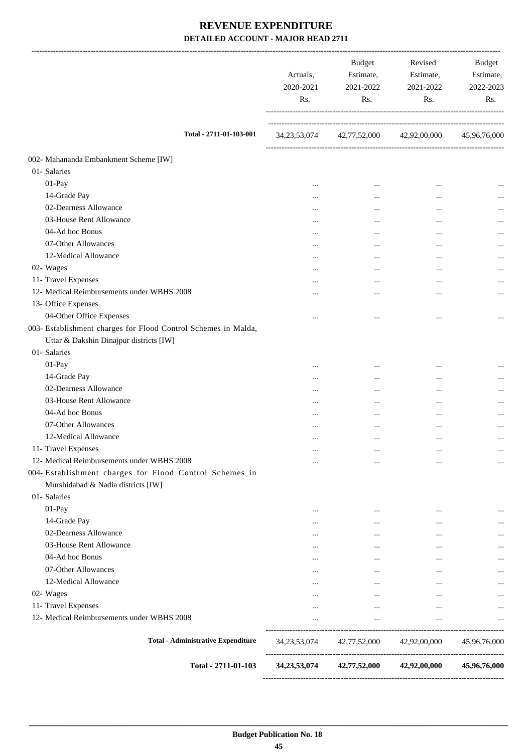# REVENUE EXPENDITURE
## DETAILED ACCOUNT - MAJOR HEAD 2711

| | Actuals, 2020-2021 Rs. | Budget Estimate, 2021-2022 Rs. | Revised Estimate, 2021-2022 Rs. | Budget Estimate, 2022-2023 Rs. |
|---|---|---|---|---|
| Total - 2711-01-103-001 | 34,23,53,074 | 42,77,52,000 | 42,92,00,000 | 45,96,76,000 |
| 002- Mahananda Embankment Scheme [IW] | | | | |
| 01- Salaries | | | | |
| 01-Pay | ... | ... | ... | ... |
| 14-Grade Pay | ... | ... | ... | ... |
| 02-Dearness Allowance | ... | ... | ... | ... |
| 03-House Rent Allowance | ... | ... | ... | ... |
| 04-Ad hoc Bonus | ... | ... | ... | ... |
| 07-Other Allowances | ... | ... | ... | ... |
| 12-Medical Allowance | ... | ... | ... | ... |
| 02- Wages | ... | ... | ... | ... |
| 11- Travel Expenses | ... | ... | ... | ... |
| 12- Medical Reimbursements under WBHS 2008 | ... | ... | ... | ... |
| 13- Office Expenses | | | | |
| 04-Other Office Expenses | ... | ... | ... | ... |
| 003- Establishment charges for Flood Control Schemes in Malda, Uttar & Dakshin Dinajpur districts [IW] | | | | |
| 01- Salaries | | | | |
| 01-Pay | ... | ... | ... | ... |
| 14-Grade Pay | ... | ... | ... | ... |
| 02-Dearness Allowance | ... | ... | ... | ... |
| 03-House Rent Allowance | ... | ... | ... | ... |
| 04-Ad hoc Bonus | ... | ... | ... | ... |
| 07-Other Allowances | ... | ... | ... | ... |
| 12-Medical Allowance | ... | ... | ... | ... |
| 11- Travel Expenses | ... | ... | ... | ... |
| 12- Medical Reimbursements under WBHS 2008 | ... | ... | ... | ... |
| 004- Establishment charges for Flood Control Schemes in Murshidabad & Nadia districts [IW] | | | | |
| 01- Salaries | | | | |
| 01-Pay | ... | ... | ... | ... |
| 14-Grade Pay | ... | ... | ... | ... |
| 02-Dearness Allowance | ... | ... | ... | ... |
| 03-House Rent Allowance | ... | ... | ... | ... |
| 04-Ad hoc Bonus | ... | ... | ... | ... |
| 07-Other Allowances | ... | ... | ... | ... |
| 12-Medical Allowance | ... | ... | ... | ... |
| 02- Wages | ... | ... | ... | ... |
| 11- Travel Expenses | ... | ... | ... | ... |
| 12- Medical Reimbursements under WBHS 2008 | ... | ... | ... | ... |
| **Total - Administrative Expenditure** | 34,23,53,074 | 42,77,52,000 | 42,92,00,000 | 45,96,76,000 |
| **Total - 2711-01-103** | **34,23,53,074** | **42,77,52,000** | **42,92,00,000** | **45,96,76,000** |

**Budget Publication No. 18**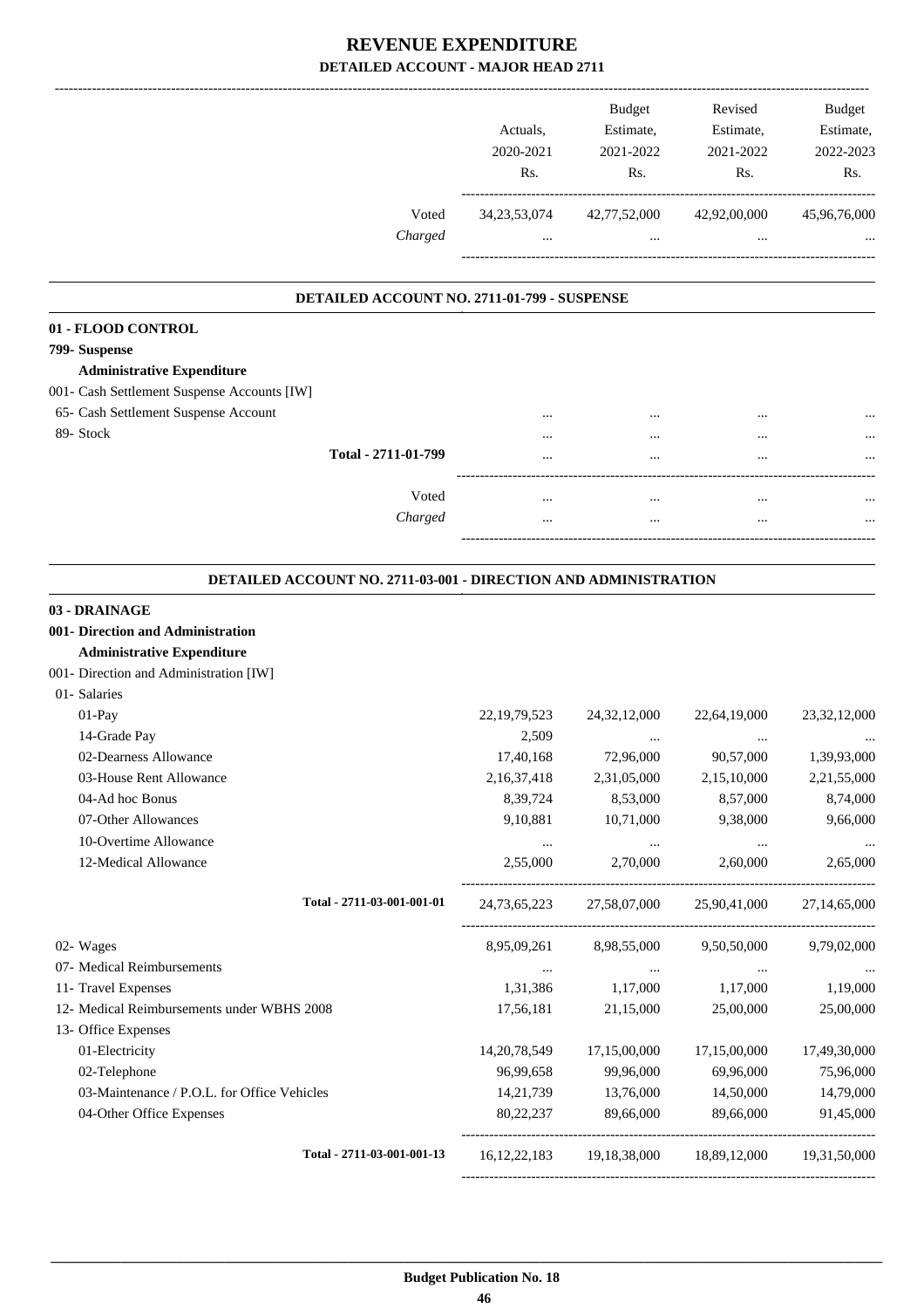# REVENUE EXPENDITURE

## DETAILED ACCOUNT - MAJOR HEAD 2711

| | Actuals, 2020-2021 Rs. | Budget Estimate, 2021-2022 Rs. | Revised Estimate, 2021-2022 Rs. | Budget Estimate, 2022-2023 Rs. |
|---|---|---|---|---|
| Voted | 34,23,53,074 | 42,77,52,000 | 42,92,00,000 | 45,96,76,000 |
| *Charged* | ... | ... | ... | ... |

### DETAILED ACCOUNT NO. 2711-01-799 - SUSPENSE

| | | | | |
|---|---|---|---|---|
| **01 - FLOOD CONTROL** | | | | |
| **799- Suspense** | | | | |
| **Administrative Expenditure** | | | | |
| 001- Cash Settlement Suspense Accounts [IW] | | | | |
| 65- Cash Settlement Suspense Account | ... | ... | ... | ... |
| 89- Stock | ... | ... | ... | ... |
| **Total - 2711-01-799** | ... | ... | ... | ... |
| Voted | ... | ... | ... | ... |
| *Charged* | ... | ... | ... | ... |

### DETAILED ACCOUNT NO. 2711-03-001 - DIRECTION AND ADMINISTRATION

| | | | | |
|---|---|---|---|---|
| **03 - DRAINAGE** | | | | |
| **001- Direction and Administration** | | | | |
| **Administrative Expenditure** | | | | |
| 001- Direction and Administration [IW] | | | | |
| 01- Salaries | | | | |
| 01-Pay | 22,19,79,523 | 24,32,12,000 | 22,64,19,000 | 23,32,12,000 |
| 14-Grade Pay | 2,509 | ... | ... | ... |
| 02-Dearness Allowance | 17,40,168 | 72,96,000 | 90,57,000 | 1,39,93,000 |
| 03-House Rent Allowance | 2,16,37,418 | 2,31,05,000 | 2,15,10,000 | 2,21,55,000 |
| 04-Ad hoc Bonus | 8,39,724 | 8,53,000 | 8,57,000 | 8,74,000 |
| 07-Other Allowances | 9,10,881 | 10,71,000 | 9,38,000 | 9,66,000 |
| 10-Overtime Allowance | ... | ... | ... | ... |
| 12-Medical Allowance | 2,55,000 | 2,70,000 | 2,60,000 | 2,65,000 |
| **Total - 2711-03-001-001-01** | 24,73,65,223 | 27,58,07,000 | 25,90,41,000 | 27,14,65,000 |
| 02- Wages | 8,95,09,261 | 8,98,55,000 | 9,50,50,000 | 9,79,02,000 |
| 07- Medical Reimbursements | ... | ... | ... | ... |
| 11- Travel Expenses | 1,31,386 | 1,17,000 | 1,17,000 | 1,19,000 |
| 12- Medical Reimbursements under WBHS 2008 | 17,56,181 | 21,15,000 | 25,00,000 | 25,00,000 |
| 13- Office Expenses | | | | |
| 01-Electricity | 14,20,78,549 | 17,15,00,000 | 17,15,00,000 | 17,49,30,000 |
| 02-Telephone | 96,99,658 | 99,96,000 | 69,96,000 | 75,96,000 |
| 03-Maintenance / P.O.L. for Office Vehicles | 14,21,739 | 13,76,000 | 14,50,000 | 14,79,000 |
| 04-Other Office Expenses | 80,22,237 | 89,66,000 | 89,66,000 | 91,45,000 |
| **Total - 2711-03-001-001-13** | 16,12,22,183 | 19,18,38,000 | 18,89,12,000 | 19,31,50,000 |

**Budget Publication No. 18**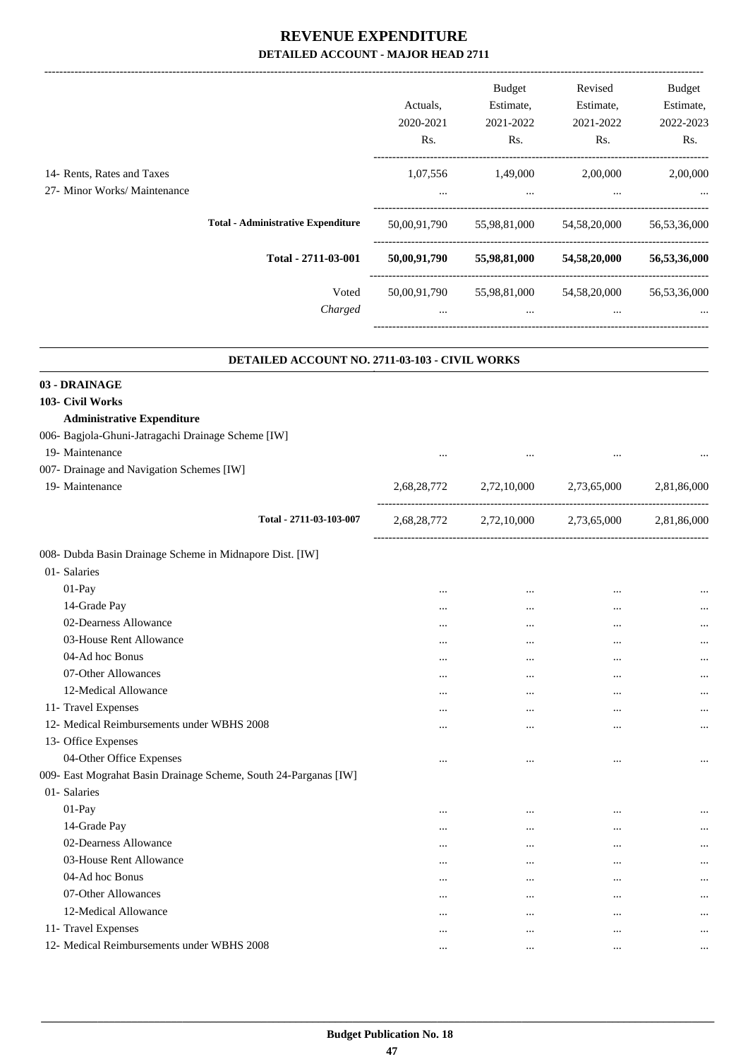# REVENUE EXPENDITURE

## DETAILED ACCOUNT - MAJOR HEAD 2711

| | Actuals, 2020-2021 Rs. | Budget Estimate, 2021-2022 Rs. | Revised Estimate, 2021-2022 Rs. | Budget Estimate, 2022-2023 Rs. |
|---|---|---|---|---|
| 14- Rents, Rates and Taxes | 1,07,556 | 1,49,000 | 2,00,000 | 2,00,000 |
| 27- Minor Works/ Maintenance | ... | ... | ... | ... |
| **Total - Administrative Expenditure** | 50,00,91,790 | 55,98,81,000 | 54,58,20,000 | 56,53,36,000 |
| **Total - 2711-03-001** | **50,00,91,790** | **55,98,81,000** | **54,58,20,000** | **56,53,36,000** |
| Voted | 50,00,91,790 | 55,98,81,000 | 54,58,20,000 | 56,53,36,000 |
| *Charged* | ... | ... | ... | ... |

**DETAILED ACCOUNT NO. 2711-03-103 - CIVIL WORKS**

| | Actuals, 2020-2021 Rs. | Budget Estimate, 2021-2022 Rs. | Revised Estimate, 2021-2022 Rs. | Budget Estimate, 2022-2023 Rs. |
|---|---|---|---|---|
| **03 - DRAINAGE** | | | | |
| **103- Civil Works** | | | | |
| **Administrative Expenditure** | | | | |
| 006- Bagjola-Ghuni-Jatragachi Drainage Scheme [IW] | | | | |
| 19- Maintenance | ... | ... | ... | ... |
| 007- Drainage and Navigation Schemes [IW] | | | | |
| 19- Maintenance | 2,68,28,772 | 2,72,10,000 | 2,73,65,000 | 2,81,86,000 |
| **Total - 2711-03-103-007** | 2,68,28,772 | 2,72,10,000 | 2,73,65,000 | 2,81,86,000 |
| 008- Dubda Basin Drainage Scheme in Midnapore Dist. [IW] | | | | |
| 01- Salaries | | | | |
| 01-Pay | ... | ... | ... | ... |
| 14-Grade Pay | ... | ... | ... | ... |
| 02-Dearness Allowance | ... | ... | ... | ... |
| 03-House Rent Allowance | ... | ... | ... | ... |
| 04-Ad hoc Bonus | ... | ... | ... | ... |
| 07-Other Allowances | ... | ... | ... | ... |
| 12-Medical Allowance | ... | ... | ... | ... |
| 11- Travel Expenses | ... | ... | ... | ... |
| 12- Medical Reimbursements under WBHS 2008 | ... | ... | ... | ... |
| 13- Office Expenses | | | | |
| 04-Other Office Expenses | ... | ... | ... | ... |
| 009- East Mograhat Basin Drainage Scheme, South 24-Parganas [IW] | | | | |
| 01- Salaries | | | | |
| 01-Pay | ... | ... | ... | ... |
| 14-Grade Pay | ... | ... | ... | ... |
| 02-Dearness Allowance | ... | ... | ... | ... |
| 03-House Rent Allowance | ... | ... | ... | ... |
| 04-Ad hoc Bonus | ... | ... | ... | ... |
| 07-Other Allowances | ... | ... | ... | ... |
| 12-Medical Allowance | ... | ... | ... | ... |
| 11- Travel Expenses | ... | ... | ... | ... |
| 12- Medical Reimbursements under WBHS 2008 | ... | ... | ... | ... |

Budget Publication No. 18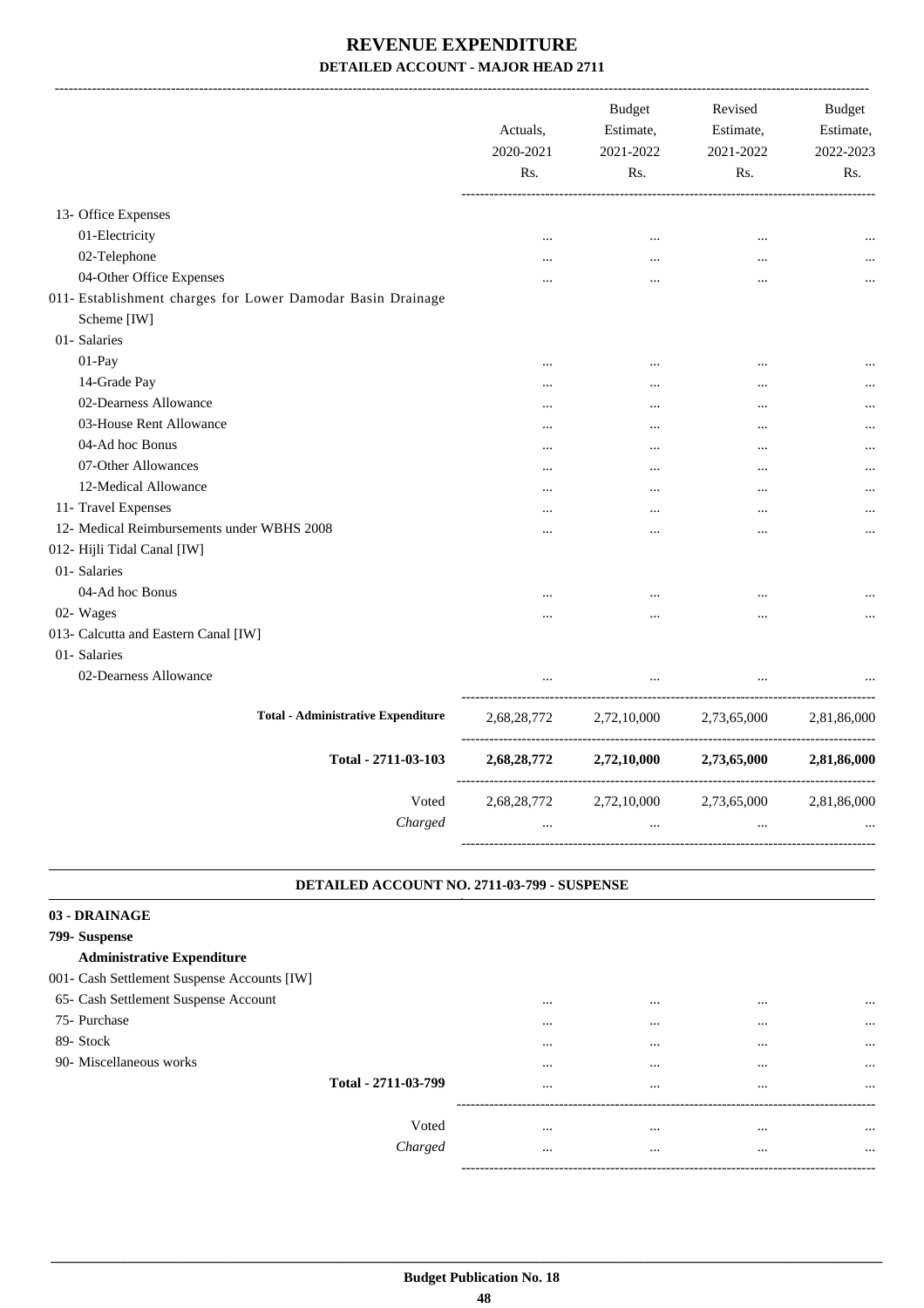# REVENUE EXPENDITURE

## DETAILED ACCOUNT - MAJOR HEAD 2711

| | Actuals, 2020-2021 Rs. | Budget Estimate, 2021-2022 Rs. | Revised Estimate, 2021-2022 Rs. | Budget Estimate, 2022-2023 Rs. |
|---|---|---|---|---|
| 13- Office Expenses | | | | |
| 01-Electricity | ... | ... | ... | ... |
| 02-Telephone | ... | ... | ... | ... |
| 04-Other Office Expenses | ... | ... | ... | ... |
| 011- Establishment charges for Lower Damodar Basin Drainage Scheme [IW] | | | | |
| 01- Salaries | | | | |
| 01-Pay | ... | ... | ... | ... |
| 14-Grade Pay | ... | ... | ... | ... |
| 02-Dearness Allowance | ... | ... | ... | ... |
| 03-House Rent Allowance | ... | ... | ... | ... |
| 04-Ad hoc Bonus | ... | ... | ... | ... |
| 07-Other Allowances | ... | ... | ... | ... |
| 12-Medical Allowance | ... | ... | ... | ... |
| 11- Travel Expenses | ... | ... | ... | ... |
| 12- Medical Reimbursements under WBHS 2008 | ... | ... | ... | ... |
| 012- Hijli Tidal Canal [IW] | | | | |
| 01- Salaries | | | | |
| 04-Ad hoc Bonus | ... | ... | ... | ... |
| 02- Wages | ... | ... | ... | ... |
| 013- Calcutta and Eastern Canal [IW] | | | | |
| 01- Salaries | | | | |
| 02-Dearness Allowance | ... | ... | ... | ... |
| **Total - Administrative Expenditure** | 2,68,28,772 | 2,72,10,000 | 2,73,65,000 | 2,81,86,000 |
| **Total - 2711-03-103** | **2,68,28,772** | **2,72,10,000** | **2,73,65,000** | **2,81,86,000** |
| Voted | 2,68,28,772 | 2,72,10,000 | 2,73,65,000 | 2,81,86,000 |
| *Charged* | ... | ... | ... | ... |

### DETAILED ACCOUNT NO. 2711-03-799 - SUSPENSE

| | Actuals, 2020-2021 Rs. | Budget Estimate, 2021-2022 Rs. | Revised Estimate, 2021-2022 Rs. | Budget Estimate, 2022-2023 Rs. |
|---|---|---|---|---|
| **03 - DRAINAGE** | | | | |
| **799- Suspense** | | | | |
| **Administrative Expenditure** | | | | |
| 001- Cash Settlement Suspense Accounts [IW] | | | | |
| 65- Cash Settlement Suspense Account | ... | ... | ... | ... |
| 75- Purchase | ... | ... | ... | ... |
| 89- Stock | ... | ... | ... | ... |
| 90- Miscellaneous works | ... | ... | ... | ... |
| **Total - 2711-03-799** | ... | ... | ... | ... |
| Voted | ... | ... | ... | ... |
| *Charged* | ... | ... | ... | ... |

**Budget Publication No. 18**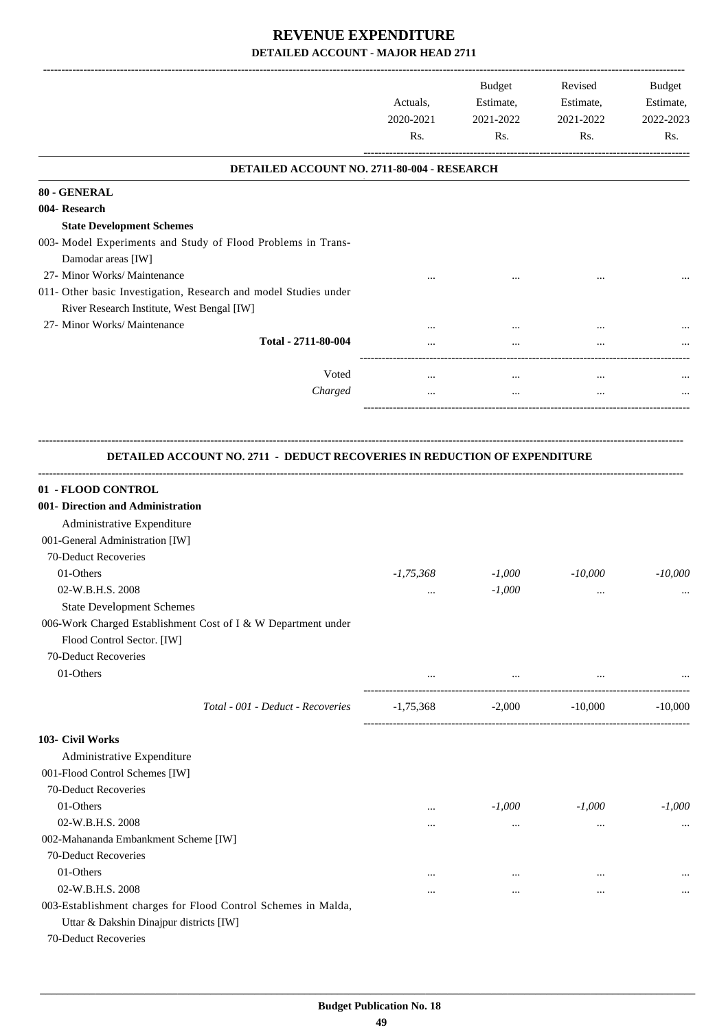# REVENUE EXPENDITURE

## DETAILED ACCOUNT - MAJOR HEAD 2711

| | Actuals, 2020-2021 Rs. | Budget Estimate, 2021-2022 Rs. | Revised Estimate, 2021-2022 Rs. | Budget Estimate, 2022-2023 Rs. |
|---|---|---|---|---|
| **DETAILED ACCOUNT NO. 2711-80-004 - RESEARCH** | | | | |
| **80 - GENERAL** | | | | |
| **004- Research** | | | | |
| **State Development Schemes** | | | | |
| 003- Model Experiments and Study of Flood Problems in Trans-Damodar areas [IW] | | | | |
| 27- Minor Works/ Maintenance | ... | ... | ... | ... |
| 011- Other basic Investigation, Research and model Studies under River Research Institute, West Bengal [IW] | | | | |
| 27- Minor Works/ Maintenance | ... | ... | ... | ... |
| Total - 2711-80-004 | ... | ... | ... | ... |
| Voted | ... | ... | ... | ... |
| *Charged* | ... | ... | ... | ... |

**DETAILED ACCOUNT NO. 2711 - DEDUCT RECOVERIES IN REDUCTION OF EXPENDITURE**

| | Actuals, 2020-2021 Rs. | Budget Estimate, 2021-2022 Rs. | Revised Estimate, 2021-2022 Rs. | Budget Estimate, 2022-2023 Rs. |
|---|---|---|---|---|
| **01 - FLOOD CONTROL** | | | | |
| **001- Direction and Administration** | | | | |
| Administrative Expenditure | | | | |
| 001-General Administration [IW] | | | | |
| 70-Deduct Recoveries | | | | |
| 01-Others | *-1,75,368* | *-1,000* | *-10,000* | *-10,000* |
| 02-W.B.H.S. 2008 | ... | *-1,000* | ... | ... |
| State Development Schemes | | | | |
| 006-Work Charged Establishment Cost of I & W Department under Flood Control Sector. [IW] | | | | |
| 70-Deduct Recoveries | | | | |
| 01-Others | ... | ... | ... | ... |
| *Total - 001 - Deduct - Recoveries* | -1,75,368 | -2,000 | -10,000 | -10,000 |
| **103- Civil Works** | | | | |
| Administrative Expenditure | | | | |
| 001-Flood Control Schemes [IW] | | | | |
| 70-Deduct Recoveries | | | | |
| 01-Others | ... | *-1,000* | *-1,000* | *-1,000* |
| 02-W.B.H.S. 2008 | ... | ... | ... | ... |
| 002-Mahananda Embankment Scheme [IW] | | | | |
| 70-Deduct Recoveries | | | | |
| 01-Others | ... | ... | ... | ... |
| 02-W.B.H.S. 2008 | ... | ... | ... | ... |
| 003-Establishment charges for Flood Control Schemes in Malda, Uttar & Dakshin Dinajpur districts [IW] | | | | |
| 70-Deduct Recoveries | | | | |

**Budget Publication No. 18**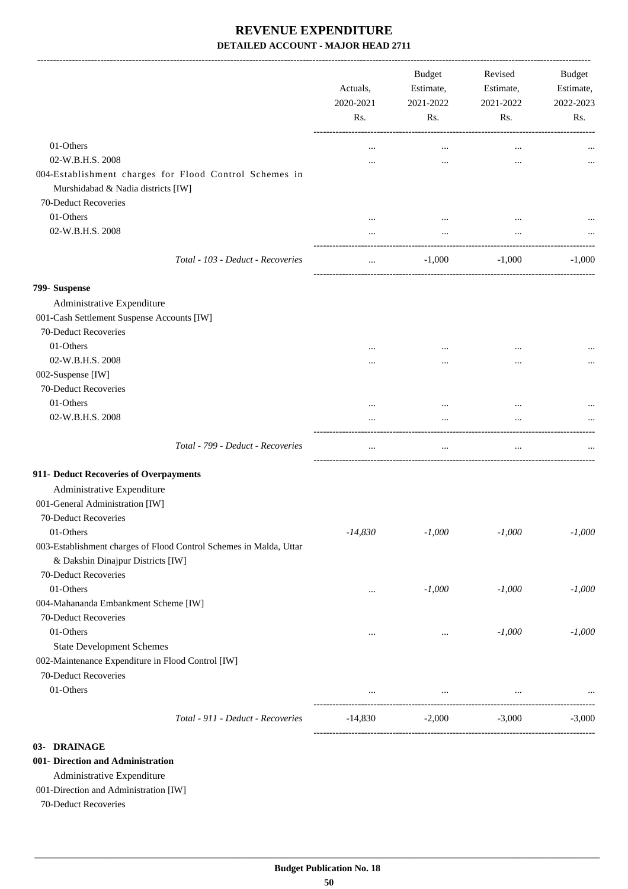# REVENUE EXPENDITURE

## DETAILED ACCOUNT - MAJOR HEAD 2711

| | Actuals, 2020-2021 Rs. | Budget Estimate, 2021-2022 Rs. | Revised Estimate, 2021-2022 Rs. | Budget Estimate, 2022-2023 Rs. |
|---|---|---|---|---|
| 01-Others | ... | ... | ... | ... |
| 02-W.B.H.S. 2008 | ... | ... | ... | ... |
| 004-Establishment charges for Flood Control Schemes in Murshidabad & Nadia districts [IW] | | | | |
| 70-Deduct Recoveries | | | | |
| 01-Others | ... | ... | ... | ... |
| 02-W.B.H.S. 2008 | ... | ... | ... | ... |
| *Total - 103 - Deduct - Recoveries* | ... | -1,000 | -1,000 | -1,000 |
| **799- Suspense** | | | | |
| Administrative Expenditure | | | | |
| 001-Cash Settlement Suspense Accounts [IW] | | | | |
| 70-Deduct Recoveries | | | | |
| 01-Others | ... | ... | ... | ... |
| 02-W.B.H.S. 2008 | ... | ... | ... | ... |
| 002-Suspense [IW] | | | | |
| 70-Deduct Recoveries | | | | |
| 01-Others | ... | ... | ... | ... |
| 02-W.B.H.S. 2008 | ... | ... | ... | ... |
| *Total - 799 - Deduct - Recoveries* | ... | ... | ... | ... |
| **911- Deduct Recoveries of Overpayments** | | | | |
| Administrative Expenditure | | | | |
| 001-General Administration [IW] | | | | |
| 70-Deduct Recoveries | | | | |
| 01-Others | *-14,830* | *-1,000* | *-1,000* | *-1,000* |
| 003-Establishment charges of Flood Control Schemes in Malda, Uttar & Dakshin Dinajpur Districts [IW] | | | | |
| 70-Deduct Recoveries | | | | |
| 01-Others | ... | *-1,000* | *-1,000* | *-1,000* |
| 004-Mahananda Embankment Scheme [IW] | | | | |
| 70-Deduct Recoveries | | | | |
| 01-Others | ... | ... | *-1,000* | *-1,000* |
| State Development Schemes | | | | |
| 002-Maintenance Expenditure in Flood Control [IW] | | | | |
| 70-Deduct Recoveries | | | | |
| 01-Others | ... | ... | ... | ... |
| *Total - 911 - Deduct - Recoveries* | -14,830 | -2,000 | -3,000 | -3,000 |

**03- DRAINAGE**

**001- Direction and Administration**

Administrative Expenditure

001-Direction and Administration [IW]

70-Deduct Recoveries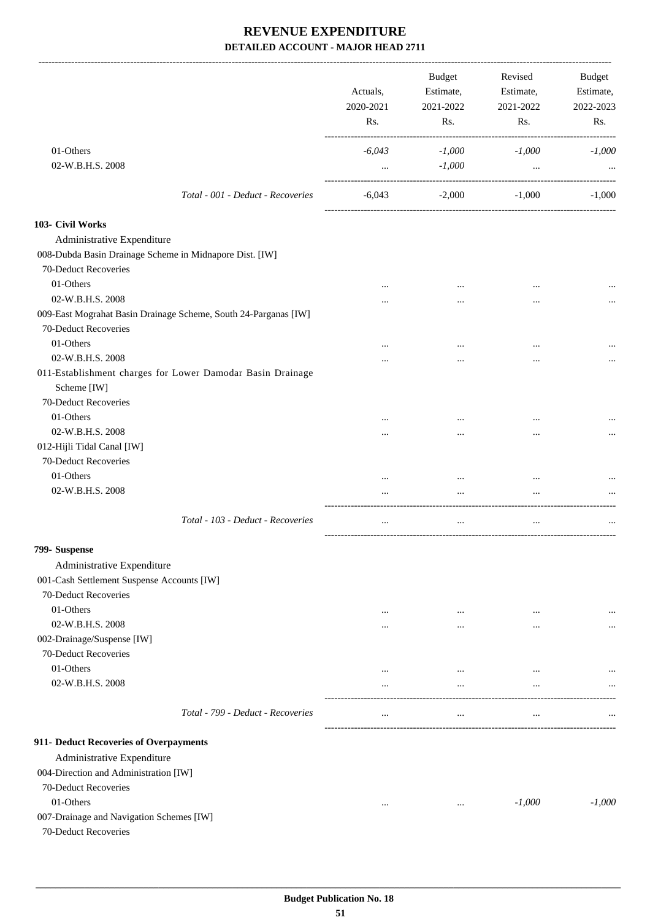# REVENUE EXPENDITURE

## DETAILED ACCOUNT - MAJOR HEAD 2711

| | Actuals, 2020-2021 Rs. | Budget Estimate, 2021-2022 Rs. | Revised Estimate, 2021-2022 Rs. | Budget Estimate, 2022-2023 Rs. |
|---|---|---|---|---|
| 01-Others | *-6,043* | *-1,000* | *-1,000* | *-1,000* |
| 02-W.B.H.S. 2008 | ... | *-1,000* | ... | ... |
| *Total - 001 - Deduct - Recoveries* | -6,043 | -2,000 | -1,000 | -1,000 |
| **103- Civil Works** | | | | |
| Administrative Expenditure | | | | |
| 008-Dubda Basin Drainage Scheme in Midnapore Dist. [IW] | | | | |
| 70-Deduct Recoveries | | | | |
| 01-Others | ... | ... | ... | ... |
| 02-W.B.H.S. 2008 | ... | ... | ... | ... |
| 009-East Mograhat Basin Drainage Scheme, South 24-Parganas [IW] | | | | |
| 70-Deduct Recoveries | | | | |
| 01-Others | ... | ... | ... | ... |
| 02-W.B.H.S. 2008 | ... | ... | ... | ... |
| 011-Establishment charges for Lower Damodar Basin Drainage Scheme [IW] | | | | |
| 70-Deduct Recoveries | | | | |
| 01-Others | ... | ... | ... | ... |
| 02-W.B.H.S. 2008 | ... | ... | ... | ... |
| 012-Hijli Tidal Canal [IW] | | | | |
| 70-Deduct Recoveries | | | | |
| 01-Others | ... | ... | ... | ... |
| 02-W.B.H.S. 2008 | ... | ... | ... | ... |
| *Total - 103 - Deduct - Recoveries* | ... | ... | ... | ... |
| **799- Suspense** | | | | |
| Administrative Expenditure | | | | |
| 001-Cash Settlement Suspense Accounts [IW] | | | | |
| 70-Deduct Recoveries | | | | |
| 01-Others | ... | ... | ... | ... |
| 02-W.B.H.S. 2008 | ... | ... | ... | ... |
| 002-Drainage/Suspense [IW] | | | | |
| 70-Deduct Recoveries | | | | |
| 01-Others | ... | ... | ... | ... |
| 02-W.B.H.S. 2008 | ... | ... | ... | ... |
| *Total - 799 - Deduct - Recoveries* | ... | ... | ... | ... |
| **911- Deduct Recoveries of Overpayments** | | | | |
| Administrative Expenditure | | | | |
| 004-Direction and Administration [IW] | | | | |
| 70-Deduct Recoveries | | | | |
| 01-Others | ... | ... | *-1,000* | *-1,000* |
| 007-Drainage and Navigation Schemes [IW] | | | | |
| 70-Deduct Recoveries | | | | |

Budget Publication No. 18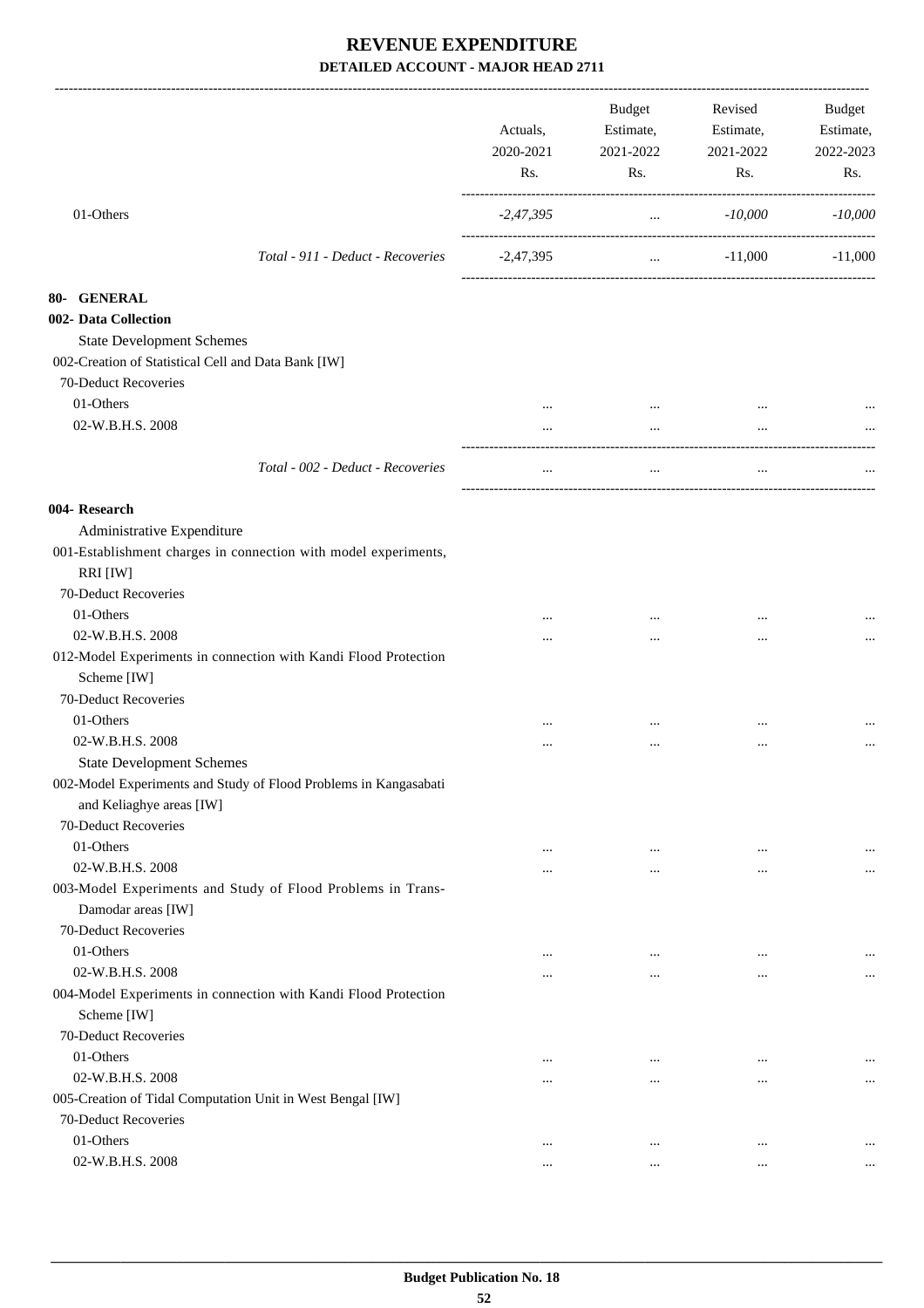# REVENUE EXPENDITURE

## DETAILED ACCOUNT - MAJOR HEAD 2711

| | Actuals, 2020-2021 Rs. | Budget Estimate, 2021-2022 Rs. | Revised Estimate, 2021-2022 Rs. | Budget Estimate, 2022-2023 Rs. |
|---|---|---|---|---|
| 01-Others | *-2,47,395* | *...* | *-10,000* | *-10,000* |
| *Total - 911 - Deduct - Recoveries* | -2,47,395 | ... | -11,000 | -11,000 |
| **80- GENERAL** | | | | |
| **002- Data Collection** | | | | |
| State Development Schemes | | | | |
| 002-Creation of Statistical Cell and Data Bank [IW] | | | | |
| 70-Deduct Recoveries | | | | |
| 01-Others | ... | ... | ... | ... |
| 02-W.B.H.S. 2008 | ... | ... | ... | ... |
| *Total - 002 - Deduct - Recoveries* | ... | ... | ... | ... |
| **004- Research** | | | | |
| Administrative Expenditure | | | | |
| 001-Establishment charges in connection with model experiments, RRI [IW] | | | | |
| 70-Deduct Recoveries | | | | |
| 01-Others | ... | ... | ... | ... |
| 02-W.B.H.S. 2008 | ... | ... | ... | ... |
| 012-Model Experiments in connection with Kandi Flood Protection Scheme [IW] | | | | |
| 70-Deduct Recoveries | | | | |
| 01-Others | ... | ... | ... | ... |
| 02-W.B.H.S. 2008 | ... | ... | ... | ... |
| State Development Schemes | | | | |
| 002-Model Experiments and Study of Flood Problems in Kangasabati and Keliaghye areas [IW] | | | | |
| 70-Deduct Recoveries | | | | |
| 01-Others | ... | ... | ... | ... |
| 02-W.B.H.S. 2008 | ... | ... | ... | ... |
| 003-Model Experiments and Study of Flood Problems in Trans-Damodar areas [IW] | | | | |
| 70-Deduct Recoveries | | | | |
| 01-Others | ... | ... | ... | ... |
| 02-W.B.H.S. 2008 | ... | ... | ... | ... |
| 004-Model Experiments in connection with Kandi Flood Protection Scheme [IW] | | | | |
| 70-Deduct Recoveries | | | | |
| 01-Others | ... | ... | ... | ... |
| 02-W.B.H.S. 2008 | ... | ... | ... | ... |
| 005-Creation of Tidal Computation Unit in West Bengal [IW] | | | | |
| 70-Deduct Recoveries | | | | |
| 01-Others | ... | ... | ... | ... |
| 02-W.B.H.S. 2008 | ... | ... | ... | ... |

**Budget Publication No. 18**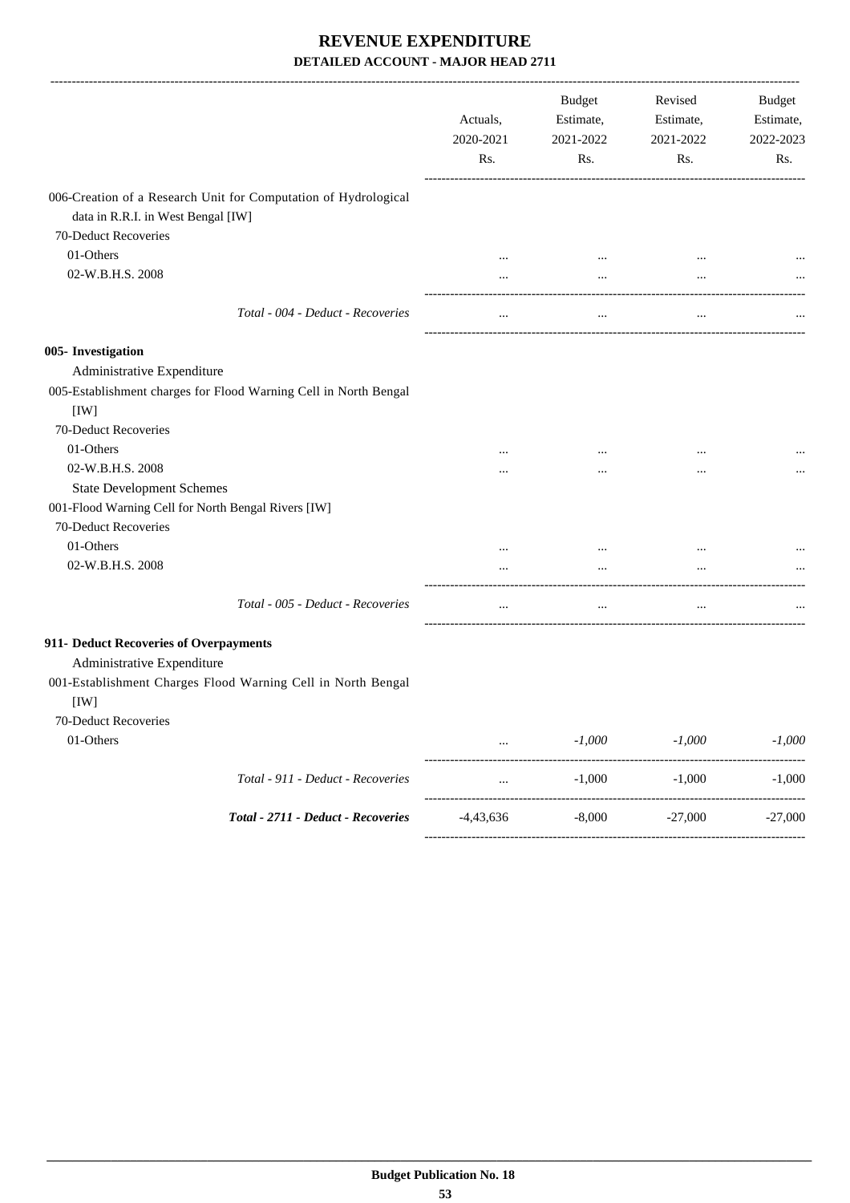# REVENUE EXPENDITURE

## DETAILED ACCOUNT - MAJOR HEAD 2711

| | Actuals, 2020-2021 Rs. | Budget Estimate, 2021-2022 Rs. | Revised Estimate, 2021-2022 Rs. | Budget Estimate, 2022-2023 Rs. |
|---|---|---|---|---|
| 006-Creation of a Research Unit for Computation of Hydrological data in R.R.I. in West Bengal [IW] | | | | |
| 70-Deduct Recoveries | | | | |
| 01-Others | ... | ... | ... | ... |
| 02-W.B.H.S. 2008 | ... | ... | ... | ... |
| *Total - 004 - Deduct - Recoveries* | ... | ... | ... | ... |
| **005- Investigation** | | | | |
| Administrative Expenditure | | | | |
| 005-Establishment charges for Flood Warning Cell in North Bengal [IW] | | | | |
| 70-Deduct Recoveries | | | | |
| 01-Others | ... | ... | ... | ... |
| 02-W.B.H.S. 2008 | ... | ... | ... | ... |
| State Development Schemes | | | | |
| 001-Flood Warning Cell for North Bengal Rivers [IW] | | | | |
| 70-Deduct Recoveries | | | | |
| 01-Others | ... | ... | ... | ... |
| 02-W.B.H.S. 2008 | ... | ... | ... | ... |
| *Total - 005 - Deduct - Recoveries* | ... | ... | ... | ... |
| **911- Deduct Recoveries of Overpayments** | | | | |
| Administrative Expenditure | | | | |
| 001-Establishment Charges Flood Warning Cell in North Bengal [IW] | | | | |
| 70-Deduct Recoveries | | | | |
| 01-Others | ... | *-1,000* | *-1,000* | *-1,000* |
| *Total - 911 - Deduct - Recoveries* | ... | -1,000 | -1,000 | -1,000 |
| ***Total - 2711 - Deduct - Recoveries*** | -4,43,636 | -8,000 | -27,000 | -27,000 |

**Budget Publication No. 18**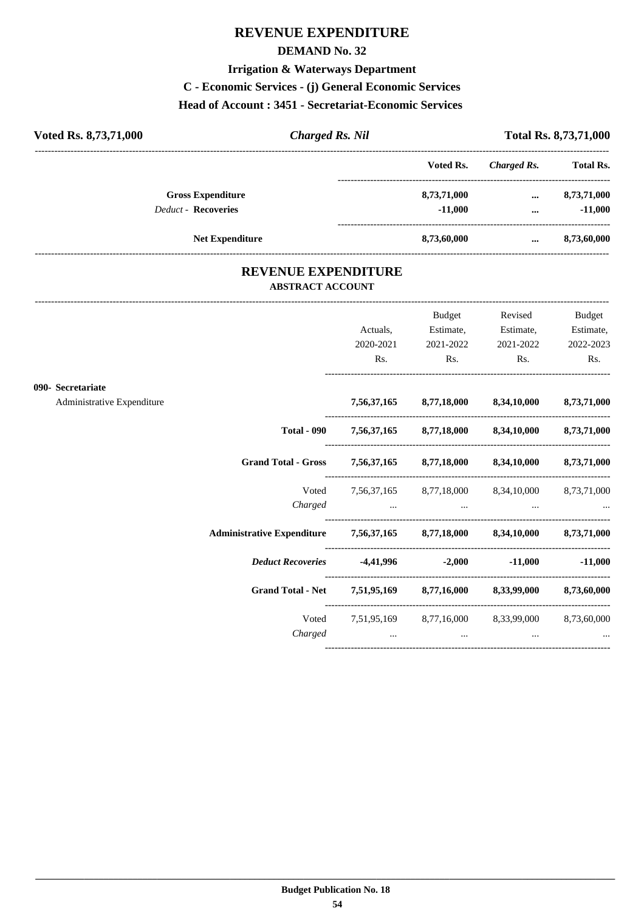# REVENUE EXPENDITURE

## DEMAND No. 32

### Irrigation & Waterways Department

### C - Economic Services - (j) General Economic Services

### Head of Account : 3451 - Secretariat-Economic Services

**Voted Rs. 8,73,71,000** | ***Charged Rs. Nil*** | **Total Rs. 8,73,71,000**

| | Voted Rs. | *Charged Rs.* | Total Rs. |
|---|---|---|---|
| **Gross Expenditure** | **8,73,71,000** | **...** | **8,73,71,000** |
| *Deduct* - **Recoveries** | **-11,000** | **...** | **-11,000** |
| **Net Expenditure** | **8,73,60,000** | **...** | **8,73,60,000** |

## REVENUE EXPENDITURE

### ABSTRACT ACCOUNT

| | Actuals, 2020-2021 Rs. | Budget Estimate, 2021-2022 Rs. | Revised Estimate, 2021-2022 Rs. | Budget Estimate, 2022-2023 Rs. |
|---|---|---|---|---|
| **090- Secretariat** | | | | |
| Administrative Expenditure | **7,56,37,165** | **8,77,18,000** | **8,34,10,000** | **8,73,71,000** |
| **Total - 090** | **7,56,37,165** | **8,77,18,000** | **8,34,10,000** | **8,73,71,000** |
| **Grand Total - Gross** | **7,56,37,165** | **8,77,18,000** | **8,34,10,000** | **8,73,71,000** |
| Voted | 7,56,37,165 | 8,77,18,000 | 8,34,10,000 | 8,73,71,000 |
| *Charged* | ... | ... | ... | ... |
| **Administrative Expenditure** | **7,56,37,165** | **8,77,18,000** | **8,34,10,000** | **8,73,71,000** |
| ***Deduct Recoveries*** | **-4,41,996** | **-2,000** | **-11,000** | **-11,000** |
| **Grand Total - Net** | **7,51,95,169** | **8,77,16,000** | **8,33,99,000** | **8,73,60,000** |
| Voted | 7,51,95,169 | 8,77,16,000 | 8,33,99,000 | 8,73,60,000 |
| *Charged* | ... | ... | ... | ... |

**Budget Publication No. 18**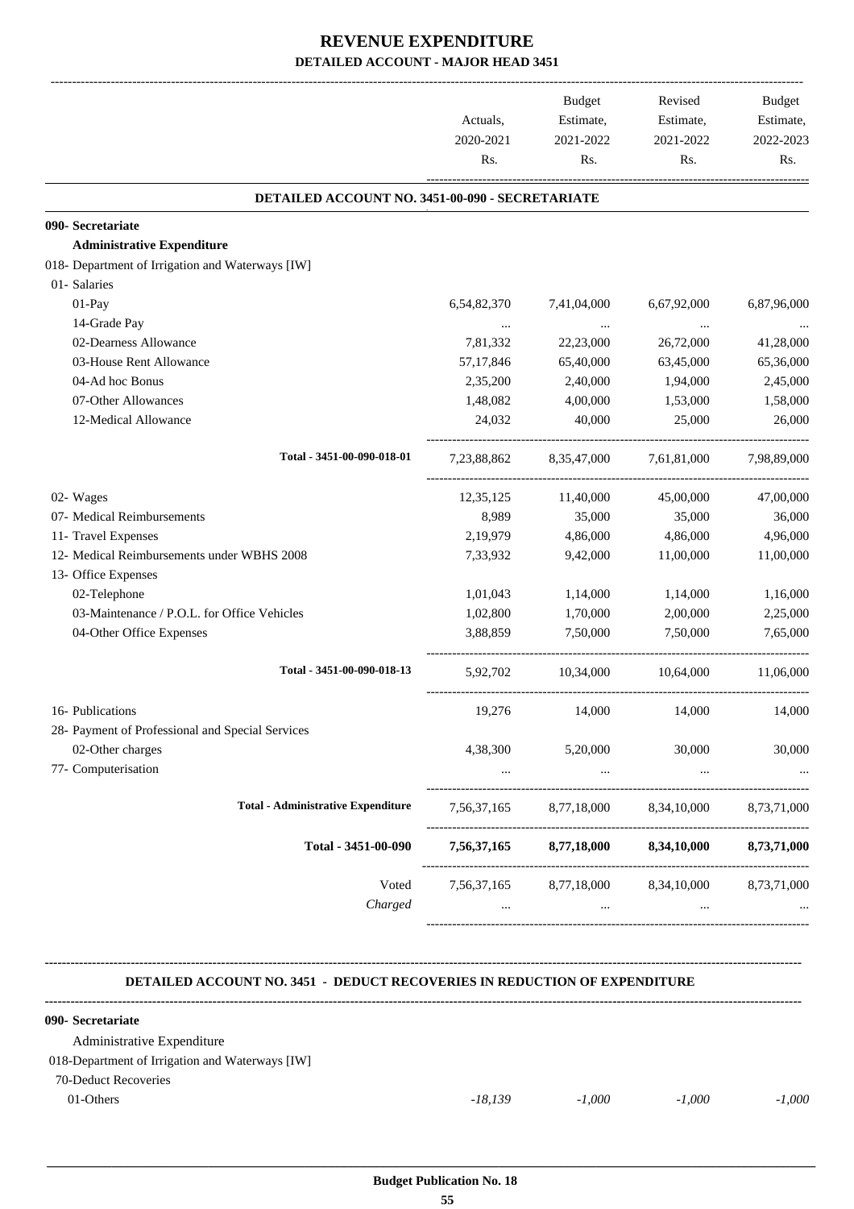# REVENUE EXPENDITURE

## DETAILED ACCOUNT - MAJOR HEAD 3451

| | Actuals, 2020-2021 Rs. | Budget Estimate, 2021-2022 Rs. | Revised Estimate, 2021-2022 Rs. | Budget Estimate, 2022-2023 Rs. |
|---|---|---|---|---|
| **DETAILED ACCOUNT NO. 3451-00-090 - SECRETARIATE** | | | | |
| **090- Secretariate** | | | | |
| **Administrative Expenditure** | | | | |
| 018- Department of Irrigation and Waterways [IW] | | | | |
| 01- Salaries | | | | |
| 01-Pay | 6,54,82,370 | 7,41,04,000 | 6,67,92,000 | 6,87,96,000 |
| 14-Grade Pay | ... | ... | ... | ... |
| 02-Dearness Allowance | 7,81,332 | 22,23,000 | 26,72,000 | 41,28,000 |
| 03-House Rent Allowance | 57,17,846 | 65,40,000 | 63,45,000 | 65,36,000 |
| 04-Ad hoc Bonus | 2,35,200 | 2,40,000 | 1,94,000 | 2,45,000 |
| 07-Other Allowances | 1,48,082 | 4,00,000 | 1,53,000 | 1,58,000 |
| 12-Medical Allowance | 24,032 | 40,000 | 25,000 | 26,000 |
| Total - 3451-00-090-018-01 | 7,23,88,862 | 8,35,47,000 | 7,61,81,000 | 7,98,89,000 |
| 02- Wages | 12,35,125 | 11,40,000 | 45,00,000 | 47,00,000 |
| 07- Medical Reimbursements | 8,989 | 35,000 | 35,000 | 36,000 |
| 11- Travel Expenses | 2,19,979 | 4,86,000 | 4,86,000 | 4,96,000 |
| 12- Medical Reimbursements under WBHS 2008 | 7,33,932 | 9,42,000 | 11,00,000 | 11,00,000 |
| 13- Office Expenses | | | | |
| 02-Telephone | 1,01,043 | 1,14,000 | 1,14,000 | 1,16,000 |
| 03-Maintenance / P.O.L. for Office Vehicles | 1,02,800 | 1,70,000 | 2,00,000 | 2,25,000 |
| 04-Other Office Expenses | 3,88,859 | 7,50,000 | 7,50,000 | 7,65,000 |
| Total - 3451-00-090-018-13 | 5,92,702 | 10,34,000 | 10,64,000 | 11,06,000 |
| 16- Publications | 19,276 | 14,000 | 14,000 | 14,000 |
| 28- Payment of Professional and Special Services | | | | |
| 02-Other charges | 4,38,300 | 5,20,000 | 30,000 | 30,000 |
| 77- Computerisation | ... | ... | ... | ... |
| Total - Administrative Expenditure | 7,56,37,165 | 8,77,18,000 | 8,34,10,000 | 8,73,71,000 |
| **Total - 3451-00-090** | **7,56,37,165** | **8,77,18,000** | **8,34,10,000** | **8,73,71,000** |
| Voted | 7,56,37,165 | 8,77,18,000 | 8,34,10,000 | 8,73,71,000 |
| *Charged* | ... | ... | ... | ... |

**DETAILED ACCOUNT NO. 3451 - DEDUCT RECOVERIES IN REDUCTION OF EXPENDITURE**

| | Actuals, 2020-2021 Rs. | Budget Estimate, 2021-2022 Rs. | Revised Estimate, 2021-2022 Rs. | Budget Estimate, 2022-2023 Rs. |
|---|---|---|---|---|
| **090- Secretariate** | | | | |
| Administrative Expenditure | | | | |
| 018-Department of Irrigation and Waterways [IW] | | | | |
| 70-Deduct Recoveries | | | | |
| 01-Others | *-18,139* | *-1,000* | *-1,000* | *-1,000* |

**Budget Publication No. 18**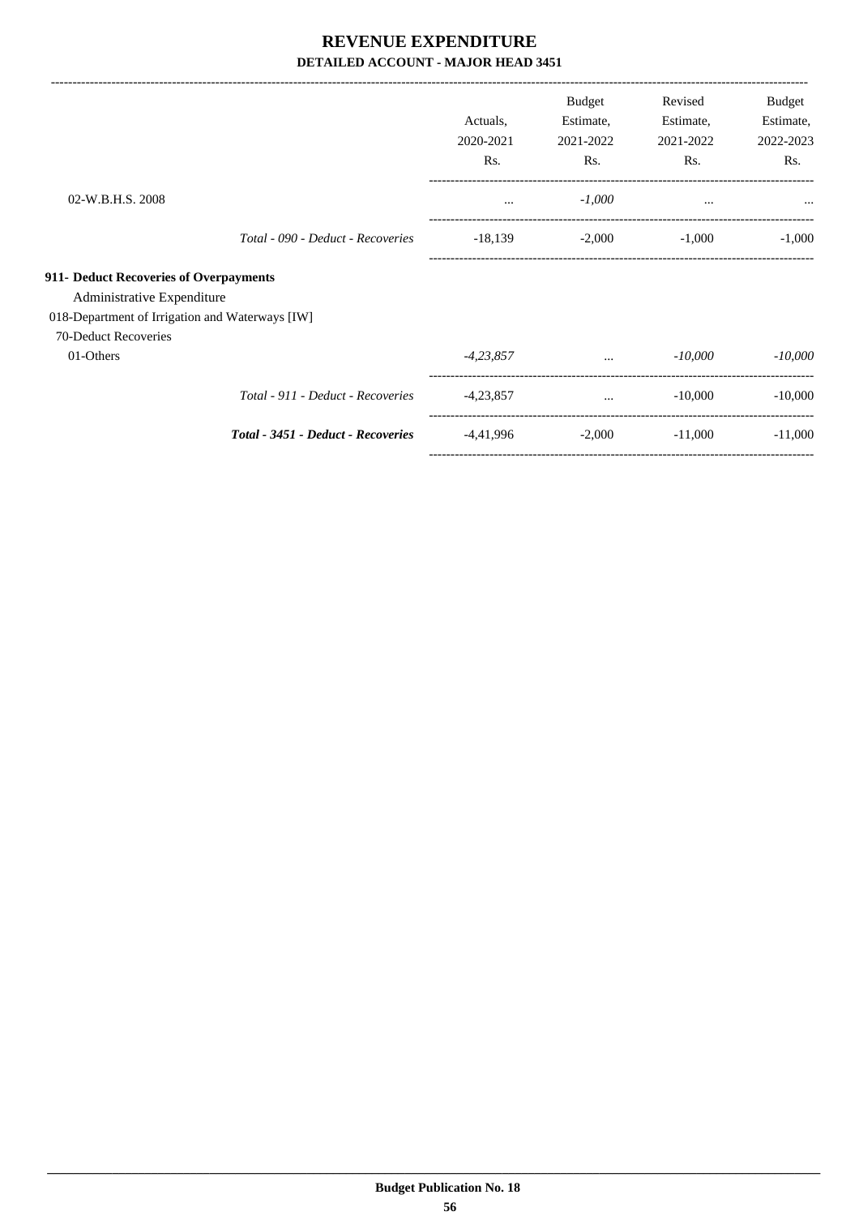# REVENUE EXPENDITURE

## DETAILED ACCOUNT - MAJOR HEAD 3451

| | Actuals, 2020-2021 Rs. | Budget Estimate, 2021-2022 Rs. | Revised Estimate, 2021-2022 Rs. | Budget Estimate, 2022-2023 Rs. |
|---|---|---|---|---|
| 02-W.B.H.S. 2008 | ... | *-1,000* | ... | ... |
| *Total - 090 - Deduct - Recoveries* | -18,139 | -2,000 | -1,000 | -1,000 |
| **911- Deduct Recoveries of Overpayments** | | | | |
| Administrative Expenditure | | | | |
| 018-Department of Irrigation and Waterways [IW] | | | | |
| 70-Deduct Recoveries | | | | |
| 01-Others | *-4,23,857* | ... | *-10,000* | *-10,000* |
| *Total - 911 - Deduct - Recoveries* | -4,23,857 | ... | -10,000 | -10,000 |
| ***Total - 3451 - Deduct - Recoveries*** | -4,41,996 | -2,000 | -11,000 | -11,000 |

**Budget Publication No. 18**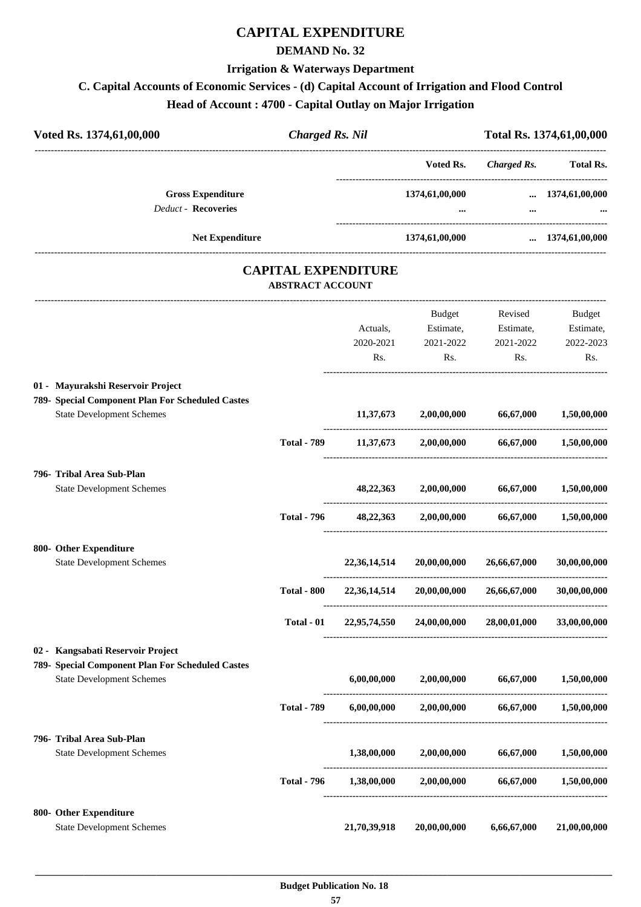# CAPITAL EXPENDITURE

## DEMAND No. 32

### Irrigation & Waterways Department

### C. Capital Accounts of Economic Services - (d) Capital Account of Irrigation and Flood Control

### Head of Account : 4700 - Capital Outlay on Major Irrigation

| Voted Rs. 1374,61,00,000 | *Charged Rs. Nil* | Total Rs. 1374,61,00,000 |
|---|---|---|

| | Voted Rs. | *Charged Rs.* | Total Rs. |
|---|---|---|---|
| **Gross Expenditure** | 1374,61,00,000 | ... | 1374,61,00,000 |
| *Deduct* - **Recoveries** | ... | ... | ... |
| **Net Expenditure** | 1374,61,00,000 | ... | 1374,61,00,000 |

## CAPITAL EXPENDITURE

### ABSTRACT ACCOUNT

| | | Actuals, 2020-2021 Rs. | Budget Estimate, 2021-2022 Rs. | Revised Estimate, 2021-2022 Rs. | Budget Estimate, 2022-2023 Rs. |
|---|---|---|---|---|---|
| **01 - Mayurakshi Reservoir Project** | | | | | |
| **789- Special Component Plan For Scheduled Castes** | | | | | |
| State Development Schemes | | 11,37,673 | 2,00,00,000 | 66,67,000 | 1,50,00,000 |
| | **Total - 789** | 11,37,673 | 2,00,00,000 | 66,67,000 | 1,50,00,000 |
| **796- Tribal Area Sub-Plan** | | | | | |
| State Development Schemes | | 48,22,363 | 2,00,00,000 | 66,67,000 | 1,50,00,000 |
| | **Total - 796** | 48,22,363 | 2,00,00,000 | 66,67,000 | 1,50,00,000 |
| **800- Other Expenditure** | | | | | |
| State Development Schemes | | 22,36,14,514 | 20,00,00,000 | 26,66,67,000 | 30,00,00,000 |
| | **Total - 800** | 22,36,14,514 | 20,00,00,000 | 26,66,67,000 | 30,00,00,000 |
| | **Total - 01** | 22,95,74,550 | 24,00,00,000 | 28,00,01,000 | 33,00,00,000 |
| **02 - Kangsabati Reservoir Project** | | | | | |
| **789- Special Component Plan For Scheduled Castes** | | | | | |
| State Development Schemes | | 6,00,00,000 | 2,00,00,000 | 66,67,000 | 1,50,00,000 |
| | **Total - 789** | 6,00,00,000 | 2,00,00,000 | 66,67,000 | 1,50,00,000 |
| **796- Tribal Area Sub-Plan** | | | | | |
| State Development Schemes | | 1,38,00,000 | 2,00,00,000 | 66,67,000 | 1,50,00,000 |
| | **Total - 796** | 1,38,00,000 | 2,00,00,000 | 66,67,000 | 1,50,00,000 |
| **800- Other Expenditure** | | | | | |
| State Development Schemes | | 21,70,39,918 | 20,00,00,000 | 6,66,67,000 | 21,00,00,000 |

Budget Publication No. 18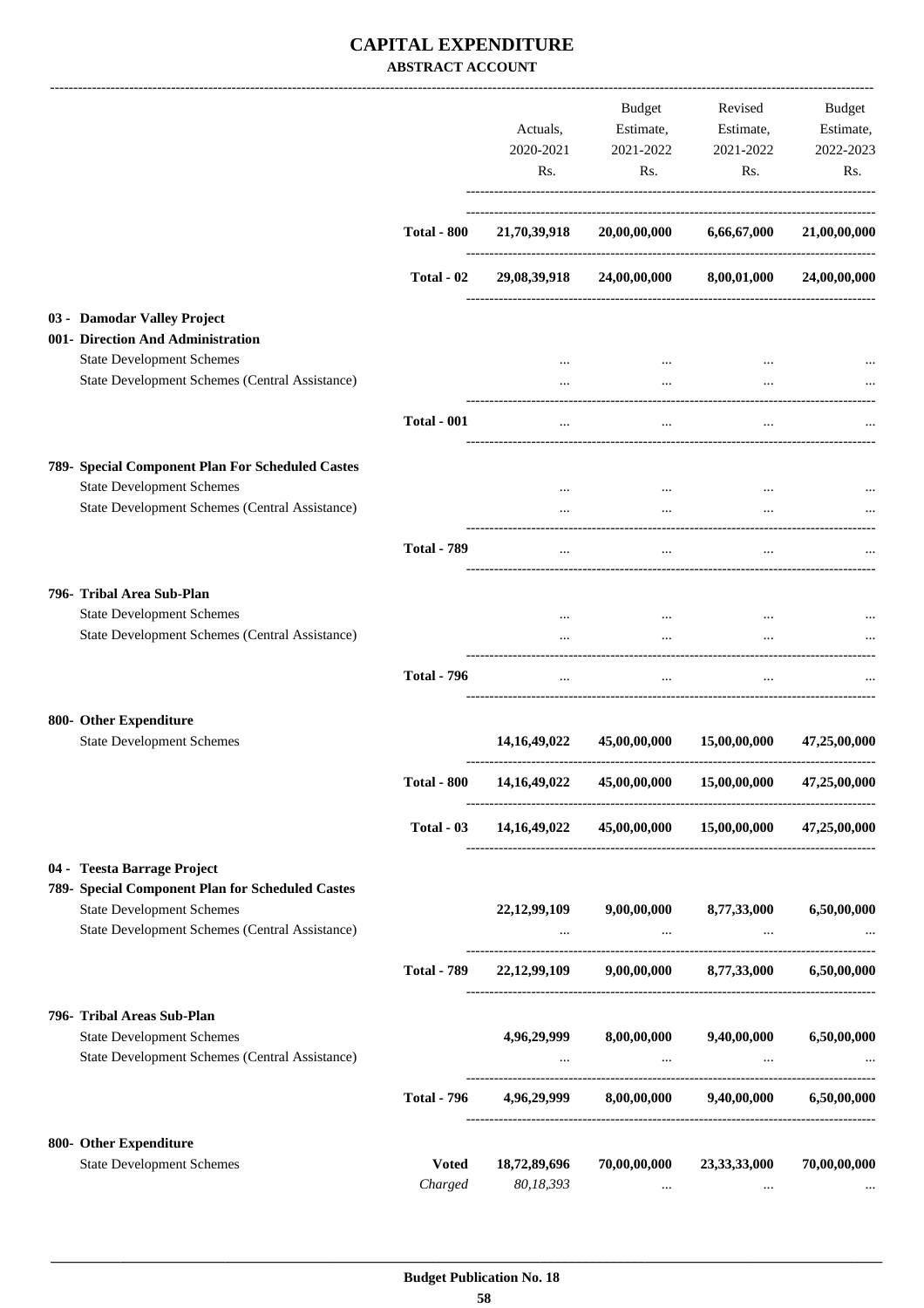# CAPITAL EXPENDITURE

**ABSTRACT ACCOUNT**

| | | Actuals, 2020-2021 Rs. | Budget Estimate, 2021-2022 Rs. | Revised Estimate, 2021-2022 Rs. | Budget Estimate, 2022-2023 Rs. |
|---|---|---|---|---|---|
| | **Total - 800** | **21,70,39,918** | **20,00,00,000** | **6,66,67,000** | **21,00,00,000** |
| | **Total - 02** | **29,08,39,918** | **24,00,00,000** | **8,00,01,000** | **24,00,00,000** |
| **03 - Damodar Valley Project** | | | | | |
| **001- Direction And Administration** | | | | | |
| State Development Schemes | | ... | ... | ... | ... |
| State Development Schemes (Central Assistance) | | ... | ... | ... | ... |
| | **Total - 001** | ... | ... | ... | ... |
| **789- Special Component Plan For Scheduled Castes** | | | | | |
| State Development Schemes | | ... | ... | ... | ... |
| State Development Schemes (Central Assistance) | | ... | ... | ... | ... |
| | **Total - 789** | ... | ... | ... | ... |
| **796- Tribal Area Sub-Plan** | | | | | |
| State Development Schemes | | ... | ... | ... | ... |
| State Development Schemes (Central Assistance) | | ... | ... | ... | ... |
| | **Total - 796** | ... | ... | ... | ... |
| **800- Other Expenditure** | | | | | |
| State Development Schemes | | **14,16,49,022** | **45,00,00,000** | **15,00,00,000** | **47,25,00,000** |
| | **Total - 800** | **14,16,49,022** | **45,00,00,000** | **15,00,00,000** | **47,25,00,000** |
| | **Total - 03** | **14,16,49,022** | **45,00,00,000** | **15,00,00,000** | **47,25,00,000** |
| **04 - Teesta Barrage Project** | | | | | |
| **789- Special Component Plan for Scheduled Castes** | | | | | |
| State Development Schemes | | **22,12,99,109** | **9,00,00,000** | **8,77,33,000** | **6,50,00,000** |
| State Development Schemes (Central Assistance) | | ... | ... | ... | ... |
| | **Total - 789** | **22,12,99,109** | **9,00,00,000** | **8,77,33,000** | **6,50,00,000** |
| **796- Tribal Areas Sub-Plan** | | | | | |
| State Development Schemes | | **4,96,29,999** | **8,00,00,000** | **9,40,00,000** | **6,50,00,000** |
| State Development Schemes (Central Assistance) | | ... | ... | ... | ... |
| | **Total - 796** | **4,96,29,999** | **8,00,00,000** | **9,40,00,000** | **6,50,00,000** |
| **800- Other Expenditure** | | | | | |
| State Development Schemes | **Voted** | **18,72,89,696** | **70,00,00,000** | **23,33,33,000** | **70,00,00,000** |
| | *Charged* | *80,18,393* | ... | ... | ... |

**Budget Publication No. 18**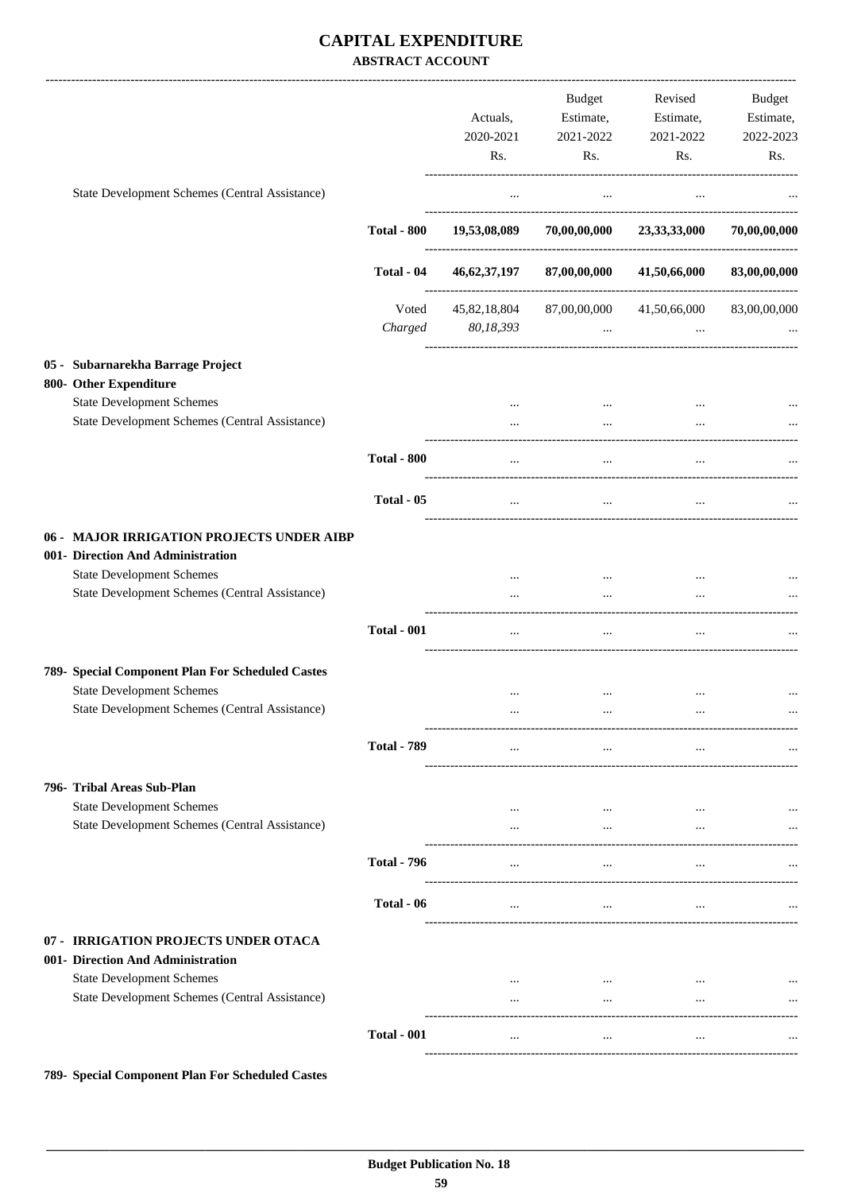# CAPITAL EXPENDITURE

**ABSTRACT ACCOUNT**

| | | Actuals, 2020-2021 Rs. | Budget Estimate, 2021-2022 Rs. | Revised Estimate, 2021-2022 Rs. | Budget Estimate, 2022-2023 Rs. |
|---|---|---|---|---|---|
| State Development Schemes (Central Assistance) | | ... | ... | ... | ... |
| | **Total - 800** | **19,53,08,089** | **70,00,00,000** | **23,33,33,000** | **70,00,00,000** |
| | **Total - 04** | **46,62,37,197** | **87,00,00,000** | **41,50,66,000** | **83,00,00,000** |
| | Voted | 45,82,18,804 | 87,00,00,000 | 41,50,66,000 | 83,00,00,000 |
| | *Charged* | *80,18,393* | ... | ... | ... |
| **05 - Subarnarekha Barrage Project** | | | | | |
| **800- Other Expenditure** | | | | | |
| State Development Schemes | | ... | ... | ... | ... |
| State Development Schemes (Central Assistance) | | ... | ... | ... | ... |
| | **Total - 800** | ... | ... | ... | ... |
| | **Total - 05** | ... | ... | ... | ... |
| **06 - MAJOR IRRIGATION PROJECTS UNDER AIBP** | | | | | |
| **001- Direction And Administration** | | | | | |
| State Development Schemes | | ... | ... | ... | ... |
| State Development Schemes (Central Assistance) | | ... | ... | ... | ... |
| | **Total - 001** | ... | ... | ... | ... |
| **789- Special Component Plan For Scheduled Castes** | | | | | |
| State Development Schemes | | ... | ... | ... | ... |
| State Development Schemes (Central Assistance) | | ... | ... | ... | ... |
| | **Total - 789** | ... | ... | ... | ... |
| **796- Tribal Areas Sub-Plan** | | | | | |
| State Development Schemes | | ... | ... | ... | ... |
| State Development Schemes (Central Assistance) | | ... | ... | ... | ... |
| | **Total - 796** | ... | ... | ... | ... |
| | **Total - 06** | ... | ... | ... | ... |
| **07 - IRRIGATION PROJECTS UNDER OTACA** | | | | | |
| **001- Direction And Administration** | | | | | |
| State Development Schemes | | ... | ... | ... | ... |
| State Development Schemes (Central Assistance) | | ... | ... | ... | ... |
| | **Total - 001** | ... | ... | ... | ... |

**789- Special Component Plan For Scheduled Castes**

**Budget Publication No. 18**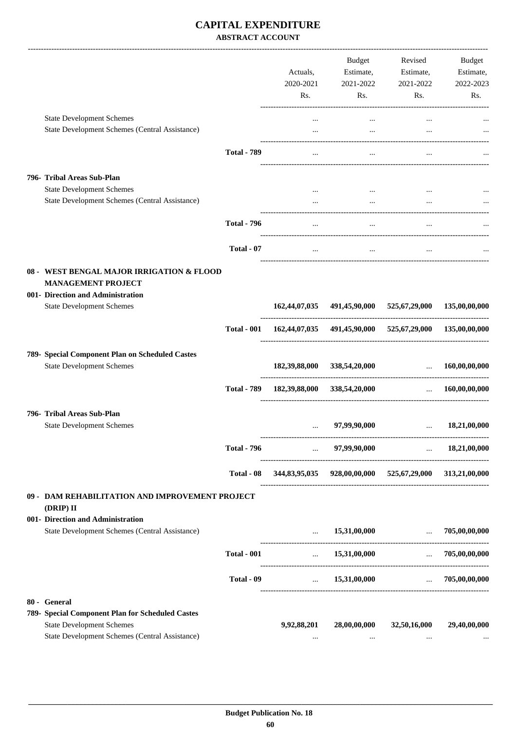# CAPITAL EXPENDITURE

## ABSTRACT ACCOUNT

| | | Actuals, 2020-2021 Rs. | Budget Estimate, 2021-2022 Rs. | Revised Estimate, 2021-2022 Rs. | Budget Estimate, 2022-2023 Rs. |
|---|---|---|---|---|---|
| State Development Schemes | | ... | ... | ... | ... |
| State Development Schemes (Central Assistance) | | ... | ... | ... | ... |
| | **Total - 789** | ... | ... | ... | ... |
| **796- Tribal Areas Sub-Plan** | | | | | |
| State Development Schemes | | ... | ... | ... | ... |
| State Development Schemes (Central Assistance) | | ... | ... | ... | ... |
| | **Total - 796** | ... | ... | ... | ... |
| | **Total - 07** | ... | ... | ... | ... |
| **08 - WEST BENGAL MAJOR IRRIGATION & FLOOD MANAGEMENT PROJECT** | | | | | |
| **001- Direction and Administration** | | | | | |
| State Development Schemes | | **162,44,07,035** | **491,45,90,000** | **525,67,29,000** | **135,00,00,000** |
| | **Total - 001** | **162,44,07,035** | **491,45,90,000** | **525,67,29,000** | **135,00,00,000** |
| **789- Special Component Plan on Scheduled Castes** | | | | | |
| State Development Schemes | | **182,39,88,000** | **338,54,20,000** | ... | **160,00,00,000** |
| | **Total - 789** | **182,39,88,000** | **338,54,20,000** | ... | **160,00,00,000** |
| **796- Tribal Areas Sub-Plan** | | | | | |
| State Development Schemes | | ... | **97,99,90,000** | ... | **18,21,00,000** |
| | **Total - 796** | ... | **97,99,90,000** | ... | **18,21,00,000** |
| | **Total - 08** | **344,83,95,035** | **928,00,00,000** | **525,67,29,000** | **313,21,00,000** |
| **09 - DAM REHABILITATION AND IMPROVEMENT PROJECT (DRIP) II** | | | | | |
| **001- Direction and Administration** | | | | | |
| State Development Schemes (Central Assistance) | | ... | **15,31,00,000** | ... | **705,00,00,000** |
| | **Total - 001** | ... | **15,31,00,000** | ... | **705,00,00,000** |
| | **Total - 09** | ... | **15,31,00,000** | ... | **705,00,00,000** |
| **80 - General** | | | | | |
| **789- Special Component Plan for Scheduled Castes** | | | | | |
| State Development Schemes | | **9,92,88,201** | **28,00,00,000** | **32,50,16,000** | **29,40,00,000** |
| State Development Schemes (Central Assistance) | | ... | ... | ... | ... |

**Budget Publication No. 18**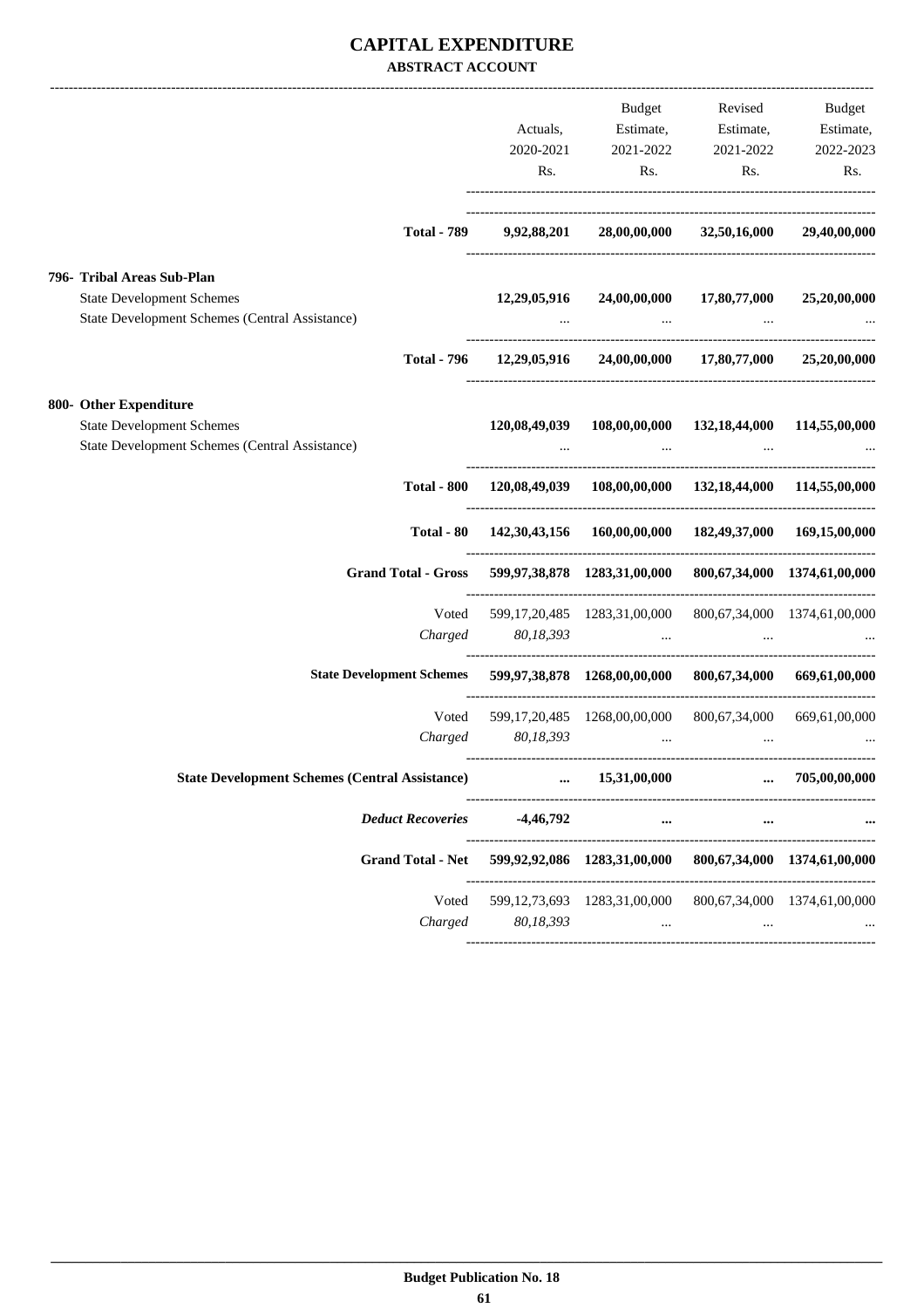# CAPITAL EXPENDITURE

## ABSTRACT ACCOUNT

| | Actuals, 2020-2021 Rs. | Budget Estimate, 2021-2022 Rs. | Revised Estimate, 2021-2022 Rs. | Budget Estimate, 2022-2023 Rs. |
|---|---|---|---|---|
| **Total - 789** | **9,92,88,201** | **28,00,00,000** | **32,50,16,000** | **29,40,00,000** |
| **796- Tribal Areas Sub-Plan** | | | | |
| State Development Schemes | **12,29,05,916** | **24,00,00,000** | **17,80,77,000** | **25,20,00,000** |
| State Development Schemes (Central Assistance) | ... | ... | ... | ... |
| **Total - 796** | **12,29,05,916** | **24,00,00,000** | **17,80,77,000** | **25,20,00,000** |
| **800- Other Expenditure** | | | | |
| State Development Schemes | **120,08,49,039** | **108,00,00,000** | **132,18,44,000** | **114,55,00,000** |
| State Development Schemes (Central Assistance) | ... | ... | ... | ... |
| **Total - 800** | **120,08,49,039** | **108,00,00,000** | **132,18,44,000** | **114,55,00,000** |
| **Total - 80** | **142,30,43,156** | **160,00,00,000** | **182,49,37,000** | **169,15,00,000** |
| **Grand Total - Gross** | **599,97,38,878** | **1283,31,00,000** | **800,67,34,000** | **1374,61,00,000** |
| Voted | 599,17,20,485 | 1283,31,00,000 | 800,67,34,000 | 1374,61,00,000 |
| *Charged* | *80,18,393* | ... | ... | ... |
| **State Development Schemes** | **599,97,38,878** | **1268,00,00,000** | **800,67,34,000** | **669,61,00,000** |
| Voted | 599,17,20,485 | 1268,00,00,000 | 800,67,34,000 | 669,61,00,000 |
| *Charged* | *80,18,393* | ... | ... | ... |
| **State Development Schemes (Central Assistance)** | **...** | **15,31,00,000** | **...** | **705,00,00,000** |
| ***Deduct Recoveries*** | **-4,46,792** | **...** | **...** | **...** |
| **Grand Total - Net** | **599,92,92,086** | **1283,31,00,000** | **800,67,34,000** | **1374,61,00,000** |
| Voted | 599,12,73,693 | 1283,31,00,000 | 800,67,34,000 | 1374,61,00,000 |
| *Charged* | *80,18,393* | ... | ... | ... |

**Budget Publication No. 18**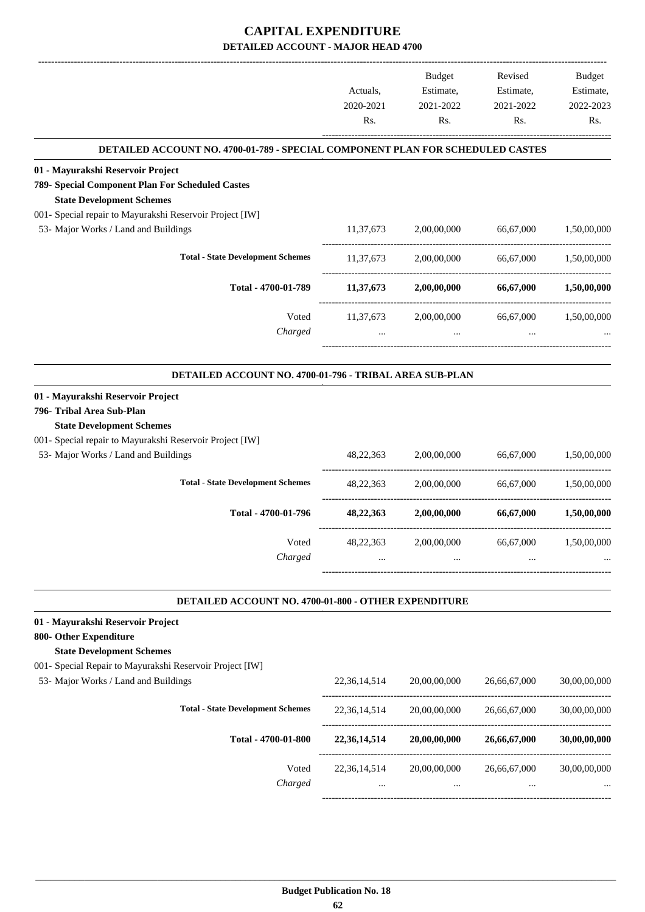# CAPITAL EXPENDITURE

## DETAILED ACCOUNT - MAJOR HEAD 4700

| | Actuals, 2020-2021 Rs. | Budget Estimate, 2021-2022 Rs. | Revised Estimate, 2021-2022 Rs. | Budget Estimate, 2022-2023 Rs. |
|---|---|---|---|---|
| **DETAILED ACCOUNT NO. 4700-01-789 - SPECIAL COMPONENT PLAN FOR SCHEDULED CASTES** | | | | |
| **01 - Mayurakshi Reservoir Project** | | | | |
| **789- Special Component Plan For Scheduled Castes** | | | | |
| **State Development Schemes** | | | | |
| 001- Special repair to Mayurakshi Reservoir Project [IW] | | | | |
| 53- Major Works / Land and Buildings | 11,37,673 | 2,00,00,000 | 66,67,000 | 1,50,00,000 |
| **Total - State Development Schemes** | 11,37,673 | 2,00,00,000 | 66,67,000 | 1,50,00,000 |
| **Total - 4700-01-789** | **11,37,673** | **2,00,00,000** | **66,67,000** | **1,50,00,000** |
| Voted | 11,37,673 | 2,00,00,000 | 66,67,000 | 1,50,00,000 |
| *Charged* | ... | ... | ... | ... |
| **DETAILED ACCOUNT NO. 4700-01-796 - TRIBAL AREA SUB-PLAN** | | | | |
| **01 - Mayurakshi Reservoir Project** | | | | |
| **796- Tribal Area Sub-Plan** | | | | |
| **State Development Schemes** | | | | |
| 001- Special repair to Mayurakshi Reservoir Project [IW] | | | | |
| 53- Major Works / Land and Buildings | 48,22,363 | 2,00,00,000 | 66,67,000 | 1,50,00,000 |
| **Total - State Development Schemes** | 48,22,363 | 2,00,00,000 | 66,67,000 | 1,50,00,000 |
| **Total - 4700-01-796** | **48,22,363** | **2,00,00,000** | **66,67,000** | **1,50,00,000** |
| Voted | 48,22,363 | 2,00,00,000 | 66,67,000 | 1,50,00,000 |
| *Charged* | ... | ... | ... | ... |
| **DETAILED ACCOUNT NO. 4700-01-800 - OTHER EXPENDITURE** | | | | |
| **01 - Mayurakshi Reservoir Project** | | | | |
| **800- Other Expenditure** | | | | |
| **State Development Schemes** | | | | |
| 001- Special Repair to Mayurakshi Reservoir Project [IW] | | | | |
| 53- Major Works / Land and Buildings | 22,36,14,514 | 20,00,00,000 | 26,66,67,000 | 30,00,00,000 |
| **Total - State Development Schemes** | 22,36,14,514 | 20,00,00,000 | 26,66,67,000 | 30,00,00,000 |
| **Total - 4700-01-800** | **22,36,14,514** | **20,00,00,000** | **26,66,67,000** | **30,00,00,000** |
| Voted | 22,36,14,514 | 20,00,00,000 | 26,66,67,000 | 30,00,00,000 |
| *Charged* | ... | ... | ... | ... |

**Budget Publication No. 18**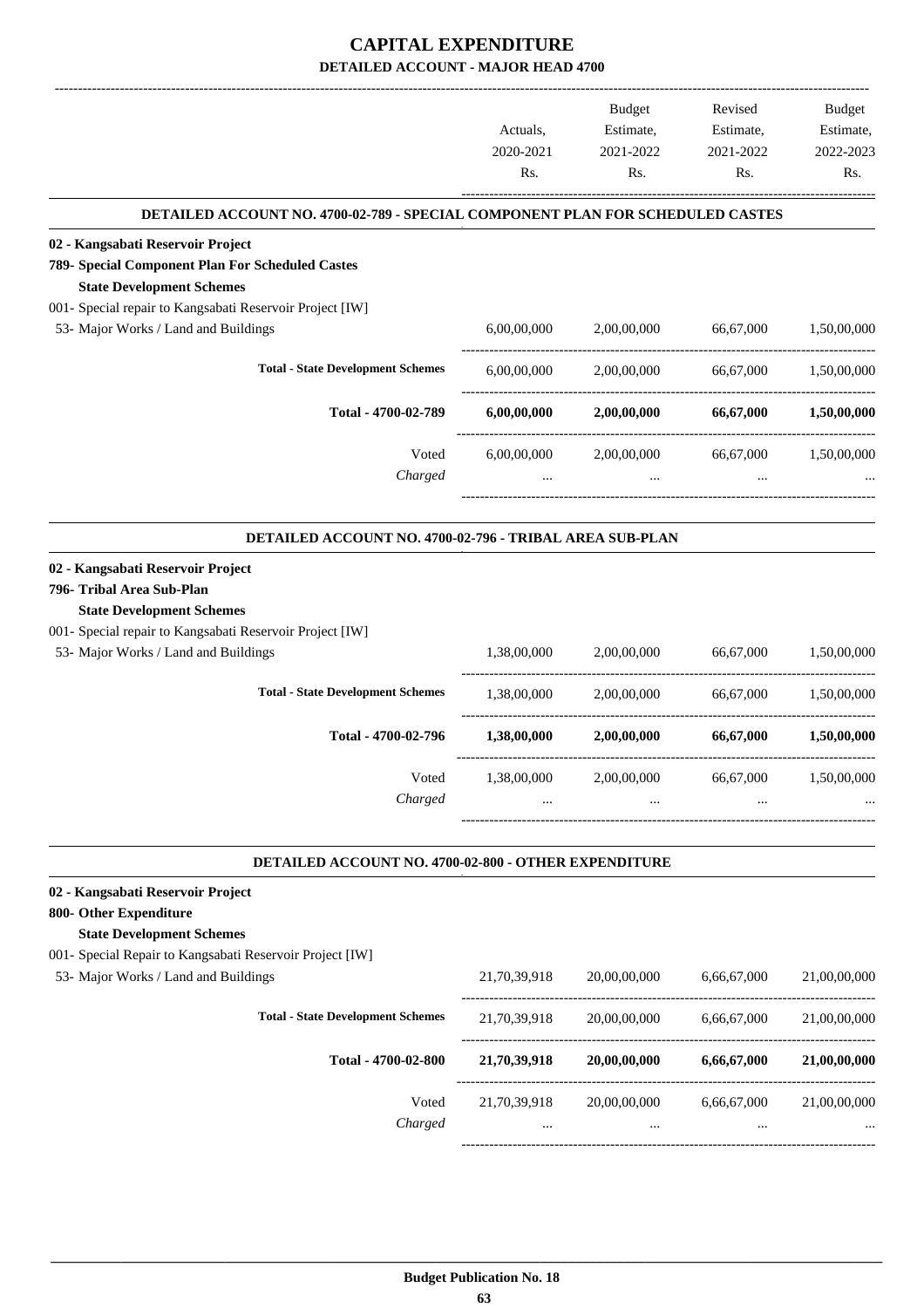# CAPITAL EXPENDITURE

## DETAILED ACCOUNT - MAJOR HEAD 4700

| | Actuals, 2020-2021 Rs. | Budget Estimate, 2021-2022 Rs. | Revised Estimate, 2021-2022 Rs. | Budget Estimate, 2022-2023 Rs. |
|---|---|---|---|---|
| **DETAILED ACCOUNT NO. 4700-02-789 - SPECIAL COMPONENT PLAN FOR SCHEDULED CASTES** | | | | |
| **02 - Kangsabati Reservoir Project** | | | | |
| **789- Special Component Plan For Scheduled Castes** | | | | |
| **State Development Schemes** | | | | |
| 001- Special repair to Kangsabati Reservoir Project [IW] | | | | |
| 53- Major Works / Land and Buildings | 6,00,00,000 | 2,00,00,000 | 66,67,000 | 1,50,00,000 |
| **Total - State Development Schemes** | 6,00,00,000 | 2,00,00,000 | 66,67,000 | 1,50,00,000 |
| **Total - 4700-02-789** | **6,00,00,000** | **2,00,00,000** | **66,67,000** | **1,50,00,000** |
| Voted | 6,00,00,000 | 2,00,00,000 | 66,67,000 | 1,50,00,000 |
| *Charged* | ... | ... | ... | ... |
| **DETAILED ACCOUNT NO. 4700-02-796 - TRIBAL AREA SUB-PLAN** | | | | |
| **02 - Kangsabati Reservoir Project** | | | | |
| **796- Tribal Area Sub-Plan** | | | | |
| **State Development Schemes** | | | | |
| 001- Special repair to Kangsabati Reservoir Project [IW] | | | | |
| 53- Major Works / Land and Buildings | 1,38,00,000 | 2,00,00,000 | 66,67,000 | 1,50,00,000 |
| **Total - State Development Schemes** | 1,38,00,000 | 2,00,00,000 | 66,67,000 | 1,50,00,000 |
| **Total - 4700-02-796** | **1,38,00,000** | **2,00,00,000** | **66,67,000** | **1,50,00,000** |
| Voted | 1,38,00,000 | 2,00,00,000 | 66,67,000 | 1,50,00,000 |
| *Charged* | ... | ... | ... | ... |
| **DETAILED ACCOUNT NO. 4700-02-800 - OTHER EXPENDITURE** | | | | |
| **02 - Kangsabati Reservoir Project** | | | | |
| **800- Other Expenditure** | | | | |
| **State Development Schemes** | | | | |
| 001- Special Repair to Kangsabati Reservoir Project [IW] | | | | |
| 53- Major Works / Land and Buildings | 21,70,39,918 | 20,00,00,000 | 6,66,67,000 | 21,00,00,000 |
| **Total - State Development Schemes** | 21,70,39,918 | 20,00,00,000 | 6,66,67,000 | 21,00,00,000 |
| **Total - 4700-02-800** | **21,70,39,918** | **20,00,00,000** | **6,66,67,000** | **21,00,00,000** |
| Voted | 21,70,39,918 | 20,00,00,000 | 6,66,67,000 | 21,00,00,000 |
| *Charged* | ... | ... | ... | ... |

**Budget Publication No. 18**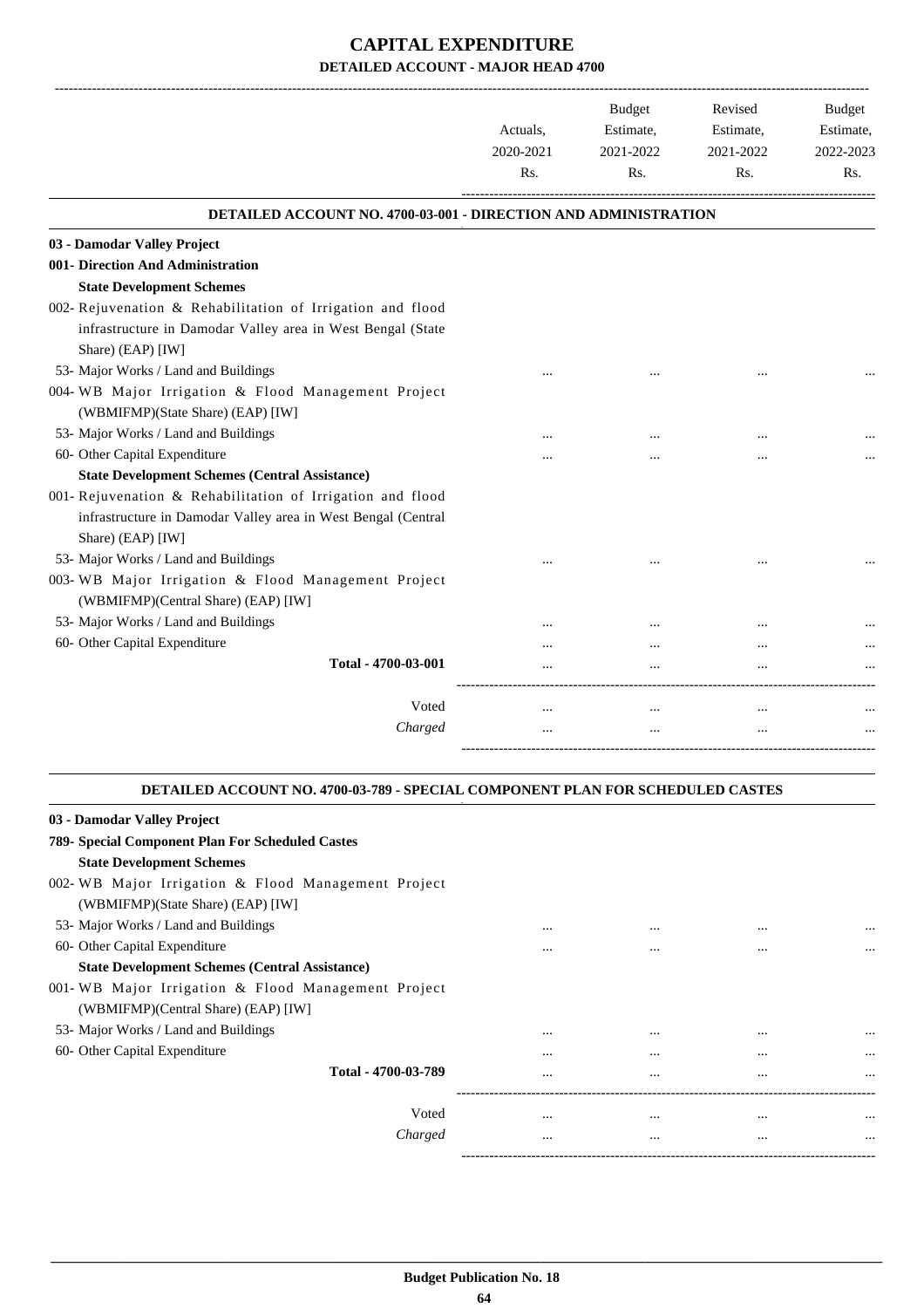# CAPITAL EXPENDITURE

## DETAILED ACCOUNT - MAJOR HEAD 4700

| | Actuals, 2020-2021 Rs. | Budget Estimate, 2021-2022 Rs. | Revised Estimate, 2021-2022 Rs. | Budget Estimate, 2022-2023 Rs. |
|---|---|---|---|---|
| **DETAILED ACCOUNT NO. 4700-03-001 - DIRECTION AND ADMINISTRATION** | | | | |
| **03 - Damodar Valley Project** | | | | |
| **001- Direction And Administration** | | | | |
| **State Development Schemes** | | | | |
| 002- Rejuvenation & Rehabilitation of Irrigation and flood infrastructure in Damodar Valley area in West Bengal (State Share) (EAP) [IW] | | | | |
| 53- Major Works / Land and Buildings | ... | ... | ... | ... |
| 004- WB Major Irrigation & Flood Management Project (WBMIFMP)(State Share) (EAP) [IW] | | | | |
| 53- Major Works / Land and Buildings | ... | ... | ... | ... |
| 60- Other Capital Expenditure | ... | ... | ... | ... |
| **State Development Schemes (Central Assistance)** | | | | |
| 001- Rejuvenation & Rehabilitation of Irrigation and flood infrastructure in Damodar Valley area in West Bengal (Central Share) (EAP) [IW] | | | | |
| 53- Major Works / Land and Buildings | ... | ... | ... | ... |
| 003- WB Major Irrigation & Flood Management Project (WBMIFMP)(Central Share) (EAP) [IW] | | | | |
| 53- Major Works / Land and Buildings | ... | ... | ... | ... |
| 60- Other Capital Expenditure | ... | ... | ... | ... |
| **Total - 4700-03-001** | ... | ... | ... | ... |
| Voted | ... | ... | ... | ... |
| *Charged* | ... | ... | ... | ... |

| | Actuals, 2020-2021 Rs. | Budget Estimate, 2021-2022 Rs. | Revised Estimate, 2021-2022 Rs. | Budget Estimate, 2022-2023 Rs. |
|---|---|---|---|---|
| **DETAILED ACCOUNT NO. 4700-03-789 - SPECIAL COMPONENT PLAN FOR SCHEDULED CASTES** | | | | |
| **03 - Damodar Valley Project** | | | | |
| **789- Special Component Plan For Scheduled Castes** | | | | |
| **State Development Schemes** | | | | |
| 002- WB Major Irrigation & Flood Management Project (WBMIFMP)(State Share) (EAP) [IW] | | | | |
| 53- Major Works / Land and Buildings | ... | ... | ... | ... |
| 60- Other Capital Expenditure | ... | ... | ... | ... |
| **State Development Schemes (Central Assistance)** | | | | |
| 001- WB Major Irrigation & Flood Management Project (WBMIFMP)(Central Share) (EAP) [IW] | | | | |
| 53- Major Works / Land and Buildings | ... | ... | ... | ... |
| 60- Other Capital Expenditure | ... | ... | ... | ... |
| **Total - 4700-03-789** | ... | ... | ... | ... |
| Voted | ... | ... | ... | ... |
| *Charged* | ... | ... | ... | ... |

**Budget Publication No. 18**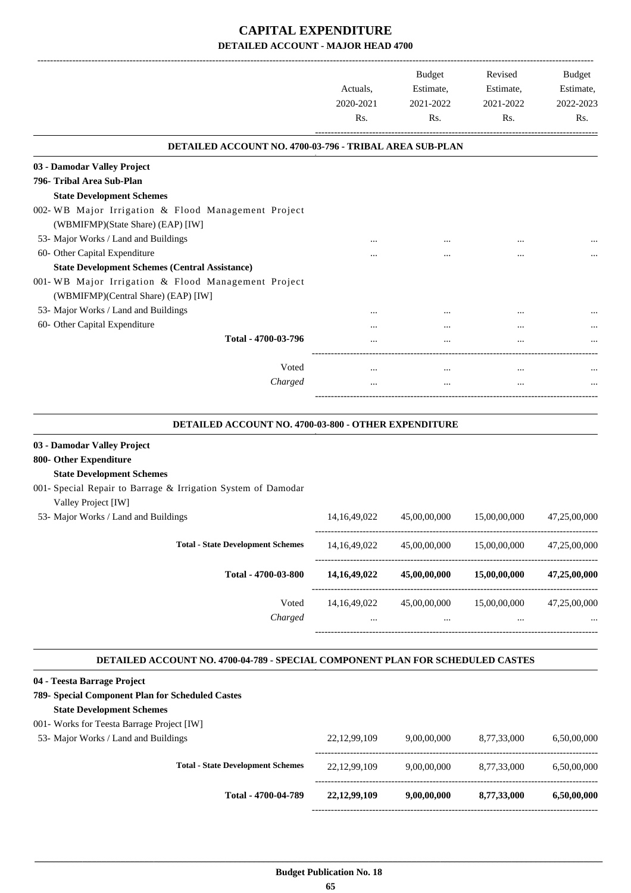# CAPITAL EXPENDITURE

## DETAILED ACCOUNT - MAJOR HEAD 4700

| | Actuals, 2020-2021 Rs. | Budget Estimate, 2021-2022 Rs. | Revised Estimate, 2021-2022 Rs. | Budget Estimate, 2022-2023 Rs. |
|---|---|---|---|---|
| **DETAILED ACCOUNT NO. 4700-03-796 - TRIBAL AREA SUB-PLAN** | | | | |
| **03 - Damodar Valley Project** | | | | |
| **796- Tribal Area Sub-Plan** | | | | |
| **State Development Schemes** | | | | |
| 002- WB Major Irrigation & Flood Management Project (WBMIFMP)(State Share) (EAP) [IW] | | | | |
| 53- Major Works / Land and Buildings | ... | ... | ... | ... |
| 60- Other Capital Expenditure | ... | ... | ... | ... |
| **State Development Schemes (Central Assistance)** | | | | |
| 001- WB Major Irrigation & Flood Management Project (WBMIFMP)(Central Share) (EAP) [IW] | | | | |
| 53- Major Works / Land and Buildings | ... | ... | ... | ... |
| 60- Other Capital Expenditure | ... | ... | ... | ... |
| **Total - 4700-03-796** | ... | ... | ... | ... |
| Voted | ... | ... | ... | ... |
| *Charged* | ... | ... | ... | ... |
| **DETAILED ACCOUNT NO. 4700-03-800 - OTHER EXPENDITURE** | | | | |
| **03 - Damodar Valley Project** | | | | |
| **800- Other Expenditure** | | | | |
| **State Development Schemes** | | | | |
| 001- Special Repair to Barrage & Irrigation System of Damodar Valley Project [IW] | | | | |
| 53- Major Works / Land and Buildings | 14,16,49,022 | 45,00,00,000 | 15,00,00,000 | 47,25,00,000 |
| **Total - State Development Schemes** | 14,16,49,022 | 45,00,00,000 | 15,00,00,000 | 47,25,00,000 |
| **Total - 4700-03-800** | **14,16,49,022** | **45,00,00,000** | **15,00,00,000** | **47,25,00,000** |
| Voted | 14,16,49,022 | 45,00,00,000 | 15,00,00,000 | 47,25,00,000 |
| *Charged* | ... | ... | ... | ... |
| **DETAILED ACCOUNT NO. 4700-04-789 - SPECIAL COMPONENT PLAN FOR SCHEDULED CASTES** | | | | |
| **04 - Teesta Barrage Project** | | | | |
| **789- Special Component Plan for Scheduled Castes** | | | | |
| **State Development Schemes** | | | | |
| 001- Works for Teesta Barrage Project [IW] | | | | |
| 53- Major Works / Land and Buildings | 22,12,99,109 | 9,00,00,000 | 8,77,33,000 | 6,50,00,000 |
| **Total - State Development Schemes** | 22,12,99,109 | 9,00,00,000 | 8,77,33,000 | 6,50,00,000 |
| **Total - 4700-04-789** | **22,12,99,109** | **9,00,00,000** | **8,77,33,000** | **6,50,00,000** |

**Budget Publication No. 18**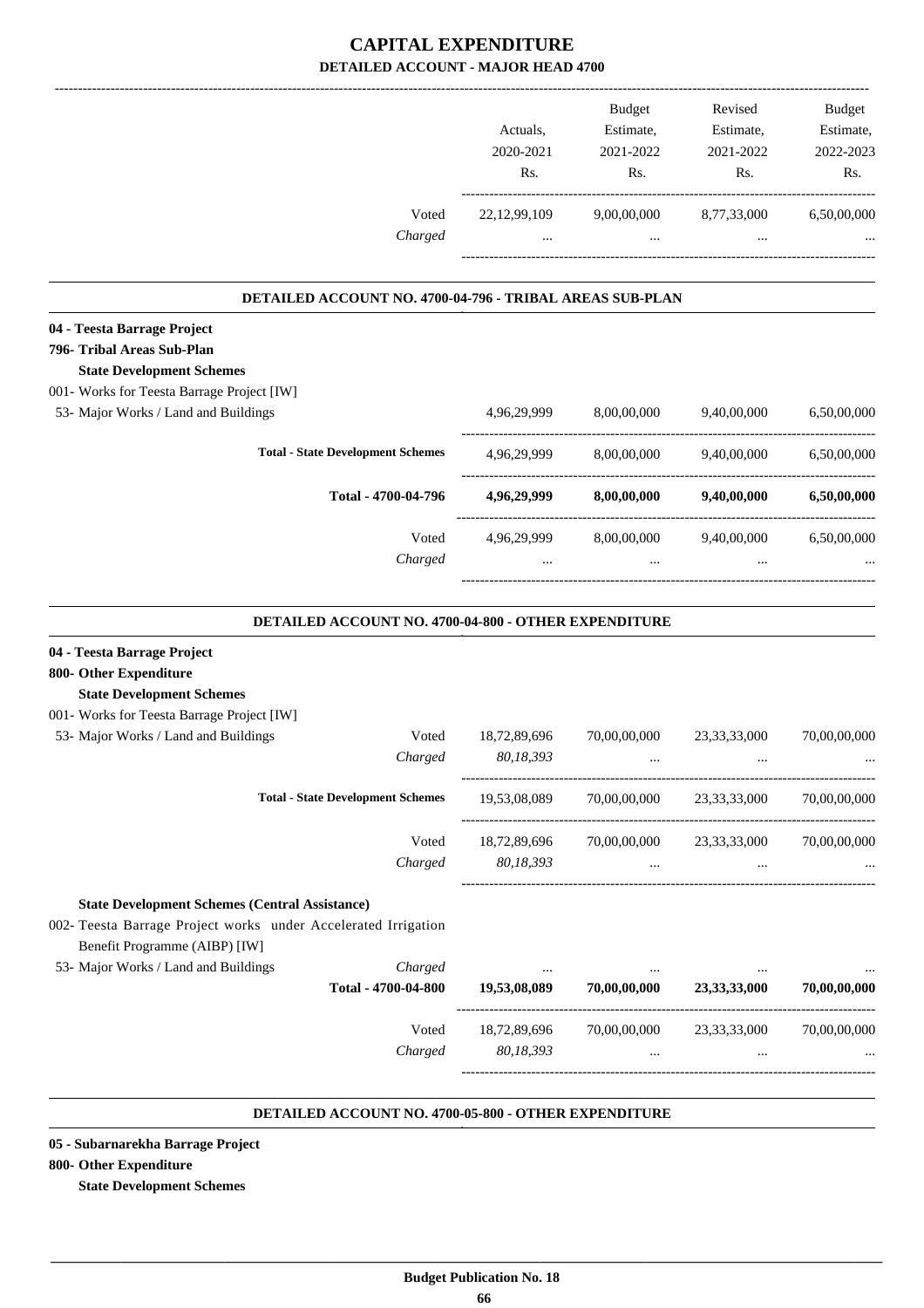# CAPITAL EXPENDITURE
## DETAILED ACCOUNT - MAJOR HEAD 4700

| | Actuals, 2020-2021 Rs. | Budget Estimate, 2021-2022 Rs. | Revised Estimate, 2021-2022 Rs. | Budget Estimate, 2022-2023 Rs. |
|---|---|---|---|---|
| Voted | 22,12,99,109 | 9,00,00,000 | 8,77,33,000 | 6,50,00,000 |
| *Charged* | ... | ... | ... | ... |

### DETAILED ACCOUNT NO. 4700-04-796 - TRIBAL AREAS SUB-PLAN

**04 - Teesta Barrage Project**

**796- Tribal Areas Sub-Plan**

**State Development Schemes**

001- Works for Teesta Barrage Project [IW]

| | Actuals, 2020-2021 Rs. | Budget Estimate, 2021-2022 Rs. | Revised Estimate, 2021-2022 Rs. | Budget Estimate, 2022-2023 Rs. |
|---|---|---|---|---|
| 53- Major Works / Land and Buildings | 4,96,29,999 | 8,00,00,000 | 9,40,00,000 | 6,50,00,000 |
| **Total - State Development Schemes** | 4,96,29,999 | 8,00,00,000 | 9,40,00,000 | 6,50,00,000 |
| **Total - 4700-04-796** | **4,96,29,999** | **8,00,00,000** | **9,40,00,000** | **6,50,00,000** |
| Voted | 4,96,29,999 | 8,00,00,000 | 9,40,00,000 | 6,50,00,000 |
| *Charged* | ... | ... | ... | ... |

### DETAILED ACCOUNT NO. 4700-04-800 - OTHER EXPENDITURE

**04 - Teesta Barrage Project**

**800- Other Expenditure**

**State Development Schemes**

001- Works for Teesta Barrage Project [IW]

| | | Actuals, 2020-2021 Rs. | Budget Estimate, 2021-2022 Rs. | Revised Estimate, 2021-2022 Rs. | Budget Estimate, 2022-2023 Rs. |
|---|---|---|---|---|---|
| 53- Major Works / Land and Buildings | Voted | 18,72,89,696 | 70,00,00,000 | 23,33,33,000 | 70,00,00,000 |
| | *Charged* | *80,18,393* | ... | ... | ... |
| **Total - State Development Schemes** | | 19,53,08,089 | 70,00,00,000 | 23,33,33,000 | 70,00,00,000 |
| | Voted | 18,72,89,696 | 70,00,00,000 | 23,33,33,000 | 70,00,00,000 |
| | *Charged* | *80,18,393* | ... | ... | ... |

**State Development Schemes (Central Assistance)**

002- Teesta Barrage Project works under Accelerated Irrigation Benefit Programme (AIBP) [IW]

| | | Actuals, 2020-2021 Rs. | Budget Estimate, 2021-2022 Rs. | Revised Estimate, 2021-2022 Rs. | Budget Estimate, 2022-2023 Rs. |
|---|---|---|---|---|---|
| 53- Major Works / Land and Buildings | *Charged* | ... | ... | ... | ... |
| | **Total - 4700-04-800** | **19,53,08,089** | **70,00,00,000** | **23,33,33,000** | **70,00,00,000** |
| | Voted | 18,72,89,696 | 70,00,00,000 | 23,33,33,000 | 70,00,00,000 |
| | *Charged* | *80,18,393* | ... | ... | ... |

### DETAILED ACCOUNT NO. 4700-05-800 - OTHER EXPENDITURE

**05 - Subarnarekha Barrage Project**

**800- Other Expenditure**

**State Development Schemes**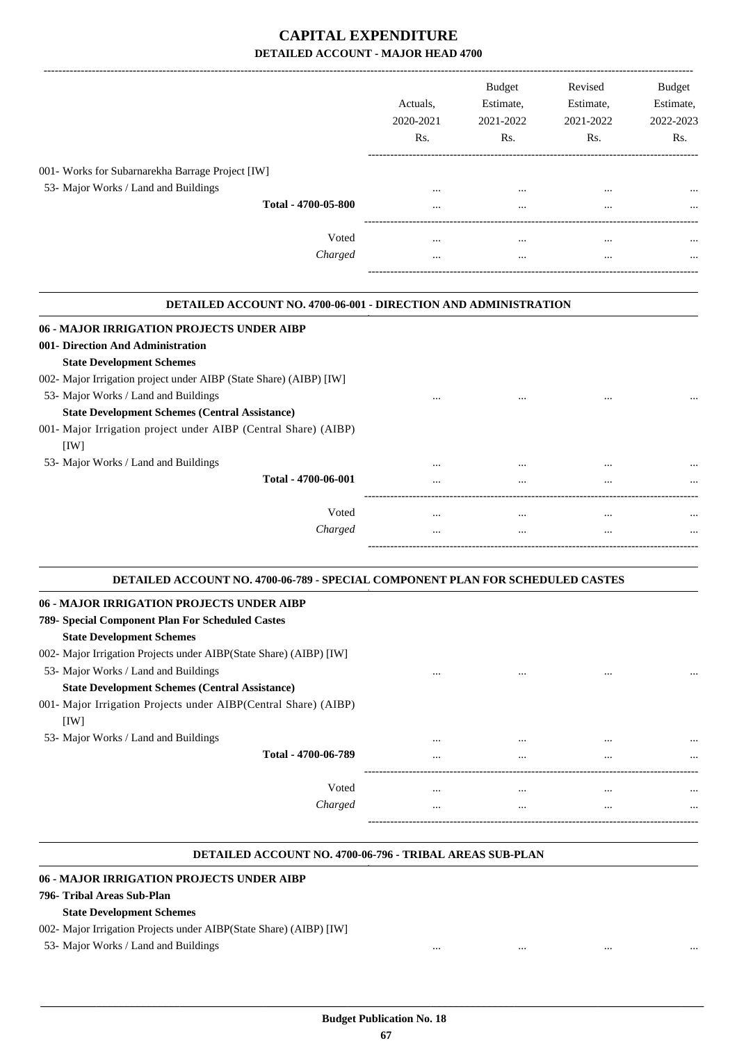# CAPITAL EXPENDITURE

## DETAILED ACCOUNT - MAJOR HEAD 4700

| | Actuals, 2020-2021 Rs. | Budget Estimate, 2021-2022 Rs. | Revised Estimate, 2021-2022 Rs. | Budget Estimate, 2022-2023 Rs. |
|---|---|---|---|---|
| 001- Works for Subarnarekha Barrage Project [IW] | | | | |
| 53- Major Works / Land and Buildings | ... | ... | ... | ... |
| **Total - 4700-05-800** | ... | ... | ... | ... |
| Voted | ... | ... | ... | ... |
| *Charged* | ... | ... | ... | ... |

### DETAILED ACCOUNT NO. 4700-06-001 - DIRECTION AND ADMINISTRATION

| | Actuals, 2020-2021 Rs. | Budget Estimate, 2021-2022 Rs. | Revised Estimate, 2021-2022 Rs. | Budget Estimate, 2022-2023 Rs. |
|---|---|---|---|---|
| **06 - MAJOR IRRIGATION PROJECTS UNDER AIBP** | | | | |
| **001- Direction And Administration** | | | | |
| **State Development Schemes** | | | | |
| 002- Major Irrigation project under AIBP (State Share) (AIBP) [IW] | | | | |
| 53- Major Works / Land and Buildings | ... | ... | ... | ... |
| **State Development Schemes (Central Assistance)** | | | | |
| 001- Major Irrigation project under AIBP (Central Share) (AIBP) [IW] | | | | |
| 53- Major Works / Land and Buildings | ... | ... | ... | ... |
| **Total - 4700-06-001** | ... | ... | ... | ... |
| Voted | ... | ... | ... | ... |
| *Charged* | ... | ... | ... | ... |

### DETAILED ACCOUNT NO. 4700-06-789 - SPECIAL COMPONENT PLAN FOR SCHEDULED CASTES

| | Actuals, 2020-2021 Rs. | Budget Estimate, 2021-2022 Rs. | Revised Estimate, 2021-2022 Rs. | Budget Estimate, 2022-2023 Rs. |
|---|---|---|---|---|
| **06 - MAJOR IRRIGATION PROJECTS UNDER AIBP** | | | | |
| **789- Special Component Plan For Scheduled Castes** | | | | |
| **State Development Schemes** | | | | |
| 002- Major Irrigation Projects under AIBP(State Share) (AIBP) [IW] | | | | |
| 53- Major Works / Land and Buildings | ... | ... | ... | ... |
| **State Development Schemes (Central Assistance)** | | | | |
| 001- Major Irrigation Projects under AIBP(Central Share) (AIBP) [IW] | | | | |
| 53- Major Works / Land and Buildings | ... | ... | ... | ... |
| **Total - 4700-06-789** | ... | ... | ... | ... |
| Voted | ... | ... | ... | ... |
| *Charged* | ... | ... | ... | ... |

### DETAILED ACCOUNT NO. 4700-06-796 - TRIBAL AREAS SUB-PLAN

| | Actuals, 2020-2021 Rs. | Budget Estimate, 2021-2022 Rs. | Revised Estimate, 2021-2022 Rs. | Budget Estimate, 2022-2023 Rs. |
|---|---|---|---|---|
| **06 - MAJOR IRRIGATION PROJECTS UNDER AIBP** | | | | |
| **796- Tribal Areas Sub-Plan** | | | | |
| **State Development Schemes** | | | | |
| 002- Major Irrigation Projects under AIBP(State Share) (AIBP) [IW] | | | | |
| 53- Major Works / Land and Buildings | ... | ... | ... | ... |

**Budget Publication No. 18**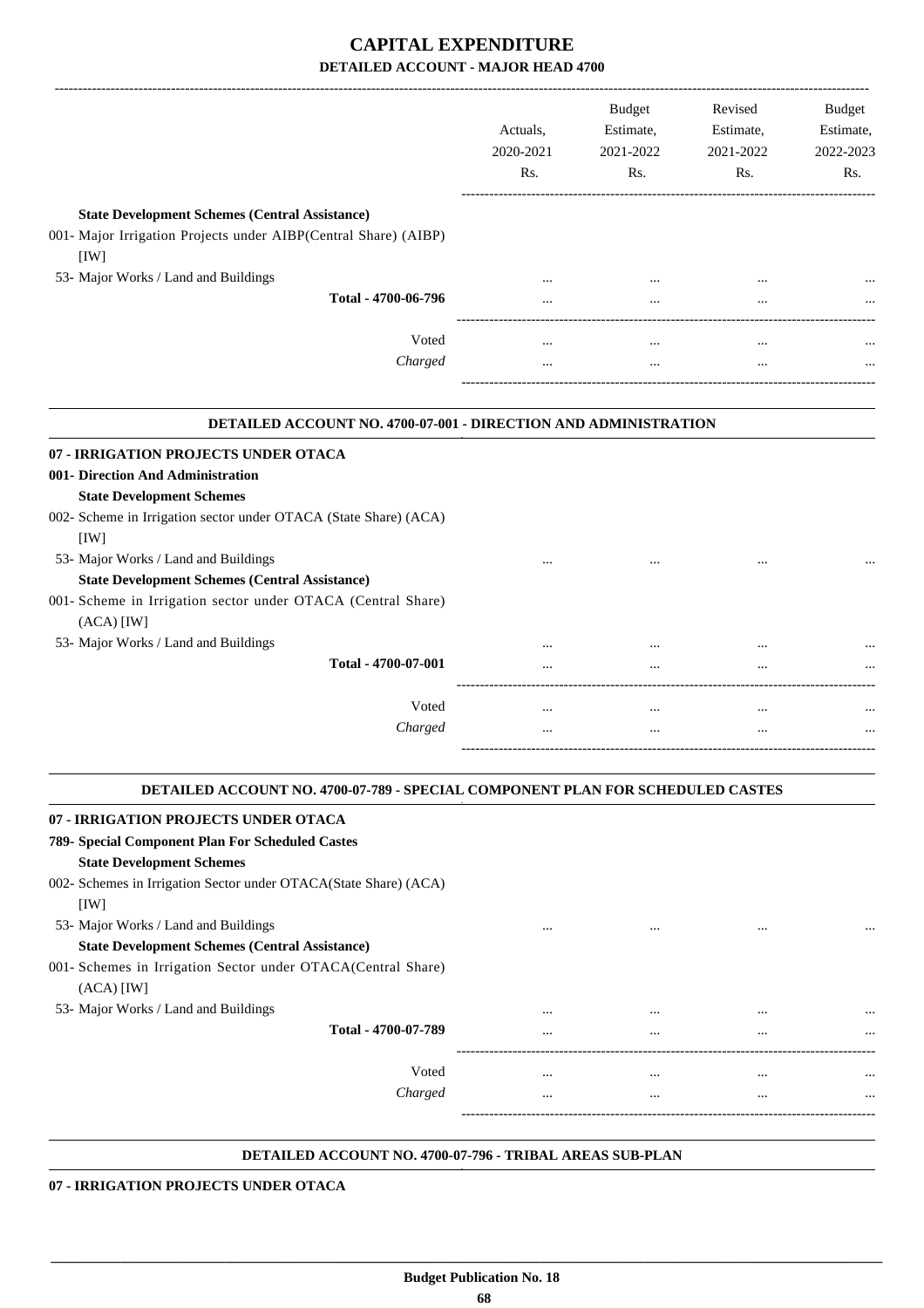# CAPITAL EXPENDITURE
## DETAILED ACCOUNT - MAJOR HEAD 4700

| | Actuals, 2020-2021 Rs. | Budget Estimate, 2021-2022 Rs. | Revised Estimate, 2021-2022 Rs. | Budget Estimate, 2022-2023 Rs. |
|---|---|---|---|---|
| **State Development Schemes (Central Assistance)** | | | | |
| 001- Major Irrigation Projects under AIBP(Central Share) (AIBP) [IW] | | | | |
| 53- Major Works / Land and Buildings | ... | ... | ... | ... |
| **Total - 4700-06-796** | ... | ... | ... | ... |
| Voted | ... | ... | ... | ... |
| *Charged* | ... | ... | ... | ... |

### DETAILED ACCOUNT NO. 4700-07-001 - DIRECTION AND ADMINISTRATION

| | Actuals, 2020-2021 Rs. | Budget Estimate, 2021-2022 Rs. | Revised Estimate, 2021-2022 Rs. | Budget Estimate, 2022-2023 Rs. |
|---|---|---|---|---|
| **07 - IRRIGATION PROJECTS UNDER OTACA** | | | | |
| **001- Direction And Administration** | | | | |
| **State Development Schemes** | | | | |
| 002- Scheme in Irrigation sector under OTACA (State Share) (ACA) [IW] | | | | |
| 53- Major Works / Land and Buildings | ... | ... | ... | ... |
| **State Development Schemes (Central Assistance)** | | | | |
| 001- Scheme in Irrigation sector under OTACA (Central Share) (ACA) [IW] | | | | |
| 53- Major Works / Land and Buildings | ... | ... | ... | ... |
| **Total - 4700-07-001** | ... | ... | ... | ... |
| Voted | ... | ... | ... | ... |
| *Charged* | ... | ... | ... | ... |

### DETAILED ACCOUNT NO. 4700-07-789 - SPECIAL COMPONENT PLAN FOR SCHEDULED CASTES

| | Actuals, 2020-2021 Rs. | Budget Estimate, 2021-2022 Rs. | Revised Estimate, 2021-2022 Rs. | Budget Estimate, 2022-2023 Rs. |
|---|---|---|---|---|
| **07 - IRRIGATION PROJECTS UNDER OTACA** | | | | |
| **789- Special Component Plan For Scheduled Castes** | | | | |
| **State Development Schemes** | | | | |
| 002- Schemes in Irrigation Sector under OTACA(State Share) (ACA) [IW] | | | | |
| 53- Major Works / Land and Buildings | ... | ... | ... | ... |
| **State Development Schemes (Central Assistance)** | | | | |
| 001- Schemes in Irrigation Sector under OTACA(Central Share) (ACA) [IW] | | | | |
| 53- Major Works / Land and Buildings | ... | ... | ... | ... |
| **Total - 4700-07-789** | ... | ... | ... | ... |
| Voted | ... | ... | ... | ... |
| *Charged* | ... | ... | ... | ... |

### DETAILED ACCOUNT NO. 4700-07-796 - TRIBAL AREAS SUB-PLAN

**07 - IRRIGATION PROJECTS UNDER OTACA**

Budget Publication No. 18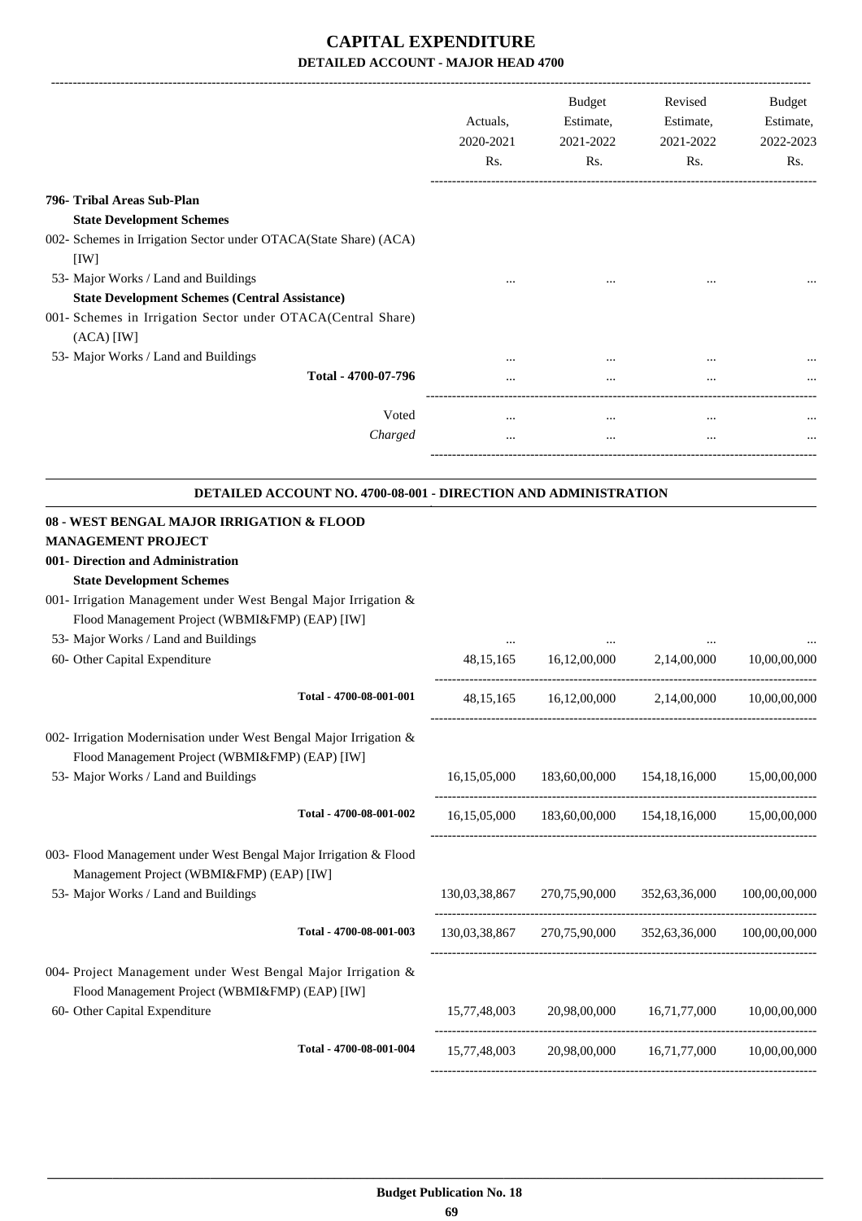# CAPITAL EXPENDITURE

## DETAILED ACCOUNT - MAJOR HEAD 4700

| | Actuals, 2020-2021 Rs. | Budget Estimate, 2021-2022 Rs. | Revised Estimate, 2021-2022 Rs. | Budget Estimate, 2022-2023 Rs. |
|---|---|---|---|---|
| **796- Tribal Areas Sub-Plan** | | | | |
| **State Development Schemes** | | | | |
| 002- Schemes in Irrigation Sector under OTACA(State Share) (ACA) [IW] | | | | |
| 53- Major Works / Land and Buildings | ... | ... | ... | ... |
| **State Development Schemes (Central Assistance)** | | | | |
| 001- Schemes in Irrigation Sector under OTACA(Central Share) (ACA) [IW] | | | | |
| 53- Major Works / Land and Buildings | ... | ... | ... | ... |
| **Total - 4700-07-796** | ... | ... | ... | ... |
| Voted | ... | ... | ... | ... |
| *Charged* | ... | ... | ... | ... |

### DETAILED ACCOUNT NO. 4700-08-001 - DIRECTION AND ADMINISTRATION

| | Actuals, 2020-2021 Rs. | Budget Estimate, 2021-2022 Rs. | Revised Estimate, 2021-2022 Rs. | Budget Estimate, 2022-2023 Rs. |
|---|---|---|---|---|
| **08 - WEST BENGAL MAJOR IRRIGATION & FLOOD MANAGEMENT PROJECT** | | | | |
| **001- Direction and Administration** | | | | |
| **State Development Schemes** | | | | |
| 001- Irrigation Management under West Bengal Major Irrigation & Flood Management Project (WBMI&FMP) (EAP) [IW] | | | | |
| 53- Major Works / Land and Buildings | ... | ... | ... | ... |
| 60- Other Capital Expenditure | 48,15,165 | 16,12,00,000 | 2,14,00,000 | 10,00,00,000 |
| **Total - 4700-08-001-001** | 48,15,165 | 16,12,00,000 | 2,14,00,000 | 10,00,00,000 |
| 002- Irrigation Modernisation under West Bengal Major Irrigation & Flood Management Project (WBMI&FMP) (EAP) [IW] | | | | |
| 53- Major Works / Land and Buildings | 16,15,05,000 | 183,60,00,000 | 154,18,16,000 | 15,00,00,000 |
| **Total - 4700-08-001-002** | 16,15,05,000 | 183,60,00,000 | 154,18,16,000 | 15,00,00,000 |
| 003- Flood Management under West Bengal Major Irrigation & Flood Management Project (WBMI&FMP) (EAP) [IW] | | | | |
| 53- Major Works / Land and Buildings | 130,03,38,867 | 270,75,90,000 | 352,63,36,000 | 100,00,00,000 |
| **Total - 4700-08-001-003** | 130,03,38,867 | 270,75,90,000 | 352,63,36,000 | 100,00,00,000 |
| 004- Project Management under West Bengal Major Irrigation & Flood Management Project (WBMI&FMP) (EAP) [IW] | | | | |
| 60- Other Capital Expenditure | 15,77,48,003 | 20,98,00,000 | 16,71,77,000 | 10,00,00,000 |
| **Total - 4700-08-001-004** | 15,77,48,003 | 20,98,00,000 | 16,71,77,000 | 10,00,00,000 |

**Budget Publication No. 18**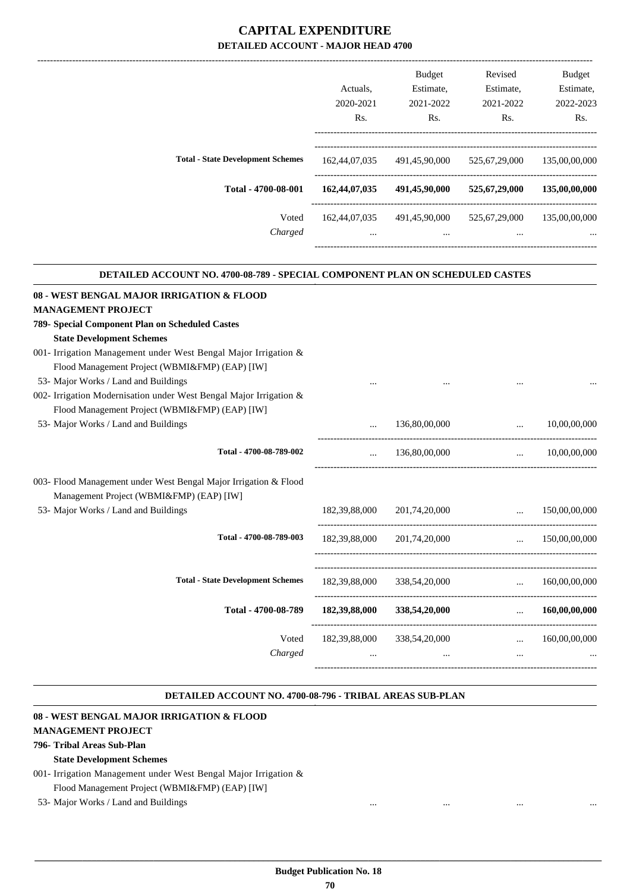# CAPITAL EXPENDITURE

## DETAILED ACCOUNT - MAJOR HEAD 4700

| | Actuals, 2020-2021 Rs. | Budget Estimate, 2021-2022 Rs. | Revised Estimate, 2021-2022 Rs. | Budget Estimate, 2022-2023 Rs. |
|---|---|---|---|---|
| **Total - State Development Schemes** | 162,44,07,035 | 491,45,90,000 | 525,67,29,000 | 135,00,00,000 |
| **Total - 4700-08-001** | **162,44,07,035** | **491,45,90,000** | **525,67,29,000** | **135,00,00,000** |
| Voted | 162,44,07,035 | 491,45,90,000 | 525,67,29,000 | 135,00,00,000 |
| *Charged* | ... | ... | ... | ... |

### DETAILED ACCOUNT NO. 4700-08-789 - SPECIAL COMPONENT PLAN ON SCHEDULED CASTES

| | Actuals, 2020-2021 Rs. | Budget Estimate, 2021-2022 Rs. | Revised Estimate, 2021-2022 Rs. | Budget Estimate, 2022-2023 Rs. |
|---|---|---|---|---|
| **08 - WEST BENGAL MAJOR IRRIGATION & FLOOD MANAGEMENT PROJECT** | | | | |
| **789- Special Component Plan on Scheduled Castes** | | | | |
| **State Development Schemes** | | | | |
| 001- Irrigation Management under West Bengal Major Irrigation & Flood Management Project (WBMI&FMP) (EAP) [IW] | | | | |
| 53- Major Works / Land and Buildings | ... | ... | ... | ... |
| 002- Irrigation Modernisation under West Bengal Major Irrigation & Flood Management Project (WBMI&FMP) (EAP) [IW] | | | | |
| 53- Major Works / Land and Buildings | ... | 136,80,00,000 | ... | 10,00,00,000 |
| Total - 4700-08-789-002 | ... | 136,80,00,000 | ... | 10,00,00,000 |
| 003- Flood Management under West Bengal Major Irrigation & Flood Management Project (WBMI&FMP) (EAP) [IW] | | | | |
| 53- Major Works / Land and Buildings | 182,39,88,000 | 201,74,20,000 | ... | 150,00,00,000 |
| Total - 4700-08-789-003 | 182,39,88,000 | 201,74,20,000 | ... | 150,00,00,000 |
| **Total - State Development Schemes** | 182,39,88,000 | 338,54,20,000 | ... | 160,00,00,000 |
| **Total - 4700-08-789** | **182,39,88,000** | **338,54,20,000** | ... | **160,00,00,000** |
| Voted | 182,39,88,000 | 338,54,20,000 | ... | 160,00,00,000 |
| *Charged* | ... | ... | ... | ... |

### DETAILED ACCOUNT NO. 4700-08-796 - TRIBAL AREAS SUB-PLAN

| | Actuals, 2020-2021 Rs. | Budget Estimate, 2021-2022 Rs. | Revised Estimate, 2021-2022 Rs. | Budget Estimate, 2022-2023 Rs. |
|---|---|---|---|---|
| **08 - WEST BENGAL MAJOR IRRIGATION & FLOOD MANAGEMENT PROJECT** | | | | |
| **796- Tribal Areas Sub-Plan** | | | | |
| **State Development Schemes** | | | | |
| 001- Irrigation Management under West Bengal Major Irrigation & Flood Management Project (WBMI&FMP) (EAP) [IW] | | | | |
| 53- Major Works / Land and Buildings | ... | ... | ... | ... |

**Budget Publication No. 18**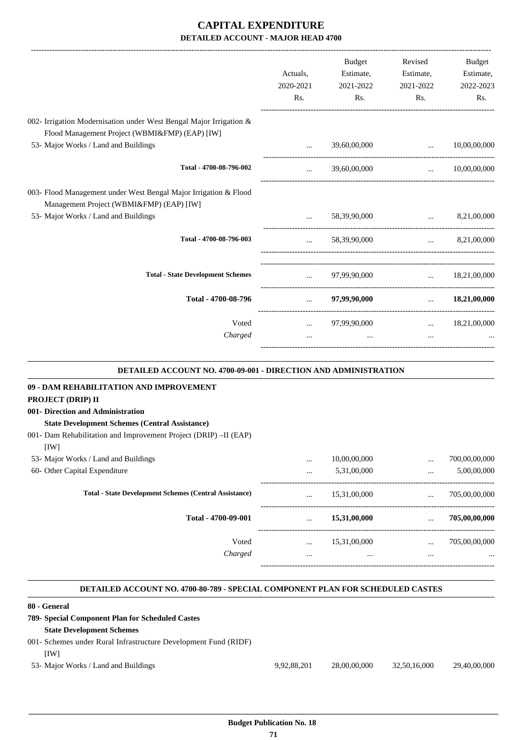# CAPITAL EXPENDITURE

## DETAILED ACCOUNT - MAJOR HEAD 4700

| | Actuals, 2020-2021 Rs. | Budget Estimate, 2021-2022 Rs. | Revised Estimate, 2021-2022 Rs. | Budget Estimate, 2022-2023 Rs. |
|---|---|---|---|---|
| 002- Irrigation Modernisation under West Bengal Major Irrigation & Flood Management Project (WBMI&FMP) (EAP) [IW] | | | | |
| 53- Major Works / Land and Buildings | ... | 39,60,00,000 | ... | 10,00,00,000 |
| **Total - 4700-08-796-002** | ... | 39,60,00,000 | ... | 10,00,00,000 |
| 003- Flood Management under West Bengal Major Irrigation & Flood Management Project (WBMI&FMP) (EAP) [IW] | | | | |
| 53- Major Works / Land and Buildings | ... | 58,39,90,000 | ... | 8,21,00,000 |
| **Total - 4700-08-796-003** | ... | 58,39,90,000 | ... | 8,21,00,000 |
| **Total - State Development Schemes** | ... | 97,99,90,000 | ... | 18,21,00,000 |
| **Total - 4700-08-796** | ... | **97,99,90,000** | ... | **18,21,00,000** |
| Voted | ... | 97,99,90,000 | ... | 18,21,00,000 |
| *Charged* | ... | ... | ... | ... |

### DETAILED ACCOUNT NO. 4700-09-001 - DIRECTION AND ADMINISTRATION

| | Actuals, 2020-2021 Rs. | Budget Estimate, 2021-2022 Rs. | Revised Estimate, 2021-2022 Rs. | Budget Estimate, 2022-2023 Rs. |
|---|---|---|---|---|
| **09 - DAM REHABILITATION AND IMPROVEMENT PROJECT (DRIP) II** | | | | |
| **001- Direction and Administration** | | | | |
| **State Development Schemes (Central Assistance)** | | | | |
| 001- Dam Rehabilitation and Improvement Project (DRIP) –II (EAP) [IW] | | | | |
| 53- Major Works / Land and Buildings | ... | 10,00,00,000 | ... | 700,00,00,000 |
| 60- Other Capital Expenditure | ... | 5,31,00,000 | ... | 5,00,00,000 |
| **Total - State Development Schemes (Central Assistance)** | ... | 15,31,00,000 | ... | 705,00,00,000 |
| **Total - 4700-09-001** | ... | **15,31,00,000** | ... | **705,00,00,000** |
| Voted | ... | 15,31,00,000 | ... | 705,00,00,000 |
| *Charged* | ... | ... | ... | ... |

### DETAILED ACCOUNT NO. 4700-80-789 - SPECIAL COMPONENT PLAN FOR SCHEDULED CASTES

| | Actuals, 2020-2021 Rs. | Budget Estimate, 2021-2022 Rs. | Revised Estimate, 2021-2022 Rs. | Budget Estimate, 2022-2023 Rs. |
|---|---|---|---|---|
| **80 - General** | | | | |
| **789- Special Component Plan for Scheduled Castes** | | | | |
| **State Development Schemes** | | | | |
| 001- Schemes under Rural Infrastructure Development Fund (RIDF) [IW] | | | | |
| 53- Major Works / Land and Buildings | 9,92,88,201 | 28,00,00,000 | 32,50,16,000 | 29,40,00,000 |

**Budget Publication No. 18**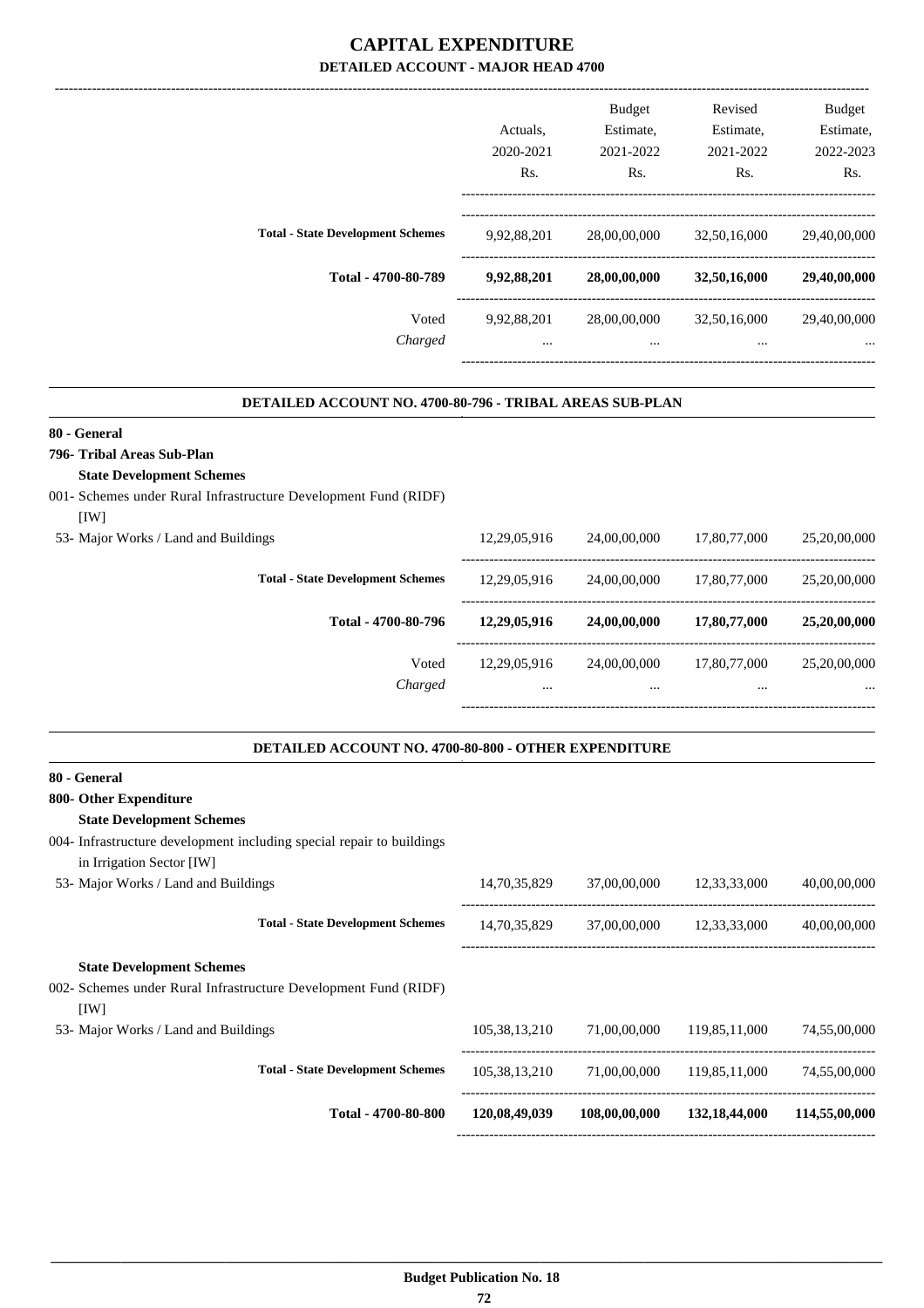# CAPITAL EXPENDITURE
## DETAILED ACCOUNT - MAJOR HEAD 4700

| | Actuals, 2020-2021 Rs. | Budget Estimate, 2021-2022 Rs. | Revised Estimate, 2021-2022 Rs. | Budget Estimate, 2022-2023 Rs. |
|---|---|---|---|---|
| **Total - State Development Schemes** | 9,92,88,201 | 28,00,00,000 | 32,50,16,000 | 29,40,00,000 |
| **Total - 4700-80-789** | **9,92,88,201** | **28,00,00,000** | **32,50,16,000** | **29,40,00,000** |
| Voted | 9,92,88,201 | 28,00,00,000 | 32,50,16,000 | 29,40,00,000 |
| *Charged* | ... | ... | ... | ... |

### DETAILED ACCOUNT NO. 4700-80-796 - TRIBAL AREAS SUB-PLAN

**80 - General**

**796- Tribal Areas Sub-Plan**

**State Development Schemes**

| | Actuals, 2020-2021 Rs. | Budget Estimate, 2021-2022 Rs. | Revised Estimate, 2021-2022 Rs. | Budget Estimate, 2022-2023 Rs. |
|---|---|---|---|---|
| 001- Schemes under Rural Infrastructure Development Fund (RIDF) [IW] | | | | |
| 53- Major Works / Land and Buildings | 12,29,05,916 | 24,00,00,000 | 17,80,77,000 | 25,20,00,000 |
| **Total - State Development Schemes** | 12,29,05,916 | 24,00,00,000 | 17,80,77,000 | 25,20,00,000 |
| **Total - 4700-80-796** | **12,29,05,916** | **24,00,00,000** | **17,80,77,000** | **25,20,00,000** |
| Voted | 12,29,05,916 | 24,00,00,000 | 17,80,77,000 | 25,20,00,000 |
| *Charged* | ... | ... | ... | ... |

### DETAILED ACCOUNT NO. 4700-80-800 - OTHER EXPENDITURE

**80 - General**

**800- Other Expenditure**

| | Actuals, 2020-2021 Rs. | Budget Estimate, 2021-2022 Rs. | Revised Estimate, 2021-2022 Rs. | Budget Estimate, 2022-2023 Rs. |
|---|---|---|---|---|
| **State Development Schemes** | | | | |
| 004- Infrastructure development including special repair to buildings in Irrigation Sector [IW] | | | | |
| 53- Major Works / Land and Buildings | 14,70,35,829 | 37,00,00,000 | 12,33,33,000 | 40,00,00,000 |
| **Total - State Development Schemes** | 14,70,35,829 | 37,00,00,000 | 12,33,33,000 | 40,00,00,000 |
| **State Development Schemes** | | | | |
| 002- Schemes under Rural Infrastructure Development Fund (RIDF) [IW] | | | | |
| 53- Major Works / Land and Buildings | 105,38,13,210 | 71,00,00,000 | 119,85,11,000 | 74,55,00,000 |
| **Total - State Development Schemes** | 105,38,13,210 | 71,00,00,000 | 119,85,11,000 | 74,55,00,000 |
| **Total - 4700-80-800** | **120,08,49,039** | **108,00,00,000** | **132,18,44,000** | **114,55,00,000** |

**Budget Publication No. 18**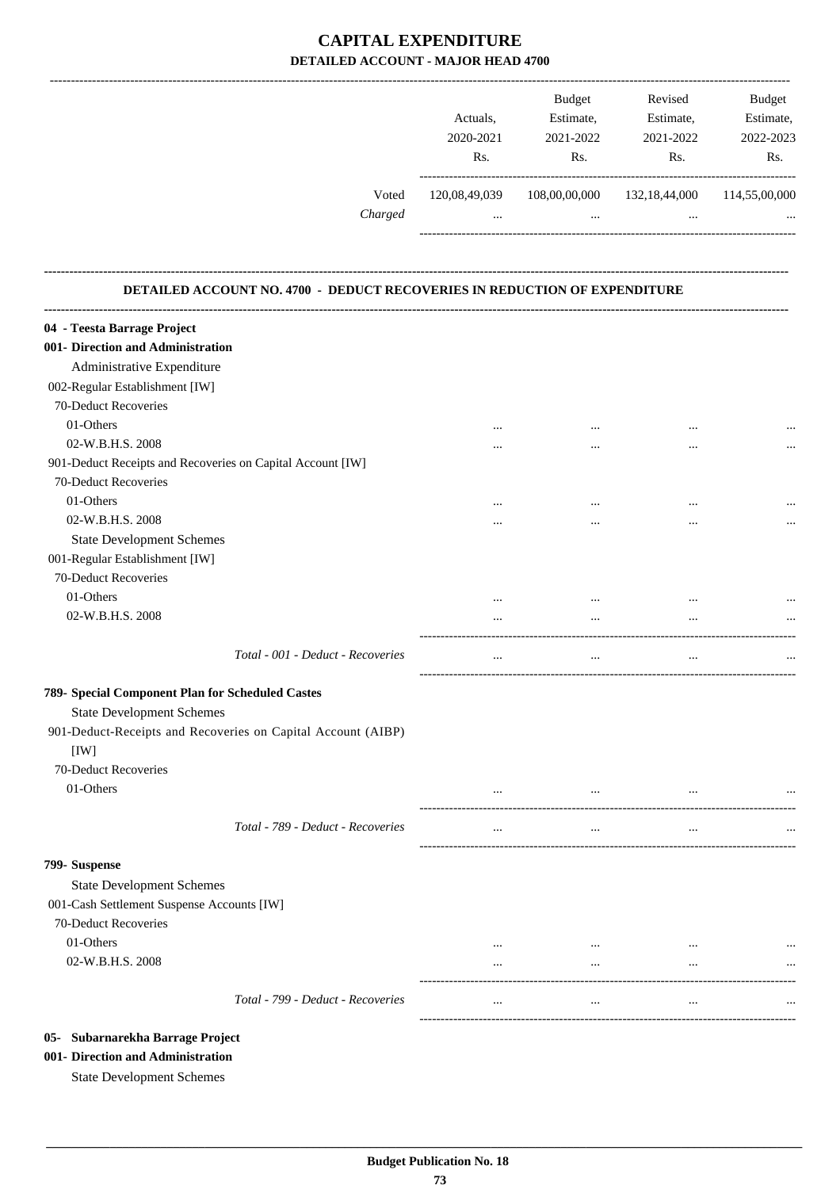# CAPITAL EXPENDITURE

## DETAILED ACCOUNT - MAJOR HEAD 4700

| | Actuals, 2020-2021 Rs. | Budget Estimate, 2021-2022 Rs. | Revised Estimate, 2021-2022 Rs. | Budget Estimate, 2022-2023 Rs. |
|---|---|---|---|---|
| Voted | 120,08,49,039 | 108,00,00,000 | 132,18,44,000 | 114,55,00,000 |
| *Charged* | ... | ... | ... | ... |

### DETAILED ACCOUNT NO. 4700 - DEDUCT RECOVERIES IN REDUCTION OF EXPENDITURE

| | Actuals, 2020-2021 Rs. | Budget Estimate, 2021-2022 Rs. | Revised Estimate, 2021-2022 Rs. | Budget Estimate, 2022-2023 Rs. |
|---|---|---|---|---|
| **04 - Teesta Barrage Project** | | | | |
| **001- Direction and Administration** | | | | |
| Administrative Expenditure | | | | |
| 002-Regular Establishment [IW] | | | | |
| 70-Deduct Recoveries | | | | |
| 01-Others | ... | ... | ... | ... |
| 02-W.B.H.S. 2008 | ... | ... | ... | ... |
| 901-Deduct Receipts and Recoveries on Capital Account [IW] | | | | |
| 70-Deduct Recoveries | | | | |
| 01-Others | ... | ... | ... | ... |
| 02-W.B.H.S. 2008 | ... | ... | ... | ... |
| State Development Schemes | | | | |
| 001-Regular Establishment [IW] | | | | |
| 70-Deduct Recoveries | | | | |
| 01-Others | ... | ... | ... | ... |
| 02-W.B.H.S. 2008 | ... | ... | ... | ... |
| *Total - 001 - Deduct - Recoveries* | ... | ... | ... | ... |
| **789- Special Component Plan for Scheduled Castes** | | | | |
| State Development Schemes | | | | |
| 901-Deduct-Receipts and Recoveries on Capital Account (AIBP) [IW] | | | | |
| 70-Deduct Recoveries | | | | |
| 01-Others | ... | ... | ... | ... |
| *Total - 789 - Deduct - Recoveries* | ... | ... | ... | ... |
| **799- Suspense** | | | | |
| State Development Schemes | | | | |
| 001-Cash Settlement Suspense Accounts [IW] | | | | |
| 70-Deduct Recoveries | | | | |
| 01-Others | ... | ... | ... | ... |
| 02-W.B.H.S. 2008 | ... | ... | ... | ... |
| *Total - 799 - Deduct - Recoveries* | ... | ... | ... | ... |
| **05- Subarnarekha Barrage Project** | | | | |
| **001- Direction and Administration** | | | | |
| State Development Schemes | | | | |

Budget Publication No. 18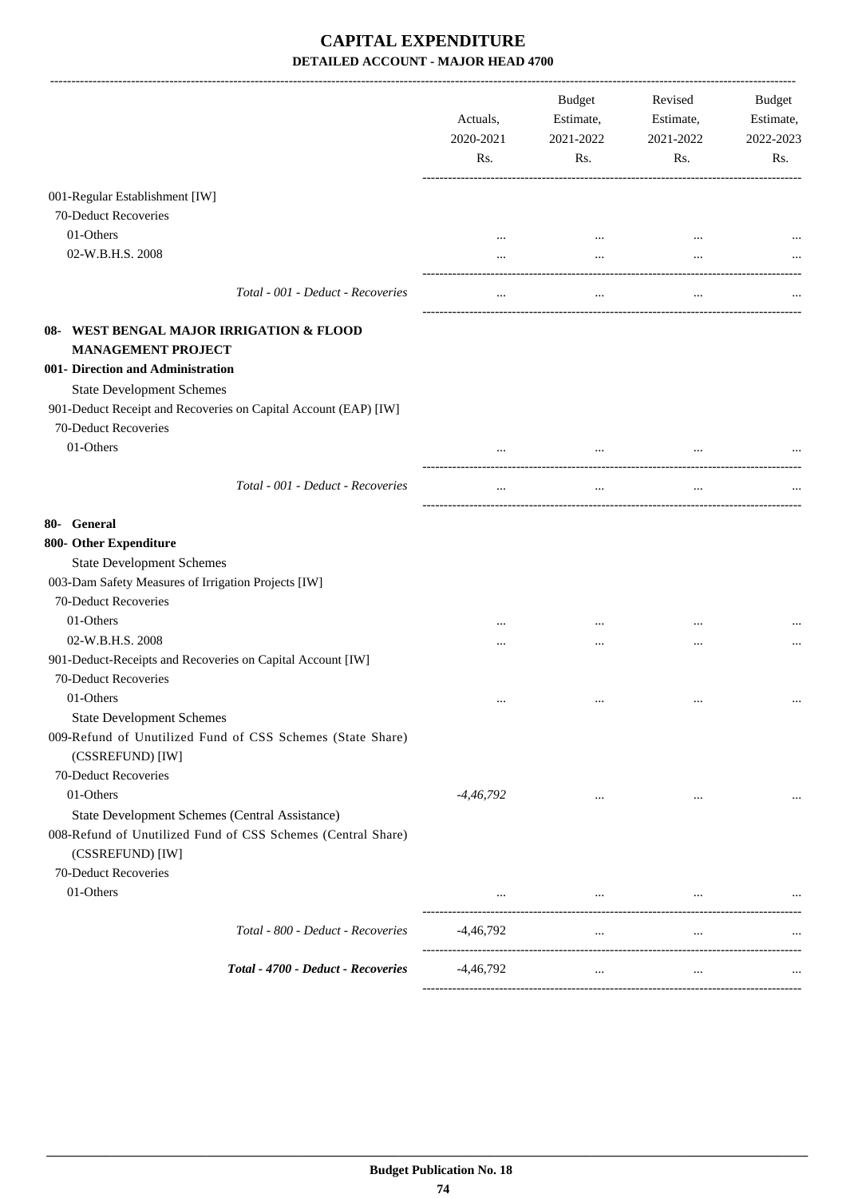# CAPITAL EXPENDITURE

## DETAILED ACCOUNT - MAJOR HEAD 4700

| | Actuals, 2020-2021 Rs. | Budget Estimate, 2021-2022 Rs. | Revised Estimate, 2021-2022 Rs. | Budget Estimate, 2022-2023 Rs. |
|---|---|---|---|---|
| 001-Regular Establishment [IW] | | | | |
| 70-Deduct Recoveries | | | | |
| 01-Others | ... | ... | ... | ... |
| 02-W.B.H.S. 2008 | ... | ... | ... | ... |
| *Total - 001 - Deduct - Recoveries* | ... | ... | ... | ... |
| **08- WEST BENGAL MAJOR IRRIGATION & FLOOD MANAGEMENT PROJECT** | | | | |
| **001- Direction and Administration** | | | | |
| State Development Schemes | | | | |
| 901-Deduct Receipt and Recoveries on Capital Account (EAP) [IW] | | | | |
| 70-Deduct Recoveries | | | | |
| 01-Others | ... | ... | ... | ... |
| *Total - 001 - Deduct - Recoveries* | ... | ... | ... | ... |
| **80- General** | | | | |
| **800- Other Expenditure** | | | | |
| State Development Schemes | | | | |
| 003-Dam Safety Measures of Irrigation Projects [IW] | | | | |
| 70-Deduct Recoveries | | | | |
| 01-Others | ... | ... | ... | ... |
| 02-W.B.H.S. 2008 | ... | ... | ... | ... |
| 901-Deduct-Receipts and Recoveries on Capital Account [IW] | | | | |
| 70-Deduct Recoveries | | | | |
| 01-Others | ... | ... | ... | ... |
| State Development Schemes | | | | |
| 009-Refund of Unutilized Fund of CSS Schemes (State Share) (CSSREFUND) [IW] | | | | |
| 70-Deduct Recoveries | | | | |
| 01-Others | *-4,46,792* | ... | ... | ... |
| State Development Schemes (Central Assistance) | | | | |
| 008-Refund of Unutilized Fund of CSS Schemes (Central Share) (CSSREFUND) [IW] | | | | |
| 70-Deduct Recoveries | | | | |
| 01-Others | ... | ... | ... | ... |
| *Total - 800 - Deduct - Recoveries* | -4,46,792 | ... | ... | ... |
| ***Total - 4700 - Deduct - Recoveries*** | -4,46,792 | ... | ... | ... |

**Budget Publication No. 18**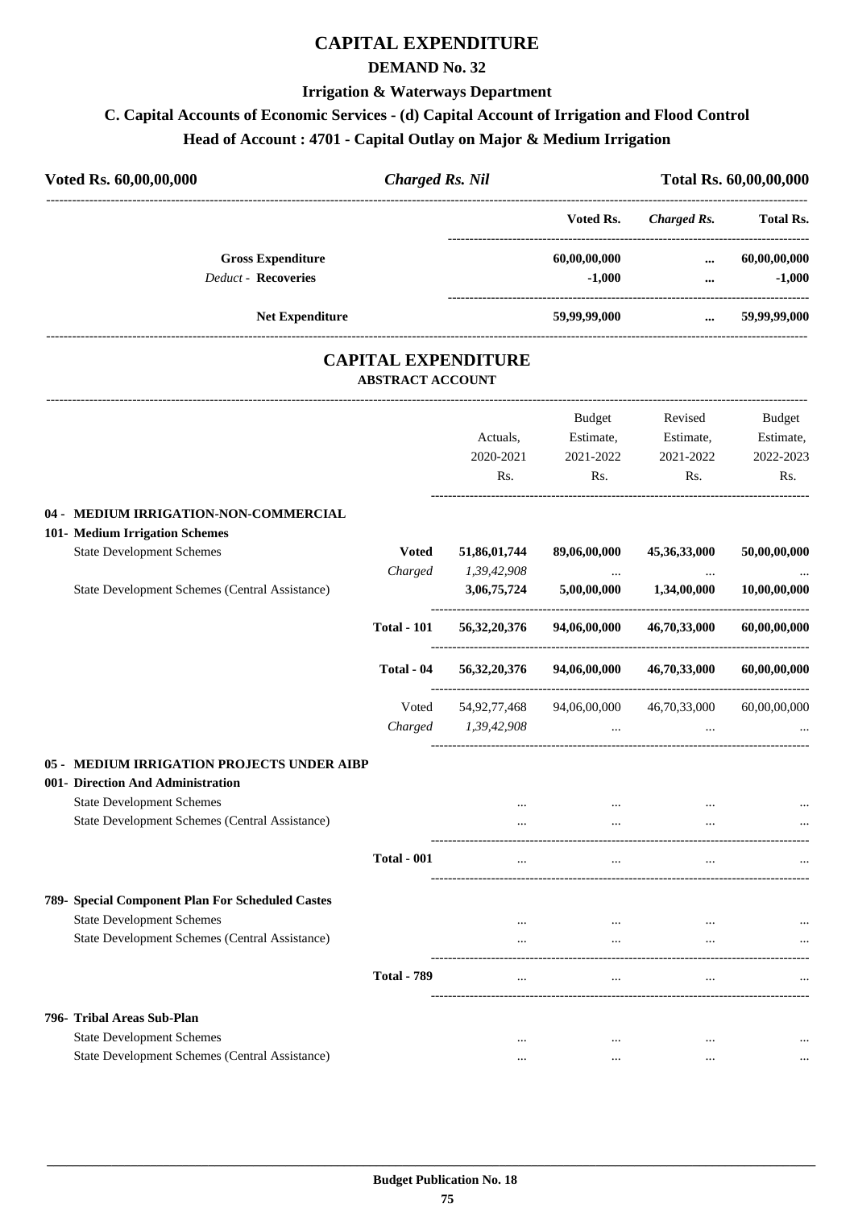# CAPITAL EXPENDITURE

## DEMAND No. 32

### Irrigation & Waterways Department

### C. Capital Accounts of Economic Services - (d) Capital Account of Irrigation and Flood Control

### Head of Account : 4701 - Capital Outlay on Major & Medium Irrigation

| Voted Rs. 60,00,00,000 | *Charged Rs. Nil* | Total Rs. 60,00,00,000 |
|---|---|---|

| | Voted Rs. | *Charged Rs.* | Total Rs. |
|---|---|---|---|
| **Gross Expenditure** | 60,00,00,000 | ... | 60,00,00,000 |
| *Deduct* - **Recoveries** | -1,000 | ... | -1,000 |
| **Net Expenditure** | 59,99,99,000 | ... | 59,99,99,000 |

## CAPITAL EXPENDITURE

**ABSTRACT ACCOUNT**

| | | Actuals, 2020-2021 Rs. | Budget Estimate, 2021-2022 Rs. | Revised Estimate, 2021-2022 Rs. | Budget Estimate, 2022-2023 Rs. |
|---|---|---|---|---|---|
| **04 - MEDIUM IRRIGATION-NON-COMMERCIAL** | | | | | |
| **101- Medium Irrigation Schemes** | | | | | |
| State Development Schemes | **Voted** | **51,86,01,744** | **89,06,00,000** | **45,36,33,000** | **50,00,00,000** |
| | *Charged* | *1,39,42,908* | ... | ... | ... |
| State Development Schemes (Central Assistance) | | **3,06,75,724** | **5,00,00,000** | **1,34,00,000** | **10,00,00,000** |
| | **Total - 101** | **56,32,20,376** | **94,06,00,000** | **46,70,33,000** | **60,00,00,000** |
| | **Total - 04** | **56,32,20,376** | **94,06,00,000** | **46,70,33,000** | **60,00,00,000** |
| | Voted | 54,92,77,468 | 94,06,00,000 | 46,70,33,000 | 60,00,00,000 |
| | *Charged* | *1,39,42,908* | ... | ... | ... |
| **05 - MEDIUM IRRIGATION PROJECTS UNDER AIBP** | | | | | |
| **001- Direction And Administration** | | | | | |
| State Development Schemes | | ... | ... | ... | ... |
| State Development Schemes (Central Assistance) | | ... | ... | ... | ... |
| | **Total - 001** | ... | ... | ... | ... |
| **789- Special Component Plan For Scheduled Castes** | | | | | |
| State Development Schemes | | ... | ... | ... | ... |
| State Development Schemes (Central Assistance) | | ... | ... | ... | ... |
| | **Total - 789** | ... | ... | ... | ... |
| **796- Tribal Areas Sub-Plan** | | | | | |
| State Development Schemes | | ... | ... | ... | ... |
| State Development Schemes (Central Assistance) | | ... | ... | ... | ... |

**Budget Publication No. 18**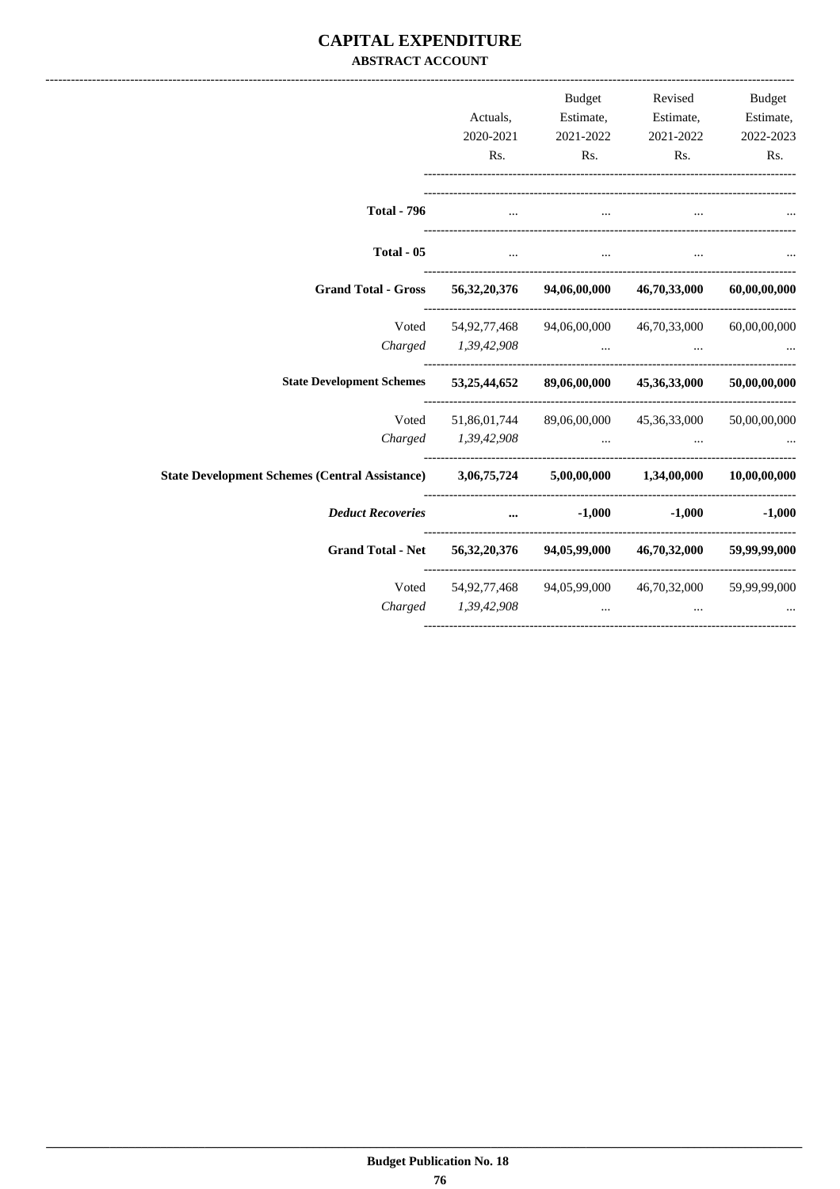# CAPITAL EXPENDITURE

## ABSTRACT ACCOUNT

| | Actuals, 2020-2021 Rs. | Budget Estimate, 2021-2022 Rs. | Revised Estimate, 2021-2022 Rs. | Budget Estimate, 2022-2023 Rs. |
|---|---|---|---|---|
| **Total - 796** | ... | ... | ... | ... |
| **Total - 05** | ... | ... | ... | ... |
| **Grand Total - Gross** | **56,32,20,376** | **94,06,00,000** | **46,70,33,000** | **60,00,00,000** |
| Voted | 54,92,77,468 | 94,06,00,000 | 46,70,33,000 | 60,00,00,000 |
| *Charged* | *1,39,42,908* | ... | ... | ... |
| **State Development Schemes** | **53,25,44,652** | **89,06,00,000** | **45,36,33,000** | **50,00,00,000** |
| Voted | 51,86,01,744 | 89,06,00,000 | 45,36,33,000 | 50,00,00,000 |
| *Charged* | *1,39,42,908* | ... | ... | ... |
| **State Development Schemes (Central Assistance)** | **3,06,75,724** | **5,00,00,000** | **1,34,00,000** | **10,00,00,000** |
| ***Deduct Recoveries*** | **...** | **-1,000** | **-1,000** | **-1,000** |
| **Grand Total - Net** | **56,32,20,376** | **94,05,99,000** | **46,70,32,000** | **59,99,99,000** |
| Voted | 54,92,77,468 | 94,05,99,000 | 46,70,32,000 | 59,99,99,000 |
| *Charged* | *1,39,42,908* | ... | ... | ... |

Budget Publication No. 18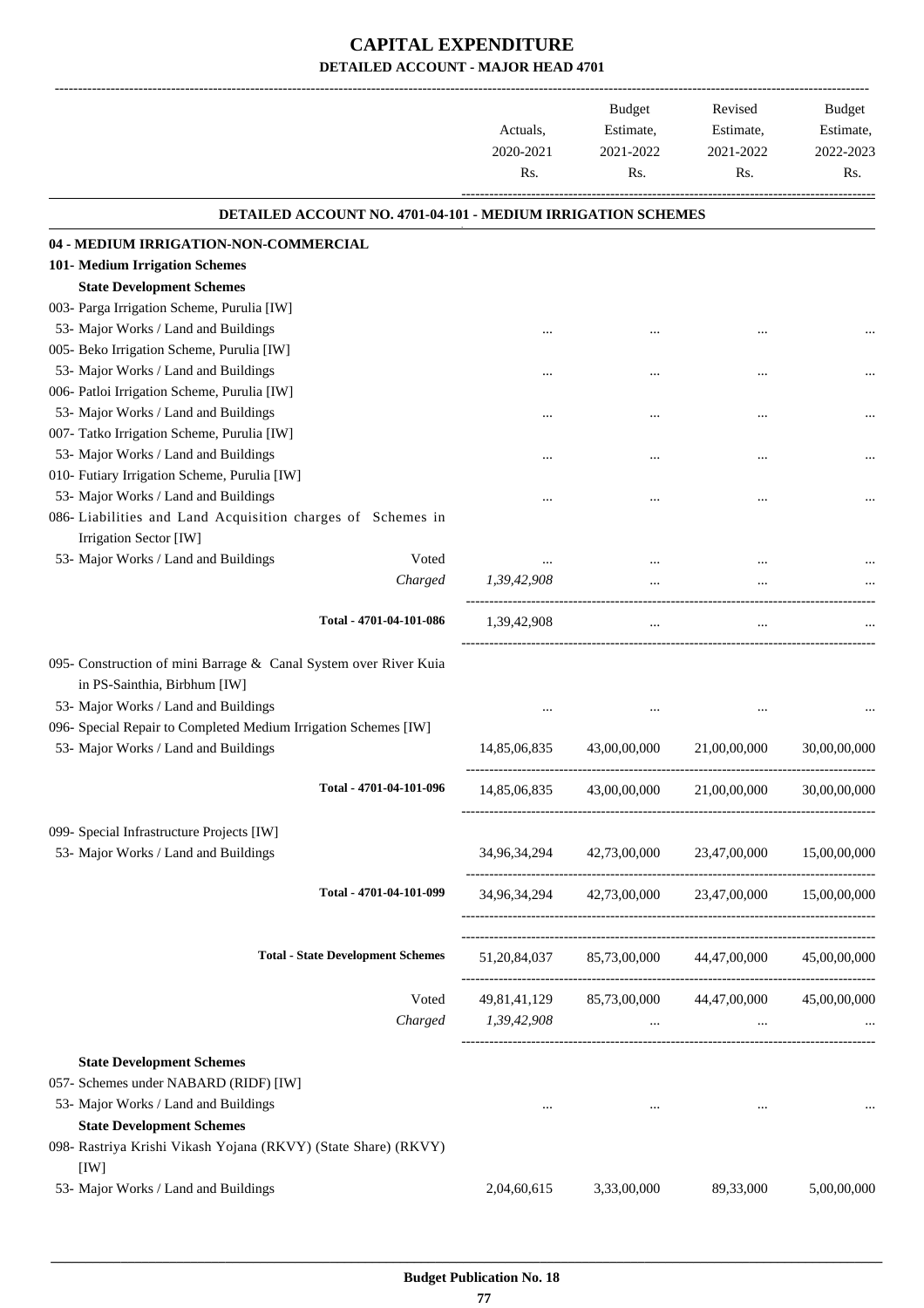# CAPITAL EXPENDITURE
## DETAILED ACCOUNT - MAJOR HEAD 4701

| | | Actuals, 2020-2021 Rs. | Budget Estimate, 2021-2022 Rs. | Revised Estimate, 2021-2022 Rs. | Budget Estimate, 2022-2023 Rs. |
|---|---|---|---|---|---|
| **DETAILED ACCOUNT NO. 4701-04-101 - MEDIUM IRRIGATION SCHEMES** | | | | | |
| **04 - MEDIUM IRRIGATION-NON-COMMERCIAL** | | | | | |
| **101- Medium Irrigation Schemes** | | | | | |
| **State Development Schemes** | | | | | |
| 003- Parga Irrigation Scheme, Purulia [IW] | | | | | |
| 53- Major Works / Land and Buildings | | ... | ... | ... | ... |
| 005- Beko Irrigation Scheme, Purulia [IW] | | | | | |
| 53- Major Works / Land and Buildings | | ... | ... | ... | ... |
| 006- Patloi Irrigation Scheme, Purulia [IW] | | | | | |
| 53- Major Works / Land and Buildings | | ... | ... | ... | ... |
| 007- Tatko Irrigation Scheme, Purulia [IW] | | | | | |
| 53- Major Works / Land and Buildings | | ... | ... | ... | ... |
| 010- Futiary Irrigation Scheme, Purulia [IW] | | | | | |
| 53- Major Works / Land and Buildings | | ... | ... | ... | ... |
| 086- Liabilities and Land Acquisition charges of Schemes in Irrigation Sector [IW] | | | | | |
| 53- Major Works / Land and Buildings | Voted | ... | ... | ... | ... |
| | *Charged* | *1,39,42,908* | ... | ... | ... |
| Total - 4701-04-101-086 | | 1,39,42,908 | ... | ... | ... |
| 095- Construction of mini Barrage & Canal System over River Kuia in PS-Sainthia, Birbhum [IW] | | | | | |
| 53- Major Works / Land and Buildings | | ... | ... | ... | ... |
| 096- Special Repair to Completed Medium Irrigation Schemes [IW] | | | | | |
| 53- Major Works / Land and Buildings | | 14,85,06,835 | 43,00,00,000 | 21,00,00,000 | 30,00,00,000 |
| Total - 4701-04-101-096 | | 14,85,06,835 | 43,00,00,000 | 21,00,00,000 | 30,00,00,000 |
| 099- Special Infrastructure Projects [IW] | | | | | |
| 53- Major Works / Land and Buildings | | 34,96,34,294 | 42,73,00,000 | 23,47,00,000 | 15,00,00,000 |
| Total - 4701-04-101-099 | | 34,96,34,294 | 42,73,00,000 | 23,47,00,000 | 15,00,00,000 |
| **Total - State Development Schemes** | | 51,20,84,037 | 85,73,00,000 | 44,47,00,000 | 45,00,00,000 |
| | Voted | 49,81,41,129 | 85,73,00,000 | 44,47,00,000 | 45,00,00,000 |
| | *Charged* | *1,39,42,908* | ... | ... | ... |
| **State Development Schemes** | | | | | |
| 057- Schemes under NABARD (RIDF) [IW] | | | | | |
| 53- Major Works / Land and Buildings | | ... | ... | ... | ... |
| **State Development Schemes** | | | | | |
| 098- Rastriya Krishi Vikash Yojana (RKVY) (State Share) (RKVY) [IW] | | | | | |
| 53- Major Works / Land and Buildings | | 2,04,60,615 | 3,33,00,000 | 89,33,000 | 5,00,00,000 |

Budget Publication No. 18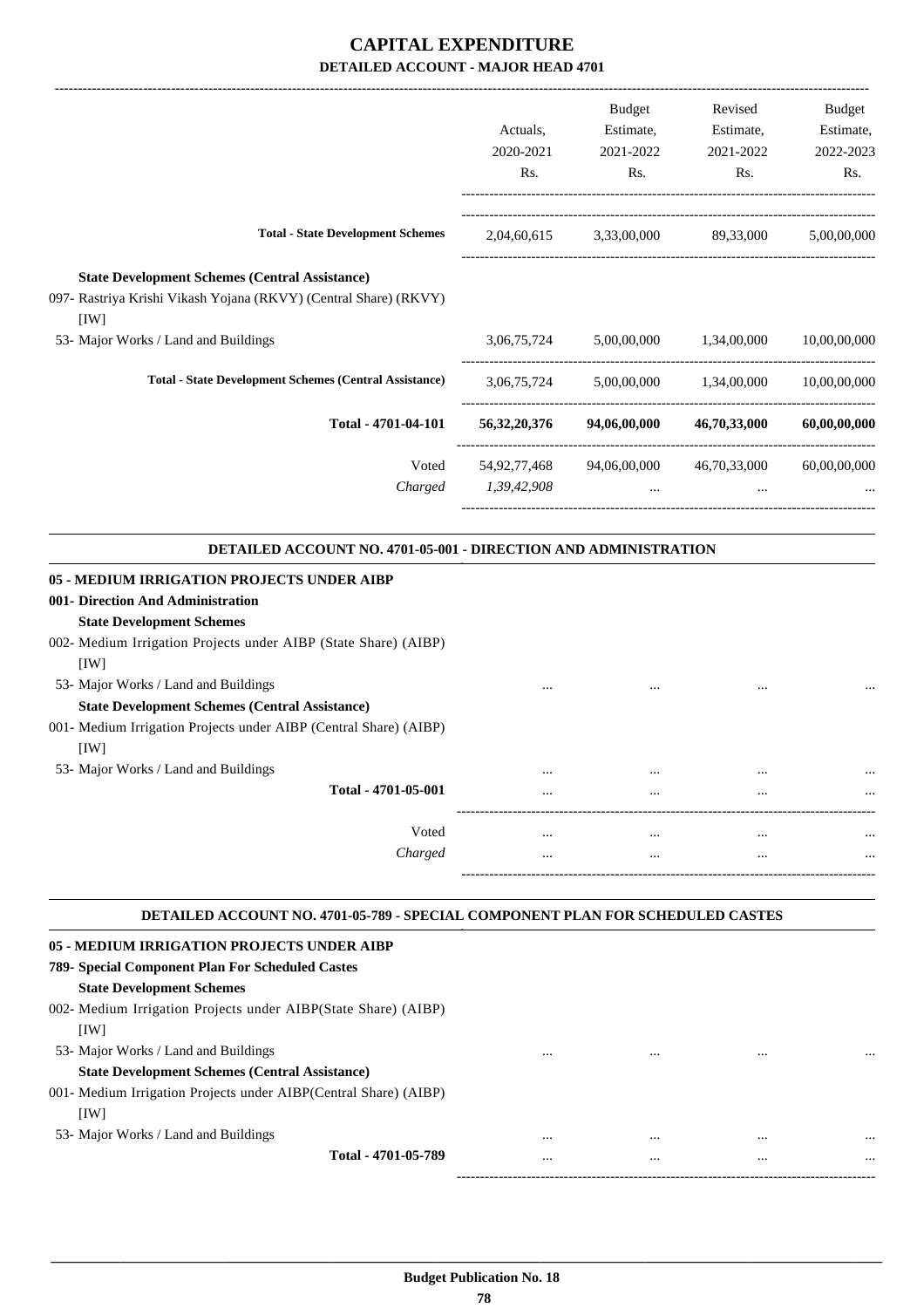# CAPITAL EXPENDITURE
## DETAILED ACCOUNT - MAJOR HEAD 4701

| | Actuals, 2020-2021 Rs. | Budget Estimate, 2021-2022 Rs. | Revised Estimate, 2021-2022 Rs. | Budget Estimate, 2022-2023 Rs. |
|---|---|---|---|---|
| **Total - State Development Schemes** | 2,04,60,615 | 3,33,00,000 | 89,33,000 | 5,00,00,000 |
| **State Development Schemes (Central Assistance)** | | | | |
| 097- Rastriya Krishi Vikash Yojana (RKVY) (Central Share) (RKVY) [IW] | | | | |
| 53- Major Works / Land and Buildings | 3,06,75,724 | 5,00,00,000 | 1,34,00,000 | 10,00,00,000 |
| **Total - State Development Schemes (Central Assistance)** | 3,06,75,724 | 5,00,00,000 | 1,34,00,000 | 10,00,00,000 |
| **Total - 4701-04-101** | **56,32,20,376** | **94,06,00,000** | **46,70,33,000** | **60,00,00,000** |
| Voted | 54,92,77,468 | 94,06,00,000 | 46,70,33,000 | 60,00,00,000 |
| *Charged* | *1,39,42,908* | ... | ... | ... |

### DETAILED ACCOUNT NO. 4701-05-001 - DIRECTION AND ADMINISTRATION

| | | | | |
|---|---|---|---|---|
| **05 - MEDIUM IRRIGATION PROJECTS UNDER AIBP** | | | | |
| **001- Direction And Administration** | | | | |
| **State Development Schemes** | | | | |
| 002- Medium Irrigation Projects under AIBP (State Share) (AIBP) [IW] | | | | |
| 53- Major Works / Land and Buildings | ... | ... | ... | ... |
| **State Development Schemes (Central Assistance)** | | | | |
| 001- Medium Irrigation Projects under AIBP (Central Share) (AIBP) [IW] | | | | |
| 53- Major Works / Land and Buildings | ... | ... | ... | ... |
| **Total - 4701-05-001** | ... | ... | ... | ... |
| Voted | ... | ... | ... | ... |
| *Charged* | ... | ... | ... | ... |

### DETAILED ACCOUNT NO. 4701-05-789 - SPECIAL COMPONENT PLAN FOR SCHEDULED CASTES

| | | | | |
|---|---|---|---|---|
| **05 - MEDIUM IRRIGATION PROJECTS UNDER AIBP** | | | | |
| **789- Special Component Plan For Scheduled Castes** | | | | |
| **State Development Schemes** | | | | |
| 002- Medium Irrigation Projects under AIBP(State Share) (AIBP) [IW] | | | | |
| 53- Major Works / Land and Buildings | ... | ... | ... | ... |
| **State Development Schemes (Central Assistance)** | | | | |
| 001- Medium Irrigation Projects under AIBP(Central Share) (AIBP) [IW] | | | | |
| 53- Major Works / Land and Buildings | ... | ... | ... | ... |
| **Total - 4701-05-789** | ... | ... | ... | ... |

**Budget Publication No. 18**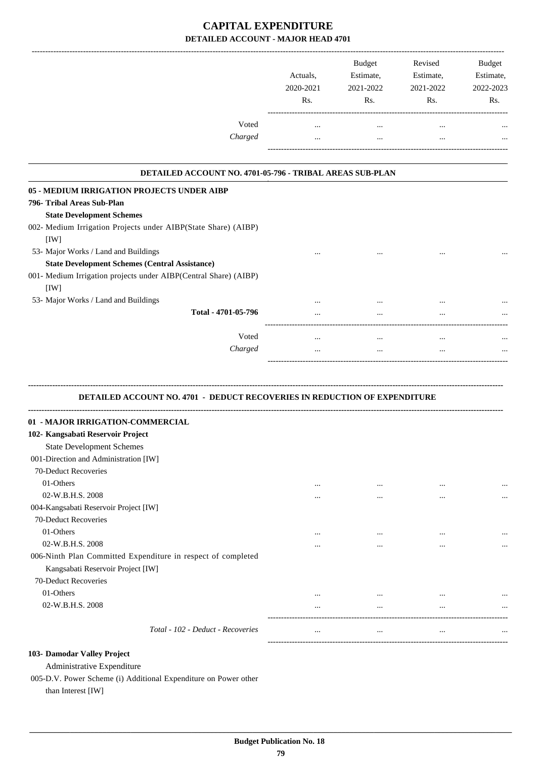# CAPITAL EXPENDITURE

## DETAILED ACCOUNT - MAJOR HEAD 4701

| | Actuals, 2020-2021 Rs. | Budget Estimate, 2021-2022 Rs. | Revised Estimate, 2021-2022 Rs. | Budget Estimate, 2022-2023 Rs. |
|---|---|---|---|---|
| Voted | ... | ... | ... | ... |
| *Charged* | ... | ... | ... | ... |

### DETAILED ACCOUNT NO. 4701-05-796 - TRIBAL AREAS SUB-PLAN

| | Actuals, 2020-2021 Rs. | Budget Estimate, 2021-2022 Rs. | Revised Estimate, 2021-2022 Rs. | Budget Estimate, 2022-2023 Rs. |
|---|---|---|---|---|
| **05 - MEDIUM IRRIGATION PROJECTS UNDER AIBP** | | | | |
| **796- Tribal Areas Sub-Plan** | | | | |
| **State Development Schemes** | | | | |
| 002- Medium Irrigation Projects under AIBP(State Share) (AIBP) [IW] | | | | |
| 53- Major Works / Land and Buildings | ... | ... | ... | ... |
| **State Development Schemes (Central Assistance)** | | | | |
| 001- Medium Irrigation projects under AIBP(Central Share) (AIBP) [IW] | | | | |
| 53- Major Works / Land and Buildings | ... | ... | ... | ... |
| **Total - 4701-05-796** | ... | ... | ... | ... |
| Voted | ... | ... | ... | ... |
| *Charged* | ... | ... | ... | ... |

### DETAILED ACCOUNT NO. 4701 - DEDUCT RECOVERIES IN REDUCTION OF EXPENDITURE

| | Actuals, 2020-2021 Rs. | Budget Estimate, 2021-2022 Rs. | Revised Estimate, 2021-2022 Rs. | Budget Estimate, 2022-2023 Rs. |
|---|---|---|---|---|
| **01 - MAJOR IRRIGATION-COMMERCIAL** | | | | |
| **102- Kangsabati Reservoir Project** | | | | |
| State Development Schemes | | | | |
| 001-Direction and Administration [IW] | | | | |
| 70-Deduct Recoveries | | | | |
| 01-Others | ... | ... | ... | ... |
| 02-W.B.H.S. 2008 | ... | ... | ... | ... |
| 004-Kangsabati Reservoir Project [IW] | | | | |
| 70-Deduct Recoveries | | | | |
| 01-Others | ... | ... | ... | ... |
| 02-W.B.H.S. 2008 | ... | ... | ... | ... |
| 006-Ninth Plan Committed Expenditure in respect of completed Kangsabati Reservoir Project [IW] | | | | |
| 70-Deduct Recoveries | | | | |
| 01-Others | ... | ... | ... | ... |
| 02-W.B.H.S. 2008 | ... | ... | ... | ... |
| *Total - 102 - Deduct - Recoveries* | ... | ... | ... | ... |
| **103- Damodar Valley Project** | | | | |
| Administrative Expenditure | | | | |
| 005-D.V. Power Scheme (i) Additional Expenditure on Power other than Interest [IW] | | | | |

**Budget Publication No. 18**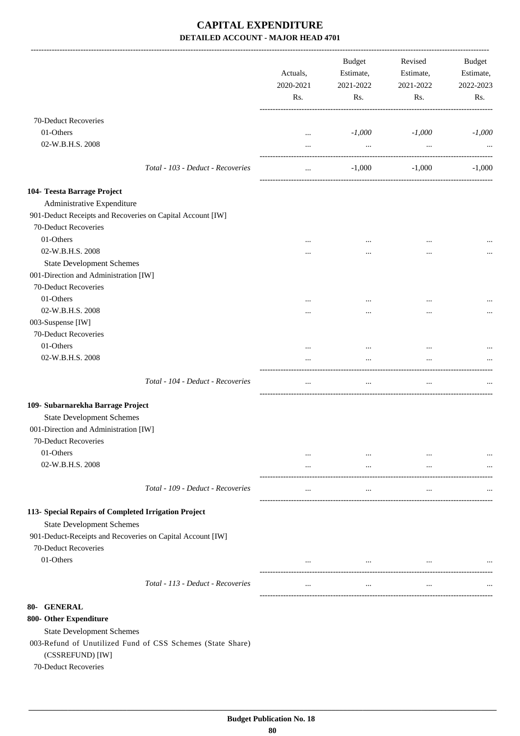# CAPITAL EXPENDITURE
## DETAILED ACCOUNT - MAJOR HEAD 4701

| | Actuals, 2020-2021 Rs. | Budget Estimate, 2021-2022 Rs. | Revised Estimate, 2021-2022 Rs. | Budget Estimate, 2022-2023 Rs. |
|---|---|---|---|---|
| 70-Deduct Recoveries | | | | |
| 01-Others | ... | *-1,000* | *-1,000* | *-1,000* |
| 02-W.B.H.S. 2008 | ... | ... | ... | ... |
| *Total - 103 - Deduct - Recoveries* | ... | -1,000 | -1,000 | -1,000 |
| **104- Teesta Barrage Project** | | | | |
| Administrative Expenditure | | | | |
| 901-Deduct Receipts and Recoveries on Capital Account [IW] | | | | |
| 70-Deduct Recoveries | | | | |
| 01-Others | ... | ... | ... | ... |
| 02-W.B.H.S. 2008 | ... | ... | ... | ... |
| State Development Schemes | | | | |
| 001-Direction and Administration [IW] | | | | |
| 70-Deduct Recoveries | | | | |
| 01-Others | ... | ... | ... | ... |
| 02-W.B.H.S. 2008 | ... | ... | ... | ... |
| 003-Suspense [IW] | | | | |
| 70-Deduct Recoveries | | | | |
| 01-Others | ... | ... | ... | ... |
| 02-W.B.H.S. 2008 | ... | ... | ... | ... |
| *Total - 104 - Deduct - Recoveries* | ... | ... | ... | ... |
| **109- Subarnarekha Barrage Project** | | | | |
| State Development Schemes | | | | |
| 001-Direction and Administration [IW] | | | | |
| 70-Deduct Recoveries | | | | |
| 01-Others | ... | ... | ... | ... |
| 02-W.B.H.S. 2008 | ... | ... | ... | ... |
| *Total - 109 - Deduct - Recoveries* | ... | ... | ... | ... |
| **113- Special Repairs of Completed Irrigation Project** | | | | |
| State Development Schemes | | | | |
| 901-Deduct-Receipts and Recoveries on Capital Account [IW] | | | | |
| 70-Deduct Recoveries | | | | |
| 01-Others | ... | ... | ... | ... |
| *Total - 113 - Deduct - Recoveries* | ... | ... | ... | ... |
| **80- GENERAL** | | | | |
| **800- Other Expenditure** | | | | |
| State Development Schemes | | | | |
| 003-Refund of Unutilized Fund of CSS Schemes (State Share) (CSSREFUND) [IW] | | | | |
| 70-Deduct Recoveries | | | | |

Budget Publication No. 18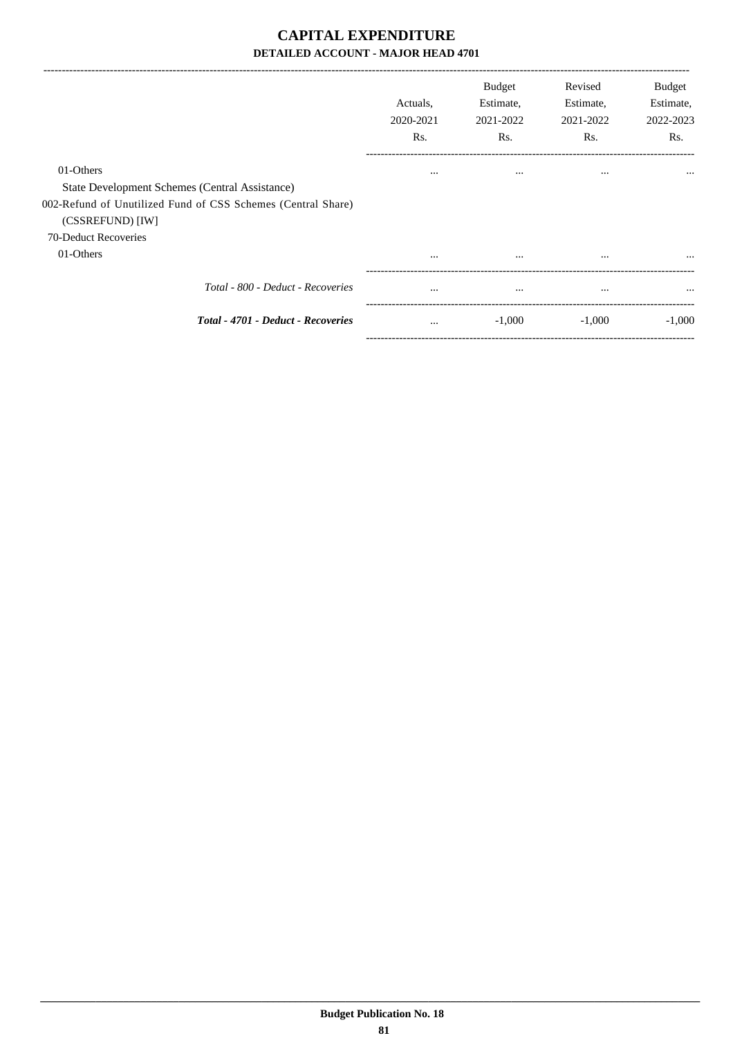# CAPITAL EXPENDITURE

**DETAILED ACCOUNT - MAJOR HEAD 4701**

| | Actuals, 2020-2021 Rs. | Budget Estimate, 2021-2022 Rs. | Revised Estimate, 2021-2022 Rs. | Budget Estimate, 2022-2023 Rs. |
|---|---|---|---|---|
| 01-Others | ... | ... | ... | ... |
| State Development Schemes (Central Assistance) | | | | |
| 002-Refund of Unutilized Fund of CSS Schemes (Central Share) (CSSREFUND) [IW] | | | | |
| 70-Deduct Recoveries | | | | |
| 01-Others | ... | ... | ... | ... |
| *Total - 800 - Deduct - Recoveries* | ... | ... | ... | ... |
| ***Total - 4701 - Deduct - Recoveries*** | ... | -1,000 | -1,000 | -1,000 |

Budget Publication No. 18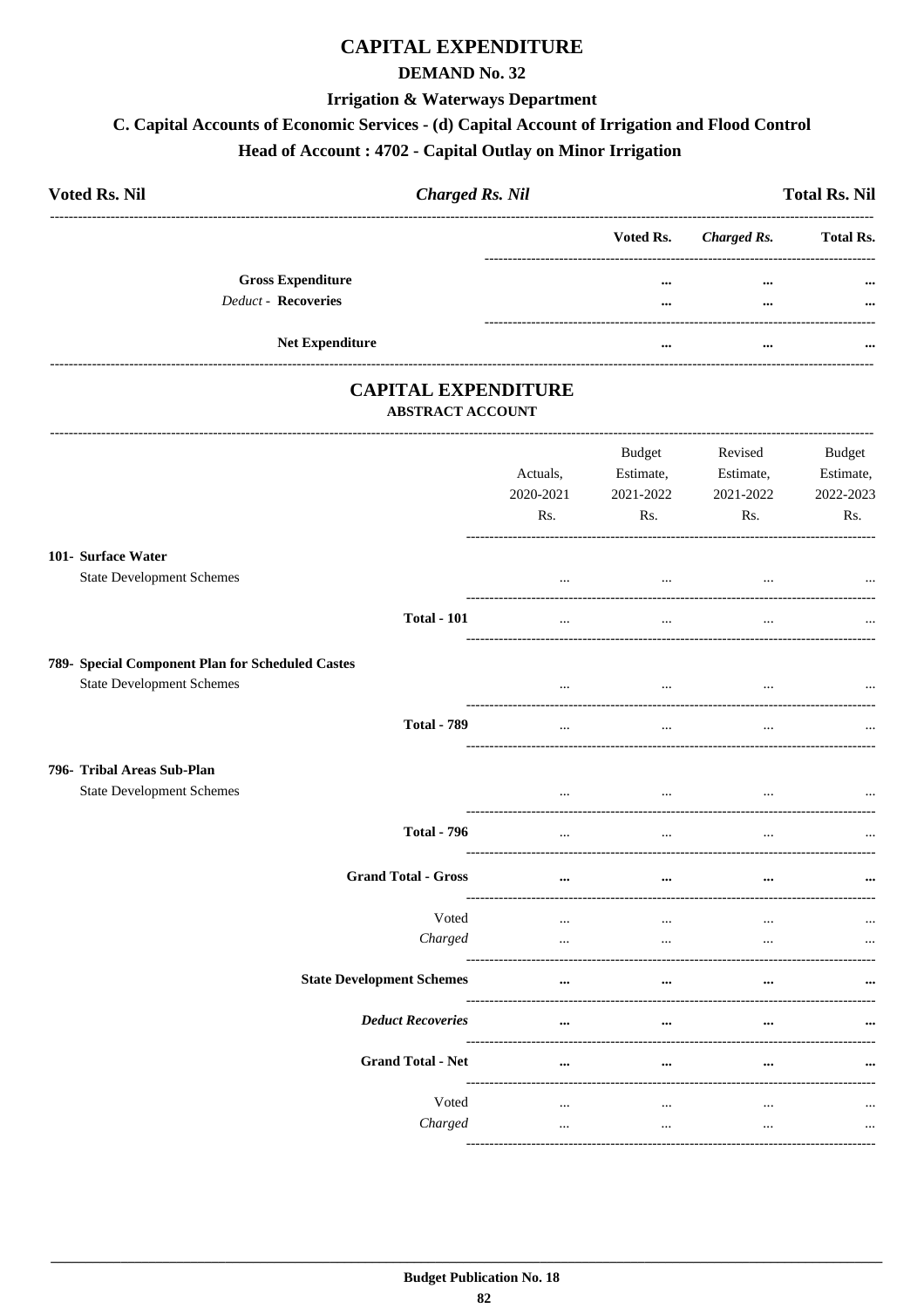# CAPITAL EXPENDITURE

## DEMAND No. 32

### Irrigation & Waterways Department

### C. Capital Accounts of Economic Services - (d) Capital Account of Irrigation and Flood Control

### Head of Account : 4702 - Capital Outlay on Minor Irrigation

| Voted Rs. Nil | *Charged Rs. Nil* | Total Rs. Nil |
|---|---|---|

| | Voted Rs. | *Charged Rs.* | Total Rs. |
|---|---|---|---|
| **Gross Expenditure** | ... | ... | ... |
| *Deduct* - **Recoveries** | ... | ... | ... |
| **Net Expenditure** | ... | ... | ... |

## CAPITAL EXPENDITURE

### ABSTRACT ACCOUNT

| | Actuals, 2020-2021 Rs. | Budget Estimate, 2021-2022 Rs. | Revised Estimate, 2021-2022 Rs. | Budget Estimate, 2022-2023 Rs. |
|---|---|---|---|---|
| **101- Surface Water** | | | | |
| State Development Schemes | ... | ... | ... | ... |
| **Total - 101** | ... | ... | ... | ... |
| **789- Special Component Plan for Scheduled Castes** | | | | |
| State Development Schemes | ... | ... | ... | ... |
| **Total - 789** | ... | ... | ... | ... |
| **796- Tribal Areas Sub-Plan** | | | | |
| State Development Schemes | ... | ... | ... | ... |
| **Total - 796** | ... | ... | ... | ... |
| **Grand Total - Gross** | ... | ... | ... | ... |
| Voted | ... | ... | ... | ... |
| *Charged* | ... | ... | ... | ... |
| **State Development Schemes** | ... | ... | ... | ... |
| ***Deduct Recoveries*** | ... | ... | ... | ... |
| **Grand Total - Net** | ... | ... | ... | ... |
| Voted | ... | ... | ... | ... |
| *Charged* | ... | ... | ... | ... |

**Budget Publication No. 18**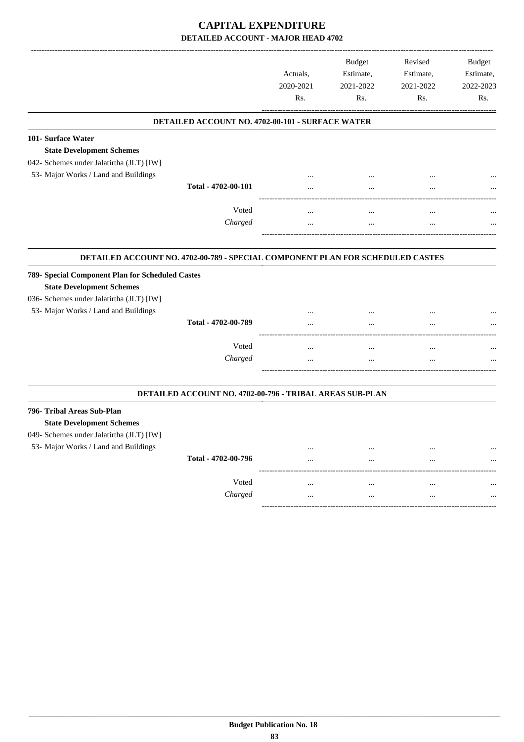# CAPITAL EXPENDITURE

## DETAILED ACCOUNT - MAJOR HEAD 4702

| | Actuals, 2020-2021 Rs. | Budget Estimate, 2021-2022 Rs. | Revised Estimate, 2021-2022 Rs. | Budget Estimate, 2022-2023 Rs. |
|---|---|---|---|---|
| **DETAILED ACCOUNT NO. 4702-00-101 - SURFACE WATER** | | | | |
| **101- Surface Water** | | | | |
| **State Development Schemes** | | | | |
| 042- Schemes under Jalatirtha (JLT) [IW] | | | | |
| 53- Major Works / Land and Buildings | ... | ... | ... | ... |
| **Total - 4702-00-101** | ... | ... | ... | ... |
| Voted | ... | ... | ... | ... |
| *Charged* | ... | ... | ... | ... |
| **DETAILED ACCOUNT NO. 4702-00-789 - SPECIAL COMPONENT PLAN FOR SCHEDULED CASTES** | | | | |
| **789- Special Component Plan for Scheduled Castes** | | | | |
| **State Development Schemes** | | | | |
| 036- Schemes under Jalatirtha (JLT) [IW] | | | | |
| 53- Major Works / Land and Buildings | ... | ... | ... | ... |
| **Total - 4702-00-789** | ... | ... | ... | ... |
| Voted | ... | ... | ... | ... |
| *Charged* | ... | ... | ... | ... |
| **DETAILED ACCOUNT NO. 4702-00-796 - TRIBAL AREAS SUB-PLAN** | | | | |
| **796- Tribal Areas Sub-Plan** | | | | |
| **State Development Schemes** | | | | |
| 049- Schemes under Jalatirtha (JLT) [IW] | | | | |
| 53- Major Works / Land and Buildings | ... | ... | ... | ... |
| **Total - 4702-00-796** | ... | ... | ... | ... |
| Voted | ... | ... | ... | ... |
| *Charged* | ... | ... | ... | ... |

**Budget Publication No. 18**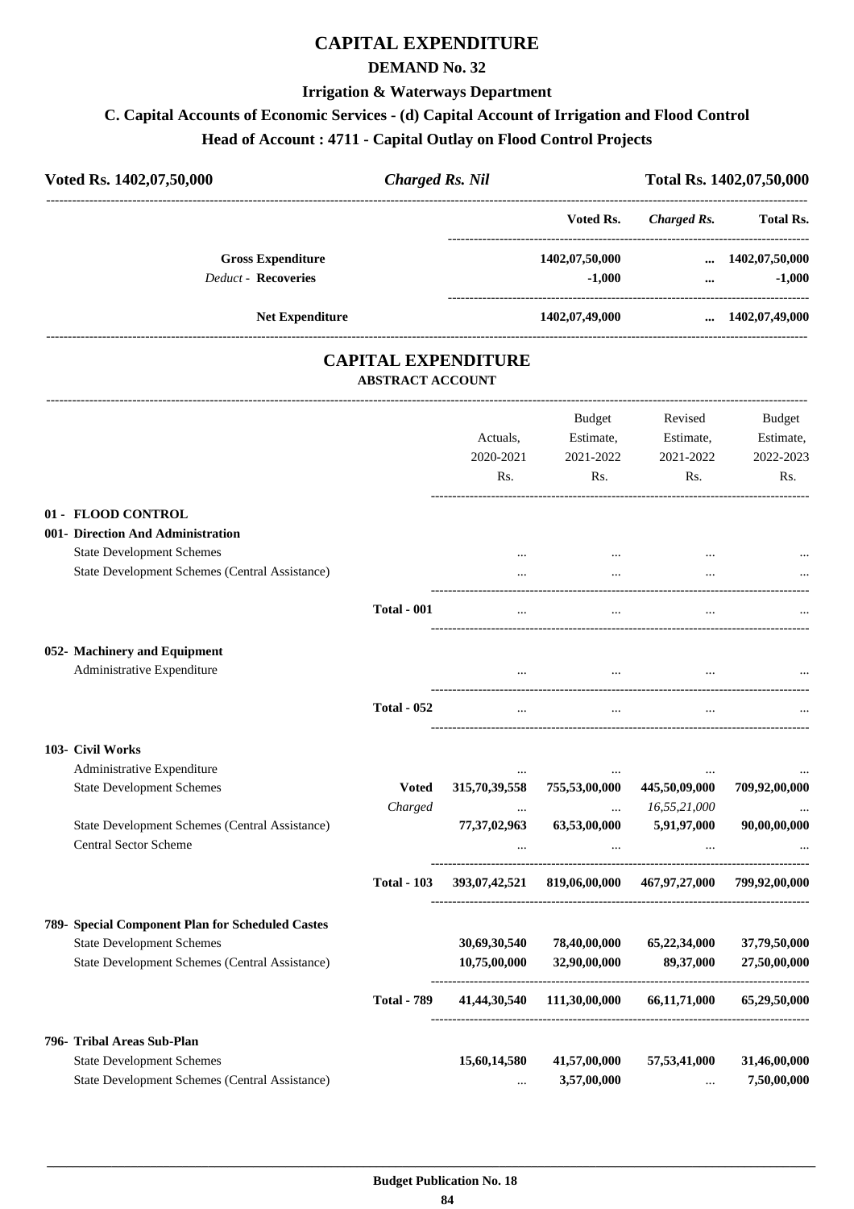# CAPITAL EXPENDITURE

## DEMAND No. 32

### Irrigation & Waterways Department

### C. Capital Accounts of Economic Services - (d) Capital Account of Irrigation and Flood Control

### Head of Account : 4711 - Capital Outlay on Flood Control Projects

| Voted Rs. 1402,07,50,000 | *Charged Rs. Nil* | Total Rs. 1402,07,50,000 |
|---|---|---|

| | Voted Rs. | *Charged Rs.* | Total Rs. |
|---|---|---|---|
| **Gross Expenditure** | 1402,07,50,000 | ... | 1402,07,50,000 |
| *Deduct -* **Recoveries** | -1,000 | ... | -1,000 |
| **Net Expenditure** | 1402,07,49,000 | ... | 1402,07,49,000 |

## CAPITAL EXPENDITURE

### ABSTRACT ACCOUNT

| | | Actuals, 2020-2021 Rs. | Budget Estimate, 2021-2022 Rs. | Revised Estimate, 2021-2022 Rs. | Budget Estimate, 2022-2023 Rs. |
|---|---|---|---|---|---|
| **01 - FLOOD CONTROL** | | | | | |
| **001- Direction And Administration** | | | | | |
| State Development Schemes | | ... | ... | ... | ... |
| State Development Schemes (Central Assistance) | | ... | ... | ... | ... |
| | **Total - 001** | ... | ... | ... | ... |
| **052- Machinery and Equipment** | | | | | |
| Administrative Expenditure | | ... | ... | ... | ... |
| | **Total - 052** | ... | ... | ... | ... |
| **103- Civil Works** | | | | | |
| Administrative Expenditure | | ... | ... | ... | ... |
| State Development Schemes | **Voted** | 315,70,39,558 | 755,53,00,000 | 445,50,09,000 | 709,92,00,000 |
| | *Charged* | ... | ... | *16,55,21,000* | ... |
| State Development Schemes (Central Assistance) | | 77,37,02,963 | 63,53,00,000 | 5,91,97,000 | 90,00,00,000 |
| Central Sector Scheme | | ... | ... | ... | ... |
| | **Total - 103** | 393,07,42,521 | 819,06,00,000 | 467,97,27,000 | 799,92,00,000 |
| **789- Special Component Plan for Scheduled Castes** | | | | | |
| State Development Schemes | | 30,69,30,540 | 78,40,00,000 | 65,22,34,000 | 37,79,50,000 |
| State Development Schemes (Central Assistance) | | 10,75,00,000 | 32,90,00,000 | 89,37,000 | 27,50,00,000 |
| | **Total - 789** | 41,44,30,540 | 111,30,00,000 | 66,11,71,000 | 65,29,50,000 |
| **796- Tribal Areas Sub-Plan** | | | | | |
| State Development Schemes | | 15,60,14,580 | 41,57,00,000 | 57,53,41,000 | 31,46,00,000 |
| State Development Schemes (Central Assistance) | | ... | 3,57,00,000 | ... | 7,50,00,000 |

**Budget Publication No. 18**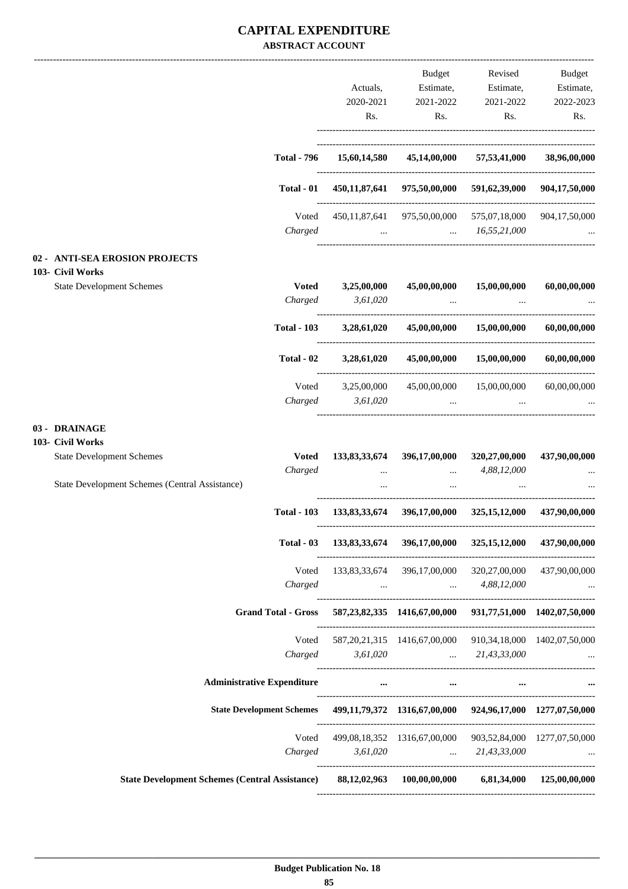# CAPITAL EXPENDITURE

**ABSTRACT ACCOUNT**

| | | Actuals, 2020-2021 Rs. | Budget Estimate, 2021-2022 Rs. | Revised Estimate, 2021-2022 Rs. | Budget Estimate, 2022-2023 Rs. |
|---|---|---|---|---|---|
| | **Total - 796** | **15,60,14,580** | **45,14,00,000** | **57,53,41,000** | **38,96,00,000** |
| | **Total - 01** | **450,11,87,641** | **975,50,00,000** | **591,62,39,000** | **904,17,50,000** |
| | Voted | 450,11,87,641 | 975,50,00,000 | 575,07,18,000 | 904,17,50,000 |
| | *Charged* | ... | ... | *16,55,21,000* | ... |
| **02 - ANTI-SEA EROSION PROJECTS** | | | | | |
| **103- Civil Works** | | | | | |
| State Development Schemes | **Voted** | **3,25,00,000** | **45,00,00,000** | **15,00,00,000** | **60,00,00,000** |
| | *Charged* | *3,61,020* | ... | ... | ... |
| | **Total - 103** | **3,28,61,020** | **45,00,00,000** | **15,00,00,000** | **60,00,00,000** |
| | **Total - 02** | **3,28,61,020** | **45,00,00,000** | **15,00,00,000** | **60,00,00,000** |
| | Voted | 3,25,00,000 | 45,00,00,000 | 15,00,00,000 | 60,00,00,000 |
| | *Charged* | *3,61,020* | ... | ... | ... |
| **03 - DRAINAGE** | | | | | |
| **103- Civil Works** | | | | | |
| State Development Schemes | **Voted** | **133,83,33,674** | **396,17,00,000** | **320,27,00,000** | **437,90,00,000** |
| | *Charged* | ... | ... | *4,88,12,000* | ... |
| State Development Schemes (Central Assistance) | | ... | ... | ... | ... |
| | **Total - 103** | **133,83,33,674** | **396,17,00,000** | **325,15,12,000** | **437,90,00,000** |
| | **Total - 03** | **133,83,33,674** | **396,17,00,000** | **325,15,12,000** | **437,90,00,000** |
| | Voted | 133,83,33,674 | 396,17,00,000 | 320,27,00,000 | 437,90,00,000 |
| | *Charged* | ... | ... | *4,88,12,000* | ... |
| | **Grand Total - Gross** | **587,23,82,335** | **1416,67,00,000** | **931,77,51,000** | **1402,07,50,000** |
| | Voted | 587,20,21,315 | 1416,67,00,000 | 910,34,18,000 | 1402,07,50,000 |
| | *Charged* | *3,61,020* | ... | *21,43,33,000* | ... |
| | **Administrative Expenditure** | **...** | **...** | **...** | **...** |
| | **State Development Schemes** | **499,11,79,372** | **1316,67,00,000** | **924,96,17,000** | **1277,07,50,000** |
| | Voted | 499,08,18,352 | 1316,67,00,000 | 903,52,84,000 | 1277,07,50,000 |
| | *Charged* | *3,61,020* | ... | *21,43,33,000* | ... |
| | **State Development Schemes (Central Assistance)** | **88,12,02,963** | **100,00,00,000** | **6,81,34,000** | **125,00,00,000** |

**Budget Publication No. 18**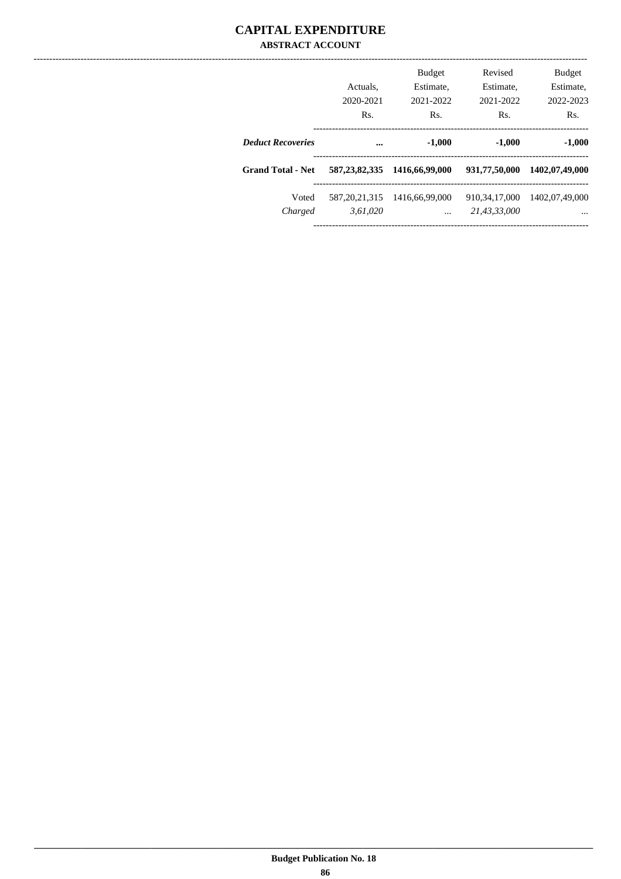# CAPITAL EXPENDITURE

## ABSTRACT ACCOUNT

| | Actuals, 2020-2021 Rs. | Budget Estimate, 2021-2022 Rs. | Revised Estimate, 2021-2022 Rs. | Budget Estimate, 2022-2023 Rs. |
|---|---|---|---|---|
| ***Deduct Recoveries*** | **...** | **-1,000** | **-1,000** | **-1,000** |
| **Grand Total - Net** | **587,23,82,335** | **1416,66,99,000** | **931,77,50,000** | **1402,07,49,000** |
| Voted | 587,20,21,315 | 1416,66,99,000 | 910,34,17,000 | 1402,07,49,000 |
| *Charged* | *3,61,020* | *...* | *21,43,33,000* | *...* |

**Budget Publication No. 18**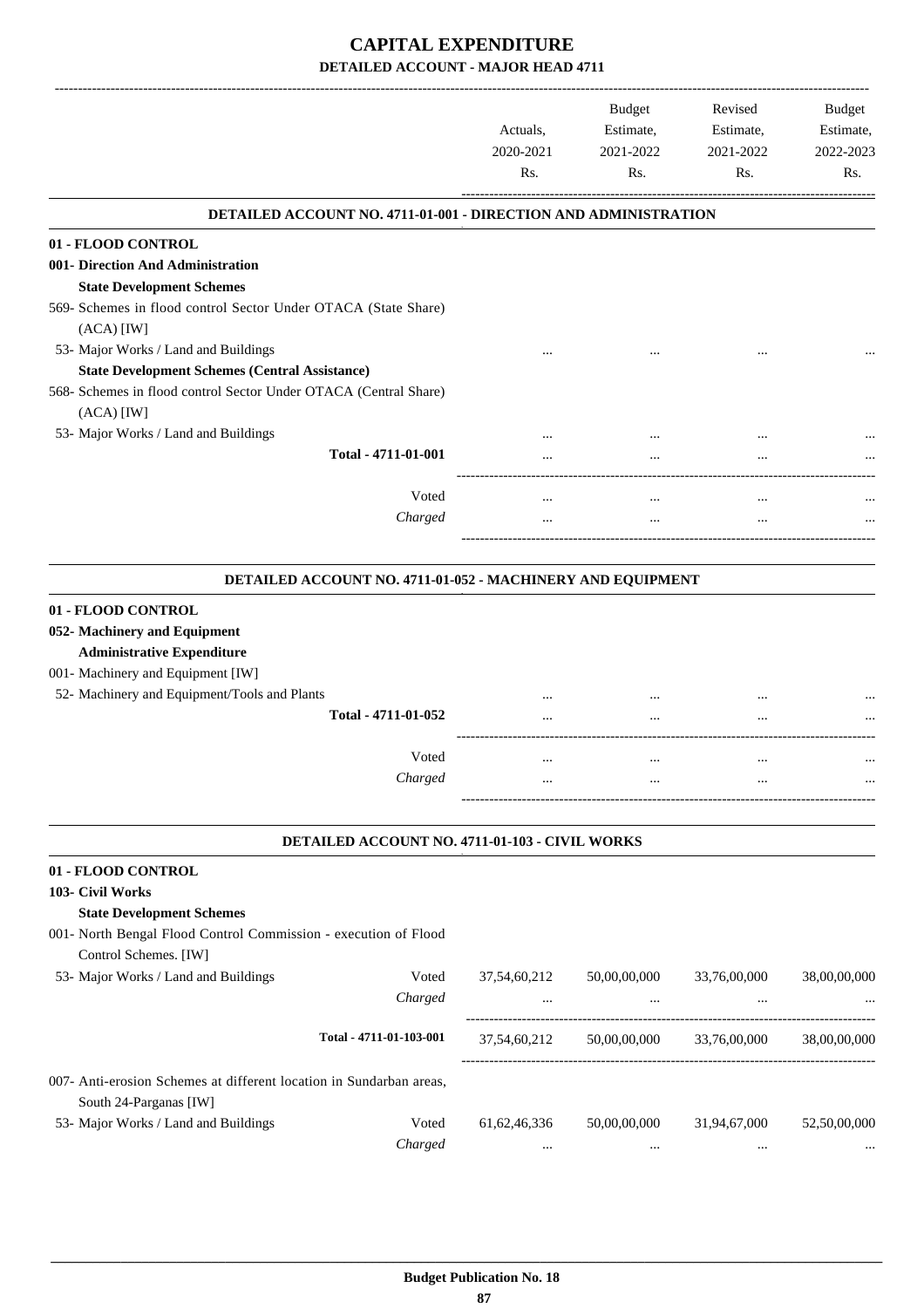# CAPITAL EXPENDITURE

## DETAILED ACCOUNT - MAJOR HEAD 4711

| | | Actuals, 2020-2021 Rs. | Budget Estimate, 2021-2022 Rs. | Revised Estimate, 2021-2022 Rs. | Budget Estimate, 2022-2023 Rs. |
|---|---|---|---|---|---|
| **DETAILED ACCOUNT NO. 4711-01-001 - DIRECTION AND ADMINISTRATION** | | | | | |
| **01 - FLOOD CONTROL** | | | | | |
| **001- Direction And Administration** | | | | | |
| **State Development Schemes** | | | | | |
| 569- Schemes in flood control Sector Under OTACA (State Share) (ACA) [IW] | | | | | |
| 53- Major Works / Land and Buildings | | ... | ... | ... | ... |
| **State Development Schemes (Central Assistance)** | | | | | |
| 568- Schemes in flood control Sector Under OTACA (Central Share) (ACA) [IW] | | | | | |
| 53- Major Works / Land and Buildings | | ... | ... | ... | ... |
| **Total - 4711-01-001** | | ... | ... | ... | ... |
| | Voted | ... | ... | ... | ... |
| | *Charged* | ... | ... | ... | ... |
| **DETAILED ACCOUNT NO. 4711-01-052 - MACHINERY AND EQUIPMENT** | | | | | |
| **01 - FLOOD CONTROL** | | | | | |
| **052- Machinery and Equipment** | | | | | |
| **Administrative Expenditure** | | | | | |
| 001- Machinery and Equipment [IW] | | | | | |
| 52- Machinery and Equipment/Tools and Plants | | ... | ... | ... | ... |
| **Total - 4711-01-052** | | ... | ... | ... | ... |
| | Voted | ... | ... | ... | ... |
| | *Charged* | ... | ... | ... | ... |
| **DETAILED ACCOUNT NO. 4711-01-103 - CIVIL WORKS** | | | | | |
| **01 - FLOOD CONTROL** | | | | | |
| **103- Civil Works** | | | | | |
| **State Development Schemes** | | | | | |
| 001- North Bengal Flood Control Commission - execution of Flood Control Schemes. [IW] | | | | | |
| 53- Major Works / Land and Buildings | Voted | 37,54,60,212 | 50,00,00,000 | 33,76,00,000 | 38,00,00,000 |
| | *Charged* | ... | ... | ... | ... |
| **Total - 4711-01-103-001** | | 37,54,60,212 | 50,00,00,000 | 33,76,00,000 | 38,00,00,000 |
| 007- Anti-erosion Schemes at different location in Sundarban areas, South 24-Parganas [IW] | | | | | |
| 53- Major Works / Land and Buildings | Voted | 61,62,46,336 | 50,00,00,000 | 31,94,67,000 | 52,50,00,000 |
| | *Charged* | ... | ... | ... | ... |

**Budget Publication No. 18**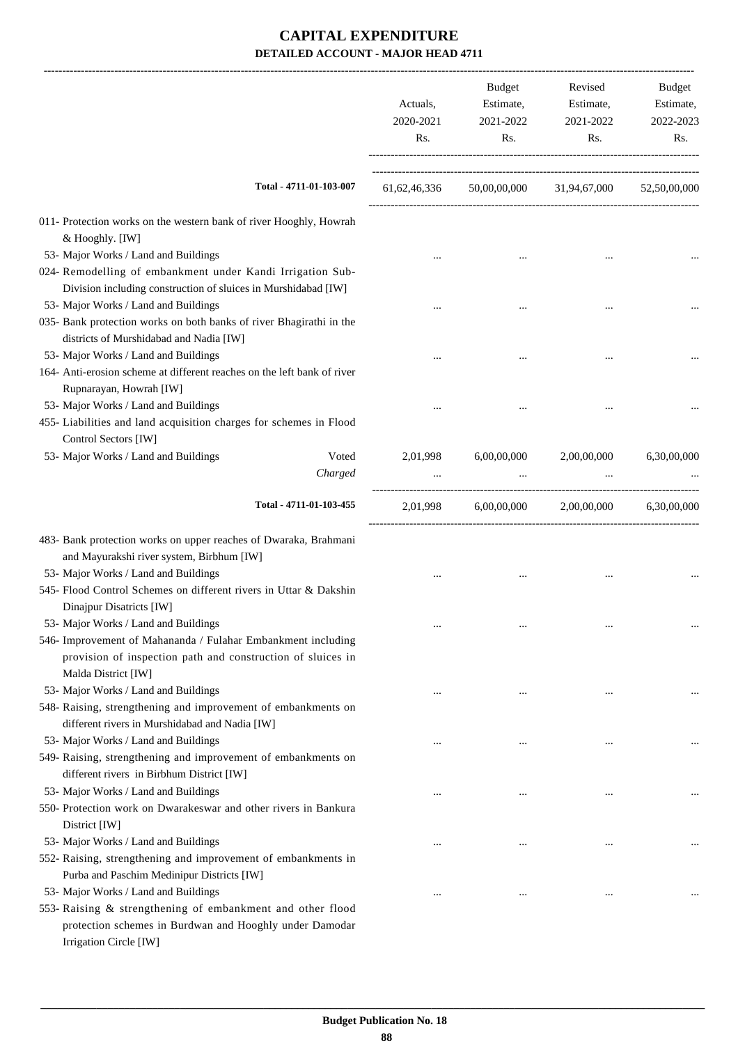# CAPITAL EXPENDITURE

## DETAILED ACCOUNT - MAJOR HEAD 4711

| | | Actuals, 2020-2021 Rs. | Budget Estimate, 2021-2022 Rs. | Revised Estimate, 2021-2022 Rs. | Budget Estimate, 2022-2023 Rs. |
|---|---|---|---|---|---|
| **Total - 4711-01-103-007** | | 61,62,46,336 | 50,00,00,000 | 31,94,67,000 | 52,50,00,000 |
| 011- Protection works on the western bank of river Hooghly, Howrah & Hooghly. [IW] | | | | | |
| 53- Major Works / Land and Buildings | | ... | ... | ... | ... |
| 024- Remodelling of embankment under Kandi Irrigation Sub-Division including construction of sluices in Murshidabad [IW] | | | | | |
| 53- Major Works / Land and Buildings | | ... | ... | ... | ... |
| 035- Bank protection works on both banks of river Bhagirathi in the districts of Murshidabad and Nadia [IW] | | | | | |
| 53- Major Works / Land and Buildings | | ... | ... | ... | ... |
| 164- Anti-erosion scheme at different reaches on the left bank of river Rupnarayan, Howrah [IW] | | | | | |
| 53- Major Works / Land and Buildings | | ... | ... | ... | ... |
| 455- Liabilities and land acquisition charges for schemes in Flood Control Sectors [IW] | | | | | |
| 53- Major Works / Land and Buildings | Voted | 2,01,998 | 6,00,00,000 | 2,00,00,000 | 6,30,00,000 |
| | *Charged* | ... | ... | ... | ... |
| **Total - 4711-01-103-455** | | 2,01,998 | 6,00,00,000 | 2,00,00,000 | 6,30,00,000 |
| 483- Bank protection works on upper reaches of Dwaraka, Brahmani and Mayurakshi river system, Birbhum [IW] | | | | | |
| 53- Major Works / Land and Buildings | | ... | ... | ... | ... |
| 545- Flood Control Schemes on different rivers in Uttar & Dakshin Dinajpur Disatricts [IW] | | | | | |
| 53- Major Works / Land and Buildings | | ... | ... | ... | ... |
| 546- Improvement of Mahananda / Fulahar Embankment including provision of inspection path and construction of sluices in Malda District [IW] | | | | | |
| 53- Major Works / Land and Buildings | | ... | ... | ... | ... |
| 548- Raising, strengthening and improvement of embankments on different rivers in Murshidabad and Nadia [IW] | | | | | |
| 53- Major Works / Land and Buildings | | ... | ... | ... | ... |
| 549- Raising, strengthening and improvement of embankments on different rivers in Birbhum District [IW] | | | | | |
| 53- Major Works / Land and Buildings | | ... | ... | ... | ... |
| 550- Protection work on Dwarakeswar and other rivers in Bankura District [IW] | | | | | |
| 53- Major Works / Land and Buildings | | ... | ... | ... | ... |
| 552- Raising, strengthening and improvement of embankments in Purba and Paschim Medinipur Districts [IW] | | | | | |
| 53- Major Works / Land and Buildings | | ... | ... | ... | ... |
| 553- Raising & strengthening of embankment and other flood protection schemes in Burdwan and Hooghly under Damodar Irrigation Circle [IW] | | | | | |

Budget Publication No. 18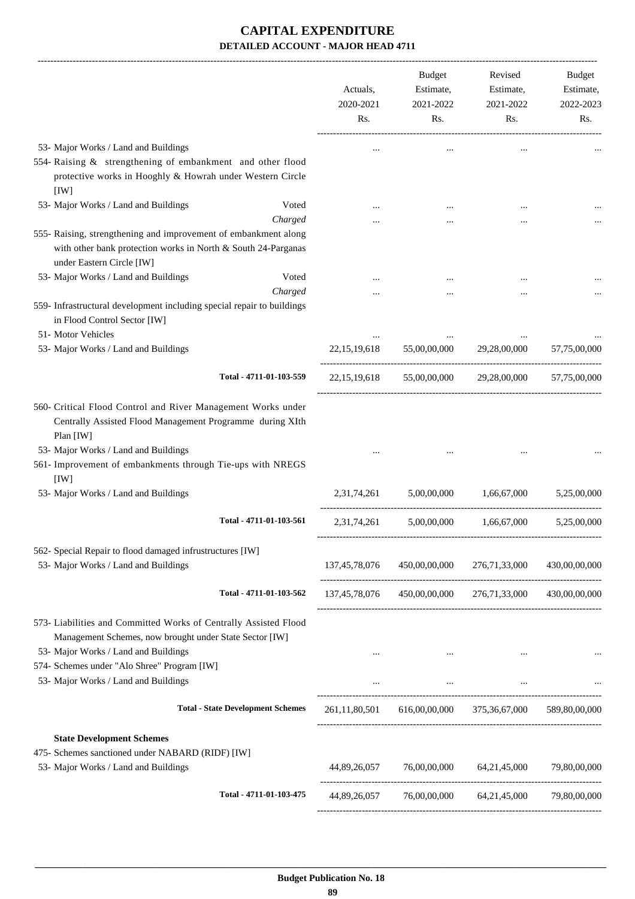# CAPITAL EXPENDITURE

**DETAILED ACCOUNT - MAJOR HEAD 4711**

| | | Actuals, 2020-2021 Rs. | Budget Estimate, 2021-2022 Rs. | Revised Estimate, 2021-2022 Rs. | Budget Estimate, 2022-2023 Rs. |
|---|---|---|---|---|---|
| 53- Major Works / Land and Buildings | | ... | ... | ... | ... |
| 554- Raising & strengthening of embankment and other flood protective works in Hooghly & Howrah under Western Circle [IW] | | | | | |
| 53- Major Works / Land and Buildings | Voted | ... | ... | ... | ... |
| | *Charged* | ... | ... | ... | ... |
| 555- Raising, strengthening and improvement of embankment along with other bank protection works in North & South 24-Parganas under Eastern Circle [IW] | | | | | |
| 53- Major Works / Land and Buildings | Voted | ... | ... | ... | ... |
| | *Charged* | ... | ... | ... | ... |
| 559- Infrastructural development including special repair to buildings in Flood Control Sector [IW] | | | | | |
| 51- Motor Vehicles | | ... | ... | ... | ... |
| 53- Major Works / Land and Buildings | | 22,15,19,618 | 55,00,00,000 | 29,28,00,000 | 57,75,00,000 |
| **Total - 4711-01-103-559** | | 22,15,19,618 | 55,00,00,000 | 29,28,00,000 | 57,75,00,000 |
| 560- Critical Flood Control and River Management Works under Centrally Assisted Flood Management Programme during XIth Plan [IW] | | | | | |
| 53- Major Works / Land and Buildings | | ... | ... | ... | ... |
| 561- Improvement of embankments through Tie-ups with NREGS [IW] | | | | | |
| 53- Major Works / Land and Buildings | | 2,31,74,261 | 5,00,00,000 | 1,66,67,000 | 5,25,00,000 |
| **Total - 4711-01-103-561** | | 2,31,74,261 | 5,00,00,000 | 1,66,67,000 | 5,25,00,000 |
| 562- Special Repair to flood damaged infrustructures [IW] | | | | | |
| 53- Major Works / Land and Buildings | | 137,45,78,076 | 450,00,00,000 | 276,71,33,000 | 430,00,00,000 |
| **Total - 4711-01-103-562** | | 137,45,78,076 | 450,00,00,000 | 276,71,33,000 | 430,00,00,000 |
| 573- Liabilities and Committed Works of Centrally Assisted Flood Management Schemes, now brought under State Sector [IW] | | | | | |
| 53- Major Works / Land and Buildings | | ... | ... | ... | ... |
| 574- Schemes under "Alo Shree" Program [IW] | | | | | |
| 53- Major Works / Land and Buildings | | ... | ... | ... | ... |
| **Total - State Development Schemes** | | 261,11,80,501 | 616,00,00,000 | 375,36,67,000 | 589,80,00,000 |
| **State Development Schemes** | | | | | |
| 475- Schemes sanctioned under NABARD (RIDF) [IW] | | | | | |
| 53- Major Works / Land and Buildings | | 44,89,26,057 | 76,00,00,000 | 64,21,45,000 | 79,80,00,000 |
| **Total - 4711-01-103-475** | | 44,89,26,057 | 76,00,00,000 | 64,21,45,000 | 79,80,00,000 |

**Budget Publication No. 18**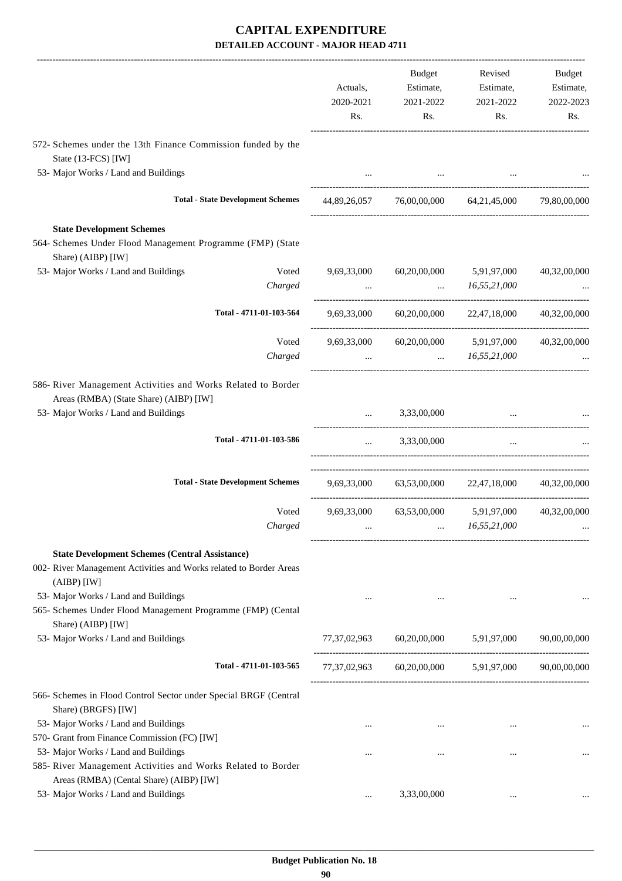# CAPITAL EXPENDITURE

## DETAILED ACCOUNT - MAJOR HEAD 4711

| | | Actuals, 2020-2021 Rs. | Budget Estimate, 2021-2022 Rs. | Revised Estimate, 2021-2022 Rs. | Budget Estimate, 2022-2023 Rs. |
|---|---|---|---|---|---|
| 572- Schemes under the 13th Finance Commission funded by the State (13-FCS) [IW] | | | | | |
| 53- Major Works / Land and Buildings | | ... | ... | ... | ... |
| **Total - State Development Schemes** | | 44,89,26,057 | 76,00,00,000 | 64,21,45,000 | 79,80,00,000 |
| **State Development Schemes** | | | | | |
| 564- Schemes Under Flood Management Programme (FMP) (State Share) (AIBP) [IW] | | | | | |
| 53- Major Works / Land and Buildings | Voted | 9,69,33,000 | 60,20,00,000 | 5,91,97,000 | 40,32,00,000 |
| | *Charged* | ... | ... | *16,55,21,000* | ... |
| **Total - 4711-01-103-564** | | 9,69,33,000 | 60,20,00,000 | 22,47,18,000 | 40,32,00,000 |
| | Voted | 9,69,33,000 | 60,20,00,000 | 5,91,97,000 | 40,32,00,000 |
| | *Charged* | ... | ... | *16,55,21,000* | ... |
| 586- River Management Activities and Works Related to Border Areas (RMBA) (State Share) (AIBP) [IW] | | | | | |
| 53- Major Works / Land and Buildings | | ... | 3,33,00,000 | ... | ... |
| **Total - 4711-01-103-586** | | ... | 3,33,00,000 | ... | ... |
| **Total - State Development Schemes** | | 9,69,33,000 | 63,53,00,000 | 22,47,18,000 | 40,32,00,000 |
| | Voted | 9,69,33,000 | 63,53,00,000 | 5,91,97,000 | 40,32,00,000 |
| | *Charged* | ... | ... | *16,55,21,000* | ... |
| **State Development Schemes (Central Assistance)** | | | | | |
| 002- River Management Activities and Works related to Border Areas (AIBP) [IW] | | | | | |
| 53- Major Works / Land and Buildings | | ... | ... | ... | ... |
| 565- Schemes Under Flood Management Programme (FMP) (Cental Share) (AIBP) [IW] | | | | | |
| 53- Major Works / Land and Buildings | | 77,37,02,963 | 60,20,00,000 | 5,91,97,000 | 90,00,00,000 |
| **Total - 4711-01-103-565** | | 77,37,02,963 | 60,20,00,000 | 5,91,97,000 | 90,00,00,000 |
| 566- Schemes in Flood Control Sector under Special BRGF (Central Share) (BRGFS) [IW] | | | | | |
| 53- Major Works / Land and Buildings | | ... | ... | ... | ... |
| 570- Grant from Finance Commission (FC) [IW] | | | | | |
| 53- Major Works / Land and Buildings | | ... | ... | ... | ... |
| 585- River Management Activities and Works Related to Border Areas (RMBA) (Cental Share) (AIBP) [IW] | | | | | |
| 53- Major Works / Land and Buildings | | ... | 3,33,00,000 | ... | ... |

Budget Publication No. 18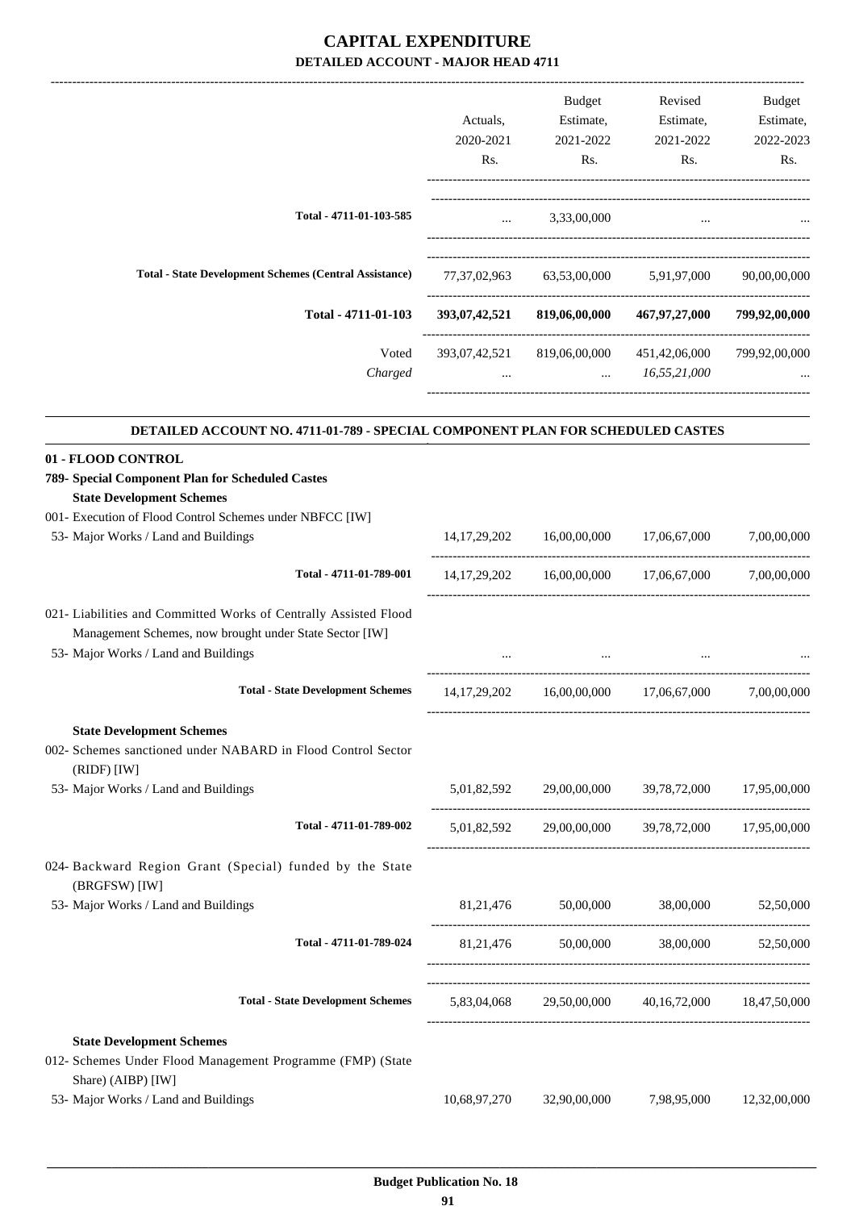# CAPITAL EXPENDITURE

## DETAILED ACCOUNT - MAJOR HEAD 4711

| | Actuals, 2020-2021 Rs. | Budget Estimate, 2021-2022 Rs. | Revised Estimate, 2021-2022 Rs. | Budget Estimate, 2022-2023 Rs. |
|---|---|---|---|---|
| Total - 4711-01-103-585 | ... | 3,33,00,000 | ... | ... |
| Total - State Development Schemes (Central Assistance) | 77,37,02,963 | 63,53,00,000 | 5,91,97,000 | 90,00,00,000 |
| **Total - 4711-01-103** | **393,07,42,521** | **819,06,00,000** | **467,97,27,000** | **799,92,00,000** |
| Voted | 393,07,42,521 | 819,06,00,000 | 451,42,06,000 | 799,92,00,000 |
| *Charged* | ... | ... | *16,55,21,000* | ... |

### DETAILED ACCOUNT NO. 4711-01-789 - SPECIAL COMPONENT PLAN FOR SCHEDULED CASTES

| | Actuals, 2020-2021 Rs. | Budget Estimate, 2021-2022 Rs. | Revised Estimate, 2021-2022 Rs. | Budget Estimate, 2022-2023 Rs. |
|---|---|---|---|---|
| **01 - FLOOD CONTROL** | | | | |
| **789- Special Component Plan for Scheduled Castes** | | | | |
| **State Development Schemes** | | | | |
| 001- Execution of Flood Control Schemes under NBFCC [IW] | | | | |
| 53- Major Works / Land and Buildings | 14,17,29,202 | 16,00,00,000 | 17,06,67,000 | 7,00,00,000 |
| Total - 4711-01-789-001 | 14,17,29,202 | 16,00,00,000 | 17,06,67,000 | 7,00,00,000 |
| 021- Liabilities and Committed Works of Centrally Assisted Flood Management Schemes, now brought under State Sector [IW] | | | | |
| 53- Major Works / Land and Buildings | ... | ... | ... | ... |
| Total - State Development Schemes | 14,17,29,202 | 16,00,00,000 | 17,06,67,000 | 7,00,00,000 |
| **State Development Schemes** | | | | |
| 002- Schemes sanctioned under NABARD in Flood Control Sector (RIDF) [IW] | | | | |
| 53- Major Works / Land and Buildings | 5,01,82,592 | 29,00,00,000 | 39,78,72,000 | 17,95,00,000 |
| Total - 4711-01-789-002 | 5,01,82,592 | 29,00,00,000 | 39,78,72,000 | 17,95,00,000 |
| 024- Backward Region Grant (Special) funded by the State (BRGFSW) [IW] | | | | |
| 53- Major Works / Land and Buildings | 81,21,476 | 50,00,000 | 38,00,000 | 52,50,000 |
| Total - 4711-01-789-024 | 81,21,476 | 50,00,000 | 38,00,000 | 52,50,000 |
| Total - State Development Schemes | 5,83,04,068 | 29,50,00,000 | 40,16,72,000 | 18,47,50,000 |
| **State Development Schemes** | | | | |
| 012- Schemes Under Flood Management Programme (FMP) (State Share) (AIBP) [IW] | | | | |
| 53- Major Works / Land and Buildings | 10,68,97,270 | 32,90,00,000 | 7,98,95,000 | 12,32,00,000 |

Budget Publication No. 18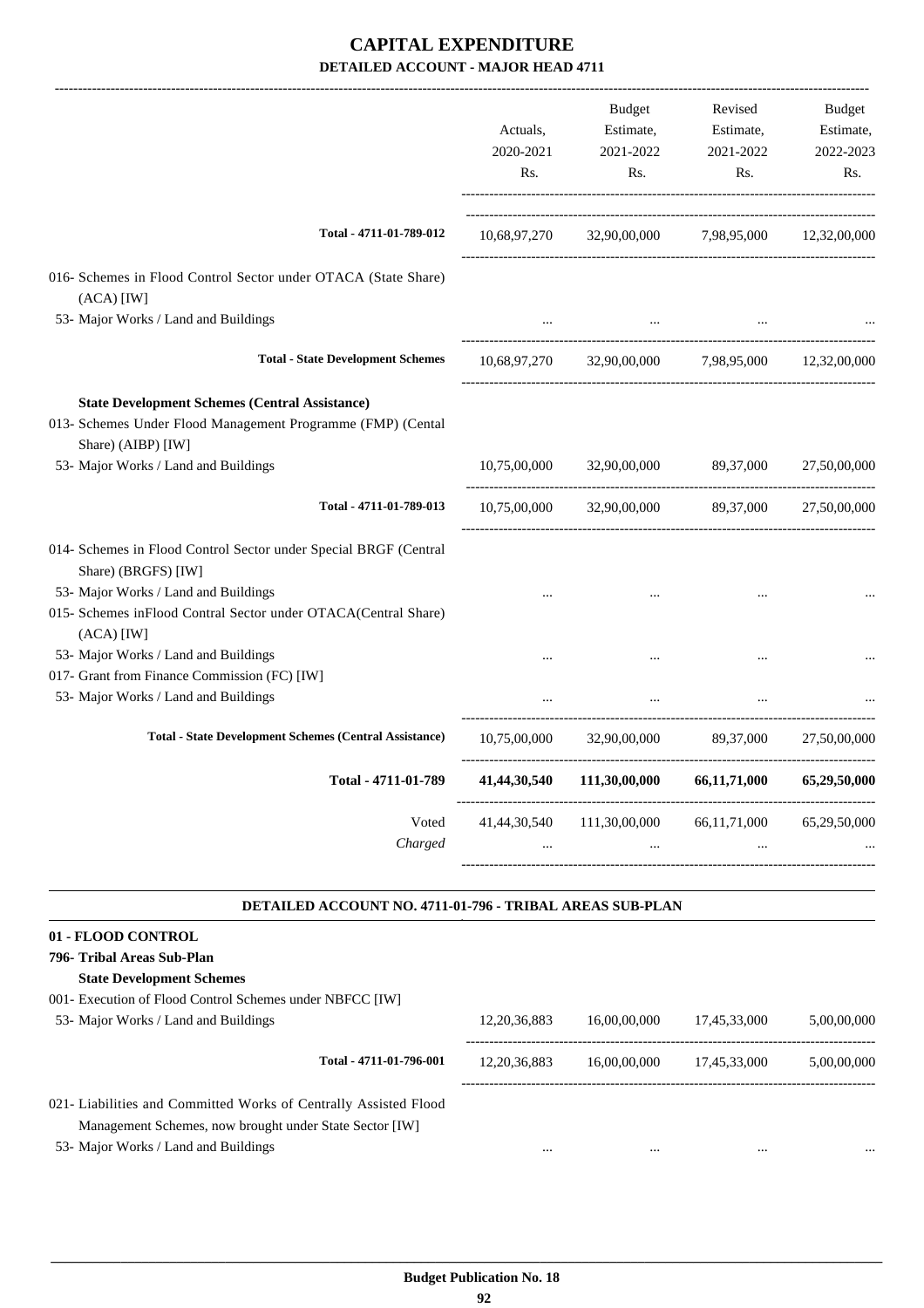# CAPITAL EXPENDITURE
## DETAILED ACCOUNT - MAJOR HEAD 4711

| | Actuals, 2020-2021 Rs. | Budget Estimate, 2021-2022 Rs. | Revised Estimate, 2021-2022 Rs. | Budget Estimate, 2022-2023 Rs. |
|---|---|---|---|---|
| **Total - 4711-01-789-012** | 10,68,97,270 | 32,90,00,000 | 7,98,95,000 | 12,32,00,000 |
| 016- Schemes in Flood Control Sector under OTACA (State Share) (ACA) [IW] | | | | |
| 53- Major Works / Land and Buildings | ... | ... | ... | ... |
| **Total - State Development Schemes** | 10,68,97,270 | 32,90,00,000 | 7,98,95,000 | 12,32,00,000 |
| **State Development Schemes (Central Assistance)** | | | | |
| 013- Schemes Under Flood Management Programme (FMP) (Cental Share) (AIBP) [IW] | | | | |
| 53- Major Works / Land and Buildings | 10,75,00,000 | 32,90,00,000 | 89,37,000 | 27,50,00,000 |
| **Total - 4711-01-789-013** | 10,75,00,000 | 32,90,00,000 | 89,37,000 | 27,50,00,000 |
| 014- Schemes in Flood Control Sector under Special BRGF (Central Share) (BRGFS) [IW] | | | | |
| 53- Major Works / Land and Buildings | ... | ... | ... | ... |
| 015- Schemes inFlood Contral Sector under OTACA(Central Share) (ACA) [IW] | | | | |
| 53- Major Works / Land and Buildings | ... | ... | ... | ... |
| 017- Grant from Finance Commission (FC) [IW] | | | | |
| 53- Major Works / Land and Buildings | ... | ... | ... | ... |
| **Total - State Development Schemes (Central Assistance)** | 10,75,00,000 | 32,90,00,000 | 89,37,000 | 27,50,00,000 |
| **Total - 4711-01-789** | **41,44,30,540** | **111,30,00,000** | **66,11,71,000** | **65,29,50,000** |
| Voted | 41,44,30,540 | 111,30,00,000 | 66,11,71,000 | 65,29,50,000 |
| *Charged* | ... | ... | ... | ... |

### DETAILED ACCOUNT NO. 4711-01-796 - TRIBAL AREAS SUB-PLAN

| | Actuals, 2020-2021 Rs. | Budget Estimate, 2021-2022 Rs. | Revised Estimate, 2021-2022 Rs. | Budget Estimate, 2022-2023 Rs. |
|---|---|---|---|---|
| **01 - FLOOD CONTROL** | | | | |
| **796- Tribal Areas Sub-Plan** | | | | |
| **State Development Schemes** | | | | |
| 001- Execution of Flood Control Schemes under NBFCC [IW] | | | | |
| 53- Major Works / Land and Buildings | 12,20,36,883 | 16,00,00,000 | 17,45,33,000 | 5,00,00,000 |
| **Total - 4711-01-796-001** | 12,20,36,883 | 16,00,00,000 | 17,45,33,000 | 5,00,00,000 |
| 021- Liabilities and Committed Works of Centrally Assisted Flood Management Schemes, now brought under State Sector [IW] | | | | |
| 53- Major Works / Land and Buildings | ... | ... | ... | ... |

Budget Publication No. 18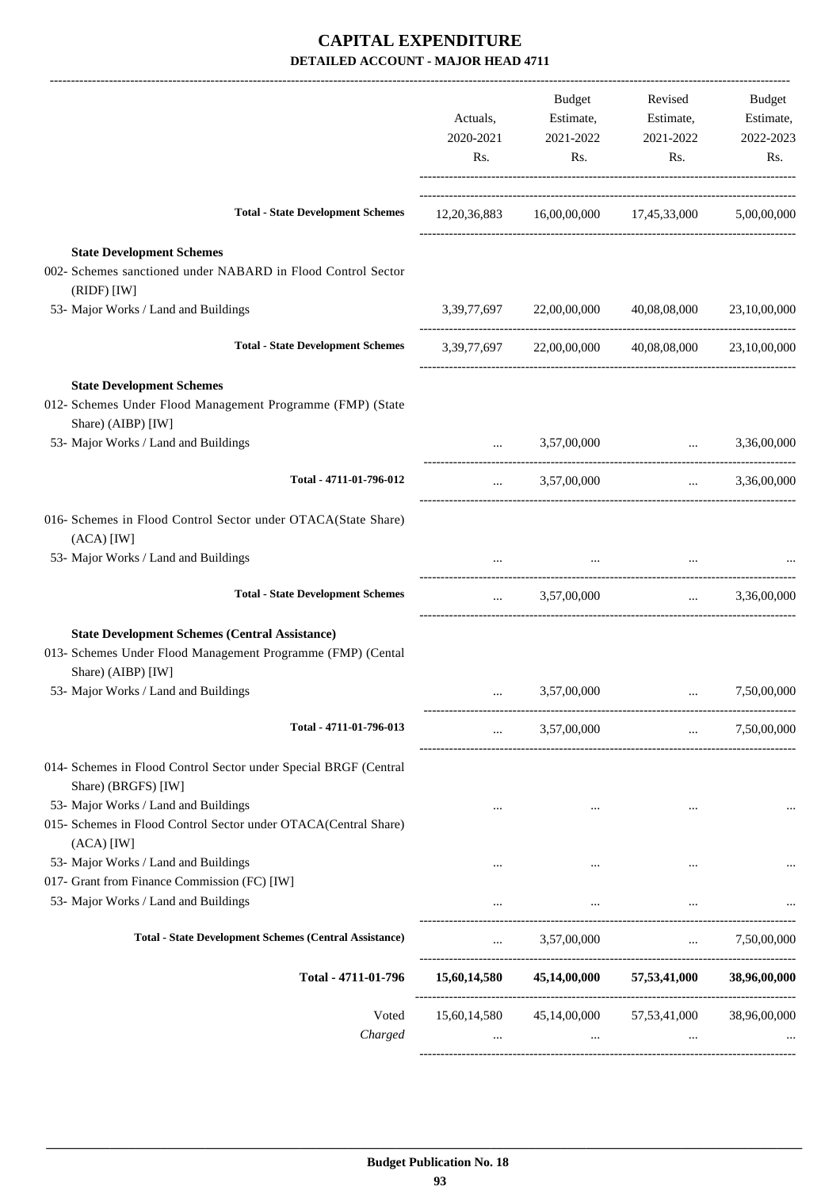# CAPITAL EXPENDITURE

**DETAILED ACCOUNT - MAJOR HEAD 4711**

| | Actuals, 2020-2021 Rs. | Budget Estimate, 2021-2022 Rs. | Revised Estimate, 2021-2022 Rs. | Budget Estimate, 2022-2023 Rs. |
|---|---|---|---|---|
| **Total - State Development Schemes** | 12,20,36,883 | 16,00,00,000 | 17,45,33,000 | 5,00,00,000 |
| **State Development Schemes** | | | | |
| 002- Schemes sanctioned under NABARD in Flood Control Sector (RIDF) [IW] | | | | |
| 53- Major Works / Land and Buildings | 3,39,77,697 | 22,00,00,000 | 40,08,08,000 | 23,10,00,000 |
| **Total - State Development Schemes** | 3,39,77,697 | 22,00,00,000 | 40,08,08,000 | 23,10,00,000 |
| **State Development Schemes** | | | | |
| 012- Schemes Under Flood Management Programme (FMP) (State Share) (AIBP) [IW] | | | | |
| 53- Major Works / Land and Buildings | ... | 3,57,00,000 | ... | 3,36,00,000 |
| **Total - 4711-01-796-012** | ... | 3,57,00,000 | ... | 3,36,00,000 |
| 016- Schemes in Flood Control Sector under OTACA(State Share) (ACA) [IW] | | | | |
| 53- Major Works / Land and Buildings | ... | ... | ... | ... |
| **Total - State Development Schemes** | ... | 3,57,00,000 | ... | 3,36,00,000 |
| **State Development Schemes (Central Assistance)** | | | | |
| 013- Schemes Under Flood Management Programme (FMP) (Cental Share) (AIBP) [IW] | | | | |
| 53- Major Works / Land and Buildings | ... | 3,57,00,000 | ... | 7,50,00,000 |
| **Total - 4711-01-796-013** | ... | 3,57,00,000 | ... | 7,50,00,000 |
| 014- Schemes in Flood Control Sector under Special BRGF (Central Share) (BRGFS) [IW] | | | | |
| 53- Major Works / Land and Buildings | ... | ... | ... | ... |
| 015- Schemes in Flood Control Sector under OTACA(Central Share) (ACA) [IW] | | | | |
| 53- Major Works / Land and Buildings | ... | ... | ... | ... |
| 017- Grant from Finance Commission (FC) [IW] | | | | |
| 53- Major Works / Land and Buildings | ... | ... | ... | ... |
| **Total - State Development Schemes (Central Assistance)** | ... | 3,57,00,000 | ... | 7,50,00,000 |
| **Total - 4711-01-796** | **15,60,14,580** | **45,14,00,000** | **57,53,41,000** | **38,96,00,000** |
| Voted | 15,60,14,580 | 45,14,00,000 | 57,53,41,000 | 38,96,00,000 |
| *Charged* | ... | ... | ... | ... |

**Budget Publication No. 18**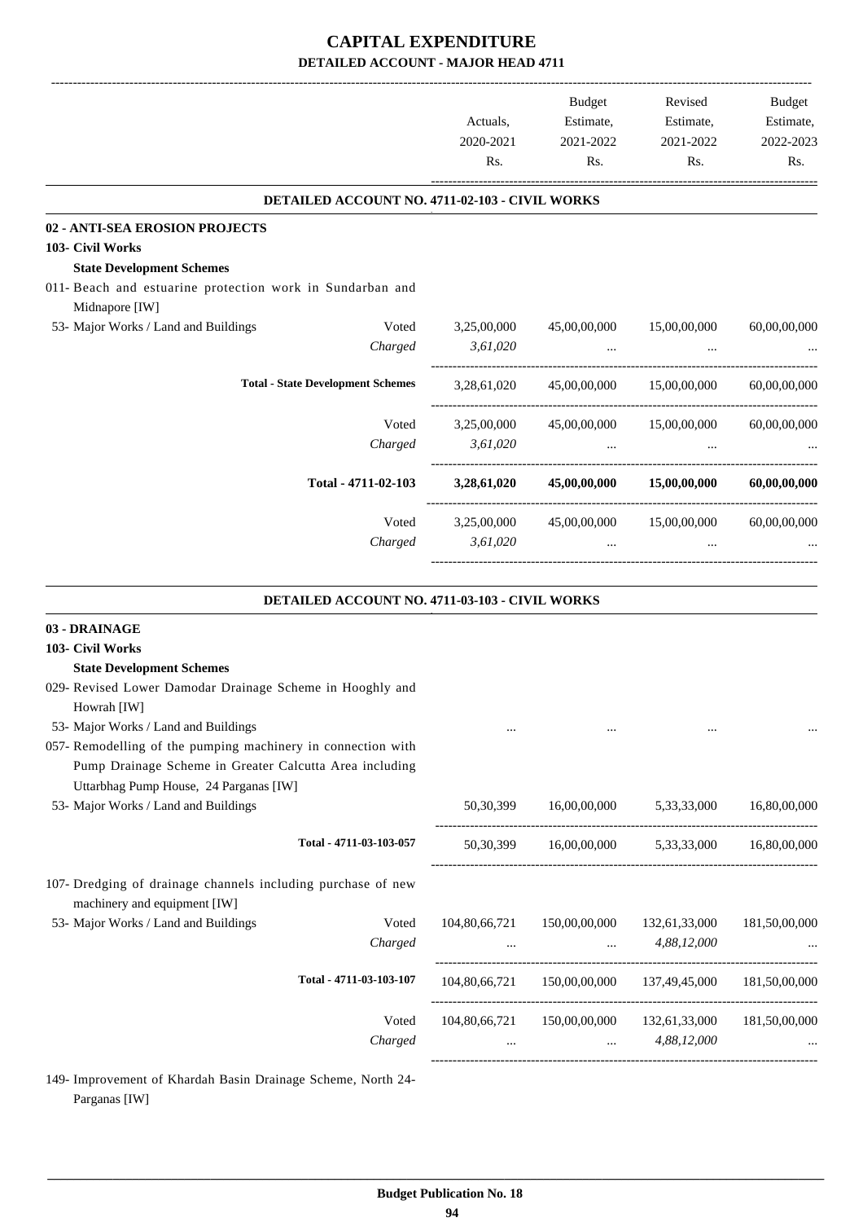# CAPITAL EXPENDITURE

## DETAILED ACCOUNT - MAJOR HEAD 4711

| | | Actuals, 2020-2021 Rs. | Budget Estimate, 2021-2022 Rs. | Revised Estimate, 2021-2022 Rs. | Budget Estimate, 2022-2023 Rs. |
|---|---|---|---|---|---|
| **DETAILED ACCOUNT NO. 4711-02-103 - CIVIL WORKS** | | | | | |
| **02 - ANTI-SEA EROSION PROJECTS** | | | | | |
| **103- Civil Works** | | | | | |
| **State Development Schemes** | | | | | |
| 011- Beach and estuarine protection work in Sundarban and Midnapore [IW] | | | | | |
| 53- Major Works / Land and Buildings | Voted | 3,25,00,000 | 45,00,00,000 | 15,00,00,000 | 60,00,00,000 |
| | *Charged* | *3,61,020* | ... | ... | ... |
| **Total - State Development Schemes** | | 3,28,61,020 | 45,00,00,000 | 15,00,00,000 | 60,00,00,000 |
| | Voted | 3,25,00,000 | 45,00,00,000 | 15,00,00,000 | 60,00,00,000 |
| | *Charged* | *3,61,020* | ... | ... | ... |
| **Total - 4711-02-103** | | **3,28,61,020** | **45,00,00,000** | **15,00,00,000** | **60,00,00,000** |
| | Voted | 3,25,00,000 | 45,00,00,000 | 15,00,00,000 | 60,00,00,000 |
| | *Charged* | *3,61,020* | ... | ... | ... |
| **DETAILED ACCOUNT NO. 4711-03-103 - CIVIL WORKS** | | | | | |
| **03 - DRAINAGE** | | | | | |
| **103- Civil Works** | | | | | |
| **State Development Schemes** | | | | | |
| 029- Revised Lower Damodar Drainage Scheme in Hooghly and Howrah [IW] | | | | | |
| 53- Major Works / Land and Buildings | | ... | ... | ... | ... |
| 057- Remodelling of the pumping machinery in connection with Pump Drainage Scheme in Greater Calcutta Area including Uttarbhag Pump House, 24 Parganas [IW] | | | | | |
| 53- Major Works / Land and Buildings | | 50,30,399 | 16,00,00,000 | 5,33,33,000 | 16,80,00,000 |
| **Total - 4711-03-103-057** | | 50,30,399 | 16,00,00,000 | 5,33,33,000 | 16,80,00,000 |
| 107- Dredging of drainage channels including purchase of new machinery and equipment [IW] | | | | | |
| 53- Major Works / Land and Buildings | Voted | 104,80,66,721 | 150,00,00,000 | 132,61,33,000 | 181,50,00,000 |
| | *Charged* | ... | ... | *4,88,12,000* | ... |
| **Total - 4711-03-103-107** | | 104,80,66,721 | 150,00,00,000 | 137,49,45,000 | 181,50,00,000 |
| | Voted | 104,80,66,721 | 150,00,00,000 | 132,61,33,000 | 181,50,00,000 |
| | *Charged* | ... | ... | *4,88,12,000* | ... |

149- Improvement of Khardah Basin Drainage Scheme, North 24-Parganas [IW]

**Budget Publication No. 18**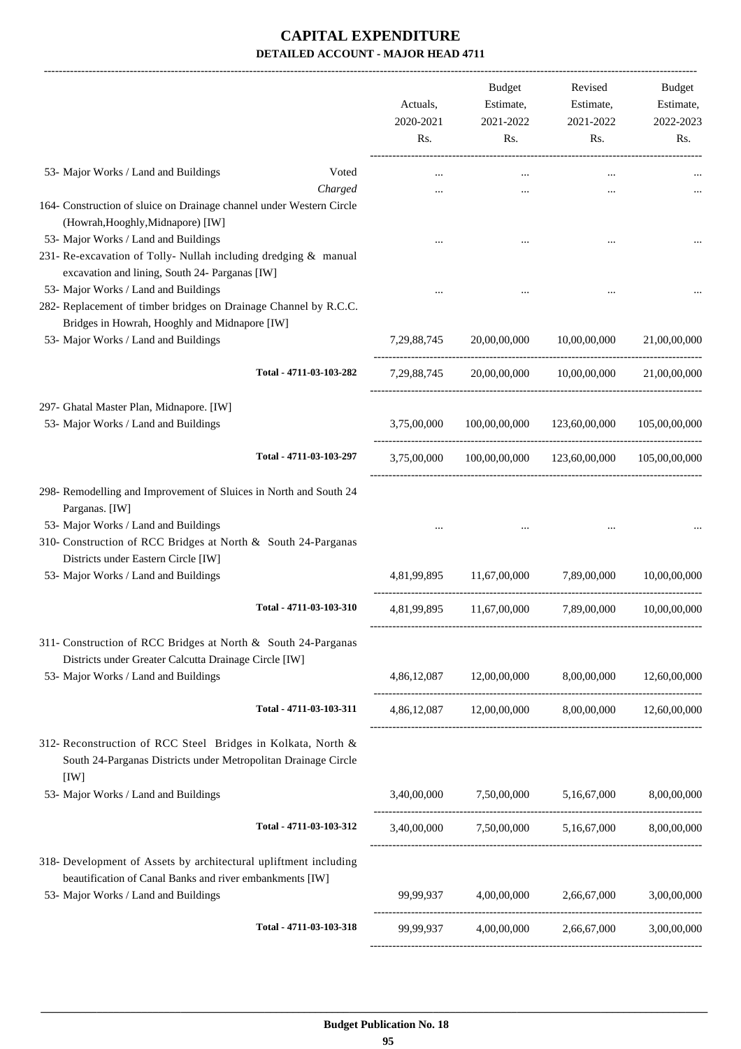# CAPITAL EXPENDITURE

**DETAILED ACCOUNT - MAJOR HEAD 4711**

| | | Actuals, 2020-2021 Rs. | Budget Estimate, 2021-2022 Rs. | Revised Estimate, 2021-2022 Rs. | Budget Estimate, 2022-2023 Rs. |
|---|---|---|---|---|---|
| 53- Major Works / Land and Buildings | Voted | ... | ... | ... | ... |
| | *Charged* | ... | ... | ... | ... |
| 164- Construction of sluice on Drainage channel under Western Circle (Howrah,Hooghly,Midnapore) [IW] | | | | | |
| 53- Major Works / Land and Buildings | | ... | ... | ... | ... |
| 231- Re-excavation of Tolly- Nullah including dredging & manual excavation and lining, South 24- Parganas [IW] | | | | | |
| 53- Major Works / Land and Buildings | | ... | ... | ... | ... |
| 282- Replacement of timber bridges on Drainage Channel by R.C.C. Bridges in Howrah, Hooghly and Midnapore [IW] | | | | | |
| 53- Major Works / Land and Buildings | | 7,29,88,745 | 20,00,00,000 | 10,00,00,000 | 21,00,00,000 |
| | Total - 4711-03-103-282 | 7,29,88,745 | 20,00,00,000 | 10,00,00,000 | 21,00,00,000 |
| 297- Ghatal Master Plan, Midnapore. [IW] | | | | | |
| 53- Major Works / Land and Buildings | | 3,75,00,000 | 100,00,00,000 | 123,60,00,000 | 105,00,00,000 |
| | Total - 4711-03-103-297 | 3,75,00,000 | 100,00,00,000 | 123,60,00,000 | 105,00,00,000 |
| 298- Remodelling and Improvement of Sluices in North and South 24 Parganas. [IW] | | | | | |
| 53- Major Works / Land and Buildings | | ... | ... | ... | ... |
| 310- Construction of RCC Bridges at North & South 24-Parganas Districts under Eastern Circle [IW] | | | | | |
| 53- Major Works / Land and Buildings | | 4,81,99,895 | 11,67,00,000 | 7,89,00,000 | 10,00,00,000 |
| | Total - 4711-03-103-310 | 4,81,99,895 | 11,67,00,000 | 7,89,00,000 | 10,00,00,000 |
| 311- Construction of RCC Bridges at North & South 24-Parganas Districts under Greater Calcutta Drainage Circle [IW] | | | | | |
| 53- Major Works / Land and Buildings | | 4,86,12,087 | 12,00,00,000 | 8,00,00,000 | 12,60,00,000 |
| | Total - 4711-03-103-311 | 4,86,12,087 | 12,00,00,000 | 8,00,00,000 | 12,60,00,000 |
| 312- Reconstruction of RCC Steel Bridges in Kolkata, North & South 24-Parganas Districts under Metropolitan Drainage Circle [IW] | | | | | |
| 53- Major Works / Land and Buildings | | 3,40,00,000 | 7,50,00,000 | 5,16,67,000 | 8,00,00,000 |
| | Total - 4711-03-103-312 | 3,40,00,000 | 7,50,00,000 | 5,16,67,000 | 8,00,00,000 |
| 318- Development of Assets by architectural upliftment including beautification of Canal Banks and river embankments [IW] | | | | | |
| 53- Major Works / Land and Buildings | | 99,99,937 | 4,00,00,000 | 2,66,67,000 | 3,00,00,000 |
| | Total - 4711-03-103-318 | 99,99,937 | 4,00,00,000 | 2,66,67,000 | 3,00,00,000 |

**Budget Publication No. 18**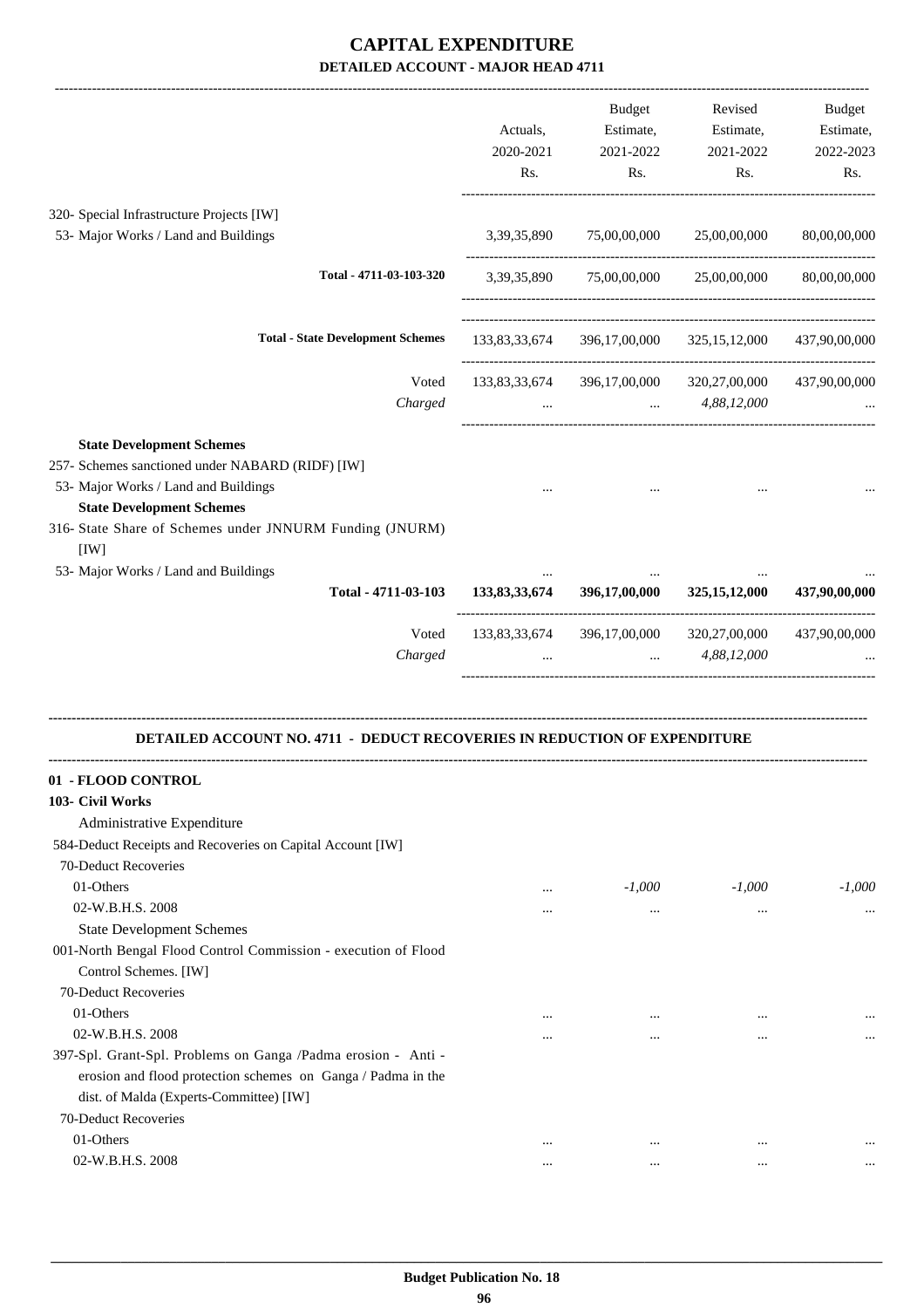# CAPITAL EXPENDITURE

## DETAILED ACCOUNT - MAJOR HEAD 4711

| | Actuals, 2020-2021 Rs. | Budget Estimate, 2021-2022 Rs. | Revised Estimate, 2021-2022 Rs. | Budget Estimate, 2022-2023 Rs. |
|---|---|---|---|---|
| 320- Special Infrastructure Projects [IW] | | | | |
| 53- Major Works / Land and Buildings | 3,39,35,890 | 75,00,00,000 | 25,00,00,000 | 80,00,00,000 |
| Total - 4711-03-103-320 | 3,39,35,890 | 75,00,00,000 | 25,00,00,000 | 80,00,00,000 |
| Total - State Development Schemes | 133,83,33,674 | 396,17,00,000 | 325,15,12,000 | 437,90,00,000 |
| Voted | 133,83,33,674 | 396,17,00,000 | 320,27,00,000 | 437,90,00,000 |
| *Charged* | ... | ... | *4,88,12,000* | ... |
| **State Development Schemes** | | | | |
| 257- Schemes sanctioned under NABARD (RIDF) [IW] | | | | |
| 53- Major Works / Land and Buildings | ... | ... | ... | ... |
| **State Development Schemes** | | | | |
| 316- State Share of Schemes under JNNURM Funding (JNURM) [IW] | | | | |
| 53- Major Works / Land and Buildings | ... | ... | ... | ... |
| **Total - 4711-03-103** | **133,83,33,674** | **396,17,00,000** | **325,15,12,000** | **437,90,00,000** |
| Voted | 133,83,33,674 | 396,17,00,000 | 320,27,00,000 | 437,90,00,000 |
| *Charged* | ... | ... | *4,88,12,000* | ... |

### DETAILED ACCOUNT NO. 4711 - DEDUCT RECOVERIES IN REDUCTION OF EXPENDITURE

| | Actuals, 2020-2021 Rs. | Budget Estimate, 2021-2022 Rs. | Revised Estimate, 2021-2022 Rs. | Budget Estimate, 2022-2023 Rs. |
|---|---|---|---|---|
| **01 - FLOOD CONTROL** | | | | |
| **103- Civil Works** | | | | |
| Administrative Expenditure | | | | |
| 584-Deduct Receipts and Recoveries on Capital Account [IW] | | | | |
| 70-Deduct Recoveries | | | | |
| 01-Others | ... | *-1,000* | *-1,000* | *-1,000* |
| 02-W.B.H.S. 2008 | ... | ... | ... | ... |
| State Development Schemes | | | | |
| 001-North Bengal Flood Control Commission - execution of Flood Control Schemes. [IW] | | | | |
| 70-Deduct Recoveries | | | | |
| 01-Others | ... | ... | ... | ... |
| 02-W.B.H.S. 2008 | ... | ... | ... | ... |
| 397-Spl. Grant-Spl. Problems on Ganga /Padma erosion - Anti - erosion and flood protection schemes on Ganga / Padma in the dist. of Malda (Experts-Committee) [IW] | | | | |
| 70-Deduct Recoveries | | | | |
| 01-Others | ... | ... | ... | ... |
| 02-W.B.H.S. 2008 | ... | ... | ... | ... |

**Budget Publication No. 18**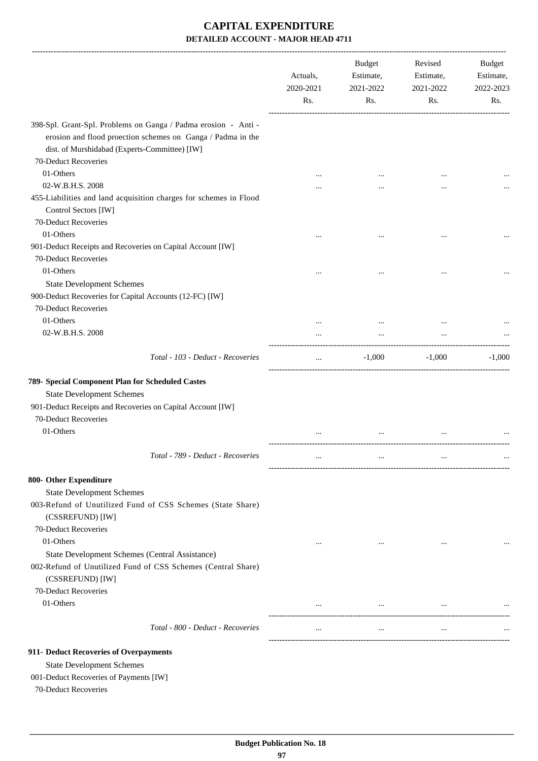# CAPITAL EXPENDITURE

## DETAILED ACCOUNT - MAJOR HEAD 4711

| | Actuals, 2020-2021 Rs. | Budget Estimate, 2021-2022 Rs. | Revised Estimate, 2021-2022 Rs. | Budget Estimate, 2022-2023 Rs. |
|---|---|---|---|---|
| 398-Spl. Grant-Spl. Problems on Ganga / Padma erosion - Anti - erosion and flood proection schemes on Ganga / Padma in the dist. of Murshidabad (Experts-Committee) [IW] | | | | |
| 70-Deduct Recoveries | | | | |
| 01-Others | ... | ... | ... | ... |
| 02-W.B.H.S. 2008 | ... | ... | ... | ... |
| 455-Liabilities and land acquisition charges for schemes in Flood Control Sectors [IW] | | | | |
| 70-Deduct Recoveries | | | | |
| 01-Others | ... | ... | ... | ... |
| 901-Deduct Receipts and Recoveries on Capital Account [IW] | | | | |
| 70-Deduct Recoveries | | | | |
| 01-Others | ... | ... | ... | ... |
| State Development Schemes | | | | |
| 900-Deduct Recoveries for Capital Accounts (12-FC) [IW] | | | | |
| 70-Deduct Recoveries | | | | |
| 01-Others | ... | ... | ... | ... |
| 02-W.B.H.S. 2008 | ... | ... | ... | ... |
| *Total - 103 - Deduct - Recoveries* | ... | -1,000 | -1,000 | -1,000 |
| **789- Special Component Plan for Scheduled Castes** | | | | |
| State Development Schemes | | | | |
| 901-Deduct Receipts and Recoveries on Capital Account [IW] | | | | |
| 70-Deduct Recoveries | | | | |
| 01-Others | ... | ... | ... | ... |
| *Total - 789 - Deduct - Recoveries* | ... | ... | ... | ... |
| **800- Other Expenditure** | | | | |
| State Development Schemes | | | | |
| 003-Refund of Unutilized Fund of CSS Schemes (State Share) (CSSREFUND) [IW] | | | | |
| 70-Deduct Recoveries | | | | |
| 01-Others | ... | ... | ... | ... |
| State Development Schemes (Central Assistance) | | | | |
| 002-Refund of Unutilized Fund of CSS Schemes (Central Share) (CSSREFUND) [IW] | | | | |
| 70-Deduct Recoveries | | | | |
| 01-Others | ... | ... | ... | ... |
| *Total - 800 - Deduct - Recoveries* | ... | ... | ... | ... |
| **911- Deduct Recoveries of Overpayments** | | | | |
| State Development Schemes | | | | |
| 001-Deduct Recoveries of Payments [IW] | | | | |
| 70-Deduct Recoveries | | | | |

Budget Publication No. 18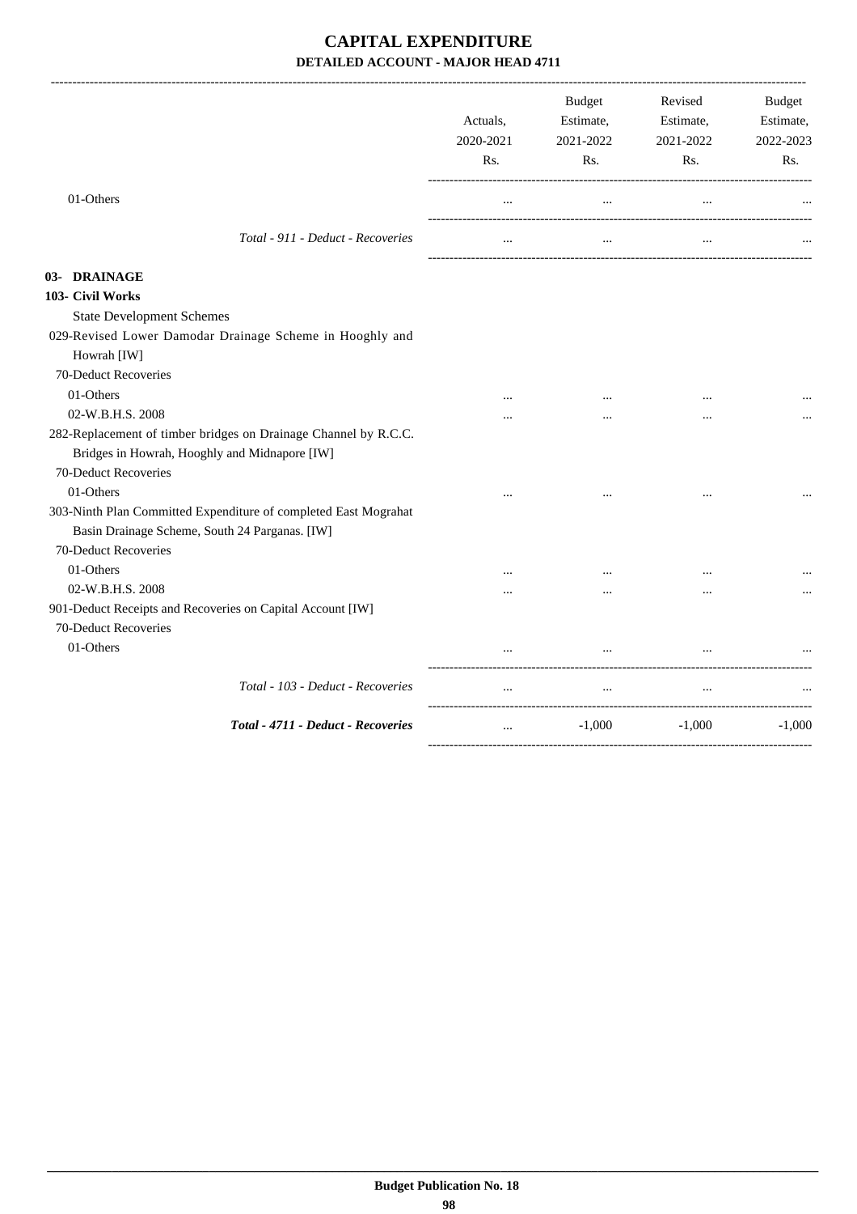# CAPITAL EXPENDITURE

**DETAILED ACCOUNT - MAJOR HEAD 4711**

| | Actuals, 2020-2021 Rs. | Budget Estimate, 2021-2022 Rs. | Revised Estimate, 2021-2022 Rs. | Budget Estimate, 2022-2023 Rs. |
|---|---|---|---|---|
| 01-Others | ... | ... | ... | ... |
| *Total - 911 - Deduct - Recoveries* | ... | ... | ... | ... |
| **03- DRAINAGE** | | | | |
| **103- Civil Works** | | | | |
| State Development Schemes | | | | |
| 029-Revised Lower Damodar Drainage Scheme in Hooghly and Howrah [IW] | | | | |
| 70-Deduct Recoveries | | | | |
| 01-Others | ... | ... | ... | ... |
| 02-W.B.H.S. 2008 | ... | ... | ... | ... |
| 282-Replacement of timber bridges on Drainage Channel by R.C.C. Bridges in Howrah, Hooghly and Midnapore [IW] | | | | |
| 70-Deduct Recoveries | | | | |
| 01-Others | ... | ... | ... | ... |
| 303-Ninth Plan Committed Expenditure of completed East Mograhat Basin Drainage Scheme, South 24 Parganas. [IW] | | | | |
| 70-Deduct Recoveries | | | | |
| 01-Others | ... | ... | ... | ... |
| 02-W.B.H.S. 2008 | ... | ... | ... | ... |
| 901-Deduct Receipts and Recoveries on Capital Account [IW] | | | | |
| 70-Deduct Recoveries | | | | |
| 01-Others | ... | ... | ... | ... |
| *Total - 103 - Deduct - Recoveries* | ... | ... | ... | ... |
| ***Total - 4711 - Deduct - Recoveries*** | ... | -1,000 | -1,000 | -1,000 |

**Budget Publication No. 18**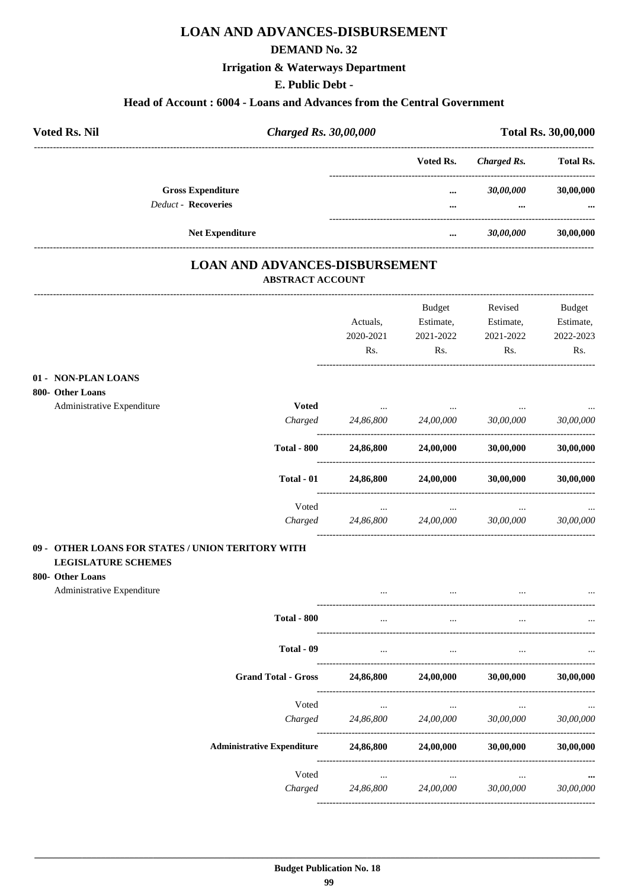# LOAN AND ADVANCES-DISBURSEMENT

## DEMAND No. 32

### Irrigation & Waterways Department

### E. Public Debt -

### Head of Account : 6004 - Loans and Advances from the Central Government

| Voted Rs. Nil | *Charged Rs. 30,00,000* | Total Rs. 30,00,000 |
|---|---|---|

| | Voted Rs. | *Charged Rs.* | Total Rs. |
|---|---|---|---|
| **Gross Expenditure** | ... | *30,00,000* | 30,00,000 |
| *Deduct* - **Recoveries** | ... | ... | ... |
| **Net Expenditure** | ... | *30,00,000* | 30,00,000 |

# LOAN AND ADVANCES-DISBURSEMENT

### ABSTRACT ACCOUNT

| | | Actuals, 2020-2021 Rs. | Budget Estimate, 2021-2022 Rs. | Revised Estimate, 2021-2022 Rs. | Budget Estimate, 2022-2023 Rs. |
|---|---|---|---|---|---|
| **01 - NON-PLAN LOANS** | | | | | |
| **800- Other Loans** | | | | | |
| Administrative Expenditure | **Voted** | ... | ... | ... | ... |
| | *Charged* | *24,86,800* | *24,00,000* | *30,00,000* | *30,00,000* |
| | **Total - 800** | **24,86,800** | **24,00,000** | **30,00,000** | **30,00,000** |
| | **Total - 01** | **24,86,800** | **24,00,000** | **30,00,000** | **30,00,000** |
| | Voted | ... | ... | ... | ... |
| | *Charged* | *24,86,800* | *24,00,000* | *30,00,000* | *30,00,000* |
| **09 - OTHER LOANS FOR STATES / UNION TERITORY WITH LEGISLATURE SCHEMES** | | | | | |
| **800- Other Loans** | | | | | |
| Administrative Expenditure | | ... | ... | ... | ... |
| | **Total - 800** | ... | ... | ... | ... |
| | **Total - 09** | ... | ... | ... | ... |
| | **Grand Total - Gross** | **24,86,800** | **24,00,000** | **30,00,000** | **30,00,000** |
| | Voted | ... | ... | ... | ... |
| | *Charged* | *24,86,800* | *24,00,000* | *30,00,000* | *30,00,000* |
| | **Administrative Expenditure** | **24,86,800** | **24,00,000** | **30,00,000** | **30,00,000** |
| | Voted | ... | ... | ... | ... |
| | *Charged* | *24,86,800* | *24,00,000* | *30,00,000* | *30,00,000* |

**Budget Publication No. 18**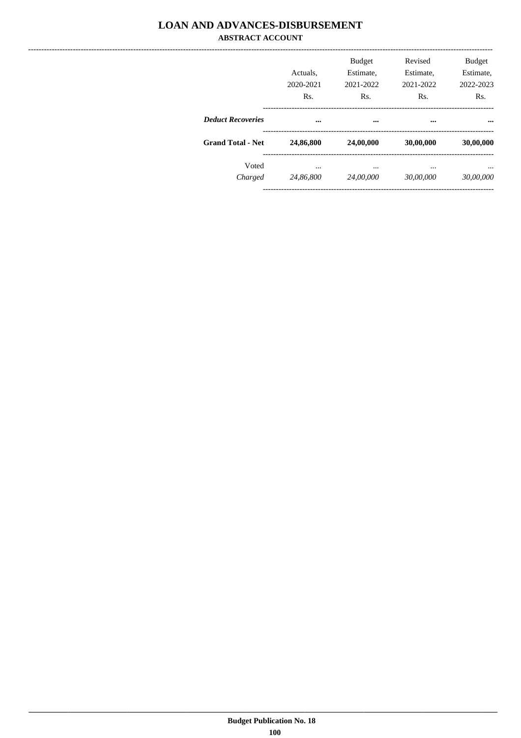# LOAN AND ADVANCES-DISBURSEMENT

## ABSTRACT ACCOUNT

| | Actuals, 2020-2021 Rs. | Budget Estimate, 2021-2022 Rs. | Revised Estimate, 2021-2022 Rs. | Budget Estimate, 2022-2023 Rs. |
|---|---|---|---|---|
| ***Deduct Recoveries*** | **...** | **...** | **...** | **...** |
| **Grand Total - Net** | **24,86,800** | **24,00,000** | **30,00,000** | **30,00,000** |
| Voted | ... | ... | ... | ... |
| *Charged* | *24,86,800* | *24,00,000* | *30,00,000* | *30,00,000* |

**Budget Publication No. 18**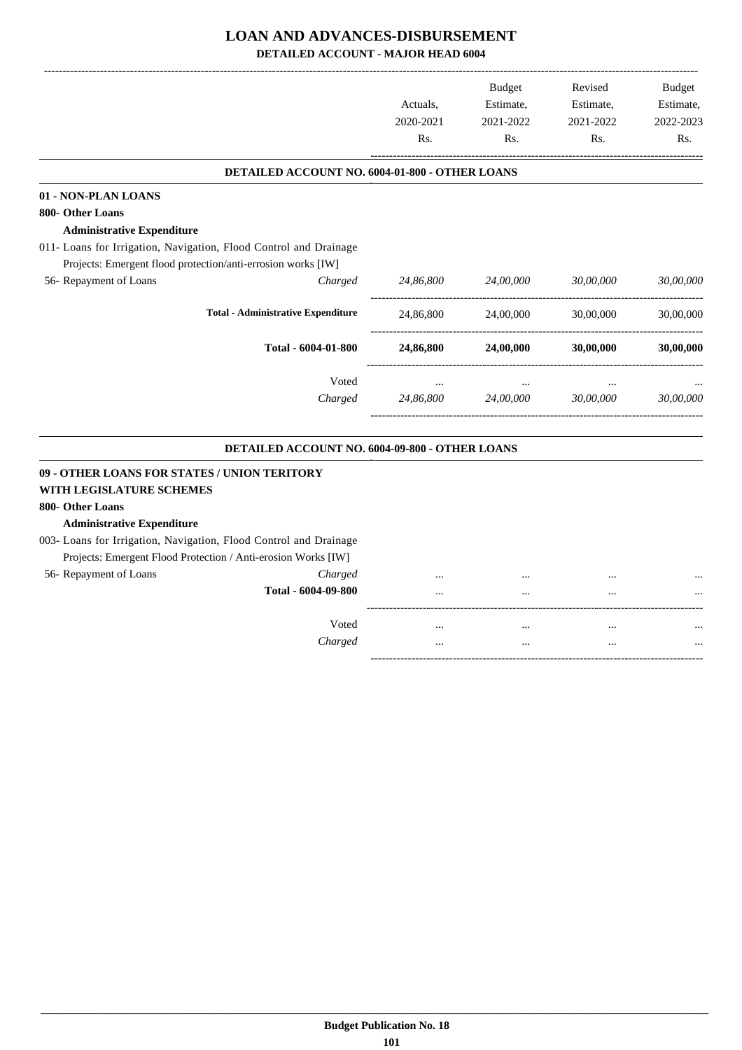# LOAN AND ADVANCES-DISBURSEMENT

## DETAILED ACCOUNT - MAJOR HEAD 6004

| | | Actuals, 2020-2021 Rs. | Budget Estimate, 2021-2022 Rs. | Revised Estimate, 2021-2022 Rs. | Budget Estimate, 2022-2023 Rs. |
|---|---|---|---|---|---|
| **DETAILED ACCOUNT NO. 6004-01-800 - OTHER LOANS** | | | | | |
| **01 - NON-PLAN LOANS** | | | | | |
| **800- Other Loans** | | | | | |
| **Administrative Expenditure** | | | | | |
| 011- Loans for Irrigation, Navigation, Flood Control and Drainage Projects: Emergent flood protection/anti-errosion works [IW] | | | | | |
| 56- Repayment of Loans | *Charged* | *24,86,800* | *24,00,000* | *30,00,000* | *30,00,000* |
| **Total - Administrative Expenditure** | | 24,86,800 | 24,00,000 | 30,00,000 | 30,00,000 |
| **Total - 6004-01-800** | | **24,86,800** | **24,00,000** | **30,00,000** | **30,00,000** |
| | Voted | ... | ... | ... | ... |
| | *Charged* | *24,86,800* | *24,00,000* | *30,00,000* | *30,00,000* |
| **DETAILED ACCOUNT NO. 6004-09-800 - OTHER LOANS** | | | | | |
| **09 - OTHER LOANS FOR STATES / UNION TERITORY WITH LEGISLATURE SCHEMES** | | | | | |
| **800- Other Loans** | | | | | |
| **Administrative Expenditure** | | | | | |
| 003- Loans for Irrigation, Navigation, Flood Control and Drainage Projects: Emergent Flood Protection / Anti-erosion Works [IW] | | | | | |
| 56- Repayment of Loans | *Charged* | ... | ... | ... | ... |
| **Total - 6004-09-800** | | ... | ... | ... | ... |
| | Voted | ... | ... | ... | ... |
| | *Charged* | ... | ... | ... | ... |

**Budget Publication No. 18**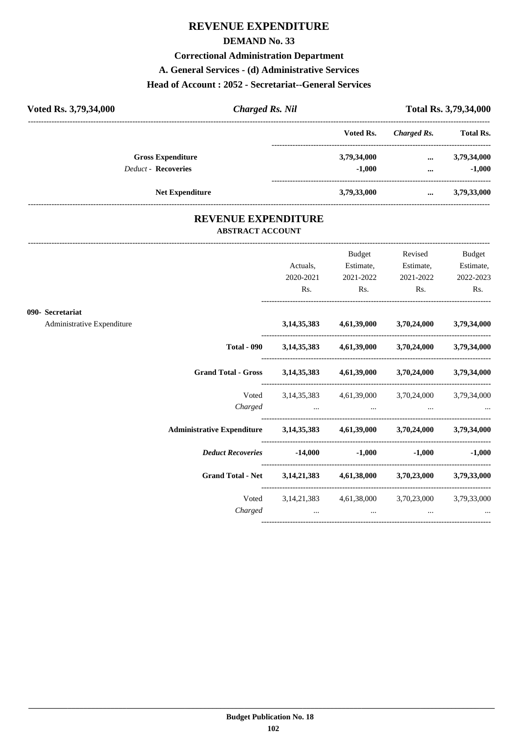# REVENUE EXPENDITURE

## DEMAND No. 33

### Correctional Administration Department

### A. General Services - (d) Administrative Services

### Head of Account : 2052 - Secretariat--General Services

**Voted Rs. 3,79,34,000** | ***Charged Rs. Nil*** | **Total Rs. 3,79,34,000**

| | Voted Rs. | *Charged Rs.* | Total Rs. |
|---|---|---|---|
| **Gross Expenditure** | 3,79,34,000 | ... | 3,79,34,000 |
| *Deduct* - **Recoveries** | -1,000 | ... | -1,000 |
| **Net Expenditure** | 3,79,33,000 | ... | 3,79,33,000 |

## REVENUE EXPENDITURE

### ABSTRACT ACCOUNT

| | Actuals, 2020-2021 Rs. | Budget Estimate, 2021-2022 Rs. | Revised Estimate, 2021-2022 Rs. | Budget Estimate, 2022-2023 Rs. |
|---|---|---|---|---|
| **090- Secretariat** | | | | |
| Administrative Expenditure | 3,14,35,383 | 4,61,39,000 | 3,70,24,000 | 3,79,34,000 |
| **Total - 090** | 3,14,35,383 | 4,61,39,000 | 3,70,24,000 | 3,79,34,000 |
| **Grand Total - Gross** | 3,14,35,383 | 4,61,39,000 | 3,70,24,000 | 3,79,34,000 |
| Voted | 3,14,35,383 | 4,61,39,000 | 3,70,24,000 | 3,79,34,000 |
| *Charged* | ... | ... | ... | ... |
| **Administrative Expenditure** | 3,14,35,383 | 4,61,39,000 | 3,70,24,000 | 3,79,34,000 |
| ***Deduct Recoveries*** | -14,000 | -1,000 | -1,000 | -1,000 |
| **Grand Total - Net** | 3,14,21,383 | 4,61,38,000 | 3,70,23,000 | 3,79,33,000 |
| Voted | 3,14,21,383 | 4,61,38,000 | 3,70,23,000 | 3,79,33,000 |
| *Charged* | ... | ... | ... | ... |

**Budget Publication No. 18**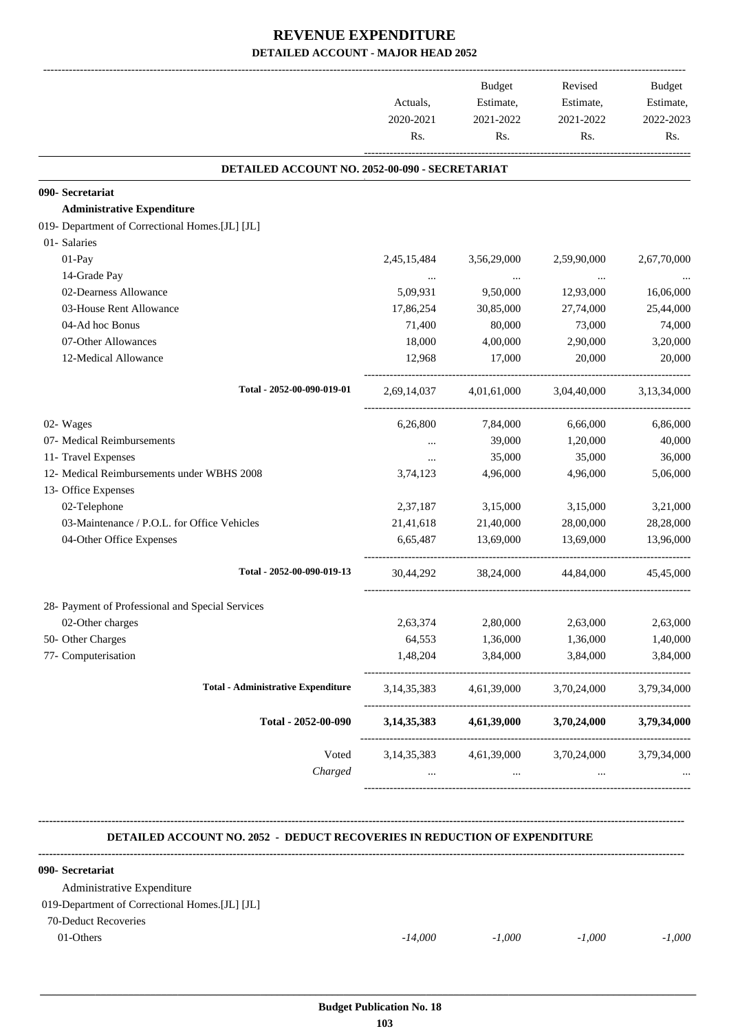# REVENUE EXPENDITURE

## DETAILED ACCOUNT - MAJOR HEAD 2052

| | Actuals, 2020-2021 Rs. | Budget Estimate, 2021-2022 Rs. | Revised Estimate, 2021-2022 Rs. | Budget Estimate, 2022-2023 Rs. |
|---|---|---|---|---|
| **DETAILED ACCOUNT NO. 2052-00-090 - SECRETARIAT** | | | | |
| **090- Secretariat** | | | | |
| **Administrative Expenditure** | | | | |
| 019- Department of Correctional Homes.[JL] [JL] | | | | |
| 01- Salaries | | | | |
| 01-Pay | 2,45,15,484 | 3,56,29,000 | 2,59,90,000 | 2,67,70,000 |
| 14-Grade Pay | ... | ... | ... | ... |
| 02-Dearness Allowance | 5,09,931 | 9,50,000 | 12,93,000 | 16,06,000 |
| 03-House Rent Allowance | 17,86,254 | 30,85,000 | 27,74,000 | 25,44,000 |
| 04-Ad hoc Bonus | 71,400 | 80,000 | 73,000 | 74,000 |
| 07-Other Allowances | 18,000 | 4,00,000 | 2,90,000 | 3,20,000 |
| 12-Medical Allowance | 12,968 | 17,000 | 20,000 | 20,000 |
| Total - 2052-00-090-019-01 | 2,69,14,037 | 4,01,61,000 | 3,04,40,000 | 3,13,34,000 |
| 02- Wages | 6,26,800 | 7,84,000 | 6,66,000 | 6,86,000 |
| 07- Medical Reimbursements | ... | 39,000 | 1,20,000 | 40,000 |
| 11- Travel Expenses | ... | 35,000 | 35,000 | 36,000 |
| 12- Medical Reimbursements under WBHS 2008 | 3,74,123 | 4,96,000 | 4,96,000 | 5,06,000 |
| 13- Office Expenses | | | | |
| 02-Telephone | 2,37,187 | 3,15,000 | 3,15,000 | 3,21,000 |
| 03-Maintenance / P.O.L. for Office Vehicles | 21,41,618 | 21,40,000 | 28,00,000 | 28,28,000 |
| 04-Other Office Expenses | 6,65,487 | 13,69,000 | 13,69,000 | 13,96,000 |
| Total - 2052-00-090-019-13 | 30,44,292 | 38,24,000 | 44,84,000 | 45,45,000 |
| 28- Payment of Professional and Special Services | | | | |
| 02-Other charges | 2,63,374 | 2,80,000 | 2,63,000 | 2,63,000 |
| 50- Other Charges | 64,553 | 1,36,000 | 1,36,000 | 1,40,000 |
| 77- Computerisation | 1,48,204 | 3,84,000 | 3,84,000 | 3,84,000 |
| **Total - Administrative Expenditure** | 3,14,35,383 | 4,61,39,000 | 3,70,24,000 | 3,79,34,000 |
| **Total - 2052-00-090** | **3,14,35,383** | **4,61,39,000** | **3,70,24,000** | **3,79,34,000** |
| Voted | 3,14,35,383 | 4,61,39,000 | 3,70,24,000 | 3,79,34,000 |
| *Charged* | ... | ... | ... | ... |

**DETAILED ACCOUNT NO. 2052 - DEDUCT RECOVERIES IN REDUCTION OF EXPENDITURE**

| | | | | |
|---|---|---|---|---|
| **090- Secretariat** | | | | |
| Administrative Expenditure | | | | |
| 019-Department of Correctional Homes.[JL] [JL] | | | | |
| 70-Deduct Recoveries | | | | |
| 01-Others | *-14,000* | *-1,000* | *-1,000* | *-1,000* |

**Budget Publication No. 18**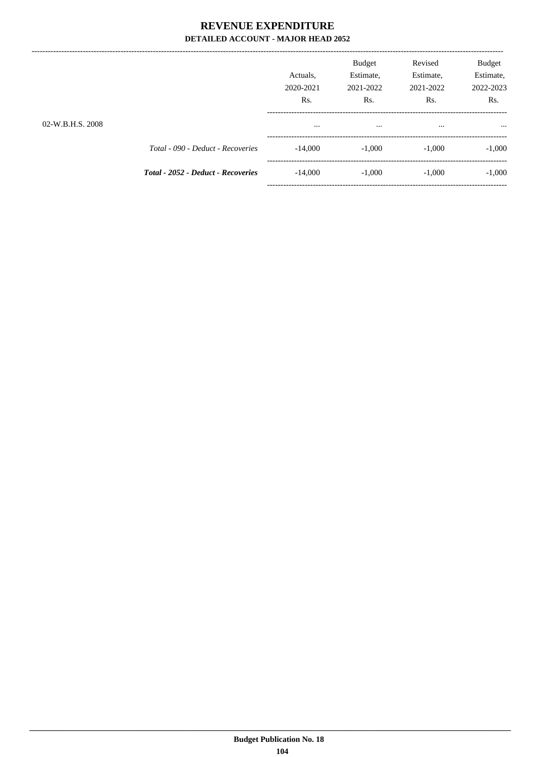# REVENUE EXPENDITURE

## DETAILED ACCOUNT - MAJOR HEAD 2052

| | | Actuals, 2020-2021 Rs. | Budget Estimate, 2021-2022 Rs. | Revised Estimate, 2021-2022 Rs. | Budget Estimate, 2022-2023 Rs. |
|---|---|---|---|---|---|
| 02-W.B.H.S. 2008 | | ... | ... | ... | ... |
| | *Total - 090 - Deduct - Recoveries* | -14,000 | -1,000 | -1,000 | -1,000 |
| | ***Total - 2052 - Deduct - Recoveries*** | -14,000 | -1,000 | -1,000 | -1,000 |

**Budget Publication No. 18**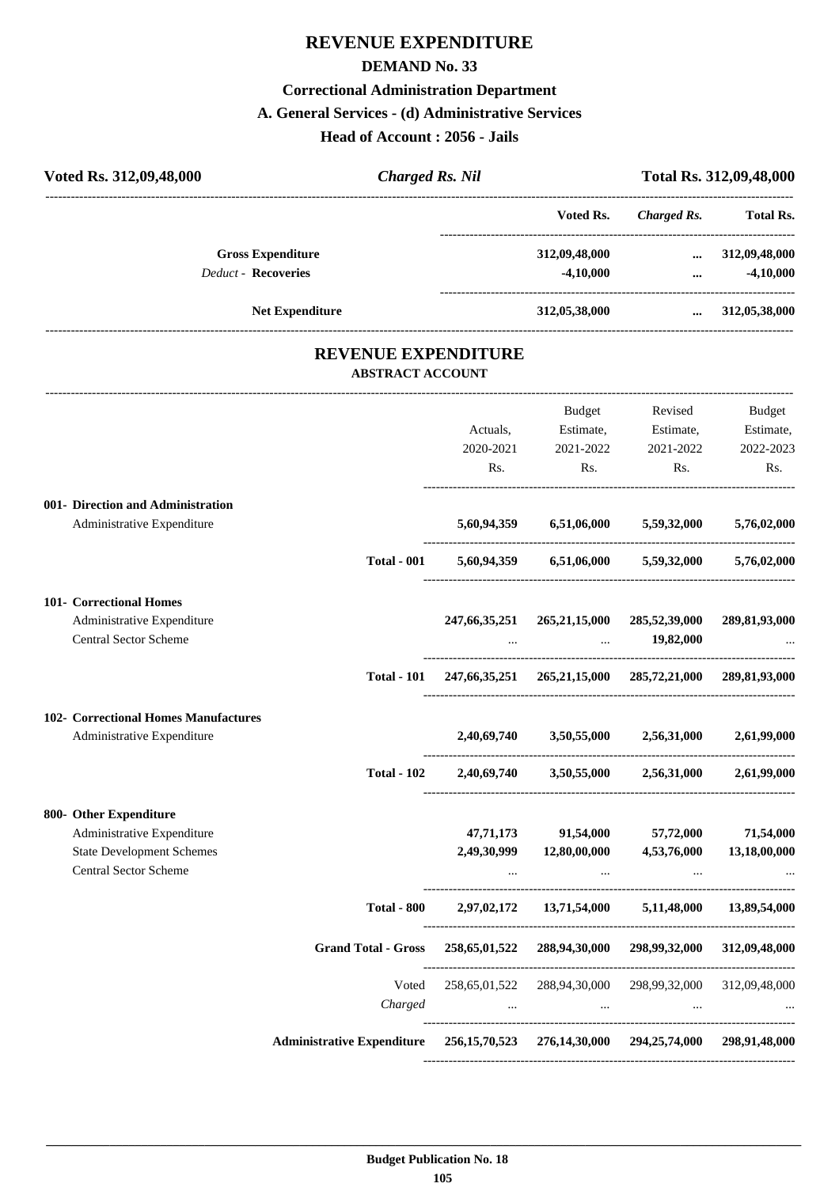# REVENUE EXPENDITURE

## DEMAND No. 33

### Correctional Administration Department

### A. General Services - (d) Administrative Services

### Head of Account : 2056 - Jails

| Voted Rs. 312,09,48,000 | *Charged Rs. Nil* | Total Rs. 312,09,48,000 |
|---|---|---|

| | Voted Rs. | *Charged Rs.* | Total Rs. |
|---|---|---|---|
| **Gross Expenditure** | 312,09,48,000 | ... | 312,09,48,000 |
| *Deduct* - **Recoveries** | -4,10,000 | ... | -4,10,000 |
| **Net Expenditure** | 312,05,38,000 | ... | 312,05,38,000 |

## REVENUE EXPENDITURE

### ABSTRACT ACCOUNT

| | Actuals, 2020-2021 Rs. | Budget Estimate, 2021-2022 Rs. | Revised Estimate, 2021-2022 Rs. | Budget Estimate, 2022-2023 Rs. |
|---|---|---|---|---|
| **001- Direction and Administration** | | | | |
| Administrative Expenditure | 5,60,94,359 | 6,51,06,000 | 5,59,32,000 | 5,76,02,000 |
| **Total - 001** | 5,60,94,359 | 6,51,06,000 | 5,59,32,000 | 5,76,02,000 |
| **101- Correctional Homes** | | | | |
| Administrative Expenditure | 247,66,35,251 | 265,21,15,000 | 285,52,39,000 | 289,81,93,000 |
| Central Sector Scheme | ... | ... | 19,82,000 | ... |
| **Total - 101** | 247,66,35,251 | 265,21,15,000 | 285,72,21,000 | 289,81,93,000 |
| **102- Correctional Homes Manufactures** | | | | |
| Administrative Expenditure | 2,40,69,740 | 3,50,55,000 | 2,56,31,000 | 2,61,99,000 |
| **Total - 102** | 2,40,69,740 | 3,50,55,000 | 2,56,31,000 | 2,61,99,000 |
| **800- Other Expenditure** | | | | |
| Administrative Expenditure | 47,71,173 | 91,54,000 | 57,72,000 | 71,54,000 |
| State Development Schemes | 2,49,30,999 | 12,80,00,000 | 4,53,76,000 | 13,18,00,000 |
| Central Sector Scheme | ... | ... | ... | ... |
| **Total - 800** | 2,97,02,172 | 13,71,54,000 | 5,11,48,000 | 13,89,54,000 |
| **Grand Total - Gross** | 258,65,01,522 | 288,94,30,000 | 298,99,32,000 | 312,09,48,000 |
| Voted | 258,65,01,522 | 288,94,30,000 | 298,99,32,000 | 312,09,48,000 |
| *Charged* | ... | ... | ... | ... |
| **Administrative Expenditure** | 256,15,70,523 | 276,14,30,000 | 294,25,74,000 | 298,91,48,000 |

**Budget Publication No. 18**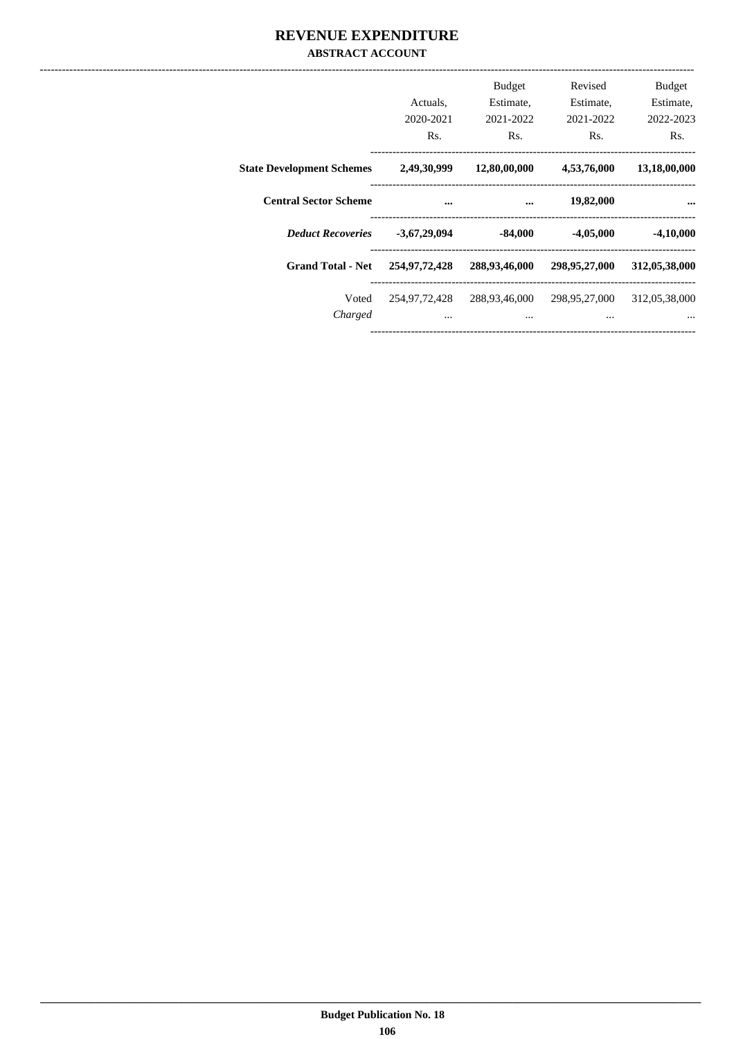# REVENUE EXPENDITURE

**ABSTRACT ACCOUNT**

| | Actuals, 2020-2021 Rs. | Budget Estimate, 2021-2022 Rs. | Revised Estimate, 2021-2022 Rs. | Budget Estimate, 2022-2023 Rs. |
|---|---|---|---|---|
| **State Development Schemes** | **2,49,30,999** | **12,80,00,000** | **4,53,76,000** | **13,18,00,000** |
| **Central Sector Scheme** | **...** | **...** | **19,82,000** | **...** |
| ***Deduct Recoveries*** | **-3,67,29,094** | **-84,000** | **-4,05,000** | **-4,10,000** |
| **Grand Total - Net** | **254,97,72,428** | **288,93,46,000** | **298,95,27,000** | **312,05,38,000** |
| Voted | 254,97,72,428 | 288,93,46,000 | 298,95,27,000 | 312,05,38,000 |
| *Charged* | ... | ... | ... | ... |

**Budget Publication No. 18**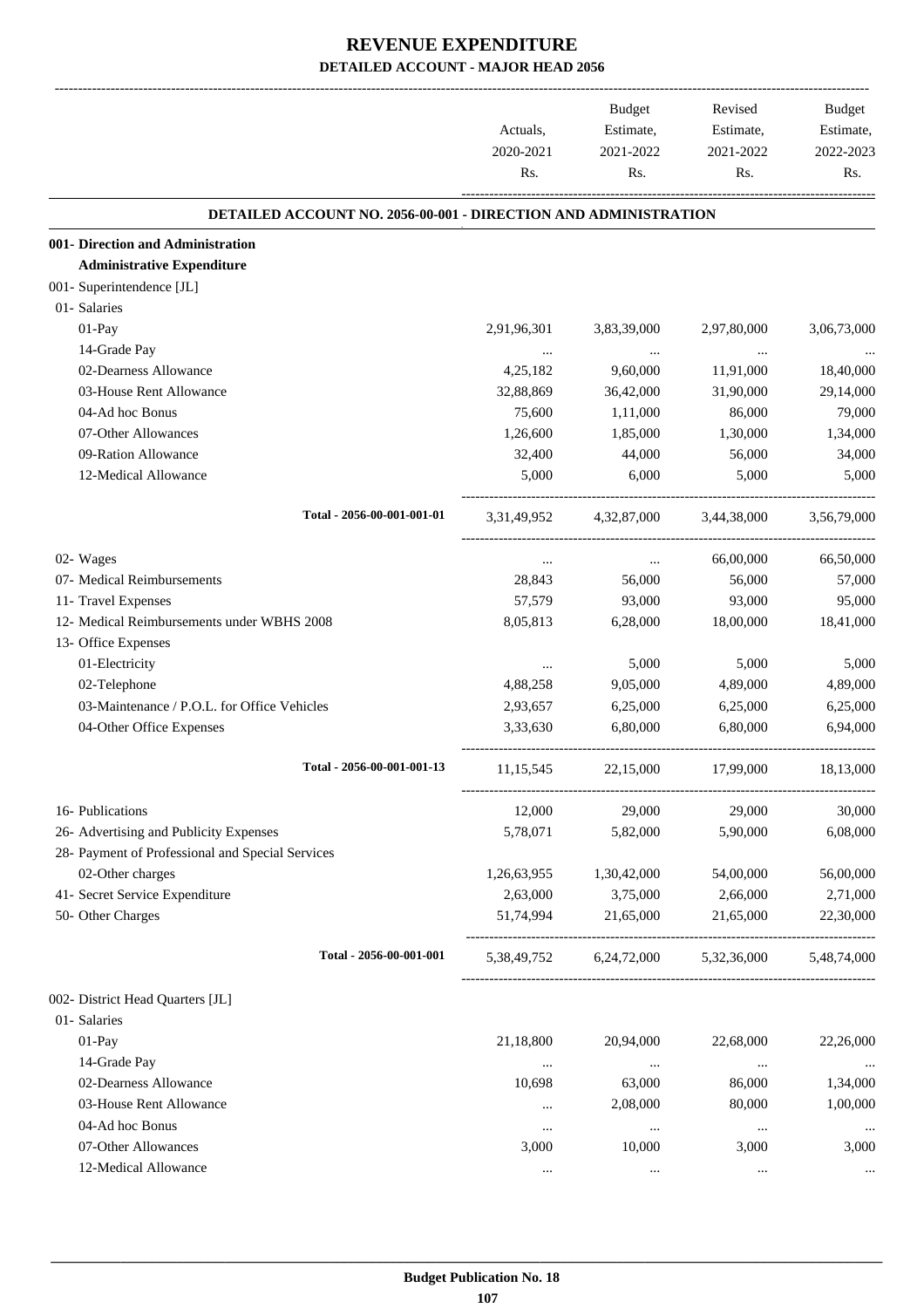# REVENUE EXPENDITURE

## DETAILED ACCOUNT - MAJOR HEAD 2056

| | Actuals, 2020-2021 Rs. | Budget Estimate, 2021-2022 Rs. | Revised Estimate, 2021-2022 Rs. | Budget Estimate, 2022-2023 Rs. |
|---|---|---|---|---|
| **DETAILED ACCOUNT NO. 2056-00-001 - DIRECTION AND ADMINISTRATION** | | | | |
| **001- Direction and Administration** | | | | |
| **Administrative Expenditure** | | | | |
| 001- Superintendence [JL] | | | | |
| 01- Salaries | | | | |
| 01-Pay | 2,91,96,301 | 3,83,39,000 | 2,97,80,000 | 3,06,73,000 |
| 14-Grade Pay | ... | ... | ... | ... |
| 02-Dearness Allowance | 4,25,182 | 9,60,000 | 11,91,000 | 18,40,000 |
| 03-House Rent Allowance | 32,88,869 | 36,42,000 | 31,90,000 | 29,14,000 |
| 04-Ad hoc Bonus | 75,600 | 1,11,000 | 86,000 | 79,000 |
| 07-Other Allowances | 1,26,600 | 1,85,000 | 1,30,000 | 1,34,000 |
| 09-Ration Allowance | 32,400 | 44,000 | 56,000 | 34,000 |
| 12-Medical Allowance | 5,000 | 6,000 | 5,000 | 5,000 |
| Total - 2056-00-001-001-01 | 3,31,49,952 | 4,32,87,000 | 3,44,38,000 | 3,56,79,000 |
| 02- Wages | ... | ... | 66,00,000 | 66,50,000 |
| 07- Medical Reimbursements | 28,843 | 56,000 | 56,000 | 57,000 |
| 11- Travel Expenses | 57,579 | 93,000 | 93,000 | 95,000 |
| 12- Medical Reimbursements under WBHS 2008 | 8,05,813 | 6,28,000 | 18,00,000 | 18,41,000 |
| 13- Office Expenses | | | | |
| 01-Electricity | ... | 5,000 | 5,000 | 5,000 |
| 02-Telephone | 4,88,258 | 9,05,000 | 4,89,000 | 4,89,000 |
| 03-Maintenance / P.O.L. for Office Vehicles | 2,93,657 | 6,25,000 | 6,25,000 | 6,25,000 |
| 04-Other Office Expenses | 3,33,630 | 6,80,000 | 6,80,000 | 6,94,000 |
| Total - 2056-00-001-001-13 | 11,15,545 | 22,15,000 | 17,99,000 | 18,13,000 |
| 16- Publications | 12,000 | 29,000 | 29,000 | 30,000 |
| 26- Advertising and Publicity Expenses | 5,78,071 | 5,82,000 | 5,90,000 | 6,08,000 |
| 28- Payment of Professional and Special Services | | | | |
| 02-Other charges | 1,26,63,955 | 1,30,42,000 | 54,00,000 | 56,00,000 |
| 41- Secret Service Expenditure | 2,63,000 | 3,75,000 | 2,66,000 | 2,71,000 |
| 50- Other Charges | 51,74,994 | 21,65,000 | 21,65,000 | 22,30,000 |
| Total - 2056-00-001-001 | 5,38,49,752 | 6,24,72,000 | 5,32,36,000 | 5,48,74,000 |
| 002- District Head Quarters [JL] | | | | |
| 01- Salaries | | | | |
| 01-Pay | 21,18,800 | 20,94,000 | 22,68,000 | 22,26,000 |
| 14-Grade Pay | ... | ... | ... | ... |
| 02-Dearness Allowance | 10,698 | 63,000 | 86,000 | 1,34,000 |
| 03-House Rent Allowance | ... | 2,08,000 | 80,000 | 1,00,000 |
| 04-Ad hoc Bonus | ... | ... | ... | ... |
| 07-Other Allowances | 3,000 | 10,000 | 3,000 | 3,000 |
| 12-Medical Allowance | ... | ... | ... | ... |

Budget Publication No. 18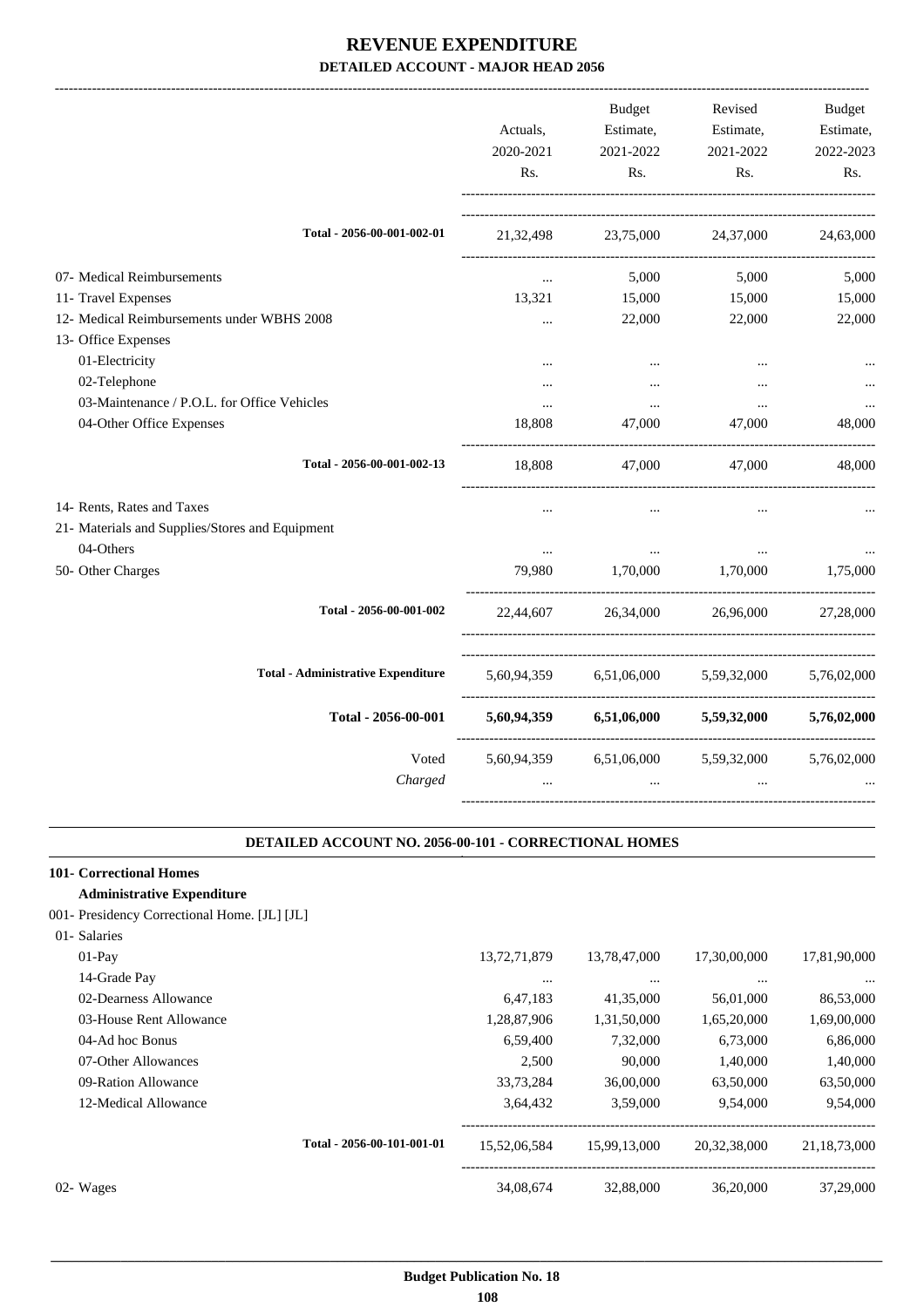# REVENUE EXPENDITURE
## DETAILED ACCOUNT - MAJOR HEAD 2056

| | Actuals, 2020-2021 Rs. | Budget Estimate, 2021-2022 Rs. | Revised Estimate, 2021-2022 Rs. | Budget Estimate, 2022-2023 Rs. |
|---|---|---|---|---|
| Total - 2056-00-001-002-01 | 21,32,498 | 23,75,000 | 24,37,000 | 24,63,000 |
| 07- Medical Reimbursements | ... | 5,000 | 5,000 | 5,000 |
| 11- Travel Expenses | 13,321 | 15,000 | 15,000 | 15,000 |
| 12- Medical Reimbursements under WBHS 2008 | ... | 22,000 | 22,000 | 22,000 |
| 13- Office Expenses | | | | |
| 01-Electricity | ... | ... | ... | ... |
| 02-Telephone | ... | ... | ... | ... |
| 03-Maintenance / P.O.L. for Office Vehicles | ... | ... | ... | ... |
| 04-Other Office Expenses | 18,808 | 47,000 | 47,000 | 48,000 |
| Total - 2056-00-001-002-13 | 18,808 | 47,000 | 47,000 | 48,000 |
| 14- Rents, Rates and Taxes | ... | ... | ... | ... |
| 21- Materials and Supplies/Stores and Equipment | | | | |
| 04-Others | ... | ... | ... | ... |
| 50- Other Charges | 79,980 | 1,70,000 | 1,70,000 | 1,75,000 |
| Total - 2056-00-001-002 | 22,44,607 | 26,34,000 | 26,96,000 | 27,28,000 |
| Total - Administrative Expenditure | 5,60,94,359 | 6,51,06,000 | 5,59,32,000 | 5,76,02,000 |
| **Total - 2056-00-001** | **5,60,94,359** | **6,51,06,000** | **5,59,32,000** | **5,76,02,000** |
| Voted | 5,60,94,359 | 6,51,06,000 | 5,59,32,000 | 5,76,02,000 |
| *Charged* | ... | ... | ... | ... |

### DETAILED ACCOUNT NO. 2056-00-101 - CORRECTIONAL HOMES

**101- Correctional Homes**

**Administrative Expenditure**

| | Actuals, 2020-2021 Rs. | Budget Estimate, 2021-2022 Rs. | Revised Estimate, 2021-2022 Rs. | Budget Estimate, 2022-2023 Rs. |
|---|---|---|---|---|
| 001- Presidency Correctional Home. [JL] [JL] | | | | |
| 01- Salaries | | | | |
| 01-Pay | 13,72,71,879 | 13,78,47,000 | 17,30,00,000 | 17,81,90,000 |
| 14-Grade Pay | ... | ... | ... | ... |
| 02-Dearness Allowance | 6,47,183 | 41,35,000 | 56,01,000 | 86,53,000 |
| 03-House Rent Allowance | 1,28,87,906 | 1,31,50,000 | 1,65,20,000 | 1,69,00,000 |
| 04-Ad hoc Bonus | 6,59,400 | 7,32,000 | 6,73,000 | 6,86,000 |
| 07-Other Allowances | 2,500 | 90,000 | 1,40,000 | 1,40,000 |
| 09-Ration Allowance | 33,73,284 | 36,00,000 | 63,50,000 | 63,50,000 |
| 12-Medical Allowance | 3,64,432 | 3,59,000 | 9,54,000 | 9,54,000 |
| Total - 2056-00-101-001-01 | 15,52,06,584 | 15,99,13,000 | 20,32,38,000 | 21,18,73,000 |
| 02- Wages | 34,08,674 | 32,88,000 | 36,20,000 | 37,29,000 |

**Budget Publication No. 18**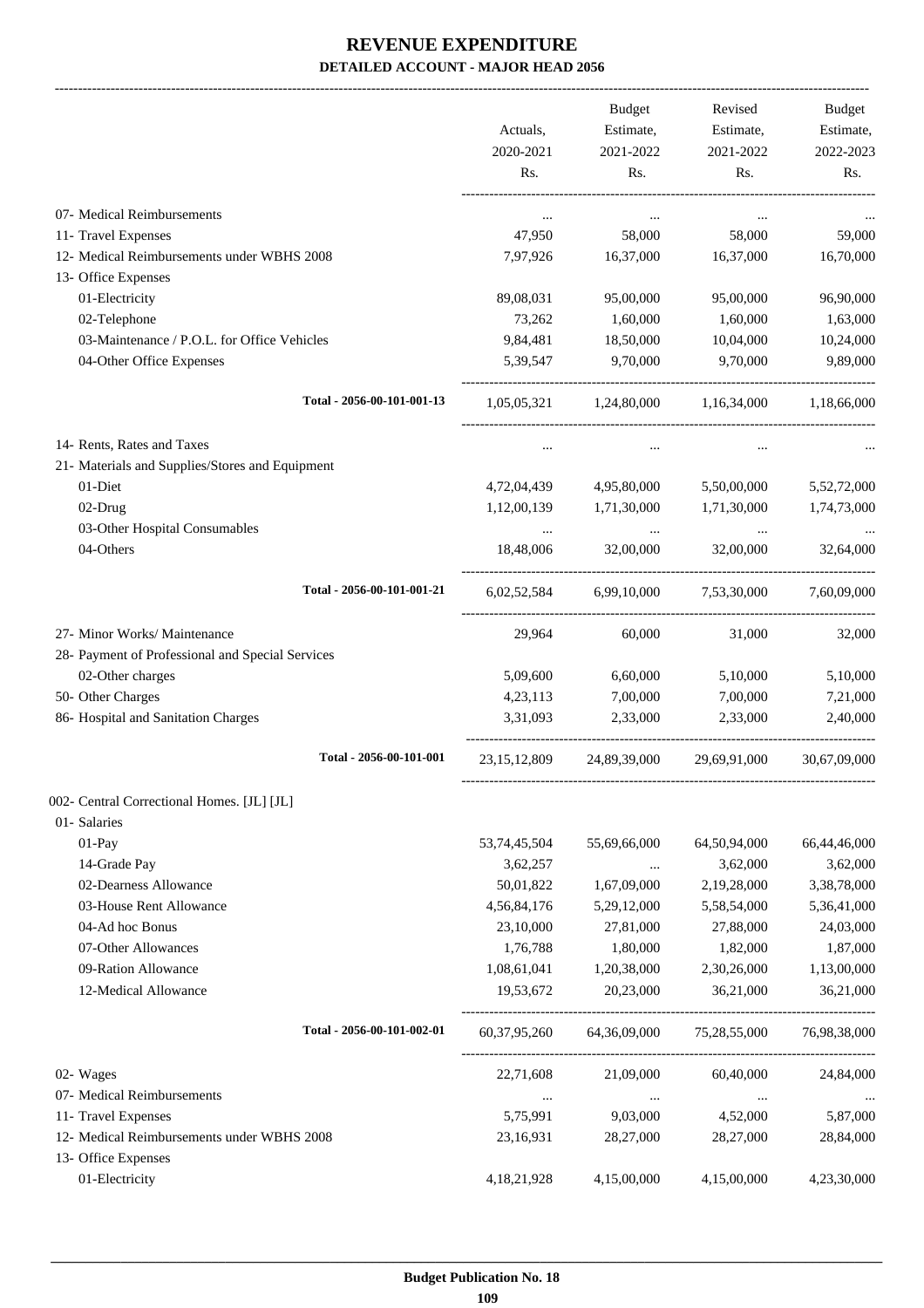# REVENUE EXPENDITURE

**DETAILED ACCOUNT - MAJOR HEAD 2056**

| | Actuals, 2020-2021 Rs. | Budget Estimate, 2021-2022 Rs. | Revised Estimate, 2021-2022 Rs. | Budget Estimate, 2022-2023 Rs. |
|---|---|---|---|---|
| 07- Medical Reimbursements | ... | ... | ... | ... |
| 11- Travel Expenses | 47,950 | 58,000 | 58,000 | 59,000 |
| 12- Medical Reimbursements under WBHS 2008 | 7,97,926 | 16,37,000 | 16,37,000 | 16,70,000 |
| 13- Office Expenses | | | | |
| 01-Electricity | 89,08,031 | 95,00,000 | 95,00,000 | 96,90,000 |
| 02-Telephone | 73,262 | 1,60,000 | 1,60,000 | 1,63,000 |
| 03-Maintenance / P.O.L. for Office Vehicles | 9,84,481 | 18,50,000 | 10,04,000 | 10,24,000 |
| 04-Other Office Expenses | 5,39,547 | 9,70,000 | 9,70,000 | 9,89,000 |
| **Total - 2056-00-101-001-13** | 1,05,05,321 | 1,24,80,000 | 1,16,34,000 | 1,18,66,000 |
| 14- Rents, Rates and Taxes | ... | ... | ... | ... |
| 21- Materials and Supplies/Stores and Equipment | | | | |
| 01-Diet | 4,72,04,439 | 4,95,80,000 | 5,50,00,000 | 5,52,72,000 |
| 02-Drug | 1,12,00,139 | 1,71,30,000 | 1,71,30,000 | 1,74,73,000 |
| 03-Other Hospital Consumables | ... | ... | ... | ... |
| 04-Others | 18,48,006 | 32,00,000 | 32,00,000 | 32,64,000 |
| **Total - 2056-00-101-001-21** | 6,02,52,584 | 6,99,10,000 | 7,53,30,000 | 7,60,09,000 |
| 27- Minor Works/ Maintenance | 29,964 | 60,000 | 31,000 | 32,000 |
| 28- Payment of Professional and Special Services | | | | |
| 02-Other charges | 5,09,600 | 6,60,000 | 5,10,000 | 5,10,000 |
| 50- Other Charges | 4,23,113 | 7,00,000 | 7,00,000 | 7,21,000 |
| 86- Hospital and Sanitation Charges | 3,31,093 | 2,33,000 | 2,33,000 | 2,40,000 |
| **Total - 2056-00-101-001** | 23,15,12,809 | 24,89,39,000 | 29,69,91,000 | 30,67,09,000 |
| 002- Central Correctional Homes. [JL] [JL] | | | | |
| 01- Salaries | | | | |
| 01-Pay | 53,74,45,504 | 55,69,66,000 | 64,50,94,000 | 66,44,46,000 |
| 14-Grade Pay | 3,62,257 | ... | 3,62,000 | 3,62,000 |
| 02-Dearness Allowance | 50,01,822 | 1,67,09,000 | 2,19,28,000 | 3,38,78,000 |
| 03-House Rent Allowance | 4,56,84,176 | 5,29,12,000 | 5,58,54,000 | 5,36,41,000 |
| 04-Ad hoc Bonus | 23,10,000 | 27,81,000 | 27,88,000 | 24,03,000 |
| 07-Other Allowances | 1,76,788 | 1,80,000 | 1,82,000 | 1,87,000 |
| 09-Ration Allowance | 1,08,61,041 | 1,20,38,000 | 2,30,26,000 | 1,13,00,000 |
| 12-Medical Allowance | 19,53,672 | 20,23,000 | 36,21,000 | 36,21,000 |
| **Total - 2056-00-101-002-01** | 60,37,95,260 | 64,36,09,000 | 75,28,55,000 | 76,98,38,000 |
| 02- Wages | 22,71,608 | 21,09,000 | 60,40,000 | 24,84,000 |
| 07- Medical Reimbursements | ... | ... | ... | ... |
| 11- Travel Expenses | 5,75,991 | 9,03,000 | 4,52,000 | 5,87,000 |
| 12- Medical Reimbursements under WBHS 2008 | 23,16,931 | 28,27,000 | 28,27,000 | 28,84,000 |
| 13- Office Expenses | | | | |
| 01-Electricity | 4,18,21,928 | 4,15,00,000 | 4,15,00,000 | 4,23,30,000 |

**Budget Publication No. 18**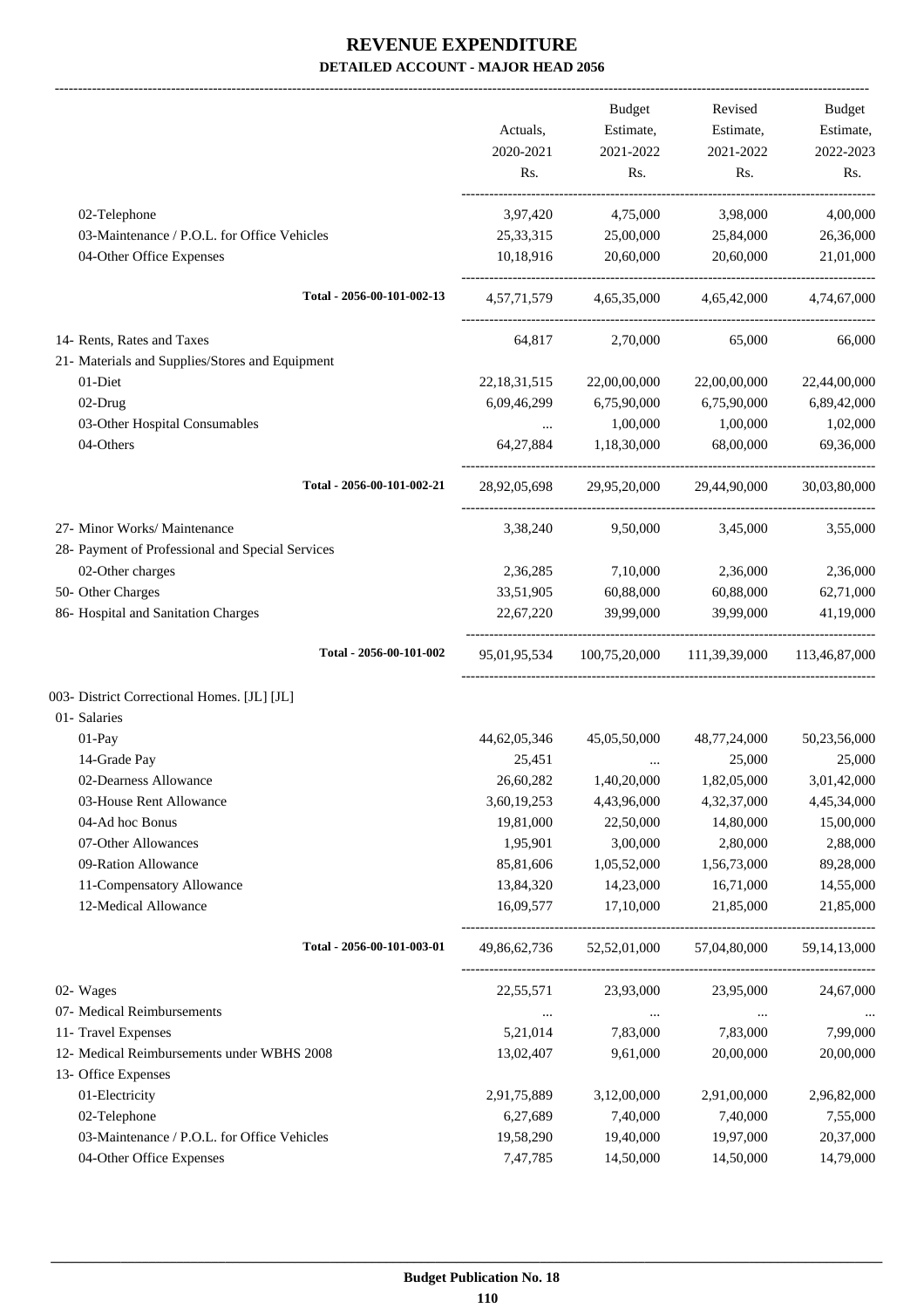# REVENUE EXPENDITURE
## DETAILED ACCOUNT - MAJOR HEAD 2056

| | Actuals, 2020-2021 Rs. | Budget Estimate, 2021-2022 Rs. | Revised Estimate, 2021-2022 Rs. | Budget Estimate, 2022-2023 Rs. |
|---|---|---|---|---|
| 02-Telephone | 3,97,420 | 4,75,000 | 3,98,000 | 4,00,000 |
| 03-Maintenance / P.O.L. for Office Vehicles | 25,33,315 | 25,00,000 | 25,84,000 | 26,36,000 |
| 04-Other Office Expenses | 10,18,916 | 20,60,000 | 20,60,000 | 21,01,000 |
| **Total - 2056-00-101-002-13** | 4,57,71,579 | 4,65,35,000 | 4,65,42,000 | 4,74,67,000 |
| 14- Rents, Rates and Taxes | 64,817 | 2,70,000 | 65,000 | 66,000 |
| 21- Materials and Supplies/Stores and Equipment | | | | |
| 01-Diet | 22,18,31,515 | 22,00,00,000 | 22,00,00,000 | 22,44,00,000 |
| 02-Drug | 6,09,46,299 | 6,75,90,000 | 6,75,90,000 | 6,89,42,000 |
| 03-Other Hospital Consumables | ... | 1,00,000 | 1,00,000 | 1,02,000 |
| 04-Others | 64,27,884 | 1,18,30,000 | 68,00,000 | 69,36,000 |
| **Total - 2056-00-101-002-21** | 28,92,05,698 | 29,95,20,000 | 29,44,90,000 | 30,03,80,000 |
| 27- Minor Works/ Maintenance | 3,38,240 | 9,50,000 | 3,45,000 | 3,55,000 |
| 28- Payment of Professional and Special Services | | | | |
| 02-Other charges | 2,36,285 | 7,10,000 | 2,36,000 | 2,36,000 |
| 50- Other Charges | 33,51,905 | 60,88,000 | 60,88,000 | 62,71,000 |
| 86- Hospital and Sanitation Charges | 22,67,220 | 39,99,000 | 39,99,000 | 41,19,000 |
| **Total - 2056-00-101-002** | 95,01,95,534 | 100,75,20,000 | 111,39,39,000 | 113,46,87,000 |
| 003- District Correctional Homes. [JL] [JL] | | | | |
| 01- Salaries | | | | |
| 01-Pay | 44,62,05,346 | 45,05,50,000 | 48,77,24,000 | 50,23,56,000 |
| 14-Grade Pay | 25,451 | ... | 25,000 | 25,000 |
| 02-Dearness Allowance | 26,60,282 | 1,40,20,000 | 1,82,05,000 | 3,01,42,000 |
| 03-House Rent Allowance | 3,60,19,253 | 4,43,96,000 | 4,32,37,000 | 4,45,34,000 |
| 04-Ad hoc Bonus | 19,81,000 | 22,50,000 | 14,80,000 | 15,00,000 |
| 07-Other Allowances | 1,95,901 | 3,00,000 | 2,80,000 | 2,88,000 |
| 09-Ration Allowance | 85,81,606 | 1,05,52,000 | 1,56,73,000 | 89,28,000 |
| 11-Compensatory Allowance | 13,84,320 | 14,23,000 | 16,71,000 | 14,55,000 |
| 12-Medical Allowance | 16,09,577 | 17,10,000 | 21,85,000 | 21,85,000 |
| **Total - 2056-00-101-003-01** | 49,86,62,736 | 52,52,01,000 | 57,04,80,000 | 59,14,13,000 |
| 02- Wages | 22,55,571 | 23,93,000 | 23,95,000 | 24,67,000 |
| 07- Medical Reimbursements | ... | ... | ... | ... |
| 11- Travel Expenses | 5,21,014 | 7,83,000 | 7,83,000 | 7,99,000 |
| 12- Medical Reimbursements under WBHS 2008 | 13,02,407 | 9,61,000 | 20,00,000 | 20,00,000 |
| 13- Office Expenses | | | | |
| 01-Electricity | 2,91,75,889 | 3,12,00,000 | 2,91,00,000 | 2,96,82,000 |
| 02-Telephone | 6,27,689 | 7,40,000 | 7,40,000 | 7,55,000 |
| 03-Maintenance / P.O.L. for Office Vehicles | 19,58,290 | 19,40,000 | 19,97,000 | 20,37,000 |
| 04-Other Office Expenses | 7,47,785 | 14,50,000 | 14,50,000 | 14,79,000 |

Budget Publication No. 18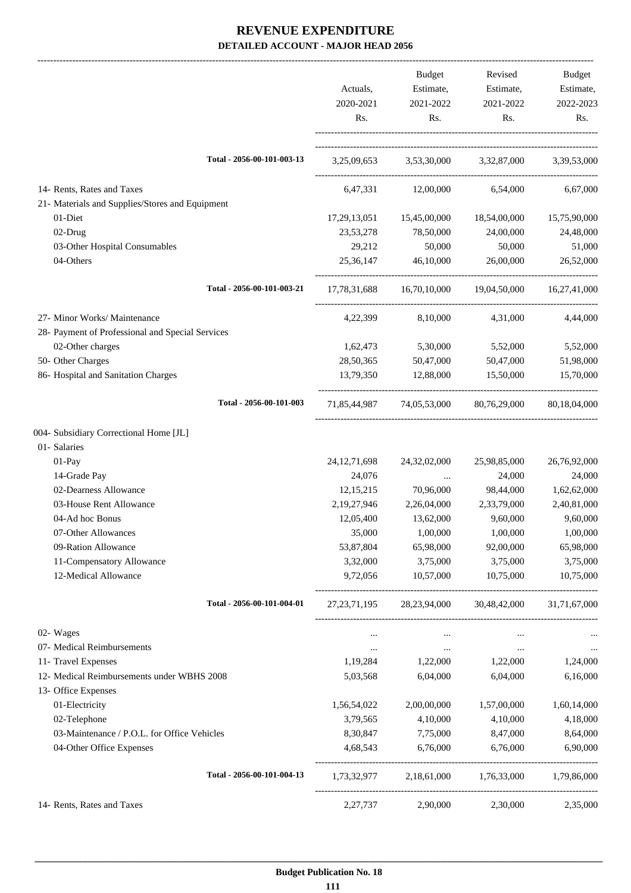# REVENUE EXPENDITURE

## DETAILED ACCOUNT - MAJOR HEAD 2056

| | Actuals, 2020-2021 Rs. | Budget Estimate, 2021-2022 Rs. | Revised Estimate, 2021-2022 Rs. | Budget Estimate, 2022-2023 Rs. |
|---|---|---|---|---|
| Total - 2056-00-101-003-13 | 3,25,09,653 | 3,53,30,000 | 3,32,87,000 | 3,39,53,000 |
| 14- Rents, Rates and Taxes | 6,47,331 | 12,00,000 | 6,54,000 | 6,67,000 |
| 21- Materials and Supplies/Stores and Equipment | | | | |
| 01-Diet | 17,29,13,051 | 15,45,00,000 | 18,54,00,000 | 15,75,90,000 |
| 02-Drug | 23,53,278 | 78,50,000 | 24,00,000 | 24,48,000 |
| 03-Other Hospital Consumables | 29,212 | 50,000 | 50,000 | 51,000 |
| 04-Others | 25,36,147 | 46,10,000 | 26,00,000 | 26,52,000 |
| Total - 2056-00-101-003-21 | 17,78,31,688 | 16,70,10,000 | 19,04,50,000 | 16,27,41,000 |
| 27- Minor Works/ Maintenance | 4,22,399 | 8,10,000 | 4,31,000 | 4,44,000 |
| 28- Payment of Professional and Special Services | | | | |
| 02-Other charges | 1,62,473 | 5,30,000 | 5,52,000 | 5,52,000 |
| 50- Other Charges | 28,50,365 | 50,47,000 | 50,47,000 | 51,98,000 |
| 86- Hospital and Sanitation Charges | 13,79,350 | 12,88,000 | 15,50,000 | 15,70,000 |
| Total - 2056-00-101-003 | 71,85,44,987 | 74,05,53,000 | 80,76,29,000 | 80,18,04,000 |
| 004- Subsidiary Correctional Home [JL] | | | | |
| 01- Salaries | | | | |
| 01-Pay | 24,12,71,698 | 24,32,02,000 | 25,98,85,000 | 26,76,92,000 |
| 14-Grade Pay | 24,076 | ... | 24,000 | 24,000 |
| 02-Dearness Allowance | 12,15,215 | 70,96,000 | 98,44,000 | 1,62,62,000 |
| 03-House Rent Allowance | 2,19,27,946 | 2,26,04,000 | 2,33,79,000 | 2,40,81,000 |
| 04-Ad hoc Bonus | 12,05,400 | 13,62,000 | 9,60,000 | 9,60,000 |
| 07-Other Allowances | 35,000 | 1,00,000 | 1,00,000 | 1,00,000 |
| 09-Ration Allowance | 53,87,804 | 65,98,000 | 92,00,000 | 65,98,000 |
| 11-Compensatory Allowance | 3,32,000 | 3,75,000 | 3,75,000 | 3,75,000 |
| 12-Medical Allowance | 9,72,056 | 10,57,000 | 10,75,000 | 10,75,000 |
| Total - 2056-00-101-004-01 | 27,23,71,195 | 28,23,94,000 | 30,48,42,000 | 31,71,67,000 |
| 02- Wages | ... | ... | ... | ... |
| 07- Medical Reimbursements | ... | ... | ... | ... |
| 11- Travel Expenses | 1,19,284 | 1,22,000 | 1,22,000 | 1,24,000 |
| 12- Medical Reimbursements under WBHS 2008 | 5,03,568 | 6,04,000 | 6,04,000 | 6,16,000 |
| 13- Office Expenses | | | | |
| 01-Electricity | 1,56,54,022 | 2,00,00,000 | 1,57,00,000 | 1,60,14,000 |
| 02-Telephone | 3,79,565 | 4,10,000 | 4,10,000 | 4,18,000 |
| 03-Maintenance / P.O.L. for Office Vehicles | 8,30,847 | 7,75,000 | 8,47,000 | 8,64,000 |
| 04-Other Office Expenses | 4,68,543 | 6,76,000 | 6,76,000 | 6,90,000 |
| Total - 2056-00-101-004-13 | 1,73,32,977 | 2,18,61,000 | 1,76,33,000 | 1,79,86,000 |
| 14- Rents, Rates and Taxes | 2,27,737 | 2,90,000 | 2,30,000 | 2,35,000 |

Budget Publication No. 18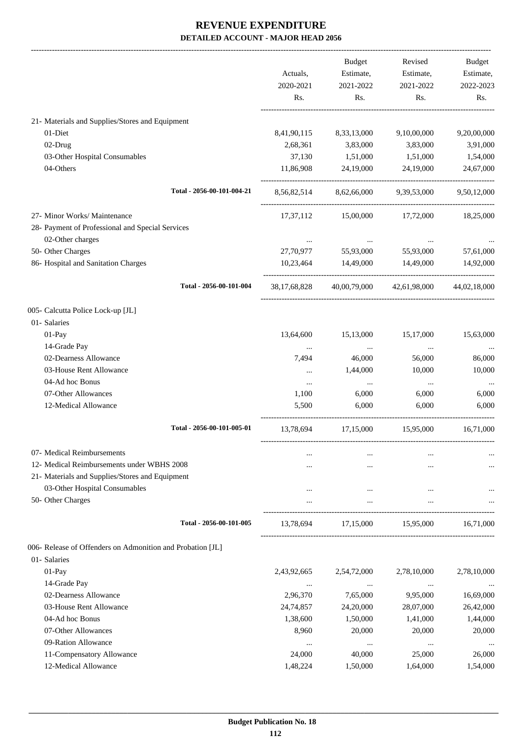# REVENUE EXPENDITURE
## DETAILED ACCOUNT - MAJOR HEAD 2056

| | Actuals, 2020-2021 Rs. | Budget Estimate, 2021-2022 Rs. | Revised Estimate, 2021-2022 Rs. | Budget Estimate, 2022-2023 Rs. |
|---|---|---|---|---|
| 21- Materials and Supplies/Stores and Equipment | | | | |
| 01-Diet | 8,41,90,115 | 8,33,13,000 | 9,10,00,000 | 9,20,00,000 |
| 02-Drug | 2,68,361 | 3,83,000 | 3,83,000 | 3,91,000 |
| 03-Other Hospital Consumables | 37,130 | 1,51,000 | 1,51,000 | 1,54,000 |
| 04-Others | 11,86,908 | 24,19,000 | 24,19,000 | 24,67,000 |
| Total - 2056-00-101-004-21 | 8,56,82,514 | 8,62,66,000 | 9,39,53,000 | 9,50,12,000 |
| 27- Minor Works/ Maintenance | 17,37,112 | 15,00,000 | 17,72,000 | 18,25,000 |
| 28- Payment of Professional and Special Services | | | | |
| 02-Other charges | ... | ... | ... | ... |
| 50- Other Charges | 27,70,977 | 55,93,000 | 55,93,000 | 57,61,000 |
| 86- Hospital and Sanitation Charges | 10,23,464 | 14,49,000 | 14,49,000 | 14,92,000 |
| Total - 2056-00-101-004 | 38,17,68,828 | 40,00,79,000 | 42,61,98,000 | 44,02,18,000 |
| 005- Calcutta Police Lock-up [JL] | | | | |
| 01- Salaries | | | | |
| 01-Pay | 13,64,600 | 15,13,000 | 15,17,000 | 15,63,000 |
| 14-Grade Pay | ... | ... | ... | ... |
| 02-Dearness Allowance | 7,494 | 46,000 | 56,000 | 86,000 |
| 03-House Rent Allowance | ... | 1,44,000 | 10,000 | 10,000 |
| 04-Ad hoc Bonus | ... | ... | ... | ... |
| 07-Other Allowances | 1,100 | 6,000 | 6,000 | 6,000 |
| 12-Medical Allowance | 5,500 | 6,000 | 6,000 | 6,000 |
| Total - 2056-00-101-005-01 | 13,78,694 | 17,15,000 | 15,95,000 | 16,71,000 |
| 07- Medical Reimbursements | ... | ... | ... | ... |
| 12- Medical Reimbursements under WBHS 2008 | ... | ... | ... | ... |
| 21- Materials and Supplies/Stores and Equipment | | | | |
| 03-Other Hospital Consumables | ... | ... | ... | ... |
| 50- Other Charges | ... | ... | ... | ... |
| Total - 2056-00-101-005 | 13,78,694 | 17,15,000 | 15,95,000 | 16,71,000 |
| 006- Release of Offenders on Admonition and Probation [JL] | | | | |
| 01- Salaries | | | | |
| 01-Pay | 2,43,92,665 | 2,54,72,000 | 2,78,10,000 | 2,78,10,000 |
| 14-Grade Pay | ... | ... | ... | ... |
| 02-Dearness Allowance | 2,96,370 | 7,65,000 | 9,95,000 | 16,69,000 |
| 03-House Rent Allowance | 24,74,857 | 24,20,000 | 28,07,000 | 26,42,000 |
| 04-Ad hoc Bonus | 1,38,600 | 1,50,000 | 1,41,000 | 1,44,000 |
| 07-Other Allowances | 8,960 | 20,000 | 20,000 | 20,000 |
| 09-Ration Allowance | ... | ... | ... | ... |
| 11-Compensatory Allowance | 24,000 | 40,000 | 25,000 | 26,000 |
| 12-Medical Allowance | 1,48,224 | 1,50,000 | 1,64,000 | 1,54,000 |

**Budget Publication No. 18**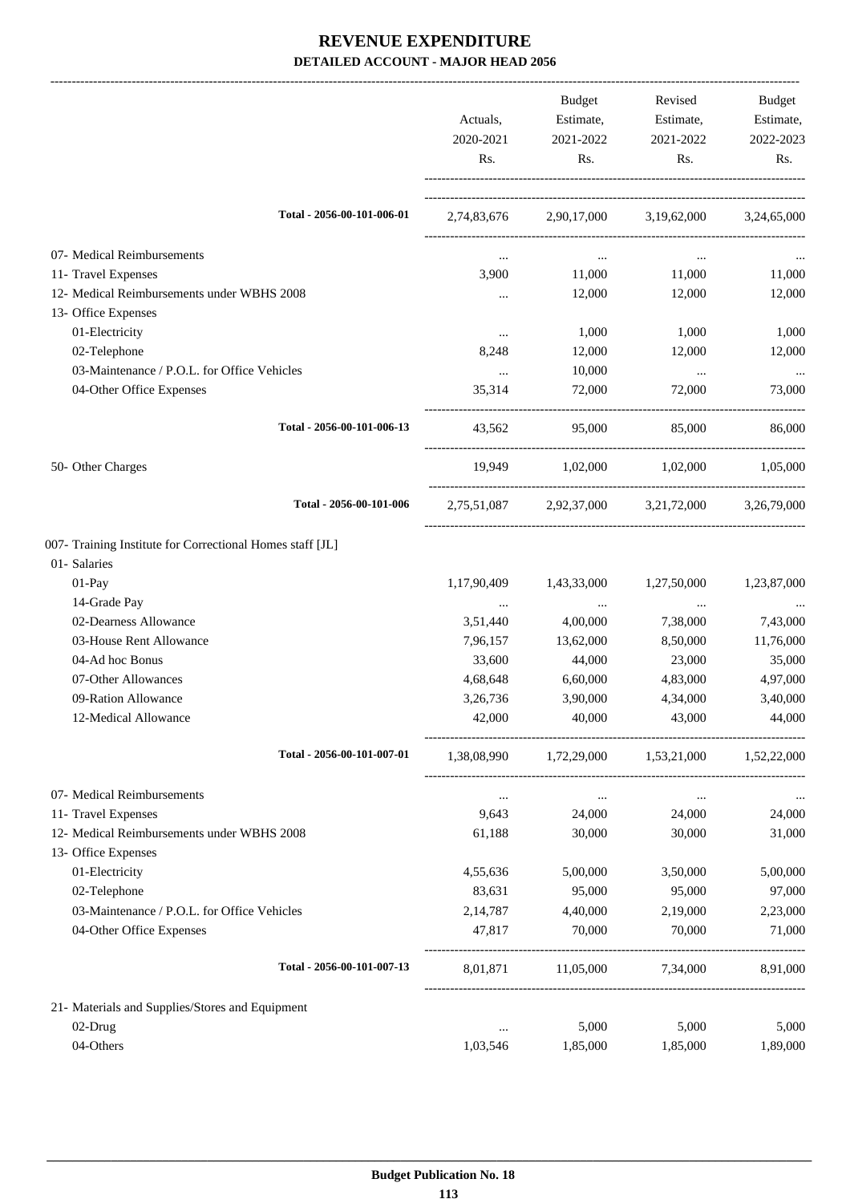# REVENUE EXPENDITURE

## DETAILED ACCOUNT - MAJOR HEAD 2056

| | Actuals, 2020-2021 Rs. | Budget Estimate, 2021-2022 Rs. | Revised Estimate, 2021-2022 Rs. | Budget Estimate, 2022-2023 Rs. |
|---|---|---|---|---|
| **Total - 2056-00-101-006-01** | 2,74,83,676 | 2,90,17,000 | 3,19,62,000 | 3,24,65,000 |
| 07- Medical Reimbursements | ... | ... | ... | ... |
| 11- Travel Expenses | 3,900 | 11,000 | 11,000 | 11,000 |
| 12- Medical Reimbursements under WBHS 2008 | ... | 12,000 | 12,000 | 12,000 |
| 13- Office Expenses | | | | |
| 01-Electricity | ... | 1,000 | 1,000 | 1,000 |
| 02-Telephone | 8,248 | 12,000 | 12,000 | 12,000 |
| 03-Maintenance / P.O.L. for Office Vehicles | ... | 10,000 | ... | ... |
| 04-Other Office Expenses | 35,314 | 72,000 | 72,000 | 73,000 |
| **Total - 2056-00-101-006-13** | 43,562 | 95,000 | 85,000 | 86,000 |
| 50- Other Charges | 19,949 | 1,02,000 | 1,02,000 | 1,05,000 |
| **Total - 2056-00-101-006** | 2,75,51,087 | 2,92,37,000 | 3,21,72,000 | 3,26,79,000 |
| 007- Training Institute for Correctional Homes staff [JL] | | | | |
| 01- Salaries | | | | |
| 01-Pay | 1,17,90,409 | 1,43,33,000 | 1,27,50,000 | 1,23,87,000 |
| 14-Grade Pay | ... | ... | ... | ... |
| 02-Dearness Allowance | 3,51,440 | 4,00,000 | 7,38,000 | 7,43,000 |
| 03-House Rent Allowance | 7,96,157 | 13,62,000 | 8,50,000 | 11,76,000 |
| 04-Ad hoc Bonus | 33,600 | 44,000 | 23,000 | 35,000 |
| 07-Other Allowances | 4,68,648 | 6,60,000 | 4,83,000 | 4,97,000 |
| 09-Ration Allowance | 3,26,736 | 3,90,000 | 4,34,000 | 3,40,000 |
| 12-Medical Allowance | 42,000 | 40,000 | 43,000 | 44,000 |
| **Total - 2056-00-101-007-01** | 1,38,08,990 | 1,72,29,000 | 1,53,21,000 | 1,52,22,000 |
| 07- Medical Reimbursements | ... | ... | ... | ... |
| 11- Travel Expenses | 9,643 | 24,000 | 24,000 | 24,000 |
| 12- Medical Reimbursements under WBHS 2008 | 61,188 | 30,000 | 30,000 | 31,000 |
| 13- Office Expenses | | | | |
| 01-Electricity | 4,55,636 | 5,00,000 | 3,50,000 | 5,00,000 |
| 02-Telephone | 83,631 | 95,000 | 95,000 | 97,000 |
| 03-Maintenance / P.O.L. for Office Vehicles | 2,14,787 | 4,40,000 | 2,19,000 | 2,23,000 |
| 04-Other Office Expenses | 47,817 | 70,000 | 70,000 | 71,000 |
| **Total - 2056-00-101-007-13** | 8,01,871 | 11,05,000 | 7,34,000 | 8,91,000 |
| 21- Materials and Supplies/Stores and Equipment | | | | |
| 02-Drug | ... | 5,000 | 5,000 | 5,000 |
| 04-Others | 1,03,546 | 1,85,000 | 1,85,000 | 1,89,000 |

**Budget Publication No. 18**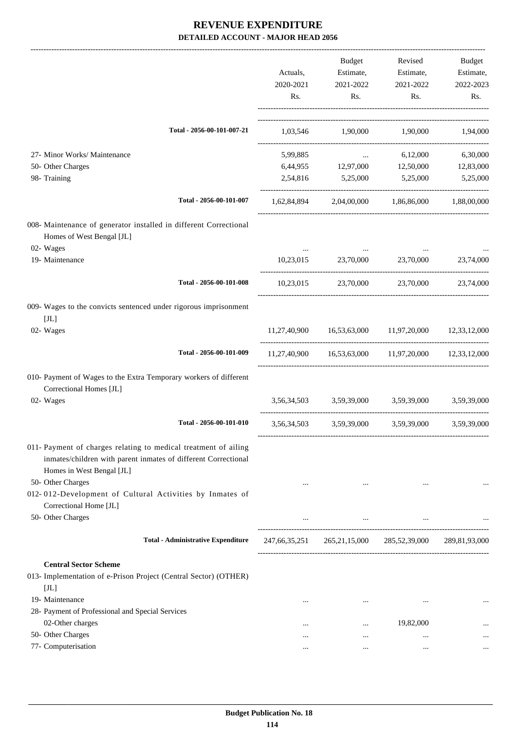# REVENUE EXPENDITURE

## DETAILED ACCOUNT - MAJOR HEAD 2056

| | Actuals, 2020-2021 Rs. | Budget Estimate, 2021-2022 Rs. | Revised Estimate, 2021-2022 Rs. | Budget Estimate, 2022-2023 Rs. |
|---|---|---|---|---|
| Total - 2056-00-101-007-21 | 1,03,546 | 1,90,000 | 1,90,000 | 1,94,000 |
| 27- Minor Works/ Maintenance | 5,99,885 | ... | 6,12,000 | 6,30,000 |
| 50- Other Charges | 6,44,955 | 12,97,000 | 12,50,000 | 12,83,000 |
| 98- Training | 2,54,816 | 5,25,000 | 5,25,000 | 5,25,000 |
| Total - 2056-00-101-007 | 1,62,84,894 | 2,04,00,000 | 1,86,86,000 | 1,88,00,000 |
| 008- Maintenance of generator installed in different Correctional Homes of West Bengal [JL] | | | | |
| 02- Wages | ... | ... | ... | ... |
| 19- Maintenance | 10,23,015 | 23,70,000 | 23,70,000 | 23,74,000 |
| Total - 2056-00-101-008 | 10,23,015 | 23,70,000 | 23,70,000 | 23,74,000 |
| 009- Wages to the convicts sentenced under rigorous imprisonment [JL] | | | | |
| 02- Wages | 11,27,40,900 | 16,53,63,000 | 11,97,20,000 | 12,33,12,000 |
| Total - 2056-00-101-009 | 11,27,40,900 | 16,53,63,000 | 11,97,20,000 | 12,33,12,000 |
| 010- Payment of Wages to the Extra Temporary workers of different Correctional Homes [JL] | | | | |
| 02- Wages | 3,56,34,503 | 3,59,39,000 | 3,59,39,000 | 3,59,39,000 |
| Total - 2056-00-101-010 | 3,56,34,503 | 3,59,39,000 | 3,59,39,000 | 3,59,39,000 |
| 011- Payment of charges relating to medical treatment of ailing inmates/children with parent inmates of different Correctional Homes in West Bengal [JL] | | | | |
| 50- Other Charges | ... | ... | ... | ... |
| 012- 012-Development of Cultural Activities by Inmates of Correctional Home [JL] | | | | |
| 50- Other Charges | ... | ... | ... | ... |
| Total - Administrative Expenditure | 247,66,35,251 | 265,21,15,000 | 285,52,39,000 | 289,81,93,000 |
| **Central Sector Scheme** | | | | |
| 013- Implementation of e-Prison Project (Central Sector) (OTHER) [JL] | | | | |
| 19- Maintenance | ... | ... | ... | ... |
| 28- Payment of Professional and Special Services | | | | |
| 02-Other charges | ... | ... | 19,82,000 | ... |
| 50- Other Charges | ... | ... | ... | ... |
| 77- Computerisation | ... | ... | ... | ... |

Budget Publication No. 18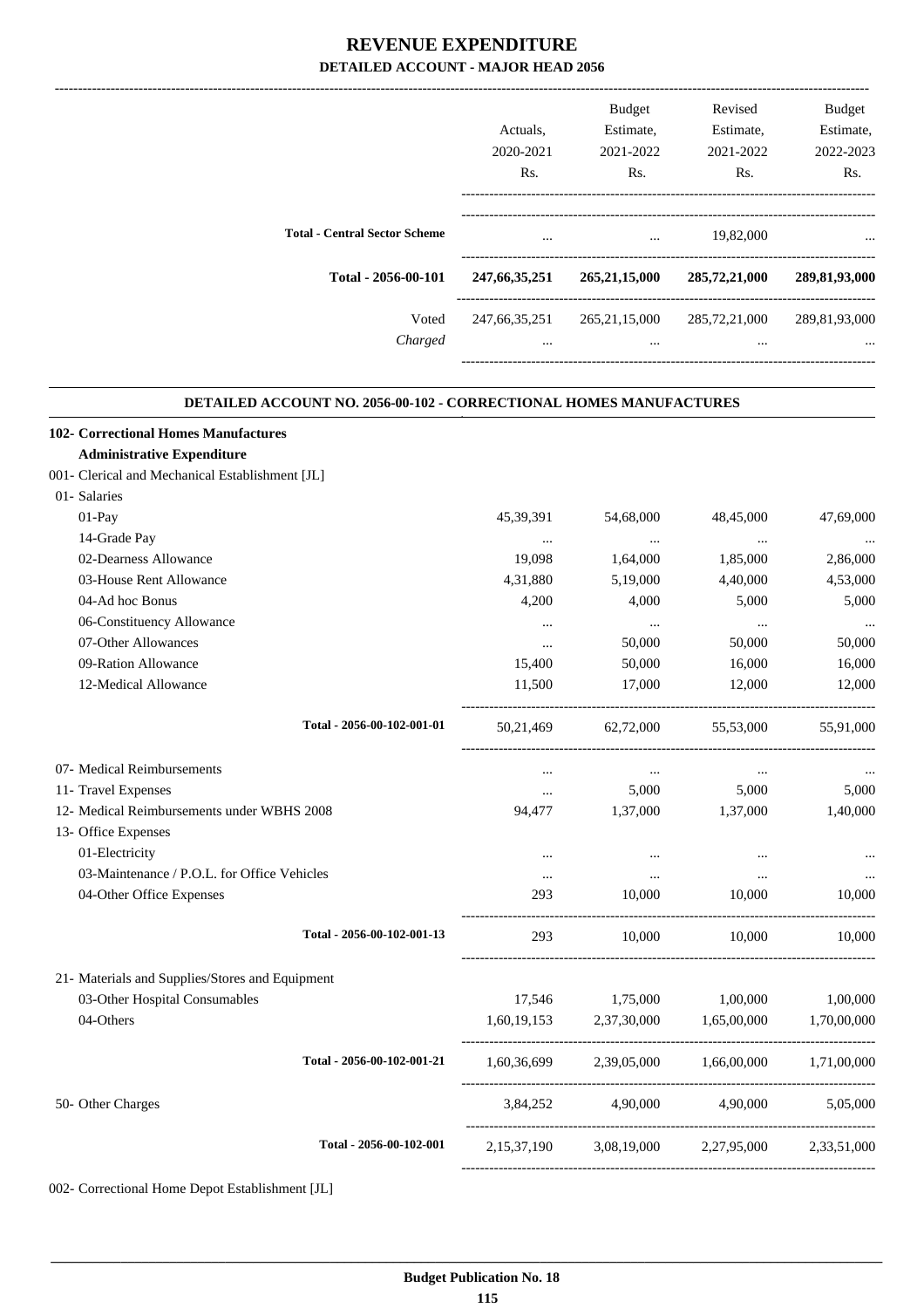# REVENUE EXPENDITURE

## DETAILED ACCOUNT - MAJOR HEAD 2056

| | Actuals, 2020-2021 Rs. | Budget Estimate, 2021-2022 Rs. | Revised Estimate, 2021-2022 Rs. | Budget Estimate, 2022-2023 Rs. |
|---|---|---|---|---|
| **Total - Central Sector Scheme** | ... | ... | 19,82,000 | ... |
| **Total - 2056-00-101** | **247,66,35,251** | **265,21,15,000** | **285,72,21,000** | **289,81,93,000** |
| Voted | 247,66,35,251 | 265,21,15,000 | 285,72,21,000 | 289,81,93,000 |
| *Charged* | ... | ... | ... | ... |

### DETAILED ACCOUNT NO. 2056-00-102 - CORRECTIONAL HOMES MANUFACTURES

| | Actuals, 2020-2021 Rs. | Budget Estimate, 2021-2022 Rs. | Revised Estimate, 2021-2022 Rs. | Budget Estimate, 2022-2023 Rs. |
|---|---|---|---|---|
| **102- Correctional Homes Manufactures** | | | | |
| **Administrative Expenditure** | | | | |
| 001- Clerical and Mechanical Establishment [JL] | | | | |
| 01- Salaries | | | | |
| 01-Pay | 45,39,391 | 54,68,000 | 48,45,000 | 47,69,000 |
| 14-Grade Pay | ... | ... | ... | ... |
| 02-Dearness Allowance | 19,098 | 1,64,000 | 1,85,000 | 2,86,000 |
| 03-House Rent Allowance | 4,31,880 | 5,19,000 | 4,40,000 | 4,53,000 |
| 04-Ad hoc Bonus | 4,200 | 4,000 | 5,000 | 5,000 |
| 06-Constituency Allowance | ... | ... | ... | ... |
| 07-Other Allowances | ... | 50,000 | 50,000 | 50,000 |
| 09-Ration Allowance | 15,400 | 50,000 | 16,000 | 16,000 |
| 12-Medical Allowance | 11,500 | 17,000 | 12,000 | 12,000 |
| **Total - 2056-00-102-001-01** | 50,21,469 | 62,72,000 | 55,53,000 | 55,91,000 |
| 07- Medical Reimbursements | ... | ... | ... | ... |
| 11- Travel Expenses | ... | 5,000 | 5,000 | 5,000 |
| 12- Medical Reimbursements under WBHS 2008 | 94,477 | 1,37,000 | 1,37,000 | 1,40,000 |
| 13- Office Expenses | | | | |
| 01-Electricity | ... | ... | ... | ... |
| 03-Maintenance / P.O.L. for Office Vehicles | ... | ... | ... | ... |
| 04-Other Office Expenses | 293 | 10,000 | 10,000 | 10,000 |
| **Total - 2056-00-102-001-13** | 293 | 10,000 | 10,000 | 10,000 |
| 21- Materials and Supplies/Stores and Equipment | | | | |
| 03-Other Hospital Consumables | 17,546 | 1,75,000 | 1,00,000 | 1,00,000 |
| 04-Others | 1,60,19,153 | 2,37,30,000 | 1,65,00,000 | 1,70,00,000 |
| **Total - 2056-00-102-001-21** | 1,60,36,699 | 2,39,05,000 | 1,66,00,000 | 1,71,00,000 |
| 50- Other Charges | 3,84,252 | 4,90,000 | 4,90,000 | 5,05,000 |
| **Total - 2056-00-102-001** | 2,15,37,190 | 3,08,19,000 | 2,27,95,000 | 2,33,51,000 |

002- Correctional Home Depot Establishment [JL]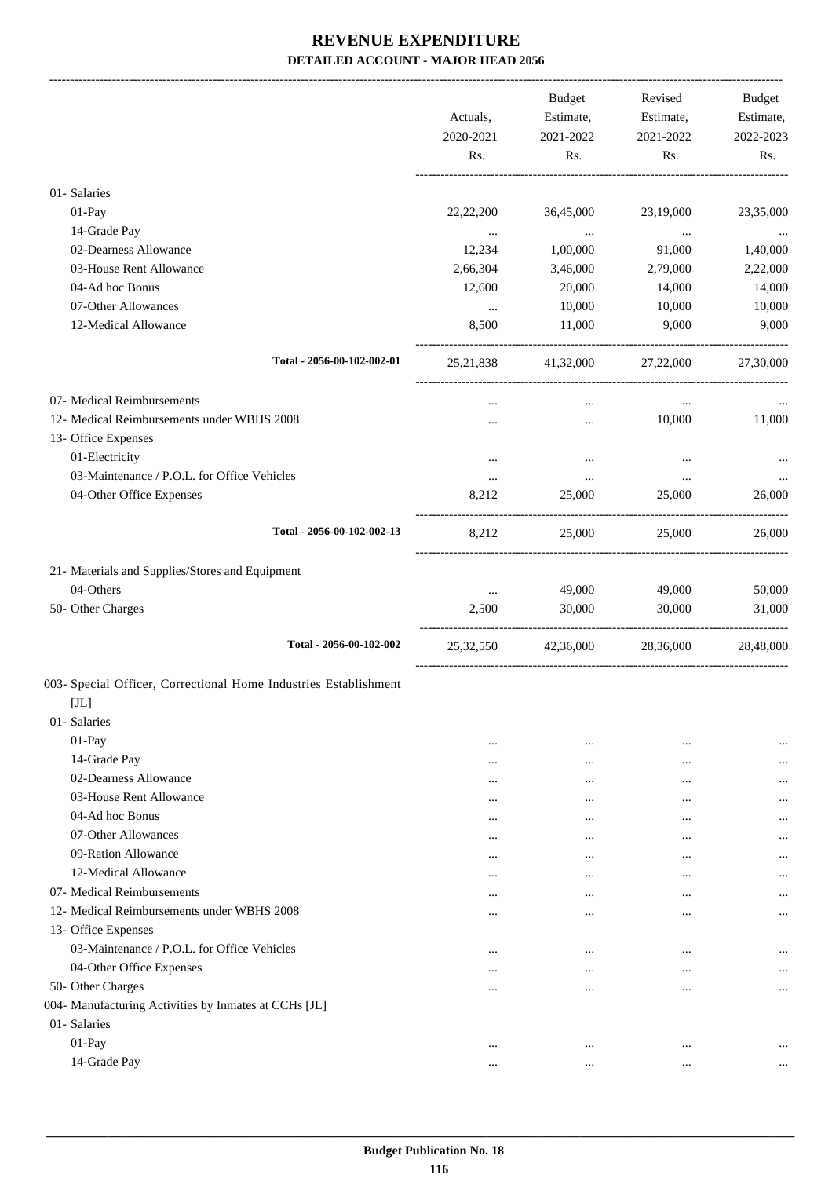# REVENUE EXPENDITURE

## DETAILED ACCOUNT - MAJOR HEAD 2056

| | Actuals, 2020-2021 Rs. | Budget Estimate, 2021-2022 Rs. | Revised Estimate, 2021-2022 Rs. | Budget Estimate, 2022-2023 Rs. |
|---|---|---|---|---|
| 01- Salaries | | | | |
| 01-Pay | 22,22,200 | 36,45,000 | 23,19,000 | 23,35,000 |
| 14-Grade Pay | ... | ... | ... | ... |
| 02-Dearness Allowance | 12,234 | 1,00,000 | 91,000 | 1,40,000 |
| 03-House Rent Allowance | 2,66,304 | 3,46,000 | 2,79,000 | 2,22,000 |
| 04-Ad hoc Bonus | 12,600 | 20,000 | 14,000 | 14,000 |
| 07-Other Allowances | ... | 10,000 | 10,000 | 10,000 |
| 12-Medical Allowance | 8,500 | 11,000 | 9,000 | 9,000 |
| Total - 2056-00-102-002-01 | 25,21,838 | 41,32,000 | 27,22,000 | 27,30,000 |
| 07- Medical Reimbursements | ... | ... | ... | ... |
| 12- Medical Reimbursements under WBHS 2008 | ... | ... | 10,000 | 11,000 |
| 13- Office Expenses | | | | |
| 01-Electricity | ... | ... | ... | ... |
| 03-Maintenance / P.O.L. for Office Vehicles | ... | ... | ... | ... |
| 04-Other Office Expenses | 8,212 | 25,000 | 25,000 | 26,000 |
| Total - 2056-00-102-002-13 | 8,212 | 25,000 | 25,000 | 26,000 |
| 21- Materials and Supplies/Stores and Equipment | | | | |
| 04-Others | ... | 49,000 | 49,000 | 50,000 |
| 50- Other Charges | 2,500 | 30,000 | 30,000 | 31,000 |
| Total - 2056-00-102-002 | 25,32,550 | 42,36,000 | 28,36,000 | 28,48,000 |
| 003- Special Officer, Correctional Home Industries Establishment [JL] | | | | |
| 01- Salaries | | | | |
| 01-Pay | ... | ... | ... | ... |
| 14-Grade Pay | ... | ... | ... | ... |
| 02-Dearness Allowance | ... | ... | ... | ... |
| 03-House Rent Allowance | ... | ... | ... | ... |
| 04-Ad hoc Bonus | ... | ... | ... | ... |
| 07-Other Allowances | ... | ... | ... | ... |
| 09-Ration Allowance | ... | ... | ... | ... |
| 12-Medical Allowance | ... | ... | ... | ... |
| 07- Medical Reimbursements | ... | ... | ... | ... |
| 12- Medical Reimbursements under WBHS 2008 | ... | ... | ... | ... |
| 13- Office Expenses | | | | |
| 03-Maintenance / P.O.L. for Office Vehicles | ... | ... | ... | ... |
| 04-Other Office Expenses | ... | ... | ... | ... |
| 50- Other Charges | ... | ... | ... | ... |
| 004- Manufacturing Activities by Inmates at CCHs [JL] | | | | |
| 01- Salaries | | | | |
| 01-Pay | ... | ... | ... | ... |
| 14-Grade Pay | ... | ... | ... | ... |

Budget Publication No. 18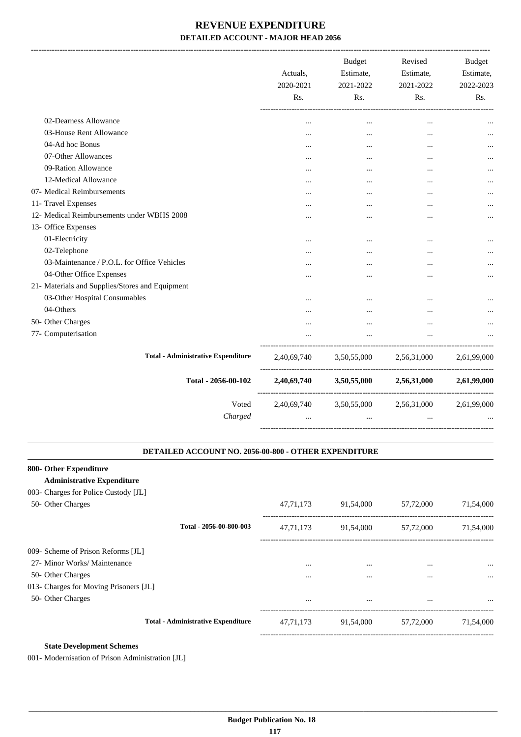# REVENUE EXPENDITURE

### DETAILED ACCOUNT - MAJOR HEAD 2056

| | Actuals, 2020-2021 Rs. | Budget Estimate, 2021-2022 Rs. | Revised Estimate, 2021-2022 Rs. | Budget Estimate, 2022-2023 Rs. |
|---|---|---|---|---|
| 02-Dearness Allowance | ... | ... | ... | ... |
| 03-House Rent Allowance | ... | ... | ... | ... |
| 04-Ad hoc Bonus | ... | ... | ... | ... |
| 07-Other Allowances | ... | ... | ... | ... |
| 09-Ration Allowance | ... | ... | ... | ... |
| 12-Medical Allowance | ... | ... | ... | ... |
| 07- Medical Reimbursements | ... | ... | ... | ... |
| 11- Travel Expenses | ... | ... | ... | ... |
| 12- Medical Reimbursements under WBHS 2008 | ... | ... | ... | ... |
| 13- Office Expenses | | | | |
| 01-Electricity | ... | ... | ... | ... |
| 02-Telephone | ... | ... | ... | ... |
| 03-Maintenance / P.O.L. for Office Vehicles | ... | ... | ... | ... |
| 04-Other Office Expenses | ... | ... | ... | ... |
| 21- Materials and Supplies/Stores and Equipment | | | | |
| 03-Other Hospital Consumables | ... | ... | ... | ... |
| 04-Others | ... | ... | ... | ... |
| 50- Other Charges | ... | ... | ... | ... |
| 77- Computerisation | ... | ... | ... | ... |
| **Total - Administrative Expenditure** | 2,40,69,740 | 3,50,55,000 | 2,56,31,000 | 2,61,99,000 |
| **Total - 2056-00-102** | **2,40,69,740** | **3,50,55,000** | **2,56,31,000** | **2,61,99,000** |
| Voted | 2,40,69,740 | 3,50,55,000 | 2,56,31,000 | 2,61,99,000 |
| *Charged* | ... | ... | ... | ... |

### DETAILED ACCOUNT NO. 2056-00-800 - OTHER EXPENDITURE

| | Actuals, 2020-2021 Rs. | Budget Estimate, 2021-2022 Rs. | Revised Estimate, 2021-2022 Rs. | Budget Estimate, 2022-2023 Rs. |
|---|---|---|---|---|
| **800- Other Expenditure** | | | | |
| **Administrative Expenditure** | | | | |
| 003- Charges for Police Custody [JL] | | | | |
| 50- Other Charges | 47,71,173 | 91,54,000 | 57,72,000 | 71,54,000 |
| **Total - 2056-00-800-003** | 47,71,173 | 91,54,000 | 57,72,000 | 71,54,000 |
| 009- Scheme of Prison Reforms [JL] | | | | |
| 27- Minor Works/ Maintenance | ... | ... | ... | ... |
| 50- Other Charges | ... | ... | ... | ... |
| 013- Charges for Moving Prisoners [JL] | | | | |
| 50- Other Charges | ... | ... | ... | ... |
| **Total - Administrative Expenditure** | 47,71,173 | 91,54,000 | 57,72,000 | 71,54,000 |
| **State Development Schemes** | | | | |
| 001- Modernisation of Prison Administration [JL] | | | | |

Budget Publication No. 18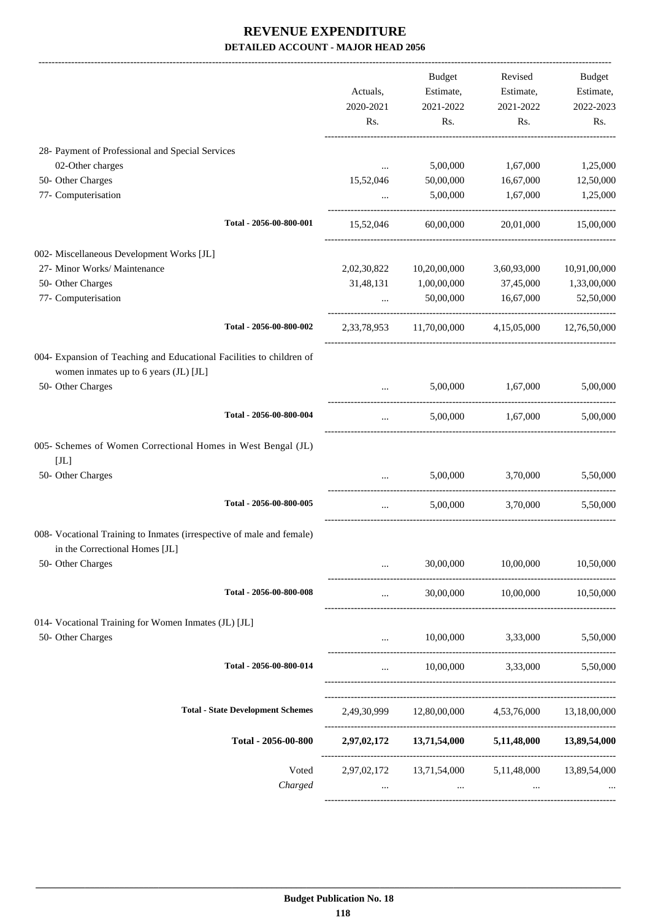# REVENUE EXPENDITURE

## DETAILED ACCOUNT - MAJOR HEAD 2056

| | Actuals, 2020-2021 Rs. | Budget Estimate, 2021-2022 Rs. | Revised Estimate, 2021-2022 Rs. | Budget Estimate, 2022-2023 Rs. |
|---|---|---|---|---|
| 28- Payment of Professional and Special Services | | | | |
| 02-Other charges | ... | 5,00,000 | 1,67,000 | 1,25,000 |
| 50- Other Charges | 15,52,046 | 50,00,000 | 16,67,000 | 12,50,000 |
| 77- Computerisation | ... | 5,00,000 | 1,67,000 | 1,25,000 |
| Total - 2056-00-800-001 | 15,52,046 | 60,00,000 | 20,01,000 | 15,00,000 |
| 002- Miscellaneous Development Works [JL] | | | | |
| 27- Minor Works/ Maintenance | 2,02,30,822 | 10,20,00,000 | 3,60,93,000 | 10,91,00,000 |
| 50- Other Charges | 31,48,131 | 1,00,00,000 | 37,45,000 | 1,33,00,000 |
| 77- Computerisation | ... | 50,00,000 | 16,67,000 | 52,50,000 |
| Total - 2056-00-800-002 | 2,33,78,953 | 11,70,00,000 | 4,15,05,000 | 12,76,50,000 |
| 004- Expansion of Teaching and Educational Facilities to children of women inmates up to 6 years (JL) [JL] | | | | |
| 50- Other Charges | ... | 5,00,000 | 1,67,000 | 5,00,000 |
| Total - 2056-00-800-004 | ... | 5,00,000 | 1,67,000 | 5,00,000 |
| 005- Schemes of Women Correctional Homes in West Bengal (JL) [JL] | | | | |
| 50- Other Charges | ... | 5,00,000 | 3,70,000 | 5,50,000 |
| Total - 2056-00-800-005 | ... | 5,00,000 | 3,70,000 | 5,50,000 |
| 008- Vocational Training to Inmates (irrespective of male and female) in the Correctional Homes [JL] | | | | |
| 50- Other Charges | ... | 30,00,000 | 10,00,000 | 10,50,000 |
| Total - 2056-00-800-008 | ... | 30,00,000 | 10,00,000 | 10,50,000 |
| 014- Vocational Training for Women Inmates (JL) [JL] | | | | |
| 50- Other Charges | ... | 10,00,000 | 3,33,000 | 5,50,000 |
| Total - 2056-00-800-014 | ... | 10,00,000 | 3,33,000 | 5,50,000 |
| Total - State Development Schemes | 2,49,30,999 | 12,80,00,000 | 4,53,76,000 | 13,18,00,000 |
| **Total - 2056-00-800** | **2,97,02,172** | **13,71,54,000** | **5,11,48,000** | **13,89,54,000** |
| Voted | 2,97,02,172 | 13,71,54,000 | 5,11,48,000 | 13,89,54,000 |
| *Charged* | ... | ... | ... | ... |

**Budget Publication No. 18**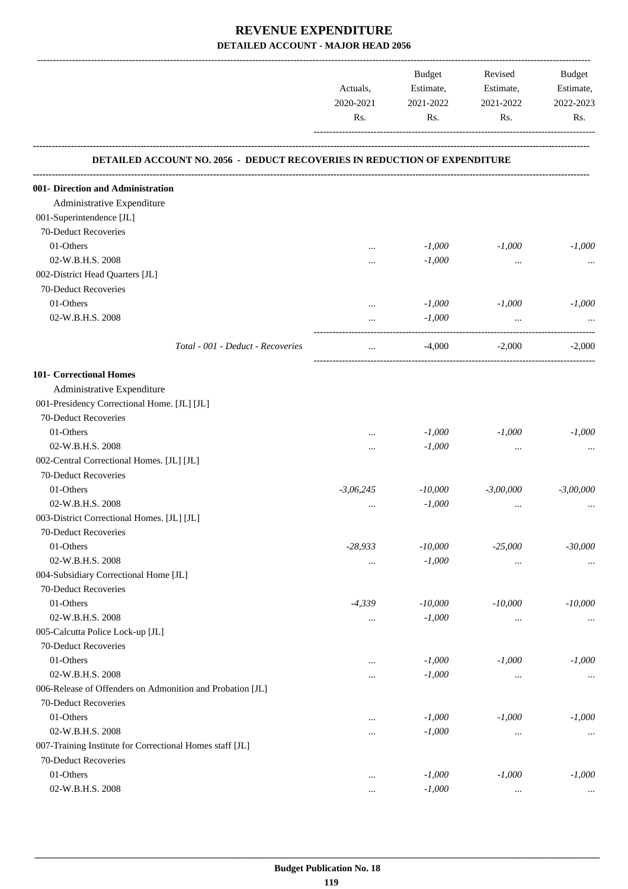# REVENUE EXPENDITURE

## DETAILED ACCOUNT - MAJOR HEAD 2056

| | Actuals, 2020-2021 Rs. | Budget Estimate, 2021-2022 Rs. | Revised Estimate, 2021-2022 Rs. | Budget Estimate, 2022-2023 Rs. |
|---|---|---|---|---|
| **DETAILED ACCOUNT NO. 2056 - DEDUCT RECOVERIES IN REDUCTION OF EXPENDITURE** | | | | |
| **001- Direction and Administration** | | | | |
| Administrative Expenditure | | | | |
| 001-Superintendence [JL] | | | | |
| 70-Deduct Recoveries | | | | |
| 01-Others | ... | *-1,000* | *-1,000* | *-1,000* |
| 02-W.B.H.S. 2008 | ... | *-1,000* | ... | ... |
| 002-District Head Quarters [JL] | | | | |
| 70-Deduct Recoveries | | | | |
| 01-Others | ... | *-1,000* | *-1,000* | *-1,000* |
| 02-W.B.H.S. 2008 | ... | *-1,000* | ... | ... |
| *Total - 001 - Deduct - Recoveries* | ... | -4,000 | -2,000 | -2,000 |
| **101- Correctional Homes** | | | | |
| Administrative Expenditure | | | | |
| 001-Presidency Correctional Home. [JL] [JL] | | | | |
| 70-Deduct Recoveries | | | | |
| 01-Others | ... | *-1,000* | *-1,000* | *-1,000* |
| 02-W.B.H.S. 2008 | ... | *-1,000* | ... | ... |
| 002-Central Correctional Homes. [JL] [JL] | | | | |
| 70-Deduct Recoveries | | | | |
| 01-Others | *-3,06,245* | *-10,000* | *-3,00,000* | *-3,00,000* |
| 02-W.B.H.S. 2008 | ... | *-1,000* | ... | ... |
| 003-District Correctional Homes. [JL] [JL] | | | | |
| 70-Deduct Recoveries | | | | |
| 01-Others | *-28,933* | *-10,000* | *-25,000* | *-30,000* |
| 02-W.B.H.S. 2008 | ... | *-1,000* | ... | ... |
| 004-Subsidiary Correctional Home [JL] | | | | |
| 70-Deduct Recoveries | | | | |
| 01-Others | *-4,339* | *-10,000* | *-10,000* | *-10,000* |
| 02-W.B.H.S. 2008 | ... | *-1,000* | ... | ... |
| 005-Calcutta Police Lock-up [JL] | | | | |
| 70-Deduct Recoveries | | | | |
| 01-Others | ... | *-1,000* | *-1,000* | *-1,000* |
| 02-W.B.H.S. 2008 | ... | *-1,000* | ... | ... |
| 006-Release of Offenders on Admonition and Probation [JL] | | | | |
| 70-Deduct Recoveries | | | | |
| 01-Others | ... | *-1,000* | *-1,000* | *-1,000* |
| 02-W.B.H.S. 2008 | ... | *-1,000* | ... | ... |
| 007-Training Institute for Correctional Homes staff [JL] | | | | |
| 70-Deduct Recoveries | | | | |
| 01-Others | ... | *-1,000* | *-1,000* | *-1,000* |
| 02-W.B.H.S. 2008 | ... | *-1,000* | ... | ... |

**Budget Publication No. 18**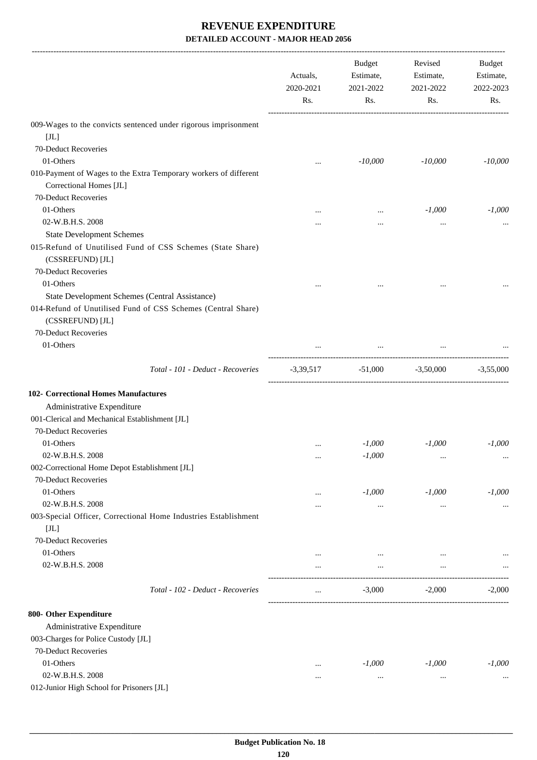# REVENUE EXPENDITURE

## DETAILED ACCOUNT - MAJOR HEAD 2056

| | Actuals, 2020-2021 Rs. | Budget Estimate, 2021-2022 Rs. | Revised Estimate, 2021-2022 Rs. | Budget Estimate, 2022-2023 Rs. |
|---|---|---|---|---|
| 009-Wages to the convicts sentenced under rigorous imprisonment [JL] | | | | |
| 70-Deduct Recoveries | | | | |
| 01-Others | ... | *-10,000* | *-10,000* | *-10,000* |
| 010-Payment of Wages to the Extra Temporary workers of different Correctional Homes [JL] | | | | |
| 70-Deduct Recoveries | | | | |
| 01-Others | ... | ... | *-1,000* | *-1,000* |
| 02-W.B.H.S. 2008 | ... | ... | ... | ... |
| State Development Schemes | | | | |
| 015-Refund of Unutilised Fund of CSS Schemes (State Share) (CSSREFUND) [JL] | | | | |
| 70-Deduct Recoveries | | | | |
| 01-Others | ... | ... | ... | ... |
| State Development Schemes (Central Assistance) | | | | |
| 014-Refund of Unutilised Fund of CSS Schemes (Central Share) (CSSREFUND) [JL] | | | | |
| 70-Deduct Recoveries | | | | |
| 01-Others | ... | ... | ... | ... |
| *Total - 101 - Deduct - Recoveries* | -3,39,517 | -51,000 | -3,50,000 | -3,55,000 |
| **102- Correctional Homes Manufactures** | | | | |
| Administrative Expenditure | | | | |
| 001-Clerical and Mechanical Establishment [JL] | | | | |
| 70-Deduct Recoveries | | | | |
| 01-Others | ... | *-1,000* | *-1,000* | *-1,000* |
| 02-W.B.H.S. 2008 | ... | *-1,000* | ... | ... |
| 002-Correctional Home Depot Establishment [JL] | | | | |
| 70-Deduct Recoveries | | | | |
| 01-Others | ... | *-1,000* | *-1,000* | *-1,000* |
| 02-W.B.H.S. 2008 | ... | ... | ... | ... |
| 003-Special Officer, Correctional Home Industries Establishment [JL] | | | | |
| 70-Deduct Recoveries | | | | |
| 01-Others | ... | ... | ... | ... |
| 02-W.B.H.S. 2008 | ... | ... | ... | ... |
| *Total - 102 - Deduct - Recoveries* | ... | -3,000 | -2,000 | -2,000 |
| **800- Other Expenditure** | | | | |
| Administrative Expenditure | | | | |
| 003-Charges for Police Custody [JL] | | | | |
| 70-Deduct Recoveries | | | | |
| 01-Others | ... | *-1,000* | *-1,000* | *-1,000* |
| 02-W.B.H.S. 2008 | ... | ... | ... | ... |
| 012-Junior High School for Prisoners [JL] | | | | |

Budget Publication No. 18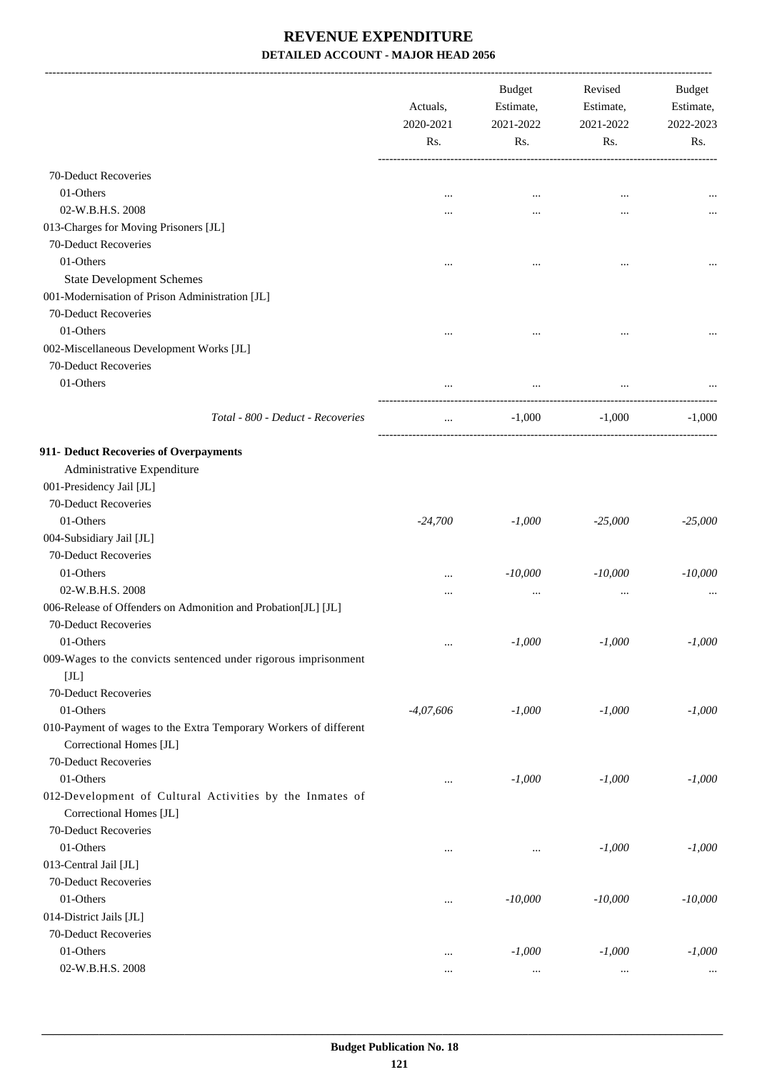# REVENUE EXPENDITURE

## DETAILED ACCOUNT - MAJOR HEAD 2056

| | Actuals, 2020-2021 Rs. | Budget Estimate, 2021-2022 Rs. | Revised Estimate, 2021-2022 Rs. | Budget Estimate, 2022-2023 Rs. |
|---|---|---|---|---|
| 70-Deduct Recoveries | | | | |
| 01-Others | ... | ... | ... | ... |
| 02-W.B.H.S. 2008 | ... | ... | ... | ... |
| 013-Charges for Moving Prisoners [JL] | | | | |
| 70-Deduct Recoveries | | | | |
| 01-Others | ... | ... | ... | ... |
| State Development Schemes | | | | |
| 001-Modernisation of Prison Administration [JL] | | | | |
| 70-Deduct Recoveries | | | | |
| 01-Others | ... | ... | ... | ... |
| 002-Miscellaneous Development Works [JL] | | | | |
| 70-Deduct Recoveries | | | | |
| 01-Others | ... | ... | ... | ... |
| *Total - 800 - Deduct - Recoveries* | ... | -1,000 | -1,000 | -1,000 |
| **911- Deduct Recoveries of Overpayments** | | | | |
| Administrative Expenditure | | | | |
| 001-Presidency Jail [JL] | | | | |
| 70-Deduct Recoveries | | | | |
| 01-Others | *-24,700* | *-1,000* | *-25,000* | *-25,000* |
| 004-Subsidiary Jail [JL] | | | | |
| 70-Deduct Recoveries | | | | |
| 01-Others | ... | *-10,000* | *-10,000* | *-10,000* |
| 02-W.B.H.S. 2008 | ... | ... | ... | ... |
| 006-Release of Offenders on Admonition and Probation[JL] [JL] | | | | |
| 70-Deduct Recoveries | | | | |
| 01-Others | ... | *-1,000* | *-1,000* | *-1,000* |
| 009-Wages to the convicts sentenced under rigorous imprisonment [JL] | | | | |
| 70-Deduct Recoveries | | | | |
| 01-Others | *-4,07,606* | *-1,000* | *-1,000* | *-1,000* |
| 010-Payment of wages to the Extra Temporary Workers of different Correctional Homes [JL] | | | | |
| 70-Deduct Recoveries | | | | |
| 01-Others | ... | *-1,000* | *-1,000* | *-1,000* |
| 012-Development of Cultural Activities by the Inmates of Correctional Homes [JL] | | | | |
| 70-Deduct Recoveries | | | | |
| 01-Others | ... | ... | *-1,000* | *-1,000* |
| 013-Central Jail [JL] | | | | |
| 70-Deduct Recoveries | | | | |
| 01-Others | ... | *-10,000* | *-10,000* | *-10,000* |
| 014-District Jails [JL] | | | | |
| 70-Deduct Recoveries | | | | |
| 01-Others | ... | *-1,000* | *-1,000* | *-1,000* |
| 02-W.B.H.S. 2008 | ... | ... | ... | ... |

Budget Publication No. 18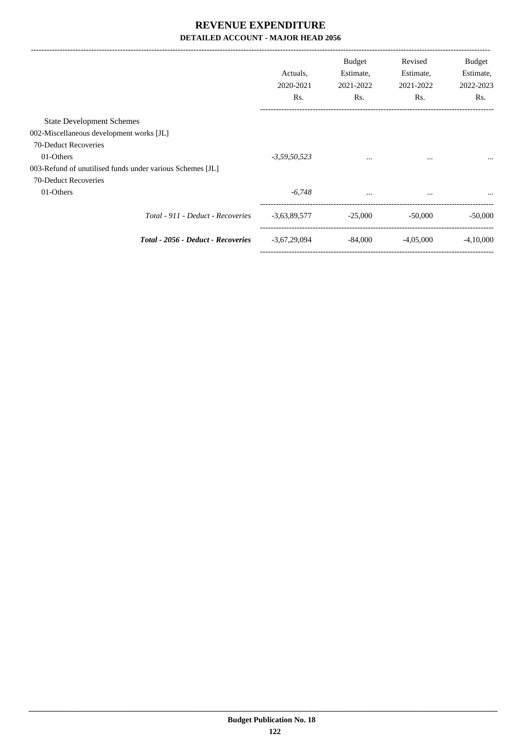# REVENUE EXPENDITURE

**DETAILED ACCOUNT - MAJOR HEAD 2056**

| | Actuals, 2020-2021 Rs. | Budget Estimate, 2021-2022 Rs. | Revised Estimate, 2021-2022 Rs. | Budget Estimate, 2022-2023 Rs. |
|---|---|---|---|---|
| State Development Schemes | | | | |
| 002-Miscellaneous development works [JL] | | | | |
| 70-Deduct Recoveries | | | | |
| 01-Others | *-3,59,50,523* | ... | ... | ... |
| 003-Refund of unutilised funds under various Schemes [JL] | | | | |
| 70-Deduct Recoveries | | | | |
| 01-Others | *-6,748* | ... | ... | ... |
| *Total - 911 - Deduct - Recoveries* | -3,63,89,577 | -25,000 | -50,000 | -50,000 |
| ***Total - 2056 - Deduct - Recoveries*** | -3,67,29,094 | -84,000 | -4,05,000 | -4,10,000 |

**Budget Publication No. 18**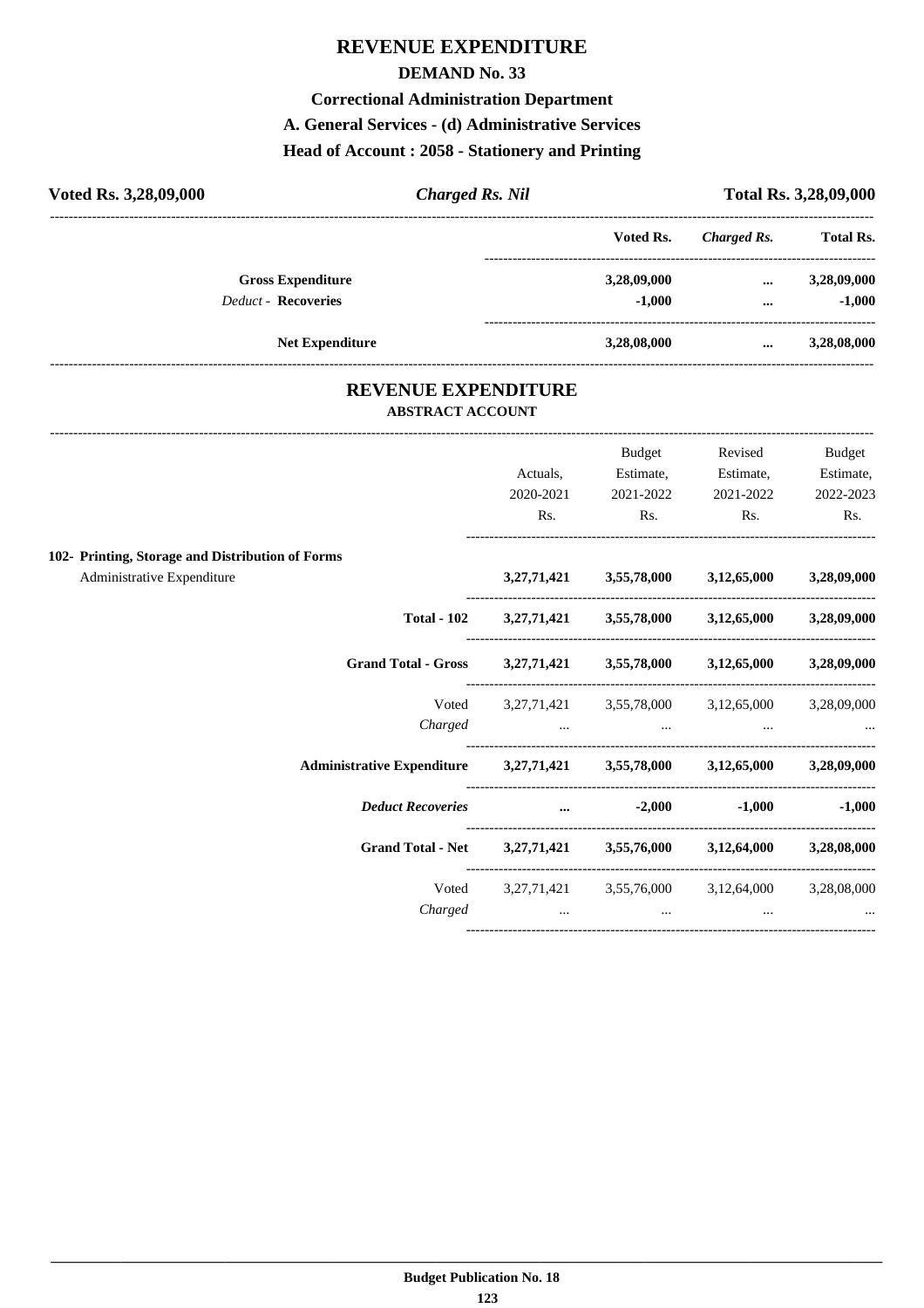# REVENUE EXPENDITURE

## DEMAND No. 33

### Correctional Administration Department

### A. General Services - (d) Administrative Services

### Head of Account : 2058 - Stationery and Printing

**Voted Rs. 3,28,09,000** | ***Charged Rs. Nil*** | **Total Rs. 3,28,09,000**

| | Voted Rs. | *Charged Rs.* | Total Rs. |
|---|---|---|---|
| **Gross Expenditure** | 3,28,09,000 | ... | 3,28,09,000 |
| *Deduct -* **Recoveries** | -1,000 | ... | -1,000 |
| **Net Expenditure** | 3,28,08,000 | ... | 3,28,08,000 |

## REVENUE EXPENDITURE

### ABSTRACT ACCOUNT

| | Actuals, 2020-2021 Rs. | Budget Estimate, 2021-2022 Rs. | Revised Estimate, 2021-2022 Rs. | Budget Estimate, 2022-2023 Rs. |
|---|---|---|---|---|
| **102- Printing, Storage and Distribution of Forms** | | | | |
| Administrative Expenditure | **3,27,71,421** | **3,55,78,000** | **3,12,65,000** | **3,28,09,000** |
| **Total - 102** | **3,27,71,421** | **3,55,78,000** | **3,12,65,000** | **3,28,09,000** |
| **Grand Total - Gross** | **3,27,71,421** | **3,55,78,000** | **3,12,65,000** | **3,28,09,000** |
| Voted | 3,27,71,421 | 3,55,78,000 | 3,12,65,000 | 3,28,09,000 |
| *Charged* | ... | ... | ... | ... |
| **Administrative Expenditure** | **3,27,71,421** | **3,55,78,000** | **3,12,65,000** | **3,28,09,000** |
| ***Deduct Recoveries*** | **...** | **-2,000** | **-1,000** | **-1,000** |
| **Grand Total - Net** | **3,27,71,421** | **3,55,76,000** | **3,12,64,000** | **3,28,08,000** |
| Voted | 3,27,71,421 | 3,55,76,000 | 3,12,64,000 | 3,28,08,000 |
| *Charged* | ... | ... | ... | ... |

**Budget Publication No. 18**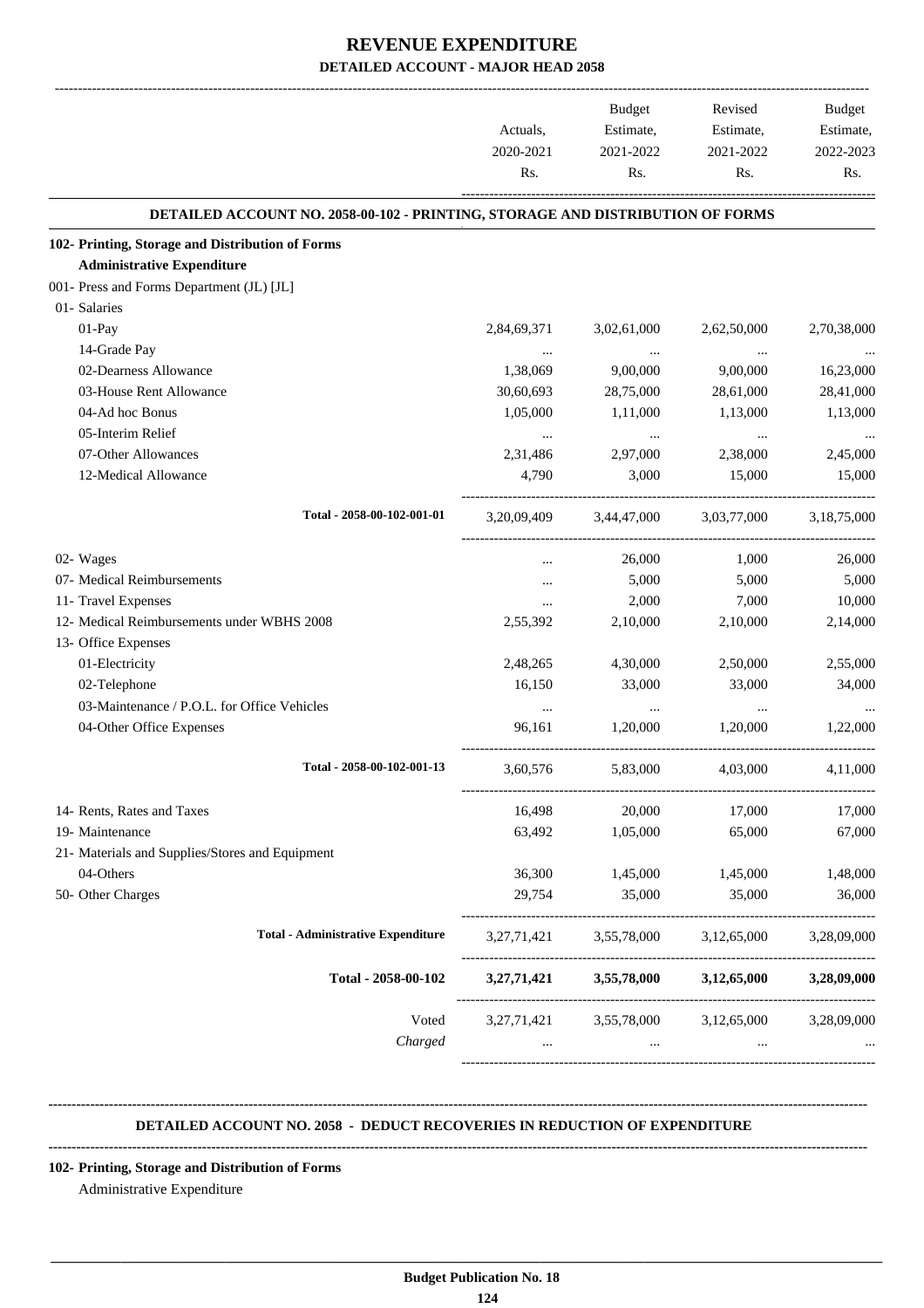# REVENUE EXPENDITURE

## DETAILED ACCOUNT - MAJOR HEAD 2058

| | Actuals, 2020-2021 Rs. | Budget Estimate, 2021-2022 Rs. | Revised Estimate, 2021-2022 Rs. | Budget Estimate, 2022-2023 Rs. |
|---|---|---|---|---|
| **DETAILED ACCOUNT NO. 2058-00-102 - PRINTING, STORAGE AND DISTRIBUTION OF FORMS** | | | | |
| **102- Printing, Storage and Distribution of Forms** | | | | |
| **Administrative Expenditure** | | | | |
| 001- Press and Forms Department (JL) [JL] | | | | |
| 01- Salaries | | | | |
| 01-Pay | 2,84,69,371 | 3,02,61,000 | 2,62,50,000 | 2,70,38,000 |
| 14-Grade Pay | ... | ... | ... | ... |
| 02-Dearness Allowance | 1,38,069 | 9,00,000 | 9,00,000 | 16,23,000 |
| 03-House Rent Allowance | 30,60,693 | 28,75,000 | 28,61,000 | 28,41,000 |
| 04-Ad hoc Bonus | 1,05,000 | 1,11,000 | 1,13,000 | 1,13,000 |
| 05-Interim Relief | ... | ... | ... | ... |
| 07-Other Allowances | 2,31,486 | 2,97,000 | 2,38,000 | 2,45,000 |
| 12-Medical Allowance | 4,790 | 3,000 | 15,000 | 15,000 |
| Total - 2058-00-102-001-01 | 3,20,09,409 | 3,44,47,000 | 3,03,77,000 | 3,18,75,000 |
| 02- Wages | ... | 26,000 | 1,000 | 26,000 |
| 07- Medical Reimbursements | ... | 5,000 | 5,000 | 5,000 |
| 11- Travel Expenses | ... | 2,000 | 7,000 | 10,000 |
| 12- Medical Reimbursements under WBHS 2008 | 2,55,392 | 2,10,000 | 2,10,000 | 2,14,000 |
| 13- Office Expenses | | | | |
| 01-Electricity | 2,48,265 | 4,30,000 | 2,50,000 | 2,55,000 |
| 02-Telephone | 16,150 | 33,000 | 33,000 | 34,000 |
| 03-Maintenance / P.O.L. for Office Vehicles | ... | ... | ... | ... |
| 04-Other Office Expenses | 96,161 | 1,20,000 | 1,20,000 | 1,22,000 |
| Total - 2058-00-102-001-13 | 3,60,576 | 5,83,000 | 4,03,000 | 4,11,000 |
| 14- Rents, Rates and Taxes | 16,498 | 20,000 | 17,000 | 17,000 |
| 19- Maintenance | 63,492 | 1,05,000 | 65,000 | 67,000 |
| 21- Materials and Supplies/Stores and Equipment | | | | |
| 04-Others | 36,300 | 1,45,000 | 1,45,000 | 1,48,000 |
| 50- Other Charges | 29,754 | 35,000 | 35,000 | 36,000 |
| **Total - Administrative Expenditure** | 3,27,71,421 | 3,55,78,000 | 3,12,65,000 | 3,28,09,000 |
| **Total - 2058-00-102** | **3,27,71,421** | **3,55,78,000** | **3,12,65,000** | **3,28,09,000** |
| Voted | 3,27,71,421 | 3,55,78,000 | 3,12,65,000 | 3,28,09,000 |
| *Charged* | ... | ... | ... | ... |

**DETAILED ACCOUNT NO. 2058 - DEDUCT RECOVERIES IN REDUCTION OF EXPENDITURE**

**102- Printing, Storage and Distribution of Forms**

Administrative Expenditure

**Budget Publication No. 18**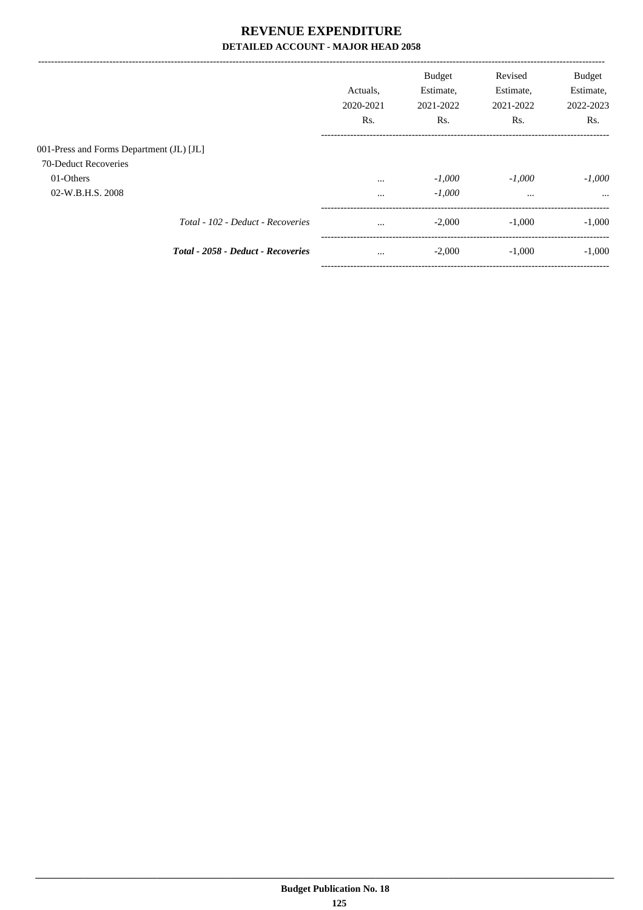# REVENUE EXPENDITURE

## DETAILED ACCOUNT - MAJOR HEAD 2058

| | Actuals, 2020-2021 Rs. | Budget Estimate, 2021-2022 Rs. | Revised Estimate, 2021-2022 Rs. | Budget Estimate, 2022-2023 Rs. |
|---|---|---|---|---|
| 001-Press and Forms Department (JL) [JL] | | | | |
| 70-Deduct Recoveries | | | | |
| 01-Others | ... | *-1,000* | *-1,000* | *-1,000* |
| 02-W.B.H.S. 2008 | ... | *-1,000* | ... | ... |
| *Total - 102 - Deduct - Recoveries* | ... | -2,000 | -1,000 | -1,000 |
| ***Total - 2058 - Deduct - Recoveries*** | ... | -2,000 | -1,000 | -1,000 |

**Budget Publication No. 18**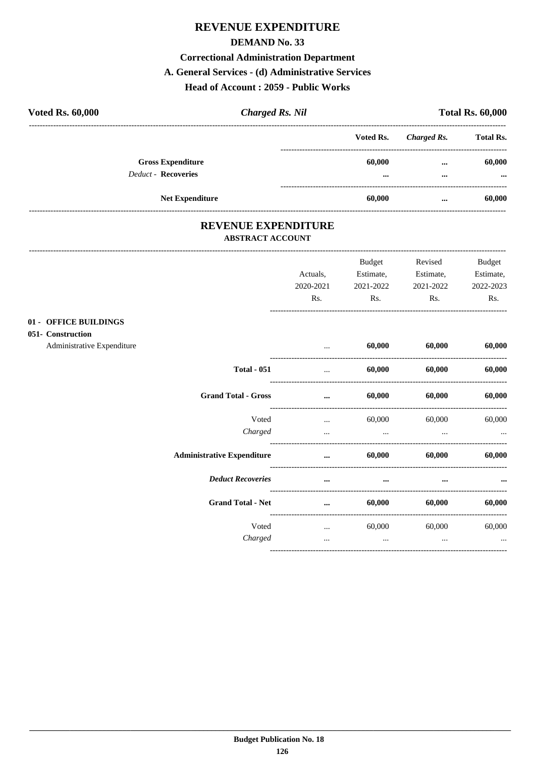# REVENUE EXPENDITURE

## DEMAND No. 33

### Correctional Administration Department

### A. General Services - (d) Administrative Services

### Head of Account : 2059 - Public Works

| **Voted Rs. 60,000** | ***Charged Rs. Nil*** | **Total Rs. 60,000** |
|---|---|---|

| | Voted Rs. | *Charged Rs.* | Total Rs. |
|---|---|---|---|
| **Gross Expenditure** | 60,000 | ... | 60,000 |
| *Deduct* - **Recoveries** | ... | ... | ... |
| **Net Expenditure** | 60,000 | ... | 60,000 |

## REVENUE EXPENDITURE

### ABSTRACT ACCOUNT

| | Actuals, 2020-2021 Rs. | Budget Estimate, 2021-2022 Rs. | Revised Estimate, 2021-2022 Rs. | Budget Estimate, 2022-2023 Rs. |
|---|---|---|---|---|
| **01 - OFFICE BUILDINGS** | | | | |
| **051- Construction** | | | | |
| Administrative Expenditure | ... | **60,000** | **60,000** | **60,000** |
| **Total - 051** | ... | **60,000** | **60,000** | **60,000** |
| **Grand Total - Gross** | ... | **60,000** | **60,000** | **60,000** |
| Voted | ... | 60,000 | 60,000 | 60,000 |
| *Charged* | ... | ... | ... | ... |
| **Administrative Expenditure** | ... | **60,000** | **60,000** | **60,000** |
| ***Deduct Recoveries*** | ... | ... | ... | ... |
| **Grand Total - Net** | ... | **60,000** | **60,000** | **60,000** |
| Voted | ... | 60,000 | 60,000 | 60,000 |
| *Charged* | ... | ... | ... | ... |

**Budget Publication No. 18**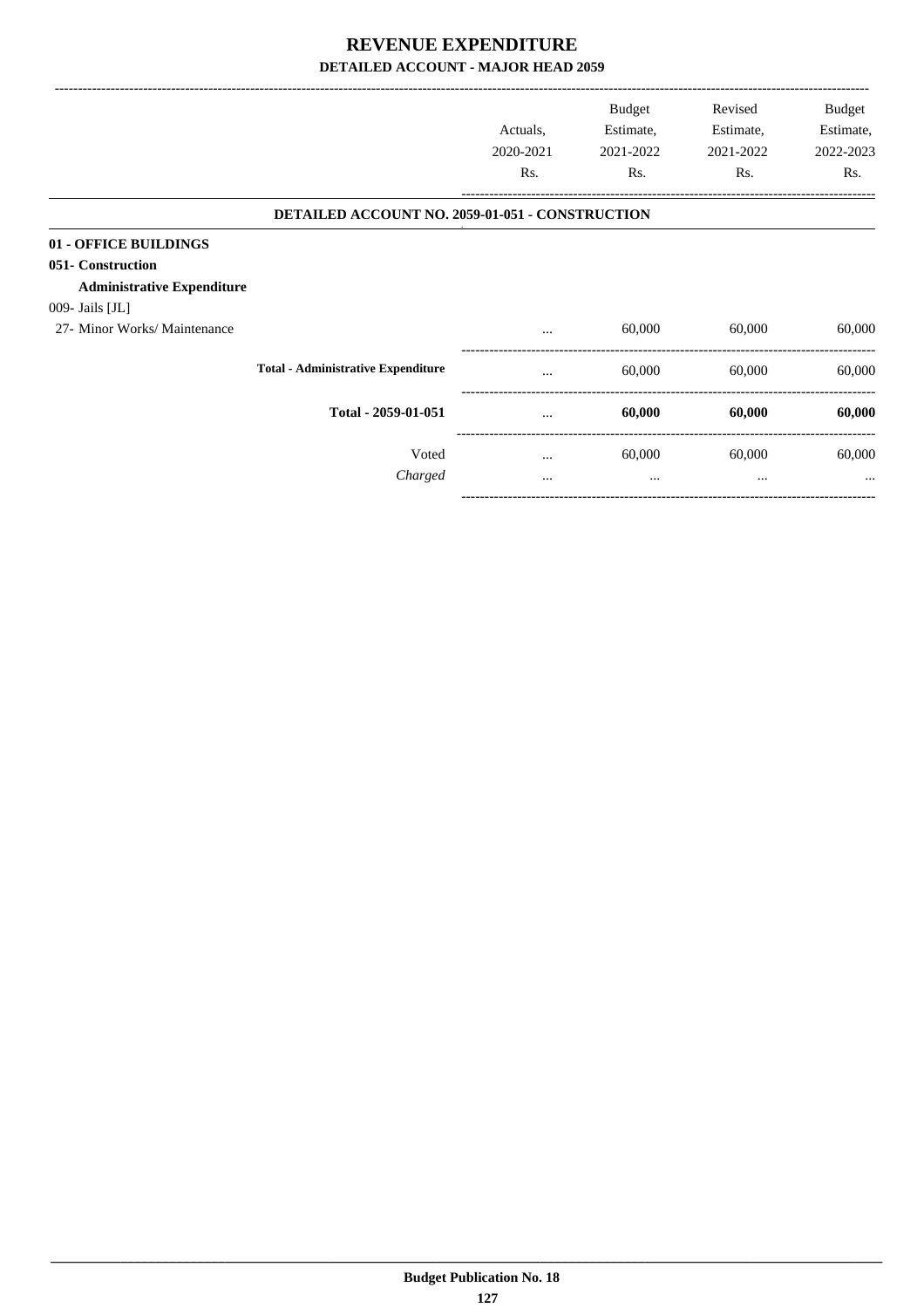# REVENUE EXPENDITURE

**DETAILED ACCOUNT - MAJOR HEAD 2059**

| | Actuals, 2020-2021 Rs. | Budget Estimate, 2021-2022 Rs. | Revised Estimate, 2021-2022 Rs. | Budget Estimate, 2022-2023 Rs. |
|---|---|---|---|---|
| **DETAILED ACCOUNT NO. 2059-01-051 - CONSTRUCTION** | | | | |
| **01 - OFFICE BUILDINGS** | | | | |
| **051- Construction** | | | | |
| **Administrative Expenditure** | | | | |
| 009- Jails [JL] | | | | |
| 27- Minor Works/ Maintenance | ... | 60,000 | 60,000 | 60,000 |
| **Total - Administrative Expenditure** | ... | 60,000 | 60,000 | 60,000 |
| **Total - 2059-01-051** | ... | **60,000** | **60,000** | **60,000** |
| Voted | ... | 60,000 | 60,000 | 60,000 |
| *Charged* | ... | ... | ... | ... |

**Budget Publication No. 18**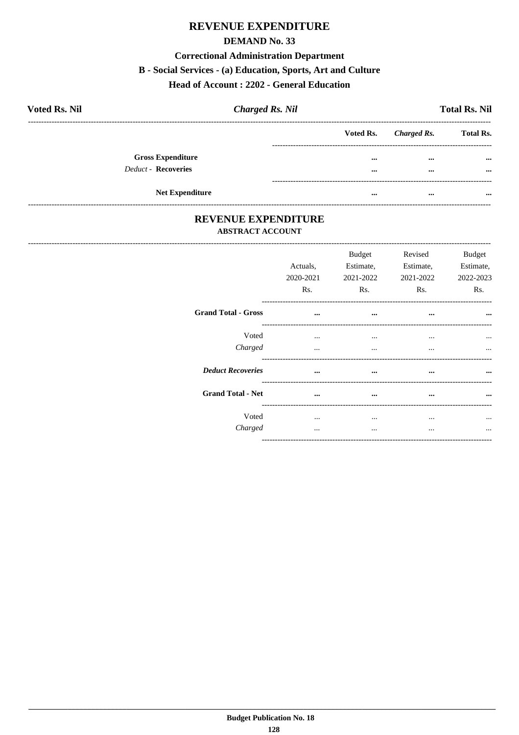# REVENUE EXPENDITURE

## DEMAND No. 33

### Correctional Administration Department

### B - Social Services - (a) Education, Sports, Art and Culture

### Head of Account : 2202 - General Education

| Voted Rs. Nil | *Charged Rs. Nil* | Total Rs. Nil |
|---|---|---|

| | Voted Rs. | *Charged Rs.* | Total Rs. |
|---|---|---|---|
| **Gross Expenditure** | ... | ... | ... |
| *Deduct* - **Recoveries** | ... | ... | ... |
| **Net Expenditure** | ... | ... | ... |

# REVENUE EXPENDITURE

**ABSTRACT ACCOUNT**

| | Actuals, 2020-2021 Rs. | Budget Estimate, 2021-2022 Rs. | Revised Estimate, 2021-2022 Rs. | Budget Estimate, 2022-2023 Rs. |
|---|---|---|---|---|
| **Grand Total - Gross** | ... | ... | ... | ... |
| Voted | ... | ... | ... | ... |
| *Charged* | ... | ... | ... | ... |
| ***Deduct Recoveries*** | ... | ... | ... | ... |
| **Grand Total - Net** | ... | ... | ... | ... |
| Voted | ... | ... | ... | ... |
| *Charged* | ... | ... | ... | ... |

**Budget Publication No. 18**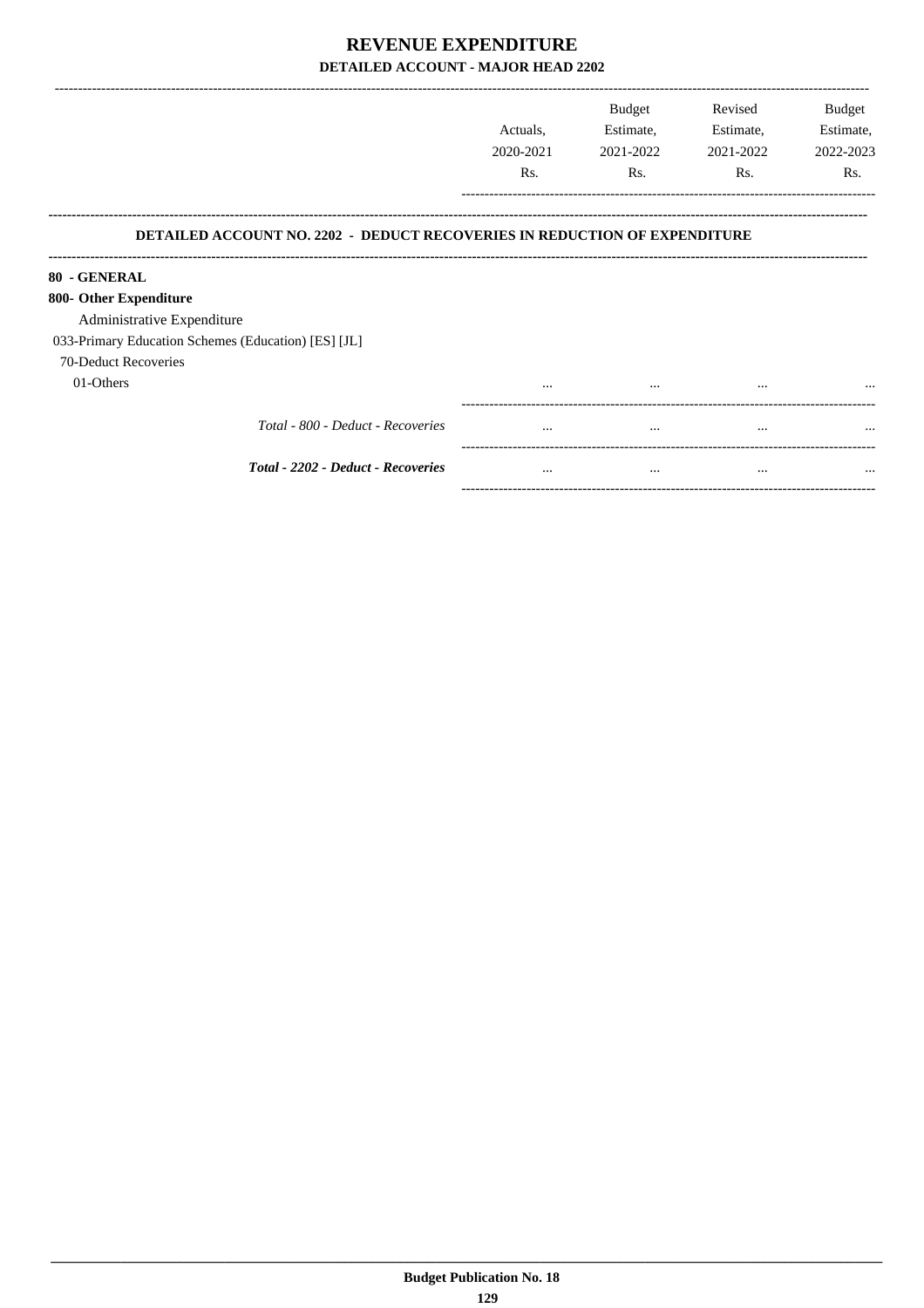# REVENUE EXPENDITURE
## DETAILED ACCOUNT - MAJOR HEAD 2202

| | Actuals, 2020-2021 Rs. | Budget Estimate, 2021-2022 Rs. | Revised Estimate, 2021-2022 Rs. | Budget Estimate, 2022-2023 Rs. |
|---|---|---|---|---|

**DETAILED ACCOUNT NO. 2202 - DEDUCT RECOVERIES IN REDUCTION OF EXPENDITURE**

| | Actuals, 2020-2021 Rs. | Budget Estimate, 2021-2022 Rs. | Revised Estimate, 2021-2022 Rs. | Budget Estimate, 2022-2023 Rs. |
|---|---|---|---|---|
| **80 - GENERAL** | | | | |
| **800- Other Expenditure** | | | | |
| Administrative Expenditure | | | | |
| 033-Primary Education Schemes (Education) [ES] [JL] | | | | |
| 70-Deduct Recoveries | | | | |
| 01-Others | ... | ... | ... | ... |
| *Total - 800 - Deduct - Recoveries* | ... | ... | ... | ... |
| ***Total - 2202 - Deduct - Recoveries*** | ... | ... | ... | ... |

**Budget Publication No. 18**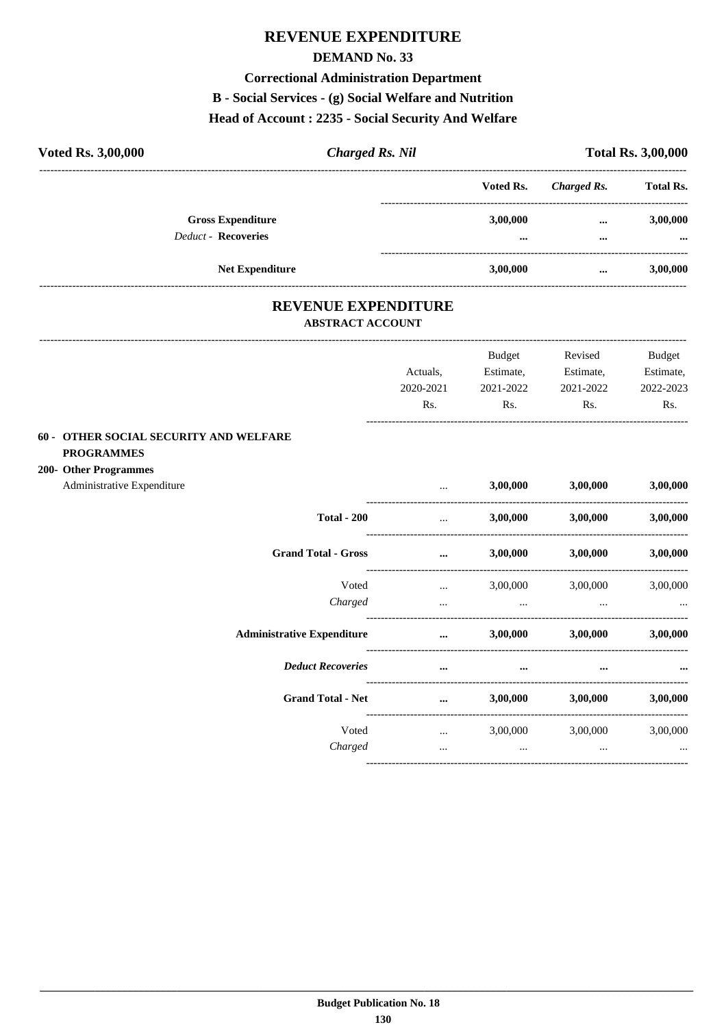# REVENUE EXPENDITURE

## DEMAND No. 33

### Correctional Administration Department

### B - Social Services - (g) Social Welfare and Nutrition

### Head of Account : 2235 - Social Security And Welfare

| **Voted Rs. 3,00,000** | ***Charged Rs. Nil*** | **Total Rs. 3,00,000** |
|---|---|---|

| | Voted Rs. | *Charged Rs.* | Total Rs. |
|---|---|---|---|
| **Gross Expenditure** | **3,00,000** | **...** | **3,00,000** |
| *Deduct* - **Recoveries** | **...** | **...** | **...** |
| **Net Expenditure** | **3,00,000** | **...** | **3,00,000** |

## REVENUE EXPENDITURE

### ABSTRACT ACCOUNT

| | Actuals, 2020-2021 Rs. | Budget Estimate, 2021-2022 Rs. | Revised Estimate, 2021-2022 Rs. | Budget Estimate, 2022-2023 Rs. |
|---|---|---|---|---|
| **60 - OTHER SOCIAL SECURITY AND WELFARE PROGRAMMES** | | | | |
| **200- Other Programmes** | | | | |
| Administrative Expenditure | ... | **3,00,000** | **3,00,000** | **3,00,000** |
| **Total - 200** | ... | **3,00,000** | **3,00,000** | **3,00,000** |
| **Grand Total - Gross** | **...** | **3,00,000** | **3,00,000** | **3,00,000** |
| Voted | ... | 3,00,000 | 3,00,000 | 3,00,000 |
| *Charged* | ... | ... | ... | ... |
| **Administrative Expenditure** | **...** | **3,00,000** | **3,00,000** | **3,00,000** |
| ***Deduct Recoveries*** | **...** | **...** | **...** | **...** |
| **Grand Total - Net** | **...** | **3,00,000** | **3,00,000** | **3,00,000** |
| Voted | ... | 3,00,000 | 3,00,000 | 3,00,000 |
| *Charged* | ... | ... | ... | ... |

**Budget Publication No. 18**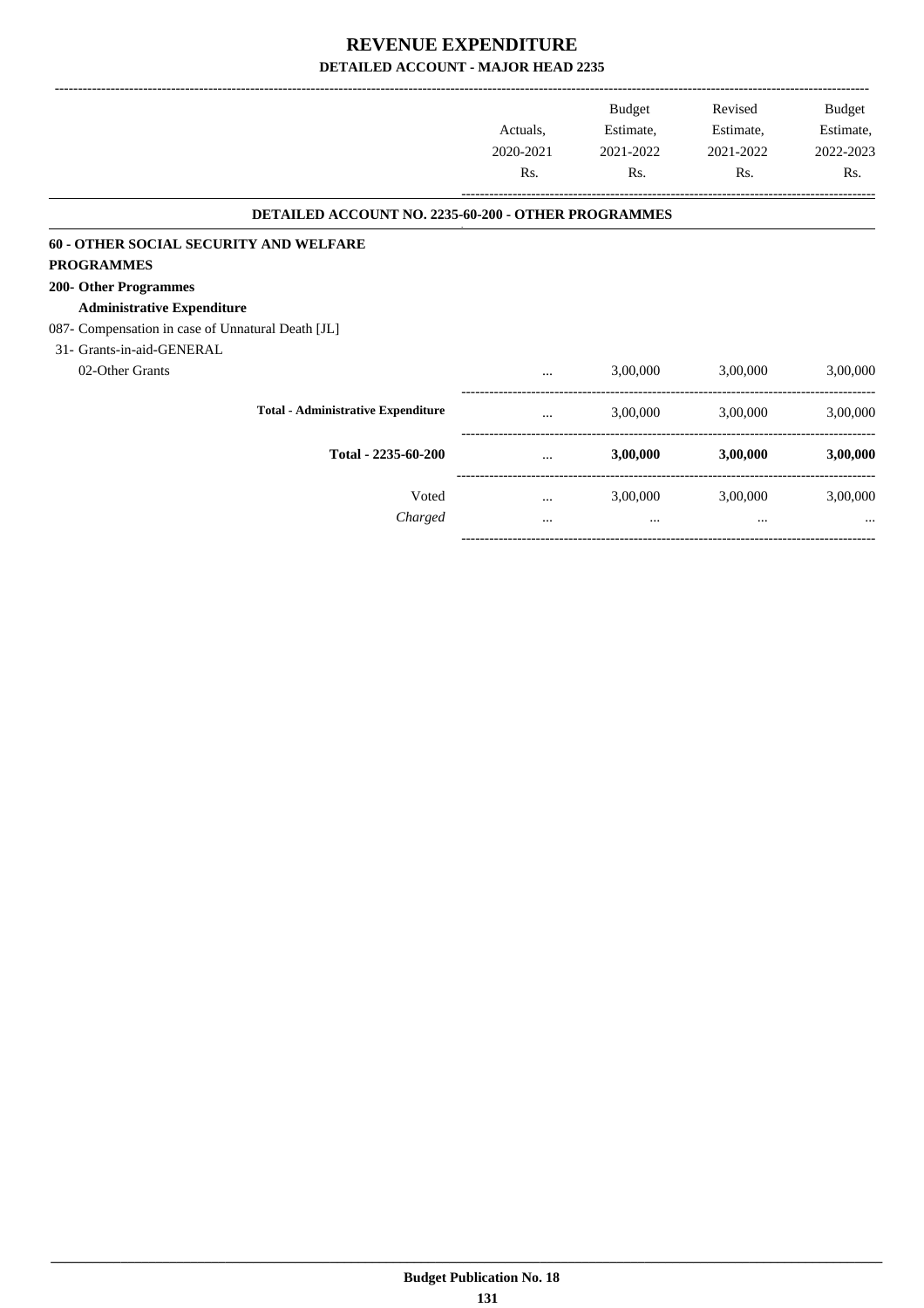# REVENUE EXPENDITURE

## DETAILED ACCOUNT - MAJOR HEAD 2235

| | Actuals, 2020-2021 Rs. | Budget Estimate, 2021-2022 Rs. | Revised Estimate, 2021-2022 Rs. | Budget Estimate, 2022-2023 Rs. |
|---|---|---|---|---|
| **DETAILED ACCOUNT NO. 2235-60-200 - OTHER PROGRAMMES** | | | | |
| **60 - OTHER SOCIAL SECURITY AND WELFARE PROGRAMMES** | | | | |
| **200- Other Programmes** | | | | |
| **Administrative Expenditure** | | | | |
| 087- Compensation in case of Unnatural Death [JL] | | | | |
| 31- Grants-in-aid-GENERAL | | | | |
| 02-Other Grants | ... | 3,00,000 | 3,00,000 | 3,00,000 |
| **Total - Administrative Expenditure** | ... | 3,00,000 | 3,00,000 | 3,00,000 |
| **Total - 2235-60-200** | ... | **3,00,000** | **3,00,000** | **3,00,000** |
| Voted | ... | 3,00,000 | 3,00,000 | 3,00,000 |
| *Charged* | ... | ... | ... | ... |

**Budget Publication No. 18**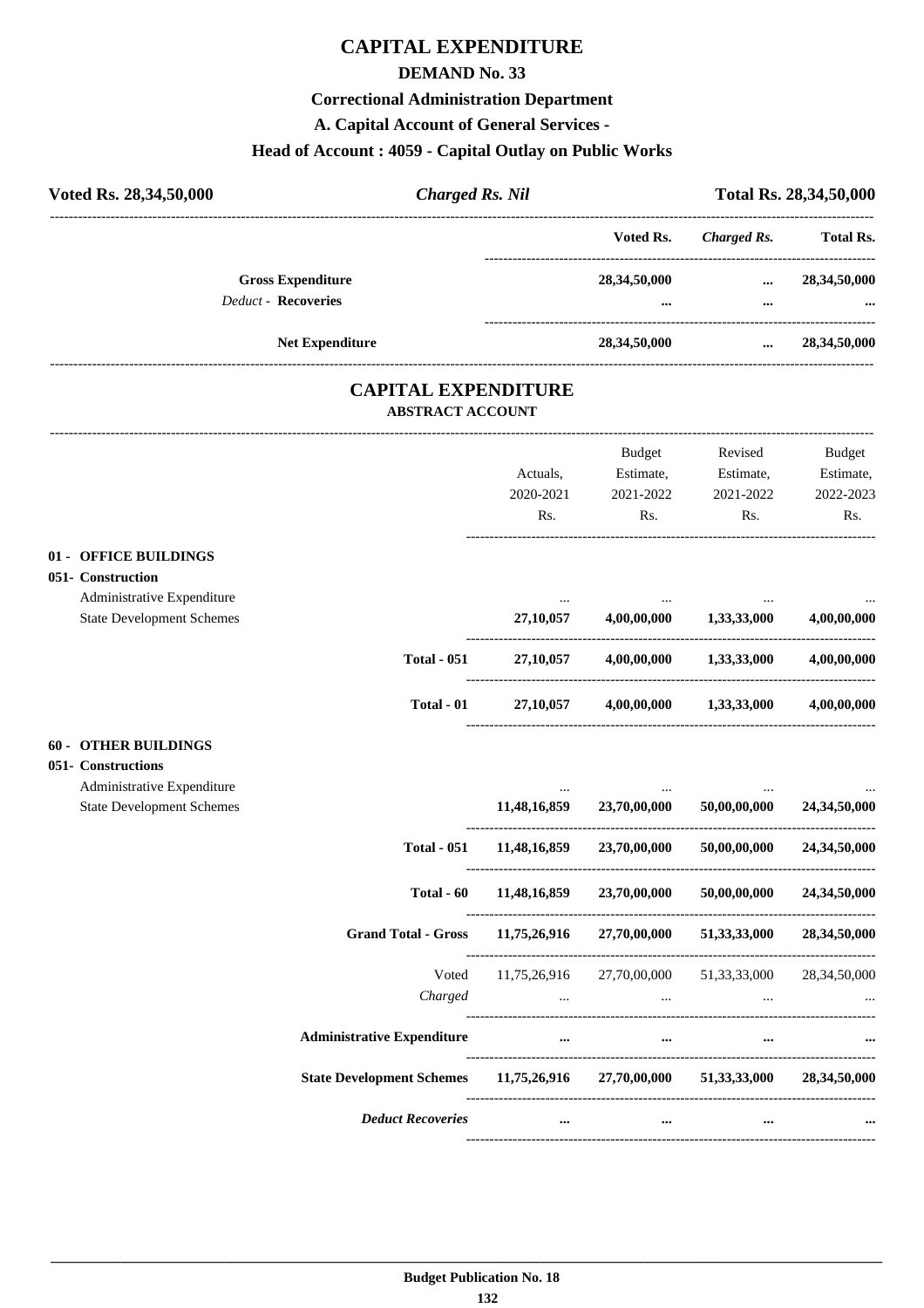# CAPITAL EXPENDITURE

## DEMAND No. 33

### Correctional Administration Department

### A. Capital Account of General Services -

### Head of Account : 4059 - Capital Outlay on Public Works

| **Voted Rs. 28,34,50,000** | ***Charged Rs. Nil*** | **Total Rs. 28,34,50,000** |
|---|---|---|

| | **Voted Rs.** | ***Charged Rs.*** | **Total Rs.** |
|---|---|---|---|
| **Gross Expenditure** | **28,34,50,000** | **...** | **28,34,50,000** |
| *Deduct* - **Recoveries** | **...** | **...** | **...** |
| **Net Expenditure** | **28,34,50,000** | **...** | **28,34,50,000** |

## CAPITAL EXPENDITURE

### ABSTRACT ACCOUNT

| | Actuals, 2020-2021 Rs. | Budget Estimate, 2021-2022 Rs. | Revised Estimate, 2021-2022 Rs. | Budget Estimate, 2022-2023 Rs. |
|---|---|---|---|---|
| **01 - OFFICE BUILDINGS** | | | | |
| **051- Construction** | | | | |
| Administrative Expenditure | ... | ... | ... | ... |
| State Development Schemes | **27,10,057** | **4,00,00,000** | **1,33,33,000** | **4,00,00,000** |
| **Total - 051** | **27,10,057** | **4,00,00,000** | **1,33,33,000** | **4,00,00,000** |
| **Total - 01** | **27,10,057** | **4,00,00,000** | **1,33,33,000** | **4,00,00,000** |
| **60 - OTHER BUILDINGS** | | | | |
| **051- Constructions** | | | | |
| Administrative Expenditure | ... | ... | ... | ... |
| State Development Schemes | **11,48,16,859** | **23,70,00,000** | **50,00,00,000** | **24,34,50,000** |
| **Total - 051** | **11,48,16,859** | **23,70,00,000** | **50,00,00,000** | **24,34,50,000** |
| **Total - 60** | **11,48,16,859** | **23,70,00,000** | **50,00,00,000** | **24,34,50,000** |
| **Grand Total - Gross** | **11,75,26,916** | **27,70,00,000** | **51,33,33,000** | **28,34,50,000** |
| Voted | 11,75,26,916 | 27,70,00,000 | 51,33,33,000 | 28,34,50,000 |
| *Charged* | ... | ... | ... | ... |
| **Administrative Expenditure** | **...** | **...** | **...** | **...** |
| **State Development Schemes** | **11,75,26,916** | **27,70,00,000** | **51,33,33,000** | **28,34,50,000** |
| ***Deduct Recoveries*** | **...** | **...** | **...** | **...** |

Budget Publication No. 18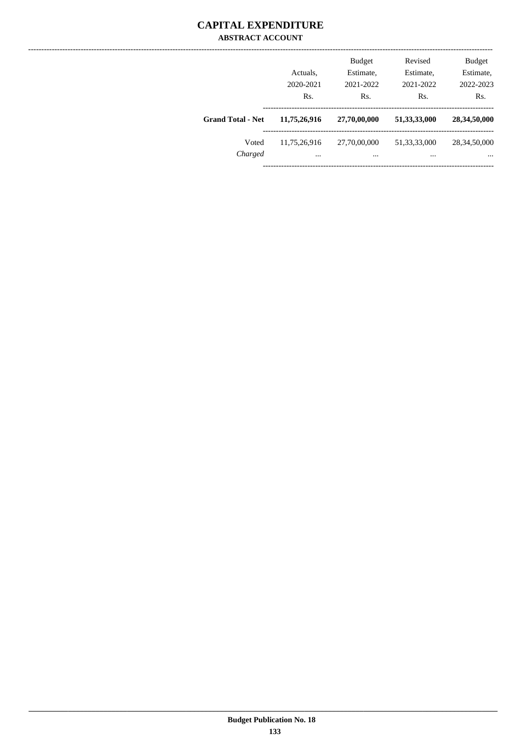# CAPITAL EXPENDITURE

## ABSTRACT ACCOUNT

| | Actuals, 2020-2021 Rs. | Budget Estimate, 2021-2022 Rs. | Revised Estimate, 2021-2022 Rs. | Budget Estimate, 2022-2023 Rs. |
|---|---|---|---|---|
| **Grand Total - Net** | **11,75,26,916** | **27,70,00,000** | **51,33,33,000** | **28,34,50,000** |
| Voted | 11,75,26,916 | 27,70,00,000 | 51,33,33,000 | 28,34,50,000 |
| *Charged* | ... | ... | ... | ... |

Budget Publication No. 18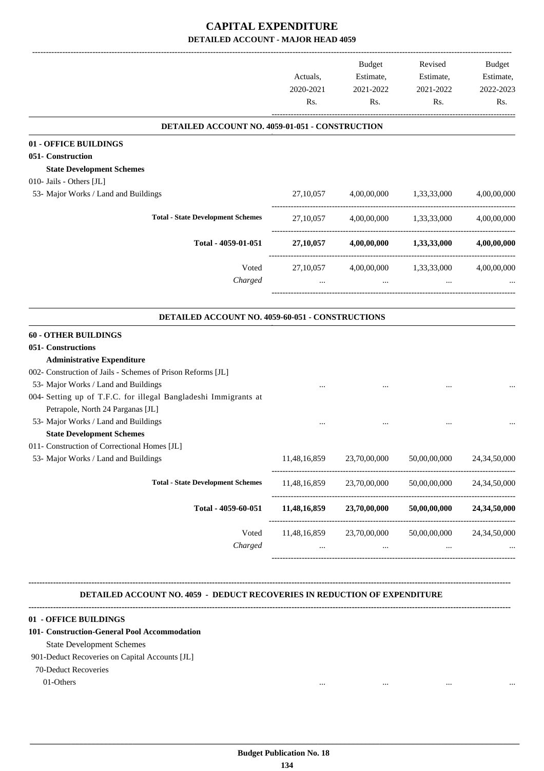# CAPITAL EXPENDITURE

## DETAILED ACCOUNT - MAJOR HEAD 4059

| | Actuals, 2020-2021 Rs. | Budget Estimate, 2021-2022 Rs. | Revised Estimate, 2021-2022 Rs. | Budget Estimate, 2022-2023 Rs. |
|---|---|---|---|---|
| **DETAILED ACCOUNT NO. 4059-01-051 - CONSTRUCTION** | | | | |
| **01 - OFFICE BUILDINGS** | | | | |
| **051- Construction** | | | | |
| **State Development Schemes** | | | | |
| 010- Jails - Others [JL] | | | | |
| 53- Major Works / Land and Buildings | 27,10,057 | 4,00,00,000 | 1,33,33,000 | 4,00,00,000 |
| **Total - State Development Schemes** | 27,10,057 | 4,00,00,000 | 1,33,33,000 | 4,00,00,000 |
| **Total - 4059-01-051** | **27,10,057** | **4,00,00,000** | **1,33,33,000** | **4,00,00,000** |
| Voted | 27,10,057 | 4,00,00,000 | 1,33,33,000 | 4,00,00,000 |
| *Charged* | ... | ... | ... | ... |
| **DETAILED ACCOUNT NO. 4059-60-051 - CONSTRUCTIONS** | | | | |
| **60 - OTHER BUILDINGS** | | | | |
| **051- Constructions** | | | | |
| **Administrative Expenditure** | | | | |
| 002- Construction of Jails - Schemes of Prison Reforms [JL] | | | | |
| 53- Major Works / Land and Buildings | ... | ... | ... | ... |
| 004- Setting up of T.F.C. for illegal Bangladeshi Immigrants at Petrapole, North 24 Parganas [JL] | | | | |
| 53- Major Works / Land and Buildings | ... | ... | ... | ... |
| **State Development Schemes** | | | | |
| 011- Construction of Correctional Homes [JL] | | | | |
| 53- Major Works / Land and Buildings | 11,48,16,859 | 23,70,00,000 | 50,00,00,000 | 24,34,50,000 |
| **Total - State Development Schemes** | 11,48,16,859 | 23,70,00,000 | 50,00,00,000 | 24,34,50,000 |
| **Total - 4059-60-051** | **11,48,16,859** | **23,70,00,000** | **50,00,00,000** | **24,34,50,000** |
| Voted | 11,48,16,859 | 23,70,00,000 | 50,00,00,000 | 24,34,50,000 |
| *Charged* | ... | ... | ... | ... |

**DETAILED ACCOUNT NO. 4059 - DEDUCT RECOVERIES IN REDUCTION OF EXPENDITURE**

| | | | | |
|---|---|---|---|---|
| **01 - OFFICE BUILDINGS** | | | | |
| **101- Construction-General Pool Accommodation** | | | | |
| State Development Schemes | | | | |
| 901-Deduct Recoveries on Capital Accounts [JL] | | | | |
| 70-Deduct Recoveries | | | | |
| 01-Others | ... | ... | ... | ... |

Budget Publication No. 18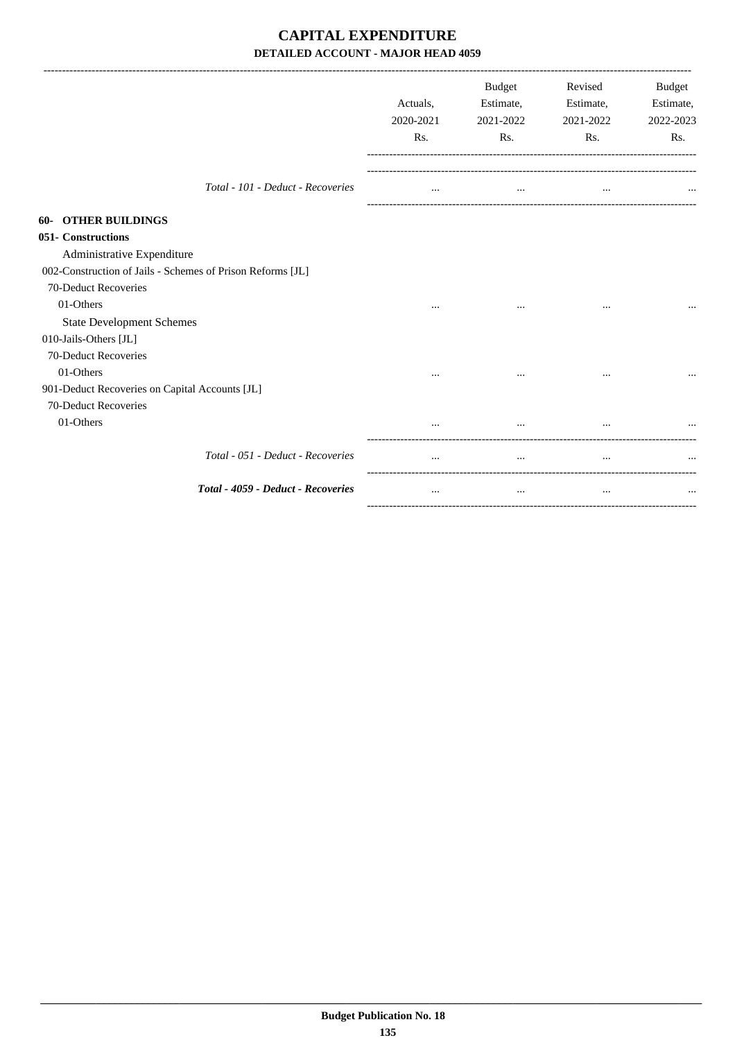# CAPITAL EXPENDITURE

## DETAILED ACCOUNT - MAJOR HEAD 4059

| | Actuals, 2020-2021 Rs. | Budget Estimate, 2021-2022 Rs. | Revised Estimate, 2021-2022 Rs. | Budget Estimate, 2022-2023 Rs. |
|---|---|---|---|---|
| *Total - 101 - Deduct - Recoveries* | ... | ... | ... | ... |
| **60- OTHER BUILDINGS** | | | | |
| **051- Constructions** | | | | |
| Administrative Expenditure | | | | |
| 002-Construction of Jails - Schemes of Prison Reforms [JL] | | | | |
| 70-Deduct Recoveries | | | | |
| 01-Others | ... | ... | ... | ... |
| State Development Schemes | | | | |
| 010-Jails-Others [JL] | | | | |
| 70-Deduct Recoveries | | | | |
| 01-Others | ... | ... | ... | ... |
| 901-Deduct Recoveries on Capital Accounts [JL] | | | | |
| 70-Deduct Recoveries | | | | |
| 01-Others | ... | ... | ... | ... |
| *Total - 051 - Deduct - Recoveries* | ... | ... | ... | ... |
| ***Total - 4059 - Deduct - Recoveries*** | ... | ... | ... | ... |

**Budget Publication No. 18**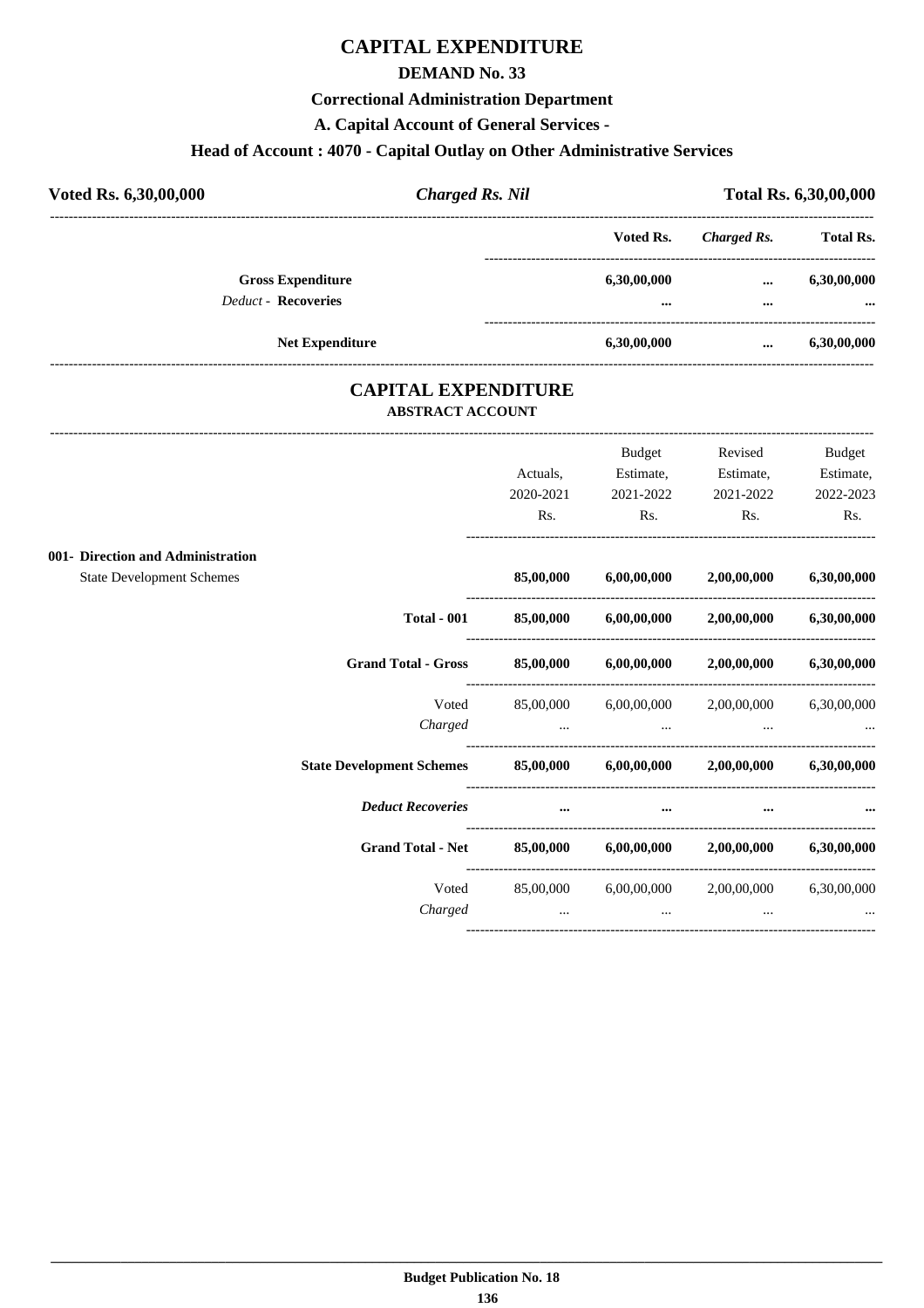# CAPITAL EXPENDITURE

## DEMAND No. 33

### Correctional Administration Department

### A. Capital Account of General Services -

### Head of Account : 4070 - Capital Outlay on Other Administrative Services

| **Voted Rs. 6,30,00,000** | ***Charged Rs. Nil*** | **Total Rs. 6,30,00,000** |
|---|---|---|

| | Voted Rs. | *Charged Rs.* | Total Rs. |
|---|---|---|---|
| **Gross Expenditure** | **6,30,00,000** | **...** | **6,30,00,000** |
| *Deduct* - **Recoveries** | **...** | **...** | **...** |
| **Net Expenditure** | **6,30,00,000** | **...** | **6,30,00,000** |

# CAPITAL EXPENDITURE

## ABSTRACT ACCOUNT

| | Actuals, 2020-2021 Rs. | Budget Estimate, 2021-2022 Rs. | Revised Estimate, 2021-2022 Rs. | Budget Estimate, 2022-2023 Rs. |
|---|---|---|---|---|
| **001- Direction and Administration** | | | | |
| State Development Schemes | **85,00,000** | **6,00,00,000** | **2,00,00,000** | **6,30,00,000** |
| **Total - 001** | **85,00,000** | **6,00,00,000** | **2,00,00,000** | **6,30,00,000** |
| **Grand Total - Gross** | **85,00,000** | **6,00,00,000** | **2,00,00,000** | **6,30,00,000** |
| Voted | 85,00,000 | 6,00,00,000 | 2,00,00,000 | 6,30,00,000 |
| *Charged* | ... | ... | ... | ... |
| **State Development Schemes** | **85,00,000** | **6,00,00,000** | **2,00,00,000** | **6,30,00,000** |
| ***Deduct Recoveries*** | **...** | **...** | **...** | **...** |
| **Grand Total - Net** | **85,00,000** | **6,00,00,000** | **2,00,00,000** | **6,30,00,000** |
| Voted | 85,00,000 | 6,00,00,000 | 2,00,00,000 | 6,30,00,000 |
| *Charged* | ... | ... | ... | ... |

**Budget Publication No. 18**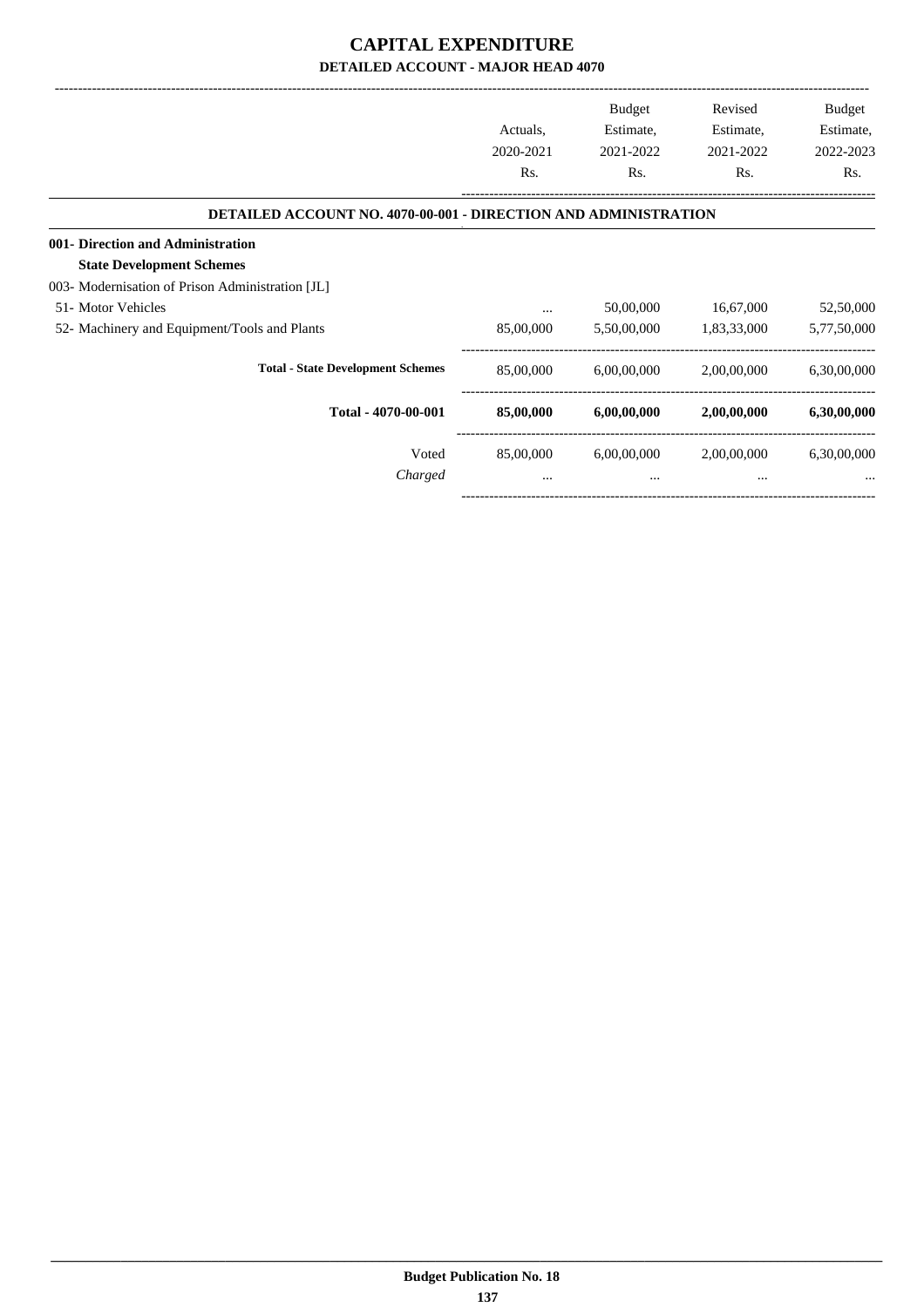# CAPITAL EXPENDITURE

## DETAILED ACCOUNT - MAJOR HEAD 4070

| | Actuals, 2020-2021 Rs. | Budget Estimate, 2021-2022 Rs. | Revised Estimate, 2021-2022 Rs. | Budget Estimate, 2022-2023 Rs. |
|---|---|---|---|---|
| **DETAILED ACCOUNT NO. 4070-00-001 - DIRECTION AND ADMINISTRATION** | | | | |
| **001- Direction and Administration** | | | | |
| **State Development Schemes** | | | | |
| 003- Modernisation of Prison Administration [JL] | | | | |
| 51- Motor Vehicles | ... | 50,00,000 | 16,67,000 | 52,50,000 |
| 52- Machinery and Equipment/Tools and Plants | 85,00,000 | 5,50,00,000 | 1,83,33,000 | 5,77,50,000 |
| **Total - State Development Schemes** | 85,00,000 | 6,00,00,000 | 2,00,00,000 | 6,30,00,000 |
| **Total - 4070-00-001** | **85,00,000** | **6,00,00,000** | **2,00,00,000** | **6,30,00,000** |
| Voted | 85,00,000 | 6,00,00,000 | 2,00,00,000 | 6,30,00,000 |
| *Charged* | ... | ... | ... | ... |

**Budget Publication No. 18**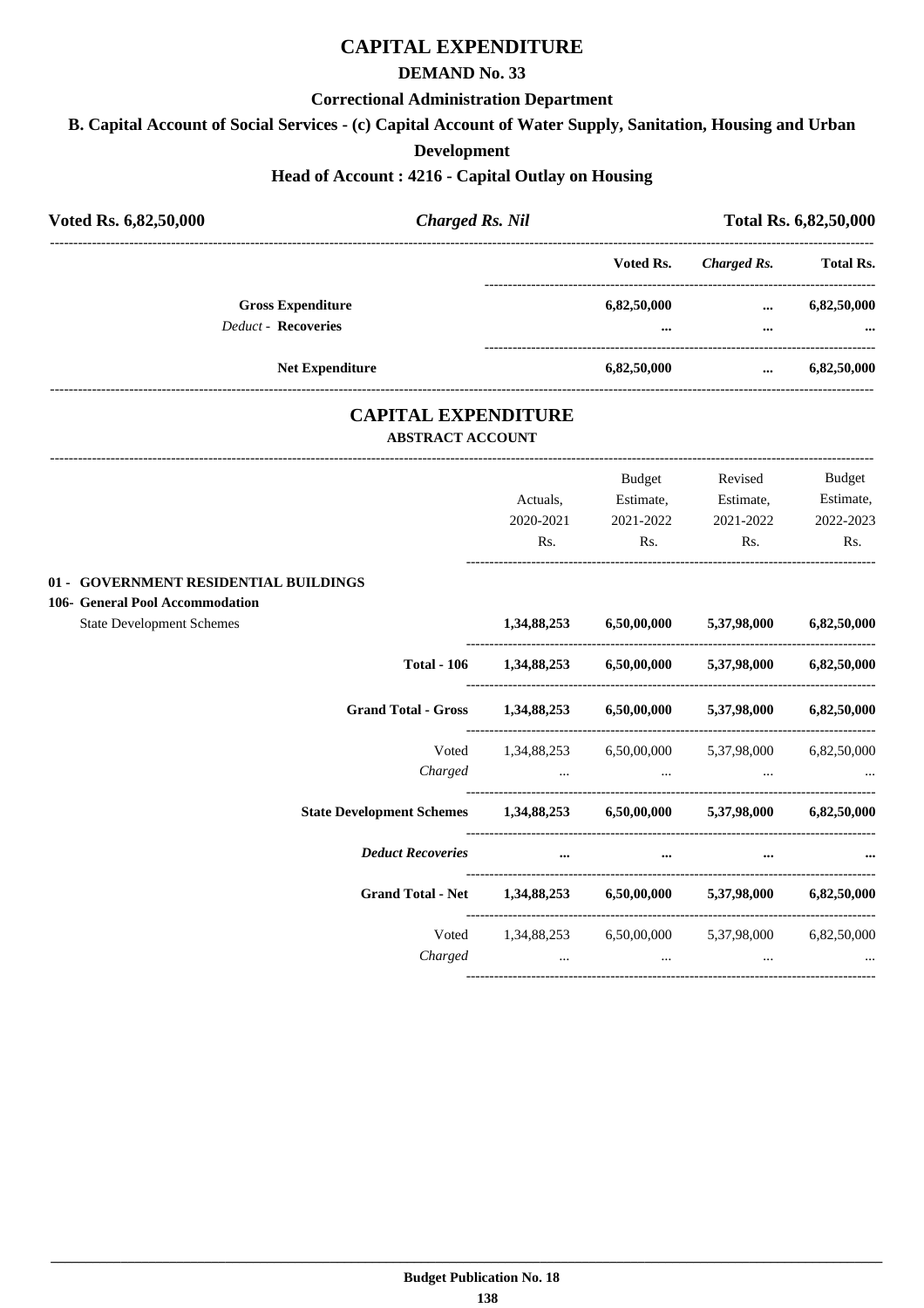# CAPITAL EXPENDITURE

## DEMAND No. 33

### Correctional Administration Department

### B. Capital Account of Social Services - (c) Capital Account of Water Supply, Sanitation, Housing and Urban Development

### Head of Account : 4216 - Capital Outlay on Housing

| **Voted Rs. 6,82,50,000** | ***Charged Rs. Nil*** | **Total Rs. 6,82,50,000** |
|---|---|---|

| | Voted Rs. | *Charged Rs.* | Total Rs. |
|---|---|---|---|
| **Gross Expenditure** | **6,82,50,000** | **...** | **6,82,50,000** |
| *Deduct -* **Recoveries** | **...** | **...** | **...** |
| **Net Expenditure** | **6,82,50,000** | **...** | **6,82,50,000** |

## CAPITAL EXPENDITURE

### ABSTRACT ACCOUNT

| | Actuals, 2020-2021 Rs. | Budget Estimate, 2021-2022 Rs. | Revised Estimate, 2021-2022 Rs. | Budget Estimate, 2022-2023 Rs. |
|---|---|---|---|---|
| **01 - GOVERNMENT RESIDENTIAL BUILDINGS** | | | | |
| **106- General Pool Accommodation** | | | | |
| State Development Schemes | **1,34,88,253** | **6,50,00,000** | **5,37,98,000** | **6,82,50,000** |
| **Total - 106** | **1,34,88,253** | **6,50,00,000** | **5,37,98,000** | **6,82,50,000** |
| **Grand Total - Gross** | **1,34,88,253** | **6,50,00,000** | **5,37,98,000** | **6,82,50,000** |
| Voted | 1,34,88,253 | 6,50,00,000 | 5,37,98,000 | 6,82,50,000 |
| *Charged* | ... | ... | ... | ... |
| **State Development Schemes** | **1,34,88,253** | **6,50,00,000** | **5,37,98,000** | **6,82,50,000** |
| ***Deduct Recoveries*** | **...** | **...** | **...** | **...** |
| **Grand Total - Net** | **1,34,88,253** | **6,50,00,000** | **5,37,98,000** | **6,82,50,000** |
| Voted | 1,34,88,253 | 6,50,00,000 | 5,37,98,000 | 6,82,50,000 |
| *Charged* | ... | ... | ... | ... |

**Budget Publication No. 18**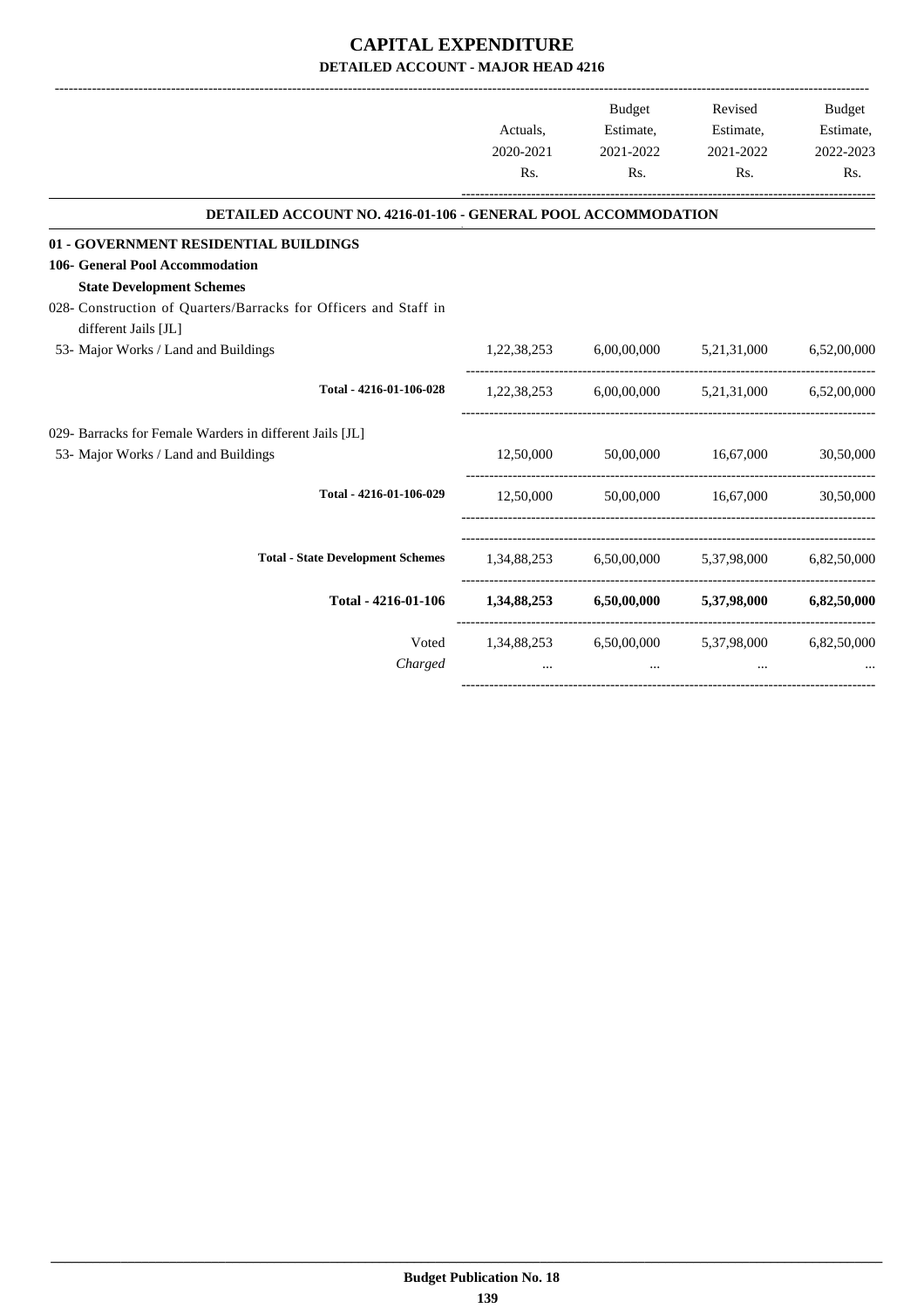# CAPITAL EXPENDITURE

## DETAILED ACCOUNT - MAJOR HEAD 4216

| | Actuals, 2020-2021 Rs. | Budget Estimate, 2021-2022 Rs. | Revised Estimate, 2021-2022 Rs. | Budget Estimate, 2022-2023 Rs. |
|---|---|---|---|---|
| **DETAILED ACCOUNT NO. 4216-01-106 - GENERAL POOL ACCOMMODATION** | | | | |
| **01 - GOVERNMENT RESIDENTIAL BUILDINGS** | | | | |
| **106- General Pool Accommodation** | | | | |
| **State Development Schemes** | | | | |
| 028- Construction of Quarters/Barracks for Officers and Staff in different Jails [JL] | | | | |
| 53- Major Works / Land and Buildings | 1,22,38,253 | 6,00,00,000 | 5,21,31,000 | 6,52,00,000 |
| Total - 4216-01-106-028 | 1,22,38,253 | 6,00,00,000 | 5,21,31,000 | 6,52,00,000 |
| 029- Barracks for Female Warders in different Jails [JL] | | | | |
| 53- Major Works / Land and Buildings | 12,50,000 | 50,00,000 | 16,67,000 | 30,50,000 |
| Total - 4216-01-106-029 | 12,50,000 | 50,00,000 | 16,67,000 | 30,50,000 |
| **Total - State Development Schemes** | 1,34,88,253 | 6,50,00,000 | 5,37,98,000 | 6,82,50,000 |
| **Total - 4216-01-106** | **1,34,88,253** | **6,50,00,000** | **5,37,98,000** | **6,82,50,000** |
| Voted | 1,34,88,253 | 6,50,00,000 | 5,37,98,000 | 6,82,50,000 |
| *Charged* | ... | ... | ... | ... |

**Budget Publication No. 18**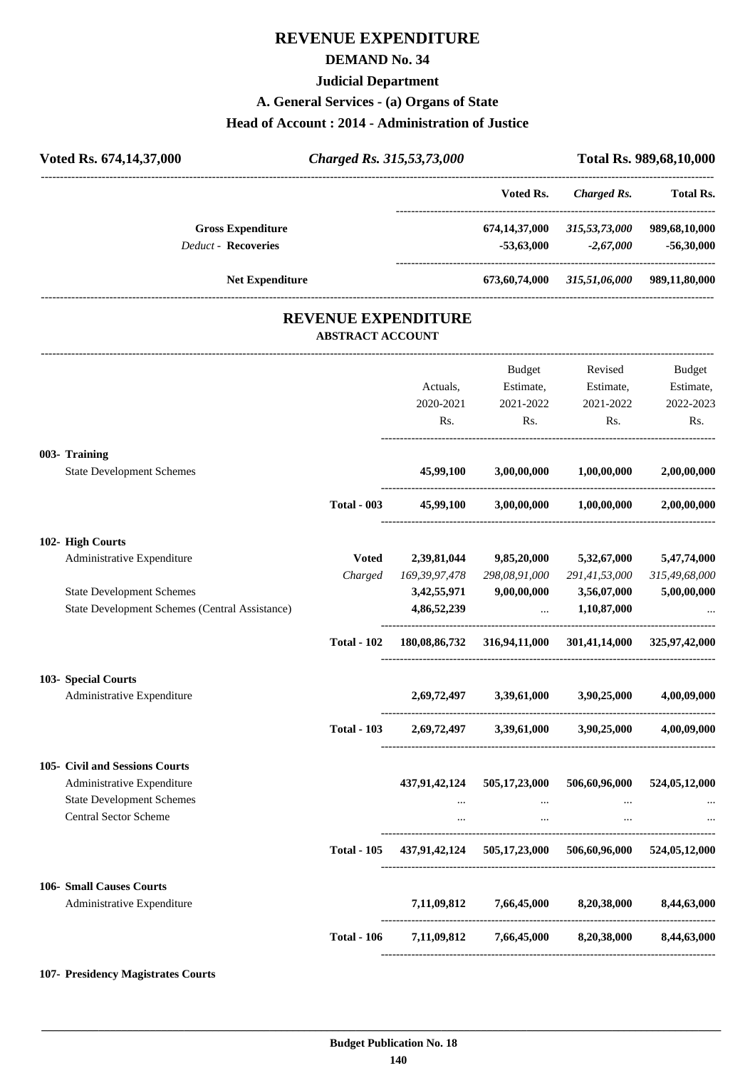# REVENUE EXPENDITURE

## DEMAND No. 34

### Judicial Department

### A. General Services - (a) Organs of State

### Head of Account : 2014 - Administration of Justice

| Voted Rs. 674,14,37,000 | *Charged Rs. 315,53,73,000* | Total Rs. 989,68,10,000 |
|---|---|---|

| | Voted Rs. | *Charged Rs.* | Total Rs. |
|---|---|---|---|
| **Gross Expenditure** | 674,14,37,000 | *315,53,73,000* | 989,68,10,000 |
| *Deduct* - **Recoveries** | -53,63,000 | *-2,67,000* | -56,30,000 |
| **Net Expenditure** | 673,60,74,000 | *315,51,06,000* | 989,11,80,000 |

## REVENUE EXPENDITURE

### ABSTRACT ACCOUNT

| | | Actuals, 2020-2021 Rs. | Budget Estimate, 2021-2022 Rs. | Revised Estimate, 2021-2022 Rs. | Budget Estimate, 2022-2023 Rs. |
|---|---|---|---|---|---|
| **003- Training** | | | | | |
| State Development Schemes | | **45,99,100** | **3,00,00,000** | **1,00,00,000** | **2,00,00,000** |
| | **Total - 003** | **45,99,100** | **3,00,00,000** | **1,00,00,000** | **2,00,00,000** |
| **102- High Courts** | | | | | |
| Administrative Expenditure | **Voted** | **2,39,81,044** | **9,85,20,000** | **5,32,67,000** | **5,47,74,000** |
| | *Charged* | *169,39,97,478* | *298,08,91,000* | *291,41,53,000* | *315,49,68,000* |
| State Development Schemes | | **3,42,55,971** | **9,00,00,000** | **3,56,07,000** | **5,00,00,000** |
| State Development Schemes (Central Assistance) | | **4,86,52,239** | ... | **1,10,87,000** | ... |
| | **Total - 102** | **180,08,86,732** | **316,94,11,000** | **301,41,14,000** | **325,97,42,000** |
| **103- Special Courts** | | | | | |
| Administrative Expenditure | | **2,69,72,497** | **3,39,61,000** | **3,90,25,000** | **4,00,09,000** |
| | **Total - 103** | **2,69,72,497** | **3,39,61,000** | **3,90,25,000** | **4,00,09,000** |
| **105- Civil and Sessions Courts** | | | | | |
| Administrative Expenditure | | **437,91,42,124** | **505,17,23,000** | **506,60,96,000** | **524,05,12,000** |
| State Development Schemes | | ... | ... | ... | ... |
| Central Sector Scheme | | ... | ... | ... | ... |
| | **Total - 105** | **437,91,42,124** | **505,17,23,000** | **506,60,96,000** | **524,05,12,000** |
| **106- Small Causes Courts** | | | | | |
| Administrative Expenditure | | **7,11,09,812** | **7,66,45,000** | **8,20,38,000** | **8,44,63,000** |
| | **Total - 106** | **7,11,09,812** | **7,66,45,000** | **8,20,38,000** | **8,44,63,000** |
| **107- Presidency Magistrates Courts** | | | | | |

**Budget Publication No. 18**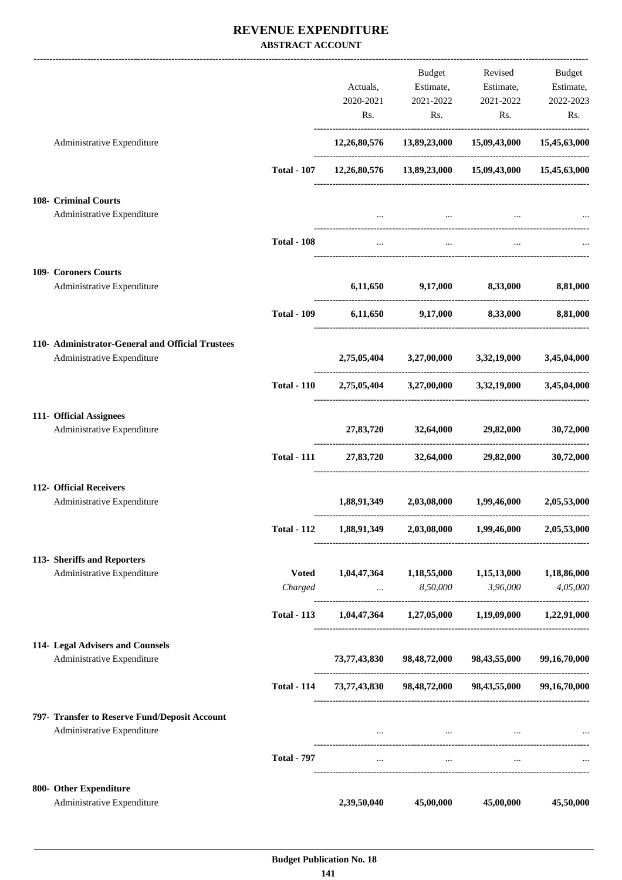# REVENUE EXPENDITURE

## ABSTRACT ACCOUNT

| | | Actuals, 2020-2021 Rs. | Budget Estimate, 2021-2022 Rs. | Revised Estimate, 2021-2022 Rs. | Budget Estimate, 2022-2023 Rs. |
|---|---|---|---|---|---|
| Administrative Expenditure | | **12,26,80,576** | **13,89,23,000** | **15,09,43,000** | **15,45,63,000** |
| | **Total - 107** | **12,26,80,576** | **13,89,23,000** | **15,09,43,000** | **15,45,63,000** |
| **108- Criminal Courts** | | | | | |
| Administrative Expenditure | | ... | ... | ... | ... |
| | **Total - 108** | ... | ... | ... | ... |
| **109- Coroners Courts** | | | | | |
| Administrative Expenditure | | **6,11,650** | **9,17,000** | **8,33,000** | **8,81,000** |
| | **Total - 109** | **6,11,650** | **9,17,000** | **8,33,000** | **8,81,000** |
| **110- Administrator-General and Official Trustees** | | | | | |
| Administrative Expenditure | | **2,75,05,404** | **3,27,00,000** | **3,32,19,000** | **3,45,04,000** |
| | **Total - 110** | **2,75,05,404** | **3,27,00,000** | **3,32,19,000** | **3,45,04,000** |
| **111- Official Assignees** | | | | | |
| Administrative Expenditure | | **27,83,720** | **32,64,000** | **29,82,000** | **30,72,000** |
| | **Total - 111** | **27,83,720** | **32,64,000** | **29,82,000** | **30,72,000** |
| **112- Official Receivers** | | | | | |
| Administrative Expenditure | | **1,88,91,349** | **2,03,08,000** | **1,99,46,000** | **2,05,53,000** |
| | **Total - 112** | **1,88,91,349** | **2,03,08,000** | **1,99,46,000** | **2,05,53,000** |
| **113- Sheriffs and Reporters** | | | | | |
| Administrative Expenditure | **Voted** | **1,04,47,364** | **1,18,55,000** | **1,15,13,000** | **1,18,86,000** |
| | *Charged* | ... | *8,50,000* | *3,96,000* | *4,05,000* |
| | **Total - 113** | **1,04,47,364** | **1,27,05,000** | **1,19,09,000** | **1,22,91,000** |
| **114- Legal Advisers and Counsels** | | | | | |
| Administrative Expenditure | | **73,77,43,830** | **98,48,72,000** | **98,43,55,000** | **99,16,70,000** |
| | **Total - 114** | **73,77,43,830** | **98,48,72,000** | **98,43,55,000** | **99,16,70,000** |
| **797- Transfer to Reserve Fund/Deposit Account** | | | | | |
| Administrative Expenditure | | ... | ... | ... | ... |
| | **Total - 797** | ... | ... | ... | ... |
| **800- Other Expenditure** | | | | | |
| Administrative Expenditure | | **2,39,50,040** | **45,00,000** | **45,00,000** | **45,50,000** |

**Budget Publication No. 18**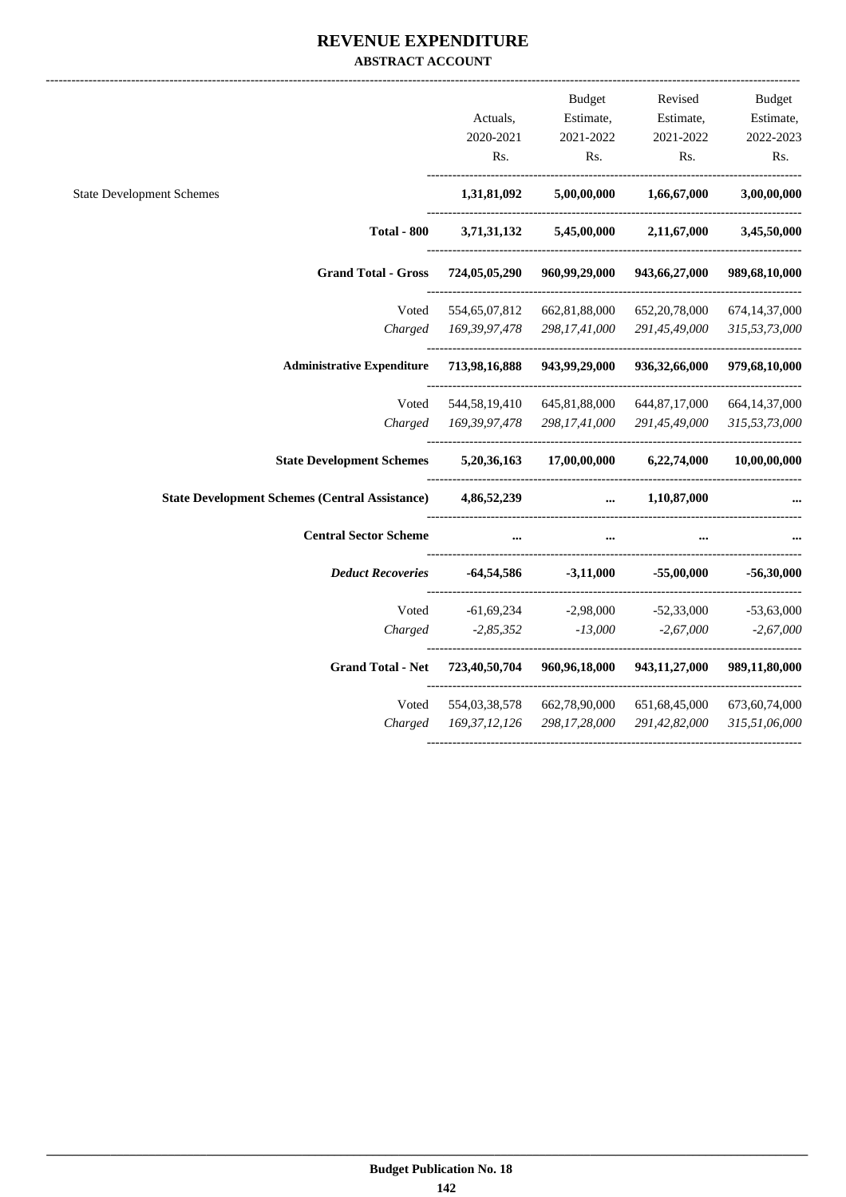# REVENUE EXPENDITURE

### ABSTRACT ACCOUNT

| | Actuals, 2020-2021 Rs. | Budget Estimate, 2021-2022 Rs. | Revised Estimate, 2021-2022 Rs. | Budget Estimate, 2022-2023 Rs. |
|---|---|---|---|---|
| State Development Schemes | **1,31,81,092** | **5,00,00,000** | **1,66,67,000** | **3,00,00,000** |
| **Total - 800** | **3,71,31,132** | **5,45,00,000** | **2,11,67,000** | **3,45,50,000** |
| **Grand Total - Gross** | **724,05,05,290** | **960,99,29,000** | **943,66,27,000** | **989,68,10,000** |
| Voted | 554,65,07,812 | 662,81,88,000 | 652,20,78,000 | 674,14,37,000 |
| *Charged* | *169,39,97,478* | *298,17,41,000* | *291,45,49,000* | *315,53,73,000* |
| **Administrative Expenditure** | **713,98,16,888** | **943,99,29,000** | **936,32,66,000** | **979,68,10,000** |
| Voted | 544,58,19,410 | 645,81,88,000 | 644,87,17,000 | 664,14,37,000 |
| *Charged* | *169,39,97,478* | *298,17,41,000* | *291,45,49,000* | *315,53,73,000* |
| **State Development Schemes** | **5,20,36,163** | **17,00,00,000** | **6,22,74,000** | **10,00,00,000** |
| **State Development Schemes (Central Assistance)** | **4,86,52,239** | **...** | **1,10,87,000** | **...** |
| **Central Sector Scheme** | **...** | **...** | **...** | **...** |
| ***Deduct Recoveries*** | **-64,54,586** | **-3,11,000** | **-55,00,000** | **-56,30,000** |
| Voted | -61,69,234 | -2,98,000 | -52,33,000 | -53,63,000 |
| *Charged* | *-2,85,352* | *-13,000* | *-2,67,000* | *-2,67,000* |
| **Grand Total - Net** | **723,40,50,704** | **960,96,18,000** | **943,11,27,000** | **989,11,80,000** |
| Voted | 554,03,38,578 | 662,78,90,000 | 651,68,45,000 | 673,60,74,000 |
| *Charged* | *169,37,12,126* | *298,17,28,000* | *291,42,82,000* | *315,51,06,000* |

**Budget Publication No. 18**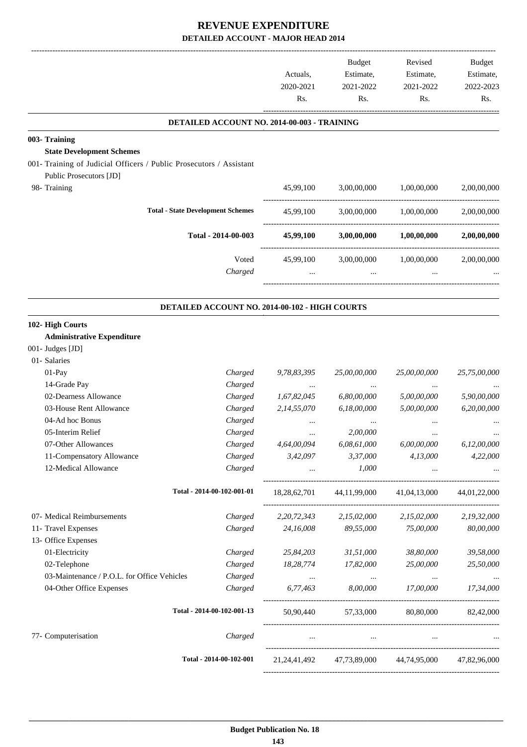# REVENUE EXPENDITURE
## DETAILED ACCOUNT - MAJOR HEAD 2014

| | | Actuals, 2020-2021 Rs. | Budget Estimate, 2021-2022 Rs. | Revised Estimate, 2021-2022 Rs. | Budget Estimate, 2022-2023 Rs. |
|---|---|---|---|---|---|
| **DETAILED ACCOUNT NO. 2014-00-003 - TRAINING** | | | | | |
| **003- Training** | | | | | |
| **State Development Schemes** | | | | | |
| 001- Training of Judicial Officers / Public Prosecutors / Assistant Public Prosecutors [JD] | | | | | |
| 98- Training | | 45,99,100 | 3,00,00,000 | 1,00,00,000 | 2,00,00,000 |
| **Total - State Development Schemes** | | 45,99,100 | 3,00,00,000 | 1,00,00,000 | 2,00,00,000 |
| **Total - 2014-00-003** | | **45,99,100** | **3,00,00,000** | **1,00,00,000** | **2,00,00,000** |
| Voted | | 45,99,100 | 3,00,00,000 | 1,00,00,000 | 2,00,00,000 |
| *Charged* | | ... | ... | ... | ... |
| **DETAILED ACCOUNT NO. 2014-00-102 - HIGH COURTS** | | | | | |
| **102- High Courts** | | | | | |
| **Administrative Expenditure** | | | | | |
| 001- Judges [JD] | | | | | |
| 01- Salaries | | | | | |
| 01-Pay | *Charged* | *9,78,83,395* | *25,00,00,000* | *25,00,00,000* | *25,75,00,000* |
| 14-Grade Pay | *Charged* | ... | ... | ... | ... |
| 02-Dearness Allowance | *Charged* | *1,67,82,045* | *6,80,00,000* | *5,00,00,000* | *5,90,00,000* |
| 03-House Rent Allowance | *Charged* | *2,14,55,070* | *6,18,00,000* | *5,00,00,000* | *6,20,00,000* |
| 04-Ad hoc Bonus | *Charged* | ... | ... | ... | ... |
| 05-Interim Relief | *Charged* | ... | *2,00,000* | ... | ... |
| 07-Other Allowances | *Charged* | *4,64,00,094* | *6,08,61,000* | *6,00,00,000* | *6,12,00,000* |
| 11-Compensatory Allowance | *Charged* | *3,42,097* | *3,37,000* | *4,13,000* | *4,22,000* |
| 12-Medical Allowance | *Charged* | ... | *1,000* | ... | ... |
| **Total - 2014-00-102-001-01** | | 18,28,62,701 | 44,11,99,000 | 41,04,13,000 | 44,01,22,000 |
| 07- Medical Reimbursements | *Charged* | *2,20,72,343* | *2,15,02,000* | *2,15,02,000* | *2,19,32,000* |
| 11- Travel Expenses | *Charged* | *24,16,008* | *89,55,000* | *75,00,000* | *80,00,000* |
| 13- Office Expenses | | | | | |
| 01-Electricity | *Charged* | *25,84,203* | *31,51,000* | *38,80,000* | *39,58,000* |
| 02-Telephone | *Charged* | *18,28,774* | *17,82,000* | *25,00,000* | *25,50,000* |
| 03-Maintenance / P.O.L. for Office Vehicles | *Charged* | ... | ... | ... | ... |
| 04-Other Office Expenses | *Charged* | *6,77,463* | *8,00,000* | *17,00,000* | *17,34,000* |
| **Total - 2014-00-102-001-13** | | 50,90,440 | 57,33,000 | 80,80,000 | 82,42,000 |
| 77- Computerisation | *Charged* | ... | ... | ... | ... |
| **Total - 2014-00-102-001** | | 21,24,41,492 | 47,73,89,000 | 44,74,95,000 | 47,82,96,000 |

**Budget Publication No. 18**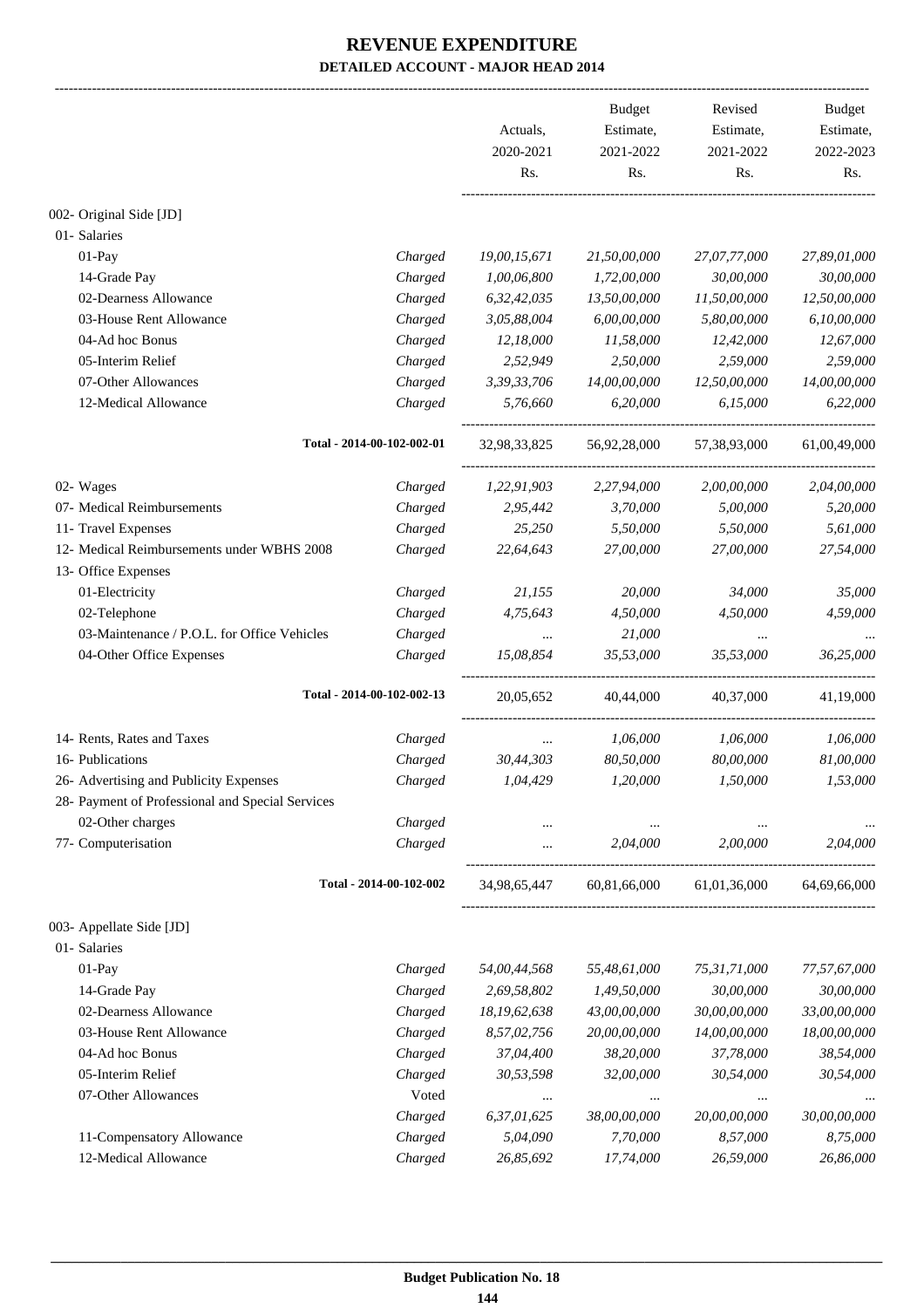# REVENUE EXPENDITURE

## DETAILED ACCOUNT - MAJOR HEAD 2014

| | | Actuals, 2020-2021 Rs. | Budget Estimate, 2021-2022 Rs. | Revised Estimate, 2021-2022 Rs. | Budget Estimate, 2022-2023 Rs. |
|---|---|---|---|---|---|
| 002- Original Side [JD] | | | | | |
| 01- Salaries | | | | | |
| 01-Pay | Charged | 19,00,15,671 | 21,50,00,000 | 27,07,77,000 | 27,89,01,000 |
| 14-Grade Pay | Charged | 1,00,06,800 | 1,72,00,000 | 30,00,000 | 30,00,000 |
| 02-Dearness Allowance | Charged | 6,32,42,035 | 13,50,00,000 | 11,50,00,000 | 12,50,00,000 |
| 03-House Rent Allowance | Charged | 3,05,88,004 | 6,00,00,000 | 5,80,00,000 | 6,10,00,000 |
| 04-Ad hoc Bonus | Charged | 12,18,000 | 11,58,000 | 12,42,000 | 12,67,000 |
| 05-Interim Relief | Charged | 2,52,949 | 2,50,000 | 2,59,000 | 2,59,000 |
| 07-Other Allowances | Charged | 3,39,33,706 | 14,00,00,000 | 12,50,00,000 | 14,00,00,000 |
| 12-Medical Allowance | Charged | 5,76,660 | 6,20,000 | 6,15,000 | 6,22,000 |
| Total - 2014-00-102-002-01 | | 32,98,33,825 | 56,92,28,000 | 57,38,93,000 | 61,00,49,000 |
| 02- Wages | Charged | 1,22,91,903 | 2,27,94,000 | 2,00,00,000 | 2,04,00,000 |
| 07- Medical Reimbursements | Charged | 2,95,442 | 3,70,000 | 5,00,000 | 5,20,000 |
| 11- Travel Expenses | Charged | 25,250 | 5,50,000 | 5,50,000 | 5,61,000 |
| 12- Medical Reimbursements under WBHS 2008 | Charged | 22,64,643 | 27,00,000 | 27,00,000 | 27,54,000 |
| 13- Office Expenses | | | | | |
| 01-Electricity | Charged | 21,155 | 20,000 | 34,000 | 35,000 |
| 02-Telephone | Charged | 4,75,643 | 4,50,000 | 4,50,000 | 4,59,000 |
| 03-Maintenance / P.O.L. for Office Vehicles | Charged | ... | 21,000 | ... | ... |
| 04-Other Office Expenses | Charged | 15,08,854 | 35,53,000 | 35,53,000 | 36,25,000 |
| Total - 2014-00-102-002-13 | | 20,05,652 | 40,44,000 | 40,37,000 | 41,19,000 |
| 14- Rents, Rates and Taxes | Charged | ... | 1,06,000 | 1,06,000 | 1,06,000 |
| 16- Publications | Charged | 30,44,303 | 80,50,000 | 80,00,000 | 81,00,000 |
| 26- Advertising and Publicity Expenses | Charged | 1,04,429 | 1,20,000 | 1,50,000 | 1,53,000 |
| 28- Payment of Professional and Special Services | | | | | |
| 02-Other charges | Charged | ... | ... | ... | ... |
| 77- Computerisation | Charged | ... | 2,04,000 | 2,00,000 | 2,04,000 |
| Total - 2014-00-102-002 | | 34,98,65,447 | 60,81,66,000 | 61,01,36,000 | 64,69,66,000 |
| 003- Appellate Side [JD] | | | | | |
| 01- Salaries | | | | | |
| 01-Pay | Charged | 54,00,44,568 | 55,48,61,000 | 75,31,71,000 | 77,57,67,000 |
| 14-Grade Pay | Charged | 2,69,58,802 | 1,49,50,000 | 30,00,000 | 30,00,000 |
| 02-Dearness Allowance | Charged | 18,19,62,638 | 43,00,00,000 | 30,00,00,000 | 33,00,00,000 |
| 03-House Rent Allowance | Charged | 8,57,02,756 | 20,00,00,000 | 14,00,00,000 | 18,00,00,000 |
| 04-Ad hoc Bonus | Charged | 37,04,400 | 38,20,000 | 37,78,000 | 38,54,000 |
| 05-Interim Relief | Charged | 30,53,598 | 32,00,000 | 30,54,000 | 30,54,000 |
| 07-Other Allowances | Voted | ... | ... | ... | ... |
| | Charged | 6,37,01,625 | 38,00,00,000 | 20,00,00,000 | 30,00,00,000 |
| 11-Compensatory Allowance | Charged | 5,04,090 | 7,70,000 | 8,57,000 | 8,75,000 |
| 12-Medical Allowance | Charged | 26,85,692 | 17,74,000 | 26,59,000 | 26,86,000 |

Budget Publication No. 18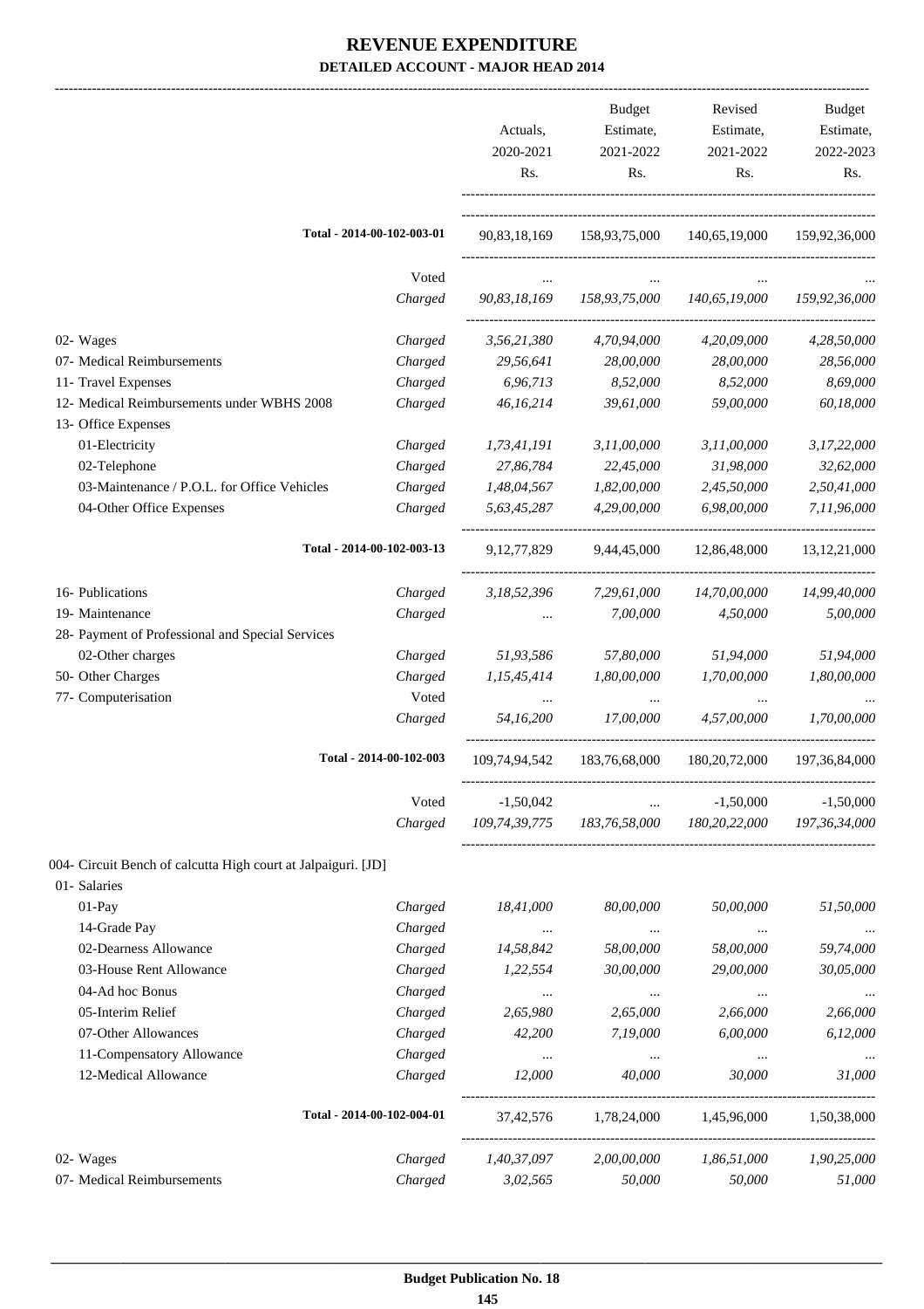# REVENUE EXPENDITURE

## DETAILED ACCOUNT - MAJOR HEAD 2014

| | | Actuals, 2020-2021 Rs. | Budget Estimate, 2021-2022 Rs. | Revised Estimate, 2021-2022 Rs. | Budget Estimate, 2022-2023 Rs. |
|---|---|---|---|---|---|
| Total - 2014-00-102-003-01 | | 90,83,18,169 | 158,93,75,000 | 140,65,19,000 | 159,92,36,000 |
| | Voted | ... | ... | ... | ... |
| | Charged | *90,83,18,169* | *158,93,75,000* | *140,65,19,000* | *159,92,36,000* |
| 02- Wages | Charged | *3,56,21,380* | *4,70,94,000* | *4,20,09,000* | *4,28,50,000* |
| 07- Medical Reimbursements | Charged | *29,56,641* | *28,00,000* | *28,00,000* | *28,56,000* |
| 11- Travel Expenses | Charged | *6,96,713* | *8,52,000* | *8,52,000* | *8,69,000* |
| 12- Medical Reimbursements under WBHS 2008 | Charged | *46,16,214* | *39,61,000* | *59,00,000* | *60,18,000* |
| 13- Office Expenses | | | | | |
| 01-Electricity | Charged | *1,73,41,191* | *3,11,00,000* | *3,11,00,000* | *3,17,22,000* |
| 02-Telephone | Charged | *27,86,784* | *22,45,000* | *31,98,000* | *32,62,000* |
| 03-Maintenance / P.O.L. for Office Vehicles | Charged | *1,48,04,567* | *1,82,00,000* | *2,45,50,000* | *2,50,41,000* |
| 04-Other Office Expenses | Charged | *5,63,45,287* | *4,29,00,000* | *6,98,00,000* | *7,11,96,000* |
| Total - 2014-00-102-003-13 | | 9,12,77,829 | 9,44,45,000 | 12,86,48,000 | 13,12,21,000 |
| 16- Publications | Charged | *3,18,52,396* | *7,29,61,000* | *14,70,00,000* | *14,99,40,000* |
| 19- Maintenance | Charged | ... | *7,00,000* | *4,50,000* | *5,00,000* |
| 28- Payment of Professional and Special Services | | | | | |
| 02-Other charges | Charged | *51,93,586* | *57,80,000* | *51,94,000* | *51,94,000* |
| 50- Other Charges | Charged | *1,15,45,414* | *1,80,00,000* | *1,70,00,000* | *1,80,00,000* |
| 77- Computerisation | Voted | ... | ... | ... | ... |
| | Charged | *54,16,200* | *17,00,000* | *4,57,00,000* | *1,70,00,000* |
| Total - 2014-00-102-003 | | 109,74,94,542 | 183,76,68,000 | 180,20,72,000 | 197,36,84,000 |
| | Voted | -1,50,042 | ... | -1,50,000 | -1,50,000 |
| | Charged | *109,74,39,775* | *183,76,58,000* | *180,20,22,000* | *197,36,34,000* |
| 004- Circuit Bench of calcutta High court at Jalpaiguri. [JD] | | | | | |
| 01- Salaries | | | | | |
| 01-Pay | Charged | *18,41,000* | *80,00,000* | *50,00,000* | *51,50,000* |
| 14-Grade Pay | Charged | ... | ... | ... | ... |
| 02-Dearness Allowance | Charged | *14,58,842* | *58,00,000* | *58,00,000* | *59,74,000* |
| 03-House Rent Allowance | Charged | *1,22,554* | *30,00,000* | *29,00,000* | *30,05,000* |
| 04-Ad hoc Bonus | Charged | ... | ... | ... | ... |
| 05-Interim Relief | Charged | *2,65,980* | *2,65,000* | *2,66,000* | *2,66,000* |
| 07-Other Allowances | Charged | *42,200* | *7,19,000* | *6,00,000* | *6,12,000* |
| 11-Compensatory Allowance | Charged | ... | ... | ... | ... |
| 12-Medical Allowance | Charged | *12,000* | *40,000* | *30,000* | *31,000* |
| Total - 2014-00-102-004-01 | | 37,42,576 | 1,78,24,000 | 1,45,96,000 | 1,50,38,000 |
| 02- Wages | Charged | *1,40,37,097* | *2,00,00,000* | *1,86,51,000* | *1,90,25,000* |
| 07- Medical Reimbursements | Charged | *3,02,565* | *50,000* | *50,000* | *51,000* |

Budget Publication No. 18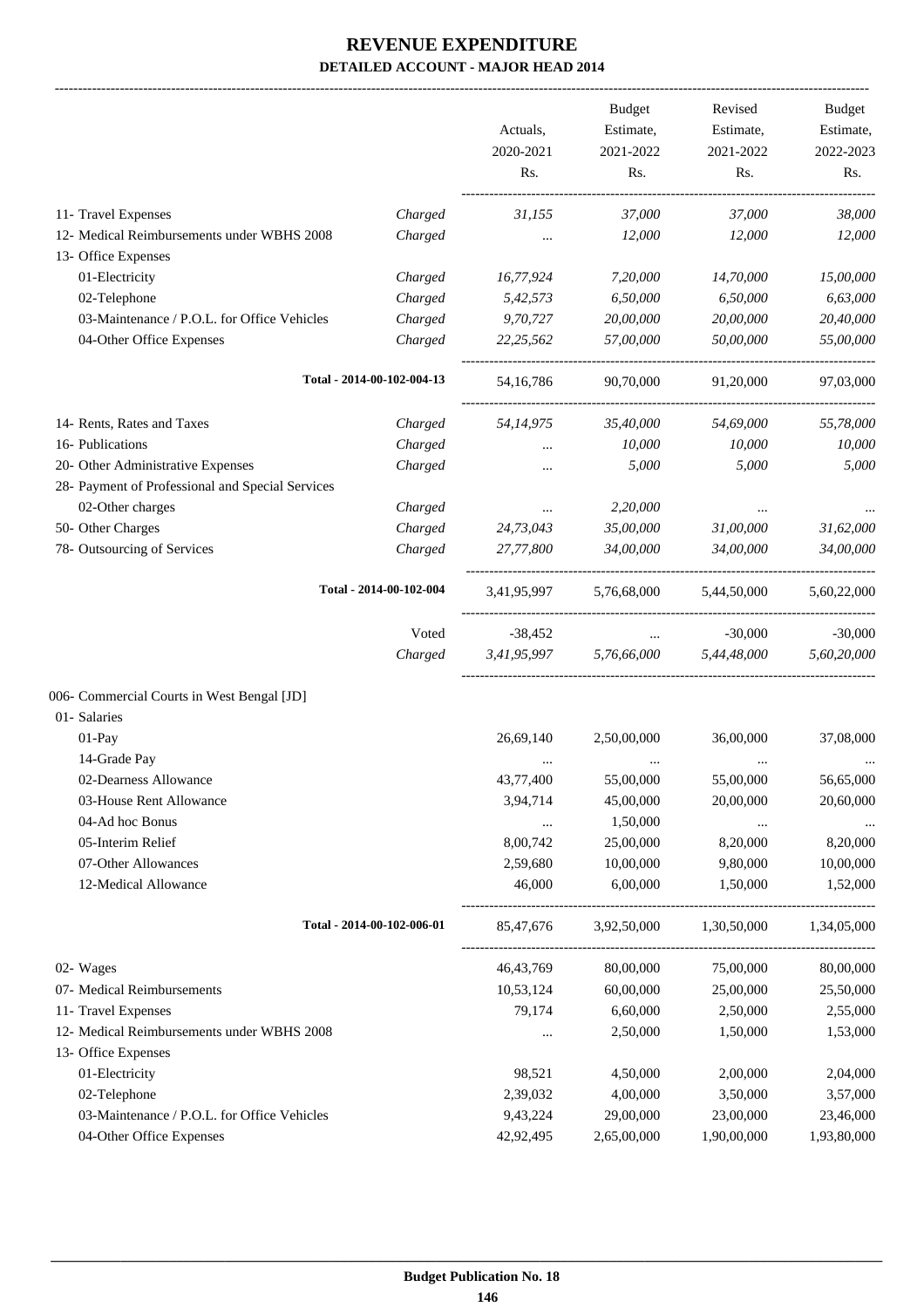# REVENUE EXPENDITURE

## DETAILED ACCOUNT - MAJOR HEAD 2014

| | | Actuals, 2020-2021 Rs. | Budget Estimate, 2021-2022 Rs. | Revised Estimate, 2021-2022 Rs. | Budget Estimate, 2022-2023 Rs. |
|---|---|---|---|---|---|
| 11- Travel Expenses | Charged | *31,155* | *37,000* | *37,000* | *38,000* |
| 12- Medical Reimbursements under WBHS 2008 | Charged | *...* | *12,000* | *12,000* | *12,000* |
| 13- Office Expenses | | | | | |
| 01-Electricity | Charged | *16,77,924* | *7,20,000* | *14,70,000* | *15,00,000* |
| 02-Telephone | Charged | *5,42,573* | *6,50,000* | *6,50,000* | *6,63,000* |
| 03-Maintenance / P.O.L. for Office Vehicles | Charged | *9,70,727* | *20,00,000* | *20,00,000* | *20,40,000* |
| 04-Other Office Expenses | Charged | *22,25,562* | *57,00,000* | *50,00,000* | *55,00,000* |
| **Total - 2014-00-102-004-13** | | 54,16,786 | 90,70,000 | 91,20,000 | 97,03,000 |
| 14- Rents, Rates and Taxes | Charged | *54,14,975* | *35,40,000* | *54,69,000* | *55,78,000* |
| 16- Publications | Charged | *...* | *10,000* | *10,000* | *10,000* |
| 20- Other Administrative Expenses | Charged | *...* | *5,000* | *5,000* | *5,000* |
| 28- Payment of Professional and Special Services | | | | | |
| 02-Other charges | Charged | *...* | *2,20,000* | *...* | *...* |
| 50- Other Charges | Charged | *24,73,043* | *35,00,000* | *31,00,000* | *31,62,000* |
| 78- Outsourcing of Services | Charged | *27,77,800* | *34,00,000* | *34,00,000* | *34,00,000* |
| **Total - 2014-00-102-004** | | 3,41,95,997 | 5,76,68,000 | 5,44,50,000 | 5,60,22,000 |
| | Voted | -38,452 | ... | -30,000 | -30,000 |
| | Charged | *3,41,95,997* | *5,76,66,000* | *5,44,48,000* | *5,60,20,000* |
| 006- Commercial Courts in West Bengal [JD] | | | | | |
| 01- Salaries | | | | | |
| 01-Pay | | 26,69,140 | 2,50,00,000 | 36,00,000 | 37,08,000 |
| 14-Grade Pay | | ... | ... | ... | ... |
| 02-Dearness Allowance | | 43,77,400 | 55,00,000 | 55,00,000 | 56,65,000 |
| 03-House Rent Allowance | | 3,94,714 | 45,00,000 | 20,00,000 | 20,60,000 |
| 04-Ad hoc Bonus | | ... | 1,50,000 | ... | ... |
| 05-Interim Relief | | 8,00,742 | 25,00,000 | 8,20,000 | 8,20,000 |
| 07-Other Allowances | | 2,59,680 | 10,00,000 | 9,80,000 | 10,00,000 |
| 12-Medical Allowance | | 46,000 | 6,00,000 | 1,50,000 | 1,52,000 |
| **Total - 2014-00-102-006-01** | | 85,47,676 | 3,92,50,000 | 1,30,50,000 | 1,34,05,000 |
| 02- Wages | | 46,43,769 | 80,00,000 | 75,00,000 | 80,00,000 |
| 07- Medical Reimbursements | | 10,53,124 | 60,00,000 | 25,00,000 | 25,50,000 |
| 11- Travel Expenses | | 79,174 | 6,60,000 | 2,50,000 | 2,55,000 |
| 12- Medical Reimbursements under WBHS 2008 | | ... | 2,50,000 | 1,50,000 | 1,53,000 |
| 13- Office Expenses | | | | | |
| 01-Electricity | | 98,521 | 4,50,000 | 2,00,000 | 2,04,000 |
| 02-Telephone | | 2,39,032 | 4,00,000 | 3,50,000 | 3,57,000 |
| 03-Maintenance / P.O.L. for Office Vehicles | | 9,43,224 | 29,00,000 | 23,00,000 | 23,46,000 |
| 04-Other Office Expenses | | 42,92,495 | 2,65,00,000 | 1,90,00,000 | 1,93,80,000 |

**Budget Publication No. 18**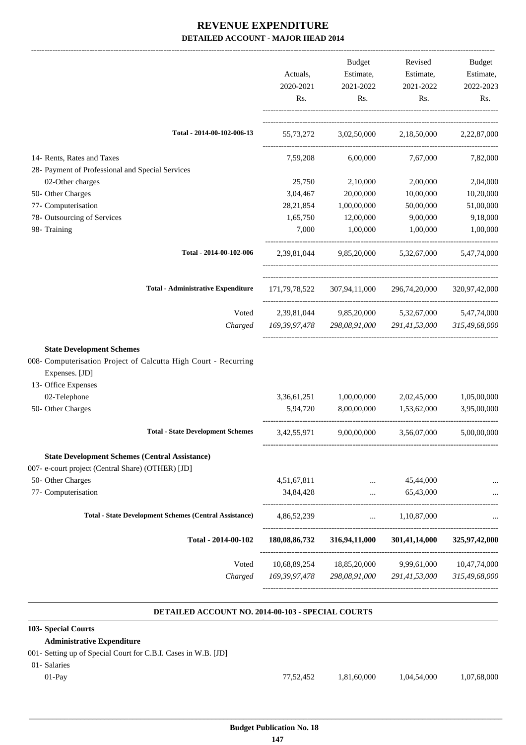# REVENUE EXPENDITURE

## DETAILED ACCOUNT - MAJOR HEAD 2014

| | Actuals, 2020-2021 Rs. | Budget Estimate, 2021-2022 Rs. | Revised Estimate, 2021-2022 Rs. | Budget Estimate, 2022-2023 Rs. |
|---|---|---|---|---|
| Total - 2014-00-102-006-13 | 55,73,272 | 3,02,50,000 | 2,18,50,000 | 2,22,87,000 |
| 14- Rents, Rates and Taxes | 7,59,208 | 6,00,000 | 7,67,000 | 7,82,000 |
| 28- Payment of Professional and Special Services | | | | |
| 02-Other charges | 25,750 | 2,10,000 | 2,00,000 | 2,04,000 |
| 50- Other Charges | 3,04,467 | 20,00,000 | 10,00,000 | 10,20,000 |
| 77- Computerisation | 28,21,854 | 1,00,00,000 | 50,00,000 | 51,00,000 |
| 78- Outsourcing of Services | 1,65,750 | 12,00,000 | 9,00,000 | 9,18,000 |
| 98- Training | 7,000 | 1,00,000 | 1,00,000 | 1,00,000 |
| Total - 2014-00-102-006 | 2,39,81,044 | 9,85,20,000 | 5,32,67,000 | 5,47,74,000 |
| **Total - Administrative Expenditure** | 171,79,78,522 | 307,94,11,000 | 296,74,20,000 | 320,97,42,000 |
| Voted | 2,39,81,044 | 9,85,20,000 | 5,32,67,000 | 5,47,74,000 |
| *Charged* | *169,39,97,478* | *298,08,91,000* | *291,41,53,000* | *315,49,68,000* |
| **State Development Schemes** | | | | |
| 008- Computerisation Project of Calcutta High Court - Recurring Expenses. [JD] | | | | |
| 13- Office Expenses | | | | |
| 02-Telephone | 3,36,61,251 | 1,00,00,000 | 2,02,45,000 | 1,05,00,000 |
| 50- Other Charges | 5,94,720 | 8,00,00,000 | 1,53,62,000 | 3,95,00,000 |
| **Total - State Development Schemes** | 3,42,55,971 | 9,00,00,000 | 3,56,07,000 | 5,00,00,000 |
| **State Development Schemes (Central Assistance)** | | | | |
| 007- e-court project (Central Share) (OTHER) [JD] | | | | |
| 50- Other Charges | 4,51,67,811 | ... | 45,44,000 | ... |
| 77- Computerisation | 34,84,428 | ... | 65,43,000 | ... |
| **Total - State Development Schemes (Central Assistance)** | 4,86,52,239 | ... | 1,10,87,000 | ... |
| **Total - 2014-00-102** | **180,08,86,732** | **316,94,11,000** | **301,41,14,000** | **325,97,42,000** |
| Voted | 10,68,89,254 | 18,85,20,000 | 9,99,61,000 | 10,47,74,000 |
| *Charged* | *169,39,97,478* | *298,08,91,000* | *291,41,53,000* | *315,49,68,000* |

### DETAILED ACCOUNT NO. 2014-00-103 - SPECIAL COURTS

| | Actuals, 2020-2021 Rs. | Budget Estimate, 2021-2022 Rs. | Revised Estimate, 2021-2022 Rs. | Budget Estimate, 2022-2023 Rs. |
|---|---|---|---|---|
| **103- Special Courts** | | | | |
| **Administrative Expenditure** | | | | |
| 001- Setting up of Special Court for C.B.I. Cases in W.B. [JD] | | | | |
| 01- Salaries | | | | |
| 01-Pay | 77,52,452 | 1,81,60,000 | 1,04,54,000 | 1,07,68,000 |

Budget Publication No. 18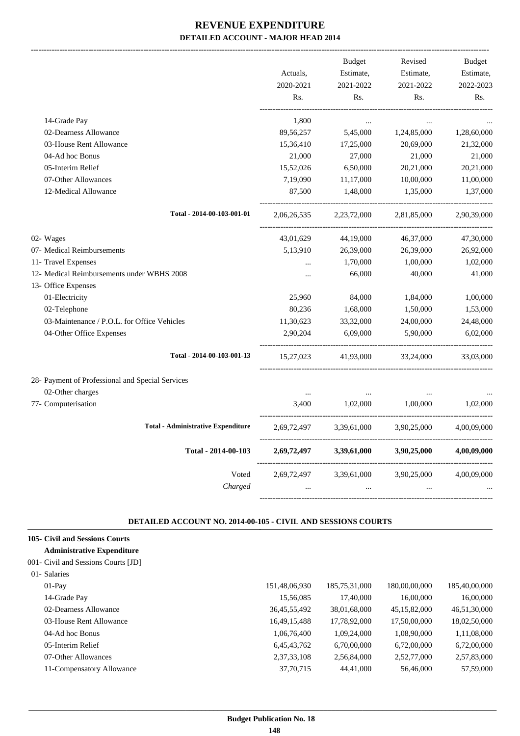# REVENUE EXPENDITURE

## DETAILED ACCOUNT - MAJOR HEAD 2014

| | Actuals, 2020-2021 Rs. | Budget Estimate, 2021-2022 Rs. | Revised Estimate, 2021-2022 Rs. | Budget Estimate, 2022-2023 Rs. |
|---|---|---|---|---|
| 14-Grade Pay | 1,800 | ... | ... | ... |
| 02-Dearness Allowance | 89,56,257 | 5,45,000 | 1,24,85,000 | 1,28,60,000 |
| 03-House Rent Allowance | 15,36,410 | 17,25,000 | 20,69,000 | 21,32,000 |
| 04-Ad hoc Bonus | 21,000 | 27,000 | 21,000 | 21,000 |
| 05-Interim Relief | 15,52,026 | 6,50,000 | 20,21,000 | 20,21,000 |
| 07-Other Allowances | 7,19,090 | 11,17,000 | 10,00,000 | 11,00,000 |
| 12-Medical Allowance | 87,500 | 1,48,000 | 1,35,000 | 1,37,000 |
| Total - 2014-00-103-001-01 | 2,06,26,535 | 2,23,72,000 | 2,81,85,000 | 2,90,39,000 |
| 02- Wages | 43,01,629 | 44,19,000 | 46,37,000 | 47,30,000 |
| 07- Medical Reimbursements | 5,13,910 | 26,39,000 | 26,39,000 | 26,92,000 |
| 11- Travel Expenses | ... | 1,70,000 | 1,00,000 | 1,02,000 |
| 12- Medical Reimbursements under WBHS 2008 | ... | 66,000 | 40,000 | 41,000 |
| 13- Office Expenses | | | | |
| 01-Electricity | 25,960 | 84,000 | 1,84,000 | 1,00,000 |
| 02-Telephone | 80,236 | 1,68,000 | 1,50,000 | 1,53,000 |
| 03-Maintenance / P.O.L. for Office Vehicles | 11,30,623 | 33,32,000 | 24,00,000 | 24,48,000 |
| 04-Other Office Expenses | 2,90,204 | 6,09,000 | 5,90,000 | 6,02,000 |
| Total - 2014-00-103-001-13 | 15,27,023 | 41,93,000 | 33,24,000 | 33,03,000 |
| 28- Payment of Professional and Special Services | | | | |
| 02-Other charges | ... | ... | ... | ... |
| 77- Computerisation | 3,400 | 1,02,000 | 1,00,000 | 1,02,000 |
| Total - Administrative Expenditure | 2,69,72,497 | 3,39,61,000 | 3,90,25,000 | 4,00,09,000 |
| **Total - 2014-00-103** | **2,69,72,497** | **3,39,61,000** | **3,90,25,000** | **4,00,09,000** |
| Voted | 2,69,72,497 | 3,39,61,000 | 3,90,25,000 | 4,00,09,000 |
| *Charged* | ... | ... | ... | ... |

### DETAILED ACCOUNT NO. 2014-00-105 - CIVIL AND SESSIONS COURTS

**105- Civil and Sessions Courts**

**Administrative Expenditure**

| | Actuals, 2020-2021 Rs. | Budget Estimate, 2021-2022 Rs. | Revised Estimate, 2021-2022 Rs. | Budget Estimate, 2022-2023 Rs. |
|---|---|---|---|---|
| 001- Civil and Sessions Courts [JD] | | | | |
| 01- Salaries | | | | |
| 01-Pay | 151,48,06,930 | 185,75,31,000 | 180,00,00,000 | 185,40,00,000 |
| 14-Grade Pay | 15,56,085 | 17,40,000 | 16,00,000 | 16,00,000 |
| 02-Dearness Allowance | 36,45,55,492 | 38,01,68,000 | 45,15,82,000 | 46,51,30,000 |
| 03-House Rent Allowance | 16,49,15,488 | 17,78,92,000 | 17,50,00,000 | 18,02,50,000 |
| 04-Ad hoc Bonus | 1,06,76,400 | 1,09,24,000 | 1,08,90,000 | 1,11,08,000 |
| 05-Interim Relief | 6,45,43,762 | 6,70,00,000 | 6,72,00,000 | 6,72,00,000 |
| 07-Other Allowances | 2,37,33,108 | 2,56,84,000 | 2,52,77,000 | 2,57,83,000 |
| 11-Compensatory Allowance | 37,70,715 | 44,41,000 | 56,46,000 | 57,59,000 |

Budget Publication No. 18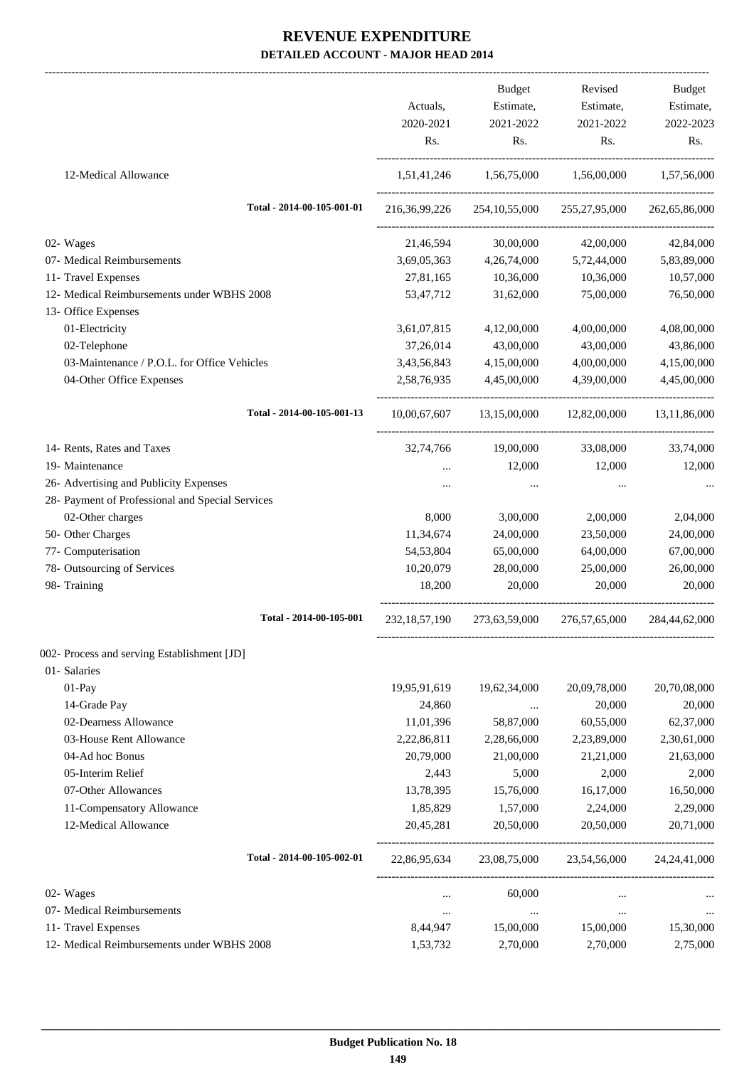# REVENUE EXPENDITURE

## DETAILED ACCOUNT - MAJOR HEAD 2014

| | Actuals, 2020-2021 Rs. | Budget Estimate, 2021-2022 Rs. | Revised Estimate, 2021-2022 Rs. | Budget Estimate, 2022-2023 Rs. |
|---|---|---|---|---|
| 12-Medical Allowance | 1,51,41,246 | 1,56,75,000 | 1,56,00,000 | 1,57,56,000 |
| **Total - 2014-00-105-001-01** | 216,36,99,226 | 254,10,55,000 | 255,27,95,000 | 262,65,86,000 |
| 02- Wages | 21,46,594 | 30,00,000 | 42,00,000 | 42,84,000 |
| 07- Medical Reimbursements | 3,69,05,363 | 4,26,74,000 | 5,72,44,000 | 5,83,89,000 |
| 11- Travel Expenses | 27,81,165 | 10,36,000 | 10,36,000 | 10,57,000 |
| 12- Medical Reimbursements under WBHS 2008 | 53,47,712 | 31,62,000 | 75,00,000 | 76,50,000 |
| 13- Office Expenses | | | | |
| 01-Electricity | 3,61,07,815 | 4,12,00,000 | 4,00,00,000 | 4,08,00,000 |
| 02-Telephone | 37,26,014 | 43,00,000 | 43,00,000 | 43,86,000 |
| 03-Maintenance / P.O.L. for Office Vehicles | 3,43,56,843 | 4,15,00,000 | 4,00,00,000 | 4,15,00,000 |
| 04-Other Office Expenses | 2,58,76,935 | 4,45,00,000 | 4,39,00,000 | 4,45,00,000 |
| **Total - 2014-00-105-001-13** | 10,00,67,607 | 13,15,00,000 | 12,82,00,000 | 13,11,86,000 |
| 14- Rents, Rates and Taxes | 32,74,766 | 19,00,000 | 33,08,000 | 33,74,000 |
| 19- Maintenance | ... | 12,000 | 12,000 | 12,000 |
| 26- Advertising and Publicity Expenses | ... | ... | ... | ... |
| 28- Payment of Professional and Special Services | | | | |
| 02-Other charges | 8,000 | 3,00,000 | 2,00,000 | 2,04,000 |
| 50- Other Charges | 11,34,674 | 24,00,000 | 23,50,000 | 24,00,000 |
| 77- Computerisation | 54,53,804 | 65,00,000 | 64,00,000 | 67,00,000 |
| 78- Outsourcing of Services | 10,20,079 | 28,00,000 | 25,00,000 | 26,00,000 |
| 98- Training | 18,200 | 20,000 | 20,000 | 20,000 |
| **Total - 2014-00-105-001** | 232,18,57,190 | 273,63,59,000 | 276,57,65,000 | 284,44,62,000 |
| 002- Process and serving Establishment [JD] | | | | |
| 01- Salaries | | | | |
| 01-Pay | 19,95,91,619 | 19,62,34,000 | 20,09,78,000 | 20,70,08,000 |
| 14-Grade Pay | 24,860 | ... | 20,000 | 20,000 |
| 02-Dearness Allowance | 11,01,396 | 58,87,000 | 60,55,000 | 62,37,000 |
| 03-House Rent Allowance | 2,22,86,811 | 2,28,66,000 | 2,23,89,000 | 2,30,61,000 |
| 04-Ad hoc Bonus | 20,79,000 | 21,00,000 | 21,21,000 | 21,63,000 |
| 05-Interim Relief | 2,443 | 5,000 | 2,000 | 2,000 |
| 07-Other Allowances | 13,78,395 | 15,76,000 | 16,17,000 | 16,50,000 |
| 11-Compensatory Allowance | 1,85,829 | 1,57,000 | 2,24,000 | 2,29,000 |
| 12-Medical Allowance | 20,45,281 | 20,50,000 | 20,50,000 | 20,71,000 |
| **Total - 2014-00-105-002-01** | 22,86,95,634 | 23,08,75,000 | 23,54,56,000 | 24,24,41,000 |
| 02- Wages | ... | 60,000 | ... | ... |
| 07- Medical Reimbursements | ... | ... | ... | ... |
| 11- Travel Expenses | 8,44,947 | 15,00,000 | 15,00,000 | 15,30,000 |
| 12- Medical Reimbursements under WBHS 2008 | 1,53,732 | 2,70,000 | 2,70,000 | 2,75,000 |

Budget Publication No. 18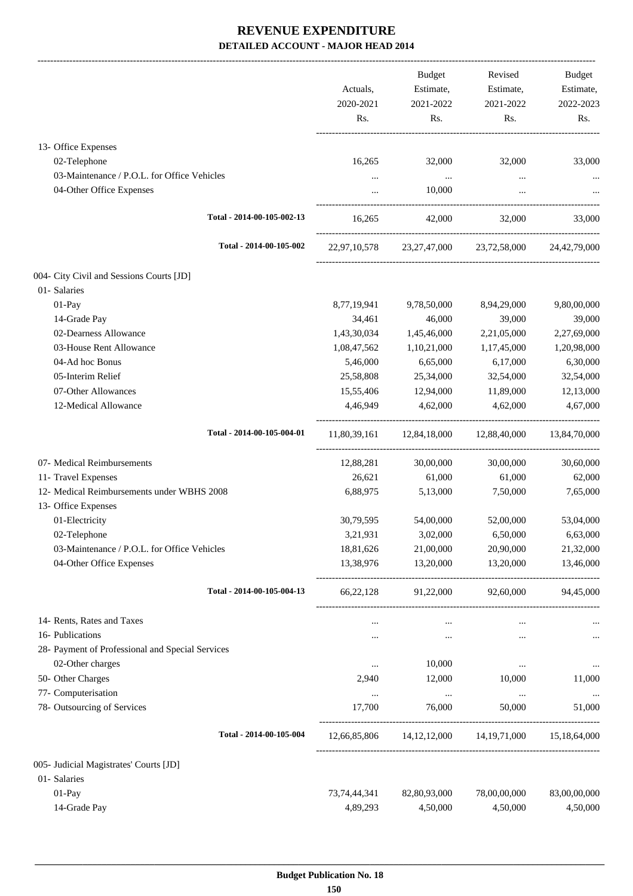# REVENUE EXPENDITURE

## DETAILED ACCOUNT - MAJOR HEAD 2014

| | Actuals, 2020-2021 Rs. | Budget Estimate, 2021-2022 Rs. | Revised Estimate, 2021-2022 Rs. | Budget Estimate, 2022-2023 Rs. |
|---|---|---|---|---|
| 13- Office Expenses | | | | |
| 02-Telephone | 16,265 | 32,000 | 32,000 | 33,000 |
| 03-Maintenance / P.O.L. for Office Vehicles | ... | ... | ... | ... |
| 04-Other Office Expenses | ... | 10,000 | ... | ... |
| Total - 2014-00-105-002-13 | 16,265 | 42,000 | 32,000 | 33,000 |
| Total - 2014-00-105-002 | 22,97,10,578 | 23,27,47,000 | 23,72,58,000 | 24,42,79,000 |
| 004- City Civil and Sessions Courts [JD] | | | | |
| 01- Salaries | | | | |
| 01-Pay | 8,77,19,941 | 9,78,50,000 | 8,94,29,000 | 9,80,00,000 |
| 14-Grade Pay | 34,461 | 46,000 | 39,000 | 39,000 |
| 02-Dearness Allowance | 1,43,30,034 | 1,45,46,000 | 2,21,05,000 | 2,27,69,000 |
| 03-House Rent Allowance | 1,08,47,562 | 1,10,21,000 | 1,17,45,000 | 1,20,98,000 |
| 04-Ad hoc Bonus | 5,46,000 | 6,65,000 | 6,17,000 | 6,30,000 |
| 05-Interim Relief | 25,58,808 | 25,34,000 | 32,54,000 | 32,54,000 |
| 07-Other Allowances | 15,55,406 | 12,94,000 | 11,89,000 | 12,13,000 |
| 12-Medical Allowance | 4,46,949 | 4,62,000 | 4,62,000 | 4,67,000 |
| Total - 2014-00-105-004-01 | 11,80,39,161 | 12,84,18,000 | 12,88,40,000 | 13,84,70,000 |
| 07- Medical Reimbursements | 12,88,281 | 30,00,000 | 30,00,000 | 30,60,000 |
| 11- Travel Expenses | 26,621 | 61,000 | 61,000 | 62,000 |
| 12- Medical Reimbursements under WBHS 2008 | 6,88,975 | 5,13,000 | 7,50,000 | 7,65,000 |
| 13- Office Expenses | | | | |
| 01-Electricity | 30,79,595 | 54,00,000 | 52,00,000 | 53,04,000 |
| 02-Telephone | 3,21,931 | 3,02,000 | 6,50,000 | 6,63,000 |
| 03-Maintenance / P.O.L. for Office Vehicles | 18,81,626 | 21,00,000 | 20,90,000 | 21,32,000 |
| 04-Other Office Expenses | 13,38,976 | 13,20,000 | 13,20,000 | 13,46,000 |
| Total - 2014-00-105-004-13 | 66,22,128 | 91,22,000 | 92,60,000 | 94,45,000 |
| 14- Rents, Rates and Taxes | ... | ... | ... | ... |
| 16- Publications | ... | ... | ... | ... |
| 28- Payment of Professional and Special Services | | | | |
| 02-Other charges | ... | 10,000 | ... | ... |
| 50- Other Charges | 2,940 | 12,000 | 10,000 | 11,000 |
| 77- Computerisation | ... | ... | ... | ... |
| 78- Outsourcing of Services | 17,700 | 76,000 | 50,000 | 51,000 |
| Total - 2014-00-105-004 | 12,66,85,806 | 14,12,12,000 | 14,19,71,000 | 15,18,64,000 |
| 005- Judicial Magistrates' Courts [JD] | | | | |
| 01- Salaries | | | | |
| 01-Pay | 73,74,44,341 | 82,80,93,000 | 78,00,00,000 | 83,00,00,000 |
| 14-Grade Pay | 4,89,293 | 4,50,000 | 4,50,000 | 4,50,000 |

Budget Publication No. 18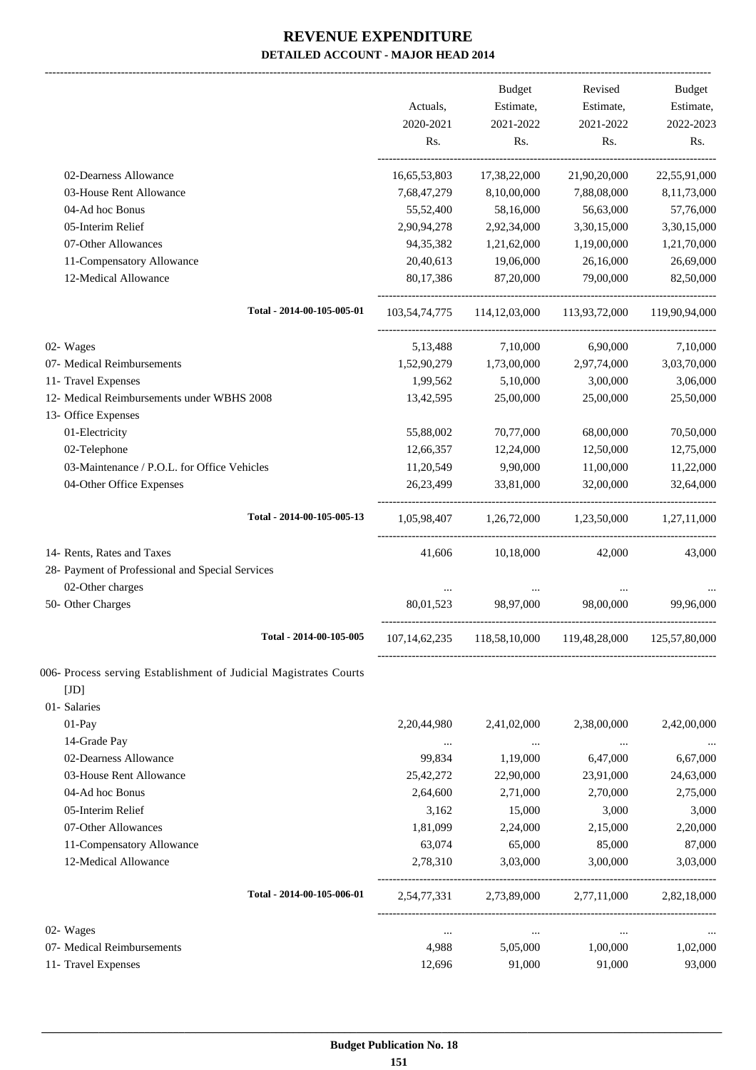# REVENUE EXPENDITURE

**DETAILED ACCOUNT - MAJOR HEAD 2014**

| | Actuals, 2020-2021 Rs. | Budget Estimate, 2021-2022 Rs. | Revised Estimate, 2021-2022 Rs. | Budget Estimate, 2022-2023 Rs. |
|---|---|---|---|---|
| 02-Dearness Allowance | 16,65,53,803 | 17,38,22,000 | 21,90,20,000 | 22,55,91,000 |
| 03-House Rent Allowance | 7,68,47,279 | 8,10,00,000 | 7,88,08,000 | 8,11,73,000 |
| 04-Ad hoc Bonus | 55,52,400 | 58,16,000 | 56,63,000 | 57,76,000 |
| 05-Interim Relief | 2,90,94,278 | 2,92,34,000 | 3,30,15,000 | 3,30,15,000 |
| 07-Other Allowances | 94,35,382 | 1,21,62,000 | 1,19,00,000 | 1,21,70,000 |
| 11-Compensatory Allowance | 20,40,613 | 19,06,000 | 26,16,000 | 26,69,000 |
| 12-Medical Allowance | 80,17,386 | 87,20,000 | 79,00,000 | 82,50,000 |
| **Total - 2014-00-105-005-01** | 103,54,74,775 | 114,12,03,000 | 113,93,72,000 | 119,90,94,000 |
| 02- Wages | 5,13,488 | 7,10,000 | 6,90,000 | 7,10,000 |
| 07- Medical Reimbursements | 1,52,90,279 | 1,73,00,000 | 2,97,74,000 | 3,03,70,000 |
| 11- Travel Expenses | 1,99,562 | 5,10,000 | 3,00,000 | 3,06,000 |
| 12- Medical Reimbursements under WBHS 2008 | 13,42,595 | 25,00,000 | 25,00,000 | 25,50,000 |
| 13- Office Expenses | | | | |
| 01-Electricity | 55,88,002 | 70,77,000 | 68,00,000 | 70,50,000 |
| 02-Telephone | 12,66,357 | 12,24,000 | 12,50,000 | 12,75,000 |
| 03-Maintenance / P.O.L. for Office Vehicles | 11,20,549 | 9,90,000 | 11,00,000 | 11,22,000 |
| 04-Other Office Expenses | 26,23,499 | 33,81,000 | 32,00,000 | 32,64,000 |
| **Total - 2014-00-105-005-13** | 1,05,98,407 | 1,26,72,000 | 1,23,50,000 | 1,27,11,000 |
| 14- Rents, Rates and Taxes | 41,606 | 10,18,000 | 42,000 | 43,000 |
| 28- Payment of Professional and Special Services | | | | |
| 02-Other charges | ... | ... | ... | ... |
| 50- Other Charges | 80,01,523 | 98,97,000 | 98,00,000 | 99,96,000 |
| **Total - 2014-00-105-005** | 107,14,62,235 | 118,58,10,000 | 119,48,28,000 | 125,57,80,000 |
| 006- Process serving Establishment of Judicial Magistrates Courts [JD] | | | | |
| 01- Salaries | | | | |
| 01-Pay | 2,20,44,980 | 2,41,02,000 | 2,38,00,000 | 2,42,00,000 |
| 14-Grade Pay | ... | ... | ... | ... |
| 02-Dearness Allowance | 99,834 | 1,19,000 | 6,47,000 | 6,67,000 |
| 03-House Rent Allowance | 25,42,272 | 22,90,000 | 23,91,000 | 24,63,000 |
| 04-Ad hoc Bonus | 2,64,600 | 2,71,000 | 2,70,000 | 2,75,000 |
| 05-Interim Relief | 3,162 | 15,000 | 3,000 | 3,000 |
| 07-Other Allowances | 1,81,099 | 2,24,000 | 2,15,000 | 2,20,000 |
| 11-Compensatory Allowance | 63,074 | 65,000 | 85,000 | 87,000 |
| 12-Medical Allowance | 2,78,310 | 3,03,000 | 3,00,000 | 3,03,000 |
| **Total - 2014-00-105-006-01** | 2,54,77,331 | 2,73,89,000 | 2,77,11,000 | 2,82,18,000 |
| 02- Wages | ... | ... | ... | ... |
| 07- Medical Reimbursements | 4,988 | 5,05,000 | 1,00,000 | 1,02,000 |
| 11- Travel Expenses | 12,696 | 91,000 | 91,000 | 93,000 |

**Budget Publication No. 18**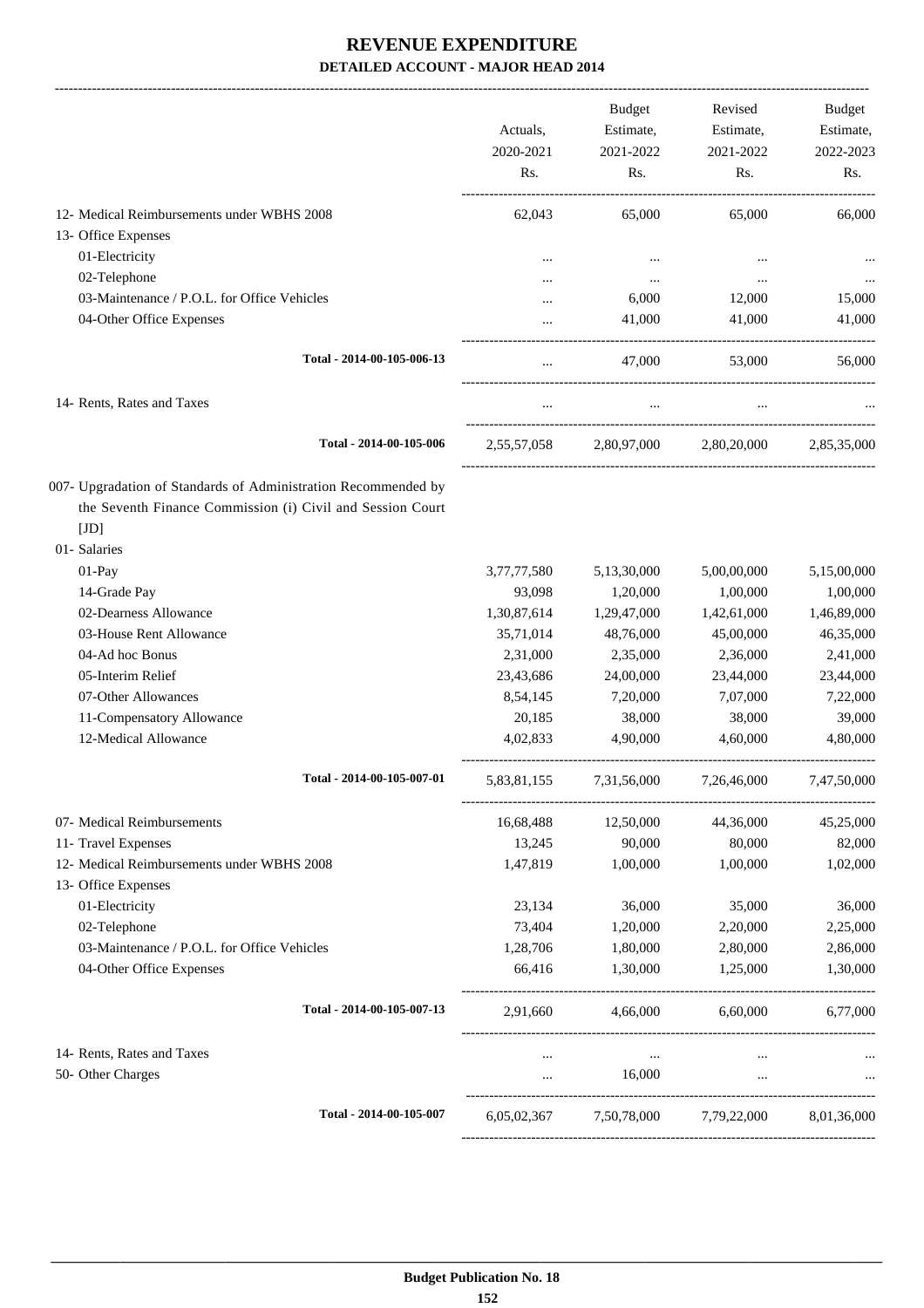# REVENUE EXPENDITURE

## DETAILED ACCOUNT - MAJOR HEAD 2014

| | Actuals, 2020-2021 Rs. | Budget Estimate, 2021-2022 Rs. | Revised Estimate, 2021-2022 Rs. | Budget Estimate, 2022-2023 Rs. |
|---|---|---|---|---|
| 12- Medical Reimbursements under WBHS 2008 | 62,043 | 65,000 | 65,000 | 66,000 |
| 13- Office Expenses | | | | |
| 01-Electricity | ... | ... | ... | ... |
| 02-Telephone | ... | ... | ... | ... |
| 03-Maintenance / P.O.L. for Office Vehicles | ... | 6,000 | 12,000 | 15,000 |
| 04-Other Office Expenses | ... | 41,000 | 41,000 | 41,000 |
| Total - 2014-00-105-006-13 | ... | 47,000 | 53,000 | 56,000 |
| 14- Rents, Rates and Taxes | ... | ... | ... | ... |
| Total - 2014-00-105-006 | 2,55,57,058 | 2,80,97,000 | 2,80,20,000 | 2,85,35,000 |
| 007- Upgradation of Standards of Administration Recommended by the Seventh Finance Commission (i) Civil and Session Court [JD] | | | | |
| 01- Salaries | | | | |
| 01-Pay | 3,77,77,580 | 5,13,30,000 | 5,00,00,000 | 5,15,00,000 |
| 14-Grade Pay | 93,098 | 1,20,000 | 1,00,000 | 1,00,000 |
| 02-Dearness Allowance | 1,30,87,614 | 1,29,47,000 | 1,42,61,000 | 1,46,89,000 |
| 03-House Rent Allowance | 35,71,014 | 48,76,000 | 45,00,000 | 46,35,000 |
| 04-Ad hoc Bonus | 2,31,000 | 2,35,000 | 2,36,000 | 2,41,000 |
| 05-Interim Relief | 23,43,686 | 24,00,000 | 23,44,000 | 23,44,000 |
| 07-Other Allowances | 8,54,145 | 7,20,000 | 7,07,000 | 7,22,000 |
| 11-Compensatory Allowance | 20,185 | 38,000 | 38,000 | 39,000 |
| 12-Medical Allowance | 4,02,833 | 4,90,000 | 4,60,000 | 4,80,000 |
| Total - 2014-00-105-007-01 | 5,83,81,155 | 7,31,56,000 | 7,26,46,000 | 7,47,50,000 |
| 07- Medical Reimbursements | 16,68,488 | 12,50,000 | 44,36,000 | 45,25,000 |
| 11- Travel Expenses | 13,245 | 90,000 | 80,000 | 82,000 |
| 12- Medical Reimbursements under WBHS 2008 | 1,47,819 | 1,00,000 | 1,00,000 | 1,02,000 |
| 13- Office Expenses | | | | |
| 01-Electricity | 23,134 | 36,000 | 35,000 | 36,000 |
| 02-Telephone | 73,404 | 1,20,000 | 2,20,000 | 2,25,000 |
| 03-Maintenance / P.O.L. for Office Vehicles | 1,28,706 | 1,80,000 | 2,80,000 | 2,86,000 |
| 04-Other Office Expenses | 66,416 | 1,30,000 | 1,25,000 | 1,30,000 |
| Total - 2014-00-105-007-13 | 2,91,660 | 4,66,000 | 6,60,000 | 6,77,000 |
| 14- Rents, Rates and Taxes | ... | ... | ... | ... |
| 50- Other Charges | ... | 16,000 | ... | ... |
| Total - 2014-00-105-007 | 6,05,02,367 | 7,50,78,000 | 7,79,22,000 | 8,01,36,000 |

Budget Publication No. 18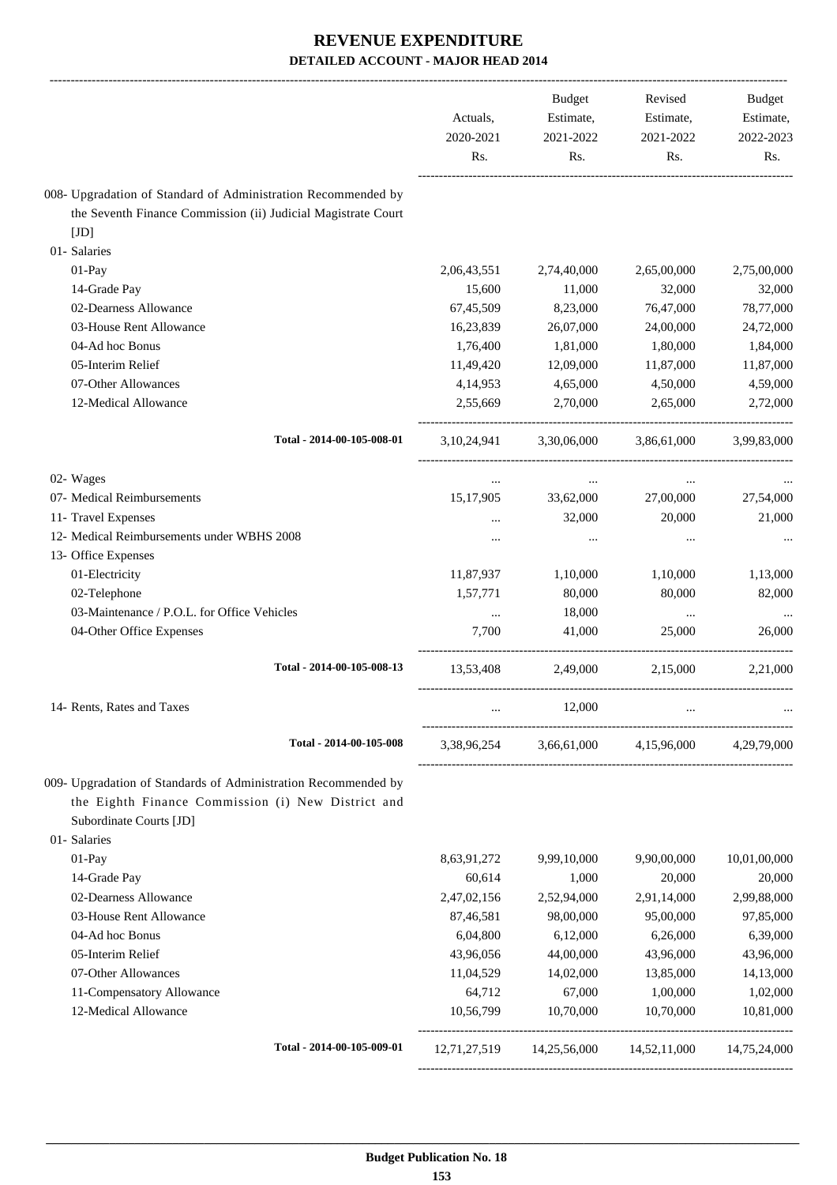# REVENUE EXPENDITURE

## DETAILED ACCOUNT - MAJOR HEAD 2014

| | Actuals, 2020-2021 Rs. | Budget Estimate, 2021-2022 Rs. | Revised Estimate, 2021-2022 Rs. | Budget Estimate, 2022-2023 Rs. |
|---|---|---|---|---|
| 008- Upgradation of Standard of Administration Recommended by the Seventh Finance Commission (ii) Judicial Magistrate Court [JD] | | | | |
| 01- Salaries | | | | |
| 01-Pay | 2,06,43,551 | 2,74,40,000 | 2,65,00,000 | 2,75,00,000 |
| 14-Grade Pay | 15,600 | 11,000 | 32,000 | 32,000 |
| 02-Dearness Allowance | 67,45,509 | 8,23,000 | 76,47,000 | 78,77,000 |
| 03-House Rent Allowance | 16,23,839 | 26,07,000 | 24,00,000 | 24,72,000 |
| 04-Ad hoc Bonus | 1,76,400 | 1,81,000 | 1,80,000 | 1,84,000 |
| 05-Interim Relief | 11,49,420 | 12,09,000 | 11,87,000 | 11,87,000 |
| 07-Other Allowances | 4,14,953 | 4,65,000 | 4,50,000 | 4,59,000 |
| 12-Medical Allowance | 2,55,669 | 2,70,000 | 2,65,000 | 2,72,000 |
| Total - 2014-00-105-008-01 | 3,10,24,941 | 3,30,06,000 | 3,86,61,000 | 3,99,83,000 |
| 02- Wages | ... | ... | ... | ... |
| 07- Medical Reimbursements | 15,17,905 | 33,62,000 | 27,00,000 | 27,54,000 |
| 11- Travel Expenses | ... | 32,000 | 20,000 | 21,000 |
| 12- Medical Reimbursements under WBHS 2008 | ... | ... | ... | ... |
| 13- Office Expenses | | | | |
| 01-Electricity | 11,87,937 | 1,10,000 | 1,10,000 | 1,13,000 |
| 02-Telephone | 1,57,771 | 80,000 | 80,000 | 82,000 |
| 03-Maintenance / P.O.L. for Office Vehicles | ... | 18,000 | ... | ... |
| 04-Other Office Expenses | 7,700 | 41,000 | 25,000 | 26,000 |
| Total - 2014-00-105-008-13 | 13,53,408 | 2,49,000 | 2,15,000 | 2,21,000 |
| 14- Rents, Rates and Taxes | ... | 12,000 | ... | ... |
| Total - 2014-00-105-008 | 3,38,96,254 | 3,66,61,000 | 4,15,96,000 | 4,29,79,000 |
| 009- Upgradation of Standards of Administration Recommended by the Eighth Finance Commission (i) New District and Subordinate Courts [JD] | | | | |
| 01- Salaries | | | | |
| 01-Pay | 8,63,91,272 | 9,99,10,000 | 9,90,00,000 | 10,01,00,000 |
| 14-Grade Pay | 60,614 | 1,000 | 20,000 | 20,000 |
| 02-Dearness Allowance | 2,47,02,156 | 2,52,94,000 | 2,91,14,000 | 2,99,88,000 |
| 03-House Rent Allowance | 87,46,581 | 98,00,000 | 95,00,000 | 97,85,000 |
| 04-Ad hoc Bonus | 6,04,800 | 6,12,000 | 6,26,000 | 6,39,000 |
| 05-Interim Relief | 43,96,056 | 44,00,000 | 43,96,000 | 43,96,000 |
| 07-Other Allowances | 11,04,529 | 14,02,000 | 13,85,000 | 14,13,000 |
| 11-Compensatory Allowance | 64,712 | 67,000 | 1,00,000 | 1,02,000 |
| 12-Medical Allowance | 10,56,799 | 10,70,000 | 10,70,000 | 10,81,000 |
| Total - 2014-00-105-009-01 | 12,71,27,519 | 14,25,56,000 | 14,52,11,000 | 14,75,24,000 |

Budget Publication No. 18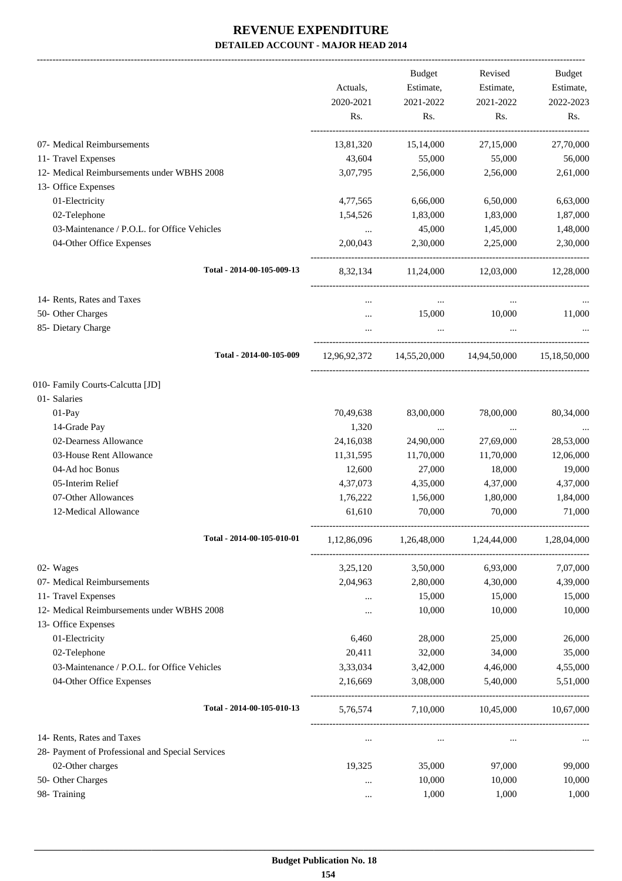# REVENUE EXPENDITURE

## DETAILED ACCOUNT - MAJOR HEAD 2014

| | Actuals, 2020-2021 Rs. | Budget Estimate, 2021-2022 Rs. | Revised Estimate, 2021-2022 Rs. | Budget Estimate, 2022-2023 Rs. |
|---|---|---|---|---|
| 07- Medical Reimbursements | 13,81,320 | 15,14,000 | 27,15,000 | 27,70,000 |
| 11- Travel Expenses | 43,604 | 55,000 | 55,000 | 56,000 |
| 12- Medical Reimbursements under WBHS 2008 | 3,07,795 | 2,56,000 | 2,56,000 | 2,61,000 |
| 13- Office Expenses | | | | |
| 01-Electricity | 4,77,565 | 6,66,000 | 6,50,000 | 6,63,000 |
| 02-Telephone | 1,54,526 | 1,83,000 | 1,83,000 | 1,87,000 |
| 03-Maintenance / P.O.L. for Office Vehicles | ... | 45,000 | 1,45,000 | 1,48,000 |
| 04-Other Office Expenses | 2,00,043 | 2,30,000 | 2,25,000 | 2,30,000 |
| Total - 2014-00-105-009-13 | 8,32,134 | 11,24,000 | 12,03,000 | 12,28,000 |
| 14- Rents, Rates and Taxes | ... | ... | ... | ... |
| 50- Other Charges | ... | 15,000 | 10,000 | 11,000 |
| 85- Dietary Charge | ... | ... | ... | ... |
| Total - 2014-00-105-009 | 12,96,92,372 | 14,55,20,000 | 14,94,50,000 | 15,18,50,000 |
| 010- Family Courts-Calcutta [JD] | | | | |
| 01- Salaries | | | | |
| 01-Pay | 70,49,638 | 83,00,000 | 78,00,000 | 80,34,000 |
| 14-Grade Pay | 1,320 | ... | ... | ... |
| 02-Dearness Allowance | 24,16,038 | 24,90,000 | 27,69,000 | 28,53,000 |
| 03-House Rent Allowance | 11,31,595 | 11,70,000 | 11,70,000 | 12,06,000 |
| 04-Ad hoc Bonus | 12,600 | 27,000 | 18,000 | 19,000 |
| 05-Interim Relief | 4,37,073 | 4,35,000 | 4,37,000 | 4,37,000 |
| 07-Other Allowances | 1,76,222 | 1,56,000 | 1,80,000 | 1,84,000 |
| 12-Medical Allowance | 61,610 | 70,000 | 70,000 | 71,000 |
| Total - 2014-00-105-010-01 | 1,12,86,096 | 1,26,48,000 | 1,24,44,000 | 1,28,04,000 |
| 02- Wages | 3,25,120 | 3,50,000 | 6,93,000 | 7,07,000 |
| 07- Medical Reimbursements | 2,04,963 | 2,80,000 | 4,30,000 | 4,39,000 |
| 11- Travel Expenses | ... | 15,000 | 15,000 | 15,000 |
| 12- Medical Reimbursements under WBHS 2008 | ... | 10,000 | 10,000 | 10,000 |
| 13- Office Expenses | | | | |
| 01-Electricity | 6,460 | 28,000 | 25,000 | 26,000 |
| 02-Telephone | 20,411 | 32,000 | 34,000 | 35,000 |
| 03-Maintenance / P.O.L. for Office Vehicles | 3,33,034 | 3,42,000 | 4,46,000 | 4,55,000 |
| 04-Other Office Expenses | 2,16,669 | 3,08,000 | 5,40,000 | 5,51,000 |
| Total - 2014-00-105-010-13 | 5,76,574 | 7,10,000 | 10,45,000 | 10,67,000 |
| 14- Rents, Rates and Taxes | ... | ... | ... | ... |
| 28- Payment of Professional and Special Services | | | | |
| 02-Other charges | 19,325 | 35,000 | 97,000 | 99,000 |
| 50- Other Charges | ... | 10,000 | 10,000 | 10,000 |
| 98- Training | ... | 1,000 | 1,000 | 1,000 |

Budget Publication No. 18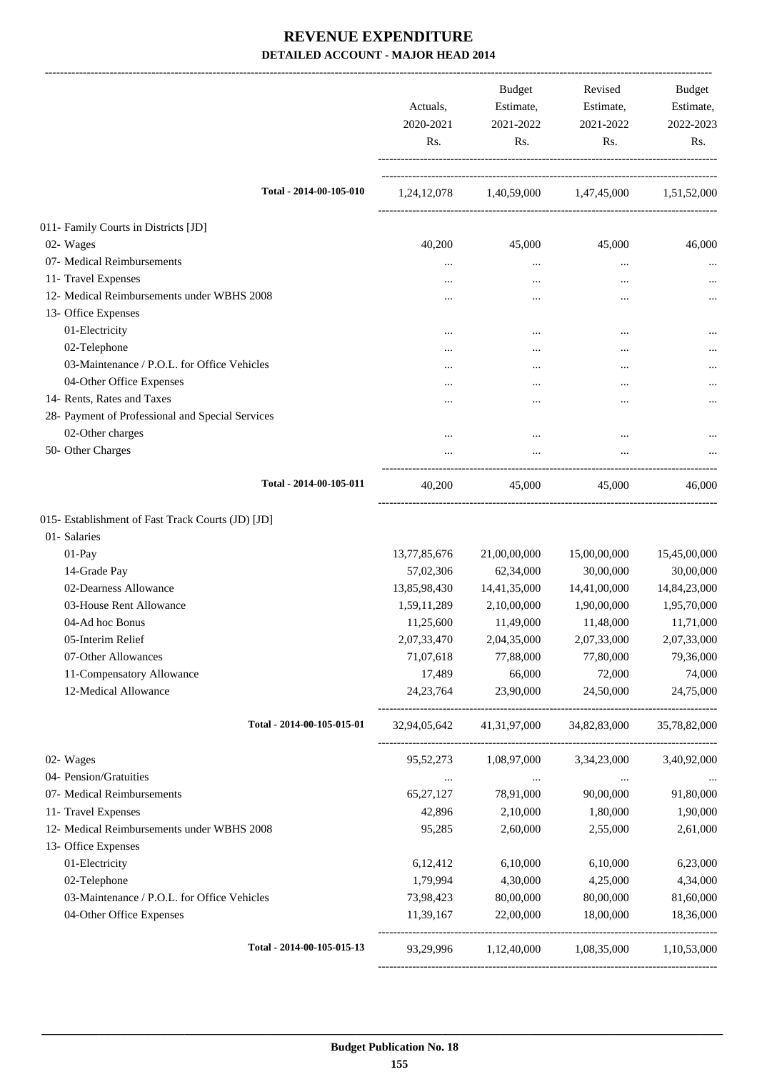# REVENUE EXPENDITURE

### DETAILED ACCOUNT - MAJOR HEAD 2014

| | Actuals, 2020-2021 Rs. | Budget Estimate, 2021-2022 Rs. | Revised Estimate, 2021-2022 Rs. | Budget Estimate, 2022-2023 Rs. |
|---|---|---|---|---|
| Total - 2014-00-105-010 | 1,24,12,078 | 1,40,59,000 | 1,47,45,000 | 1,51,52,000 |
| 011- Family Courts in Districts [JD] | | | | |
| 02- Wages | 40,200 | 45,000 | 45,000 | 46,000 |
| 07- Medical Reimbursements | ... | ... | ... | ... |
| 11- Travel Expenses | ... | ... | ... | ... |
| 12- Medical Reimbursements under WBHS 2008 | ... | ... | ... | ... |
| 13- Office Expenses | | | | |
| 01-Electricity | ... | ... | ... | ... |
| 02-Telephone | ... | ... | ... | ... |
| 03-Maintenance / P.O.L. for Office Vehicles | ... | ... | ... | ... |
| 04-Other Office Expenses | ... | ... | ... | ... |
| 14- Rents, Rates and Taxes | ... | ... | ... | ... |
| 28- Payment of Professional and Special Services | | | | |
| 02-Other charges | ... | ... | ... | ... |
| 50- Other Charges | ... | ... | ... | ... |
| Total - 2014-00-105-011 | 40,200 | 45,000 | 45,000 | 46,000 |
| 015- Establishment of Fast Track Courts (JD) [JD] | | | | |
| 01- Salaries | | | | |
| 01-Pay | 13,77,85,676 | 21,00,00,000 | 15,00,00,000 | 15,45,00,000 |
| 14-Grade Pay | 57,02,306 | 62,34,000 | 30,00,000 | 30,00,000 |
| 02-Dearness Allowance | 13,85,98,430 | 14,41,35,000 | 14,41,00,000 | 14,84,23,000 |
| 03-House Rent Allowance | 1,59,11,289 | 2,10,00,000 | 1,90,00,000 | 1,95,70,000 |
| 04-Ad hoc Bonus | 11,25,600 | 11,49,000 | 11,48,000 | 11,71,000 |
| 05-Interim Relief | 2,07,33,470 | 2,04,35,000 | 2,07,33,000 | 2,07,33,000 |
| 07-Other Allowances | 71,07,618 | 77,88,000 | 77,80,000 | 79,36,000 |
| 11-Compensatory Allowance | 17,489 | 66,000 | 72,000 | 74,000 |
| 12-Medical Allowance | 24,23,764 | 23,90,000 | 24,50,000 | 24,75,000 |
| Total - 2014-00-105-015-01 | 32,94,05,642 | 41,31,97,000 | 34,82,83,000 | 35,78,82,000 |
| 02- Wages | 95,52,273 | 1,08,97,000 | 3,34,23,000 | 3,40,92,000 |
| 04- Pension/Gratuities | ... | ... | ... | ... |
| 07- Medical Reimbursements | 65,27,127 | 78,91,000 | 90,00,000 | 91,80,000 |
| 11- Travel Expenses | 42,896 | 2,10,000 | 1,80,000 | 1,90,000 |
| 12- Medical Reimbursements under WBHS 2008 | 95,285 | 2,60,000 | 2,55,000 | 2,61,000 |
| 13- Office Expenses | | | | |
| 01-Electricity | 6,12,412 | 6,10,000 | 6,10,000 | 6,23,000 |
| 02-Telephone | 1,79,994 | 4,30,000 | 4,25,000 | 4,34,000 |
| 03-Maintenance / P.O.L. for Office Vehicles | 73,98,423 | 80,00,000 | 80,00,000 | 81,60,000 |
| 04-Other Office Expenses | 11,39,167 | 22,00,000 | 18,00,000 | 18,36,000 |
| Total - 2014-00-105-015-13 | 93,29,996 | 1,12,40,000 | 1,08,35,000 | 1,10,53,000 |

**Budget Publication No. 18**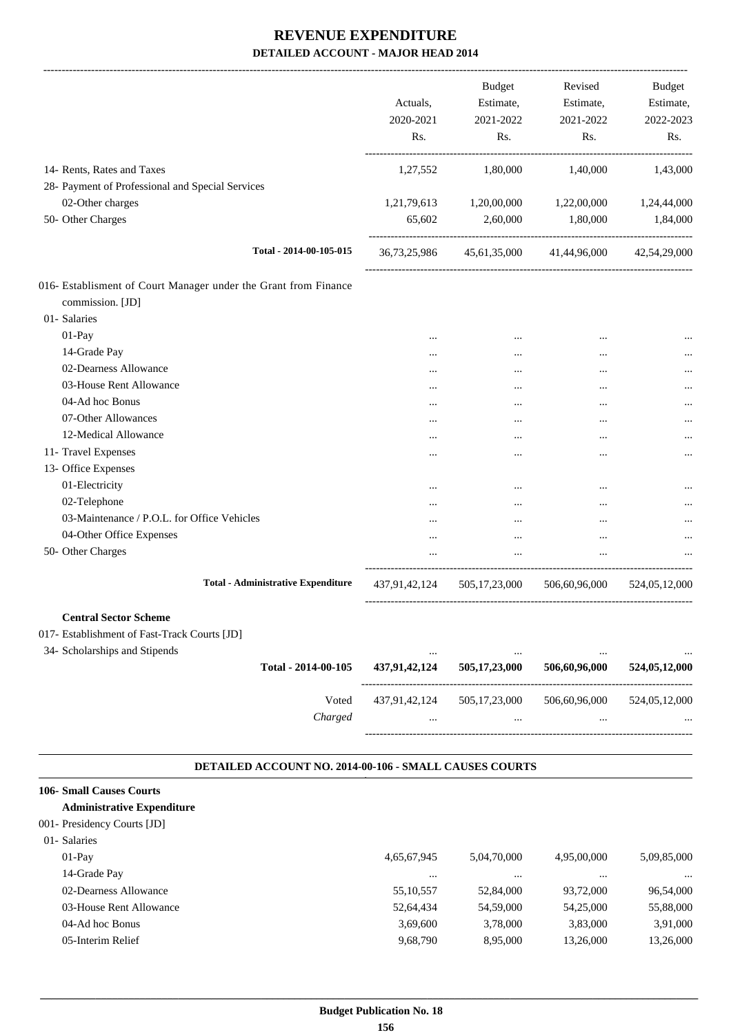# REVENUE EXPENDITURE
## DETAILED ACCOUNT - MAJOR HEAD 2014

| | Actuals, 2020-2021 Rs. | Budget Estimate, 2021-2022 Rs. | Revised Estimate, 2021-2022 Rs. | Budget Estimate, 2022-2023 Rs. |
|---|---|---|---|---|
| 14- Rents, Rates and Taxes | 1,27,552 | 1,80,000 | 1,40,000 | 1,43,000 |
| 28- Payment of Professional and Special Services | | | | |
| 02-Other charges | 1,21,79,613 | 1,20,00,000 | 1,22,00,000 | 1,24,44,000 |
| 50- Other Charges | 65,602 | 2,60,000 | 1,80,000 | 1,84,000 |
| Total - 2014-00-105-015 | 36,73,25,986 | 45,61,35,000 | 41,44,96,000 | 42,54,29,000 |
| 016- Establishment of Court Manager under the Grant from Finance commission. [JD] | | | | |
| 01- Salaries | | | | |
| 01-Pay | ... | ... | ... | ... |
| 14-Grade Pay | ... | ... | ... | ... |
| 02-Dearness Allowance | ... | ... | ... | ... |
| 03-House Rent Allowance | ... | ... | ... | ... |
| 04-Ad hoc Bonus | ... | ... | ... | ... |
| 07-Other Allowances | ... | ... | ... | ... |
| 12-Medical Allowance | ... | ... | ... | ... |
| 11- Travel Expenses | ... | ... | ... | ... |
| 13- Office Expenses | | | | |
| 01-Electricity | ... | ... | ... | ... |
| 02-Telephone | ... | ... | ... | ... |
| 03-Maintenance / P.O.L. for Office Vehicles | ... | ... | ... | ... |
| 04-Other Office Expenses | ... | ... | ... | ... |
| 50- Other Charges | ... | ... | ... | ... |
| **Total - Administrative Expenditure** | 437,91,42,124 | 505,17,23,000 | 506,60,96,000 | 524,05,12,000 |
| **Central Sector Scheme** | | | | |
| 017- Establishment of Fast-Track Courts [JD] | | | | |
| 34- Scholarships and Stipends | ... | ... | ... | ... |
| **Total - 2014-00-105** | **437,91,42,124** | **505,17,23,000** | **506,60,96,000** | **524,05,12,000** |
| Voted | 437,91,42,124 | 505,17,23,000 | 506,60,96,000 | 524,05,12,000 |
| *Charged* | ... | ... | ... | ... |

### DETAILED ACCOUNT NO. 2014-00-106 - SMALL CAUSES COURTS

| | Actuals, 2020-2021 Rs. | Budget Estimate, 2021-2022 Rs. | Revised Estimate, 2021-2022 Rs. | Budget Estimate, 2022-2023 Rs. |
|---|---|---|---|---|
| **106- Small Causes Courts** | | | | |
| **Administrative Expenditure** | | | | |
| 001- Presidency Courts [JD] | | | | |
| 01- Salaries | | | | |
| 01-Pay | 4,65,67,945 | 5,04,70,000 | 4,95,00,000 | 5,09,85,000 |
| 14-Grade Pay | ... | ... | ... | ... |
| 02-Dearness Allowance | 55,10,557 | 52,84,000 | 93,72,000 | 96,54,000 |
| 03-House Rent Allowance | 52,64,434 | 54,59,000 | 54,25,000 | 55,88,000 |
| 04-Ad hoc Bonus | 3,69,600 | 3,78,000 | 3,83,000 | 3,91,000 |
| 05-Interim Relief | 9,68,790 | 8,95,000 | 13,26,000 | 13,26,000 |

Budget Publication No. 18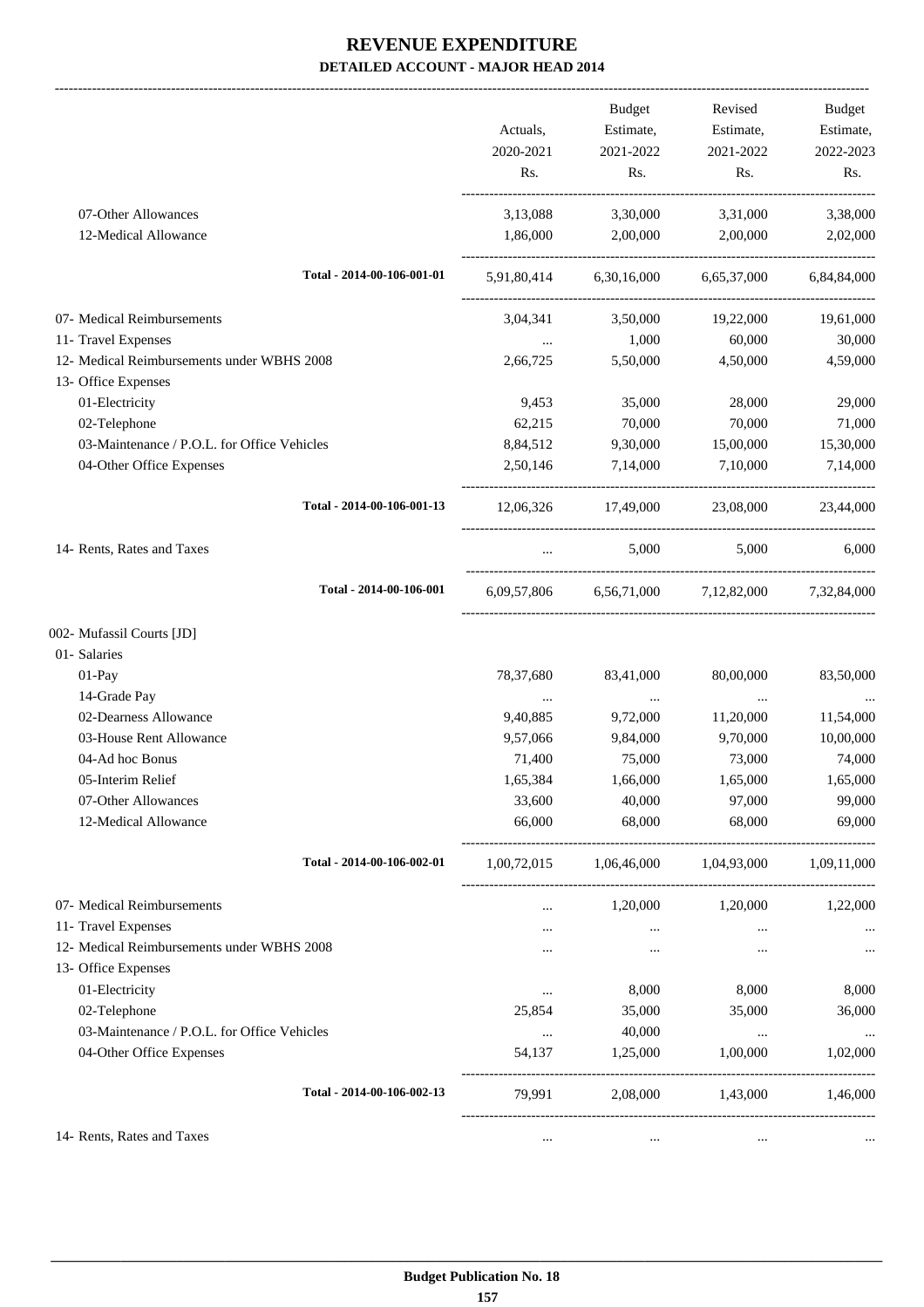# REVENUE EXPENDITURE
## DETAILED ACCOUNT - MAJOR HEAD 2014

| | Actuals, 2020-2021 Rs. | Budget Estimate, 2021-2022 Rs. | Revised Estimate, 2021-2022 Rs. | Budget Estimate, 2022-2023 Rs. |
|---|---|---|---|---|
| 07-Other Allowances | 3,13,088 | 3,30,000 | 3,31,000 | 3,38,000 |
| 12-Medical Allowance | 1,86,000 | 2,00,000 | 2,00,000 | 2,02,000 |
| **Total - 2014-00-106-001-01** | 5,91,80,414 | 6,30,16,000 | 6,65,37,000 | 6,84,84,000 |
| 07- Medical Reimbursements | 3,04,341 | 3,50,000 | 19,22,000 | 19,61,000 |
| 11- Travel Expenses | ... | 1,000 | 60,000 | 30,000 |
| 12- Medical Reimbursements under WBHS 2008 | 2,66,725 | 5,50,000 | 4,50,000 | 4,59,000 |
| 13- Office Expenses | | | | |
| 01-Electricity | 9,453 | 35,000 | 28,000 | 29,000 |
| 02-Telephone | 62,215 | 70,000 | 70,000 | 71,000 |
| 03-Maintenance / P.O.L. for Office Vehicles | 8,84,512 | 9,30,000 | 15,00,000 | 15,30,000 |
| 04-Other Office Expenses | 2,50,146 | 7,14,000 | 7,10,000 | 7,14,000 |
| **Total - 2014-00-106-001-13** | 12,06,326 | 17,49,000 | 23,08,000 | 23,44,000 |
| 14- Rents, Rates and Taxes | ... | 5,000 | 5,000 | 6,000 |
| **Total - 2014-00-106-001** | 6,09,57,806 | 6,56,71,000 | 7,12,82,000 | 7,32,84,000 |
| 002- Mufassil Courts [JD] | | | | |
| 01- Salaries | | | | |
| 01-Pay | 78,37,680 | 83,41,000 | 80,00,000 | 83,50,000 |
| 14-Grade Pay | ... | ... | ... | ... |
| 02-Dearness Allowance | 9,40,885 | 9,72,000 | 11,20,000 | 11,54,000 |
| 03-House Rent Allowance | 9,57,066 | 9,84,000 | 9,70,000 | 10,00,000 |
| 04-Ad hoc Bonus | 71,400 | 75,000 | 73,000 | 74,000 |
| 05-Interim Relief | 1,65,384 | 1,66,000 | 1,65,000 | 1,65,000 |
| 07-Other Allowances | 33,600 | 40,000 | 97,000 | 99,000 |
| 12-Medical Allowance | 66,000 | 68,000 | 68,000 | 69,000 |
| **Total - 2014-00-106-002-01** | 1,00,72,015 | 1,06,46,000 | 1,04,93,000 | 1,09,11,000 |
| 07- Medical Reimbursements | ... | 1,20,000 | 1,20,000 | 1,22,000 |
| 11- Travel Expenses | ... | ... | ... | ... |
| 12- Medical Reimbursements under WBHS 2008 | ... | ... | ... | ... |
| 13- Office Expenses | | | | |
| 01-Electricity | ... | 8,000 | 8,000 | 8,000 |
| 02-Telephone | 25,854 | 35,000 | 35,000 | 36,000 |
| 03-Maintenance / P.O.L. for Office Vehicles | ... | 40,000 | ... | ... |
| 04-Other Office Expenses | 54,137 | 1,25,000 | 1,00,000 | 1,02,000 |
| **Total - 2014-00-106-002-13** | 79,991 | 2,08,000 | 1,43,000 | 1,46,000 |
| 14- Rents, Rates and Taxes | ... | ... | ... | ... |

**Budget Publication No. 18**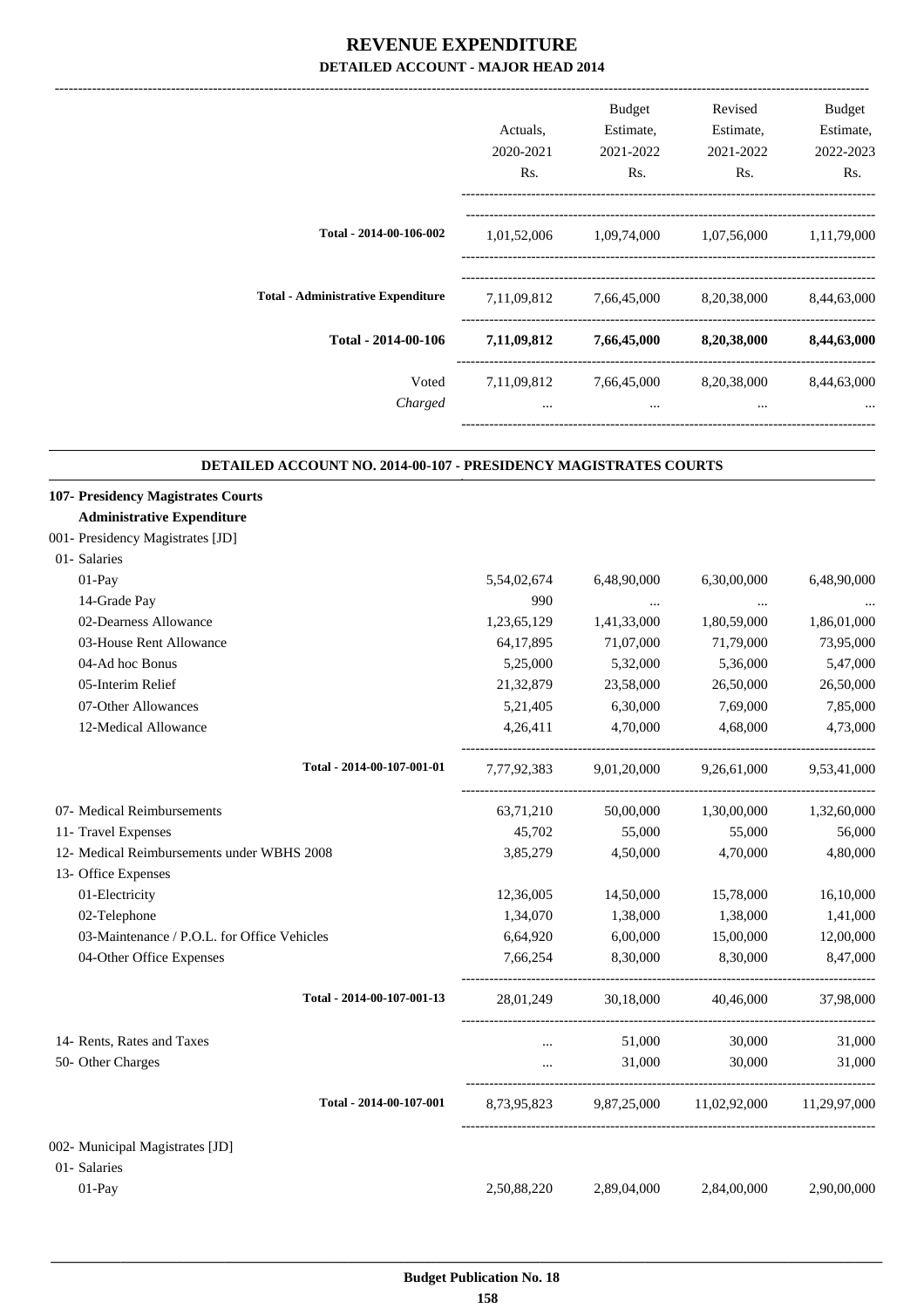# REVENUE EXPENDITURE

## DETAILED ACCOUNT - MAJOR HEAD 2014

| | Actuals, 2020-2021 Rs. | Budget Estimate, 2021-2022 Rs. | Revised Estimate, 2021-2022 Rs. | Budget Estimate, 2022-2023 Rs. |
|---|---|---|---|---|
| **Total - 2014-00-106-002** | 1,01,52,006 | 1,09,74,000 | 1,07,56,000 | 1,11,79,000 |
| **Total - Administrative Expenditure** | 7,11,09,812 | 7,66,45,000 | 8,20,38,000 | 8,44,63,000 |
| **Total - 2014-00-106** | **7,11,09,812** | **7,66,45,000** | **8,20,38,000** | **8,44,63,000** |
| Voted | 7,11,09,812 | 7,66,45,000 | 8,20,38,000 | 8,44,63,000 |
| *Charged* | ... | ... | ... | ... |

### DETAILED ACCOUNT NO. 2014-00-107 - PRESIDENCY MAGISTRATES COURTS

| | Actuals, 2020-2021 Rs. | Budget Estimate, 2021-2022 Rs. | Revised Estimate, 2021-2022 Rs. | Budget Estimate, 2022-2023 Rs. |
|---|---|---|---|---|
| **107- Presidency Magistrates Courts** | | | | |
| **Administrative Expenditure** | | | | |
| 001- Presidency Magistrates [JD] | | | | |
| 01- Salaries | | | | |
| 01-Pay | 5,54,02,674 | 6,48,90,000 | 6,30,00,000 | 6,48,90,000 |
| 14-Grade Pay | 990 | ... | ... | ... |
| 02-Dearness Allowance | 1,23,65,129 | 1,41,33,000 | 1,80,59,000 | 1,86,01,000 |
| 03-House Rent Allowance | 64,17,895 | 71,07,000 | 71,79,000 | 73,95,000 |
| 04-Ad hoc Bonus | 5,25,000 | 5,32,000 | 5,36,000 | 5,47,000 |
| 05-Interim Relief | 21,32,879 | 23,58,000 | 26,50,000 | 26,50,000 |
| 07-Other Allowances | 5,21,405 | 6,30,000 | 7,69,000 | 7,85,000 |
| 12-Medical Allowance | 4,26,411 | 4,70,000 | 4,68,000 | 4,73,000 |
| **Total - 2014-00-107-001-01** | 7,77,92,383 | 9,01,20,000 | 9,26,61,000 | 9,53,41,000 |
| 07- Medical Reimbursements | 63,71,210 | 50,00,000 | 1,30,00,000 | 1,32,60,000 |
| 11- Travel Expenses | 45,702 | 55,000 | 55,000 | 56,000 |
| 12- Medical Reimbursements under WBHS 2008 | 3,85,279 | 4,50,000 | 4,70,000 | 4,80,000 |
| 13- Office Expenses | | | | |
| 01-Electricity | 12,36,005 | 14,50,000 | 15,78,000 | 16,10,000 |
| 02-Telephone | 1,34,070 | 1,38,000 | 1,38,000 | 1,41,000 |
| 03-Maintenance / P.O.L. for Office Vehicles | 6,64,920 | 6,00,000 | 15,00,000 | 12,00,000 |
| 04-Other Office Expenses | 7,66,254 | 8,30,000 | 8,30,000 | 8,47,000 |
| **Total - 2014-00-107-001-13** | 28,01,249 | 30,18,000 | 40,46,000 | 37,98,000 |
| 14- Rents, Rates and Taxes | ... | 51,000 | 30,000 | 31,000 |
| 50- Other Charges | ... | 31,000 | 30,000 | 31,000 |
| **Total - 2014-00-107-001** | 8,73,95,823 | 9,87,25,000 | 11,02,92,000 | 11,29,97,000 |
| 002- Municipal Magistrates [JD] | | | | |
| 01- Salaries | | | | |
| 01-Pay | 2,50,88,220 | 2,89,04,000 | 2,84,00,000 | 2,90,00,000 |

**Budget Publication No. 18**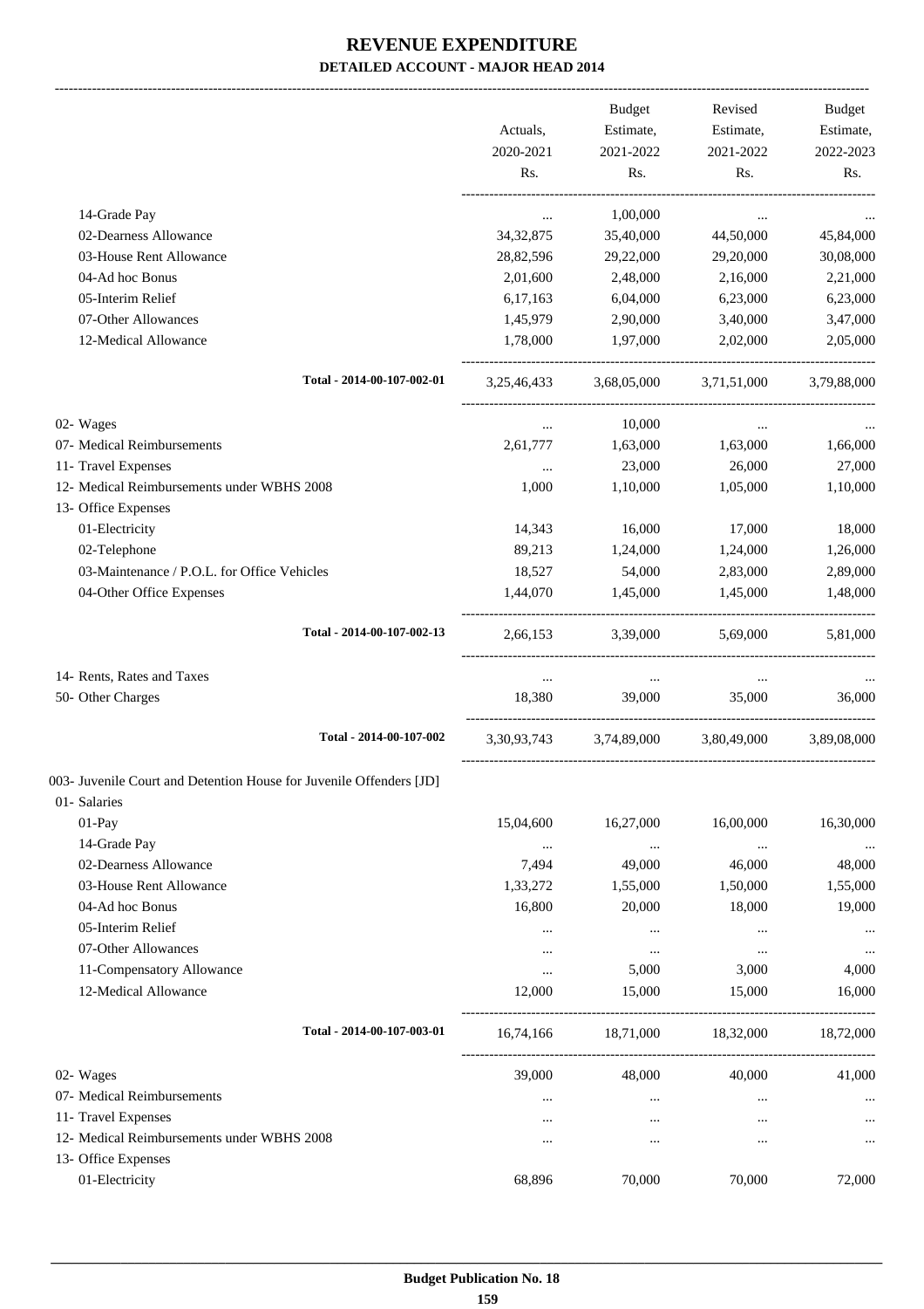# REVENUE EXPENDITURE
## DETAILED ACCOUNT - MAJOR HEAD 2014

| | Actuals, 2020-2021 Rs. | Budget Estimate, 2021-2022 Rs. | Revised Estimate, 2021-2022 Rs. | Budget Estimate, 2022-2023 Rs. |
|---|---|---|---|---|
| 14-Grade Pay | ... | 1,00,000 | ... | ... |
| 02-Dearness Allowance | 34,32,875 | 35,40,000 | 44,50,000 | 45,84,000 |
| 03-House Rent Allowance | 28,82,596 | 29,22,000 | 29,20,000 | 30,08,000 |
| 04-Ad hoc Bonus | 2,01,600 | 2,48,000 | 2,16,000 | 2,21,000 |
| 05-Interim Relief | 6,17,163 | 6,04,000 | 6,23,000 | 6,23,000 |
| 07-Other Allowances | 1,45,979 | 2,90,000 | 3,40,000 | 3,47,000 |
| 12-Medical Allowance | 1,78,000 | 1,97,000 | 2,02,000 | 2,05,000 |
| **Total - 2014-00-107-002-01** | 3,25,46,433 | 3,68,05,000 | 3,71,51,000 | 3,79,88,000 |
| 02- Wages | ... | 10,000 | ... | ... |
| 07- Medical Reimbursements | 2,61,777 | 1,63,000 | 1,63,000 | 1,66,000 |
| 11- Travel Expenses | ... | 23,000 | 26,000 | 27,000 |
| 12- Medical Reimbursements under WBHS 2008 | 1,000 | 1,10,000 | 1,05,000 | 1,10,000 |
| 13- Office Expenses | | | | |
| 01-Electricity | 14,343 | 16,000 | 17,000 | 18,000 |
| 02-Telephone | 89,213 | 1,24,000 | 1,24,000 | 1,26,000 |
| 03-Maintenance / P.O.L. for Office Vehicles | 18,527 | 54,000 | 2,83,000 | 2,89,000 |
| 04-Other Office Expenses | 1,44,070 | 1,45,000 | 1,45,000 | 1,48,000 |
| **Total - 2014-00-107-002-13** | 2,66,153 | 3,39,000 | 5,69,000 | 5,81,000 |
| 14- Rents, Rates and Taxes | ... | ... | ... | ... |
| 50- Other Charges | 18,380 | 39,000 | 35,000 | 36,000 |
| **Total - 2014-00-107-002** | 3,30,93,743 | 3,74,89,000 | 3,80,49,000 | 3,89,08,000 |
| 003- Juvenile Court and Detention House for Juvenile Offenders [JD] | | | | |
| 01- Salaries | | | | |
| 01-Pay | 15,04,600 | 16,27,000 | 16,00,000 | 16,30,000 |
| 14-Grade Pay | ... | ... | ... | ... |
| 02-Dearness Allowance | 7,494 | 49,000 | 46,000 | 48,000 |
| 03-House Rent Allowance | 1,33,272 | 1,55,000 | 1,50,000 | 1,55,000 |
| 04-Ad hoc Bonus | 16,800 | 20,000 | 18,000 | 19,000 |
| 05-Interim Relief | ... | ... | ... | ... |
| 07-Other Allowances | ... | ... | ... | ... |
| 11-Compensatory Allowance | ... | 5,000 | 3,000 | 4,000 |
| 12-Medical Allowance | 12,000 | 15,000 | 15,000 | 16,000 |
| **Total - 2014-00-107-003-01** | 16,74,166 | 18,71,000 | 18,32,000 | 18,72,000 |
| 02- Wages | 39,000 | 48,000 | 40,000 | 41,000 |
| 07- Medical Reimbursements | ... | ... | ... | ... |
| 11- Travel Expenses | ... | ... | ... | ... |
| 12- Medical Reimbursements under WBHS 2008 | ... | ... | ... | ... |
| 13- Office Expenses | | | | |
| 01-Electricity | 68,896 | 70,000 | 70,000 | 72,000 |

**Budget Publication No. 18**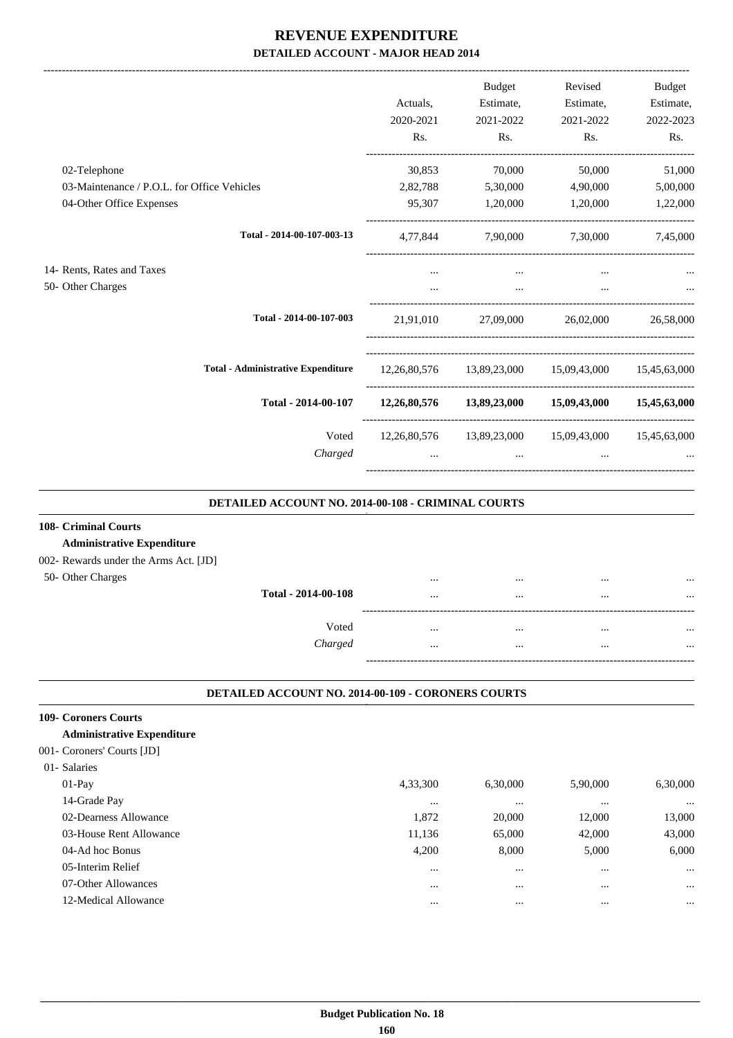# REVENUE EXPENDITURE
## DETAILED ACCOUNT - MAJOR HEAD 2014

| | Actuals, 2020-2021 Rs. | Budget Estimate, 2021-2022 Rs. | Revised Estimate, 2021-2022 Rs. | Budget Estimate, 2022-2023 Rs. |
|---|---|---|---|---|
| 02-Telephone | 30,853 | 70,000 | 50,000 | 51,000 |
| 03-Maintenance / P.O.L. for Office Vehicles | 2,82,788 | 5,30,000 | 4,90,000 | 5,00,000 |
| 04-Other Office Expenses | 95,307 | 1,20,000 | 1,20,000 | 1,22,000 |
| **Total - 2014-00-107-003-13** | 4,77,844 | 7,90,000 | 7,30,000 | 7,45,000 |
| 14- Rents, Rates and Taxes | ... | ... | ... | ... |
| 50- Other Charges | ... | ... | ... | ... |
| **Total - 2014-00-107-003** | 21,91,010 | 27,09,000 | 26,02,000 | 26,58,000 |
| **Total - Administrative Expenditure** | 12,26,80,576 | 13,89,23,000 | 15,09,43,000 | 15,45,63,000 |
| **Total - 2014-00-107** | **12,26,80,576** | **13,89,23,000** | **15,09,43,000** | **15,45,63,000** |
| Voted | 12,26,80,576 | 13,89,23,000 | 15,09,43,000 | 15,45,63,000 |
| *Charged* | ... | ... | ... | ... |

### DETAILED ACCOUNT NO. 2014-00-108 - CRIMINAL COURTS

| | Actuals, 2020-2021 Rs. | Budget Estimate, 2021-2022 Rs. | Revised Estimate, 2021-2022 Rs. | Budget Estimate, 2022-2023 Rs. |
|---|---|---|---|---|
| **108- Criminal Courts** | | | | |
| **Administrative Expenditure** | | | | |
| 002- Rewards under the Arms Act. [JD] | | | | |
| 50- Other Charges | ... | ... | ... | ... |
| **Total - 2014-00-108** | ... | ... | ... | ... |
| Voted | ... | ... | ... | ... |
| *Charged* | ... | ... | ... | ... |

### DETAILED ACCOUNT NO. 2014-00-109 - CORONERS COURTS

| | Actuals, 2020-2021 Rs. | Budget Estimate, 2021-2022 Rs. | Revised Estimate, 2021-2022 Rs. | Budget Estimate, 2022-2023 Rs. |
|---|---|---|---|---|
| **109- Coroners Courts** | | | | |
| **Administrative Expenditure** | | | | |
| 001- Coroners' Courts [JD] | | | | |
| 01- Salaries | | | | |
| 01-Pay | 4,33,300 | 6,30,000 | 5,90,000 | 6,30,000 |
| 14-Grade Pay | ... | ... | ... | ... |
| 02-Dearness Allowance | 1,872 | 20,000 | 12,000 | 13,000 |
| 03-House Rent Allowance | 11,136 | 65,000 | 42,000 | 43,000 |
| 04-Ad hoc Bonus | 4,200 | 8,000 | 5,000 | 6,000 |
| 05-Interim Relief | ... | ... | ... | ... |
| 07-Other Allowances | ... | ... | ... | ... |
| 12-Medical Allowance | ... | ... | ... | ... |

Budget Publication No. 18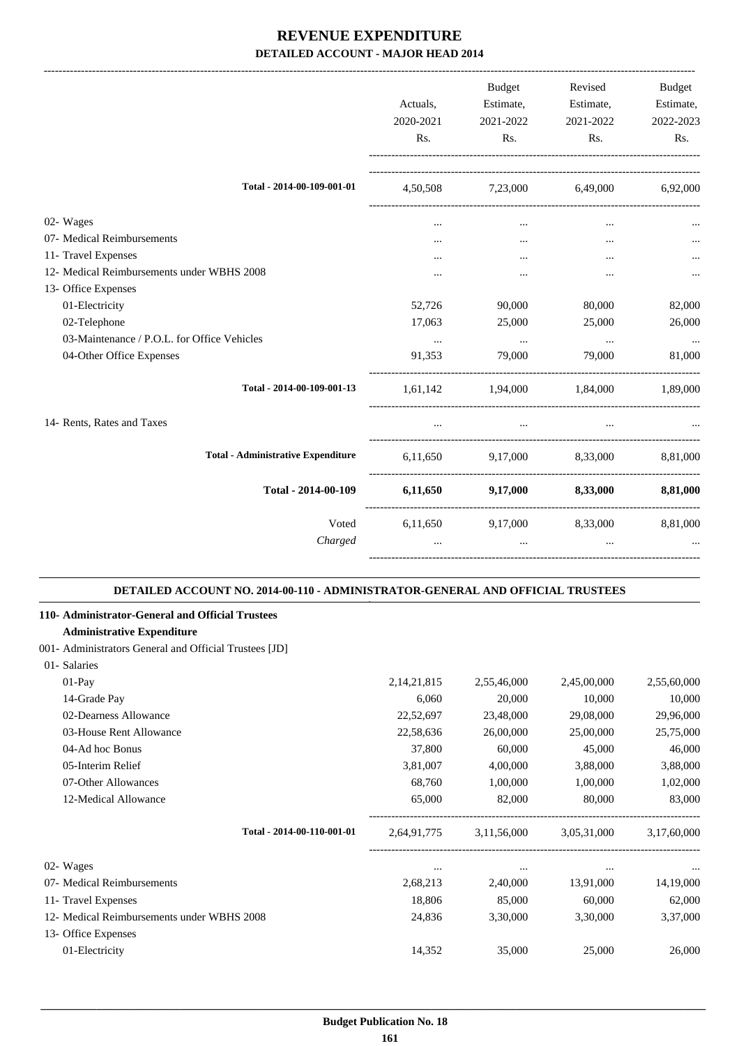# REVENUE EXPENDITURE

## DETAILED ACCOUNT - MAJOR HEAD 2014

| | Actuals, 2020-2021 Rs. | Budget Estimate, 2021-2022 Rs. | Revised Estimate, 2021-2022 Rs. | Budget Estimate, 2022-2023 Rs. |
|---|---|---|---|---|
| Total - 2014-00-109-001-01 | 4,50,508 | 7,23,000 | 6,49,000 | 6,92,000 |
| 02- Wages | ... | ... | ... | ... |
| 07- Medical Reimbursements | ... | ... | ... | ... |
| 11- Travel Expenses | ... | ... | ... | ... |
| 12- Medical Reimbursements under WBHS 2008 | ... | ... | ... | ... |
| 13- Office Expenses | | | | |
| 01-Electricity | 52,726 | 90,000 | 80,000 | 82,000 |
| 02-Telephone | 17,063 | 25,000 | 25,000 | 26,000 |
| 03-Maintenance / P.O.L. for Office Vehicles | ... | ... | ... | ... |
| 04-Other Office Expenses | 91,353 | 79,000 | 79,000 | 81,000 |
| Total - 2014-00-109-001-13 | 1,61,142 | 1,94,000 | 1,84,000 | 1,89,000 |
| 14- Rents, Rates and Taxes | ... | ... | ... | ... |
| Total - Administrative Expenditure | 6,11,650 | 9,17,000 | 8,33,000 | 8,81,000 |
| **Total - 2014-00-109** | **6,11,650** | **9,17,000** | **8,33,000** | **8,81,000** |
| Voted | 6,11,650 | 9,17,000 | 8,33,000 | 8,81,000 |
| *Charged* | ... | ... | ... | ... |

### DETAILED ACCOUNT NO. 2014-00-110 - ADMINISTRATOR-GENERAL AND OFFICIAL TRUSTEES

**110- Administrator-General and Official Trustees**

**Administrative Expenditure**

001- Administrators General and Official Trustees [JD]

| | Actuals, 2020-2021 Rs. | Budget Estimate, 2021-2022 Rs. | Revised Estimate, 2021-2022 Rs. | Budget Estimate, 2022-2023 Rs. |
|---|---|---|---|---|
| 01- Salaries | | | | |
| 01-Pay | 2,14,21,815 | 2,55,46,000 | 2,45,00,000 | 2,55,60,000 |
| 14-Grade Pay | 6,060 | 20,000 | 10,000 | 10,000 |
| 02-Dearness Allowance | 22,52,697 | 23,48,000 | 29,08,000 | 29,96,000 |
| 03-House Rent Allowance | 22,58,636 | 26,00,000 | 25,00,000 | 25,75,000 |
| 04-Ad hoc Bonus | 37,800 | 60,000 | 45,000 | 46,000 |
| 05-Interim Relief | 3,81,007 | 4,00,000 | 3,88,000 | 3,88,000 |
| 07-Other Allowances | 68,760 | 1,00,000 | 1,00,000 | 1,02,000 |
| 12-Medical Allowance | 65,000 | 82,000 | 80,000 | 83,000 |
| Total - 2014-00-110-001-01 | 2,64,91,775 | 3,11,56,000 | 3,05,31,000 | 3,17,60,000 |
| 02- Wages | ... | ... | ... | ... |
| 07- Medical Reimbursements | 2,68,213 | 2,40,000 | 13,91,000 | 14,19,000 |
| 11- Travel Expenses | 18,806 | 85,000 | 60,000 | 62,000 |
| 12- Medical Reimbursements under WBHS 2008 | 24,836 | 3,30,000 | 3,30,000 | 3,37,000 |
| 13- Office Expenses | | | | |
| 01-Electricity | 14,352 | 35,000 | 25,000 | 26,000 |

**Budget Publication No. 18**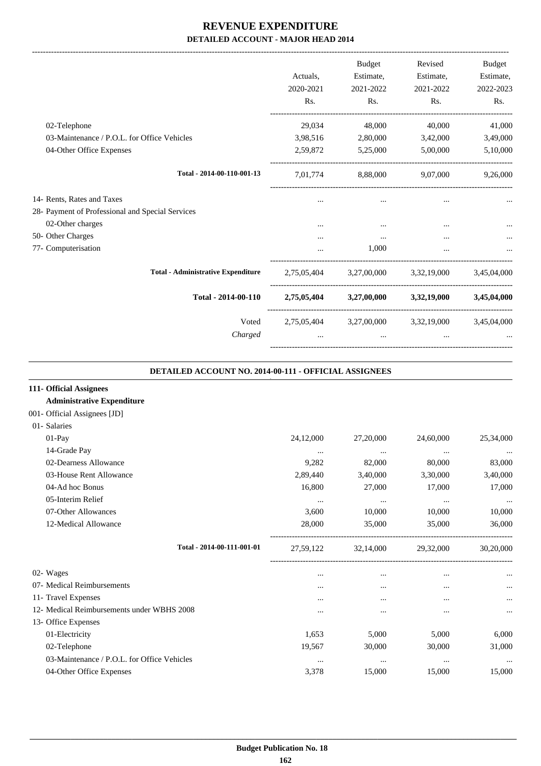# REVENUE EXPENDITURE

## DETAILED ACCOUNT - MAJOR HEAD 2014

| | Actuals, 2020-2021 Rs. | Budget Estimate, 2021-2022 Rs. | Revised Estimate, 2021-2022 Rs. | Budget Estimate, 2022-2023 Rs. |
|---|---|---|---|---|
| 02-Telephone | 29,034 | 48,000 | 40,000 | 41,000 |
| 03-Maintenance / P.O.L. for Office Vehicles | 3,98,516 | 2,80,000 | 3,42,000 | 3,49,000 |
| 04-Other Office Expenses | 2,59,872 | 5,25,000 | 5,00,000 | 5,10,000 |
| **Total - 2014-00-110-001-13** | 7,01,774 | 8,88,000 | 9,07,000 | 9,26,000 |
| 14- Rents, Rates and Taxes | ... | ... | ... | ... |
| 28- Payment of Professional and Special Services | | | | |
| 02-Other charges | ... | ... | ... | ... |
| 50- Other Charges | ... | ... | ... | ... |
| 77- Computerisation | ... | 1,000 | ... | ... |
| **Total - Administrative Expenditure** | 2,75,05,404 | 3,27,00,000 | 3,32,19,000 | 3,45,04,000 |
| **Total - 2014-00-110** | **2,75,05,404** | **3,27,00,000** | **3,32,19,000** | **3,45,04,000** |
| Voted | 2,75,05,404 | 3,27,00,000 | 3,32,19,000 | 3,45,04,000 |
| *Charged* | ... | ... | ... | ... |

### DETAILED ACCOUNT NO. 2014-00-111 - OFFICIAL ASSIGNEES

| | Actuals, 2020-2021 Rs. | Budget Estimate, 2021-2022 Rs. | Revised Estimate, 2021-2022 Rs. | Budget Estimate, 2022-2023 Rs. |
|---|---|---|---|---|
| **111- Official Assignees** | | | | |
| **Administrative Expenditure** | | | | |
| 001- Official Assignees [JD] | | | | |
| 01- Salaries | | | | |
| 01-Pay | 24,12,000 | 27,20,000 | 24,60,000 | 25,34,000 |
| 14-Grade Pay | ... | ... | ... | ... |
| 02-Dearness Allowance | 9,282 | 82,000 | 80,000 | 83,000 |
| 03-House Rent Allowance | 2,89,440 | 3,40,000 | 3,30,000 | 3,40,000 |
| 04-Ad hoc Bonus | 16,800 | 27,000 | 17,000 | 17,000 |
| 05-Interim Relief | ... | ... | ... | ... |
| 07-Other Allowances | 3,600 | 10,000 | 10,000 | 10,000 |
| 12-Medical Allowance | 28,000 | 35,000 | 35,000 | 36,000 |
| **Total - 2014-00-111-001-01** | 27,59,122 | 32,14,000 | 29,32,000 | 30,20,000 |
| 02- Wages | ... | ... | ... | ... |
| 07- Medical Reimbursements | ... | ... | ... | ... |
| 11- Travel Expenses | ... | ... | ... | ... |
| 12- Medical Reimbursements under WBHS 2008 | ... | ... | ... | ... |
| 13- Office Expenses | | | | |
| 01-Electricity | 1,653 | 5,000 | 5,000 | 6,000 |
| 02-Telephone | 19,567 | 30,000 | 30,000 | 31,000 |
| 03-Maintenance / P.O.L. for Office Vehicles | ... | ... | ... | ... |
| 04-Other Office Expenses | 3,378 | 15,000 | 15,000 | 15,000 |

**Budget Publication No. 18**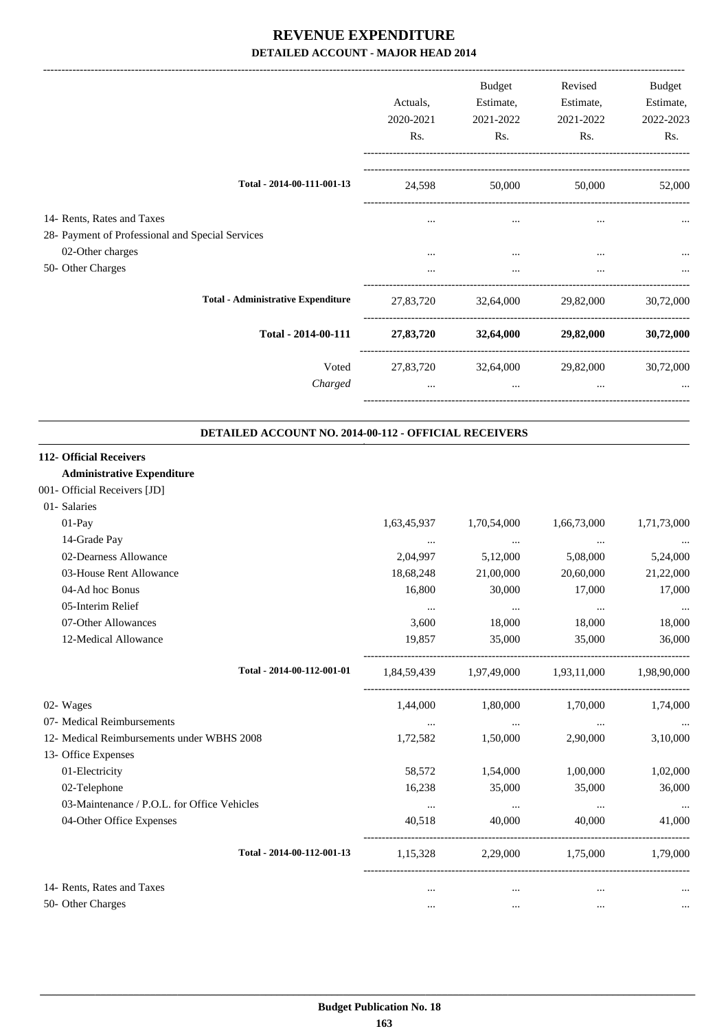# REVENUE EXPENDITURE

## DETAILED ACCOUNT - MAJOR HEAD 2014

| | Actuals, 2020-2021 Rs. | Budget Estimate, 2021-2022 Rs. | Revised Estimate, 2021-2022 Rs. | Budget Estimate, 2022-2023 Rs. |
|---|---|---|---|---|
| **Total - 2014-00-111-001-13** | 24,598 | 50,000 | 50,000 | 52,000 |
| 14- Rents, Rates and Taxes | ... | ... | ... | ... |
| 28- Payment of Professional and Special Services | | | | |
| 02-Other charges | ... | ... | ... | ... |
| 50- Other Charges | ... | ... | ... | ... |
| **Total - Administrative Expenditure** | 27,83,720 | 32,64,000 | 29,82,000 | 30,72,000 |
| **Total - 2014-00-111** | **27,83,720** | **32,64,000** | **29,82,000** | **30,72,000** |
| Voted | 27,83,720 | 32,64,000 | 29,82,000 | 30,72,000 |
| *Charged* | ... | ... | ... | ... |

### DETAILED ACCOUNT NO. 2014-00-112 - OFFICIAL RECEIVERS

| | Actuals, 2020-2021 Rs. | Budget Estimate, 2021-2022 Rs. | Revised Estimate, 2021-2022 Rs. | Budget Estimate, 2022-2023 Rs. |
|---|---|---|---|---|
| **112- Official Receivers** | | | | |
| **Administrative Expenditure** | | | | |
| 001- Official Receivers [JD] | | | | |
| 01- Salaries | | | | |
| 01-Pay | 1,63,45,937 | 1,70,54,000 | 1,66,73,000 | 1,71,73,000 |
| 14-Grade Pay | ... | ... | ... | ... |
| 02-Dearness Allowance | 2,04,997 | 5,12,000 | 5,08,000 | 5,24,000 |
| 03-House Rent Allowance | 18,68,248 | 21,00,000 | 20,60,000 | 21,22,000 |
| 04-Ad hoc Bonus | 16,800 | 30,000 | 17,000 | 17,000 |
| 05-Interim Relief | ... | ... | ... | ... |
| 07-Other Allowances | 3,600 | 18,000 | 18,000 | 18,000 |
| 12-Medical Allowance | 19,857 | 35,000 | 35,000 | 36,000 |
| **Total - 2014-00-112-001-01** | 1,84,59,439 | 1,97,49,000 | 1,93,11,000 | 1,98,90,000 |
| 02- Wages | 1,44,000 | 1,80,000 | 1,70,000 | 1,74,000 |
| 07- Medical Reimbursements | ... | ... | ... | ... |
| 12- Medical Reimbursements under WBHS 2008 | 1,72,582 | 1,50,000 | 2,90,000 | 3,10,000 |
| 13- Office Expenses | | | | |
| 01-Electricity | 58,572 | 1,54,000 | 1,00,000 | 1,02,000 |
| 02-Telephone | 16,238 | 35,000 | 35,000 | 36,000 |
| 03-Maintenance / P.O.L. for Office Vehicles | ... | ... | ... | ... |
| 04-Other Office Expenses | 40,518 | 40,000 | 40,000 | 41,000 |
| **Total - 2014-00-112-001-13** | 1,15,328 | 2,29,000 | 1,75,000 | 1,79,000 |
| 14- Rents, Rates and Taxes | ... | ... | ... | ... |
| 50- Other Charges | ... | ... | ... | ... |

**Budget Publication No. 18**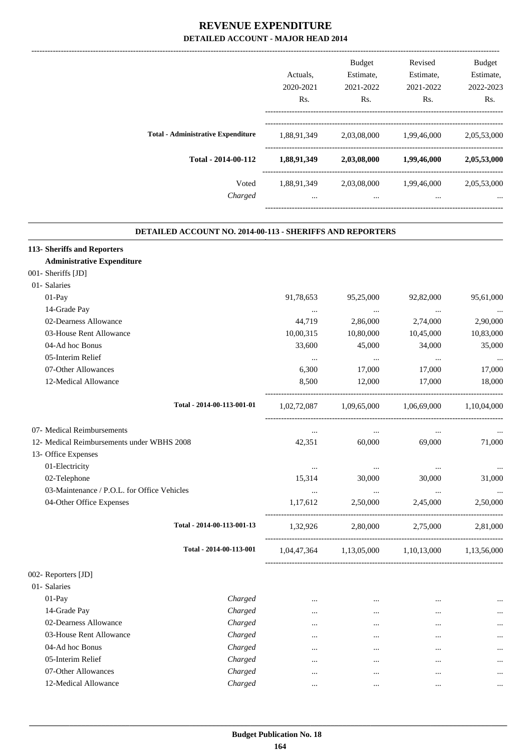# REVENUE EXPENDITURE

## DETAILED ACCOUNT - MAJOR HEAD 2014

| | | Actuals, 2020-2021 Rs. | Budget Estimate, 2021-2022 Rs. | Revised Estimate, 2021-2022 Rs. | Budget Estimate, 2022-2023 Rs. |
|---|---|---|---|---|---|
| **Total - Administrative Expenditure** | | 1,88,91,349 | 2,03,08,000 | 1,99,46,000 | 2,05,53,000 |
| **Total - 2014-00-112** | | **1,88,91,349** | **2,03,08,000** | **1,99,46,000** | **2,05,53,000** |
| Voted | | 1,88,91,349 | 2,03,08,000 | 1,99,46,000 | 2,05,53,000 |
| *Charged* | | ... | ... | ... | ... |

### DETAILED ACCOUNT NO. 2014-00-113 - SHERIFFS AND REPORTERS

| | | Actuals, 2020-2021 Rs. | Budget Estimate, 2021-2022 Rs. | Revised Estimate, 2021-2022 Rs. | Budget Estimate, 2022-2023 Rs. |
|---|---|---|---|---|---|
| **113- Sheriffs and Reporters** | | | | | |
| **Administrative Expenditure** | | | | | |
| 001- Sheriffs [JD] | | | | | |
| 01- Salaries | | | | | |
| 01-Pay | | 91,78,653 | 95,25,000 | 92,82,000 | 95,61,000 |
| 14-Grade Pay | | ... | ... | ... | ... |
| 02-Dearness Allowance | | 44,719 | 2,86,000 | 2,74,000 | 2,90,000 |
| 03-House Rent Allowance | | 10,00,315 | 10,80,000 | 10,45,000 | 10,83,000 |
| 04-Ad hoc Bonus | | 33,600 | 45,000 | 34,000 | 35,000 |
| 05-Interim Relief | | ... | ... | ... | ... |
| 07-Other Allowances | | 6,300 | 17,000 | 17,000 | 17,000 |
| 12-Medical Allowance | | 8,500 | 12,000 | 17,000 | 18,000 |
| Total - 2014-00-113-001-01 | | 1,02,72,087 | 1,09,65,000 | 1,06,69,000 | 1,10,04,000 |
| 07- Medical Reimbursements | | ... | ... | ... | ... |
| 12- Medical Reimbursements under WBHS 2008 | | 42,351 | 60,000 | 69,000 | 71,000 |
| 13- Office Expenses | | | | | |
| 01-Electricity | | ... | ... | ... | ... |
| 02-Telephone | | 15,314 | 30,000 | 30,000 | 31,000 |
| 03-Maintenance / P.O.L. for Office Vehicles | | ... | ... | ... | ... |
| 04-Other Office Expenses | | 1,17,612 | 2,50,000 | 2,45,000 | 2,50,000 |
| Total - 2014-00-113-001-13 | | 1,32,926 | 2,80,000 | 2,75,000 | 2,81,000 |
| Total - 2014-00-113-001 | | 1,04,47,364 | 1,13,05,000 | 1,10,13,000 | 1,13,56,000 |
| 002- Reporters [JD] | | | | | |
| 01- Salaries | | | | | |
| 01-Pay | *Charged* | ... | ... | ... | ... |
| 14-Grade Pay | *Charged* | ... | ... | ... | ... |
| 02-Dearness Allowance | *Charged* | ... | ... | ... | ... |
| 03-House Rent Allowance | *Charged* | ... | ... | ... | ... |
| 04-Ad hoc Bonus | *Charged* | ... | ... | ... | ... |
| 05-Interim Relief | *Charged* | ... | ... | ... | ... |
| 07-Other Allowances | *Charged* | ... | ... | ... | ... |
| 12-Medical Allowance | *Charged* | ... | ... | ... | ... |

**Budget Publication No. 18**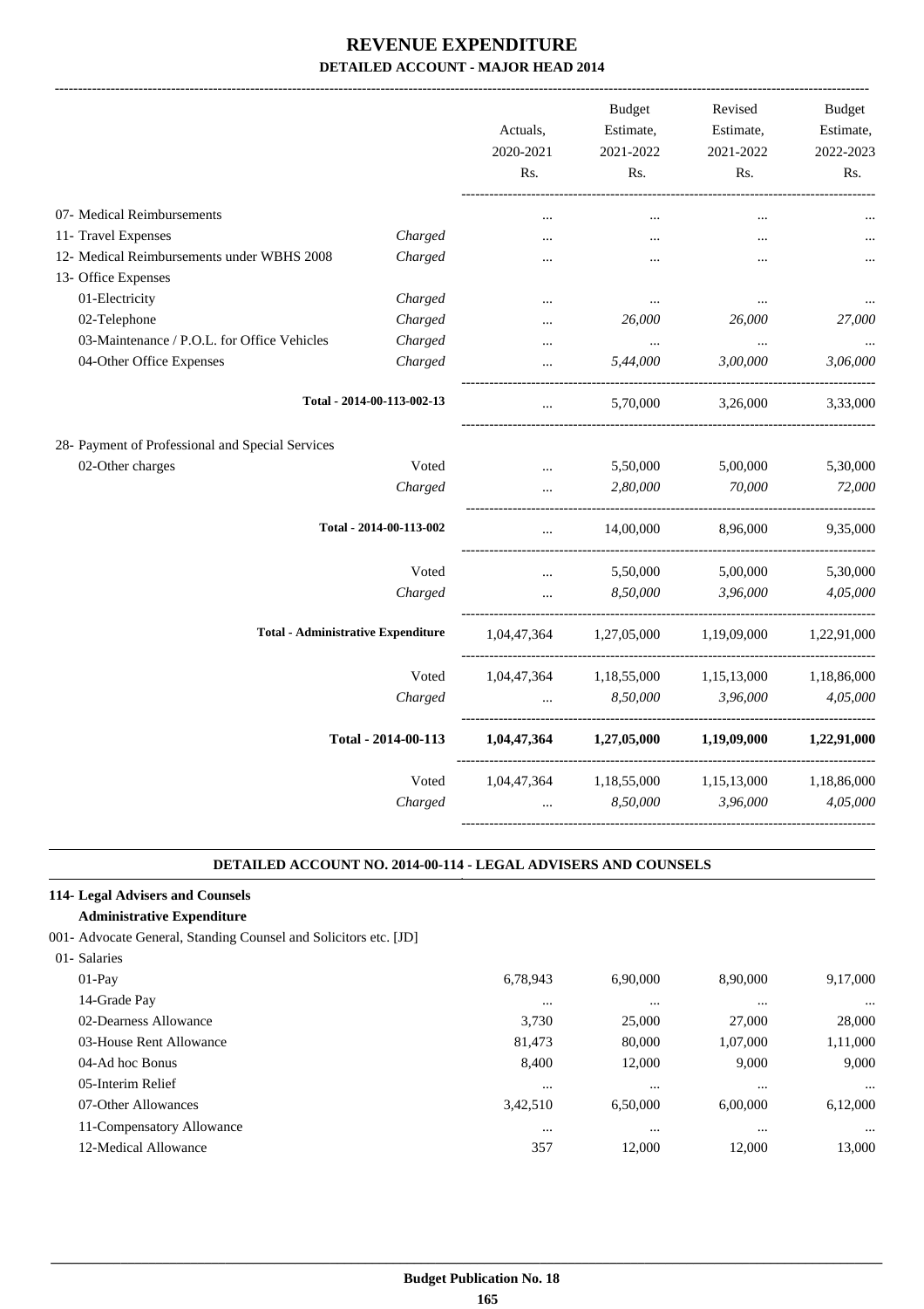# REVENUE EXPENDITURE
## DETAILED ACCOUNT - MAJOR HEAD 2014

| | | Actuals, 2020-2021 Rs. | Budget Estimate, 2021-2022 Rs. | Revised Estimate, 2021-2022 Rs. | Budget Estimate, 2022-2023 Rs. |
|---|---|---|---|---|---|
| 07- Medical Reimbursements | | ... | ... | ... | ... |
| 11- Travel Expenses | *Charged* | ... | ... | ... | ... |
| 12- Medical Reimbursements under WBHS 2008 | *Charged* | ... | ... | ... | ... |
| 13- Office Expenses | | | | | |
| 01-Electricity | *Charged* | ... | ... | ... | ... |
| 02-Telephone | *Charged* | ... | *26,000* | *26,000* | *27,000* |
| 03-Maintenance / P.O.L. for Office Vehicles | *Charged* | ... | ... | ... | ... |
| 04-Other Office Expenses | *Charged* | ... | *5,44,000* | *3,00,000* | *3,06,000* |
| **Total - 2014-00-113-002-13** | | ... | 5,70,000 | 3,26,000 | 3,33,000 |
| 28- Payment of Professional and Special Services | | | | | |
| 02-Other charges | Voted | ... | 5,50,000 | 5,00,000 | 5,30,000 |
| | *Charged* | ... | *2,80,000* | *70,000* | *72,000* |
| **Total - 2014-00-113-002** | | ... | 14,00,000 | 8,96,000 | 9,35,000 |
| | Voted | ... | 5,50,000 | 5,00,000 | 5,30,000 |
| | *Charged* | ... | *8,50,000* | *3,96,000* | *4,05,000* |
| **Total - Administrative Expenditure** | | 1,04,47,364 | 1,27,05,000 | 1,19,09,000 | 1,22,91,000 |
| | Voted | 1,04,47,364 | 1,18,55,000 | 1,15,13,000 | 1,18,86,000 |
| | *Charged* | ... | *8,50,000* | *3,96,000* | *4,05,000* |
| **Total - 2014-00-113** | | **1,04,47,364** | **1,27,05,000** | **1,19,09,000** | **1,22,91,000** |
| | Voted | 1,04,47,364 | 1,18,55,000 | 1,15,13,000 | 1,18,86,000 |
| | *Charged* | ... | *8,50,000* | *3,96,000* | *4,05,000* |

### DETAILED ACCOUNT NO. 2014-00-114 - LEGAL ADVISERS AND COUNSELS

**114- Legal Advisers and Counsels**

**Administrative Expenditure**

001- Advocate General, Standing Counsel and Solicitors etc. [JD]

| | Actuals, 2020-2021 Rs. | Budget Estimate, 2021-2022 Rs. | Revised Estimate, 2021-2022 Rs. | Budget Estimate, 2022-2023 Rs. |
|---|---|---|---|---|
| 01- Salaries | | | | |
| 01-Pay | 6,78,943 | 6,90,000 | 8,90,000 | 9,17,000 |
| 14-Grade Pay | ... | ... | ... | ... |
| 02-Dearness Allowance | 3,730 | 25,000 | 27,000 | 28,000 |
| 03-House Rent Allowance | 81,473 | 80,000 | 1,07,000 | 1,11,000 |
| 04-Ad hoc Bonus | 8,400 | 12,000 | 9,000 | 9,000 |
| 05-Interim Relief | ... | ... | ... | ... |
| 07-Other Allowances | 3,42,510 | 6,50,000 | 6,00,000 | 6,12,000 |
| 11-Compensatory Allowance | ... | ... | ... | ... |
| 12-Medical Allowance | 357 | 12,000 | 12,000 | 13,000 |

**Budget Publication No. 18**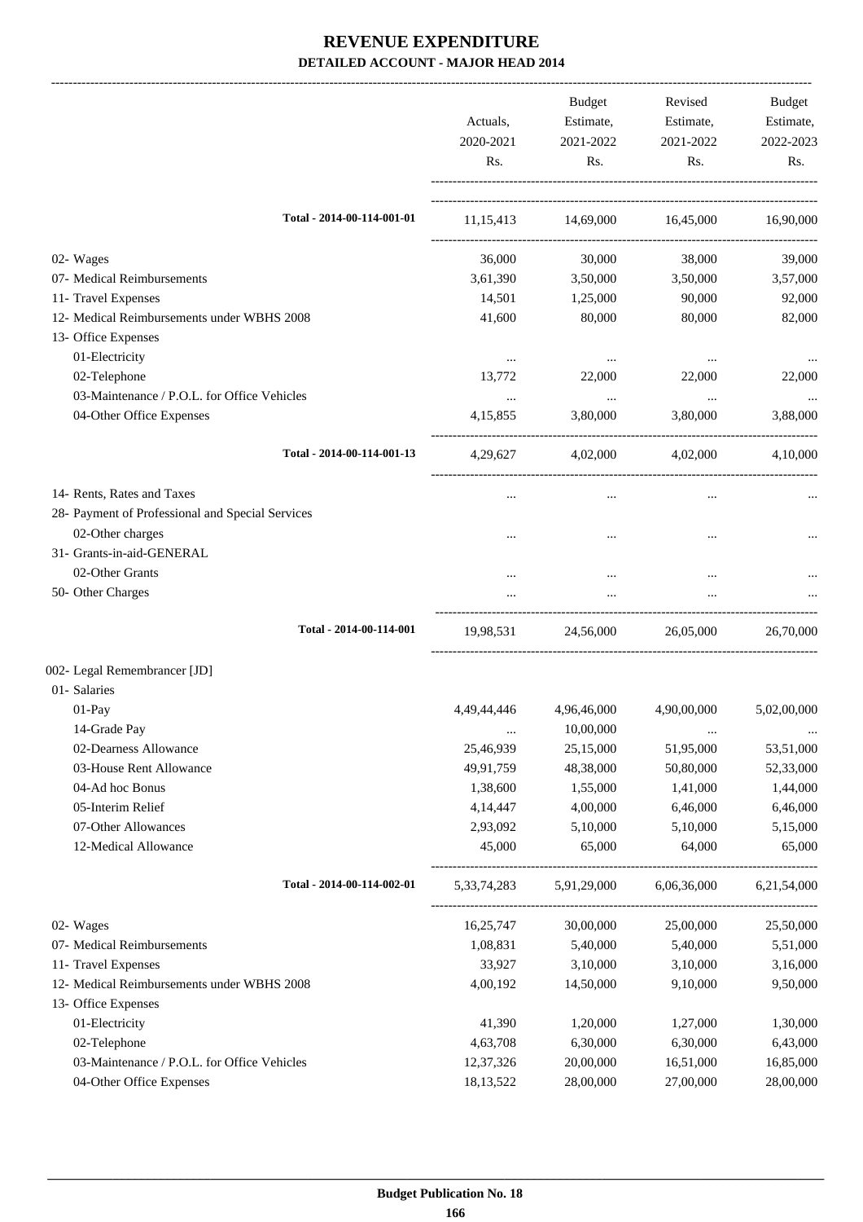# REVENUE EXPENDITURE

## DETAILED ACCOUNT - MAJOR HEAD 2014

| | Actuals, 2020-2021 Rs. | Budget Estimate, 2021-2022 Rs. | Revised Estimate, 2021-2022 Rs. | Budget Estimate, 2022-2023 Rs. |
|---|---|---|---|---|
| **Total - 2014-00-114-001-01** | 11,15,413 | 14,69,000 | 16,45,000 | 16,90,000 |
| 02- Wages | 36,000 | 30,000 | 38,000 | 39,000 |
| 07- Medical Reimbursements | 3,61,390 | 3,50,000 | 3,50,000 | 3,57,000 |
| 11- Travel Expenses | 14,501 | 1,25,000 | 90,000 | 92,000 |
| 12- Medical Reimbursements under WBHS 2008 | 41,600 | 80,000 | 80,000 | 82,000 |
| 13- Office Expenses | | | | |
| 01-Electricity | ... | ... | ... | ... |
| 02-Telephone | 13,772 | 22,000 | 22,000 | 22,000 |
| 03-Maintenance / P.O.L. for Office Vehicles | ... | ... | ... | ... |
| 04-Other Office Expenses | 4,15,855 | 3,80,000 | 3,80,000 | 3,88,000 |
| **Total - 2014-00-114-001-13** | 4,29,627 | 4,02,000 | 4,02,000 | 4,10,000 |
| 14- Rents, Rates and Taxes | ... | ... | ... | ... |
| 28- Payment of Professional and Special Services | | | | |
| 02-Other charges | ... | ... | ... | ... |
| 31- Grants-in-aid-GENERAL | | | | |
| 02-Other Grants | ... | ... | ... | ... |
| 50- Other Charges | ... | ... | ... | ... |
| **Total - 2014-00-114-001** | 19,98,531 | 24,56,000 | 26,05,000 | 26,70,000 |
| 002- Legal Remembrancer [JD] | | | | |
| 01- Salaries | | | | |
| 01-Pay | 4,49,44,446 | 4,96,46,000 | 4,90,00,000 | 5,02,00,000 |
| 14-Grade Pay | ... | 10,00,000 | ... | ... |
| 02-Dearness Allowance | 25,46,939 | 25,15,000 | 51,95,000 | 53,51,000 |
| 03-House Rent Allowance | 49,91,759 | 48,38,000 | 50,80,000 | 52,33,000 |
| 04-Ad hoc Bonus | 1,38,600 | 1,55,000 | 1,41,000 | 1,44,000 |
| 05-Interim Relief | 4,14,447 | 4,00,000 | 6,46,000 | 6,46,000 |
| 07-Other Allowances | 2,93,092 | 5,10,000 | 5,10,000 | 5,15,000 |
| 12-Medical Allowance | 45,000 | 65,000 | 64,000 | 65,000 |
| **Total - 2014-00-114-002-01** | 5,33,74,283 | 5,91,29,000 | 6,06,36,000 | 6,21,54,000 |
| 02- Wages | 16,25,747 | 30,00,000 | 25,00,000 | 25,50,000 |
| 07- Medical Reimbursements | 1,08,831 | 5,40,000 | 5,40,000 | 5,51,000 |
| 11- Travel Expenses | 33,927 | 3,10,000 | 3,10,000 | 3,16,000 |
| 12- Medical Reimbursements under WBHS 2008 | 4,00,192 | 14,50,000 | 9,10,000 | 9,50,000 |
| 13- Office Expenses | | | | |
| 01-Electricity | 41,390 | 1,20,000 | 1,27,000 | 1,30,000 |
| 02-Telephone | 4,63,708 | 6,30,000 | 6,30,000 | 6,43,000 |
| 03-Maintenance / P.O.L. for Office Vehicles | 12,37,326 | 20,00,000 | 16,51,000 | 16,85,000 |
| 04-Other Office Expenses | 18,13,522 | 28,00,000 | 27,00,000 | 28,00,000 |

**Budget Publication No. 18**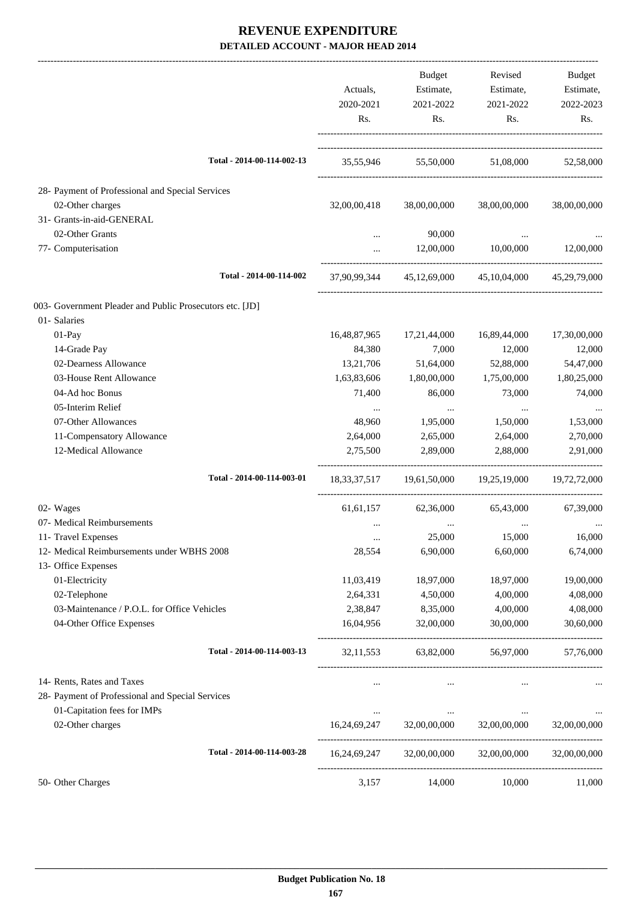# REVENUE EXPENDITURE

## DETAILED ACCOUNT - MAJOR HEAD 2014

| | Actuals, 2020-2021 Rs. | Budget Estimate, 2021-2022 Rs. | Revised Estimate, 2021-2022 Rs. | Budget Estimate, 2022-2023 Rs. |
|---|---|---|---|---|
| Total - 2014-00-114-002-13 | 35,55,946 | 55,50,000 | 51,08,000 | 52,58,000 |
| 28- Payment of Professional and Special Services | | | | |
| 02-Other charges | 32,00,00,418 | 38,00,00,000 | 38,00,00,000 | 38,00,00,000 |
| 31- Grants-in-aid-GENERAL | | | | |
| 02-Other Grants | ... | 90,000 | ... | ... |
| 77- Computerisation | ... | 12,00,000 | 10,00,000 | 12,00,000 |
| Total - 2014-00-114-002 | 37,90,99,344 | 45,12,69,000 | 45,10,04,000 | 45,29,79,000 |
| 003- Government Pleader and Public Prosecutors etc. [JD] | | | | |
| 01- Salaries | | | | |
| 01-Pay | 16,48,87,965 | 17,21,44,000 | 16,89,44,000 | 17,30,00,000 |
| 14-Grade Pay | 84,380 | 7,000 | 12,000 | 12,000 |
| 02-Dearness Allowance | 13,21,706 | 51,64,000 | 52,88,000 | 54,47,000 |
| 03-House Rent Allowance | 1,63,83,606 | 1,80,00,000 | 1,75,00,000 | 1,80,25,000 |
| 04-Ad hoc Bonus | 71,400 | 86,000 | 73,000 | 74,000 |
| 05-Interim Relief | ... | ... | ... | ... |
| 07-Other Allowances | 48,960 | 1,95,000 | 1,50,000 | 1,53,000 |
| 11-Compensatory Allowance | 2,64,000 | 2,65,000 | 2,64,000 | 2,70,000 |
| 12-Medical Allowance | 2,75,500 | 2,89,000 | 2,88,000 | 2,91,000 |
| Total - 2014-00-114-003-01 | 18,33,37,517 | 19,61,50,000 | 19,25,19,000 | 19,72,72,000 |
| 02- Wages | 61,61,157 | 62,36,000 | 65,43,000 | 67,39,000 |
| 07- Medical Reimbursements | ... | ... | ... | ... |
| 11- Travel Expenses | ... | 25,000 | 15,000 | 16,000 |
| 12- Medical Reimbursements under WBHS 2008 | 28,554 | 6,90,000 | 6,60,000 | 6,74,000 |
| 13- Office Expenses | | | | |
| 01-Electricity | 11,03,419 | 18,97,000 | 18,97,000 | 19,00,000 |
| 02-Telephone | 2,64,331 | 4,50,000 | 4,00,000 | 4,08,000 |
| 03-Maintenance / P.O.L. for Office Vehicles | 2,38,847 | 8,35,000 | 4,00,000 | 4,08,000 |
| 04-Other Office Expenses | 16,04,956 | 32,00,000 | 30,00,000 | 30,60,000 |
| Total - 2014-00-114-003-13 | 32,11,553 | 63,82,000 | 56,97,000 | 57,76,000 |
| 14- Rents, Rates and Taxes | ... | ... | ... | ... |
| 28- Payment of Professional and Special Services | | | | |
| 01-Capitation fees for IMPs | ... | ... | ... | ... |
| 02-Other charges | 16,24,69,247 | 32,00,00,000 | 32,00,00,000 | 32,00,00,000 |
| Total - 2014-00-114-003-28 | 16,24,69,247 | 32,00,00,000 | 32,00,00,000 | 32,00,00,000 |
| 50- Other Charges | 3,157 | 14,000 | 10,000 | 11,000 |

Budget Publication No. 18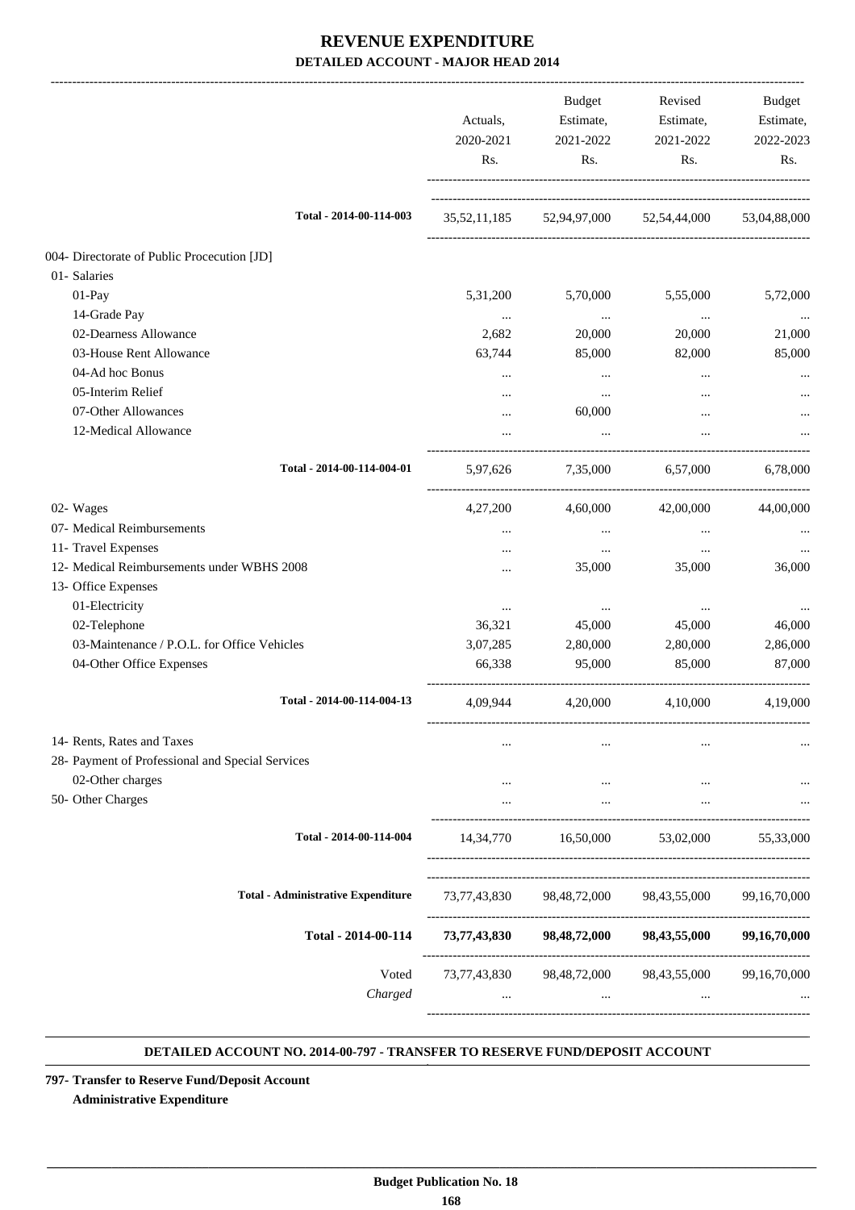# REVENUE EXPENDITURE
## DETAILED ACCOUNT - MAJOR HEAD 2014

| | Actuals, 2020-2021 Rs. | Budget Estimate, 2021-2022 Rs. | Revised Estimate, 2021-2022 Rs. | Budget Estimate, 2022-2023 Rs. |
|---|---|---|---|---|
| Total - 2014-00-114-003 | 35,52,11,185 | 52,94,97,000 | 52,54,44,000 | 53,04,88,000 |
| 004- Directorate of Public Procecution [JD] | | | | |
| 01- Salaries | | | | |
| 01-Pay | 5,31,200 | 5,70,000 | 5,55,000 | 5,72,000 |
| 14-Grade Pay | ... | ... | ... | ... |
| 02-Dearness Allowance | 2,682 | 20,000 | 20,000 | 21,000 |
| 03-House Rent Allowance | 63,744 | 85,000 | 82,000 | 85,000 |
| 04-Ad hoc Bonus | ... | ... | ... | ... |
| 05-Interim Relief | ... | ... | ... | ... |
| 07-Other Allowances | ... | 60,000 | ... | ... |
| 12-Medical Allowance | ... | ... | ... | ... |
| Total - 2014-00-114-004-01 | 5,97,626 | 7,35,000 | 6,57,000 | 6,78,000 |
| 02- Wages | 4,27,200 | 4,60,000 | 42,00,000 | 44,00,000 |
| 07- Medical Reimbursements | ... | ... | ... | ... |
| 11- Travel Expenses | ... | ... | ... | ... |
| 12- Medical Reimbursements under WBHS 2008 | ... | 35,000 | 35,000 | 36,000 |
| 13- Office Expenses | | | | |
| 01-Electricity | ... | ... | ... | ... |
| 02-Telephone | 36,321 | 45,000 | 45,000 | 46,000 |
| 03-Maintenance / P.O.L. for Office Vehicles | 3,07,285 | 2,80,000 | 2,80,000 | 2,86,000 |
| 04-Other Office Expenses | 66,338 | 95,000 | 85,000 | 87,000 |
| Total - 2014-00-114-004-13 | 4,09,944 | 4,20,000 | 4,10,000 | 4,19,000 |
| 14- Rents, Rates and Taxes | ... | ... | ... | ... |
| 28- Payment of Professional and Special Services | | | | |
| 02-Other charges | ... | ... | ... | ... |
| 50- Other Charges | ... | ... | ... | ... |
| Total - 2014-00-114-004 | 14,34,770 | 16,50,000 | 53,02,000 | 55,33,000 |
| Total - Administrative Expenditure | 73,77,43,830 | 98,48,72,000 | 98,43,55,000 | 99,16,70,000 |
| **Total - 2014-00-114** | **73,77,43,830** | **98,48,72,000** | **98,43,55,000** | **99,16,70,000** |
| Voted | 73,77,43,830 | 98,48,72,000 | 98,43,55,000 | 99,16,70,000 |
| *Charged* | ... | ... | ... | ... |

**DETAILED ACCOUNT NO. 2014-00-797 - TRANSFER TO RESERVE FUND/DEPOSIT ACCOUNT**

**797- Transfer to Reserve Fund/Deposit Account**

**Administrative Expenditure**

**Budget Publication No. 18**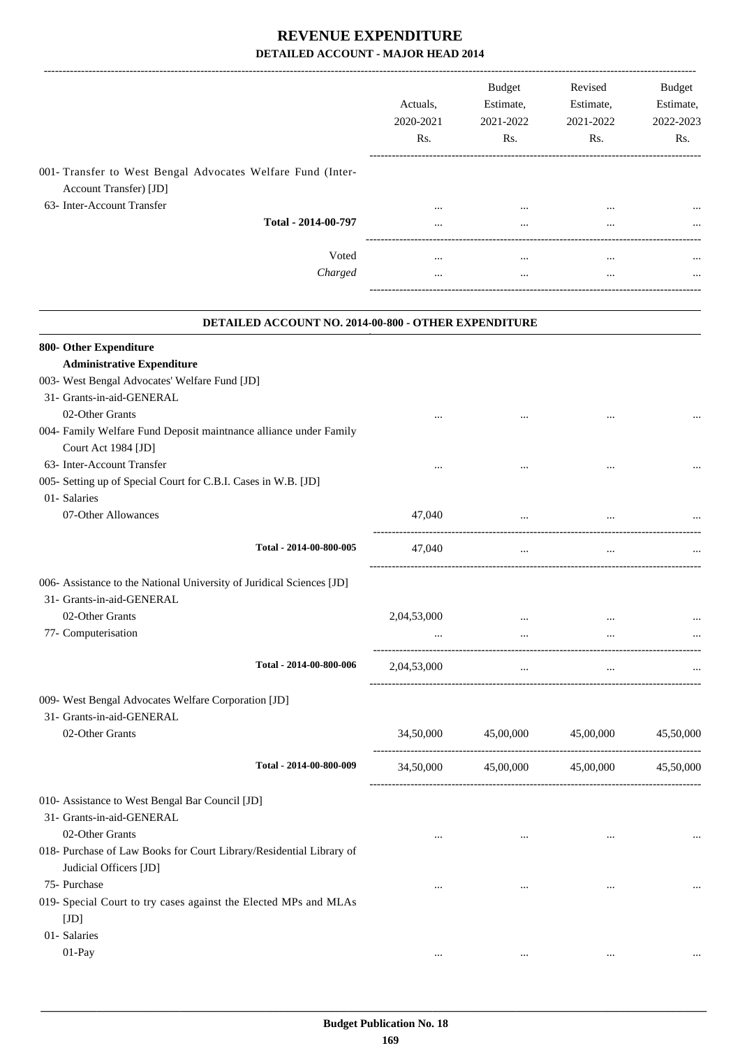# REVENUE EXPENDITURE

## DETAILED ACCOUNT - MAJOR HEAD 2014

| | Actuals, 2020-2021 Rs. | Budget Estimate, 2021-2022 Rs. | Revised Estimate, 2021-2022 Rs. | Budget Estimate, 2022-2023 Rs. |
|---|---|---|---|---|
| 001- Transfer to West Bengal Advocates Welfare Fund (Inter-Account Transfer) [JD] | | | | |
| 63- Inter-Account Transfer | ... | ... | ... | ... |
| **Total - 2014-00-797** | ... | ... | ... | ... |
| Voted | ... | ... | ... | ... |
| *Charged* | ... | ... | ... | ... |

### DETAILED ACCOUNT NO. 2014-00-800 - OTHER EXPENDITURE

| | Actuals, 2020-2021 Rs. | Budget Estimate, 2021-2022 Rs. | Revised Estimate, 2021-2022 Rs. | Budget Estimate, 2022-2023 Rs. |
|---|---|---|---|---|
| **800- Other Expenditure** | | | | |
| **Administrative Expenditure** | | | | |
| 003- West Bengal Advocates' Welfare Fund [JD] | | | | |
| 31- Grants-in-aid-GENERAL | | | | |
| 02-Other Grants | ... | ... | ... | ... |
| 004- Family Welfare Fund Deposit maintnance alliance under Family Court Act 1984 [JD] | | | | |
| 63- Inter-Account Transfer | ... | ... | ... | ... |
| 005- Setting up of Special Court for C.B.I. Cases in W.B. [JD] | | | | |
| 01- Salaries | | | | |
| 07-Other Allowances | 47,040 | ... | ... | ... |
| **Total - 2014-00-800-005** | 47,040 | ... | ... | ... |
| 006- Assistance to the National University of Juridical Sciences [JD] | | | | |
| 31- Grants-in-aid-GENERAL | | | | |
| 02-Other Grants | 2,04,53,000 | ... | ... | ... |
| 77- Computerisation | ... | ... | ... | ... |
| **Total - 2014-00-800-006** | 2,04,53,000 | ... | ... | ... |
| 009- West Bengal Advocates Welfare Corporation [JD] | | | | |
| 31- Grants-in-aid-GENERAL | | | | |
| 02-Other Grants | 34,50,000 | 45,00,000 | 45,00,000 | 45,50,000 |
| **Total - 2014-00-800-009** | 34,50,000 | 45,00,000 | 45,00,000 | 45,50,000 |
| 010- Assistance to West Bengal Bar Council [JD] | | | | |
| 31- Grants-in-aid-GENERAL | | | | |
| 02-Other Grants | ... | ... | ... | ... |
| 018- Purchase of Law Books for Court Library/Residential Library of Judicial Officers [JD] | | | | |
| 75- Purchase | ... | ... | ... | ... |
| 019- Special Court to try cases against the Elected MPs and MLAs [JD] | | | | |
| 01- Salaries | | | | |
| 01-Pay | ... | ... | ... | ... |

**Budget Publication No. 18**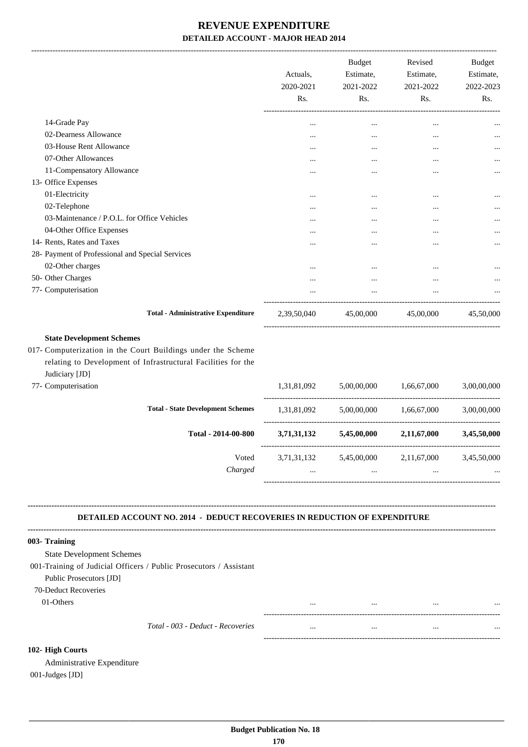# REVENUE EXPENDITURE
## DETAILED ACCOUNT - MAJOR HEAD 2014

| | Actuals, 2020-2021 Rs. | Budget Estimate, 2021-2022 Rs. | Revised Estimate, 2021-2022 Rs. | Budget Estimate, 2022-2023 Rs. |
|---|---|---|---|---|
| 14-Grade Pay | ... | ... | ... | ... |
| 02-Dearness Allowance | ... | ... | ... | ... |
| 03-House Rent Allowance | ... | ... | ... | ... |
| 07-Other Allowances | ... | ... | ... | ... |
| 11-Compensatory Allowance | ... | ... | ... | ... |
| 13- Office Expenses | | | | |
| 01-Electricity | ... | ... | ... | ... |
| 02-Telephone | ... | ... | ... | ... |
| 03-Maintenance / P.O.L. for Office Vehicles | ... | ... | ... | ... |
| 04-Other Office Expenses | ... | ... | ... | ... |
| 14- Rents, Rates and Taxes | ... | ... | ... | ... |
| 28- Payment of Professional and Special Services | | | | |
| 02-Other charges | ... | ... | ... | ... |
| 50- Other Charges | ... | ... | ... | ... |
| 77- Computerisation | ... | ... | ... | ... |
| **Total - Administrative Expenditure** | 2,39,50,040 | 45,00,000 | 45,00,000 | 45,50,000 |
| **State Development Schemes** | | | | |
| 017- Computerization in the Court Buildings under the Scheme relating to Development of Infrastructural Facilities for the Judiciary [JD] | | | | |
| 77- Computerisation | 1,31,81,092 | 5,00,00,000 | 1,66,67,000 | 3,00,00,000 |
| **Total - State Development Schemes** | 1,31,81,092 | 5,00,00,000 | 1,66,67,000 | 3,00,00,000 |
| **Total - 2014-00-800** | **3,71,31,132** | **5,45,00,000** | **2,11,67,000** | **3,45,50,000** |
| Voted | 3,71,31,132 | 5,45,00,000 | 2,11,67,000 | 3,45,50,000 |
| *Charged* | ... | ... | ... | ... |

### DETAILED ACCOUNT NO. 2014 - DEDUCT RECOVERIES IN REDUCTION OF EXPENDITURE

| | | | | |
|---|---|---|---|---|
| **003- Training** | | | | |
| State Development Schemes | | | | |
| 001-Training of Judicial Officers / Public Prosecutors / Assistant Public Prosecutors [JD] | | | | |
| 70-Deduct Recoveries | | | | |
| 01-Others | ... | ... | ... | ... |
| *Total - 003 - Deduct - Recoveries* | ... | ... | ... | ... |

**102- High Courts**

Administrative Expenditure

001-Judges [JD]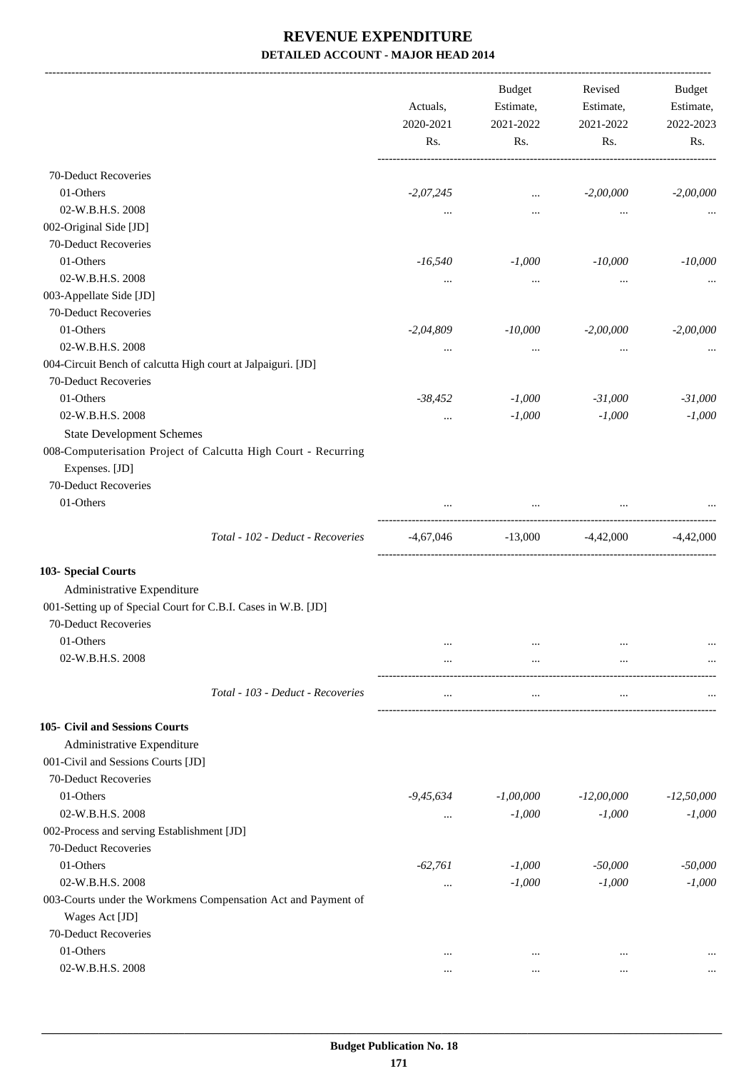# REVENUE EXPENDITURE
## DETAILED ACCOUNT - MAJOR HEAD 2014

| | Actuals, 2020-2021 Rs. | Budget Estimate, 2021-2022 Rs. | Revised Estimate, 2021-2022 Rs. | Budget Estimate, 2022-2023 Rs. |
|---|---|---|---|---|
| 70-Deduct Recoveries | | | | |
| 01-Others | *-2,07,245* | ... | *-2,00,000* | *-2,00,000* |
| 02-W.B.H.S. 2008 | ... | ... | ... | ... |
| 002-Original Side [JD] | | | | |
| 70-Deduct Recoveries | | | | |
| 01-Others | *-16,540* | *-1,000* | *-10,000* | *-10,000* |
| 02-W.B.H.S. 2008 | ... | ... | ... | ... |
| 003-Appellate Side [JD] | | | | |
| 70-Deduct Recoveries | | | | |
| 01-Others | *-2,04,809* | *-10,000* | *-2,00,000* | *-2,00,000* |
| 02-W.B.H.S. 2008 | ... | ... | ... | ... |
| 004-Circuit Bench of calcutta High court at Jalpaiguri. [JD] | | | | |
| 70-Deduct Recoveries | | | | |
| 01-Others | *-38,452* | *-1,000* | *-31,000* | *-31,000* |
| 02-W.B.H.S. 2008 | ... | *-1,000* | *-1,000* | *-1,000* |
| State Development Schemes | | | | |
| 008-Computerisation Project of Calcutta High Court - Recurring Expenses. [JD] | | | | |
| 70-Deduct Recoveries | | | | |
| 01-Others | ... | ... | ... | ... |
| *Total - 102 - Deduct - Recoveries* | -4,67,046 | -13,000 | -4,42,000 | -4,42,000 |
| **103- Special Courts** | | | | |
| Administrative Expenditure | | | | |
| 001-Setting up of Special Court for C.B.I. Cases in W.B. [JD] | | | | |
| 70-Deduct Recoveries | | | | |
| 01-Others | ... | ... | ... | ... |
| 02-W.B.H.S. 2008 | ... | ... | ... | ... |
| *Total - 103 - Deduct - Recoveries* | ... | ... | ... | ... |
| **105- Civil and Sessions Courts** | | | | |
| Administrative Expenditure | | | | |
| 001-Civil and Sessions Courts [JD] | | | | |
| 70-Deduct Recoveries | | | | |
| 01-Others | *-9,45,634* | *-1,00,000* | *-12,00,000* | *-12,50,000* |
| 02-W.B.H.S. 2008 | ... | *-1,000* | *-1,000* | *-1,000* |
| 002-Process and serving Establishment [JD] | | | | |
| 70-Deduct Recoveries | | | | |
| 01-Others | *-62,761* | *-1,000* | *-50,000* | *-50,000* |
| 02-W.B.H.S. 2008 | ... | *-1,000* | *-1,000* | *-1,000* |
| 003-Courts under the Workmens Compensation Act and Payment of Wages Act [JD] | | | | |
| 70-Deduct Recoveries | | | | |
| 01-Others | ... | ... | ... | ... |
| 02-W.B.H.S. 2008 | ... | ... | ... | ... |

**Budget Publication No. 18**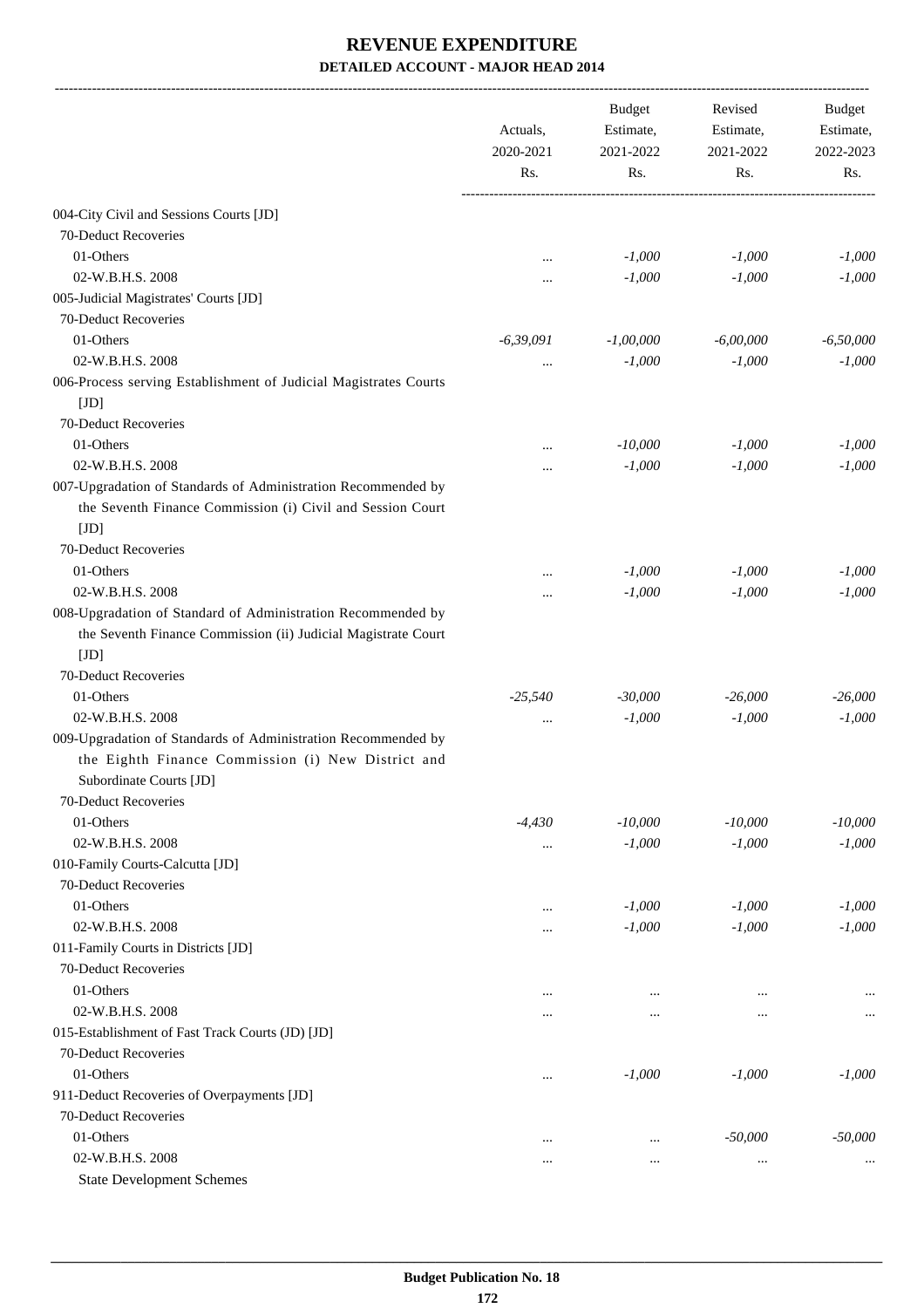# REVENUE EXPENDITURE

## DETAILED ACCOUNT - MAJOR HEAD 2014

| | Actuals, 2020-2021 Rs. | Budget Estimate, 2021-2022 Rs. | Revised Estimate, 2021-2022 Rs. | Budget Estimate, 2022-2023 Rs. |
|---|---|---|---|---|
| 004-City Civil and Sessions Courts [JD] | | | | |
| 70-Deduct Recoveries | | | | |
| 01-Others | ... | -1,000 | -1,000 | -1,000 |
| 02-W.B.H.S. 2008 | ... | -1,000 | -1,000 | -1,000 |
| 005-Judicial Magistrates' Courts [JD] | | | | |
| 70-Deduct Recoveries | | | | |
| 01-Others | -6,39,091 | -1,00,000 | -6,00,000 | -6,50,000 |
| 02-W.B.H.S. 2008 | ... | -1,000 | -1,000 | -1,000 |
| 006-Process serving Establishment of Judicial Magistrates Courts [JD] | | | | |
| 70-Deduct Recoveries | | | | |
| 01-Others | ... | -10,000 | -1,000 | -1,000 |
| 02-W.B.H.S. 2008 | ... | -1,000 | -1,000 | -1,000 |
| 007-Upgradation of Standards of Administration Recommended by the Seventh Finance Commission (i) Civil and Session Court [JD] | | | | |
| 70-Deduct Recoveries | | | | |
| 01-Others | ... | -1,000 | -1,000 | -1,000 |
| 02-W.B.H.S. 2008 | ... | -1,000 | -1,000 | -1,000 |
| 008-Upgradation of Standard of Administration Recommended by the Seventh Finance Commission (ii) Judicial Magistrate Court [JD] | | | | |
| 70-Deduct Recoveries | | | | |
| 01-Others | -25,540 | -30,000 | -26,000 | -26,000 |
| 02-W.B.H.S. 2008 | ... | -1,000 | -1,000 | -1,000 |
| 009-Upgradation of Standards of Administration Recommended by the Eighth Finance Commission (i) New District and Subordinate Courts [JD] | | | | |
| 70-Deduct Recoveries | | | | |
| 01-Others | -4,430 | -10,000 | -10,000 | -10,000 |
| 02-W.B.H.S. 2008 | ... | -1,000 | -1,000 | -1,000 |
| 010-Family Courts-Calcutta [JD] | | | | |
| 70-Deduct Recoveries | | | | |
| 01-Others | ... | -1,000 | -1,000 | -1,000 |
| 02-W.B.H.S. 2008 | ... | -1,000 | -1,000 | -1,000 |
| 011-Family Courts in Districts [JD] | | | | |
| 70-Deduct Recoveries | | | | |
| 01-Others | ... | ... | ... | ... |
| 02-W.B.H.S. 2008 | ... | ... | ... | ... |
| 015-Establishment of Fast Track Courts (JD) [JD] | | | | |
| 70-Deduct Recoveries | | | | |
| 01-Others | ... | -1,000 | -1,000 | -1,000 |
| 911-Deduct Recoveries of Overpayments [JD] | | | | |
| 70-Deduct Recoveries | | | | |
| 01-Others | ... | ... | -50,000 | -50,000 |
| 02-W.B.H.S. 2008 | ... | ... | ... | ... |
| State Development Schemes | | | | |

Budget Publication No. 18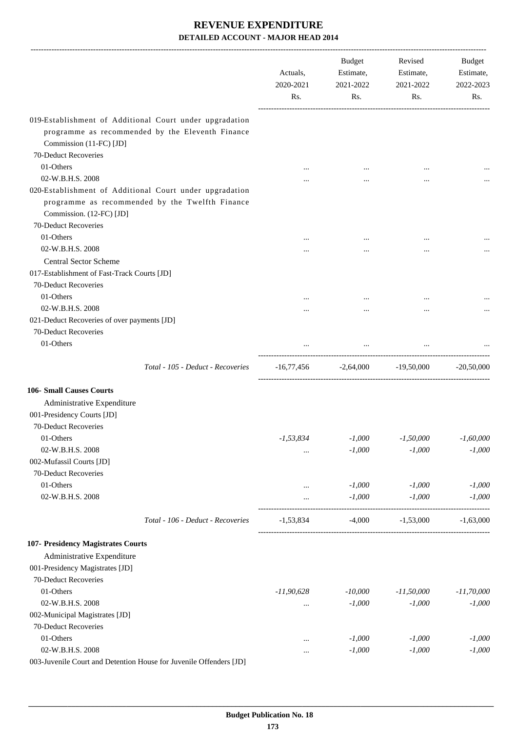# REVENUE EXPENDITURE
## DETAILED ACCOUNT - MAJOR HEAD 2014

| | Actuals, 2020-2021 Rs. | Budget Estimate, 2021-2022 Rs. | Revised Estimate, 2021-2022 Rs. | Budget Estimate, 2022-2023 Rs. |
|---|---|---|---|---|
| 019-Establishment of Additional Court under upgradation programme as recommended by the Eleventh Finance Commission (11-FC) [JD] | | | | |
| 70-Deduct Recoveries | | | | |
| 01-Others | ... | ... | ... | ... |
| 02-W.B.H.S. 2008 | ... | ... | ... | ... |
| 020-Establishment of Additional Court under upgradation programme as recommended by the Twelfth Finance Commission. (12-FC) [JD] | | | | |
| 70-Deduct Recoveries | | | | |
| 01-Others | ... | ... | ... | ... |
| 02-W.B.H.S. 2008 | ... | ... | ... | ... |
| Central Sector Scheme | | | | |
| 017-Establishment of Fast-Track Courts [JD] | | | | |
| 70-Deduct Recoveries | | | | |
| 01-Others | ... | ... | ... | ... |
| 02-W.B.H.S. 2008 | ... | ... | ... | ... |
| 021-Deduct Recoveries of over payments [JD] | | | | |
| 70-Deduct Recoveries | | | | |
| 01-Others | ... | ... | ... | ... |
| *Total - 105 - Deduct - Recoveries* | -16,77,456 | -2,64,000 | -19,50,000 | -20,50,000 |
| **106- Small Causes Courts** | | | | |
| Administrative Expenditure | | | | |
| 001-Presidency Courts [JD] | | | | |
| 70-Deduct Recoveries | | | | |
| 01-Others | *-1,53,834* | *-1,000* | *-1,50,000* | *-1,60,000* |
| 02-W.B.H.S. 2008 | ... | *-1,000* | *-1,000* | *-1,000* |
| 002-Mufassil Courts [JD] | | | | |
| 70-Deduct Recoveries | | | | |
| 01-Others | ... | *-1,000* | *-1,000* | *-1,000* |
| 02-W.B.H.S. 2008 | ... | *-1,000* | *-1,000* | *-1,000* |
| *Total - 106 - Deduct - Recoveries* | -1,53,834 | -4,000 | -1,53,000 | -1,63,000 |
| **107- Presidency Magistrates Courts** | | | | |
| Administrative Expenditure | | | | |
| 001-Presidency Magistrates [JD] | | | | |
| 70-Deduct Recoveries | | | | |
| 01-Others | *-11,90,628* | *-10,000* | *-11,50,000* | *-11,70,000* |
| 02-W.B.H.S. 2008 | ... | *-1,000* | *-1,000* | *-1,000* |
| 002-Municipal Magistrates [JD] | | | | |
| 70-Deduct Recoveries | | | | |
| 01-Others | ... | *-1,000* | *-1,000* | *-1,000* |
| 02-W.B.H.S. 2008 | ... | *-1,000* | *-1,000* | *-1,000* |
| 003-Juvenile Court and Detention House for Juvenile Offenders [JD] | | | | |

Budget Publication No. 18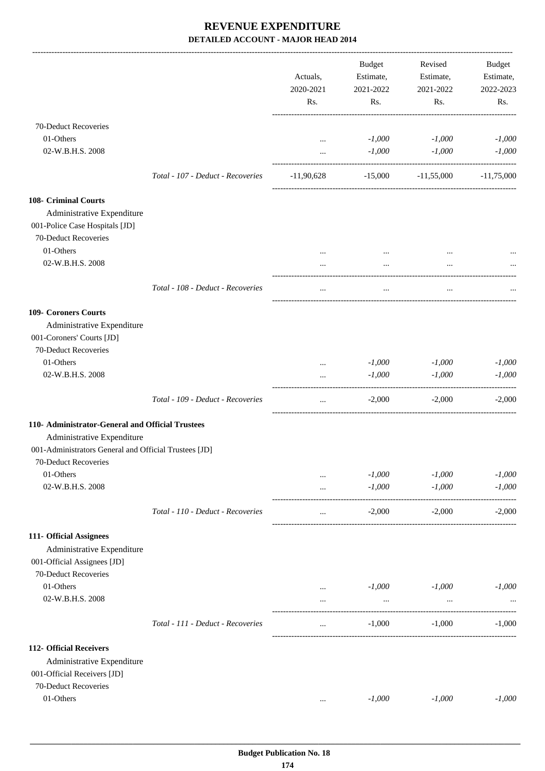# REVENUE EXPENDITURE

## DETAILED ACCOUNT - MAJOR HEAD 2014

| | | Actuals, 2020-2021 Rs. | Budget Estimate, 2021-2022 Rs. | Revised Estimate, 2021-2022 Rs. | Budget Estimate, 2022-2023 Rs. |
|---|---|---|---|---|---|
| 70-Deduct Recoveries | | | | | |
| 01-Others | | ... | -1,000 | -1,000 | -1,000 |
| 02-W.B.H.S. 2008 | | ... | -1,000 | -1,000 | -1,000 |
| | Total - 107 - Deduct - Recoveries | -11,90,628 | -15,000 | -11,55,000 | -11,75,000 |
| **108- Criminal Courts** | | | | | |
| Administrative Expenditure | | | | | |
| 001-Police Case Hospitals [JD] | | | | | |
| 70-Deduct Recoveries | | | | | |
| 01-Others | | ... | ... | ... | ... |
| 02-W.B.H.S. 2008 | | ... | ... | ... | ... |
| | Total - 108 - Deduct - Recoveries | ... | ... | ... | ... |
| **109- Coroners Courts** | | | | | |
| Administrative Expenditure | | | | | |
| 001-Coroners' Courts [JD] | | | | | |
| 70-Deduct Recoveries | | | | | |
| 01-Others | | ... | -1,000 | -1,000 | -1,000 |
| 02-W.B.H.S. 2008 | | ... | -1,000 | -1,000 | -1,000 |
| | Total - 109 - Deduct - Recoveries | ... | -2,000 | -2,000 | -2,000 |
| **110- Administrator-General and Official Trustees** | | | | | |
| Administrative Expenditure | | | | | |
| 001-Administrators General and Official Trustees [JD] | | | | | |
| 70-Deduct Recoveries | | | | | |
| 01-Others | | ... | -1,000 | -1,000 | -1,000 |
| 02-W.B.H.S. 2008 | | ... | -1,000 | -1,000 | -1,000 |
| | Total - 110 - Deduct - Recoveries | ... | -2,000 | -2,000 | -2,000 |
| **111- Official Assignees** | | | | | |
| Administrative Expenditure | | | | | |
| 001-Official Assignees [JD] | | | | | |
| 70-Deduct Recoveries | | | | | |
| 01-Others | | ... | -1,000 | -1,000 | -1,000 |
| 02-W.B.H.S. 2008 | | ... | ... | ... | ... |
| | Total - 111 - Deduct - Recoveries | ... | -1,000 | -1,000 | -1,000 |
| **112- Official Receivers** | | | | | |
| Administrative Expenditure | | | | | |
| 001-Official Receivers [JD] | | | | | |
| 70-Deduct Recoveries | | | | | |
| 01-Others | | ... | -1,000 | -1,000 | -1,000 |

Budget Publication No. 18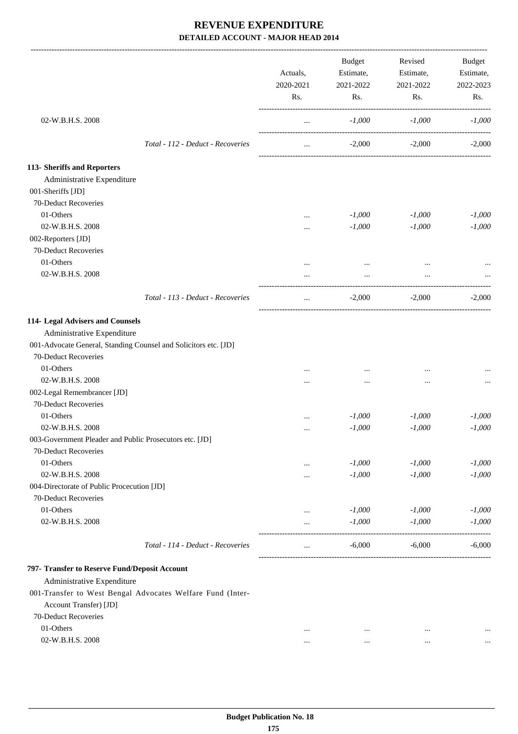# REVENUE EXPENDITURE

## DETAILED ACCOUNT - MAJOR HEAD 2014

| | Actuals, 2020-2021 Rs. | Budget Estimate, 2021-2022 Rs. | Revised Estimate, 2021-2022 Rs. | Budget Estimate, 2022-2023 Rs. |
|---|---|---|---|---|
| 02-W.B.H.S. 2008 | ... | -1,000 | -1,000 | -1,000 |
| *Total - 112 - Deduct - Recoveries* | ... | -2,000 | -2,000 | -2,000 |
| **113- Sheriffs and Reporters** | | | | |
| Administrative Expenditure | | | | |
| 001-Sheriffs [JD] | | | | |
| 70-Deduct Recoveries | | | | |
| 01-Others | ... | -1,000 | -1,000 | -1,000 |
| 02-W.B.H.S. 2008 | ... | -1,000 | -1,000 | -1,000 |
| 002-Reporters [JD] | | | | |
| 70-Deduct Recoveries | | | | |
| 01-Others | ... | ... | ... | ... |
| 02-W.B.H.S. 2008 | ... | ... | ... | ... |
| *Total - 113 - Deduct - Recoveries* | ... | -2,000 | -2,000 | -2,000 |
| **114- Legal Advisers and Counsels** | | | | |
| Administrative Expenditure | | | | |
| 001-Advocate General, Standing Counsel and Solicitors etc. [JD] | | | | |
| 70-Deduct Recoveries | | | | |
| 01-Others | ... | ... | ... | ... |
| 02-W.B.H.S. 2008 | ... | ... | ... | ... |
| 002-Legal Remembrancer [JD] | | | | |
| 70-Deduct Recoveries | | | | |
| 01-Others | ... | -1,000 | -1,000 | -1,000 |
| 02-W.B.H.S. 2008 | ... | -1,000 | -1,000 | -1,000 |
| 003-Government Pleader and Public Prosecutors etc. [JD] | | | | |
| 70-Deduct Recoveries | | | | |
| 01-Others | ... | -1,000 | -1,000 | -1,000 |
| 02-W.B.H.S. 2008 | ... | -1,000 | -1,000 | -1,000 |
| 004-Directorate of Public Procecution [JD] | | | | |
| 70-Deduct Recoveries | | | | |
| 01-Others | ... | -1,000 | -1,000 | -1,000 |
| 02-W.B.H.S. 2008 | ... | -1,000 | -1,000 | -1,000 |
| *Total - 114 - Deduct - Recoveries* | ... | -6,000 | -6,000 | -6,000 |
| **797- Transfer to Reserve Fund/Deposit Account** | | | | |
| Administrative Expenditure | | | | |
| 001-Transfer to West Bengal Advocates Welfare Fund (Inter-Account Transfer) [JD] | | | | |
| 70-Deduct Recoveries | | | | |
| 01-Others | ... | ... | ... | ... |
| 02-W.B.H.S. 2008 | ... | ... | ... | ... |

Budget Publication No. 18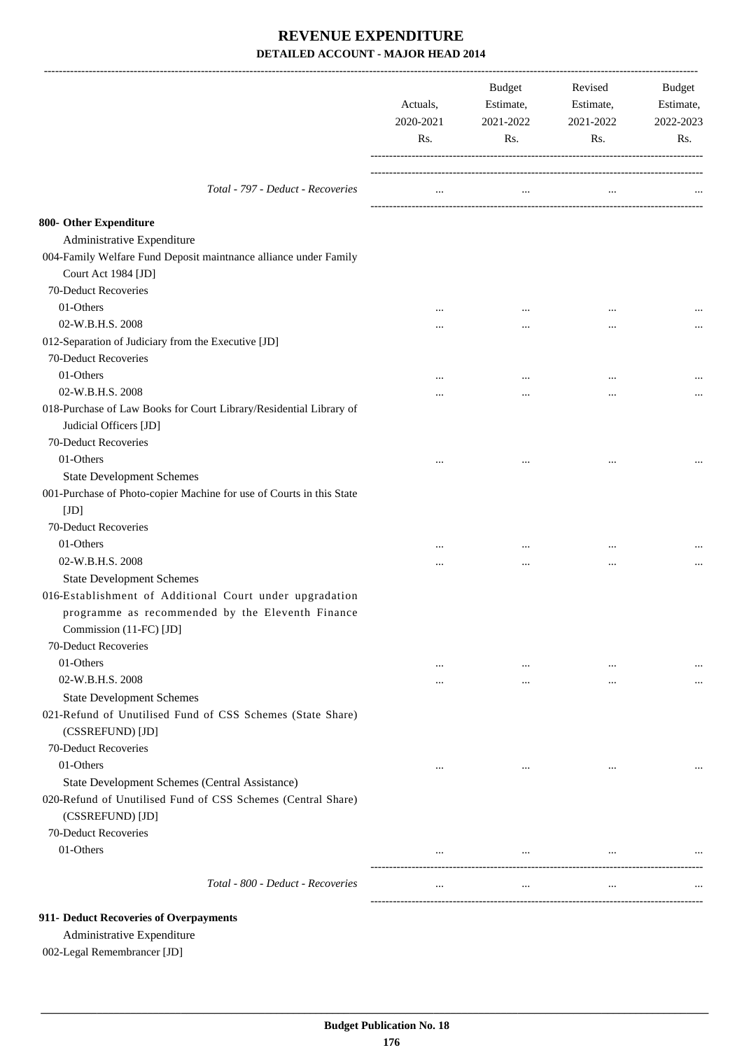# REVENUE EXPENDITURE
## DETAILED ACCOUNT - MAJOR HEAD 2014

| | Actuals, 2020-2021 Rs. | Budget Estimate, 2021-2022 Rs. | Revised Estimate, 2021-2022 Rs. | Budget Estimate, 2022-2023 Rs. |
|---|---|---|---|---|
| *Total - 797 - Deduct - Recoveries* | ... | ... | ... | ... |
| **800- Other Expenditure** | | | | |
| Administrative Expenditure | | | | |
| 004-Family Welfare Fund Deposit maintnance alliance under Family Court Act 1984 [JD] | | | | |
| 70-Deduct Recoveries | | | | |
| 01-Others | ... | ... | ... | ... |
| 02-W.B.H.S. 2008 | ... | ... | ... | ... |
| 012-Separation of Judiciary from the Executive [JD] | | | | |
| 70-Deduct Recoveries | | | | |
| 01-Others | ... | ... | ... | ... |
| 02-W.B.H.S. 2008 | ... | ... | ... | ... |
| 018-Purchase of Law Books for Court Library/Residential Library of Judicial Officers [JD] | | | | |
| 70-Deduct Recoveries | | | | |
| 01-Others | ... | ... | ... | ... |
| State Development Schemes | | | | |
| 001-Purchase of Photo-copier Machine for use of Courts in this State [JD] | | | | |
| 70-Deduct Recoveries | | | | |
| 01-Others | ... | ... | ... | ... |
| 02-W.B.H.S. 2008 | ... | ... | ... | ... |
| State Development Schemes | | | | |
| 016-Establishment of Additional Court under upgradation programme as recommended by the Eleventh Finance Commission (11-FC) [JD] | | | | |
| 70-Deduct Recoveries | | | | |
| 01-Others | ... | ... | ... | ... |
| 02-W.B.H.S. 2008 | ... | ... | ... | ... |
| State Development Schemes | | | | |
| 021-Refund of Unutilised Fund of CSS Schemes (State Share) (CSSREFUND) [JD] | | | | |
| 70-Deduct Recoveries | | | | |
| 01-Others | ... | ... | ... | ... |
| State Development Schemes (Central Assistance) | | | | |
| 020-Refund of Unutilised Fund of CSS Schemes (Central Share) (CSSREFUND) [JD] | | | | |
| 70-Deduct Recoveries | | | | |
| 01-Others | ... | ... | ... | ... |
| *Total - 800 - Deduct - Recoveries* | ... | ... | ... | ... |

**911- Deduct Recoveries of Overpayments**

Administrative Expenditure

002-Legal Remembrancer [JD]

Budget Publication No. 18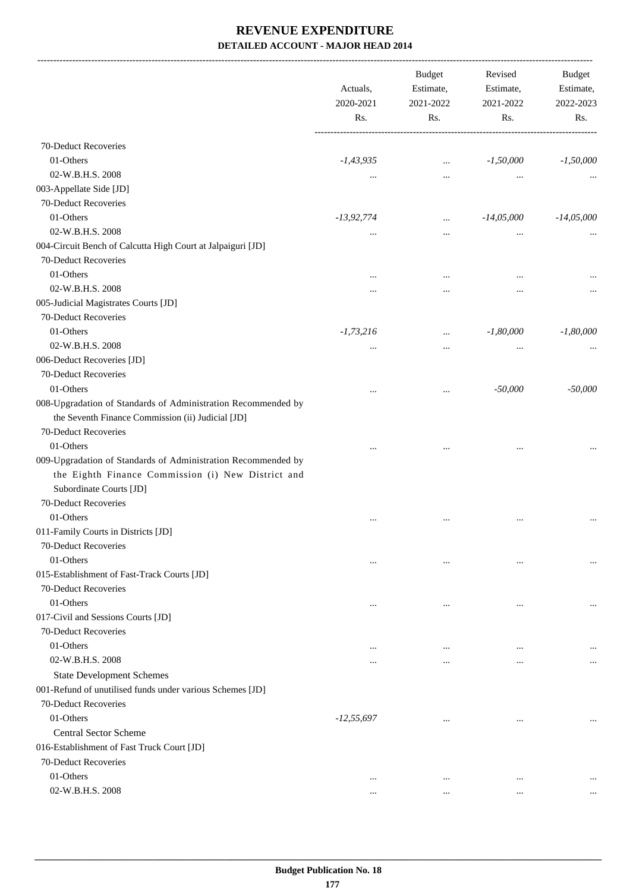# REVENUE EXPENDITURE

## DETAILED ACCOUNT - MAJOR HEAD 2014

| | Actuals, 2020-2021 Rs. | Budget Estimate, 2021-2022 Rs. | Revised Estimate, 2021-2022 Rs. | Budget Estimate, 2022-2023 Rs. |
|---|---|---|---|---|
| 70-Deduct Recoveries | | | | |
| 01-Others | -1,43,935 | ... | -1,50,000 | -1,50,000 |
| 02-W.B.H.S. 2008 | ... | ... | ... | ... |
| 003-Appellate Side [JD] | | | | |
| 70-Deduct Recoveries | | | | |
| 01-Others | -13,92,774 | ... | -14,05,000 | -14,05,000 |
| 02-W.B.H.S. 2008 | ... | ... | ... | ... |
| 004-Circuit Bench of Calcutta High Court at Jalpaiguri [JD] | | | | |
| 70-Deduct Recoveries | | | | |
| 01-Others | ... | ... | ... | ... |
| 02-W.B.H.S. 2008 | ... | ... | ... | ... |
| 005-Judicial Magistrates Courts [JD] | | | | |
| 70-Deduct Recoveries | | | | |
| 01-Others | -1,73,216 | ... | -1,80,000 | -1,80,000 |
| 02-W.B.H.S. 2008 | ... | ... | ... | ... |
| 006-Deduct Recoveries [JD] | | | | |
| 70-Deduct Recoveries | | | | |
| 01-Others | ... | ... | -50,000 | -50,000 |
| 008-Upgradation of Standards of Administration Recommended by the Seventh Finance Commission (ii) Judicial [JD] | | | | |
| 70-Deduct Recoveries | | | | |
| 01-Others | ... | ... | ... | ... |
| 009-Upgradation of Standards of Administration Recommended by the Eighth Finance Commission (i) New District and Subordinate Courts [JD] | | | | |
| 70-Deduct Recoveries | | | | |
| 01-Others | ... | ... | ... | ... |
| 011-Family Courts in Districts [JD] | | | | |
| 70-Deduct Recoveries | | | | |
| 01-Others | ... | ... | ... | ... |
| 015-Establishment of Fast-Track Courts [JD] | | | | |
| 70-Deduct Recoveries | | | | |
| 01-Others | ... | ... | ... | ... |
| 017-Civil and Sessions Courts [JD] | | | | |
| 70-Deduct Recoveries | | | | |
| 01-Others | ... | ... | ... | ... |
| 02-W.B.H.S. 2008 | ... | ... | ... | ... |
| State Development Schemes | | | | |
| 001-Refund of unutilised funds under various Schemes [JD] | | | | |
| 70-Deduct Recoveries | | | | |
| 01-Others | -12,55,697 | ... | ... | ... |
| Central Sector Scheme | | | | |
| 016-Establishment of Fast Truck Court [JD] | | | | |
| 70-Deduct Recoveries | | | | |
| 01-Others | ... | ... | ... | ... |
| 02-W.B.H.S. 2008 | ... | ... | ... | ... |

Budget Publication No. 18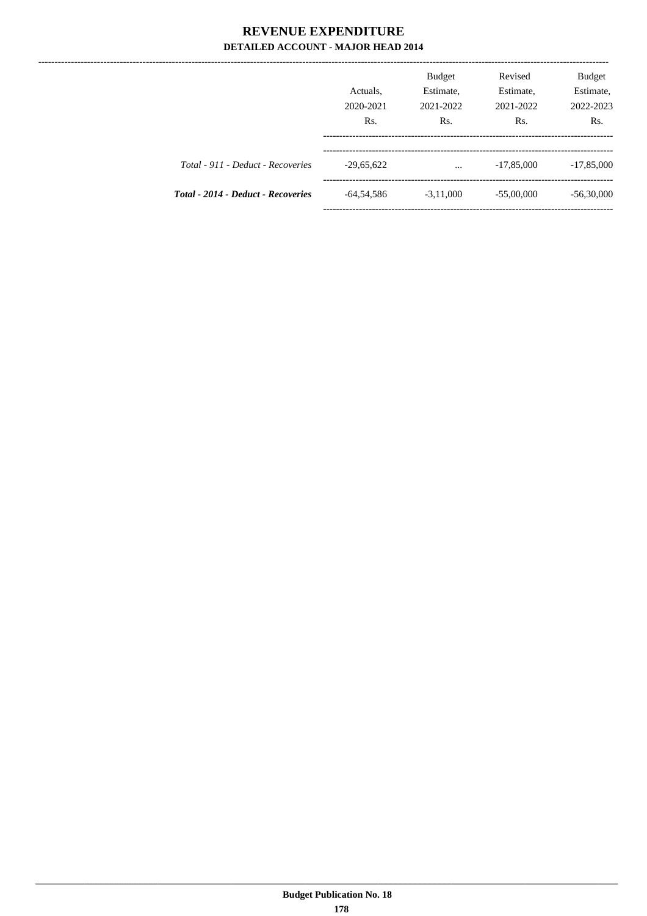# REVENUE EXPENDITURE

## DETAILED ACCOUNT - MAJOR HEAD 2014

| | Actuals, 2020-2021 Rs. | Budget Estimate, 2021-2022 Rs. | Revised Estimate, 2021-2022 Rs. | Budget Estimate, 2022-2023 Rs. |
|---|---|---|---|---|
| *Total - 911 - Deduct - Recoveries* | -29,65,622 | ... | -17,85,000 | -17,85,000 |
| ***Total - 2014 - Deduct - Recoveries*** | -64,54,586 | -3,11,000 | -55,00,000 | -56,30,000 |

**Budget Publication No. 18**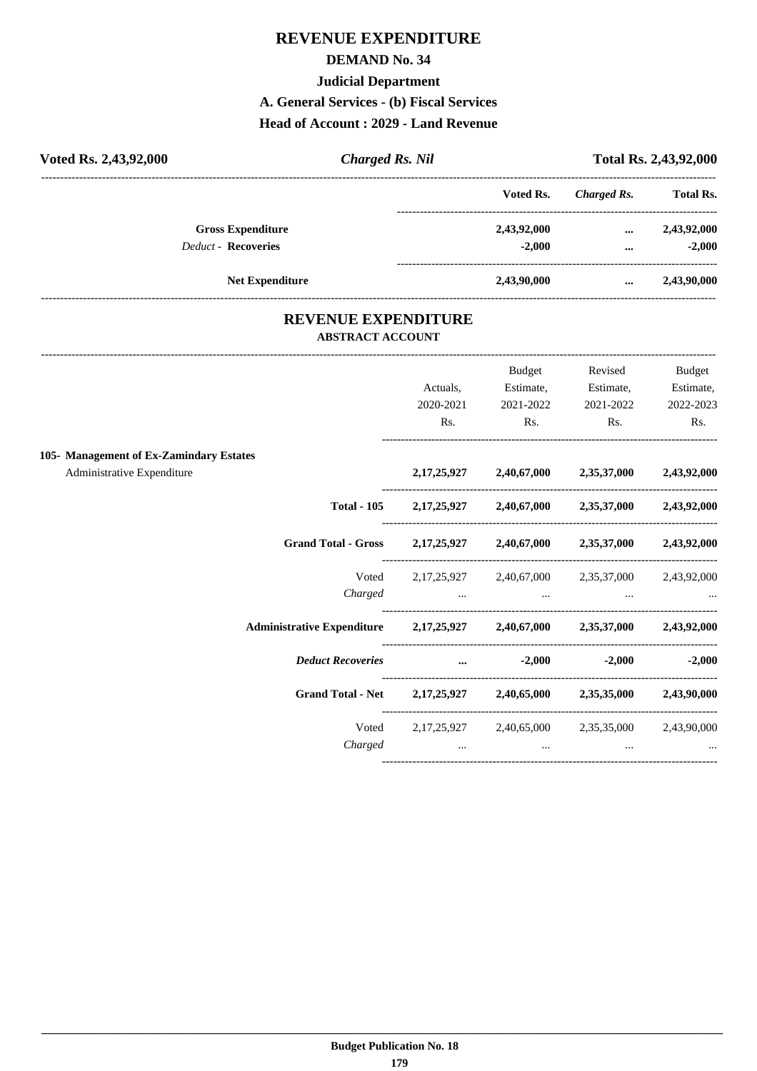# REVENUE EXPENDITURE

## DEMAND No. 34

### Judicial Department

### A. General Services - (b) Fiscal Services

### Head of Account : 2029 - Land Revenue

| **Voted Rs. 2,43,92,000** | ***Charged Rs. Nil*** | **Total Rs. 2,43,92,000** |
|---|---|---|

| | Voted Rs. | *Charged Rs.* | Total Rs. |
|---|---|---|---|
| **Gross Expenditure** | **2,43,92,000** | **...** | **2,43,92,000** |
| *Deduct* - **Recoveries** | **-2,000** | **...** | **-2,000** |
| **Net Expenditure** | **2,43,90,000** | **...** | **2,43,90,000** |

## REVENUE EXPENDITURE

### ABSTRACT ACCOUNT

| | Actuals, 2020-2021 Rs. | Budget Estimate, 2021-2022 Rs. | Revised Estimate, 2021-2022 Rs. | Budget Estimate, 2022-2023 Rs. |
|---|---|---|---|---|
| **105- Management of Ex-Zamindary Estates** | | | | |
| Administrative Expenditure | **2,17,25,927** | **2,40,67,000** | **2,35,37,000** | **2,43,92,000** |
| **Total - 105** | **2,17,25,927** | **2,40,67,000** | **2,35,37,000** | **2,43,92,000** |
| **Grand Total - Gross** | **2,17,25,927** | **2,40,67,000** | **2,35,37,000** | **2,43,92,000** |
| Voted | 2,17,25,927 | 2,40,67,000 | 2,35,37,000 | 2,43,92,000 |
| *Charged* | ... | ... | ... | ... |
| **Administrative Expenditure** | **2,17,25,927** | **2,40,67,000** | **2,35,37,000** | **2,43,92,000** |
| ***Deduct Recoveries*** | **...** | **-2,000** | **-2,000** | **-2,000** |
| **Grand Total - Net** | **2,17,25,927** | **2,40,65,000** | **2,35,35,000** | **2,43,90,000** |
| Voted | 2,17,25,927 | 2,40,65,000 | 2,35,35,000 | 2,43,90,000 |
| *Charged* | ... | ... | ... | ... |

**Budget Publication No. 18**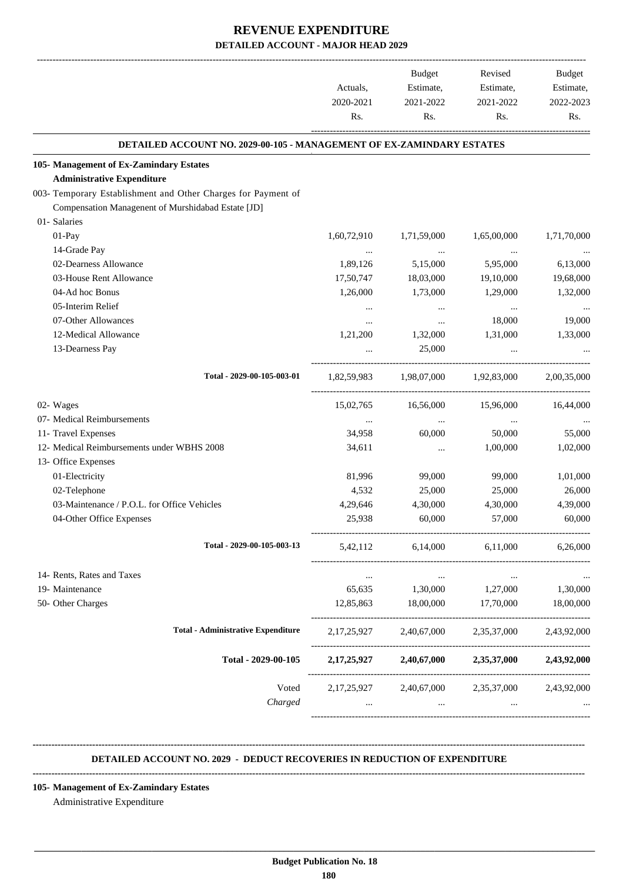# REVENUE EXPENDITURE

## DETAILED ACCOUNT - MAJOR HEAD 2029

| | Actuals, 2020-2021 Rs. | Budget Estimate, 2021-2022 Rs. | Revised Estimate, 2021-2022 Rs. | Budget Estimate, 2022-2023 Rs. |
|---|---|---|---|---|
| **DETAILED ACCOUNT NO. 2029-00-105 - MANAGEMENT OF EX-ZAMINDARY ESTATES** | | | | |
| **105- Management of Ex-Zamindary Estates** | | | | |
| **Administrative Expenditure** | | | | |
| 003- Temporary Establishment and Other Charges for Payment of Compensation Manangement of Murshidabad Estate [JD] | | | | |
| 01- Salaries | | | | |
| 01-Pay | 1,60,72,910 | 1,71,59,000 | 1,65,00,000 | 1,71,70,000 |
| 14-Grade Pay | ... | ... | ... | ... |
| 02-Dearness Allowance | 1,89,126 | 5,15,000 | 5,95,000 | 6,13,000 |
| 03-House Rent Allowance | 17,50,747 | 18,03,000 | 19,10,000 | 19,68,000 |
| 04-Ad hoc Bonus | 1,26,000 | 1,73,000 | 1,29,000 | 1,32,000 |
| 05-Interim Relief | ... | ... | ... | ... |
| 07-Other Allowances | ... | ... | 18,000 | 19,000 |
| 12-Medical Allowance | 1,21,200 | 1,32,000 | 1,31,000 | 1,33,000 |
| 13-Dearness Pay | ... | 25,000 | ... | ... |
| Total - 2029-00-105-003-01 | 1,82,59,983 | 1,98,07,000 | 1,92,83,000 | 2,00,35,000 |
| 02- Wages | 15,02,765 | 16,56,000 | 15,96,000 | 16,44,000 |
| 07- Medical Reimbursements | ... | ... | ... | ... |
| 11- Travel Expenses | 34,958 | 60,000 | 50,000 | 55,000 |
| 12- Medical Reimbursements under WBHS 2008 | 34,611 | ... | 1,00,000 | 1,02,000 |
| 13- Office Expenses | | | | |
| 01-Electricity | 81,996 | 99,000 | 99,000 | 1,01,000 |
| 02-Telephone | 4,532 | 25,000 | 25,000 | 26,000 |
| 03-Maintenance / P.O.L. for Office Vehicles | 4,29,646 | 4,30,000 | 4,30,000 | 4,39,000 |
| 04-Other Office Expenses | 25,938 | 60,000 | 57,000 | 60,000 |
| Total - 2029-00-105-003-13 | 5,42,112 | 6,14,000 | 6,11,000 | 6,26,000 |
| 14- Rents, Rates and Taxes | ... | ... | ... | ... |
| 19- Maintenance | 65,635 | 1,30,000 | 1,27,000 | 1,30,000 |
| 50- Other Charges | 12,85,863 | 18,00,000 | 17,70,000 | 18,00,000 |
| **Total - Administrative Expenditure** | 2,17,25,927 | 2,40,67,000 | 2,35,37,000 | 2,43,92,000 |
| **Total - 2029-00-105** | **2,17,25,927** | **2,40,67,000** | **2,35,37,000** | **2,43,92,000** |
| Voted | 2,17,25,927 | 2,40,67,000 | 2,35,37,000 | 2,43,92,000 |
| *Charged* | ... | ... | ... | ... |

**DETAILED ACCOUNT NO. 2029 - DEDUCT RECOVERIES IN REDUCTION OF EXPENDITURE**

**105- Management of Ex-Zamindary Estates**

Administrative Expenditure

**Budget Publication No. 18**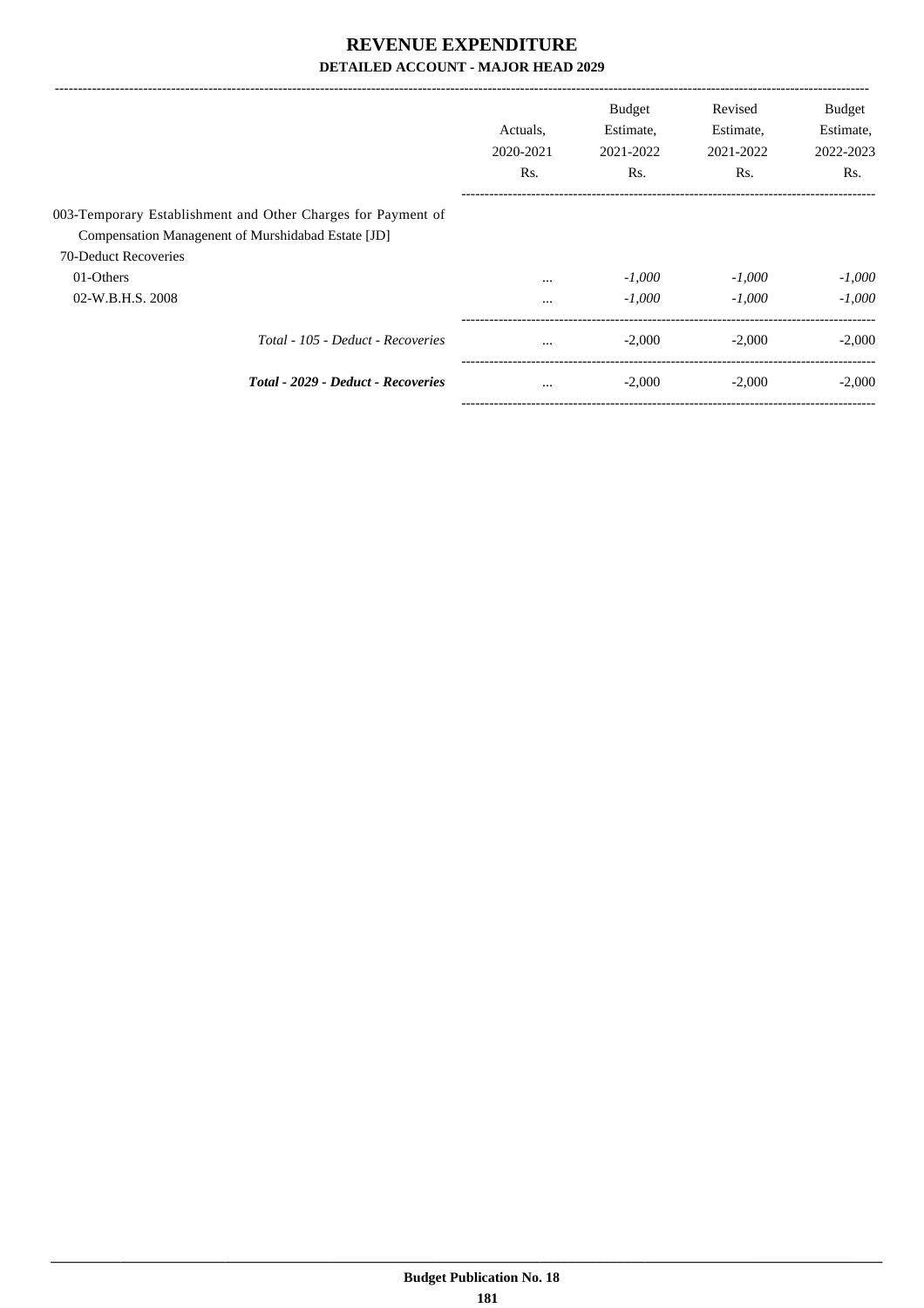# REVENUE EXPENDITURE

**DETAILED ACCOUNT - MAJOR HEAD 2029**

| | Actuals, 2020-2021 Rs. | Budget Estimate, 2021-2022 Rs. | Revised Estimate, 2021-2022 Rs. | Budget Estimate, 2022-2023 Rs. |
|---|---|---|---|---|
| 003-Temporary Establishment and Other Charges for Payment of Compensation Managenent of Murshidabad Estate [JD] | | | | |
| 70-Deduct Recoveries | | | | |
| 01-Others | ... | *-1,000* | *-1,000* | *-1,000* |
| 02-W.B.H.S. 2008 | ... | *-1,000* | *-1,000* | *-1,000* |
| *Total - 105 - Deduct - Recoveries* | ... | -2,000 | -2,000 | -2,000 |
| ***Total - 2029 - Deduct - Recoveries*** | ... | -2,000 | -2,000 | -2,000 |

**Budget Publication No. 18**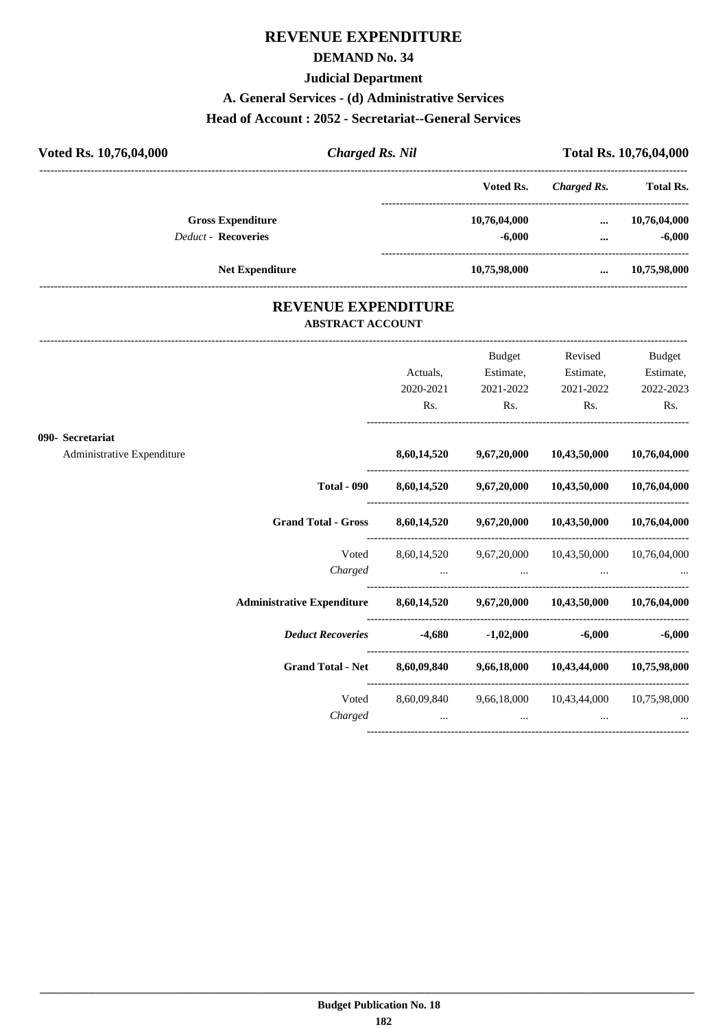# REVENUE EXPENDITURE

## DEMAND No. 34

### Judicial Department

### A. General Services - (d) Administrative Services

### Head of Account : 2052 - Secretariat--General Services

| Voted Rs. 10,76,04,000 | *Charged Rs. Nil* | Total Rs. 10,76,04,000 |
|---|---|---|

| | Voted Rs. | *Charged Rs.* | Total Rs. |
|---|---|---|---|
| **Gross Expenditure** | 10,76,04,000 | ... | 10,76,04,000 |
| *Deduct* - **Recoveries** | -6,000 | ... | -6,000 |
| **Net Expenditure** | 10,75,98,000 | ... | 10,75,98,000 |

## REVENUE EXPENDITURE

### ABSTRACT ACCOUNT

| | Actuals, 2020-2021 Rs. | Budget Estimate, 2021-2022 Rs. | Revised Estimate, 2021-2022 Rs. | Budget Estimate, 2022-2023 Rs. |
|---|---|---|---|---|
| **090- Secretariat** | | | | |
| Administrative Expenditure | **8,60,14,520** | **9,67,20,000** | **10,43,50,000** | **10,76,04,000** |
| **Total - 090** | **8,60,14,520** | **9,67,20,000** | **10,43,50,000** | **10,76,04,000** |
| **Grand Total - Gross** | **8,60,14,520** | **9,67,20,000** | **10,43,50,000** | **10,76,04,000** |
| Voted | 8,60,14,520 | 9,67,20,000 | 10,43,50,000 | 10,76,04,000 |
| *Charged* | ... | ... | ... | ... |
| **Administrative Expenditure** | **8,60,14,520** | **9,67,20,000** | **10,43,50,000** | **10,76,04,000** |
| ***Deduct Recoveries*** | **-4,680** | **-1,02,000** | **-6,000** | **-6,000** |
| **Grand Total - Net** | **8,60,09,840** | **9,66,18,000** | **10,43,44,000** | **10,75,98,000** |
| Voted | 8,60,09,840 | 9,66,18,000 | 10,43,44,000 | 10,75,98,000 |
| *Charged* | ... | ... | ... | ... |

Budget Publication No. 18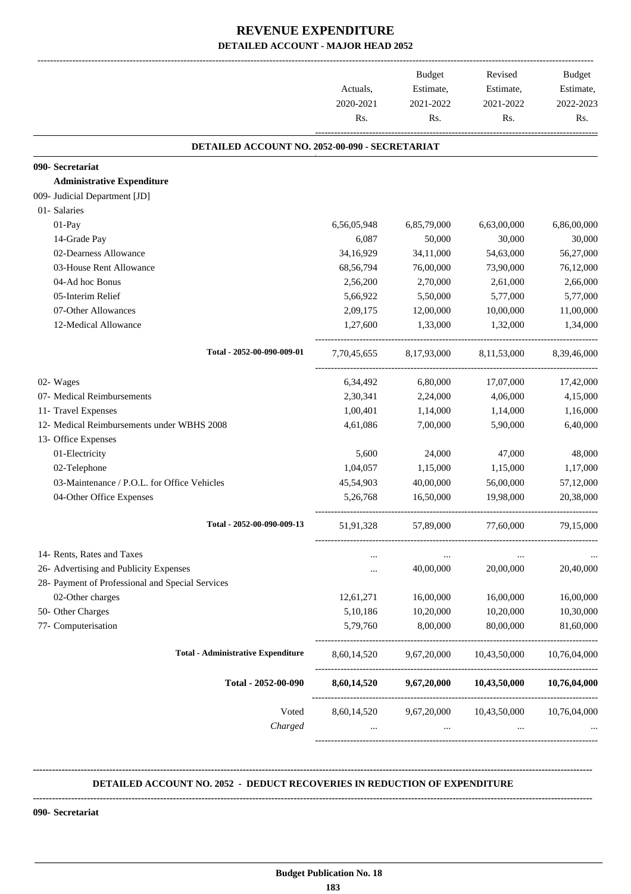# REVENUE EXPENDITURE

## DETAILED ACCOUNT - MAJOR HEAD 2052

| | Actuals, 2020-2021 Rs. | Budget Estimate, 2021-2022 Rs. | Revised Estimate, 2021-2022 Rs. | Budget Estimate, 2022-2023 Rs. |
|---|---|---|---|---|
| **DETAILED ACCOUNT NO. 2052-00-090 - SECRETARIAT** | | | | |
| **090- Secretariat** | | | | |
| **Administrative Expenditure** | | | | |
| 009- Judicial Department [JD] | | | | |
| 01- Salaries | | | | |
| 01-Pay | 6,56,05,948 | 6,85,79,000 | 6,63,00,000 | 6,86,00,000 |
| 14-Grade Pay | 6,087 | 50,000 | 30,000 | 30,000 |
| 02-Dearness Allowance | 34,16,929 | 34,11,000 | 54,63,000 | 56,27,000 |
| 03-House Rent Allowance | 68,56,794 | 76,00,000 | 73,90,000 | 76,12,000 |
| 04-Ad hoc Bonus | 2,56,200 | 2,70,000 | 2,61,000 | 2,66,000 |
| 05-Interim Relief | 5,66,922 | 5,50,000 | 5,77,000 | 5,77,000 |
| 07-Other Allowances | 2,09,175 | 12,00,000 | 10,00,000 | 11,00,000 |
| 12-Medical Allowance | 1,27,600 | 1,33,000 | 1,32,000 | 1,34,000 |
| Total - 2052-00-090-009-01 | 7,70,45,655 | 8,17,93,000 | 8,11,53,000 | 8,39,46,000 |
| 02- Wages | 6,34,492 | 6,80,000 | 17,07,000 | 17,42,000 |
| 07- Medical Reimbursements | 2,30,341 | 2,24,000 | 4,06,000 | 4,15,000 |
| 11- Travel Expenses | 1,00,401 | 1,14,000 | 1,14,000 | 1,16,000 |
| 12- Medical Reimbursements under WBHS 2008 | 4,61,086 | 7,00,000 | 5,90,000 | 6,40,000 |
| 13- Office Expenses | | | | |
| 01-Electricity | 5,600 | 24,000 | 47,000 | 48,000 |
| 02-Telephone | 1,04,057 | 1,15,000 | 1,15,000 | 1,17,000 |
| 03-Maintenance / P.O.L. for Office Vehicles | 45,54,903 | 40,00,000 | 56,00,000 | 57,12,000 |
| 04-Other Office Expenses | 5,26,768 | 16,50,000 | 19,98,000 | 20,38,000 |
| Total - 2052-00-090-009-13 | 51,91,328 | 57,89,000 | 77,60,000 | 79,15,000 |
| 14- Rents, Rates and Taxes | ... | ... | ... | ... |
| 26- Advertising and Publicity Expenses | ... | 40,00,000 | 20,00,000 | 20,40,000 |
| 28- Payment of Professional and Special Services | | | | |
| 02-Other charges | 12,61,271 | 16,00,000 | 16,00,000 | 16,00,000 |
| 50- Other Charges | 5,10,186 | 10,20,000 | 10,20,000 | 10,30,000 |
| 77- Computerisation | 5,79,760 | 8,00,000 | 80,00,000 | 81,60,000 |
| **Total - Administrative Expenditure** | 8,60,14,520 | 9,67,20,000 | 10,43,50,000 | 10,76,04,000 |
| **Total - 2052-00-090** | **8,60,14,520** | **9,67,20,000** | **10,43,50,000** | **10,76,04,000** |
| Voted | 8,60,14,520 | 9,67,20,000 | 10,43,50,000 | 10,76,04,000 |
| *Charged* | ... | ... | ... | ... |

**DETAILED ACCOUNT NO. 2052 - DEDUCT RECOVERIES IN REDUCTION OF EXPENDITURE**

**090- Secretariat**

**Budget Publication No. 18**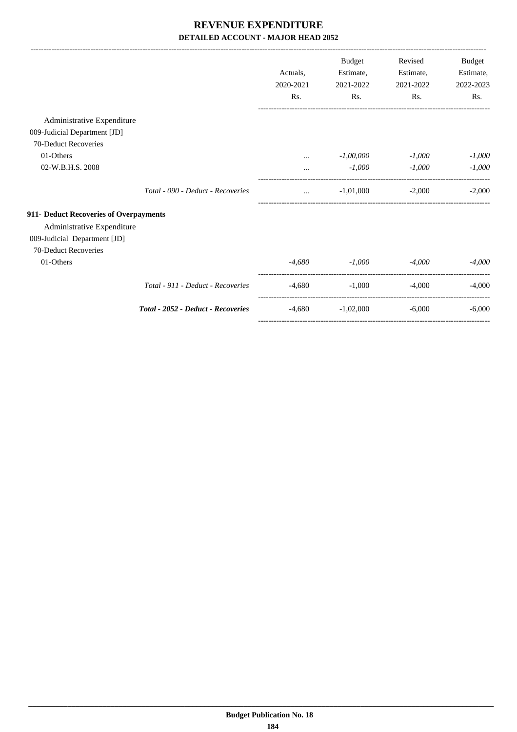# REVENUE EXPENDITURE

## DETAILED ACCOUNT - MAJOR HEAD 2052

| | Actuals, 2020-2021 Rs. | Budget Estimate, 2021-2022 Rs. | Revised Estimate, 2021-2022 Rs. | Budget Estimate, 2022-2023 Rs. |
|---|---|---|---|---|
| Administrative Expenditure | | | | |
| 009-Judicial Department [JD] | | | | |
| 70-Deduct Recoveries | | | | |
| 01-Others | ... | *-1,00,000* | *-1,000* | *-1,000* |
| 02-W.B.H.S. 2008 | ... | *-1,000* | *-1,000* | *-1,000* |
| *Total - 090 - Deduct - Recoveries* | ... | -1,01,000 | -2,000 | -2,000 |
| **911- Deduct Recoveries of Overpayments** | | | | |
| Administrative Expenditure | | | | |
| 009-Judicial Department [JD] | | | | |
| 70-Deduct Recoveries | | | | |
| 01-Others | *-4,680* | *-1,000* | *-4,000* | *-4,000* |
| *Total - 911 - Deduct - Recoveries* | -4,680 | -1,000 | -4,000 | -4,000 |
| ***Total - 2052 - Deduct - Recoveries*** | -4,680 | -1,02,000 | -6,000 | -6,000 |

**Budget Publication No. 18**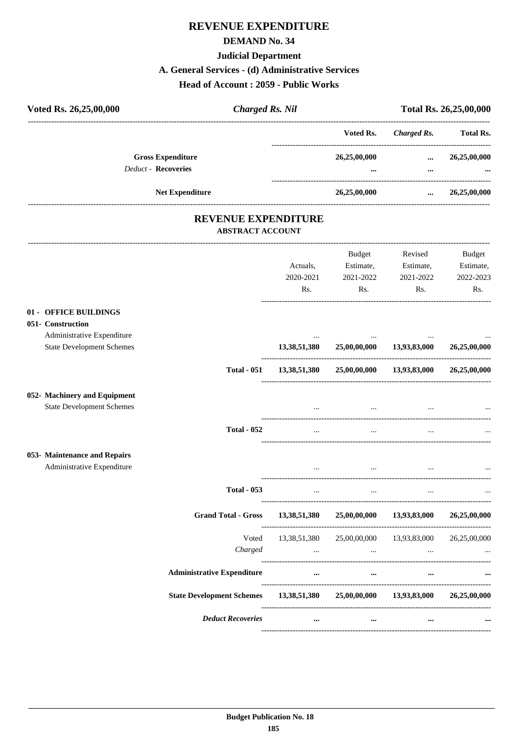# REVENUE EXPENDITURE

## DEMAND No. 34

### Judicial Department

### A. General Services - (d) Administrative Services

### Head of Account : 2059 - Public Works

**Voted Rs. 26,25,00,000** | ***Charged Rs. Nil*** | **Total Rs. 26,25,00,000**

| | Voted Rs. | *Charged Rs.* | Total Rs. |
|---|---|---|---|
| **Gross Expenditure** | **26,25,00,000** | **...** | **26,25,00,000** |
| *Deduct* - **Recoveries** | **...** | **...** | **...** |
| **Net Expenditure** | **26,25,00,000** | **...** | **26,25,00,000** |

## REVENUE EXPENDITURE

### ABSTRACT ACCOUNT

| | Actuals, 2020-2021 Rs. | Budget Estimate, 2021-2022 Rs. | Revised Estimate, 2021-2022 Rs. | Budget Estimate, 2022-2023 Rs. |
|---|---|---|---|---|
| **01 - OFFICE BUILDINGS** | | | | |
| **051- Construction** | | | | |
| Administrative Expenditure | ... | ... | ... | ... |
| State Development Schemes | **13,38,51,380** | **25,00,00,000** | **13,93,83,000** | **26,25,00,000** |
| **Total - 051** | **13,38,51,380** | **25,00,00,000** | **13,93,83,000** | **26,25,00,000** |
| **052- Machinery and Equipment** | | | | |
| State Development Schemes | ... | ... | ... | ... |
| **Total - 052** | ... | ... | ... | ... |
| **053- Maintenance and Repairs** | | | | |
| Administrative Expenditure | ... | ... | ... | ... |
| **Total - 053** | ... | ... | ... | ... |
| **Grand Total - Gross** | **13,38,51,380** | **25,00,00,000** | **13,93,83,000** | **26,25,00,000** |
| Voted | 13,38,51,380 | 25,00,00,000 | 13,93,83,000 | 26,25,00,000 |
| *Charged* | ... | ... | ... | ... |
| **Administrative Expenditure** | **...** | **...** | **...** | **...** |
| **State Development Schemes** | **13,38,51,380** | **25,00,00,000** | **13,93,83,000** | **26,25,00,000** |
| ***Deduct Recoveries*** | **...** | **...** | **...** | **...** |

**Budget Publication No. 18**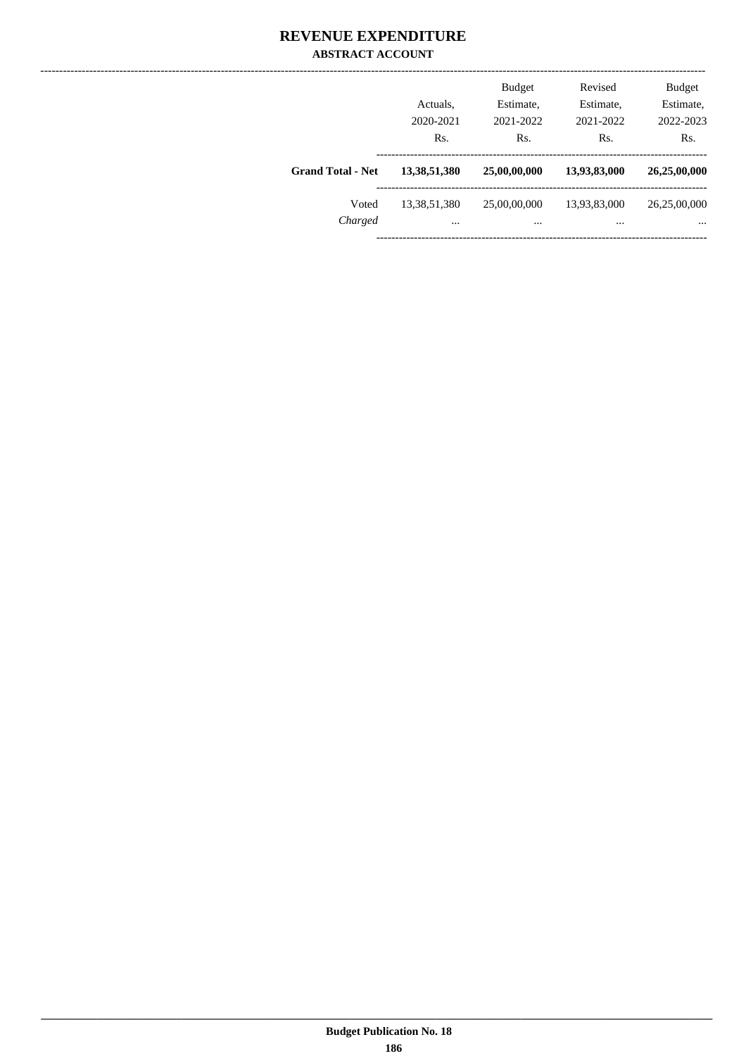# REVENUE EXPENDITURE

## ABSTRACT ACCOUNT

| | Actuals, 2020-2021 Rs. | Budget Estimate, 2021-2022 Rs. | Revised Estimate, 2021-2022 Rs. | Budget Estimate, 2022-2023 Rs. |
|---|---|---|---|---|
| **Grand Total - Net** | **13,38,51,380** | **25,00,00,000** | **13,93,83,000** | **26,25,00,000** |
| Voted | 13,38,51,380 | 25,00,00,000 | 13,93,83,000 | 26,25,00,000 |
| *Charged* | ... | ... | ... | ... |

**Budget Publication No. 18**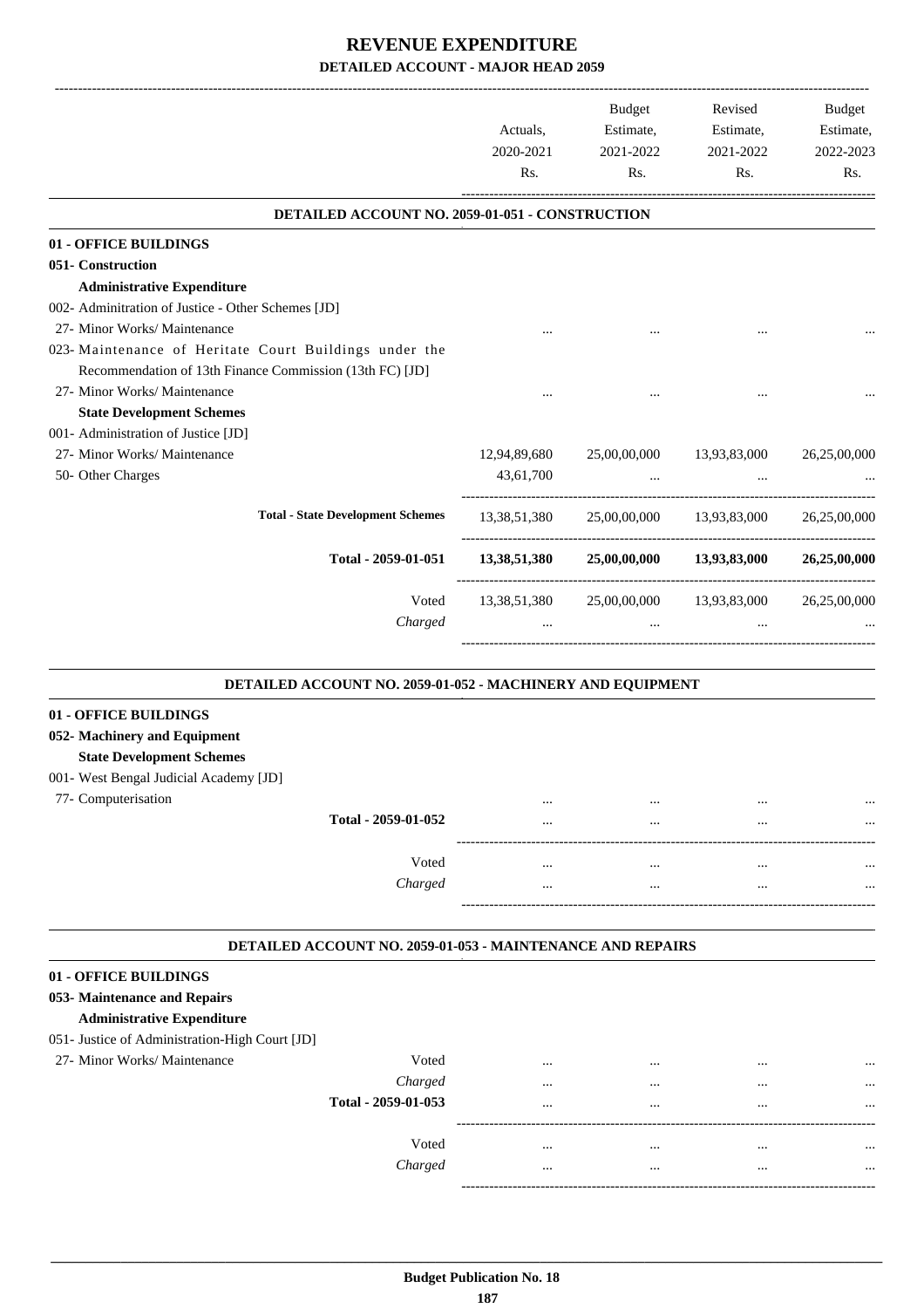# REVENUE EXPENDITURE

## DETAILED ACCOUNT - MAJOR HEAD 2059

| | Actuals, 2020-2021 Rs. | Budget Estimate, 2021-2022 Rs. | Revised Estimate, 2021-2022 Rs. | Budget Estimate, 2022-2023 Rs. |
|---|---|---|---|---|
| **DETAILED ACCOUNT NO. 2059-01-051 - CONSTRUCTION** | | | | |
| **01 - OFFICE BUILDINGS** | | | | |
| **051- Construction** | | | | |
| **Administrative Expenditure** | | | | |
| 002- Adminitration of Justice - Other Schemes [JD] | | | | |
| 27- Minor Works/ Maintenance | ... | ... | ... | ... |
| 023- Maintenance of Heritate Court Buildings under the Recommendation of 13th Finance Commission (13th FC) [JD] | | | | |
| 27- Minor Works/ Maintenance | ... | ... | ... | ... |
| **State Development Schemes** | | | | |
| 001- Administration of Justice [JD] | | | | |
| 27- Minor Works/ Maintenance | 12,94,89,680 | 25,00,00,000 | 13,93,83,000 | 26,25,00,000 |
| 50- Other Charges | 43,61,700 | ... | ... | ... |
| **Total - State Development Schemes** | 13,38,51,380 | 25,00,00,000 | 13,93,83,000 | 26,25,00,000 |
| **Total - 2059-01-051** | **13,38,51,380** | **25,00,00,000** | **13,93,83,000** | **26,25,00,000** |
| Voted | 13,38,51,380 | 25,00,00,000 | 13,93,83,000 | 26,25,00,000 |
| *Charged* | ... | ... | ... | ... |
| **DETAILED ACCOUNT NO. 2059-01-052 - MACHINERY AND EQUIPMENT** | | | | |
| **01 - OFFICE BUILDINGS** | | | | |
| **052- Machinery and Equipment** | | | | |
| **State Development Schemes** | | | | |
| 001- West Bengal Judicial Academy [JD] | | | | |
| 77- Computerisation | ... | ... | ... | ... |
| **Total - 2059-01-052** | ... | ... | ... | ... |
| Voted | ... | ... | ... | ... |
| *Charged* | ... | ... | ... | ... |
| **DETAILED ACCOUNT NO. 2059-01-053 - MAINTENANCE AND REPAIRS** | | | | |
| **01 - OFFICE BUILDINGS** | | | | |
| **053- Maintenance and Repairs** | | | | |
| **Administrative Expenditure** | | | | |
| 051- Justice of Administration-High Court [JD] | | | | |
| 27- Minor Works/ Maintenance — Voted | ... | ... | ... | ... |
| *Charged* | ... | ... | ... | ... |
| **Total - 2059-01-053** | ... | ... | ... | ... |
| Voted | ... | ... | ... | ... |
| *Charged* | ... | ... | ... | ... |

Budget Publication No. 18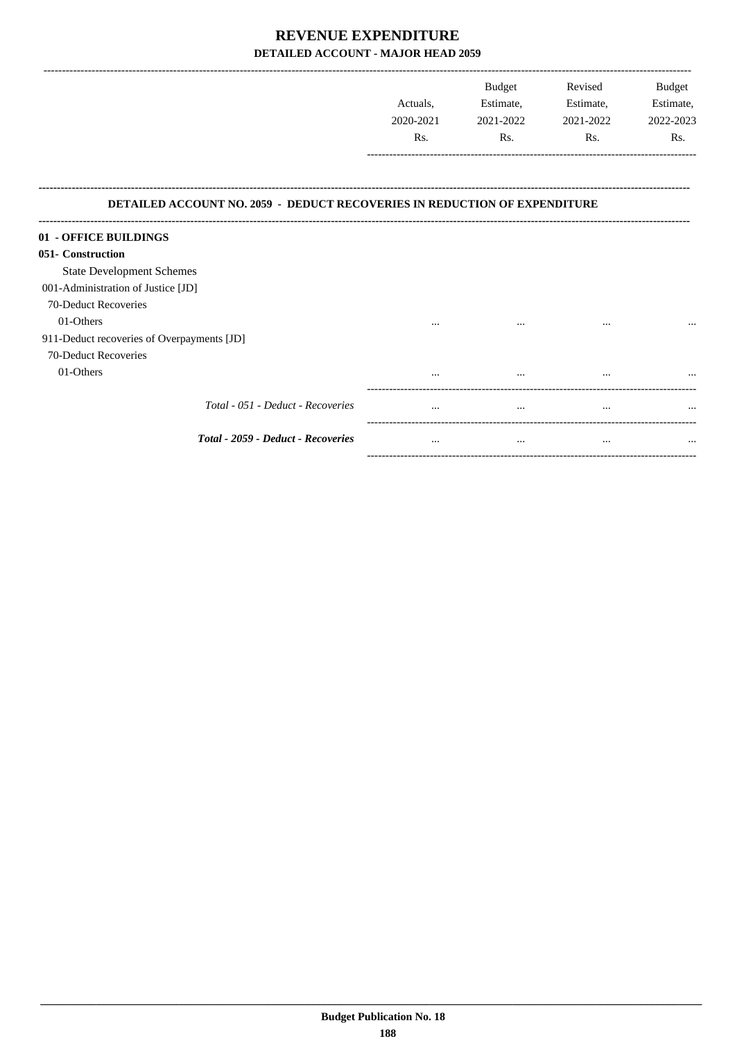# REVENUE EXPENDITURE

## DETAILED ACCOUNT - MAJOR HEAD 2059

| | Actuals, 2020-2021 Rs. | Budget Estimate, 2021-2022 Rs. | Revised Estimate, 2021-2022 Rs. | Budget Estimate, 2022-2023 Rs. |
|---|---|---|---|---|
| **DETAILED ACCOUNT NO. 2059 - DEDUCT RECOVERIES IN REDUCTION OF EXPENDITURE** | | | | |
| **01 - OFFICE BUILDINGS** | | | | |
| **051- Construction** | | | | |
| State Development Schemes | | | | |
| 001-Administration of Justice [JD] | | | | |
| 70-Deduct Recoveries | | | | |
| 01-Others | ... | ... | ... | ... |
| 911-Deduct recoveries of Overpayments [JD] | | | | |
| 70-Deduct Recoveries | | | | |
| 01-Others | ... | ... | ... | ... |
| *Total - 051 - Deduct - Recoveries* | ... | ... | ... | ... |
| ***Total - 2059 - Deduct - Recoveries*** | ... | ... | ... | ... |

**Budget Publication No. 18**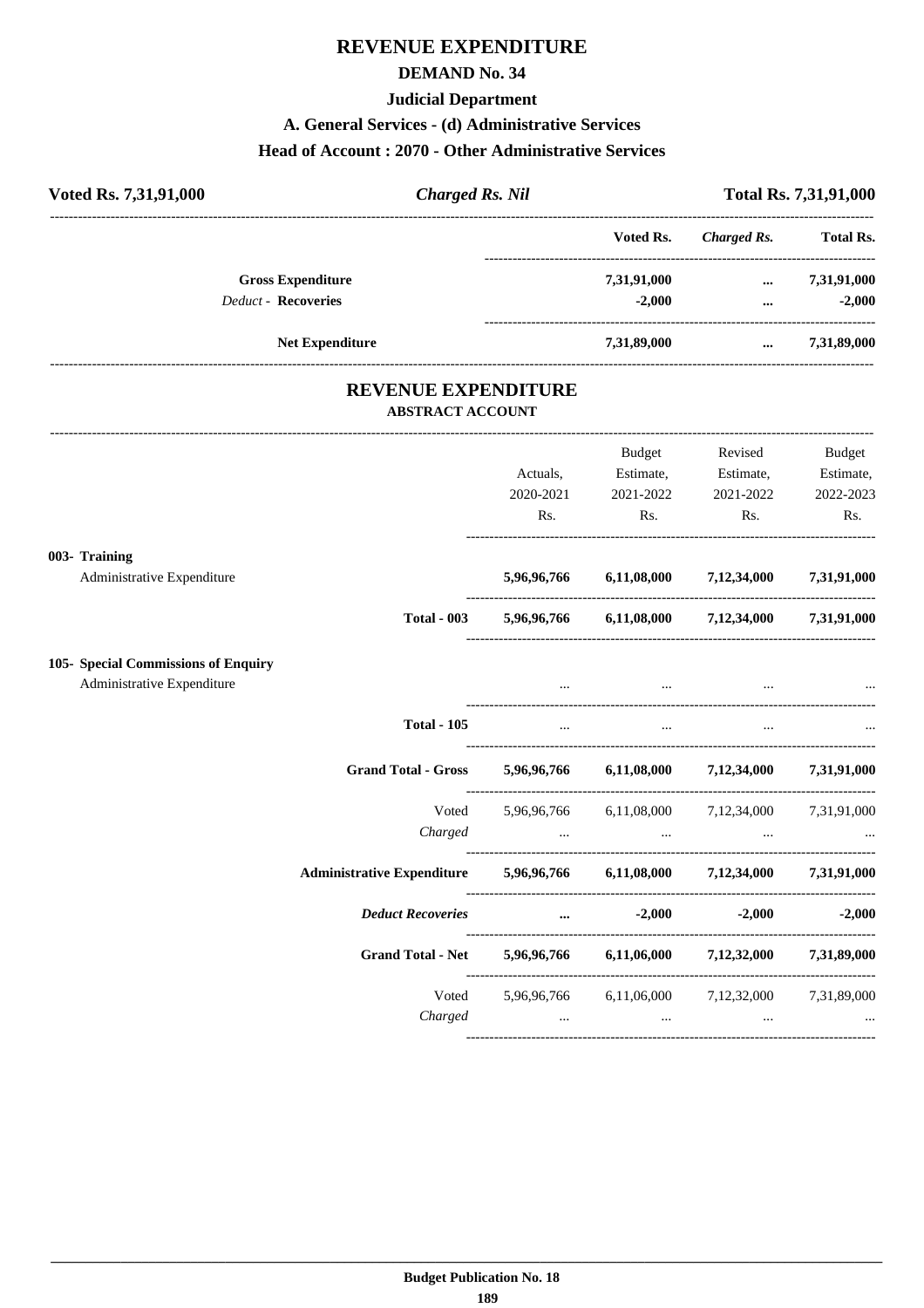# REVENUE EXPENDITURE

## DEMAND No. 34

## Judicial Department

### A. General Services - (d) Administrative Services

### Head of Account : 2070 - Other Administrative Services

| Voted Rs. 7,31,91,000 | *Charged Rs. Nil* | | Total Rs. 7,31,91,000 |
|---|---|---|---|
| | Voted Rs. | *Charged Rs.* | Total Rs. |
| **Gross Expenditure** | 7,31,91,000 | ... | 7,31,91,000 |
| *Deduct* - **Recoveries** | -2,000 | ... | -2,000 |
| **Net Expenditure** | 7,31,89,000 | ... | 7,31,89,000 |

## REVENUE EXPENDITURE

### ABSTRACT ACCOUNT

| | Actuals, 2020-2021 Rs. | Budget Estimate, 2021-2022 Rs. | Revised Estimate, 2021-2022 Rs. | Budget Estimate, 2022-2023 Rs. |
|---|---|---|---|---|
| **003- Training** | | | | |
| Administrative Expenditure | **5,96,96,766** | **6,11,08,000** | **7,12,34,000** | **7,31,91,000** |
| **Total - 003** | **5,96,96,766** | **6,11,08,000** | **7,12,34,000** | **7,31,91,000** |
| **105- Special Commissions of Enquiry** | | | | |
| Administrative Expenditure | ... | ... | ... | ... |
| **Total - 105** | ... | ... | ... | ... |
| **Grand Total - Gross** | **5,96,96,766** | **6,11,08,000** | **7,12,34,000** | **7,31,91,000** |
| Voted | 5,96,96,766 | 6,11,08,000 | 7,12,34,000 | 7,31,91,000 |
| *Charged* | ... | ... | ... | ... |
| **Administrative Expenditure** | **5,96,96,766** | **6,11,08,000** | **7,12,34,000** | **7,31,91,000** |
| ***Deduct Recoveries*** | **...** | **-2,000** | **-2,000** | **-2,000** |
| **Grand Total - Net** | **5,96,96,766** | **6,11,06,000** | **7,12,32,000** | **7,31,89,000** |
| Voted | 5,96,96,766 | 6,11,06,000 | 7,12,32,000 | 7,31,89,000 |
| *Charged* | ... | ... | ... | ... |

**Budget Publication No. 18**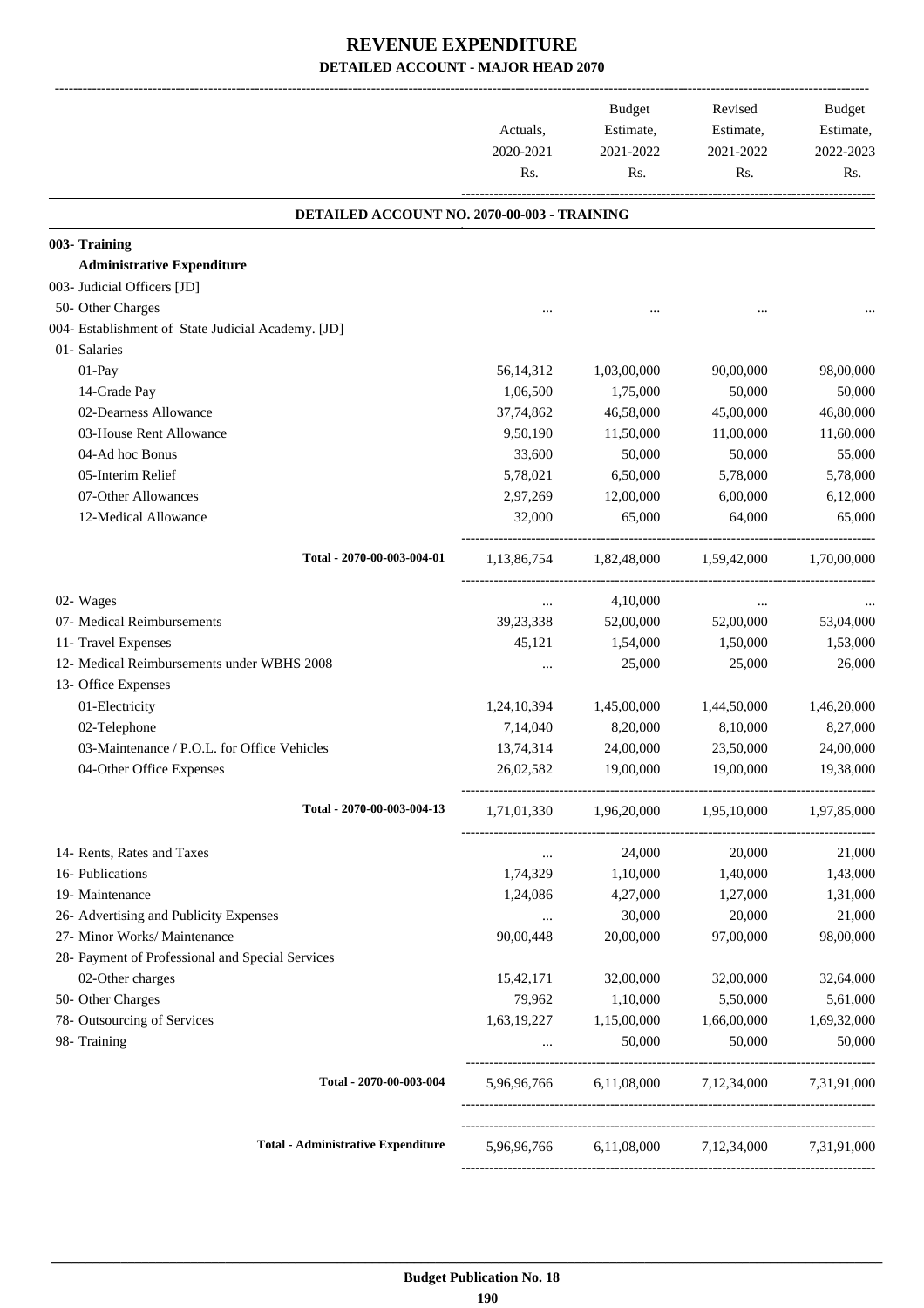# REVENUE EXPENDITURE
## DETAILED ACCOUNT - MAJOR HEAD 2070

| | Actuals, 2020-2021 Rs. | Budget Estimate, 2021-2022 Rs. | Revised Estimate, 2021-2022 Rs. | Budget Estimate, 2022-2023 Rs. |
|---|---|---|---|---|
| **DETAILED ACCOUNT NO. 2070-00-003 - TRAINING** | | | | |
| **003- Training** | | | | |
| **Administrative Expenditure** | | | | |
| 003- Judicial Officers [JD] | | | | |
| 50- Other Charges | ... | ... | ... | ... |
| 004- Establishment of State Judicial Academy. [JD] | | | | |
| 01- Salaries | | | | |
| 01-Pay | 56,14,312 | 1,03,00,000 | 90,00,000 | 98,00,000 |
| 14-Grade Pay | 1,06,500 | 1,75,000 | 50,000 | 50,000 |
| 02-Dearness Allowance | 37,74,862 | 46,58,000 | 45,00,000 | 46,80,000 |
| 03-House Rent Allowance | 9,50,190 | 11,50,000 | 11,00,000 | 11,60,000 |
| 04-Ad hoc Bonus | 33,600 | 50,000 | 50,000 | 55,000 |
| 05-Interim Relief | 5,78,021 | 6,50,000 | 5,78,000 | 5,78,000 |
| 07-Other Allowances | 2,97,269 | 12,00,000 | 6,00,000 | 6,12,000 |
| 12-Medical Allowance | 32,000 | 65,000 | 64,000 | 65,000 |
| Total - 2070-00-003-004-01 | 1,13,86,754 | 1,82,48,000 | 1,59,42,000 | 1,70,00,000 |
| 02- Wages | ... | 4,10,000 | ... | ... |
| 07- Medical Reimbursements | 39,23,338 | 52,00,000 | 52,00,000 | 53,04,000 |
| 11- Travel Expenses | 45,121 | 1,54,000 | 1,50,000 | 1,53,000 |
| 12- Medical Reimbursements under WBHS 2008 | ... | 25,000 | 25,000 | 26,000 |
| 13- Office Expenses | | | | |
| 01-Electricity | 1,24,10,394 | 1,45,00,000 | 1,44,50,000 | 1,46,20,000 |
| 02-Telephone | 7,14,040 | 8,20,000 | 8,10,000 | 8,27,000 |
| 03-Maintenance / P.O.L. for Office Vehicles | 13,74,314 | 24,00,000 | 23,50,000 | 24,00,000 |
| 04-Other Office Expenses | 26,02,582 | 19,00,000 | 19,00,000 | 19,38,000 |
| Total - 2070-00-003-004-13 | 1,71,01,330 | 1,96,20,000 | 1,95,10,000 | 1,97,85,000 |
| 14- Rents, Rates and Taxes | ... | 24,000 | 20,000 | 21,000 |
| 16- Publications | 1,74,329 | 1,10,000 | 1,40,000 | 1,43,000 |
| 19- Maintenance | 1,24,086 | 4,27,000 | 1,27,000 | 1,31,000 |
| 26- Advertising and Publicity Expenses | ... | 30,000 | 20,000 | 21,000 |
| 27- Minor Works/ Maintenance | 90,00,448 | 20,00,000 | 97,00,000 | 98,00,000 |
| 28- Payment of Professional and Special Services | | | | |
| 02-Other charges | 15,42,171 | 32,00,000 | 32,00,000 | 32,64,000 |
| 50- Other Charges | 79,962 | 1,10,000 | 5,50,000 | 5,61,000 |
| 78- Outsourcing of Services | 1,63,19,227 | 1,15,00,000 | 1,66,00,000 | 1,69,32,000 |
| 98- Training | ... | 50,000 | 50,000 | 50,000 |
| Total - 2070-00-003-004 | 5,96,96,766 | 6,11,08,000 | 7,12,34,000 | 7,31,91,000 |
| **Total - Administrative Expenditure** | 5,96,96,766 | 6,11,08,000 | 7,12,34,000 | 7,31,91,000 |

**Budget Publication No. 18**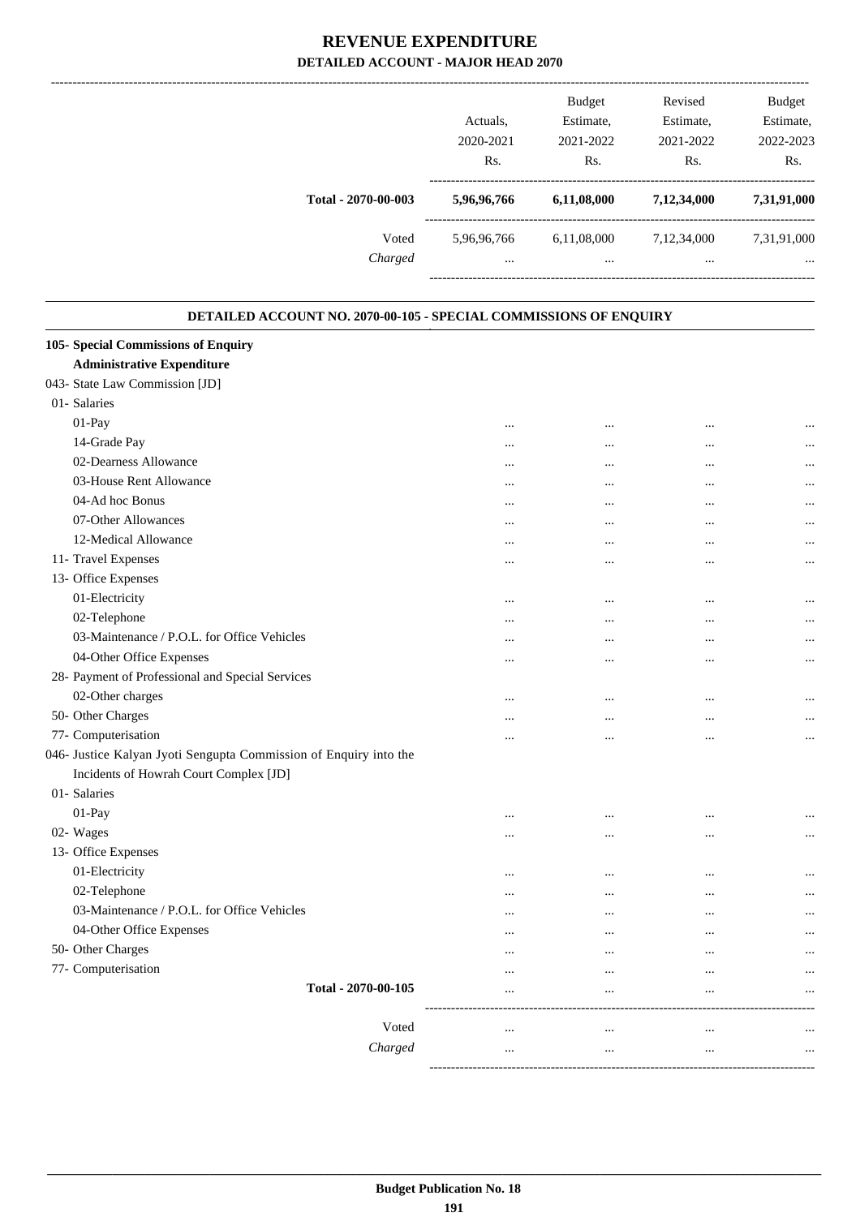# REVENUE EXPENDITURE
## DETAILED ACCOUNT - MAJOR HEAD 2070

| | Actuals, 2020-2021 Rs. | Budget Estimate, 2021-2022 Rs. | Revised Estimate, 2021-2022 Rs. | Budget Estimate, 2022-2023 Rs. |
|---|---|---|---|---|
| **Total - 2070-00-003** | **5,96,96,766** | **6,11,08,000** | **7,12,34,000** | **7,31,91,000** |
| Voted | 5,96,96,766 | 6,11,08,000 | 7,12,34,000 | 7,31,91,000 |
| *Charged* | ... | ... | ... | ... |

### DETAILED ACCOUNT NO. 2070-00-105 - SPECIAL COMMISSIONS OF ENQUIRY

| | Actuals, 2020-2021 Rs. | Budget Estimate, 2021-2022 Rs. | Revised Estimate, 2021-2022 Rs. | Budget Estimate, 2022-2023 Rs. |
|---|---|---|---|---|
| **105- Special Commissions of Enquiry** | | | | |
| **Administrative Expenditure** | | | | |
| 043- State Law Commission [JD] | | | | |
| 01- Salaries | | | | |
| 01-Pay | ... | ... | ... | ... |
| 14-Grade Pay | ... | ... | ... | ... |
| 02-Dearness Allowance | ... | ... | ... | ... |
| 03-House Rent Allowance | ... | ... | ... | ... |
| 04-Ad hoc Bonus | ... | ... | ... | ... |
| 07-Other Allowances | ... | ... | ... | ... |
| 12-Medical Allowance | ... | ... | ... | ... |
| 11- Travel Expenses | ... | ... | ... | ... |
| 13- Office Expenses | | | | |
| 01-Electricity | ... | ... | ... | ... |
| 02-Telephone | ... | ... | ... | ... |
| 03-Maintenance / P.O.L. for Office Vehicles | ... | ... | ... | ... |
| 04-Other Office Expenses | ... | ... | ... | ... |
| 28- Payment of Professional and Special Services | | | | |
| 02-Other charges | ... | ... | ... | ... |
| 50- Other Charges | ... | ... | ... | ... |
| 77- Computerisation | ... | ... | ... | ... |
| 046- Justice Kalyan Jyoti Sengupta Commission of Enquiry into the Incidents of Howrah Court Complex [JD] | | | | |
| 01- Salaries | | | | |
| 01-Pay | ... | ... | ... | ... |
| 02- Wages | ... | ... | ... | ... |
| 13- Office Expenses | | | | |
| 01-Electricity | ... | ... | ... | ... |
| 02-Telephone | ... | ... | ... | ... |
| 03-Maintenance / P.O.L. for Office Vehicles | ... | ... | ... | ... |
| 04-Other Office Expenses | ... | ... | ... | ... |
| 50- Other Charges | ... | ... | ... | ... |
| 77- Computerisation | ... | ... | ... | ... |
| **Total - 2070-00-105** | ... | ... | ... | ... |
| Voted | ... | ... | ... | ... |
| *Charged* | ... | ... | ... | ... |

**Budget Publication No. 18**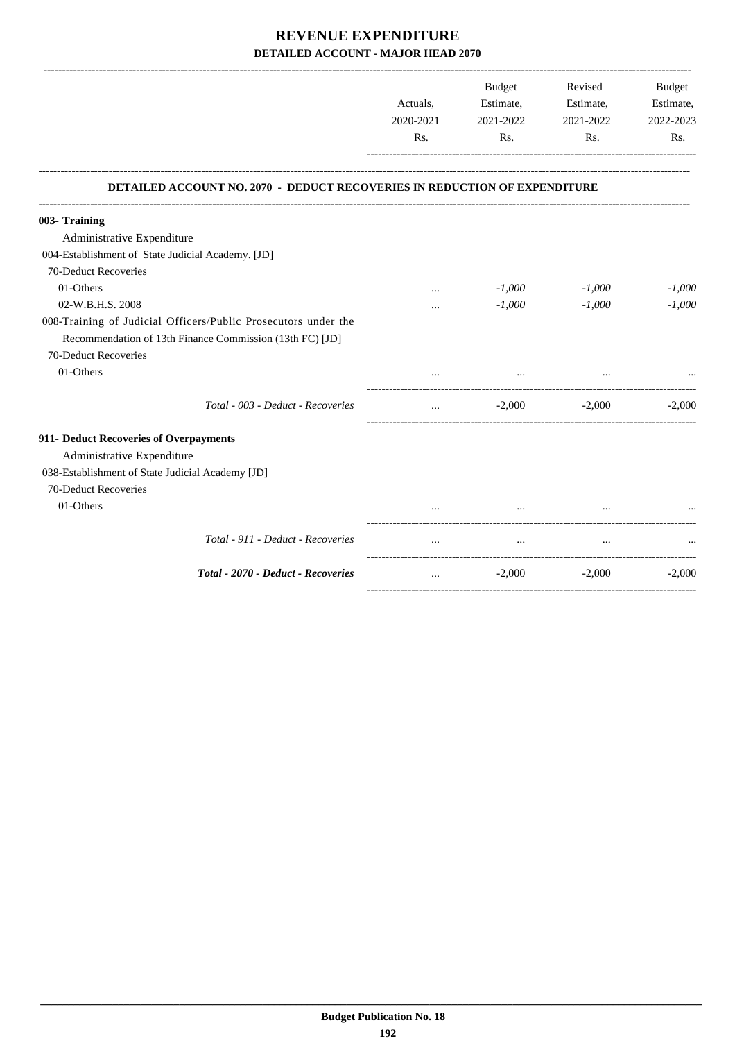# REVENUE EXPENDITURE

## DETAILED ACCOUNT - MAJOR HEAD 2070

| | Actuals, 2020-2021 Rs. | Budget Estimate, 2021-2022 Rs. | Revised Estimate, 2021-2022 Rs. | Budget Estimate, 2022-2023 Rs. |
|---|---|---|---|---|
| **DETAILED ACCOUNT NO. 2070 - DEDUCT RECOVERIES IN REDUCTION OF EXPENDITURE** | | | | |
| **003- Training** | | | | |
| Administrative Expenditure | | | | |
| 004-Establishment of State Judicial Academy. [JD] | | | | |
| 70-Deduct Recoveries | | | | |
| 01-Others | ... | *-1,000* | *-1,000* | *-1,000* |
| 02-W.B.H.S. 2008 | ... | *-1,000* | *-1,000* | *-1,000* |
| 008-Training of Judicial Officers/Public Prosecutors under the Recommendation of 13th Finance Commission (13th FC) [JD] | | | | |
| 70-Deduct Recoveries | | | | |
| 01-Others | ... | ... | ... | ... |
| *Total - 003 - Deduct - Recoveries* | ... | -2,000 | -2,000 | -2,000 |
| **911- Deduct Recoveries of Overpayments** | | | | |
| Administrative Expenditure | | | | |
| 038-Establishment of State Judicial Academy [JD] | | | | |
| 70-Deduct Recoveries | | | | |
| 01-Others | ... | ... | ... | ... |
| *Total - 911 - Deduct - Recoveries* | ... | ... | ... | ... |
| ***Total - 2070 - Deduct - Recoveries*** | ... | -2,000 | -2,000 | -2,000 |

**Budget Publication No. 18**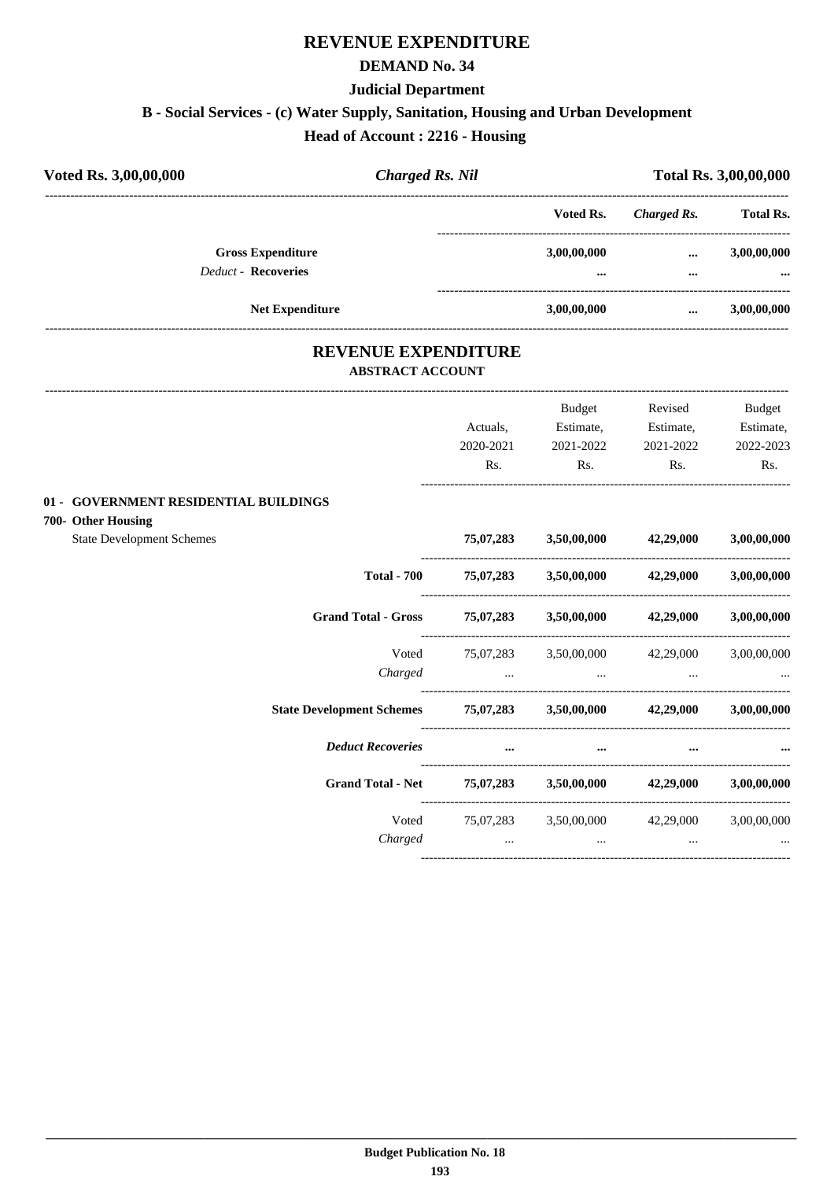# REVENUE EXPENDITURE

## DEMAND No. 34

### Judicial Department

### B - Social Services - (c) Water Supply, Sanitation, Housing and Urban Development

### Head of Account : 2216 - Housing

| Voted Rs. 3,00,00,000 | *Charged Rs. Nil* | Total Rs. 3,00,00,000 |
|---|---|---|

| | Voted Rs. | *Charged Rs.* | Total Rs. |
|---|---|---|---|
| **Gross Expenditure** | **3,00,00,000** | **...** | **3,00,00,000** |
| *Deduct -* **Recoveries** | **...** | **...** | **...** |
| **Net Expenditure** | **3,00,00,000** | **...** | **3,00,00,000** |

# REVENUE EXPENDITURE

### ABSTRACT ACCOUNT

| | Actuals, 2020-2021 Rs. | Budget Estimate, 2021-2022 Rs. | Revised Estimate, 2021-2022 Rs. | Budget Estimate, 2022-2023 Rs. |
|---|---|---|---|---|
| **01 - GOVERNMENT RESIDENTIAL BUILDINGS** | | | | |
| **700- Other Housing** | | | | |
| State Development Schemes | **75,07,283** | **3,50,00,000** | **42,29,000** | **3,00,00,000** |
| **Total - 700** | **75,07,283** | **3,50,00,000** | **42,29,000** | **3,00,00,000** |
| **Grand Total - Gross** | **75,07,283** | **3,50,00,000** | **42,29,000** | **3,00,00,000** |
| Voted | 75,07,283 | 3,50,00,000 | 42,29,000 | 3,00,00,000 |
| *Charged* | ... | ... | ... | ... |
| **State Development Schemes** | **75,07,283** | **3,50,00,000** | **42,29,000** | **3,00,00,000** |
| ***Deduct Recoveries*** | **...** | **...** | **...** | **...** |
| **Grand Total - Net** | **75,07,283** | **3,50,00,000** | **42,29,000** | **3,00,00,000** |
| Voted | 75,07,283 | 3,50,00,000 | 42,29,000 | 3,00,00,000 |
| *Charged* | ... | ... | ... | ... |

Budget Publication No. 18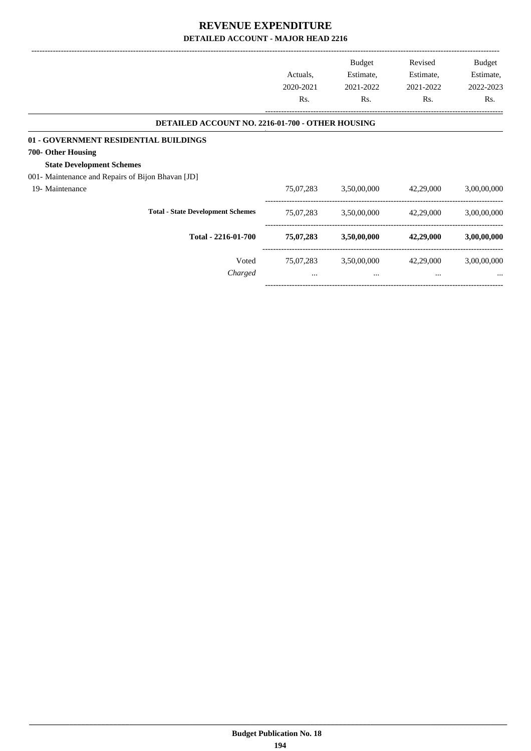# REVENUE EXPENDITURE
## DETAILED ACCOUNT - MAJOR HEAD 2216

| | Actuals, 2020-2021 Rs. | Budget Estimate, 2021-2022 Rs. | Revised Estimate, 2021-2022 Rs. | Budget Estimate, 2022-2023 Rs. |
|---|---|---|---|---|
| **DETAILED ACCOUNT NO. 2216-01-700 - OTHER HOUSING** | | | | |
| **01 - GOVERNMENT RESIDENTIAL BUILDINGS** | | | | |
| **700- Other Housing** | | | | |
| **State Development Schemes** | | | | |
| 001- Maintenance and Repairs of Bijon Bhavan [JD] | | | | |
| 19- Maintenance | 75,07,283 | 3,50,00,000 | 42,29,000 | 3,00,00,000 |
| **Total - State Development Schemes** | 75,07,283 | 3,50,00,000 | 42,29,000 | 3,00,00,000 |
| **Total - 2216-01-700** | **75,07,283** | **3,50,00,000** | **42,29,000** | **3,00,00,000** |
| Voted | 75,07,283 | 3,50,00,000 | 42,29,000 | 3,00,00,000 |
| *Charged* | ... | ... | ... | ... |

**Budget Publication No. 18**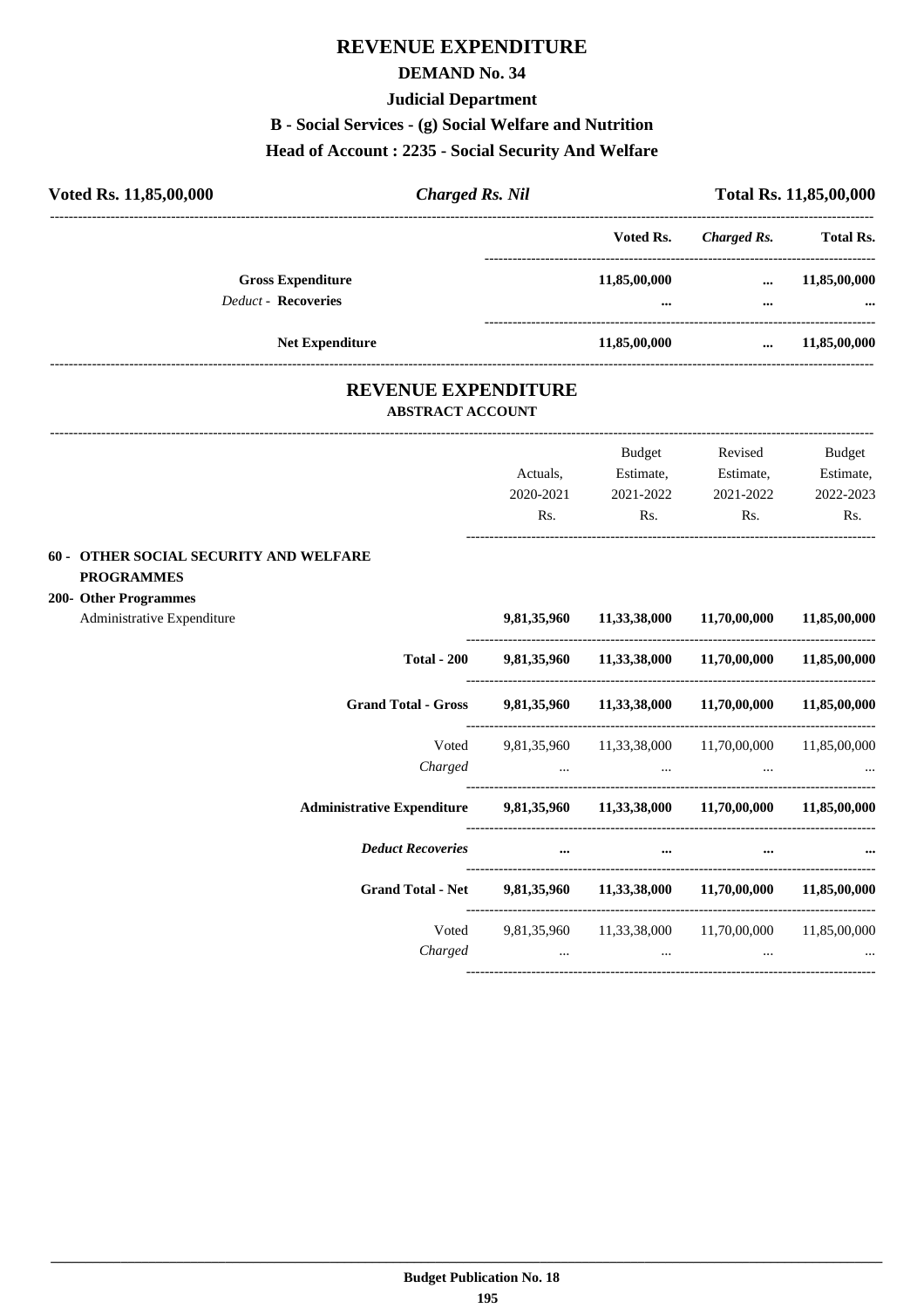# REVENUE EXPENDITURE

## DEMAND No. 34

### Judicial Department

### B - Social Services - (g) Social Welfare and Nutrition

### Head of Account : 2235 - Social Security And Welfare

| Voted Rs. 11,85,00,000 | *Charged Rs. Nil* | | Total Rs. 11,85,00,000 |
|---|---|---|---|
| | **Voted Rs.** | ***Charged Rs.*** | **Total Rs.** |
| **Gross Expenditure** | **11,85,00,000** | **...** | **11,85,00,000** |
| *Deduct -* **Recoveries** | **...** | **...** | **...** |
| **Net Expenditure** | **11,85,00,000** | **...** | **11,85,00,000** |

## REVENUE EXPENDITURE

### ABSTRACT ACCOUNT

| | Actuals, 2020-2021 Rs. | Budget Estimate, 2021-2022 Rs. | Revised Estimate, 2021-2022 Rs. | Budget Estimate, 2022-2023 Rs. |
|---|---|---|---|---|
| **60 - OTHER SOCIAL SECURITY AND WELFARE PROGRAMMES** | | | | |
| **200- Other Programmes** | | | | |
| Administrative Expenditure | **9,81,35,960** | **11,33,38,000** | **11,70,00,000** | **11,85,00,000** |
| **Total - 200** | **9,81,35,960** | **11,33,38,000** | **11,70,00,000** | **11,85,00,000** |
| **Grand Total - Gross** | **9,81,35,960** | **11,33,38,000** | **11,70,00,000** | **11,85,00,000** |
| Voted | 9,81,35,960 | 11,33,38,000 | 11,70,00,000 | 11,85,00,000 |
| *Charged* | ... | ... | ... | ... |
| **Administrative Expenditure** | **9,81,35,960** | **11,33,38,000** | **11,70,00,000** | **11,85,00,000** |
| ***Deduct Recoveries*** | **...** | **...** | **...** | **...** |
| **Grand Total - Net** | **9,81,35,960** | **11,33,38,000** | **11,70,00,000** | **11,85,00,000** |
| Voted | 9,81,35,960 | 11,33,38,000 | 11,70,00,000 | 11,85,00,000 |
| *Charged* | ... | ... | ... | ... |

**Budget Publication No. 18**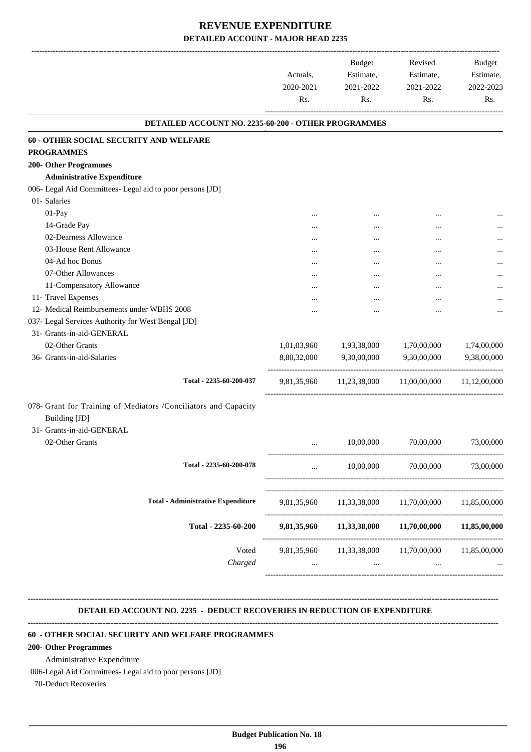# REVENUE EXPENDITURE

## DETAILED ACCOUNT - MAJOR HEAD 2235

| | Actuals, 2020-2021 Rs. | Budget Estimate, 2021-2022 Rs. | Revised Estimate, 2021-2022 Rs. | Budget Estimate, 2022-2023 Rs. |
|---|---|---|---|---|
| **DETAILED ACCOUNT NO. 2235-60-200 - OTHER PROGRAMMES** | | | | |
| **60 - OTHER SOCIAL SECURITY AND WELFARE PROGRAMMES** | | | | |
| **200- Other Programmes** | | | | |
| **Administrative Expenditure** | | | | |
| 006- Legal Aid Committees- Legal aid to poor persons [JD] | | | | |
| 01- Salaries | | | | |
| 01-Pay | ... | ... | ... | ... |
| 14-Grade Pay | ... | ... | ... | ... |
| 02-Dearness Allowance | ... | ... | ... | ... |
| 03-House Rent Allowance | ... | ... | ... | ... |
| 04-Ad hoc Bonus | ... | ... | ... | ... |
| 07-Other Allowances | ... | ... | ... | ... |
| 11-Compensatory Allowance | ... | ... | ... | ... |
| 11- Travel Expenses | ... | ... | ... | ... |
| 12- Medical Reimbursements under WBHS 2008 | ... | ... | ... | ... |
| 037- Legal Services Authority for West Bengal [JD] | | | | |
| 31- Grants-in-aid-GENERAL | | | | |
| 02-Other Grants | 1,01,03,960 | 1,93,38,000 | 1,70,00,000 | 1,74,00,000 |
| 36- Grants-in-aid-Salaries | 8,80,32,000 | 9,30,00,000 | 9,30,00,000 | 9,38,00,000 |
| Total - 2235-60-200-037 | 9,81,35,960 | 11,23,38,000 | 11,00,00,000 | 11,12,00,000 |
| 078- Grant for Training of Mediators /Conciliators and Capacity Building [JD] | | | | |
| 31- Grants-in-aid-GENERAL | | | | |
| 02-Other Grants | ... | 10,00,000 | 70,00,000 | 73,00,000 |
| Total - 2235-60-200-078 | ... | 10,00,000 | 70,00,000 | 73,00,000 |
| Total - Administrative Expenditure | 9,81,35,960 | 11,33,38,000 | 11,70,00,000 | 11,85,00,000 |
| **Total - 2235-60-200** | **9,81,35,960** | **11,33,38,000** | **11,70,00,000** | **11,85,00,000** |
| Voted | 9,81,35,960 | 11,33,38,000 | 11,70,00,000 | 11,85,00,000 |
| *Charged* | ... | ... | ... | ... |

**DETAILED ACCOUNT NO. 2235 - DEDUCT RECOVERIES IN REDUCTION OF EXPENDITURE**

**60 - OTHER SOCIAL SECURITY AND WELFARE PROGRAMMES**

**200- Other Programmes**

Administrative Expenditure

006-Legal Aid Committees- Legal aid to poor persons [JD]

70-Deduct Recoveries

**Budget Publication No. 18**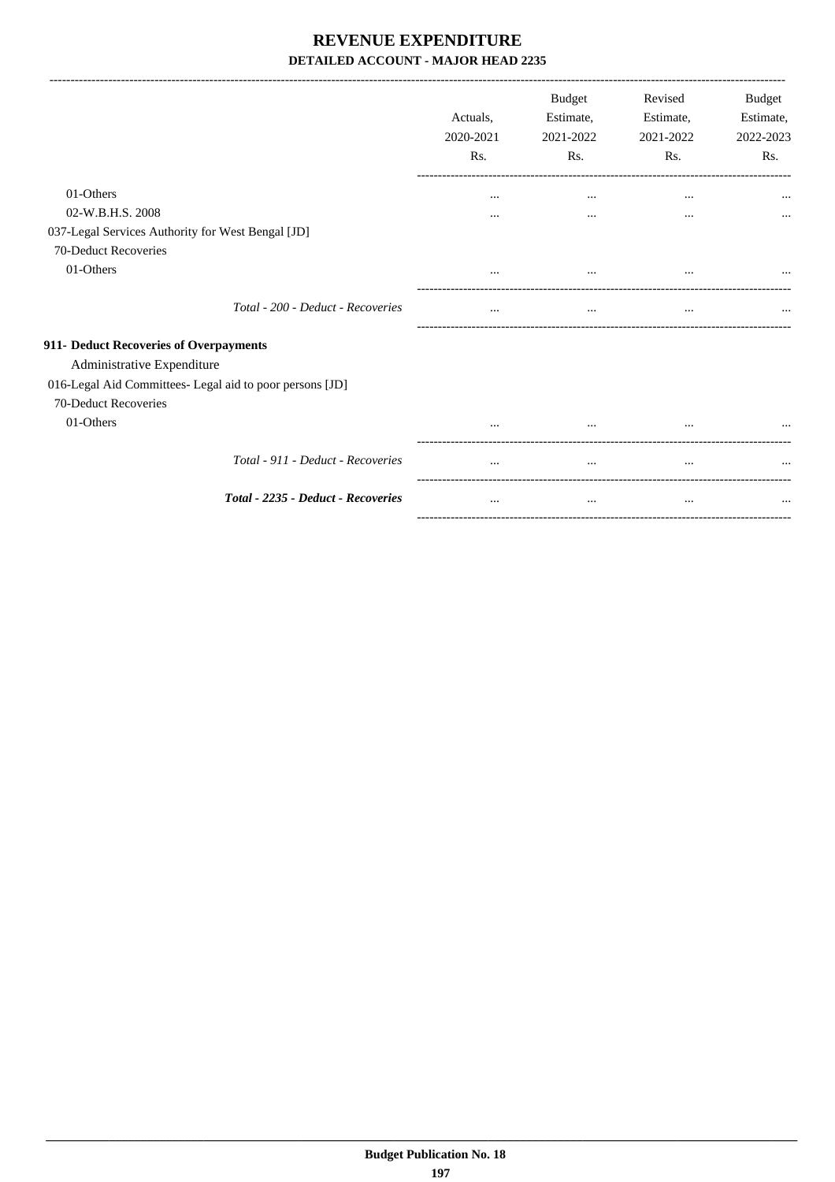# REVENUE EXPENDITURE

**DETAILED ACCOUNT - MAJOR HEAD 2235**

| | Actuals, 2020-2021 Rs. | Budget Estimate, 2021-2022 Rs. | Revised Estimate, 2021-2022 Rs. | Budget Estimate, 2022-2023 Rs. |
|---|---|---|---|---|
| 01-Others | ... | ... | ... | ... |
| 02-W.B.H.S. 2008 | ... | ... | ... | ... |
| 037-Legal Services Authority for West Bengal [JD] | | | | |
| 70-Deduct Recoveries | | | | |
| 01-Others | ... | ... | ... | ... |
| *Total - 200 - Deduct - Recoveries* | ... | ... | ... | ... |
| **911- Deduct Recoveries of Overpayments** | | | | |
| Administrative Expenditure | | | | |
| 016-Legal Aid Committees- Legal aid to poor persons [JD] | | | | |
| 70-Deduct Recoveries | | | | |
| 01-Others | ... | ... | ... | ... |
| *Total - 911 - Deduct - Recoveries* | ... | ... | ... | ... |
| ***Total - 2235 - Deduct - Recoveries*** | ... | ... | ... | ... |

**Budget Publication No. 18**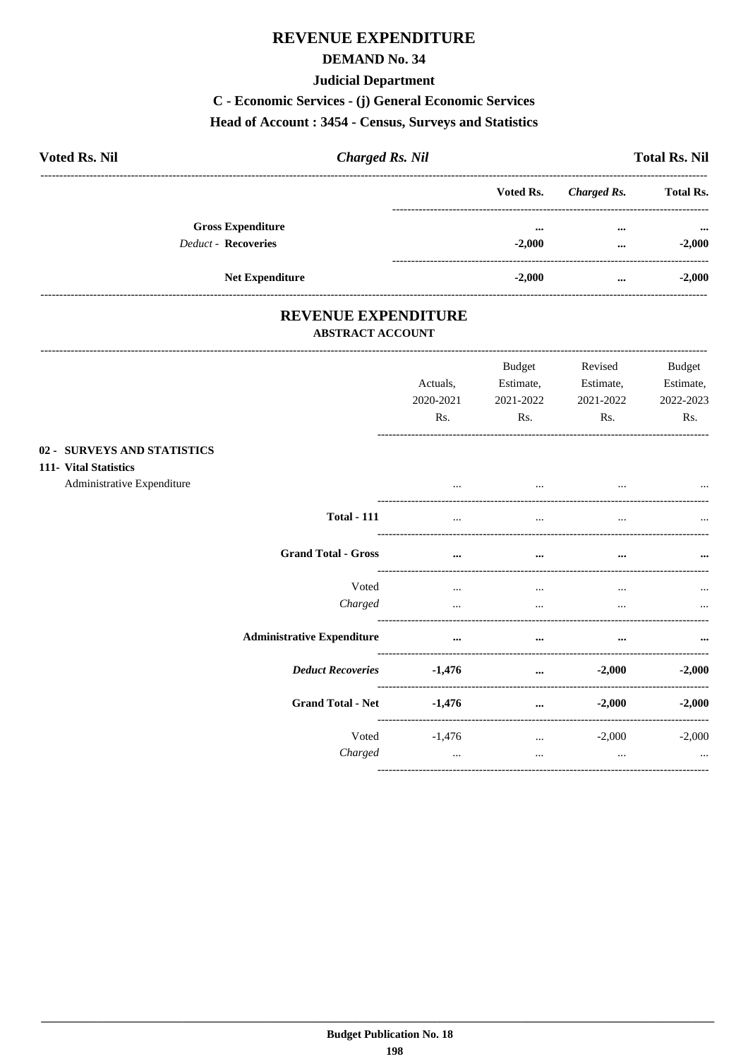# REVENUE EXPENDITURE

## DEMAND No. 34

### Judicial Department

### C - Economic Services - (j) General Economic Services

### Head of Account : 3454 - Census, Surveys and Statistics

| **Voted Rs. Nil** | ***Charged Rs. Nil*** | **Total Rs. Nil** |
|---|---|---|

| | Voted Rs. | *Charged Rs.* | Total Rs. |
|---|---|---|---|
| **Gross Expenditure** | ... | ... | ... |
| *Deduct -* **Recoveries** | -2,000 | ... | -2,000 |
| **Net Expenditure** | -2,000 | ... | -2,000 |

## REVENUE EXPENDITURE

### ABSTRACT ACCOUNT

| | Actuals, 2020-2021 Rs. | Budget Estimate, 2021-2022 Rs. | Revised Estimate, 2021-2022 Rs. | Budget Estimate, 2022-2023 Rs. |
|---|---|---|---|---|
| **02 - SURVEYS AND STATISTICS** | | | | |
| **111- Vital Statistics** | | | | |
| Administrative Expenditure | ... | ... | ... | ... |
| **Total - 111** | ... | ... | ... | ... |
| **Grand Total - Gross** | ... | ... | ... | ... |
| Voted | ... | ... | ... | ... |
| *Charged* | ... | ... | ... | ... |
| **Administrative Expenditure** | ... | ... | ... | ... |
| ***Deduct Recoveries*** | -1,476 | ... | -2,000 | -2,000 |
| **Grand Total - Net** | -1,476 | ... | -2,000 | -2,000 |
| Voted | -1,476 | ... | -2,000 | -2,000 |
| *Charged* | ... | ... | ... | ... |

Budget Publication No. 18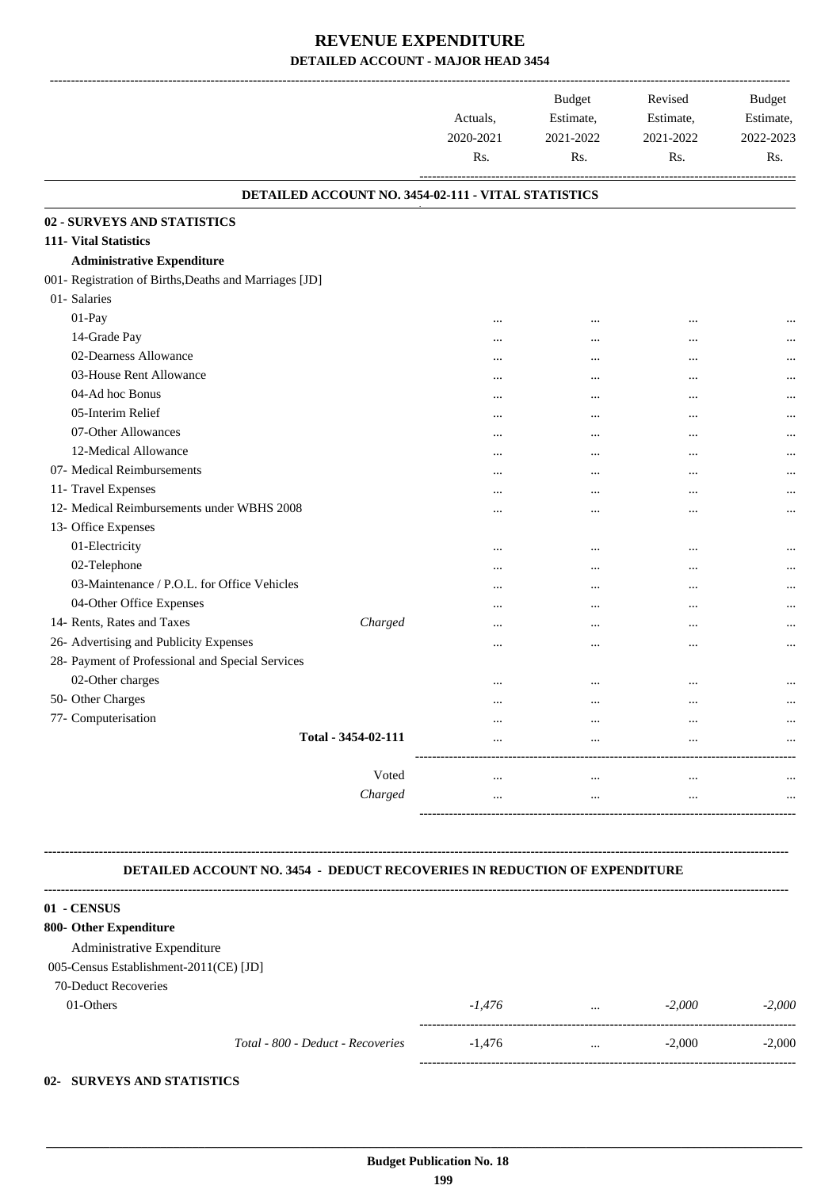# REVENUE EXPENDITURE

## DETAILED ACCOUNT - MAJOR HEAD 3454

| | | Actuals, 2020-2021 Rs. | Budget Estimate, 2021-2022 Rs. | Revised Estimate, 2021-2022 Rs. | Budget Estimate, 2022-2023 Rs. |
|---|---|---|---|---|---|

### DETAILED ACCOUNT NO. 3454-02-111 - VITAL STATISTICS

| | | Actuals, 2020-2021 Rs. | Budget Estimate, 2021-2022 Rs. | Revised Estimate, 2021-2022 Rs. | Budget Estimate, 2022-2023 Rs. |
|---|---|---|---|---|---|
| **02 - SURVEYS AND STATISTICS** | | | | | |
| **111- Vital Statistics** | | | | | |
| **Administrative Expenditure** | | | | | |
| 001- Registration of Births,Deaths and Marriages [JD] | | | | | |
| 01- Salaries | | | | | |
| 01-Pay | | ... | ... | ... | ... |
| 14-Grade Pay | | ... | ... | ... | ... |
| 02-Dearness Allowance | | ... | ... | ... | ... |
| 03-House Rent Allowance | | ... | ... | ... | ... |
| 04-Ad hoc Bonus | | ... | ... | ... | ... |
| 05-Interim Relief | | ... | ... | ... | ... |
| 07-Other Allowances | | ... | ... | ... | ... |
| 12-Medical Allowance | | ... | ... | ... | ... |
| 07- Medical Reimbursements | | ... | ... | ... | ... |
| 11- Travel Expenses | | ... | ... | ... | ... |
| 12- Medical Reimbursements under WBHS 2008 | | ... | ... | ... | ... |
| 13- Office Expenses | | | | | |
| 01-Electricity | | ... | ... | ... | ... |
| 02-Telephone | | ... | ... | ... | ... |
| 03-Maintenance / P.O.L. for Office Vehicles | | ... | ... | ... | ... |
| 04-Other Office Expenses | | ... | ... | ... | ... |
| 14- Rents, Rates and Taxes | *Charged* | ... | ... | ... | ... |
| 26- Advertising and Publicity Expenses | | ... | ... | ... | ... |
| 28- Payment of Professional and Special Services | | | | | |
| 02-Other charges | | ... | ... | ... | ... |
| 50- Other Charges | | ... | ... | ... | ... |
| 77- Computerisation | | ... | ... | ... | ... |
| | **Total - 3454-02-111** | ... | ... | ... | ... |
| | Voted | ... | ... | ... | ... |
| | *Charged* | ... | ... | ... | ... |

### DETAILED ACCOUNT NO. 3454 - DEDUCT RECOVERIES IN REDUCTION OF EXPENDITURE

| | | Actuals, 2020-2021 Rs. | Budget Estimate, 2021-2022 Rs. | Revised Estimate, 2021-2022 Rs. | Budget Estimate, 2022-2023 Rs. |
|---|---|---|---|---|---|
| **01 - CENSUS** | | | | | |
| **800- Other Expenditure** | | | | | |
| Administrative Expenditure | | | | | |
| 005-Census Establishment-2011(CE) [JD] | | | | | |
| 70-Deduct Recoveries | | | | | |
| 01-Others | | *-1,476* | ... | *-2,000* | *-2,000* |
| | *Total - 800 - Deduct - Recoveries* | -1,476 | ... | -2,000 | -2,000 |

**02- SURVEYS AND STATISTICS**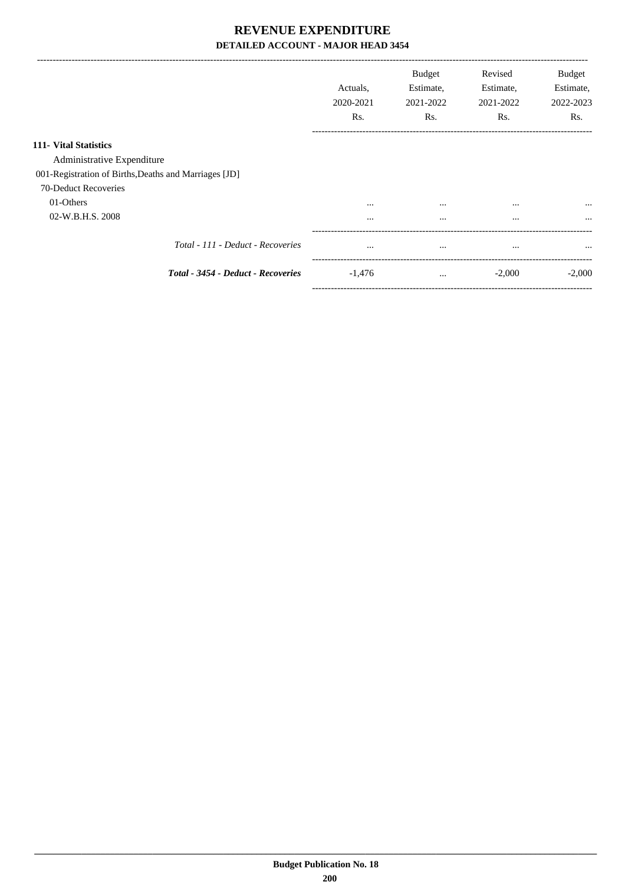# REVENUE EXPENDITURE

## DETAILED ACCOUNT - MAJOR HEAD 3454

| | Actuals, 2020-2021 Rs. | Budget Estimate, 2021-2022 Rs. | Revised Estimate, 2021-2022 Rs. | Budget Estimate, 2022-2023 Rs. |
|---|---|---|---|---|
| **111- Vital Statistics** | | | | |
| Administrative Expenditure | | | | |
| 001-Registration of Births,Deaths and Marriages [JD] | | | | |
| 70-Deduct Recoveries | | | | |
| 01-Others | ... | ... | ... | ... |
| 02-W.B.H.S. 2008 | ... | ... | ... | ... |
| *Total - 111 - Deduct - Recoveries* | ... | ... | ... | ... |
| ***Total - 3454 - Deduct - Recoveries*** | -1,476 | ... | -2,000 | -2,000 |

**Budget Publication No. 18**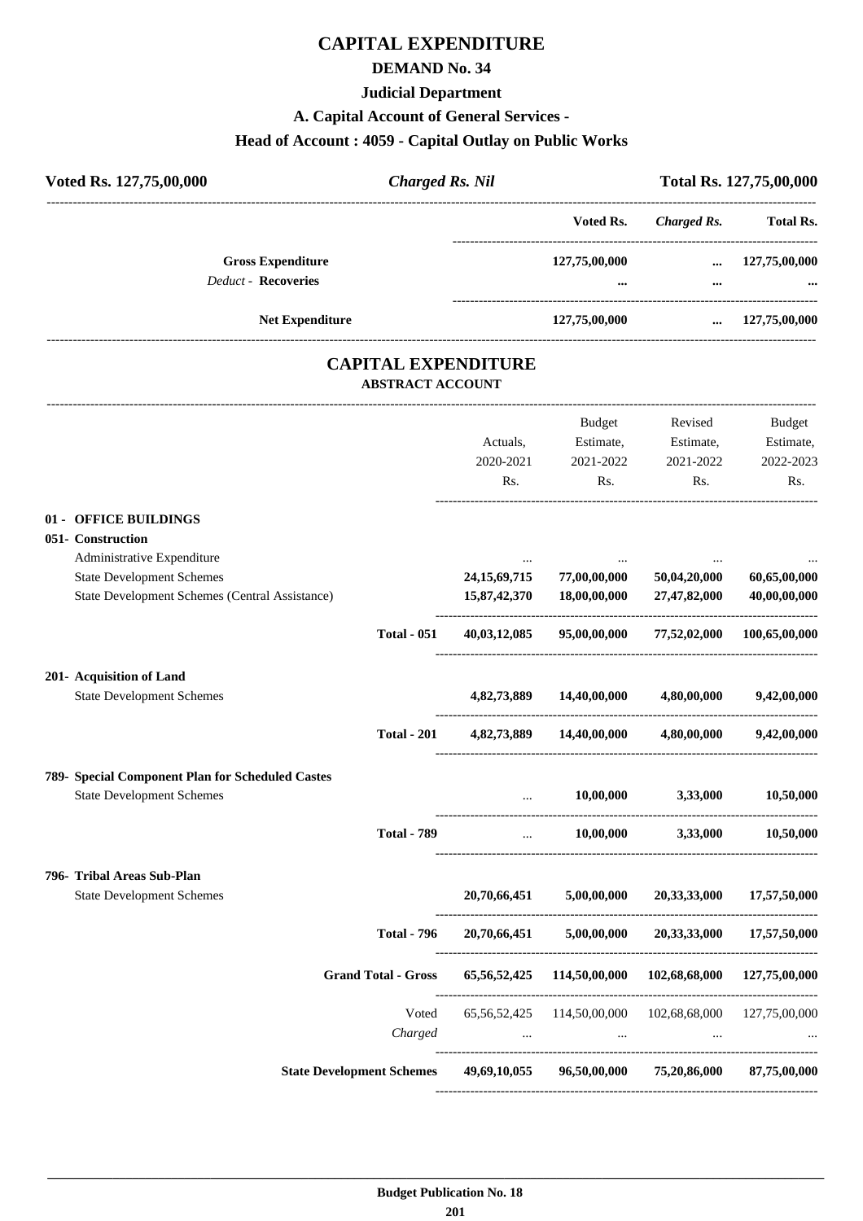# CAPITAL EXPENDITURE

## DEMAND No. 34

### Judicial Department

### A. Capital Account of General Services -

### Head of Account : 4059 - Capital Outlay on Public Works

| **Voted Rs. 127,75,00,000** | ***Charged Rs. Nil*** | **Total Rs. 127,75,00,000** |
|---|---|---|

| | Voted Rs. | *Charged Rs.* | Total Rs. |
|---|---|---|---|
| **Gross Expenditure** | **127,75,00,000** | **...** | **127,75,00,000** |
| *Deduct -* **Recoveries** | **...** | **...** | **...** |
| **Net Expenditure** | **127,75,00,000** | **...** | **127,75,00,000** |

## CAPITAL EXPENDITURE

**ABSTRACT ACCOUNT**

| | Actuals, 2020-2021 Rs. | Budget Estimate, 2021-2022 Rs. | Revised Estimate, 2021-2022 Rs. | Budget Estimate, 2022-2023 Rs. |
|---|---|---|---|---|
| **01 - OFFICE BUILDINGS** | | | | |
| **051- Construction** | | | | |
| Administrative Expenditure | ... | ... | ... | ... |
| State Development Schemes | **24,15,69,715** | **77,00,00,000** | **50,04,20,000** | **60,65,00,000** |
| State Development Schemes (Central Assistance) | **15,87,42,370** | **18,00,00,000** | **27,47,82,000** | **40,00,00,000** |
| **Total - 051** | **40,03,12,085** | **95,00,00,000** | **77,52,02,000** | **100,65,00,000** |
| **201- Acquisition of Land** | | | | |
| State Development Schemes | **4,82,73,889** | **14,40,00,000** | **4,80,00,000** | **9,42,00,000** |
| **Total - 201** | **4,82,73,889** | **14,40,00,000** | **4,80,00,000** | **9,42,00,000** |
| **789- Special Component Plan for Scheduled Castes** | | | | |
| State Development Schemes | ... | **10,00,000** | **3,33,000** | **10,50,000** |
| **Total - 789** | ... | **10,00,000** | **3,33,000** | **10,50,000** |
| **796- Tribal Areas Sub-Plan** | | | | |
| State Development Schemes | **20,70,66,451** | **5,00,00,000** | **20,33,33,000** | **17,57,50,000** |
| **Total - 796** | **20,70,66,451** | **5,00,00,000** | **20,33,33,000** | **17,57,50,000** |
| **Grand Total - Gross** | **65,56,52,425** | **114,50,00,000** | **102,68,68,000** | **127,75,00,000** |
| Voted | 65,56,52,425 | 114,50,00,000 | 102,68,68,000 | 127,75,00,000 |
| *Charged* | ... | ... | ... | ... |
| **State Development Schemes** | **49,69,10,055** | **96,50,00,000** | **75,20,86,000** | **87,75,00,000** |

**Budget Publication No. 18**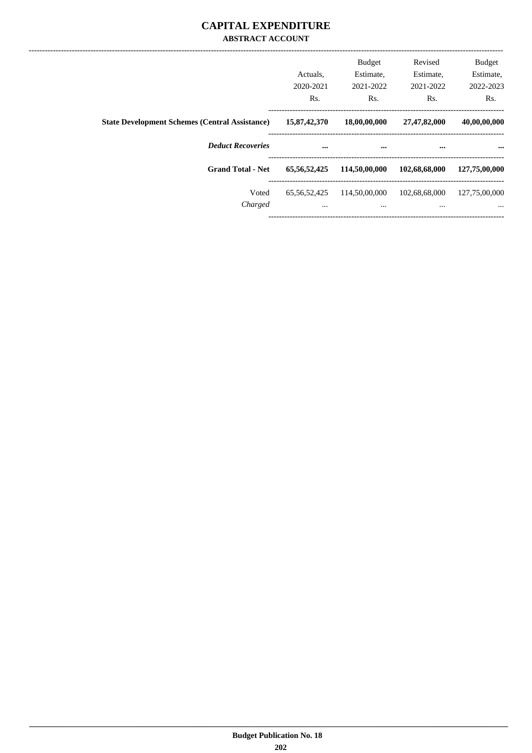# CAPITAL EXPENDITURE

### ABSTRACT ACCOUNT

| | Actuals, 2020-2021 Rs. | Budget Estimate, 2021-2022 Rs. | Revised Estimate, 2021-2022 Rs. | Budget Estimate, 2022-2023 Rs. |
|---|---|---|---|---|
| **State Development Schemes (Central Assistance)** | **15,87,42,370** | **18,00,00,000** | **27,47,82,000** | **40,00,00,000** |
| ***Deduct Recoveries*** | **...** | **...** | **...** | **...** |
| **Grand Total - Net** | **65,56,52,425** | **114,50,00,000** | **102,68,68,000** | **127,75,00,000** |
| Voted | 65,56,52,425 | 114,50,00,000 | 102,68,68,000 | 127,75,00,000 |
| *Charged* | ... | ... | ... | ... |

**Budget Publication No. 18**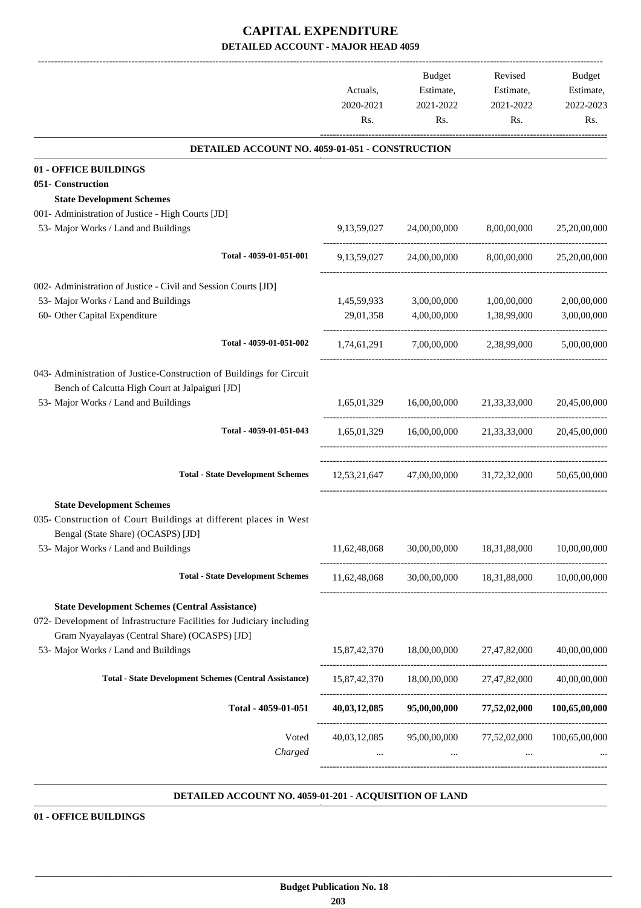# CAPITAL EXPENDITURE

## DETAILED ACCOUNT - MAJOR HEAD 4059

| | Actuals, 2020-2021 Rs. | Budget Estimate, 2021-2022 Rs. | Revised Estimate, 2021-2022 Rs. | Budget Estimate, 2022-2023 Rs. |
|---|---|---|---|---|
| **DETAILED ACCOUNT NO. 4059-01-051 - CONSTRUCTION** | | | | |
| **01 - OFFICE BUILDINGS** | | | | |
| **051- Construction** | | | | |
| **State Development Schemes** | | | | |
| 001- Administration of Justice - High Courts [JD] | | | | |
| 53- Major Works / Land and Buildings | 9,13,59,027 | 24,00,00,000 | 8,00,00,000 | 25,20,00,000 |
| Total - 4059-01-051-001 | 9,13,59,027 | 24,00,00,000 | 8,00,00,000 | 25,20,00,000 |
| 002- Administration of Justice - Civil and Session Courts [JD] | | | | |
| 53- Major Works / Land and Buildings | 1,45,59,933 | 3,00,00,000 | 1,00,00,000 | 2,00,00,000 |
| 60- Other Capital Expenditure | 29,01,358 | 4,00,00,000 | 1,38,99,000 | 3,00,00,000 |
| Total - 4059-01-051-002 | 1,74,61,291 | 7,00,00,000 | 2,38,99,000 | 5,00,00,000 |
| 043- Administration of Justice-Construction of Buildings for Circuit Bench of Calcutta High Court at Jalpaiguri [JD] | | | | |
| 53- Major Works / Land and Buildings | 1,65,01,329 | 16,00,00,000 | 21,33,33,000 | 20,45,00,000 |
| Total - 4059-01-051-043 | 1,65,01,329 | 16,00,00,000 | 21,33,33,000 | 20,45,00,000 |
| **Total - State Development Schemes** | 12,53,21,647 | 47,00,00,000 | 31,72,32,000 | 50,65,00,000 |
| **State Development Schemes** | | | | |
| 035- Construction of Court Buildings at different places in West Bengal (State Share) (OCASPS) [JD] | | | | |
| 53- Major Works / Land and Buildings | 11,62,48,068 | 30,00,00,000 | 18,31,88,000 | 10,00,00,000 |
| **Total - State Development Schemes** | 11,62,48,068 | 30,00,00,000 | 18,31,88,000 | 10,00,00,000 |
| **State Development Schemes (Central Assistance)** | | | | |
| 072- Development of Infrastructure Facilities for Judiciary including Gram Nyayalayas (Central Share) (OCASPS) [JD] | | | | |
| 53- Major Works / Land and Buildings | 15,87,42,370 | 18,00,00,000 | 27,47,82,000 | 40,00,00,000 |
| **Total - State Development Schemes (Central Assistance)** | 15,87,42,370 | 18,00,00,000 | 27,47,82,000 | 40,00,00,000 |
| **Total - 4059-01-051** | **40,03,12,085** | **95,00,00,000** | **77,52,02,000** | **100,65,00,000** |
| Voted | 40,03,12,085 | 95,00,00,000 | 77,52,02,000 | 100,65,00,000 |
| *Charged* | ... | ... | ... | ... |

**DETAILED ACCOUNT NO. 4059-01-201 - ACQUISITION OF LAND**

**01 - OFFICE BUILDINGS**

**Budget Publication No. 18**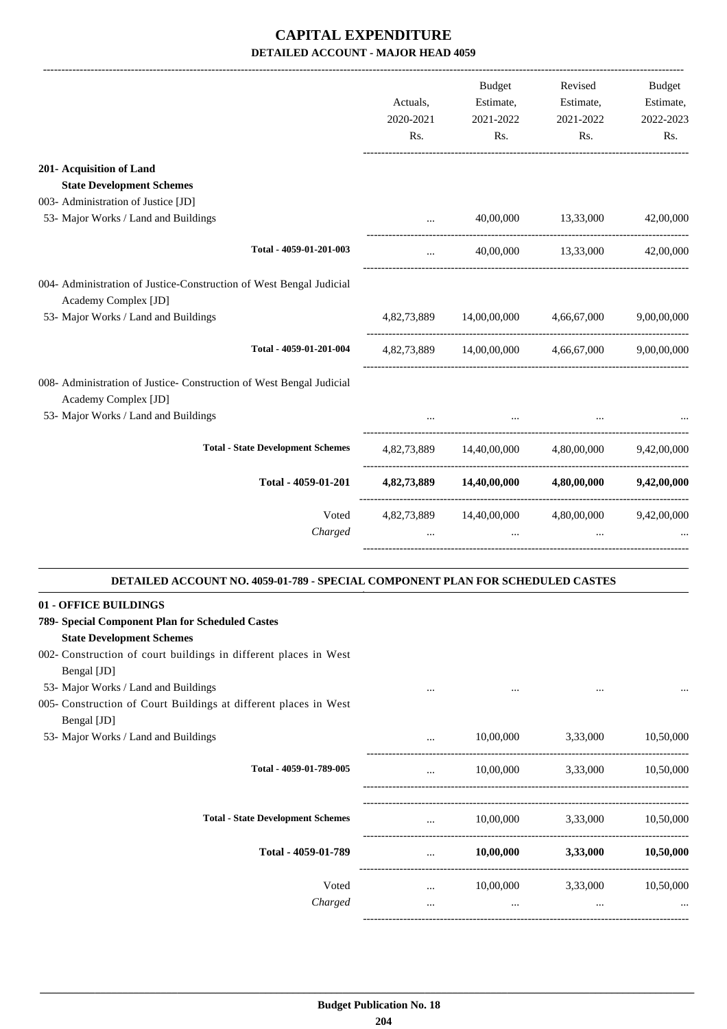# CAPITAL EXPENDITURE

## DETAILED ACCOUNT - MAJOR HEAD 4059

| | Actuals, 2020-2021 Rs. | Budget Estimate, 2021-2022 Rs. | Revised Estimate, 2021-2022 Rs. | Budget Estimate, 2022-2023 Rs. |
|---|---|---|---|---|
| **201- Acquisition of Land** | | | | |
| **State Development Schemes** | | | | |
| 003- Administration of Justice [JD] | | | | |
| 53- Major Works / Land and Buildings | ... | 40,00,000 | 13,33,000 | 42,00,000 |
| Total - 4059-01-201-003 | ... | 40,00,000 | 13,33,000 | 42,00,000 |
| 004- Administration of Justice-Construction of West Bengal Judicial Academy Complex [JD] | | | | |
| 53- Major Works / Land and Buildings | 4,82,73,889 | 14,00,00,000 | 4,66,67,000 | 9,00,00,000 |
| Total - 4059-01-201-004 | 4,82,73,889 | 14,00,00,000 | 4,66,67,000 | 9,00,00,000 |
| 008- Administration of Justice- Construction of West Bengal Judicial Academy Complex [JD] | | | | |
| 53- Major Works / Land and Buildings | ... | ... | ... | ... |
| Total - State Development Schemes | 4,82,73,889 | 14,40,00,000 | 4,80,00,000 | 9,42,00,000 |
| **Total - 4059-01-201** | **4,82,73,889** | **14,40,00,000** | **4,80,00,000** | **9,42,00,000** |
| Voted | 4,82,73,889 | 14,40,00,000 | 4,80,00,000 | 9,42,00,000 |
| *Charged* | ... | ... | ... | ... |

### DETAILED ACCOUNT NO. 4059-01-789 - SPECIAL COMPONENT PLAN FOR SCHEDULED CASTES

| | Actuals, 2020-2021 Rs. | Budget Estimate, 2021-2022 Rs. | Revised Estimate, 2021-2022 Rs. | Budget Estimate, 2022-2023 Rs. |
|---|---|---|---|---|
| **01 - OFFICE BUILDINGS** | | | | |
| **789- Special Component Plan for Scheduled Castes** | | | | |
| **State Development Schemes** | | | | |
| 002- Construction of court buildings in different places in West Bengal [JD] | | | | |
| 53- Major Works / Land and Buildings | ... | ... | ... | ... |
| 005- Construction of Court Buildings at different places in West Bengal [JD] | | | | |
| 53- Major Works / Land and Buildings | ... | 10,00,000 | 3,33,000 | 10,50,000 |
| Total - 4059-01-789-005 | ... | 10,00,000 | 3,33,000 | 10,50,000 |
| Total - State Development Schemes | ... | 10,00,000 | 3,33,000 | 10,50,000 |
| **Total - 4059-01-789** | ... | **10,00,000** | **3,33,000** | **10,50,000** |
| Voted | ... | 10,00,000 | 3,33,000 | 10,50,000 |
| *Charged* | ... | ... | ... | ... |

Budget Publication No. 18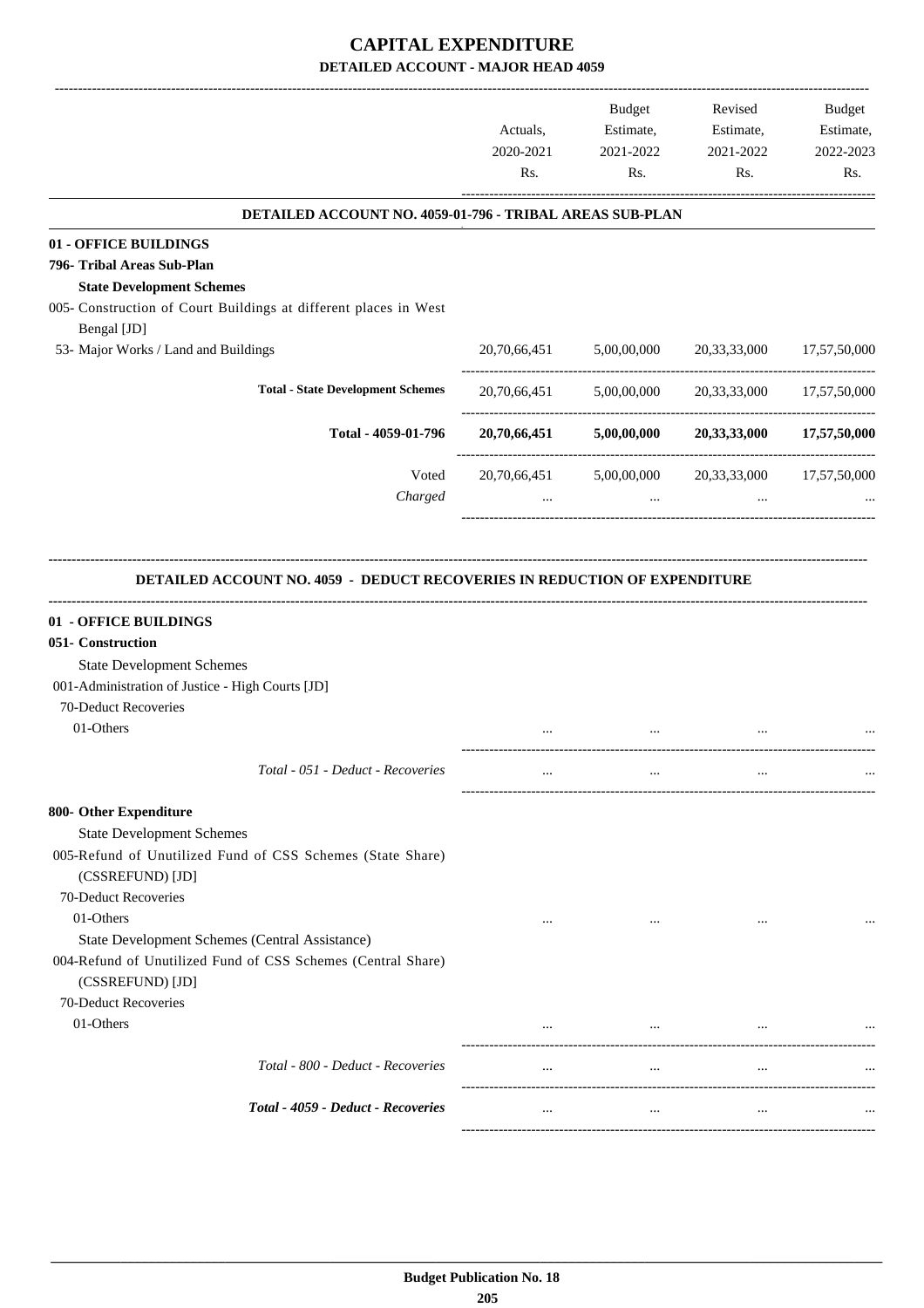# CAPITAL EXPENDITURE

## DETAILED ACCOUNT - MAJOR HEAD 4059

| | Actuals, 2020-2021 Rs. | Budget Estimate, 2021-2022 Rs. | Revised Estimate, 2021-2022 Rs. | Budget Estimate, 2022-2023 Rs. |
|---|---|---|---|---|
| **DETAILED ACCOUNT NO. 4059-01-796 - TRIBAL AREAS SUB-PLAN** | | | | |
| **01 - OFFICE BUILDINGS** | | | | |
| **796- Tribal Areas Sub-Plan** | | | | |
| **State Development Schemes** | | | | |
| 005- Construction of Court Buildings at different places in West Bengal [JD] | | | | |
| 53- Major Works / Land and Buildings | 20,70,66,451 | 5,00,00,000 | 20,33,33,000 | 17,57,50,000 |
| **Total - State Development Schemes** | 20,70,66,451 | 5,00,00,000 | 20,33,33,000 | 17,57,50,000 |
| **Total - 4059-01-796** | **20,70,66,451** | **5,00,00,000** | **20,33,33,000** | **17,57,50,000** |
| Voted | 20,70,66,451 | 5,00,00,000 | 20,33,33,000 | 17,57,50,000 |
| *Charged* | ... | ... | ... | ... |

### DETAILED ACCOUNT NO. 4059 - DEDUCT RECOVERIES IN REDUCTION OF EXPENDITURE

| | Actuals, 2020-2021 Rs. | Budget Estimate, 2021-2022 Rs. | Revised Estimate, 2021-2022 Rs. | Budget Estimate, 2022-2023 Rs. |
|---|---|---|---|---|
| **01 - OFFICE BUILDINGS** | | | | |
| **051- Construction** | | | | |
| State Development Schemes | | | | |
| 001-Administration of Justice - High Courts [JD] | | | | |
| 70-Deduct Recoveries | | | | |
| 01-Others | ... | ... | ... | ... |
| *Total - 051 - Deduct - Recoveries* | ... | ... | ... | ... |
| **800- Other Expenditure** | | | | |
| State Development Schemes | | | | |
| 005-Refund of Unutilized Fund of CSS Schemes (State Share) (CSSREFUND) [JD] | | | | |
| 70-Deduct Recoveries | | | | |
| 01-Others | ... | ... | ... | ... |
| State Development Schemes (Central Assistance) | | | | |
| 004-Refund of Unutilized Fund of CSS Schemes (Central Share) (CSSREFUND) [JD] | | | | |
| 70-Deduct Recoveries | | | | |
| 01-Others | ... | ... | ... | ... |
| *Total - 800 - Deduct - Recoveries* | ... | ... | ... | ... |
| ***Total - 4059 - Deduct - Recoveries*** | ... | ... | ... | ... |

**Budget Publication No. 18**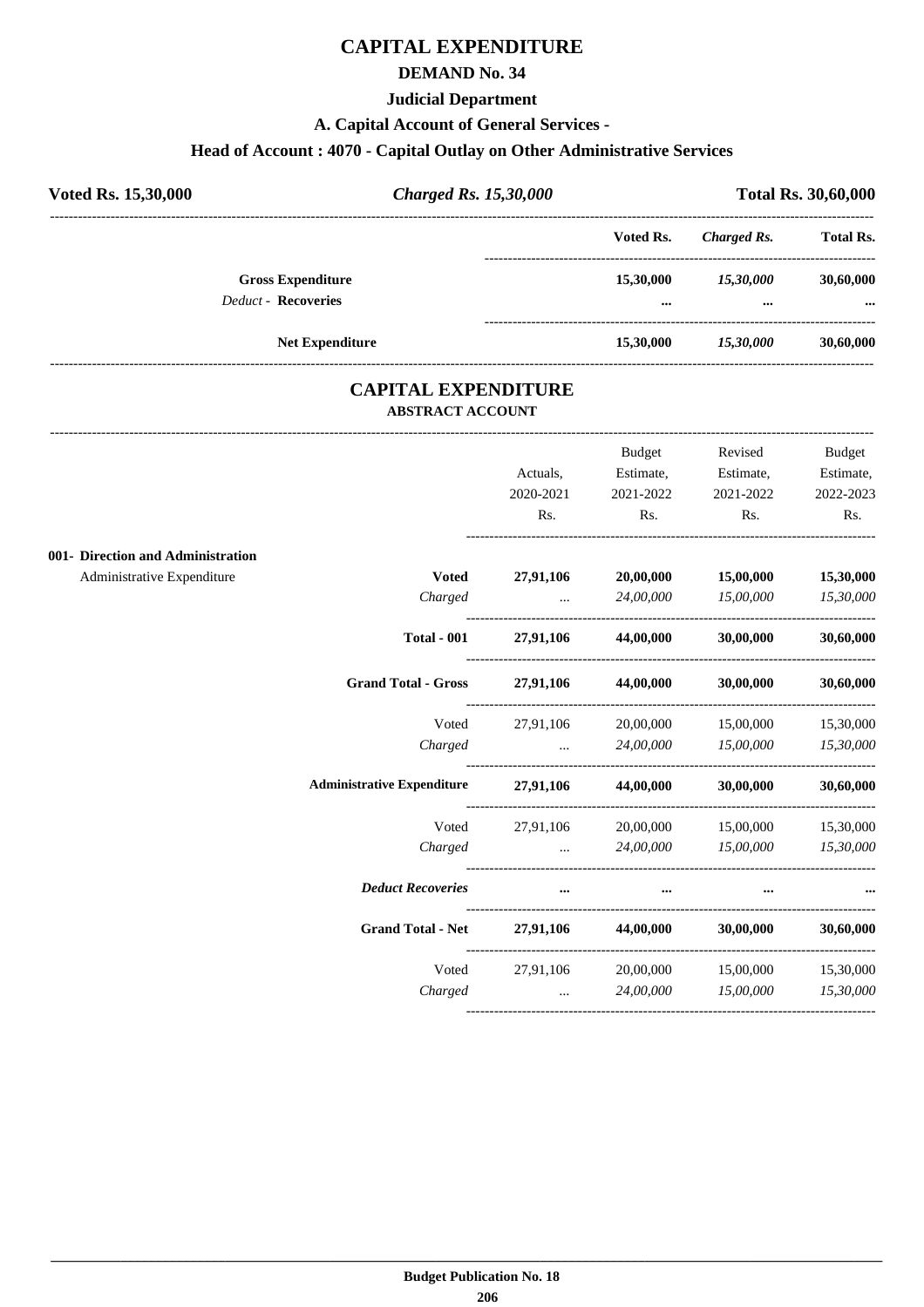# CAPITAL EXPENDITURE

## DEMAND No. 34

### Judicial Department

### A. Capital Account of General Services -

### Head of Account : 4070 - Capital Outlay on Other Administrative Services

| **Voted Rs. 15,30,000** | ***Charged Rs. 15,30,000*** | **Total Rs. 30,60,000** |
|---|---|---|

| | **Voted Rs.** | ***Charged Rs.*** | **Total Rs.** |
|---|---|---|---|
| **Gross Expenditure** | **15,30,000** | ***15,30,000*** | **30,60,000** |
| *Deduct* - **Recoveries** | **...** | **...** | **...** |
| **Net Expenditure** | **15,30,000** | ***15,30,000*** | **30,60,000** |

## CAPITAL EXPENDITURE

### ABSTRACT ACCOUNT

| | | Actuals, 2020-2021 Rs. | Budget Estimate, 2021-2022 Rs. | Revised Estimate, 2021-2022 Rs. | Budget Estimate, 2022-2023 Rs. |
|---|---|---|---|---|---|
| **001- Direction and Administration** | | | | | |
| Administrative Expenditure | **Voted** | **27,91,106** | **20,00,000** | **15,00,000** | **15,30,000** |
| | *Charged* | ... | *24,00,000* | *15,00,000* | *15,30,000* |
| | **Total - 001** | **27,91,106** | **44,00,000** | **30,00,000** | **30,60,000** |
| | **Grand Total - Gross** | **27,91,106** | **44,00,000** | **30,00,000** | **30,60,000** |
| | Voted | 27,91,106 | 20,00,000 | 15,00,000 | 15,30,000 |
| | *Charged* | ... | *24,00,000* | *15,00,000* | *15,30,000* |
| | **Administrative Expenditure** | **27,91,106** | **44,00,000** | **30,00,000** | **30,60,000** |
| | Voted | 27,91,106 | 20,00,000 | 15,00,000 | 15,30,000 |
| | *Charged* | ... | *24,00,000* | *15,00,000* | *15,30,000* |
| | ***Deduct Recoveries*** | **...** | **...** | **...** | **...** |
| | **Grand Total - Net** | **27,91,106** | **44,00,000** | **30,00,000** | **30,60,000** |
| | Voted | 27,91,106 | 20,00,000 | 15,00,000 | 15,30,000 |
| | *Charged* | ... | *24,00,000* | *15,00,000* | *15,30,000* |

**Budget Publication No. 18**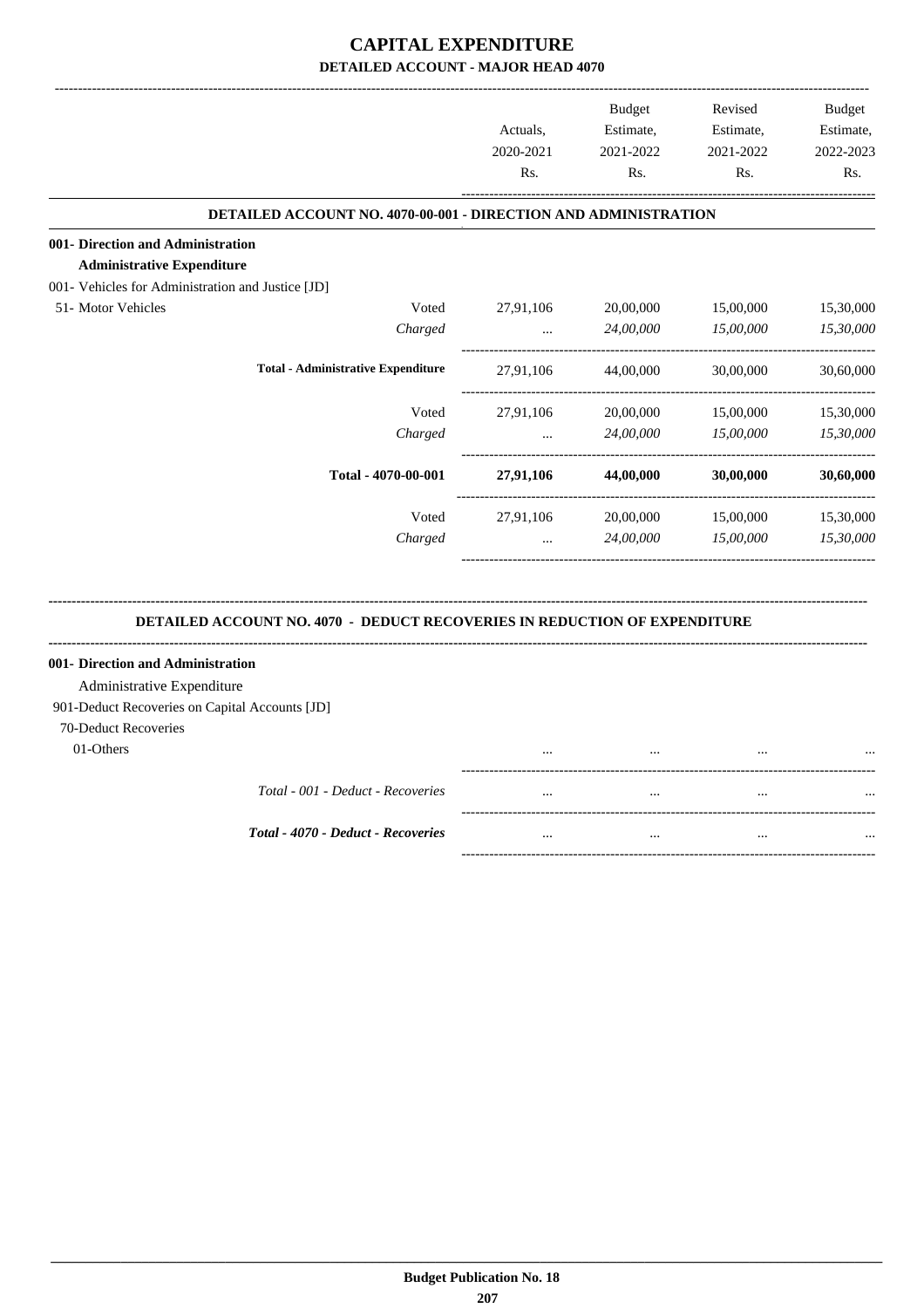# CAPITAL EXPENDITURE

## DETAILED ACCOUNT - MAJOR HEAD 4070

| | | Actuals, 2020-2021 Rs. | Budget Estimate, 2021-2022 Rs. | Revised Estimate, 2021-2022 Rs. | Budget Estimate, 2022-2023 Rs. |
|---|---|---|---|---|---|
| **DETAILED ACCOUNT NO. 4070-00-001 - DIRECTION AND ADMINISTRATION** | | | | | |
| **001- Direction and Administration** | | | | | |
| **Administrative Expenditure** | | | | | |
| 001- Vehicles for Administration and Justice [JD] | | | | | |
| 51- Motor Vehicles | Voted | 27,91,106 | 20,00,000 | 15,00,000 | 15,30,000 |
| | *Charged* | ... | *24,00,000* | *15,00,000* | *15,30,000* |
| **Total - Administrative Expenditure** | | 27,91,106 | 44,00,000 | 30,00,000 | 30,60,000 |
| | Voted | 27,91,106 | 20,00,000 | 15,00,000 | 15,30,000 |
| | *Charged* | ... | *24,00,000* | *15,00,000* | *15,30,000* |
| **Total - 4070-00-001** | | **27,91,106** | **44,00,000** | **30,00,000** | **30,60,000** |
| | Voted | 27,91,106 | 20,00,000 | 15,00,000 | 15,30,000 |
| | *Charged* | ... | *24,00,000* | *15,00,000* | *15,30,000* |

| | Actuals, 2020-2021 Rs. | Budget Estimate, 2021-2022 Rs. | Revised Estimate, 2021-2022 Rs. | Budget Estimate, 2022-2023 Rs. |
|---|---|---|---|---|
| **DETAILED ACCOUNT NO. 4070 - DEDUCT RECOVERIES IN REDUCTION OF EXPENDITURE** | | | | |
| **001- Direction and Administration** | | | | |
| Administrative Expenditure | | | | |
| 901-Deduct Recoveries on Capital Accounts [JD] | | | | |
| 70-Deduct Recoveries | | | | |
| 01-Others | ... | ... | ... | ... |
| *Total - 001 - Deduct - Recoveries* | ... | ... | ... | ... |
| ***Total - 4070 - Deduct - Recoveries*** | ... | ... | ... | ... |

**Budget Publication No. 18**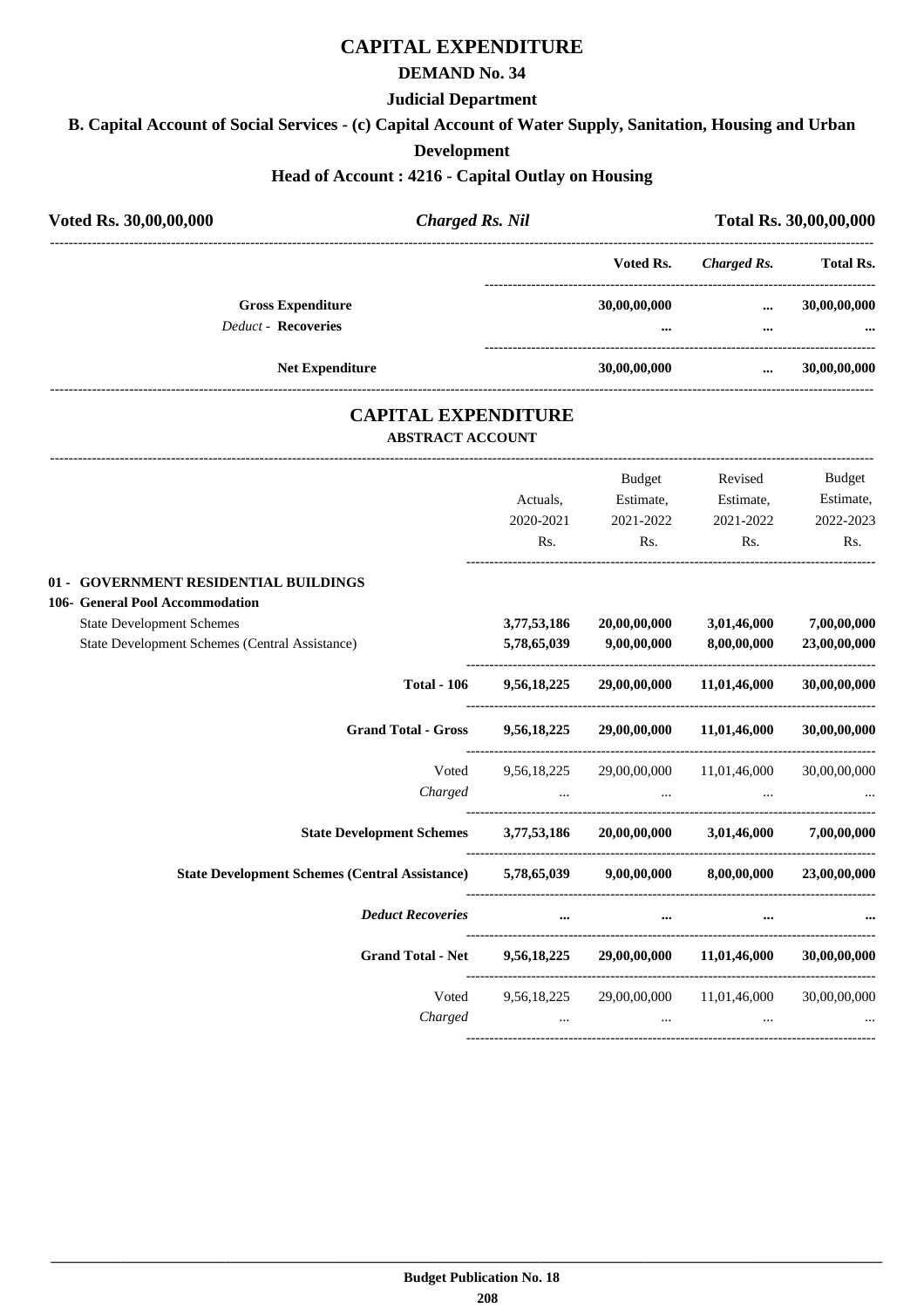# CAPITAL EXPENDITURE

## DEMAND No. 34

### Judicial Department

### B. Capital Account of Social Services - (c) Capital Account of Water Supply, Sanitation, Housing and Urban Development

### Head of Account : 4216 - Capital Outlay on Housing

| Voted Rs. 30,00,00,000 | *Charged Rs. Nil* | Total Rs. 30,00,00,000 |
|---|---|---|

| | Voted Rs. | *Charged Rs.* | Total Rs. |
|---|---|---|---|
| **Gross Expenditure** | **30,00,00,000** | **...** | **30,00,00,000** |
| *Deduct* - **Recoveries** | **...** | **...** | **...** |
| **Net Expenditure** | **30,00,00,000** | **...** | **30,00,00,000** |

# CAPITAL EXPENDITURE

## ABSTRACT ACCOUNT

| | Actuals, 2020-2021 Rs. | Budget Estimate, 2021-2022 Rs. | Revised Estimate, 2021-2022 Rs. | Budget Estimate, 2022-2023 Rs. |
|---|---|---|---|---|
| **01 - GOVERNMENT RESIDENTIAL BUILDINGS** | | | | |
| **106- General Pool Accommodation** | | | | |
| State Development Schemes | **3,77,53,186** | **20,00,00,000** | **3,01,46,000** | **7,00,00,000** |
| State Development Schemes (Central Assistance) | **5,78,65,039** | **9,00,00,000** | **8,00,00,000** | **23,00,00,000** |
| **Total - 106** | **9,56,18,225** | **29,00,00,000** | **11,01,46,000** | **30,00,00,000** |
| **Grand Total - Gross** | **9,56,18,225** | **29,00,00,000** | **11,01,46,000** | **30,00,00,000** |
| Voted | 9,56,18,225 | 29,00,00,000 | 11,01,46,000 | 30,00,00,000 |
| *Charged* | ... | ... | ... | ... |
| **State Development Schemes** | **3,77,53,186** | **20,00,00,000** | **3,01,46,000** | **7,00,00,000** |
| **State Development Schemes (Central Assistance)** | **5,78,65,039** | **9,00,00,000** | **8,00,00,000** | **23,00,00,000** |
| ***Deduct Recoveries*** | **...** | **...** | **...** | **...** |
| **Grand Total - Net** | **9,56,18,225** | **29,00,00,000** | **11,01,46,000** | **30,00,00,000** |
| Voted | 9,56,18,225 | 29,00,00,000 | 11,01,46,000 | 30,00,00,000 |
| *Charged* | ... | ... | ... | ... |

**Budget Publication No. 18**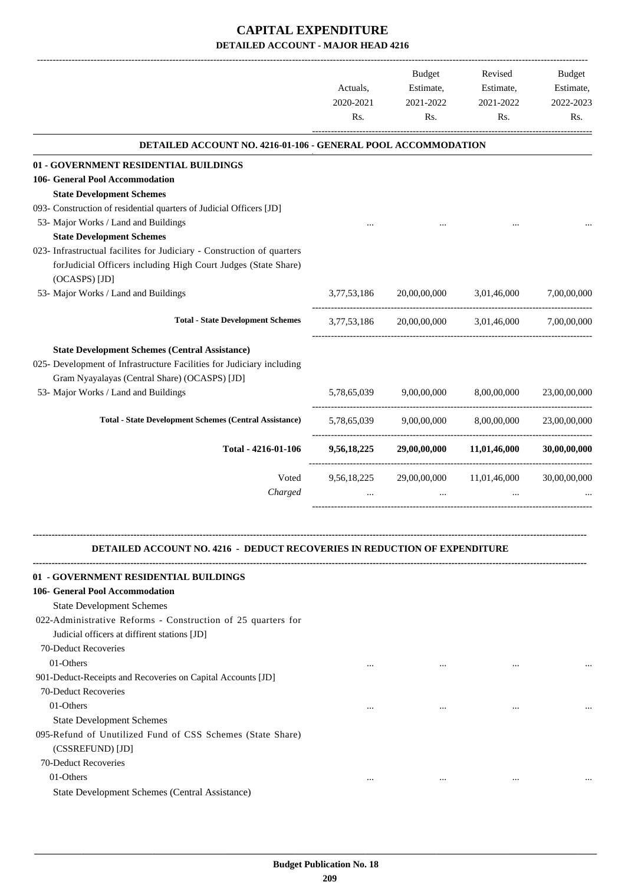# CAPITAL EXPENDITURE

## DETAILED ACCOUNT - MAJOR HEAD 4216

| | Actuals, 2020-2021 Rs. | Budget Estimate, 2021-2022 Rs. | Revised Estimate, 2021-2022 Rs. | Budget Estimate, 2022-2023 Rs. |
|---|---|---|---|---|
| **DETAILED ACCOUNT NO. 4216-01-106 - GENERAL POOL ACCOMMODATION** | | | | |
| **01 - GOVERNMENT RESIDENTIAL BUILDINGS** | | | | |
| **106- General Pool Accommodation** | | | | |
| **State Development Schemes** | | | | |
| 093- Construction of residential quarters of Judicial Officers [JD] | | | | |
| 53- Major Works / Land and Buildings | ... | ... | ... | ... |
| **State Development Schemes** | | | | |
| 023- Infrastructual facilites for Judiciary - Construction of quarters forJudicial Officers including High Court Judges (State Share) (OCASPS) [JD] | | | | |
| 53- Major Works / Land and Buildings | 3,77,53,186 | 20,00,00,000 | 3,01,46,000 | 7,00,00,000 |
| **Total - State Development Schemes** | 3,77,53,186 | 20,00,00,000 | 3,01,46,000 | 7,00,00,000 |
| **State Development Schemes (Central Assistance)** | | | | |
| 025- Development of Infrastructure Facilities for Judiciary including Gram Nyayalayas (Central Share) (OCASPS) [JD] | | | | |
| 53- Major Works / Land and Buildings | 5,78,65,039 | 9,00,00,000 | 8,00,00,000 | 23,00,00,000 |
| **Total - State Development Schemes (Central Assistance)** | 5,78,65,039 | 9,00,00,000 | 8,00,00,000 | 23,00,00,000 |
| **Total - 4216-01-106** | **9,56,18,225** | **29,00,00,000** | **11,01,46,000** | **30,00,00,000** |
| Voted | 9,56,18,225 | 29,00,00,000 | 11,01,46,000 | 30,00,00,000 |
| *Charged* | ... | ... | ... | ... |

### DETAILED ACCOUNT NO. 4216 - DEDUCT RECOVERIES IN REDUCTION OF EXPENDITURE

| | Actuals, 2020-2021 Rs. | Budget Estimate, 2021-2022 Rs. | Revised Estimate, 2021-2022 Rs. | Budget Estimate, 2022-2023 Rs. |
|---|---|---|---|---|
| **01 - GOVERNMENT RESIDENTIAL BUILDINGS** | | | | |
| **106- General Pool Accommodation** | | | | |
| State Development Schemes | | | | |
| 022-Administrative Reforms - Construction of 25 quarters for Judicial officers at diffirent stations [JD] | | | | |
| 70-Deduct Recoveries | | | | |
| 01-Others | ... | ... | ... | ... |
| 901-Deduct-Receipts and Recoveries on Capital Accounts [JD] | | | | |
| 70-Deduct Recoveries | | | | |
| 01-Others | ... | ... | ... | ... |
| State Development Schemes | | | | |
| 095-Refund of Unutilized Fund of CSS Schemes (State Share) (CSSREFUND) [JD] | | | | |
| 70-Deduct Recoveries | | | | |
| 01-Others | ... | ... | ... | ... |
| State Development Schemes (Central Assistance) | | | | |

Budget Publication No. 18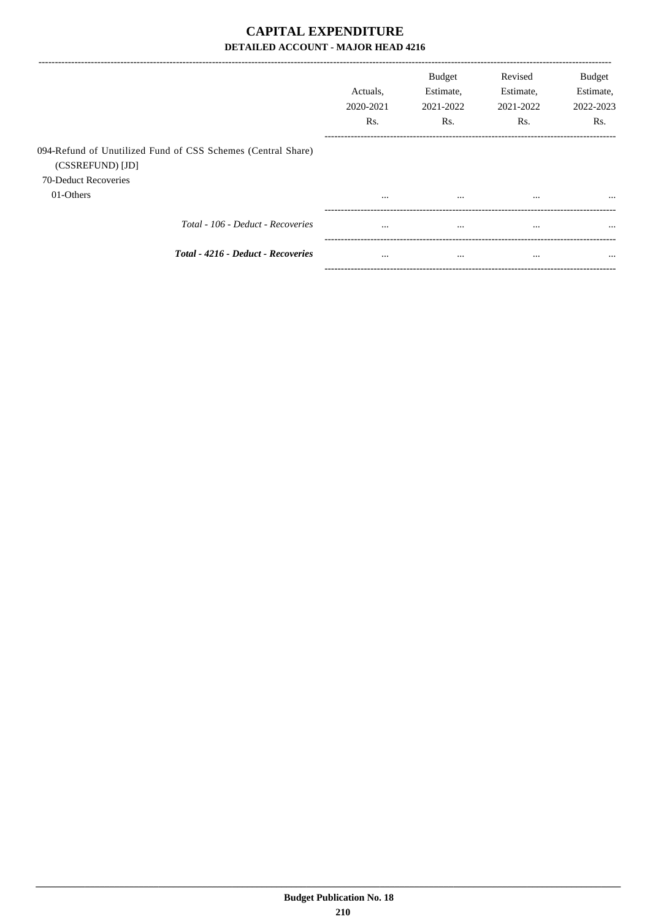# CAPITAL EXPENDITURE

## DETAILED ACCOUNT - MAJOR HEAD 4216

| | Actuals, 2020-2021 Rs. | Budget Estimate, 2021-2022 Rs. | Revised Estimate, 2021-2022 Rs. | Budget Estimate, 2022-2023 Rs. |
|---|---|---|---|---|
| 094-Refund of Unutilized Fund of CSS Schemes (Central Share) (CSSREFUND) [JD] | | | | |
| 70-Deduct Recoveries | | | | |
| 01-Others | ... | ... | ... | ... |
| *Total - 106 - Deduct - Recoveries* | ... | ... | ... | ... |
| ***Total - 4216 - Deduct - Recoveries*** | ... | ... | ... | ... |

**Budget Publication No. 18**